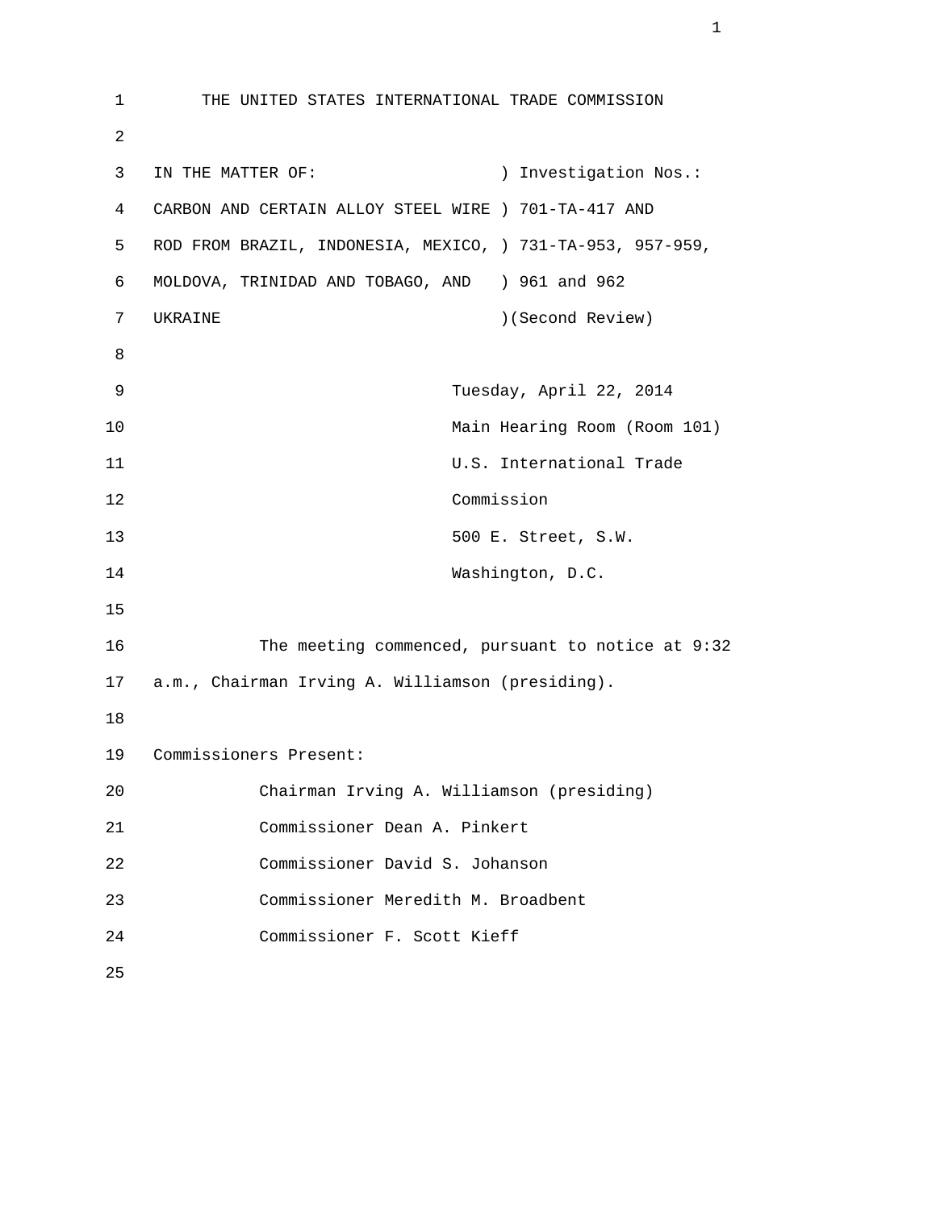# THE UNITED STATES INTERNATIONAL TRADE COMMISSION

IN THE MATTER OF: ) Investigation Nos.:
CARBON AND CERTAIN ALLOY STEEL WIRE ) 701-TA-417 AND
ROD FROM BRAZIL, INDONESIA, MEXICO, ) 731-TA-953, 957-959,
MOLDOVA, TRINIDAD AND TOBAGO, AND ) 961 and 962
UKRAINE )(Second Review)

Tuesday, April 22, 2014
Main Hearing Room (Room 101)
U.S. International Trade
Commission
500 E. Street, S.W.
Washington, D.C.

The meeting commenced, pursuant to notice at 9:32 a.m., Chairman Irving A. Williamson (presiding).

Commissioners Present:

- Chairman Irving A. Williamson (presiding)
- Commissioner Dean A. Pinkert
- Commissioner David S. Johanson
- Commissioner Meredith M. Broadbent
- Commissioner F. Scott Kieff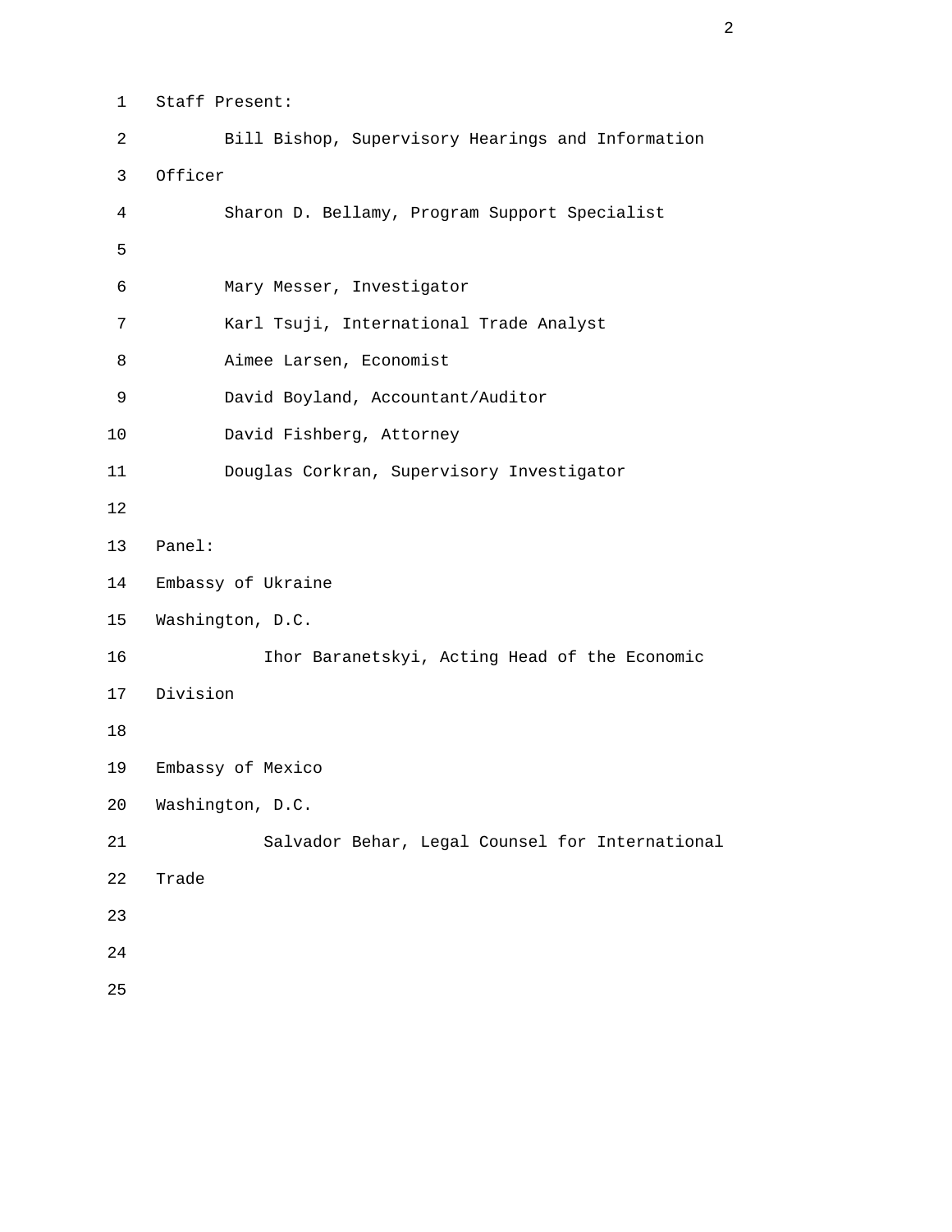Staff Present:

Bill Bishop, Supervisory Hearings and Information Officer

Sharon D. Bellamy, Program Support Specialist

Mary Messer, Investigator

Karl Tsuji, International Trade Analyst

Aimee Larsen, Economist

David Boyland, Accountant/Auditor

David Fishberg, Attorney

Douglas Corkran, Supervisory Investigator

Panel:

Embassy of Ukraine
Washington, D.C.

Ihor Baranetskyi, Acting Head of the Economic Division

Embassy of Mexico
Washington, D.C.

Salvador Behar, Legal Counsel for International Trade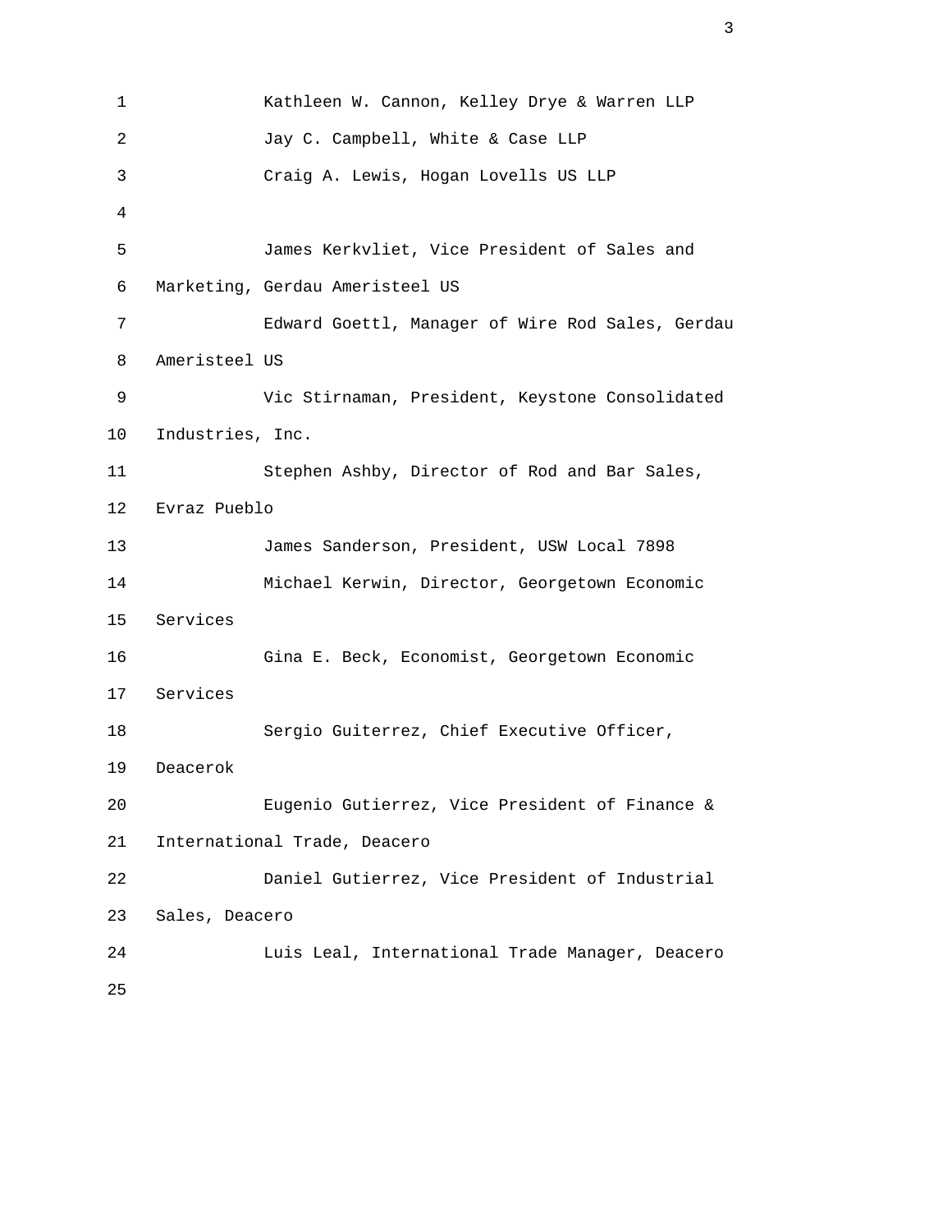Kathleen W. Cannon, Kelley Drye & Warren LLP

Jay C. Campbell, White & Case LLP

Craig A. Lewis, Hogan Lovells US LLP

James Kerkvliet, Vice President of Sales and Marketing, Gerdau Ameristeel US

Edward Goettl, Manager of Wire Rod Sales, Gerdau Ameristeel US

Vic Stirnaman, President, Keystone Consolidated Industries, Inc.

Stephen Ashby, Director of Rod and Bar Sales, Evraz Pueblo

James Sanderson, President, USW Local 7898

Michael Kerwin, Director, Georgetown Economic Services

Gina E. Beck, Economist, Georgetown Economic Services

Sergio Guiterrez, Chief Executive Officer, Deacerok

Eugenio Gutierrez, Vice President of Finance & International Trade, Deacero

Daniel Gutierrez, Vice President of Industrial Sales, Deacero

Luis Leal, International Trade Manager, Deacero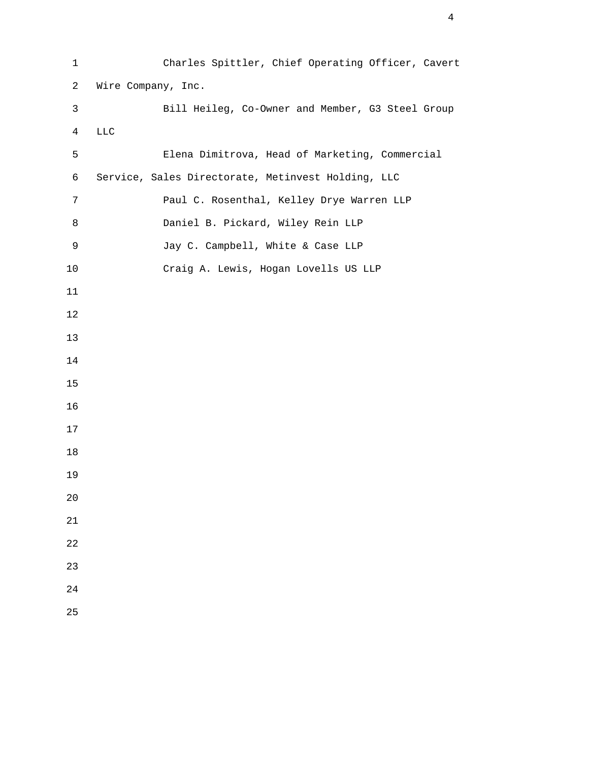Charles Spittler, Chief Operating Officer, Cavert Wire Company, Inc.

Bill Heileg, Co-Owner and Member, G3 Steel Group LLC

Elena Dimitrova, Head of Marketing, Commercial Service, Sales Directorate, Metinvest Holding, LLC

Paul C. Rosenthal, Kelley Drye Warren LLP

Daniel B. Pickard, Wiley Rein LLP

Jay C. Campbell, White & Case LLP

Craig A. Lewis, Hogan Lovells US LLP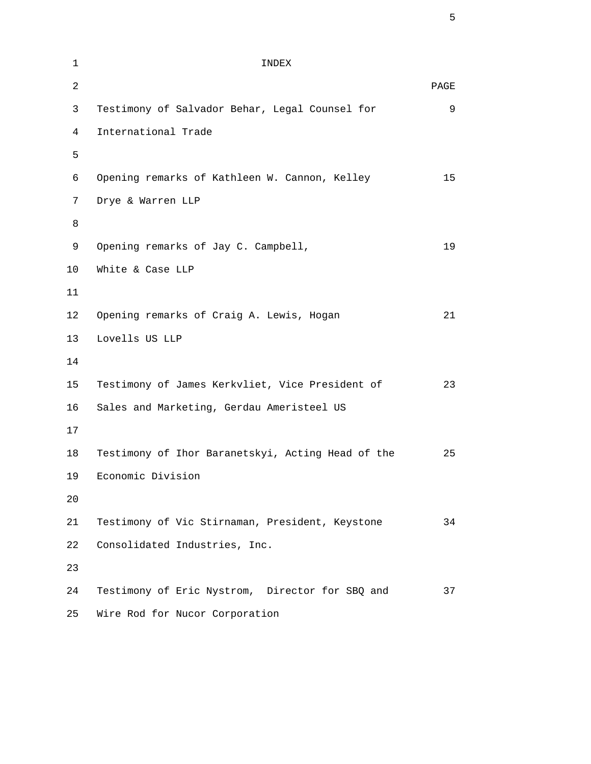# INDEX

| | PAGE |
|---|---|
| Testimony of Salvador Behar, Legal Counsel for International Trade | 9 |
| Opening remarks of Kathleen W. Cannon, Kelley Drye & Warren LLP | 15 |
| Opening remarks of Jay C. Campbell, White & Case LLP | 19 |
| Opening remarks of Craig A. Lewis, Hogan Lovells US LLP | 21 |
| Testimony of James Kerkvliet, Vice President of Sales and Marketing, Gerdau Ameristeel US | 23 |
| Testimony of Ihor Baranetskyi, Acting Head of the Economic Division | 25 |
| Testimony of Vic Stirnaman, President, Keystone Consolidated Industries, Inc. | 34 |
| Testimony of Eric Nystrom, Director for SBQ and Wire Rod for Nucor Corporation | 37 |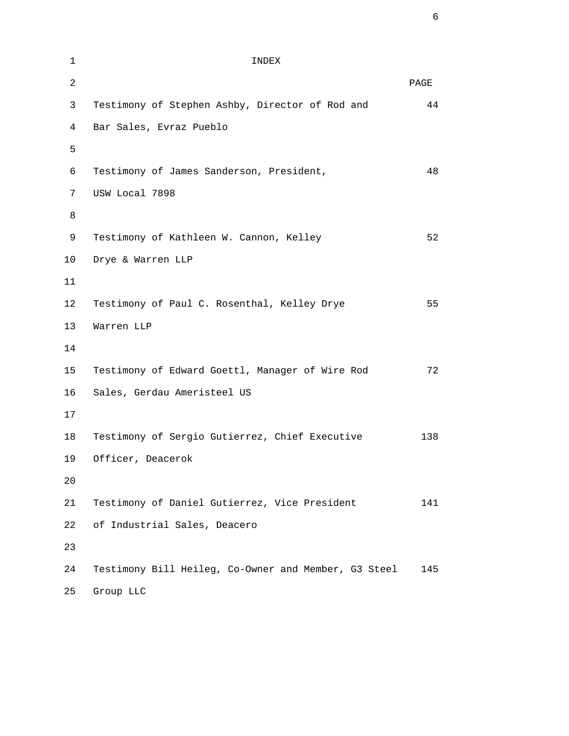# INDEX

| | PAGE |
|---|---|
| Testimony of Stephen Ashby, Director of Rod and Bar Sales, Evraz Pueblo | 44 |
| Testimony of James Sanderson, President, USW Local 7898 | 48 |
| Testimony of Kathleen W. Cannon, Kelley Drye & Warren LLP | 52 |
| Testimony of Paul C. Rosenthal, Kelley Drye Warren LLP | 55 |
| Testimony of Edward Goettl, Manager of Wire Rod Sales, Gerdau Ameristeel US | 72 |
| Testimony of Sergio Gutierrez, Chief Executive Officer, Deacerok | 138 |
| Testimony of Daniel Gutierrez, Vice President of Industrial Sales, Deacero | 141 |
| Testimony Bill Heileg, Co-Owner and Member, G3 Steel Group LLC | 145 |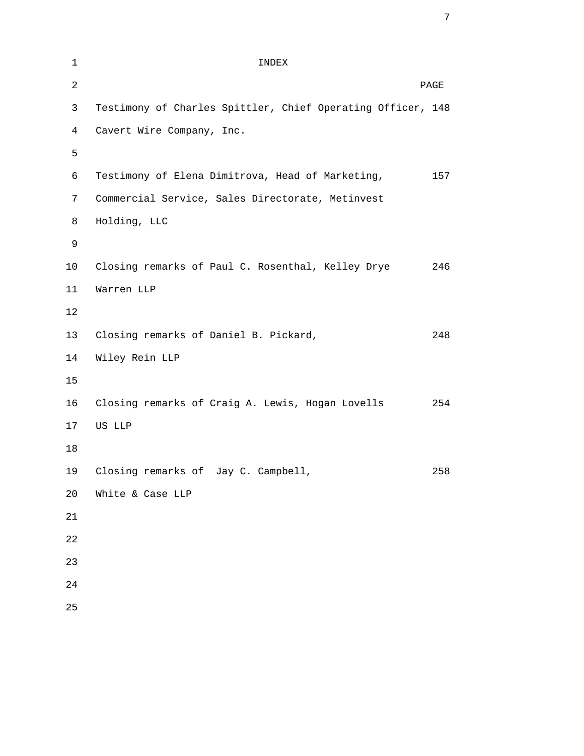# INDEX

| | PAGE |
|---|---|
| Testimony of Charles Spittler, Chief Operating Officer, Cavert Wire Company, Inc. | 148 |
| Testimony of Elena Dimitrova, Head of Marketing, Commercial Service, Sales Directorate, Metinvest Holding, LLC | 157 |
| Closing remarks of Paul C. Rosenthal, Kelley Drye Warren LLP | 246 |
| Closing remarks of Daniel B. Pickard, Wiley Rein LLP | 248 |
| Closing remarks of Craig A. Lewis, Hogan Lovells US LLP | 254 |
| Closing remarks of Jay C. Campbell, White & Case LLP | 258 |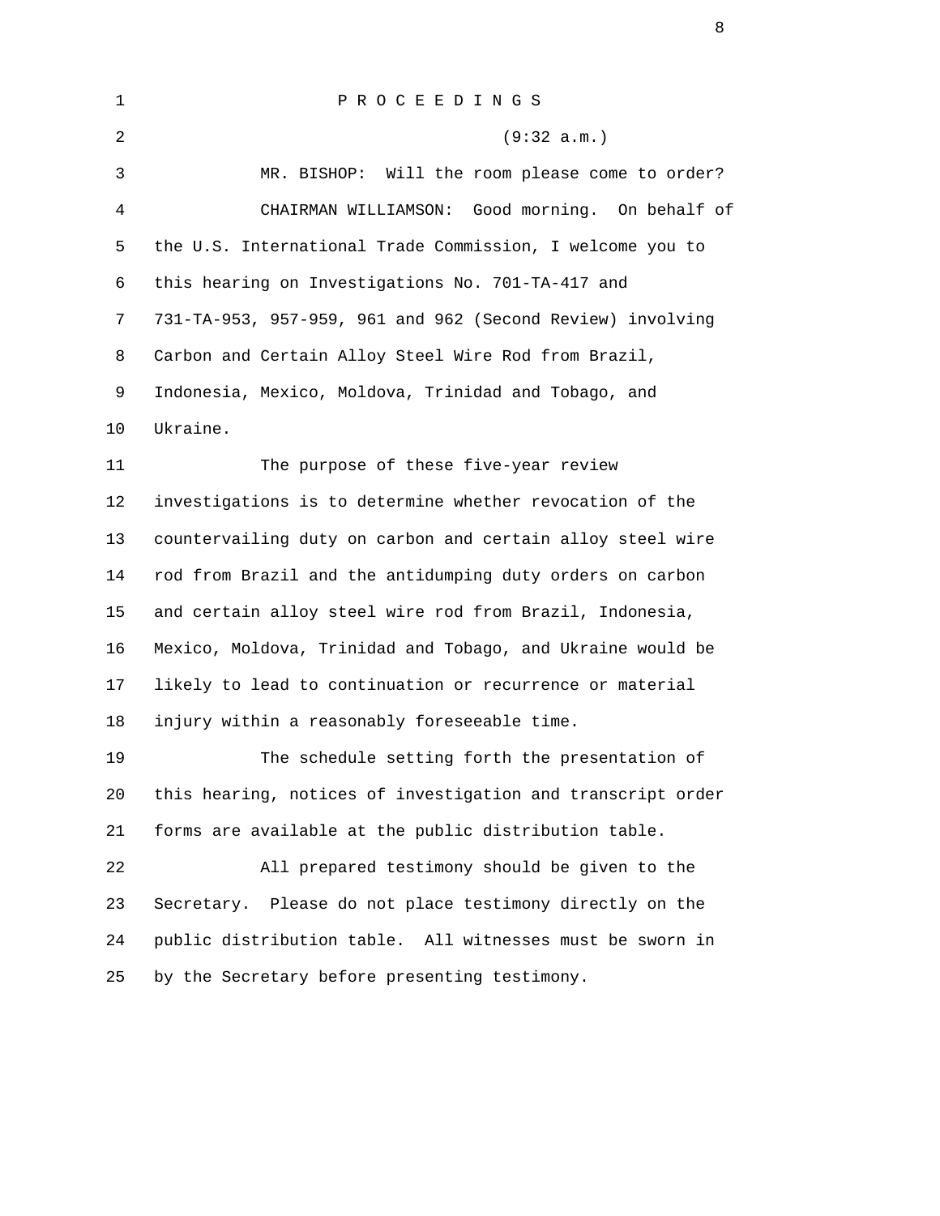P R O C E E D I N G S

(9:32 a.m.)

MR. BISHOP: Will the room please come to order?

CHAIRMAN WILLIAMSON: Good morning. On behalf of the U.S. International Trade Commission, I welcome you to this hearing on Investigations No. 701-TA-417 and 731-TA-953, 957-959, 961 and 962 (Second Review) involving Carbon and Certain Alloy Steel Wire Rod from Brazil, Indonesia, Mexico, Moldova, Trinidad and Tobago, and Ukraine.

The purpose of these five-year review investigations is to determine whether revocation of the countervailing duty on carbon and certain alloy steel wire rod from Brazil and the antidumping duty orders on carbon and certain alloy steel wire rod from Brazil, Indonesia, Mexico, Moldova, Trinidad and Tobago, and Ukraine would be likely to lead to continuation or recurrence or material injury within a reasonably foreseeable time.

The schedule setting forth the presentation of this hearing, notices of investigation and transcript order forms are available at the public distribution table.

All prepared testimony should be given to the Secretary. Please do not place testimony directly on the public distribution table. All witnesses must be sworn in by the Secretary before presenting testimony.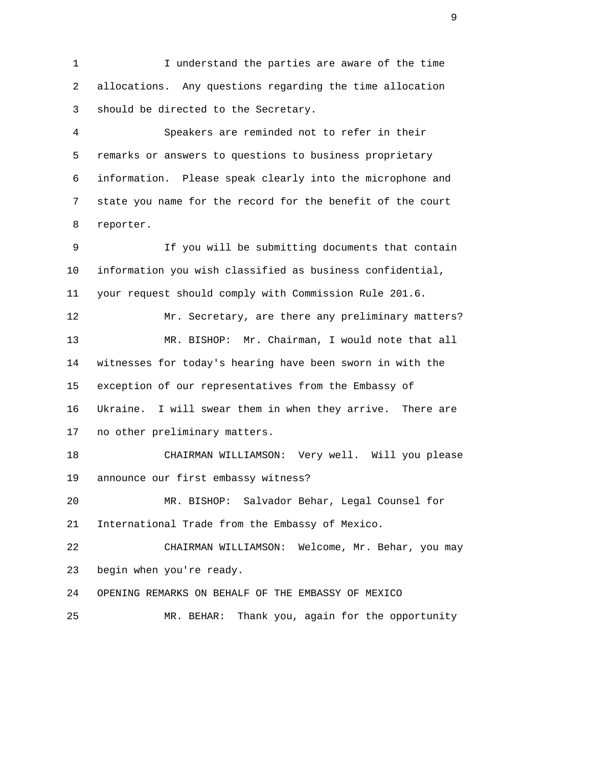I understand the parties are aware of the time allocations. Any questions regarding the time allocation should be directed to the Secretary.

Speakers are reminded not to refer in their remarks or answers to questions to business proprietary information. Please speak clearly into the microphone and state you name for the record for the benefit of the court reporter.

If you will be submitting documents that contain information you wish classified as business confidential, your request should comply with Commission Rule 201.6.

Mr. Secretary, are there any preliminary matters?

MR. BISHOP: Mr. Chairman, I would note that all witnesses for today's hearing have been sworn in with the exception of our representatives from the Embassy of Ukraine. I will swear them in when they arrive. There are no other preliminary matters.

CHAIRMAN WILLIAMSON: Very well. Will you please announce our first embassy witness?

MR. BISHOP: Salvador Behar, Legal Counsel for International Trade from the Embassy of Mexico.

CHAIRMAN WILLIAMSON: Welcome, Mr. Behar, you may begin when you're ready.

OPENING REMARKS ON BEHALF OF THE EMBASSY OF MEXICO

MR. BEHAR: Thank you, again for the opportunity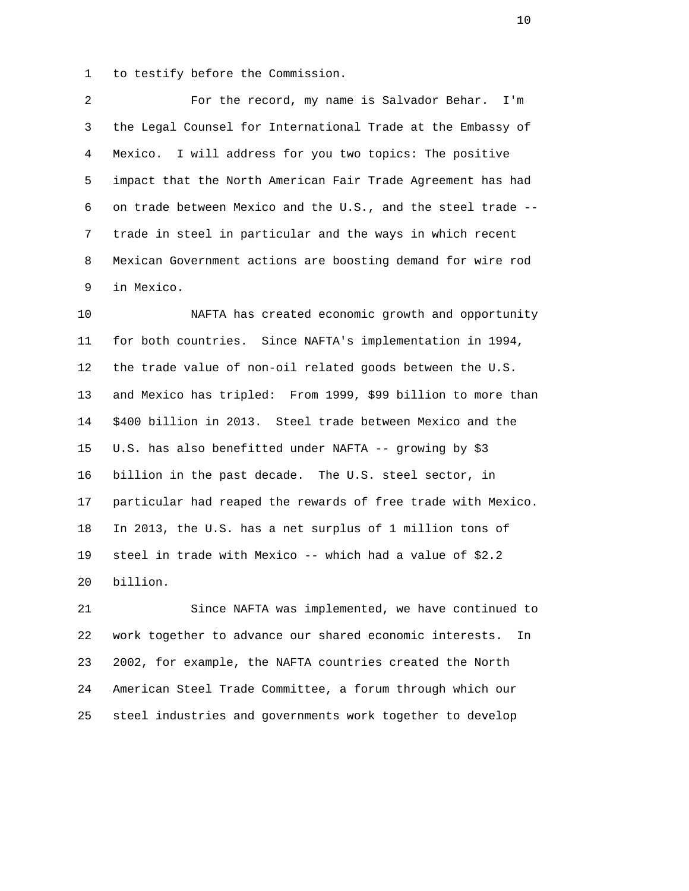to testify before the Commission.

For the record, my name is Salvador Behar. I'm the Legal Counsel for International Trade at the Embassy of Mexico. I will address for you two topics: The positive impact that the North American Fair Trade Agreement has had on trade between Mexico and the U.S., and the steel trade -- trade in steel in particular and the ways in which recent Mexican Government actions are boosting demand for wire rod in Mexico.

NAFTA has created economic growth and opportunity for both countries. Since NAFTA's implementation in 1994, the trade value of non-oil related goods between the U.S. and Mexico has tripled: From 1999, $99 billion to more than $400 billion in 2013. Steel trade between Mexico and the U.S. has also benefitted under NAFTA -- growing by $3 billion in the past decade. The U.S. steel sector, in particular had reaped the rewards of free trade with Mexico. In 2013, the U.S. has a net surplus of 1 million tons of steel in trade with Mexico -- which had a value of $2.2 billion.

Since NAFTA was implemented, we have continued to work together to advance our shared economic interests. In 2002, for example, the NAFTA countries created the North American Steel Trade Committee, a forum through which our steel industries and governments work together to develop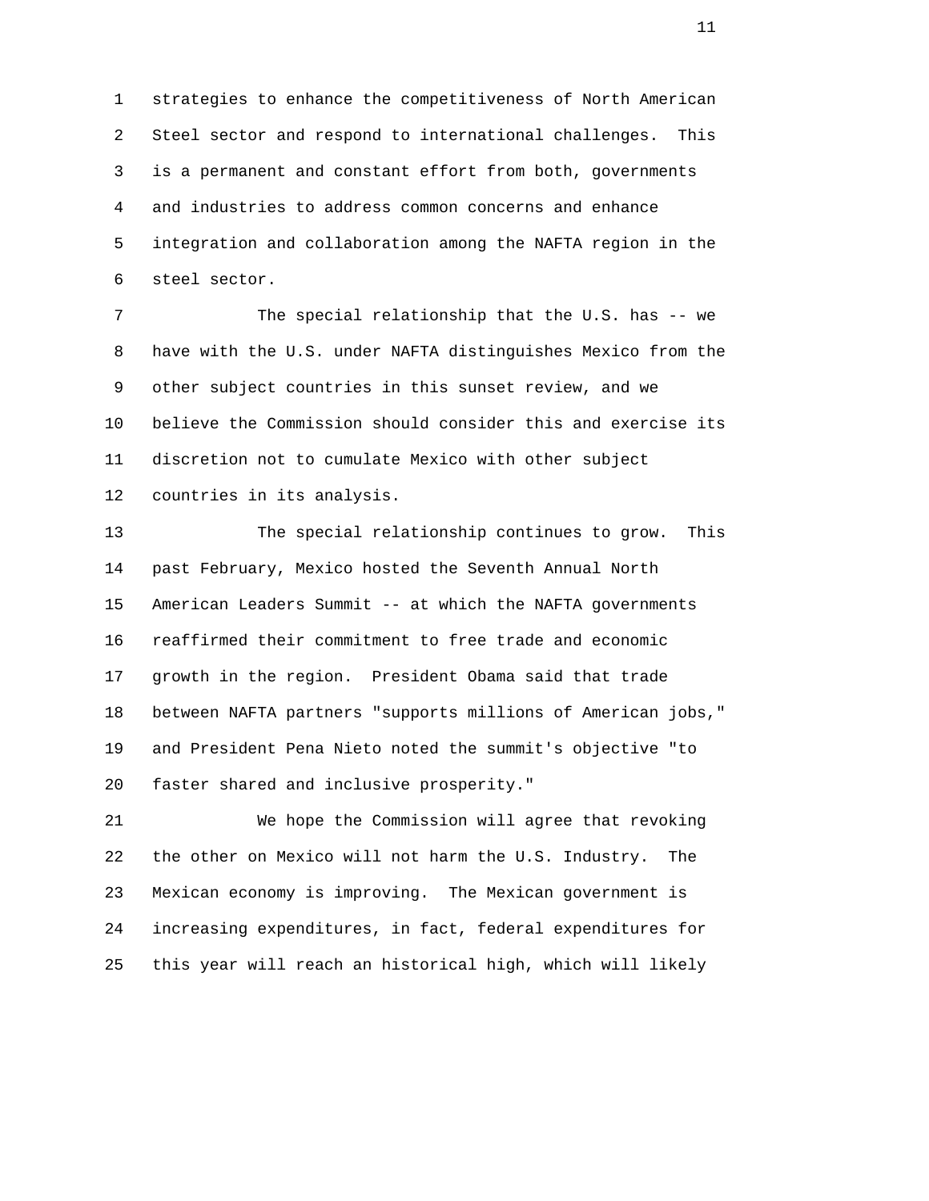strategies to enhance the competitiveness of North American Steel sector and respond to international challenges. This is a permanent and constant effort from both, governments and industries to address common concerns and enhance integration and collaboration among the NAFTA region in the steel sector.

The special relationship that the U.S. has -- we have with the U.S. under NAFTA distinguishes Mexico from the other subject countries in this sunset review, and we believe the Commission should consider this and exercise its discretion not to cumulate Mexico with other subject countries in its analysis.

The special relationship continues to grow. This past February, Mexico hosted the Seventh Annual North American Leaders Summit -- at which the NAFTA governments reaffirmed their commitment to free trade and economic growth in the region. President Obama said that trade between NAFTA partners "supports millions of American jobs," and President Pena Nieto noted the summit's objective "to faster shared and inclusive prosperity."

We hope the Commission will agree that revoking the other on Mexico will not harm the U.S. Industry. The Mexican economy is improving. The Mexican government is increasing expenditures, in fact, federal expenditures for this year will reach an historical high, which will likely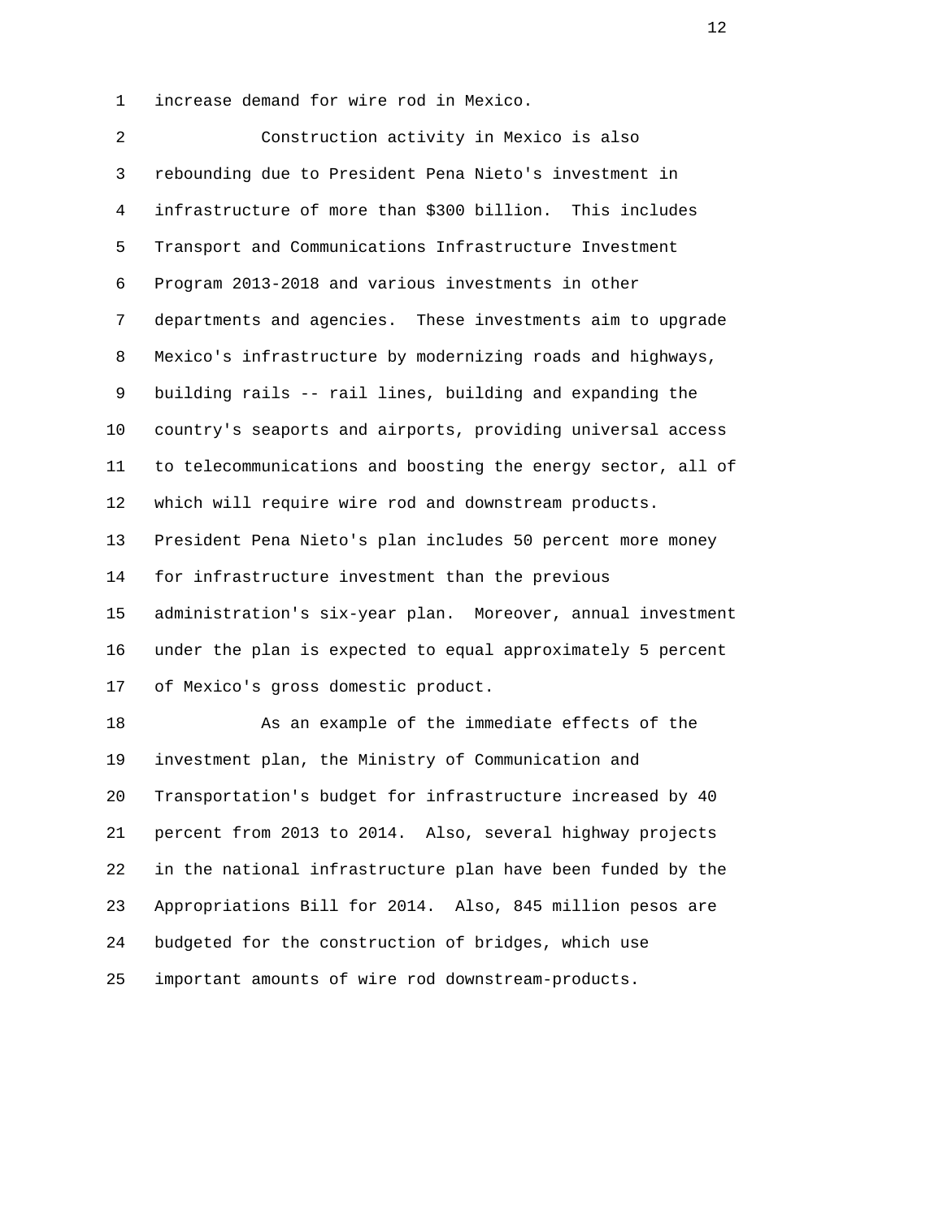increase demand for wire rod in Mexico.

Construction activity in Mexico is also rebounding due to President Pena Nieto's investment in infrastructure of more than $300 billion. This includes Transport and Communications Infrastructure Investment Program 2013-2018 and various investments in other departments and agencies. These investments aim to upgrade Mexico's infrastructure by modernizing roads and highways, building rails -- rail lines, building and expanding the country's seaports and airports, providing universal access to telecommunications and boosting the energy sector, all of which will require wire rod and downstream products. President Pena Nieto's plan includes 50 percent more money for infrastructure investment than the previous administration's six-year plan. Moreover, annual investment under the plan is expected to equal approximately 5 percent of Mexico's gross domestic product.

As an example of the immediate effects of the investment plan, the Ministry of Communication and Transportation's budget for infrastructure increased by 40 percent from 2013 to 2014. Also, several highway projects in the national infrastructure plan have been funded by the Appropriations Bill for 2014. Also, 845 million pesos are budgeted for the construction of bridges, which use important amounts of wire rod downstream-products.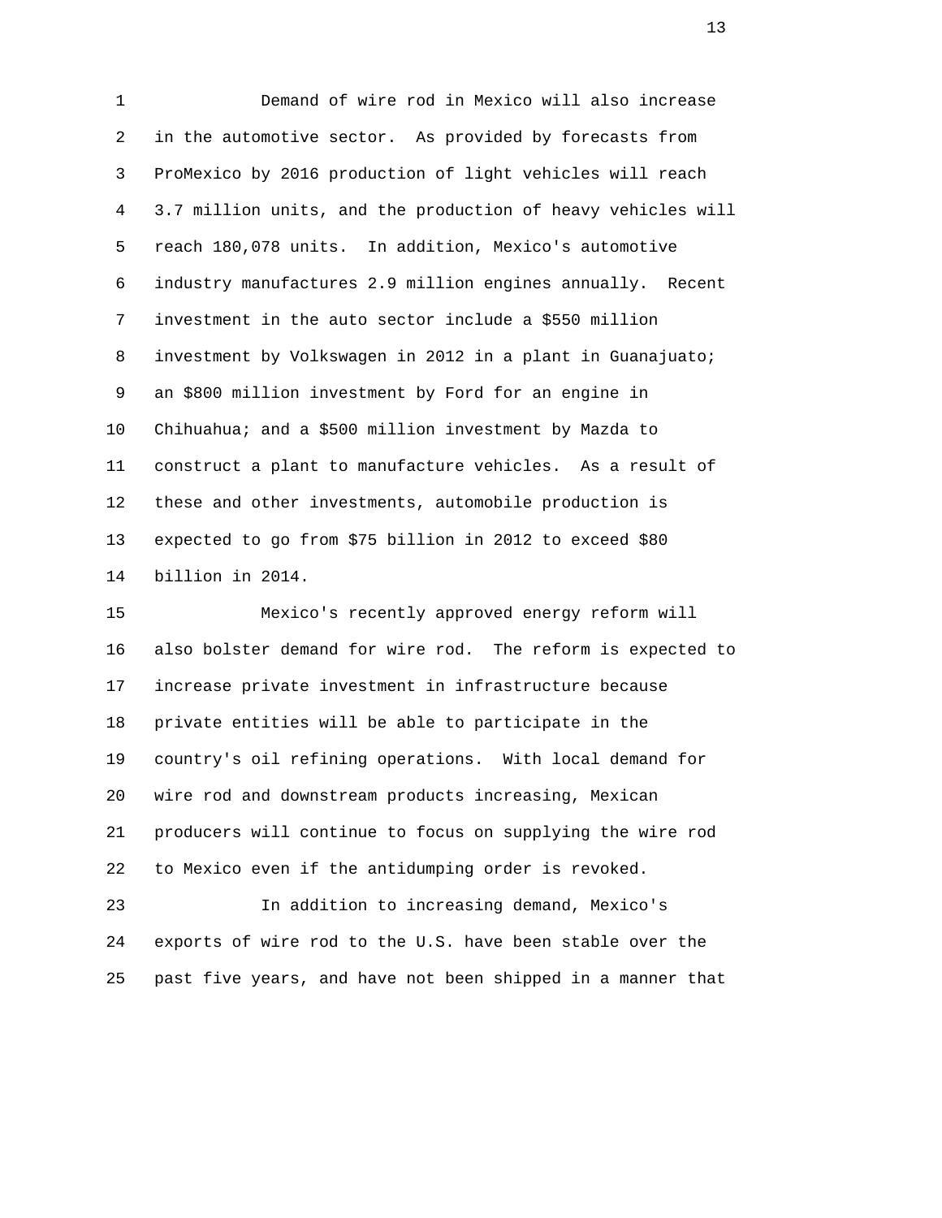Demand of wire rod in Mexico will also increase in the automotive sector. As provided by forecasts from ProMexico by 2016 production of light vehicles will reach 3.7 million units, and the production of heavy vehicles will reach 180,078 units. In addition, Mexico's automotive industry manufactures 2.9 million engines annually. Recent investment in the auto sector include a $550 million investment by Volkswagen in 2012 in a plant in Guanajuato; an $800 million investment by Ford for an engine in Chihuahua; and a $500 million investment by Mazda to construct a plant to manufacture vehicles. As a result of these and other investments, automobile production is expected to go from $75 billion in 2012 to exceed $80 billion in 2014.

Mexico's recently approved energy reform will also bolster demand for wire rod. The reform is expected to increase private investment in infrastructure because private entities will be able to participate in the country's oil refining operations. With local demand for wire rod and downstream products increasing, Mexican producers will continue to focus on supplying the wire rod to Mexico even if the antidumping order is revoked.

In addition to increasing demand, Mexico's exports of wire rod to the U.S. have been stable over the past five years, and have not been shipped in a manner that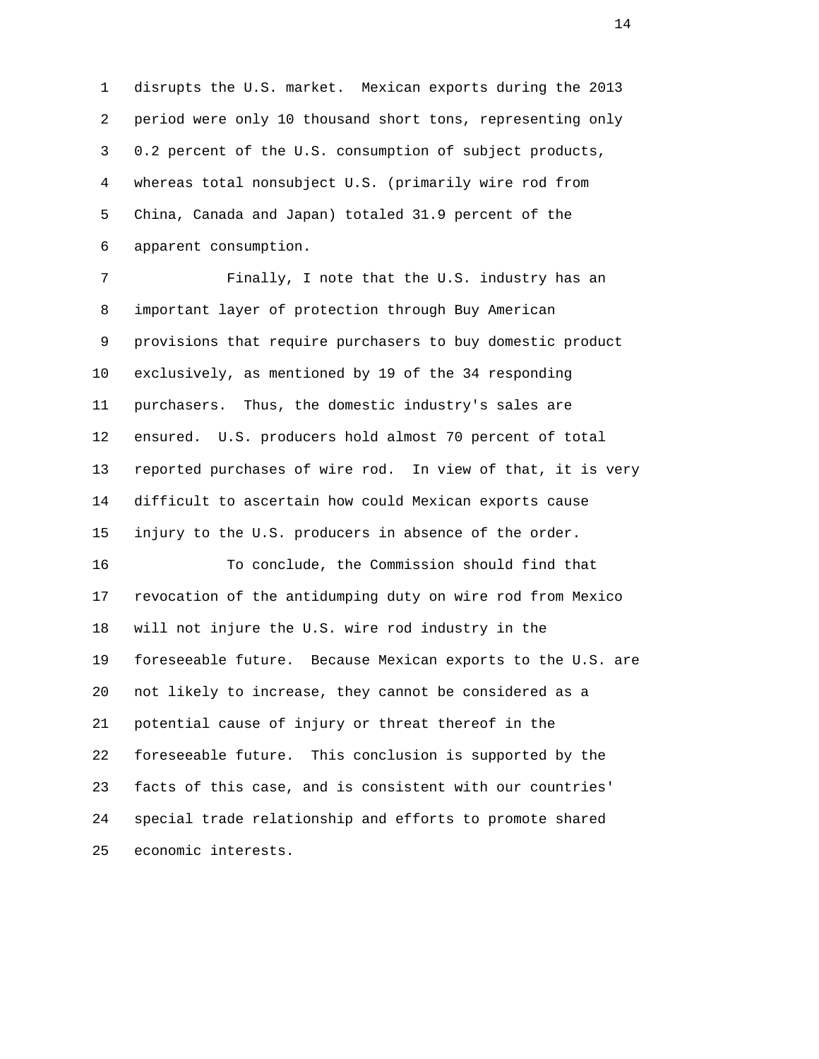disrupts the U.S. market. Mexican exports during the 2013 period were only 10 thousand short tons, representing only 0.2 percent of the U.S. consumption of subject products, whereas total nonsubject U.S. (primarily wire rod from China, Canada and Japan) totaled 31.9 percent of the apparent consumption.

Finally, I note that the U.S. industry has an important layer of protection through Buy American provisions that require purchasers to buy domestic product exclusively, as mentioned by 19 of the 34 responding purchasers. Thus, the domestic industry's sales are ensured. U.S. producers hold almost 70 percent of total reported purchases of wire rod. In view of that, it is very difficult to ascertain how could Mexican exports cause injury to the U.S. producers in absence of the order.

To conclude, the Commission should find that revocation of the antidumping duty on wire rod from Mexico will not injure the U.S. wire rod industry in the foreseeable future. Because Mexican exports to the U.S. are not likely to increase, they cannot be considered as a potential cause of injury or threat thereof in the foreseeable future. This conclusion is supported by the facts of this case, and is consistent with our countries' special trade relationship and efforts to promote shared economic interests.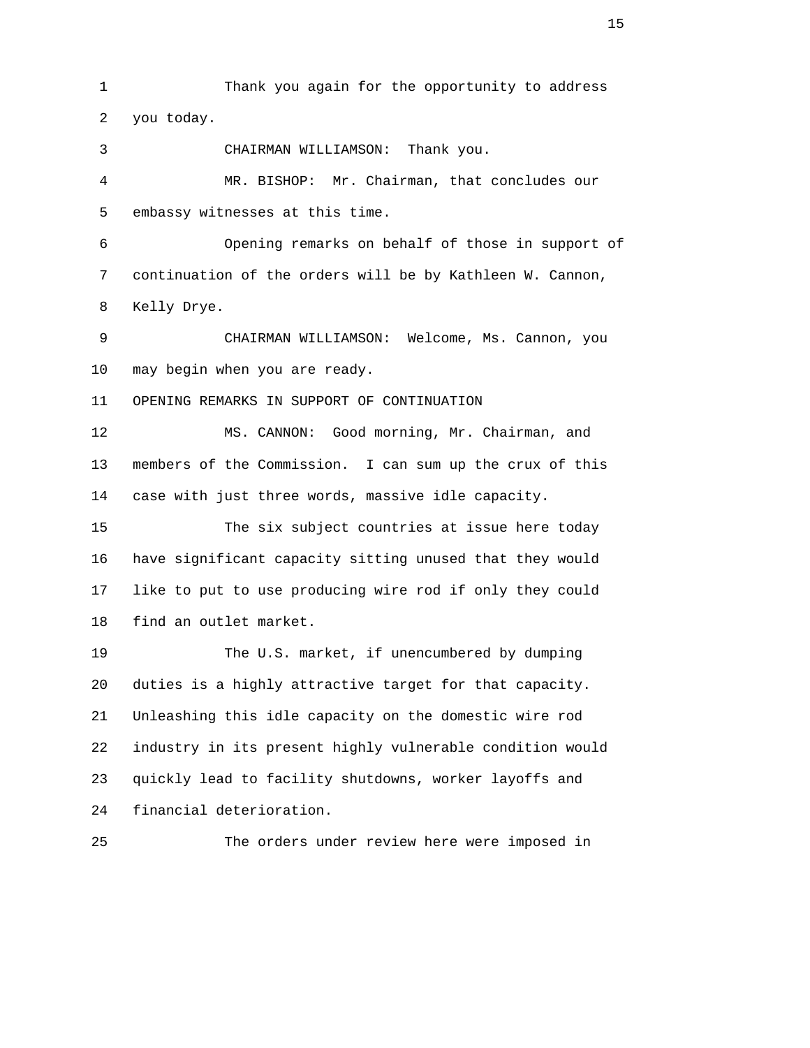Thank you again for the opportunity to address you today.

CHAIRMAN WILLIAMSON: Thank you.

MR. BISHOP: Mr. Chairman, that concludes our embassy witnesses at this time.

Opening remarks on behalf of those in support of continuation of the orders will be by Kathleen W. Cannon, Kelly Drye.

CHAIRMAN WILLIAMSON: Welcome, Ms. Cannon, you may begin when you are ready.

OPENING REMARKS IN SUPPORT OF CONTINUATION

MS. CANNON: Good morning, Mr. Chairman, and members of the Commission. I can sum up the crux of this case with just three words, massive idle capacity.

The six subject countries at issue here today have significant capacity sitting unused that they would like to put to use producing wire rod if only they could find an outlet market.

The U.S. market, if unencumbered by dumping duties is a highly attractive target for that capacity. Unleashing this idle capacity on the domestic wire rod industry in its present highly vulnerable condition would quickly lead to facility shutdowns, worker layoffs and financial deterioration.

The orders under review here were imposed in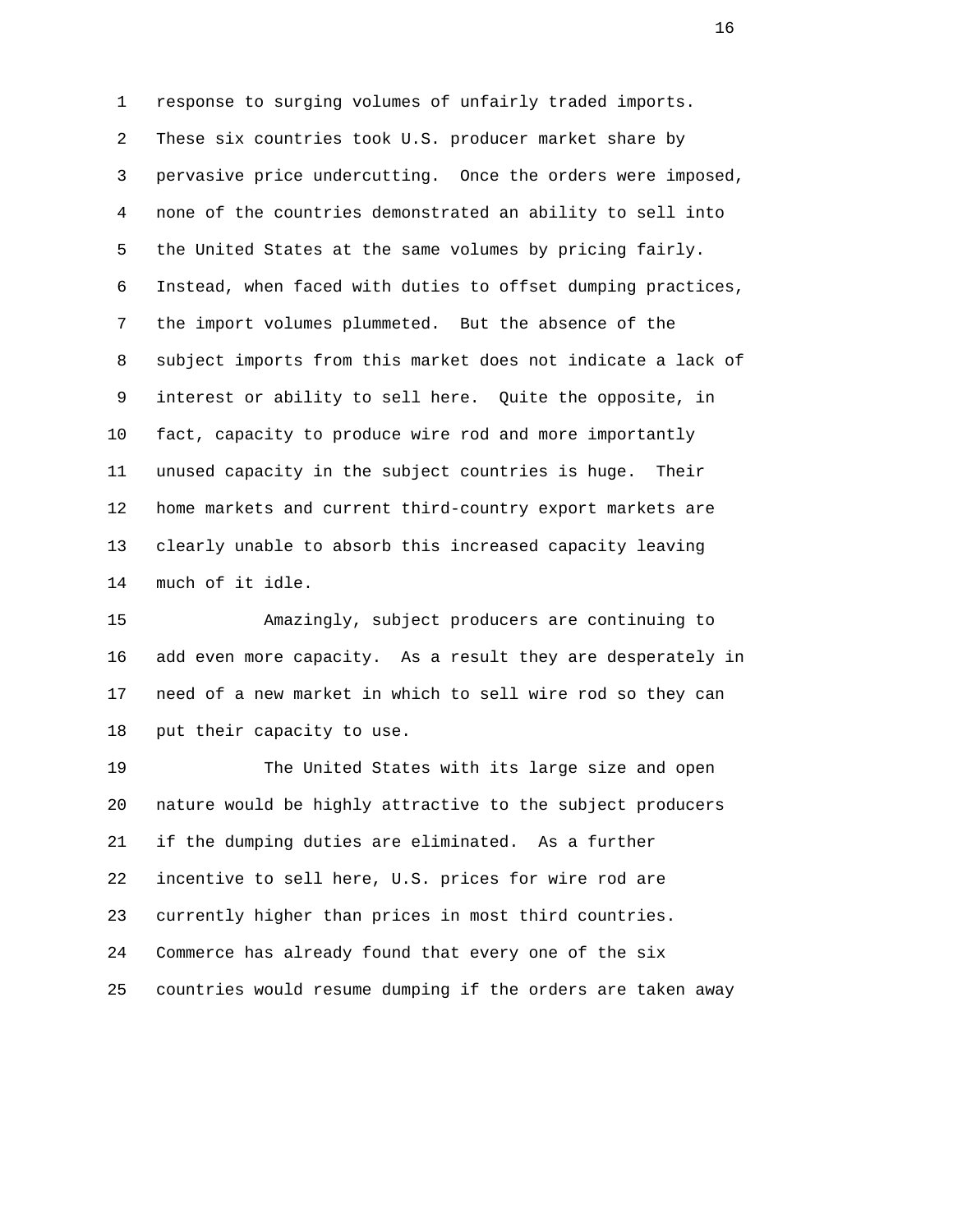response to surging volumes of unfairly traded imports. These six countries took U.S. producer market share by pervasive price undercutting. Once the orders were imposed, none of the countries demonstrated an ability to sell into the United States at the same volumes by pricing fairly. Instead, when faced with duties to offset dumping practices, the import volumes plummeted. But the absence of the subject imports from this market does not indicate a lack of interest or ability to sell here. Quite the opposite, in fact, capacity to produce wire rod and more importantly unused capacity in the subject countries is huge. Their home markets and current third-country export markets are clearly unable to absorb this increased capacity leaving much of it idle.

Amazingly, subject producers are continuing to add even more capacity. As a result they are desperately in need of a new market in which to sell wire rod so they can put their capacity to use.

The United States with its large size and open nature would be highly attractive to the subject producers if the dumping duties are eliminated. As a further incentive to sell here, U.S. prices for wire rod are currently higher than prices in most third countries. Commerce has already found that every one of the six countries would resume dumping if the orders are taken away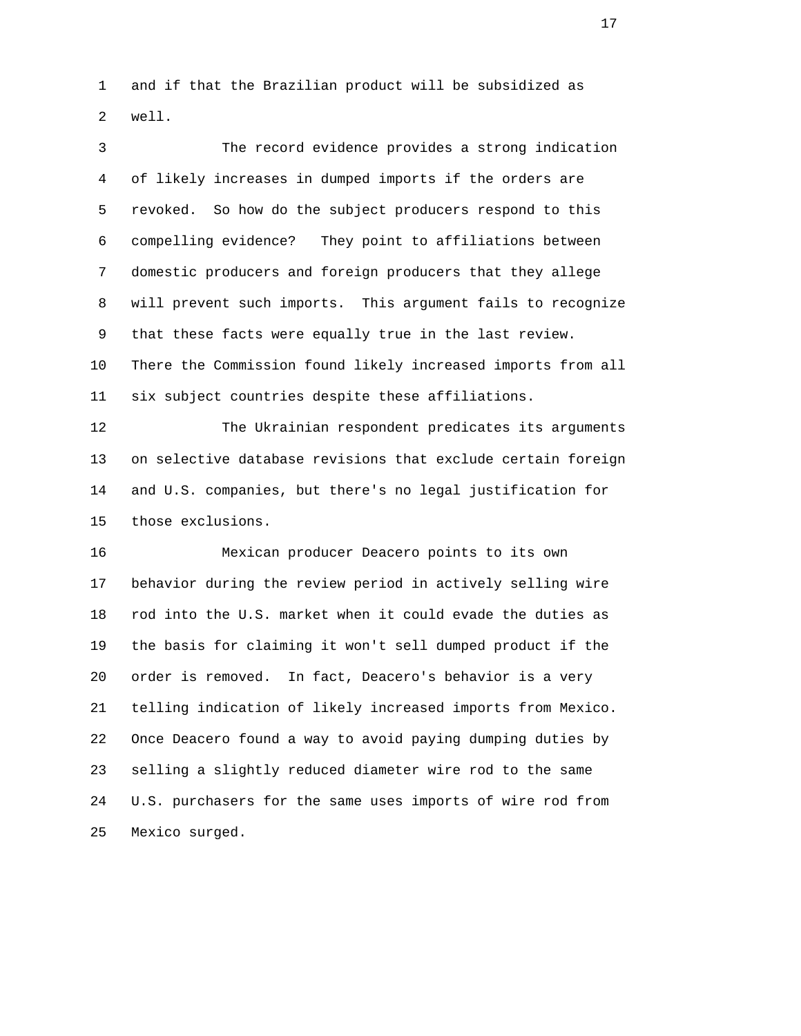and if that the Brazilian product will be subsidized as well.

The record evidence provides a strong indication of likely increases in dumped imports if the orders are revoked. So how do the subject producers respond to this compelling evidence? They point to affiliations between domestic producers and foreign producers that they allege will prevent such imports. This argument fails to recognize that these facts were equally true in the last review. There the Commission found likely increased imports from all six subject countries despite these affiliations.

The Ukrainian respondent predicates its arguments on selective database revisions that exclude certain foreign and U.S. companies, but there's no legal justification for those exclusions.

Mexican producer Deacero points to its own behavior during the review period in actively selling wire rod into the U.S. market when it could evade the duties as the basis for claiming it won't sell dumped product if the order is removed. In fact, Deacero's behavior is a very telling indication of likely increased imports from Mexico. Once Deacero found a way to avoid paying dumping duties by selling a slightly reduced diameter wire rod to the same U.S. purchasers for the same uses imports of wire rod from Mexico surged.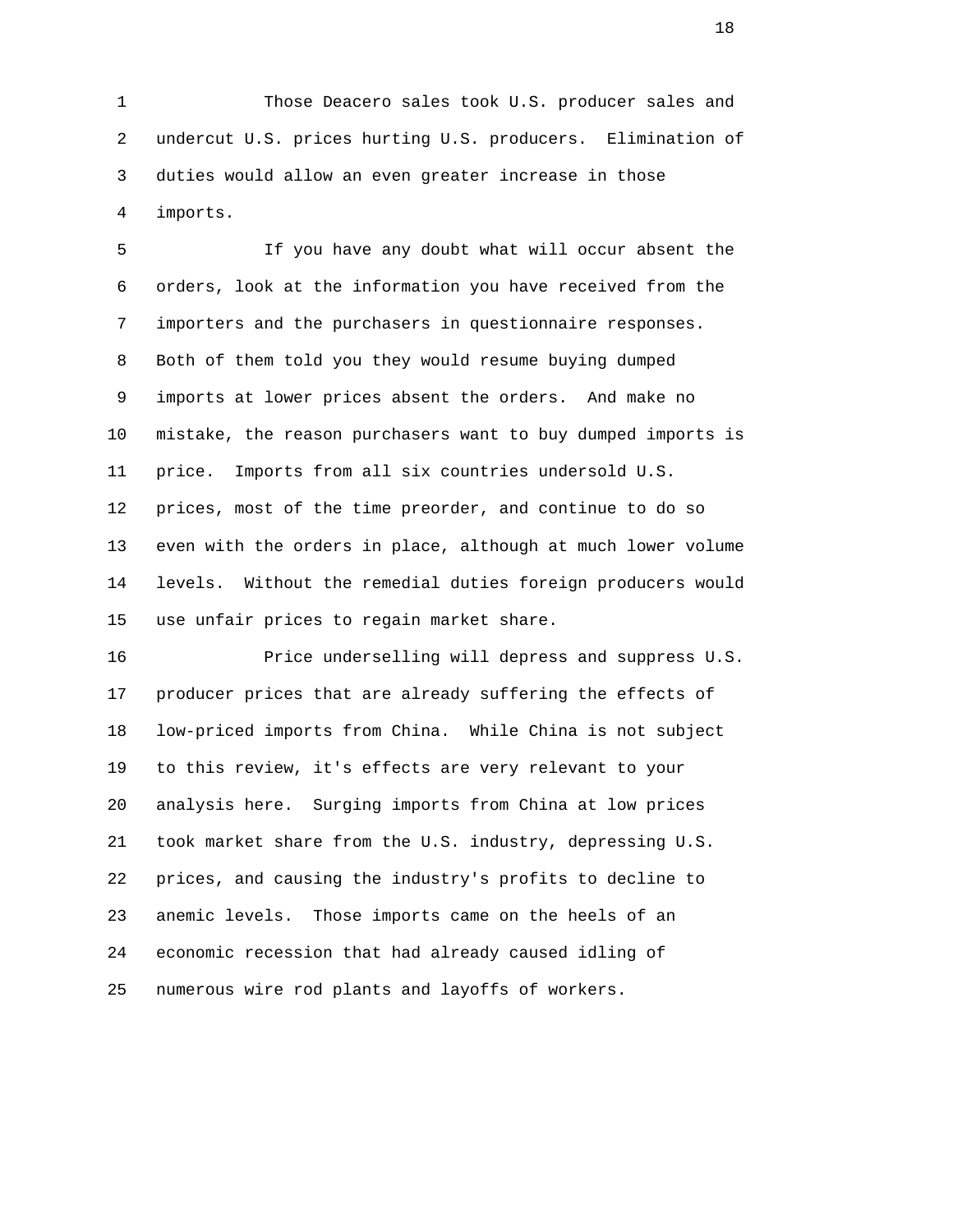Those Deacero sales took U.S. producer sales and undercut U.S. prices hurting U.S. producers. Elimination of duties would allow an even greater increase in those imports.

If you have any doubt what will occur absent the orders, look at the information you have received from the importers and the purchasers in questionnaire responses. Both of them told you they would resume buying dumped imports at lower prices absent the orders. And make no mistake, the reason purchasers want to buy dumped imports is price. Imports from all six countries undersold U.S. prices, most of the time preorder, and continue to do so even with the orders in place, although at much lower volume levels. Without the remedial duties foreign producers would use unfair prices to regain market share.

Price underselling will depress and suppress U.S. producer prices that are already suffering the effects of low-priced imports from China. While China is not subject to this review, it's effects are very relevant to your analysis here. Surging imports from China at low prices took market share from the U.S. industry, depressing U.S. prices, and causing the industry's profits to decline to anemic levels. Those imports came on the heels of an economic recession that had already caused idling of numerous wire rod plants and layoffs of workers.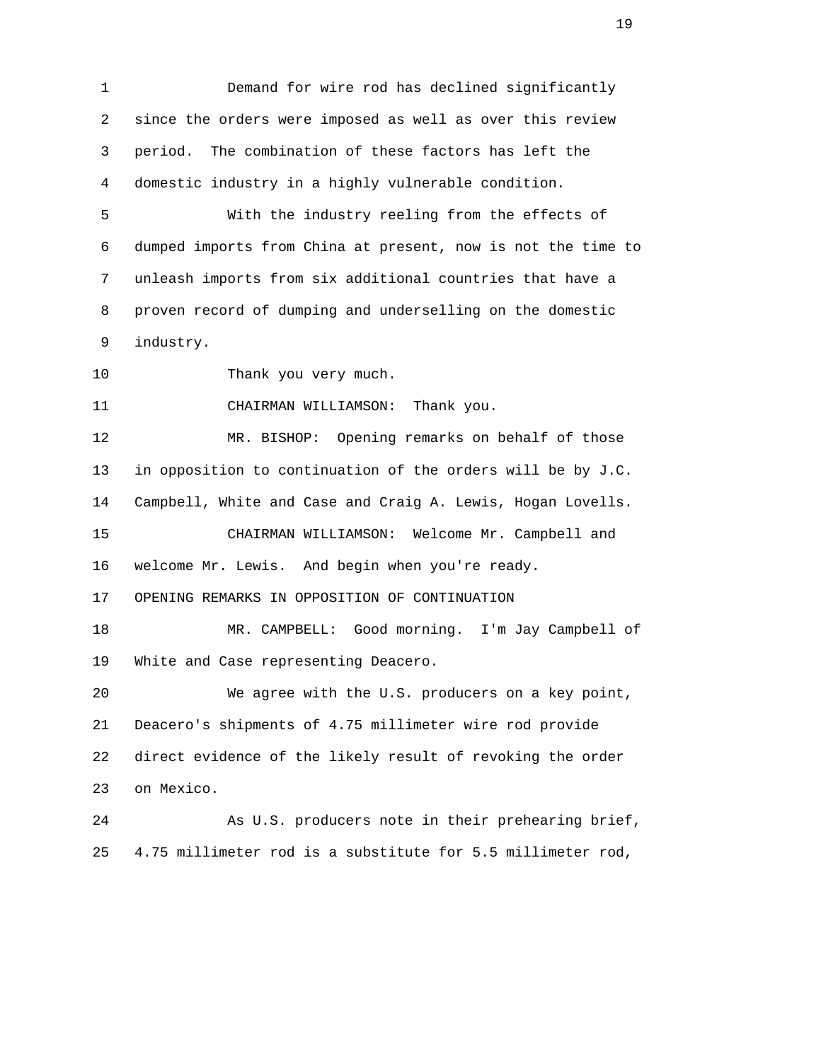Demand for wire rod has declined significantly since the orders were imposed as well as over this review period. The combination of these factors has left the domestic industry in a highly vulnerable condition.

With the industry reeling from the effects of dumped imports from China at present, now is not the time to unleash imports from six additional countries that have a proven record of dumping and underselling on the domestic industry.

Thank you very much.

CHAIRMAN WILLIAMSON: Thank you.

MR. BISHOP: Opening remarks on behalf of those in opposition to continuation of the orders will be by J.C. Campbell, White and Case and Craig A. Lewis, Hogan Lovells.

CHAIRMAN WILLIAMSON: Welcome Mr. Campbell and welcome Mr. Lewis. And begin when you're ready.

OPENING REMARKS IN OPPOSITION OF CONTINUATION

MR. CAMPBELL: Good morning. I'm Jay Campbell of White and Case representing Deacero.

We agree with the U.S. producers on a key point, Deacero's shipments of 4.75 millimeter wire rod provide direct evidence of the likely result of revoking the order on Mexico.

As U.S. producers note in their prehearing brief, 4.75 millimeter rod is a substitute for 5.5 millimeter rod,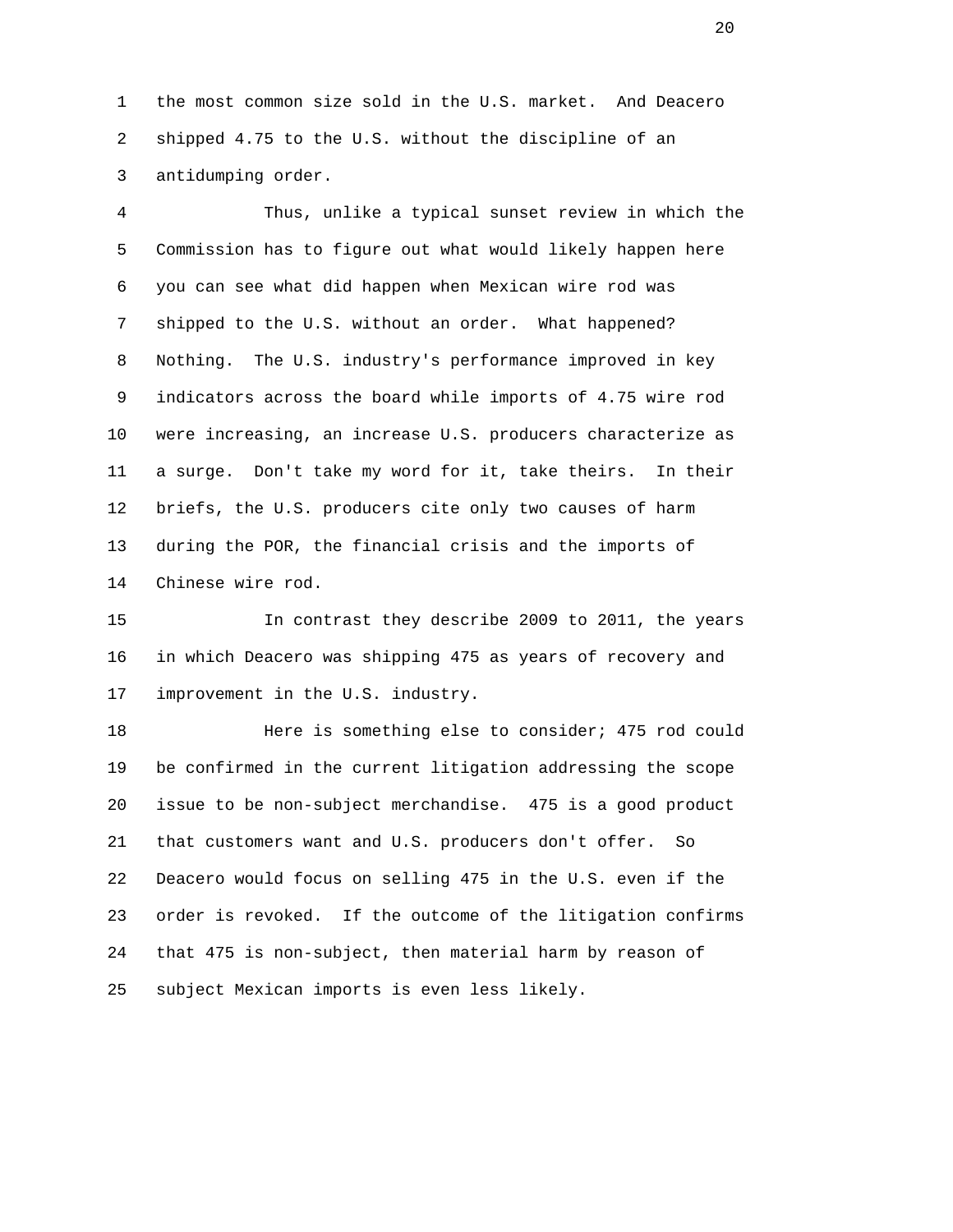the most common size sold in the U.S. market. And Deacero shipped 4.75 to the U.S. without the discipline of an antidumping order.

Thus, unlike a typical sunset review in which the Commission has to figure out what would likely happen here you can see what did happen when Mexican wire rod was shipped to the U.S. without an order. What happened? Nothing. The U.S. industry's performance improved in key indicators across the board while imports of 4.75 wire rod were increasing, an increase U.S. producers characterize as a surge. Don't take my word for it, take theirs. In their briefs, the U.S. producers cite only two causes of harm during the POR, the financial crisis and the imports of Chinese wire rod.

In contrast they describe 2009 to 2011, the years in which Deacero was shipping 475 as years of recovery and improvement in the U.S. industry.

Here is something else to consider; 475 rod could be confirmed in the current litigation addressing the scope issue to be non-subject merchandise. 475 is a good product that customers want and U.S. producers don't offer. So Deacero would focus on selling 475 in the U.S. even if the order is revoked. If the outcome of the litigation confirms that 475 is non-subject, then material harm by reason of subject Mexican imports is even less likely.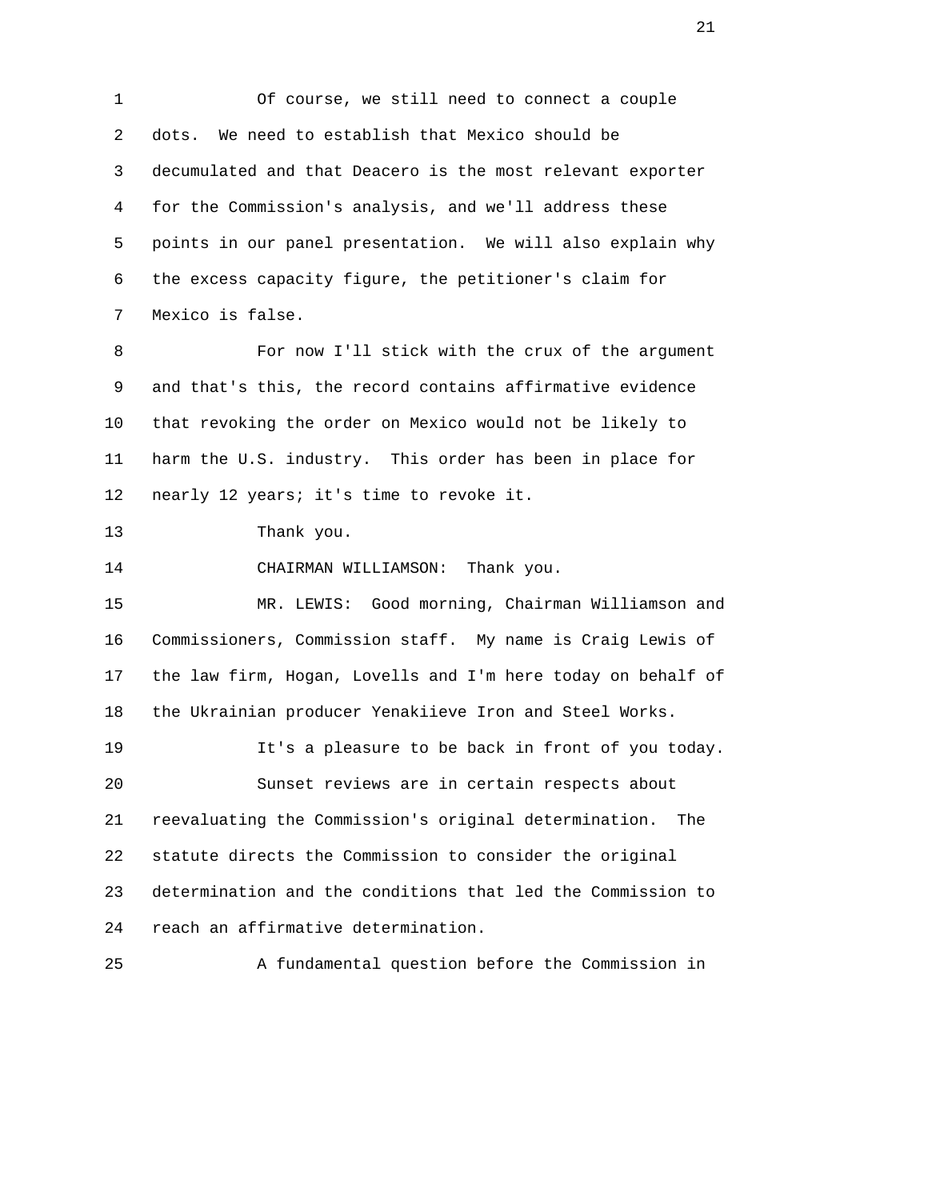Of course, we still need to connect a couple dots. We need to establish that Mexico should be decumulated and that Deacero is the most relevant exporter for the Commission's analysis, and we'll address these points in our panel presentation. We will also explain why the excess capacity figure, the petitioner's claim for Mexico is false.

For now I'll stick with the crux of the argument and that's this, the record contains affirmative evidence that revoking the order on Mexico would not be likely to harm the U.S. industry. This order has been in place for nearly 12 years; it's time to revoke it.

Thank you.

CHAIRMAN WILLIAMSON: Thank you.

MR. LEWIS: Good morning, Chairman Williamson and Commissioners, Commission staff. My name is Craig Lewis of the law firm, Hogan, Lovells and I'm here today on behalf of the Ukrainian producer Yenakiieve Iron and Steel Works.

It's a pleasure to be back in front of you today.

Sunset reviews are in certain respects about reevaluating the Commission's original determination. The statute directs the Commission to consider the original determination and the conditions that led the Commission to reach an affirmative determination.

A fundamental question before the Commission in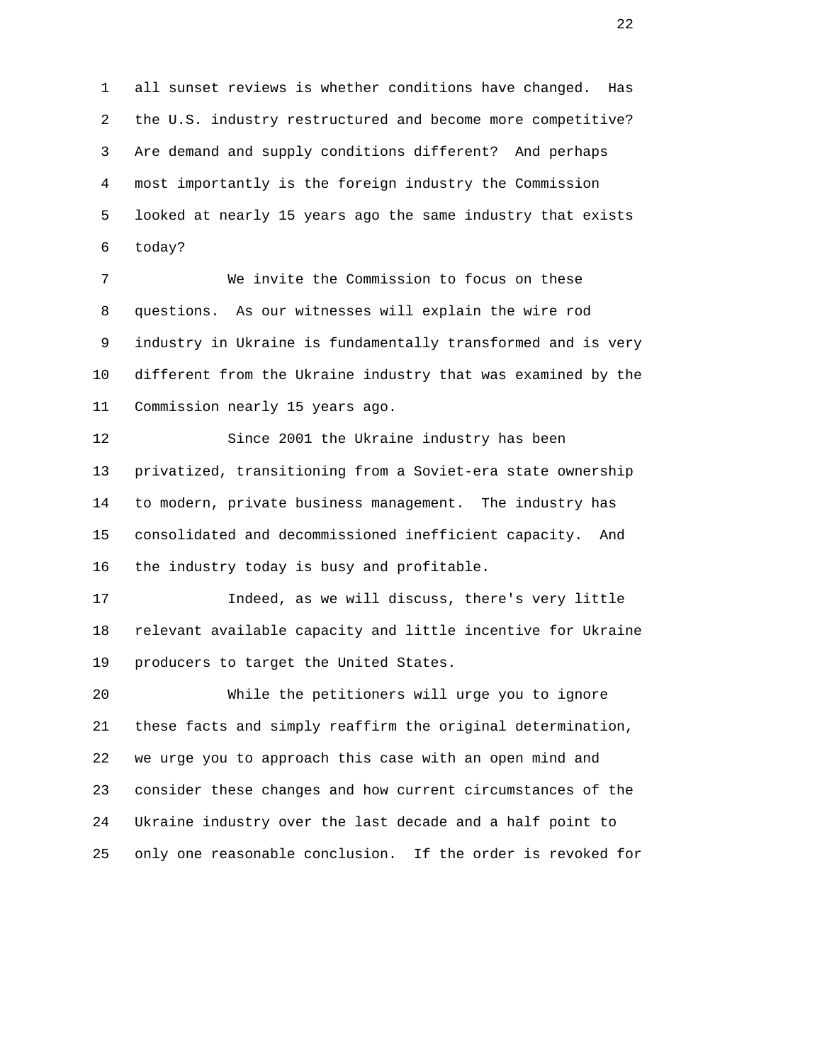all sunset reviews is whether conditions have changed. Has the U.S. industry restructured and become more competitive? Are demand and supply conditions different? And perhaps most importantly is the foreign industry the Commission looked at nearly 15 years ago the same industry that exists today?

We invite the Commission to focus on these questions. As our witnesses will explain the wire rod industry in Ukraine is fundamentally transformed and is very different from the Ukraine industry that was examined by the Commission nearly 15 years ago.

Since 2001 the Ukraine industry has been privatized, transitioning from a Soviet-era state ownership to modern, private business management. The industry has consolidated and decommissioned inefficient capacity. And the industry today is busy and profitable.

Indeed, as we will discuss, there's very little relevant available capacity and little incentive for Ukraine producers to target the United States.

While the petitioners will urge you to ignore these facts and simply reaffirm the original determination, we urge you to approach this case with an open mind and consider these changes and how current circumstances of the Ukraine industry over the last decade and a half point to only one reasonable conclusion. If the order is revoked for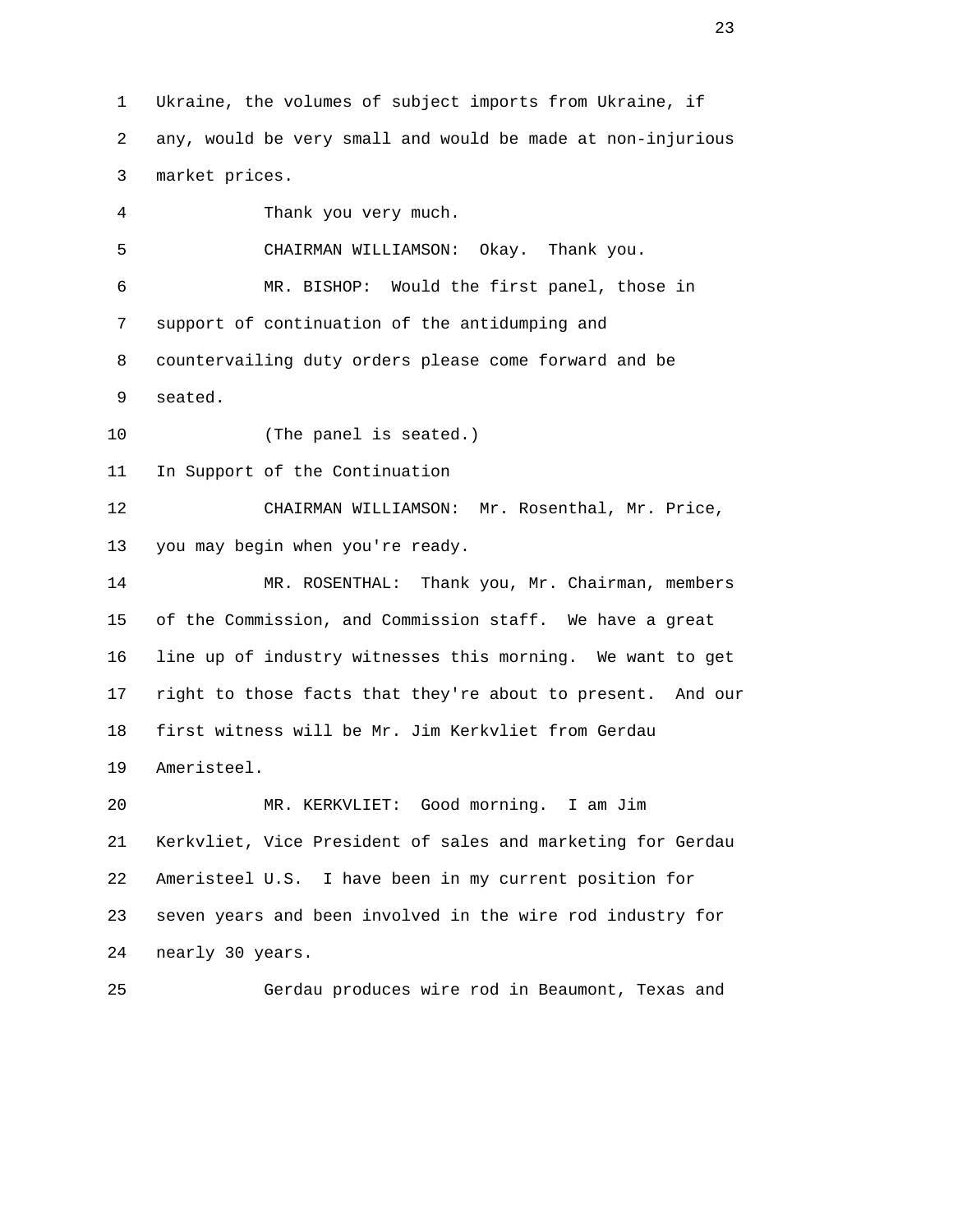Ukraine, the volumes of subject imports from Ukraine, if any, would be very small and would be made at non-injurious market prices.

Thank you very much.

CHAIRMAN WILLIAMSON: Okay. Thank you.

MR. BISHOP: Would the first panel, those in support of continuation of the antidumping and countervailing duty orders please come forward and be seated.

(The panel is seated.)

In Support of the Continuation

CHAIRMAN WILLIAMSON: Mr. Rosenthal, Mr. Price, you may begin when you're ready.

MR. ROSENTHAL: Thank you, Mr. Chairman, members of the Commission, and Commission staff. We have a great line up of industry witnesses this morning. We want to get right to those facts that they're about to present. And our first witness will be Mr. Jim Kerkvliet from Gerdau Ameristeel.

MR. KERKVLIET: Good morning. I am Jim Kerkvliet, Vice President of sales and marketing for Gerdau Ameristeel U.S. I have been in my current position for seven years and been involved in the wire rod industry for nearly 30 years.

Gerdau produces wire rod in Beaumont, Texas and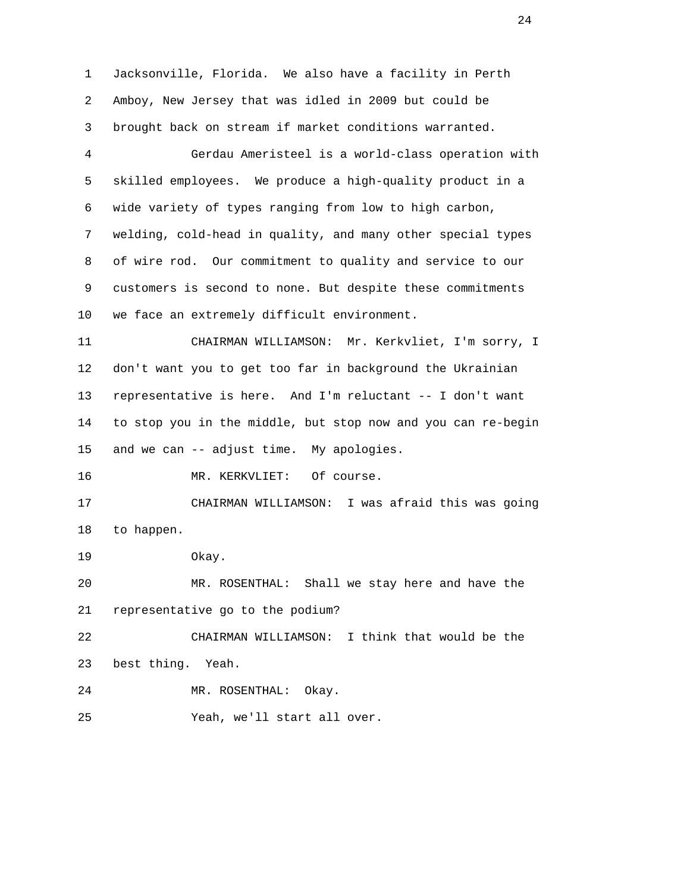Jacksonville, Florida. We also have a facility in Perth Amboy, New Jersey that was idled in 2009 but could be brought back on stream if market conditions warranted.

Gerdau Ameristeel is a world-class operation with skilled employees. We produce a high-quality product in a wide variety of types ranging from low to high carbon, welding, cold-head in quality, and many other special types of wire rod. Our commitment to quality and service to our customers is second to none. But despite these commitments we face an extremely difficult environment.

CHAIRMAN WILLIAMSON: Mr. Kerkvliet, I'm sorry, I don't want you to get too far in background the Ukrainian representative is here. And I'm reluctant -- I don't want to stop you in the middle, but stop now and you can re-begin and we can -- adjust time. My apologies.

MR. KERKVLIET: Of course.

CHAIRMAN WILLIAMSON: I was afraid this was going to happen.

Okay.

MR. ROSENTHAL: Shall we stay here and have the representative go to the podium?

CHAIRMAN WILLIAMSON: I think that would be the best thing. Yeah.

MR. ROSENTHAL: Okay.

Yeah, we'll start all over.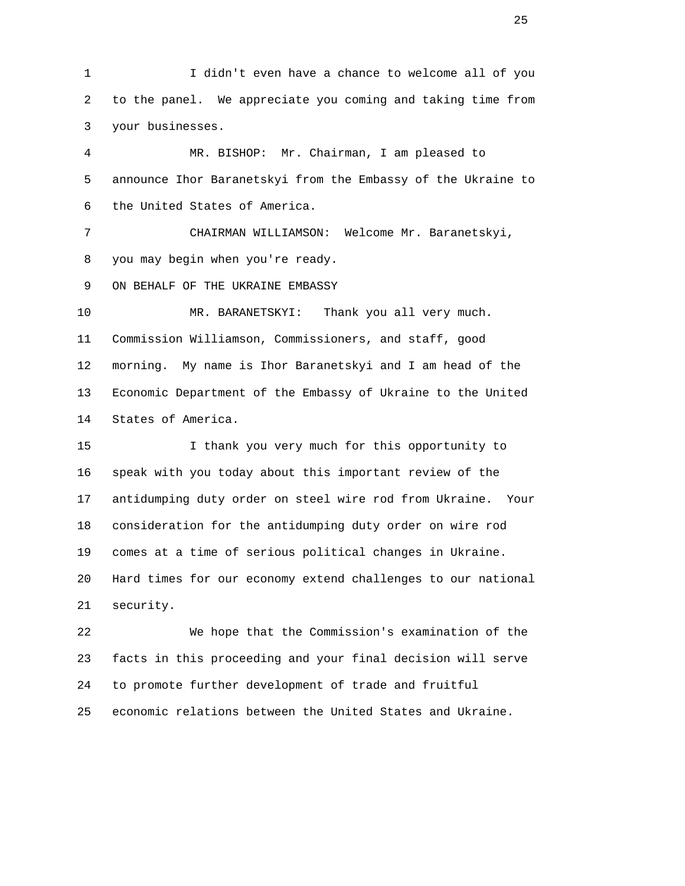I didn't even have a chance to welcome all of you to the panel. We appreciate you coming and taking time from your businesses.

MR. BISHOP: Mr. Chairman, I am pleased to announce Ihor Baranetskyi from the Embassy of the Ukraine to the United States of America.

CHAIRMAN WILLIAMSON: Welcome Mr. Baranetskyi, you may begin when you're ready.

ON BEHALF OF THE UKRAINE EMBASSY

MR. BARANETSKYI: Thank you all very much. Commission Williamson, Commissioners, and staff, good morning. My name is Ihor Baranetskyi and I am head of the Economic Department of the Embassy of Ukraine to the United States of America.

I thank you very much for this opportunity to speak with you today about this important review of the antidumping duty order on steel wire rod from Ukraine. Your consideration for the antidumping duty order on wire rod comes at a time of serious political changes in Ukraine. Hard times for our economy extend challenges to our national security.

We hope that the Commission's examination of the facts in this proceeding and your final decision will serve to promote further development of trade and fruitful economic relations between the United States and Ukraine.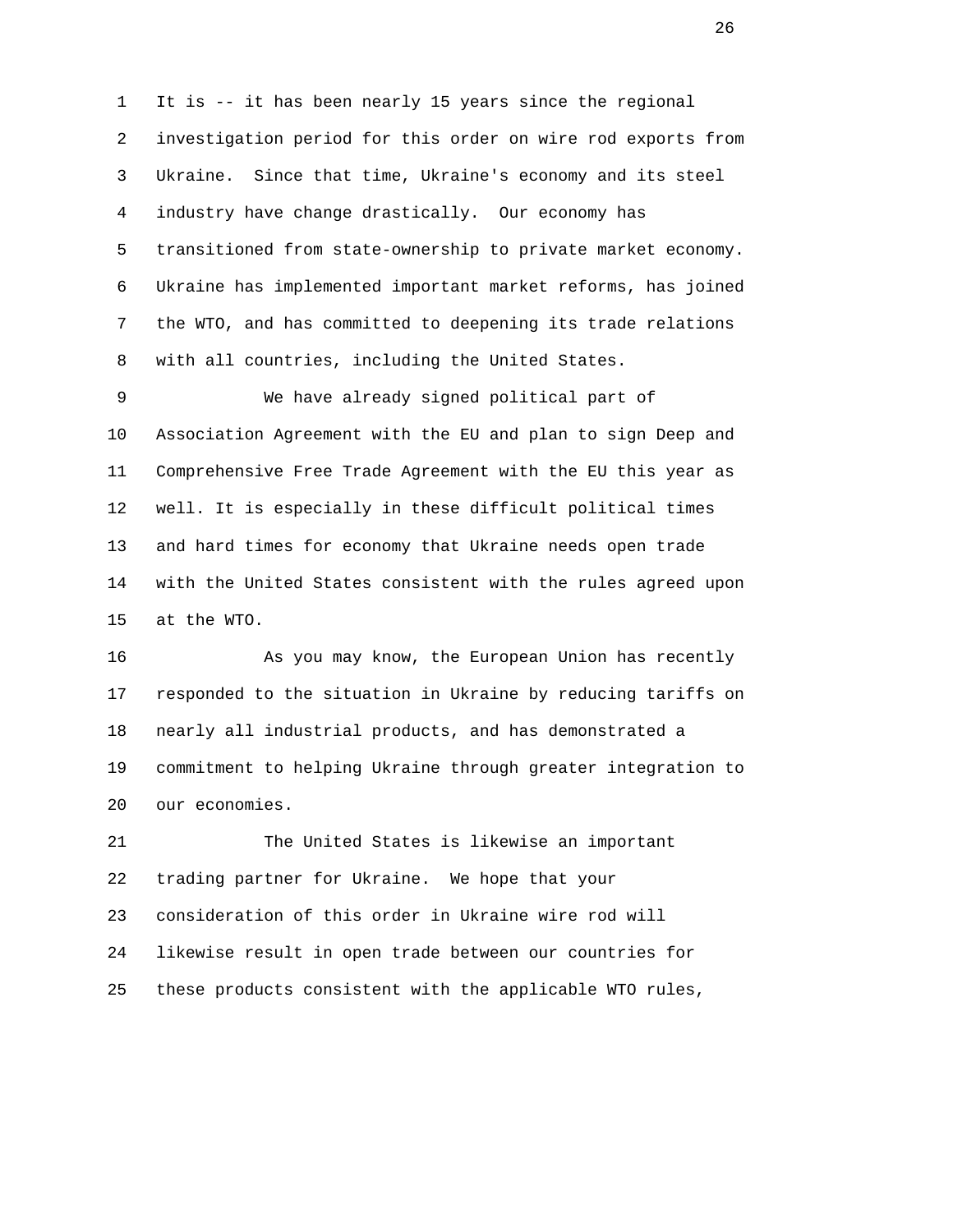It is -- it has been nearly 15 years since the regional investigation period for this order on wire rod exports from Ukraine. Since that time, Ukraine's economy and its steel industry have change drastically. Our economy has transitioned from state-ownership to private market economy. Ukraine has implemented important market reforms, has joined the WTO, and has committed to deepening its trade relations with all countries, including the United States.

We have already signed political part of Association Agreement with the EU and plan to sign Deep and Comprehensive Free Trade Agreement with the EU this year as well. It is especially in these difficult political times and hard times for economy that Ukraine needs open trade with the United States consistent with the rules agreed upon at the WTO.

As you may know, the European Union has recently responded to the situation in Ukraine by reducing tariffs on nearly all industrial products, and has demonstrated a commitment to helping Ukraine through greater integration to our economies.

The United States is likewise an important trading partner for Ukraine. We hope that your consideration of this order in Ukraine wire rod will likewise result in open trade between our countries for these products consistent with the applicable WTO rules,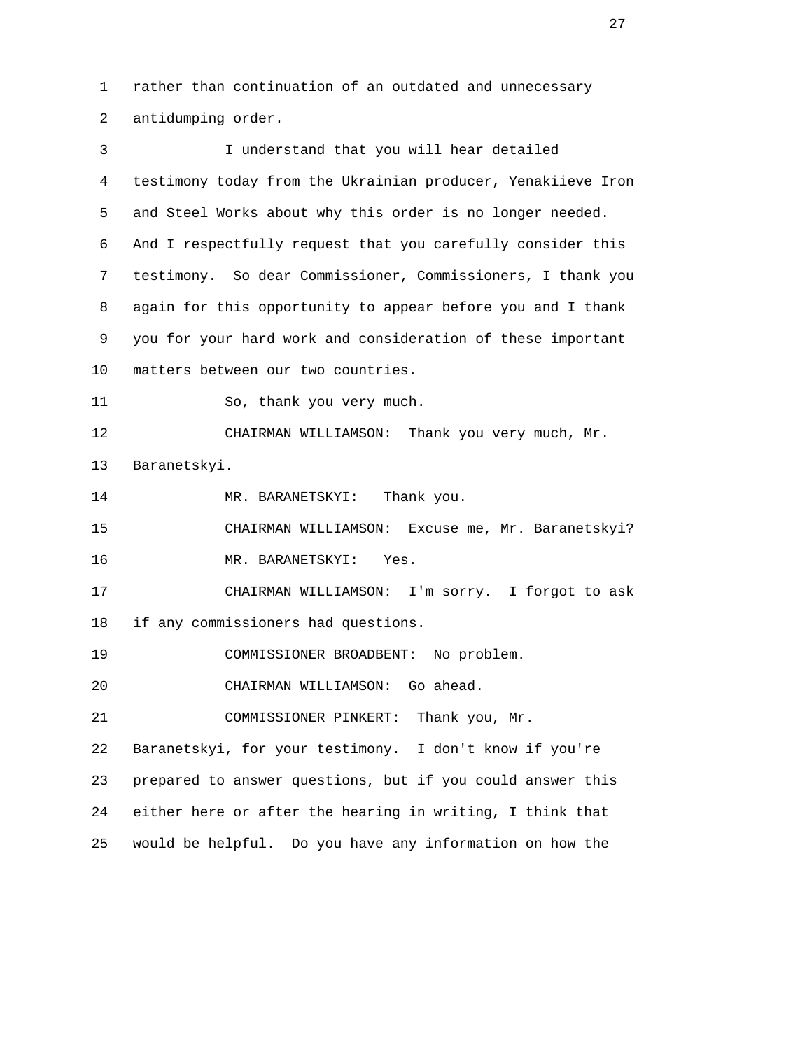rather than continuation of an outdated and unnecessary antidumping order.

I understand that you will hear detailed testimony today from the Ukrainian producer, Yenakiieve Iron and Steel Works about why this order is no longer needed. And I respectfully request that you carefully consider this testimony. So dear Commissioner, Commissioners, I thank you again for this opportunity to appear before you and I thank you for your hard work and consideration of these important matters between our two countries.

So, thank you very much.

CHAIRMAN WILLIAMSON: Thank you very much, Mr. Baranetskyi.

MR. BARANETSKYI: Thank you.

CHAIRMAN WILLIAMSON: Excuse me, Mr. Baranetskyi?

MR. BARANETSKYI: Yes.

CHAIRMAN WILLIAMSON: I'm sorry. I forgot to ask if any commissioners had questions.

COMMISSIONER BROADBENT: No problem.

CHAIRMAN WILLIAMSON: Go ahead.

COMMISSIONER PINKERT: Thank you, Mr. Baranetskyi, for your testimony. I don't know if you're prepared to answer questions, but if you could answer this either here or after the hearing in writing, I think that would be helpful. Do you have any information on how the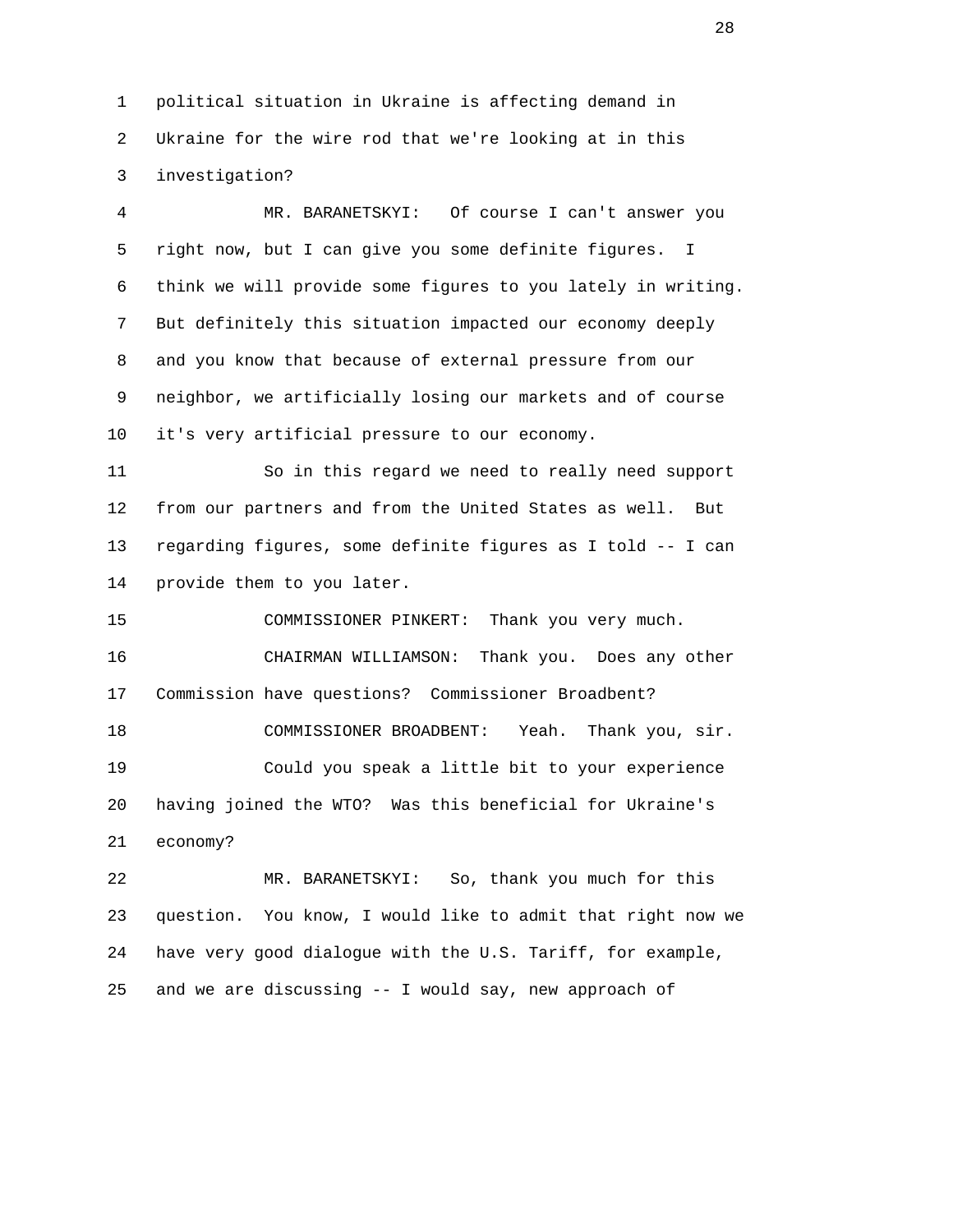political situation in Ukraine is affecting demand in Ukraine for the wire rod that we're looking at in this investigation?

MR. BARANETSKYI: Of course I can't answer you right now, but I can give you some definite figures. I think we will provide some figures to you lately in writing. But definitely this situation impacted our economy deeply and you know that because of external pressure from our neighbor, we artificially losing our markets and of course it's very artificial pressure to our economy.

So in this regard we need to really need support from our partners and from the United States as well. But regarding figures, some definite figures as I told -- I can provide them to you later.

COMMISSIONER PINKERT: Thank you very much.

CHAIRMAN WILLIAMSON: Thank you. Does any other Commission have questions? Commissioner Broadbent?

COMMISSIONER BROADBENT: Yeah. Thank you, sir.

Could you speak a little bit to your experience having joined the WTO? Was this beneficial for Ukraine's economy?

MR. BARANETSKYI: So, thank you much for this question. You know, I would like to admit that right now we have very good dialogue with the U.S. Tariff, for example, and we are discussing -- I would say, new approach of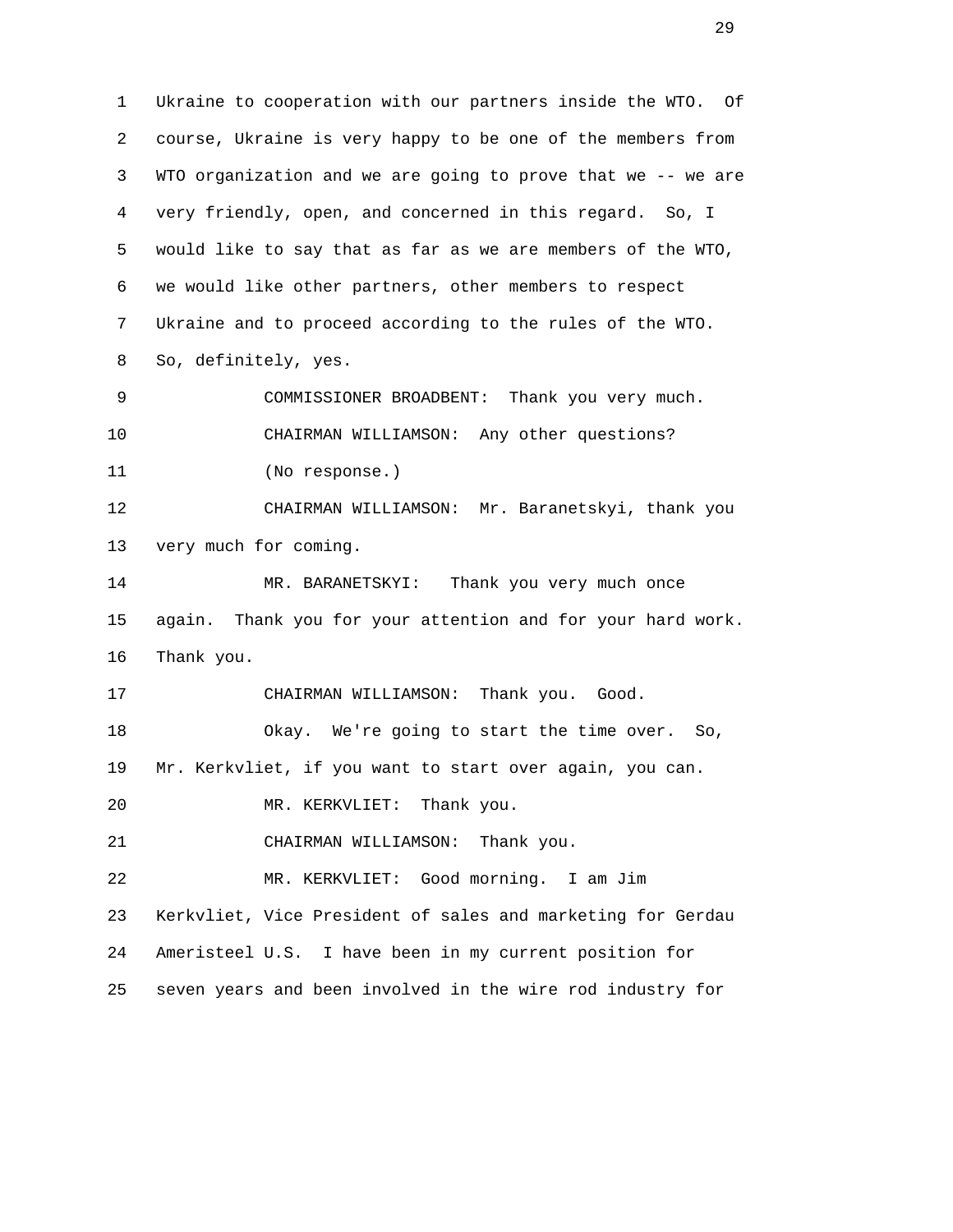Ukraine to cooperation with our partners inside the WTO. Of course, Ukraine is very happy to be one of the members from WTO organization and we are going to prove that we -- we are very friendly, open, and concerned in this regard. So, I would like to say that as far as we are members of the WTO, we would like other partners, other members to respect Ukraine and to proceed according to the rules of the WTO. So, definitely, yes.

COMMISSIONER BROADBENT: Thank you very much.

CHAIRMAN WILLIAMSON: Any other questions?

(No response.)

CHAIRMAN WILLIAMSON: Mr. Baranetskyi, thank you very much for coming.

MR. BARANETSKYI: Thank you very much once again. Thank you for your attention and for your hard work. Thank you.

CHAIRMAN WILLIAMSON: Thank you. Good.

Okay. We're going to start the time over. So, Mr. Kerkvliet, if you want to start over again, you can.

MR. KERKVLIET: Thank you.

CHAIRMAN WILLIAMSON: Thank you.

MR. KERKVLIET: Good morning. I am Jim Kerkvliet, Vice President of sales and marketing for Gerdau Ameristeel U.S. I have been in my current position for seven years and been involved in the wire rod industry for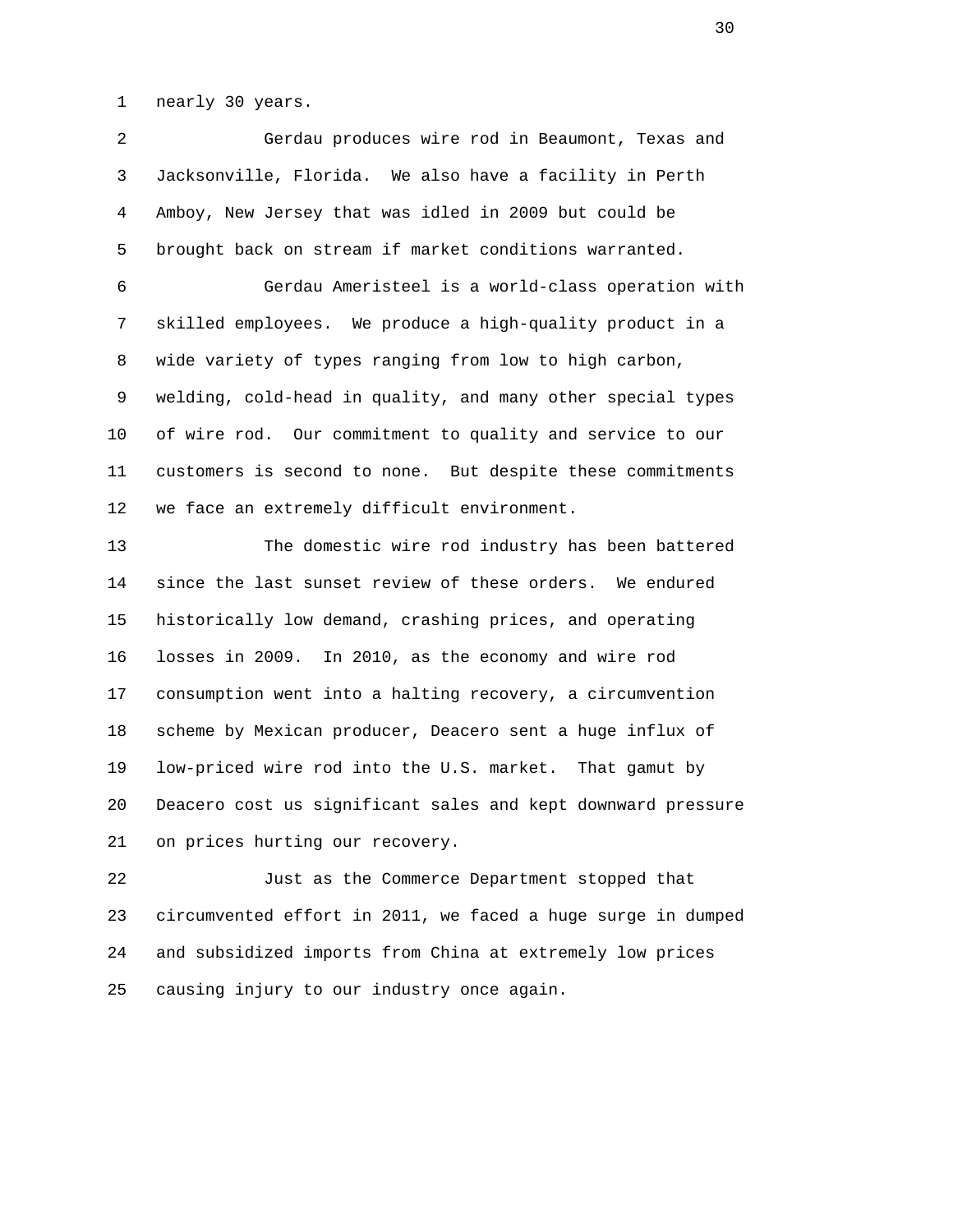nearly 30 years.

Gerdau produces wire rod in Beaumont, Texas and Jacksonville, Florida. We also have a facility in Perth Amboy, New Jersey that was idled in 2009 but could be brought back on stream if market conditions warranted.

Gerdau Ameristeel is a world-class operation with skilled employees. We produce a high-quality product in a wide variety of types ranging from low to high carbon, welding, cold-head in quality, and many other special types of wire rod. Our commitment to quality and service to our customers is second to none. But despite these commitments we face an extremely difficult environment.

The domestic wire rod industry has been battered since the last sunset review of these orders. We endured historically low demand, crashing prices, and operating losses in 2009. In 2010, as the economy and wire rod consumption went into a halting recovery, a circumvention scheme by Mexican producer, Deacero sent a huge influx of low-priced wire rod into the U.S. market. That gamut by Deacero cost us significant sales and kept downward pressure on prices hurting our recovery.

Just as the Commerce Department stopped that circumvented effort in 2011, we faced a huge surge in dumped and subsidized imports from China at extremely low prices causing injury to our industry once again.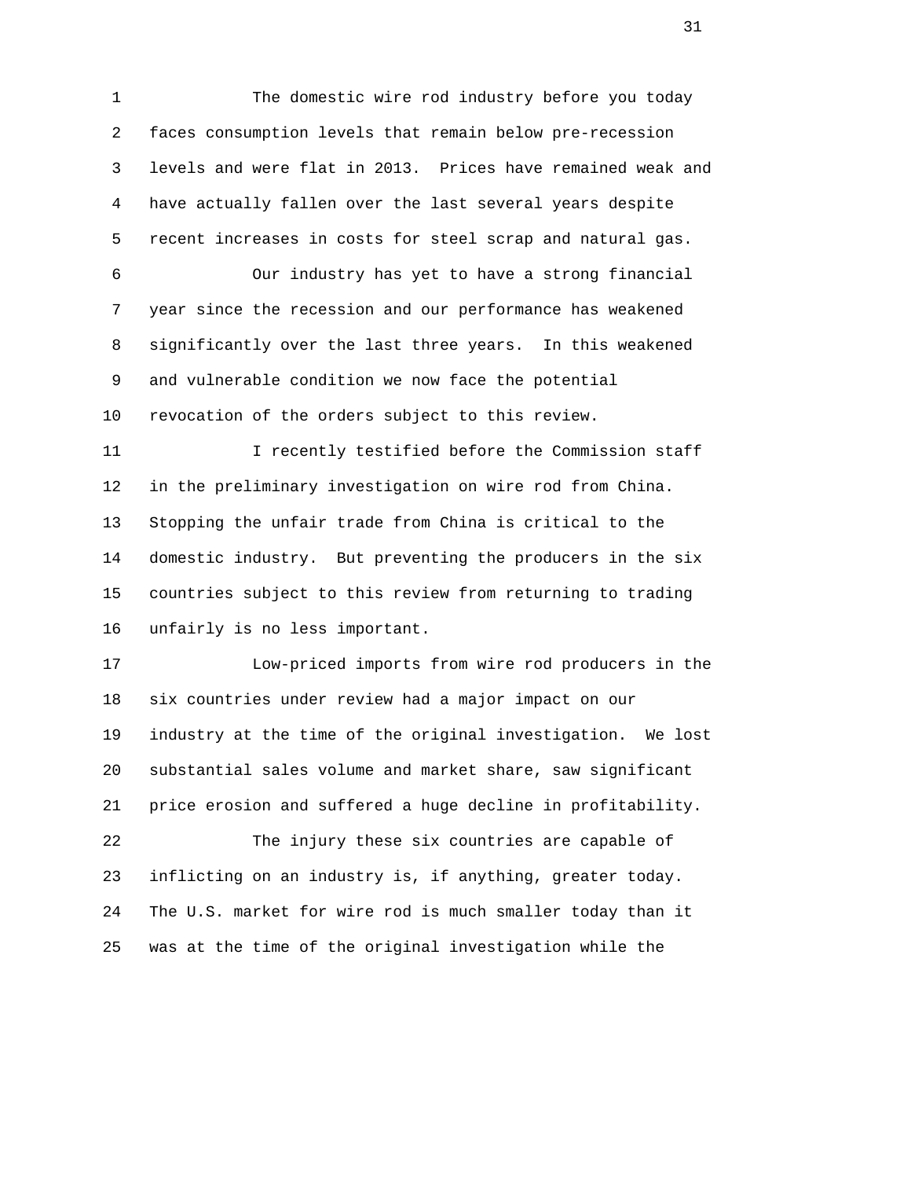The domestic wire rod industry before you today faces consumption levels that remain below pre-recession levels and were flat in 2013. Prices have remained weak and have actually fallen over the last several years despite recent increases in costs for steel scrap and natural gas.

Our industry has yet to have a strong financial year since the recession and our performance has weakened significantly over the last three years. In this weakened and vulnerable condition we now face the potential revocation of the orders subject to this review.

I recently testified before the Commission staff in the preliminary investigation on wire rod from China. Stopping the unfair trade from China is critical to the domestic industry. But preventing the producers in the six countries subject to this review from returning to trading unfairly is no less important.

Low-priced imports from wire rod producers in the six countries under review had a major impact on our industry at the time of the original investigation. We lost substantial sales volume and market share, saw significant price erosion and suffered a huge decline in profitability.

The injury these six countries are capable of inflicting on an industry is, if anything, greater today. The U.S. market for wire rod is much smaller today than it was at the time of the original investigation while the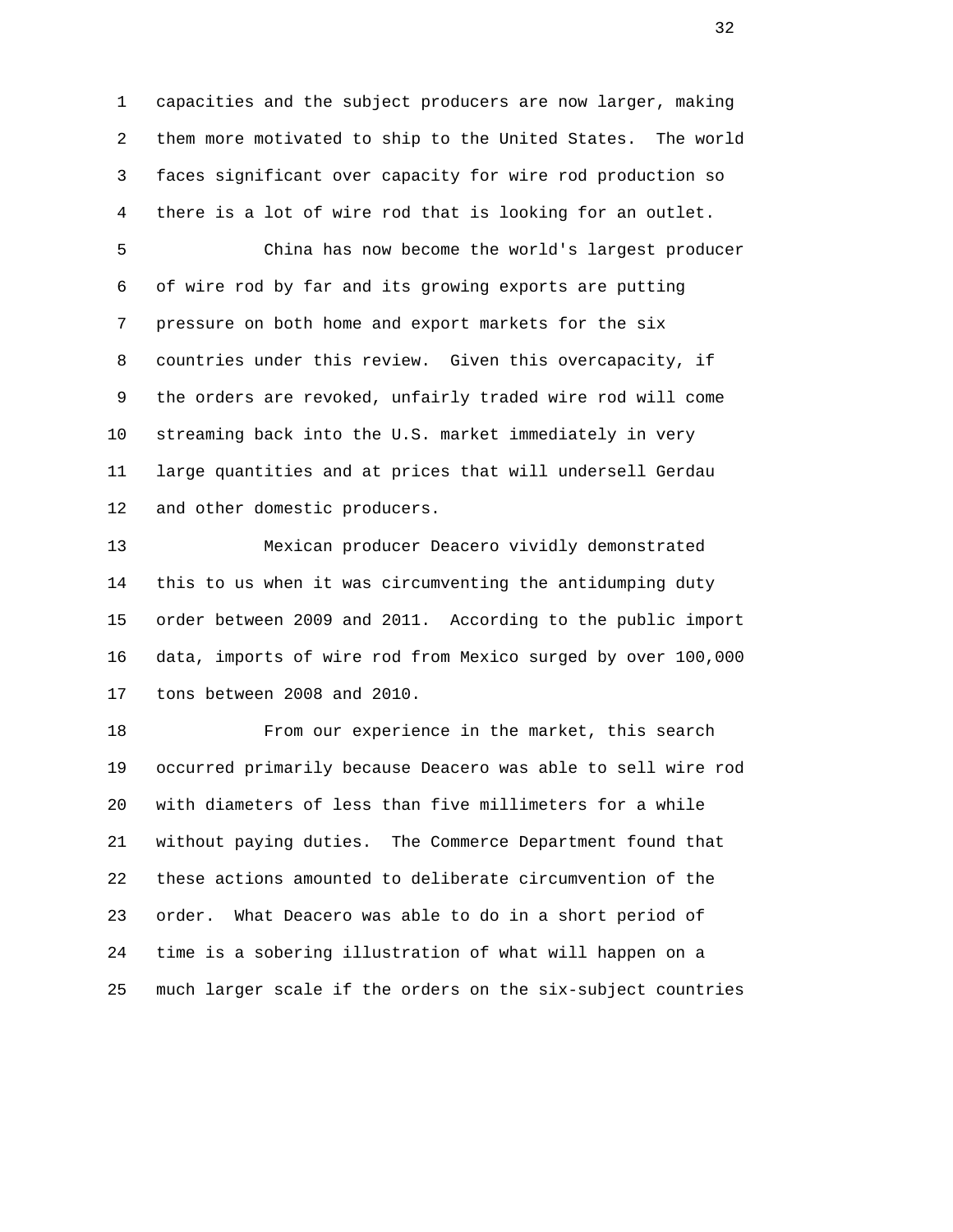capacities and the subject producers are now larger, making them more motivated to ship to the United States. The world faces significant over capacity for wire rod production so there is a lot of wire rod that is looking for an outlet.

China has now become the world's largest producer of wire rod by far and its growing exports are putting pressure on both home and export markets for the six countries under this review. Given this overcapacity, if the orders are revoked, unfairly traded wire rod will come streaming back into the U.S. market immediately in very large quantities and at prices that will undersell Gerdau and other domestic producers.

Mexican producer Deacero vividly demonstrated this to us when it was circumventing the antidumping duty order between 2009 and 2011. According to the public import data, imports of wire rod from Mexico surged by over 100,000 tons between 2008 and 2010.

From our experience in the market, this search occurred primarily because Deacero was able to sell wire rod with diameters of less than five millimeters for a while without paying duties. The Commerce Department found that these actions amounted to deliberate circumvention of the order. What Deacero was able to do in a short period of time is a sobering illustration of what will happen on a much larger scale if the orders on the six-subject countries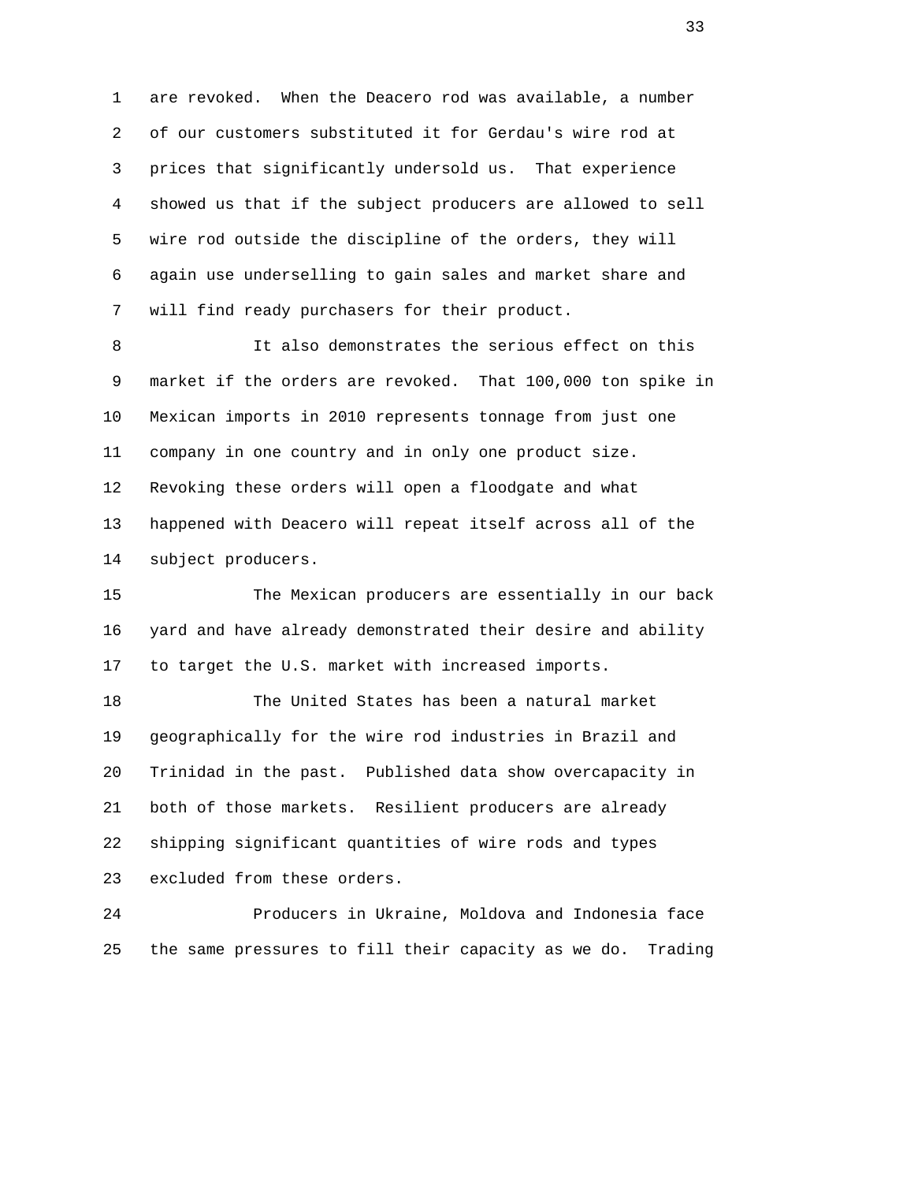are revoked. When the Deacero rod was available, a number of our customers substituted it for Gerdau's wire rod at prices that significantly undersold us. That experience showed us that if the subject producers are allowed to sell wire rod outside the discipline of the orders, they will again use underselling to gain sales and market share and will find ready purchasers for their product.

It also demonstrates the serious effect on this market if the orders are revoked. That 100,000 ton spike in Mexican imports in 2010 represents tonnage from just one company in one country and in only one product size. Revoking these orders will open a floodgate and what happened with Deacero will repeat itself across all of the subject producers.

The Mexican producers are essentially in our back yard and have already demonstrated their desire and ability to target the U.S. market with increased imports.

The United States has been a natural market geographically for the wire rod industries in Brazil and Trinidad in the past. Published data show overcapacity in both of those markets. Resilient producers are already shipping significant quantities of wire rods and types excluded from these orders.

Producers in Ukraine, Moldova and Indonesia face the same pressures to fill their capacity as we do. Trading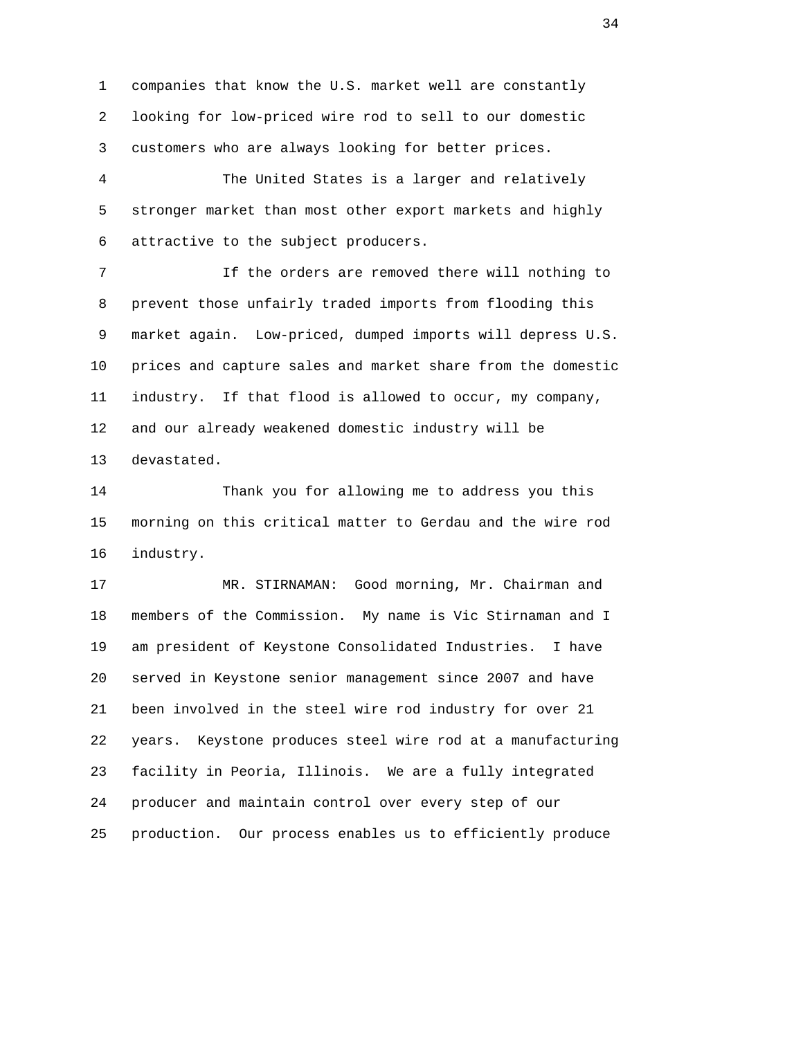companies that know the U.S. market well are constantly looking for low-priced wire rod to sell to our domestic customers who are always looking for better prices.

The United States is a larger and relatively stronger market than most other export markets and highly attractive to the subject producers.

If the orders are removed there will nothing to prevent those unfairly traded imports from flooding this market again. Low-priced, dumped imports will depress U.S. prices and capture sales and market share from the domestic industry. If that flood is allowed to occur, my company, and our already weakened domestic industry will be devastated.

Thank you for allowing me to address you this morning on this critical matter to Gerdau and the wire rod industry.

MR. STIRNAMAN: Good morning, Mr. Chairman and members of the Commission. My name is Vic Stirnaman and I am president of Keystone Consolidated Industries. I have served in Keystone senior management since 2007 and have been involved in the steel wire rod industry for over 21 years. Keystone produces steel wire rod at a manufacturing facility in Peoria, Illinois. We are a fully integrated producer and maintain control over every step of our production. Our process enables us to efficiently produce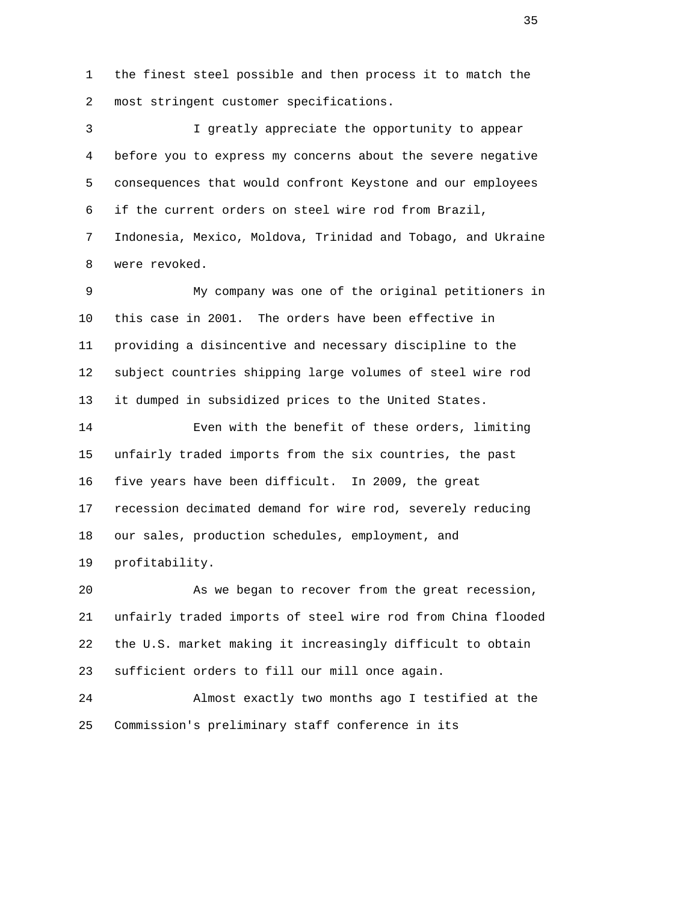the finest steel possible and then process it to match the most stringent customer specifications.

I greatly appreciate the opportunity to appear before you to express my concerns about the severe negative consequences that would confront Keystone and our employees if the current orders on steel wire rod from Brazil, Indonesia, Mexico, Moldova, Trinidad and Tobago, and Ukraine were revoked.

My company was one of the original petitioners in this case in 2001. The orders have been effective in providing a disincentive and necessary discipline to the subject countries shipping large volumes of steel wire rod it dumped in subsidized prices to the United States.

Even with the benefit of these orders, limiting unfairly traded imports from the six countries, the past five years have been difficult. In 2009, the great recession decimated demand for wire rod, severely reducing our sales, production schedules, employment, and profitability.

As we began to recover from the great recession, unfairly traded imports of steel wire rod from China flooded the U.S. market making it increasingly difficult to obtain sufficient orders to fill our mill once again.

Almost exactly two months ago I testified at the Commission's preliminary staff conference in its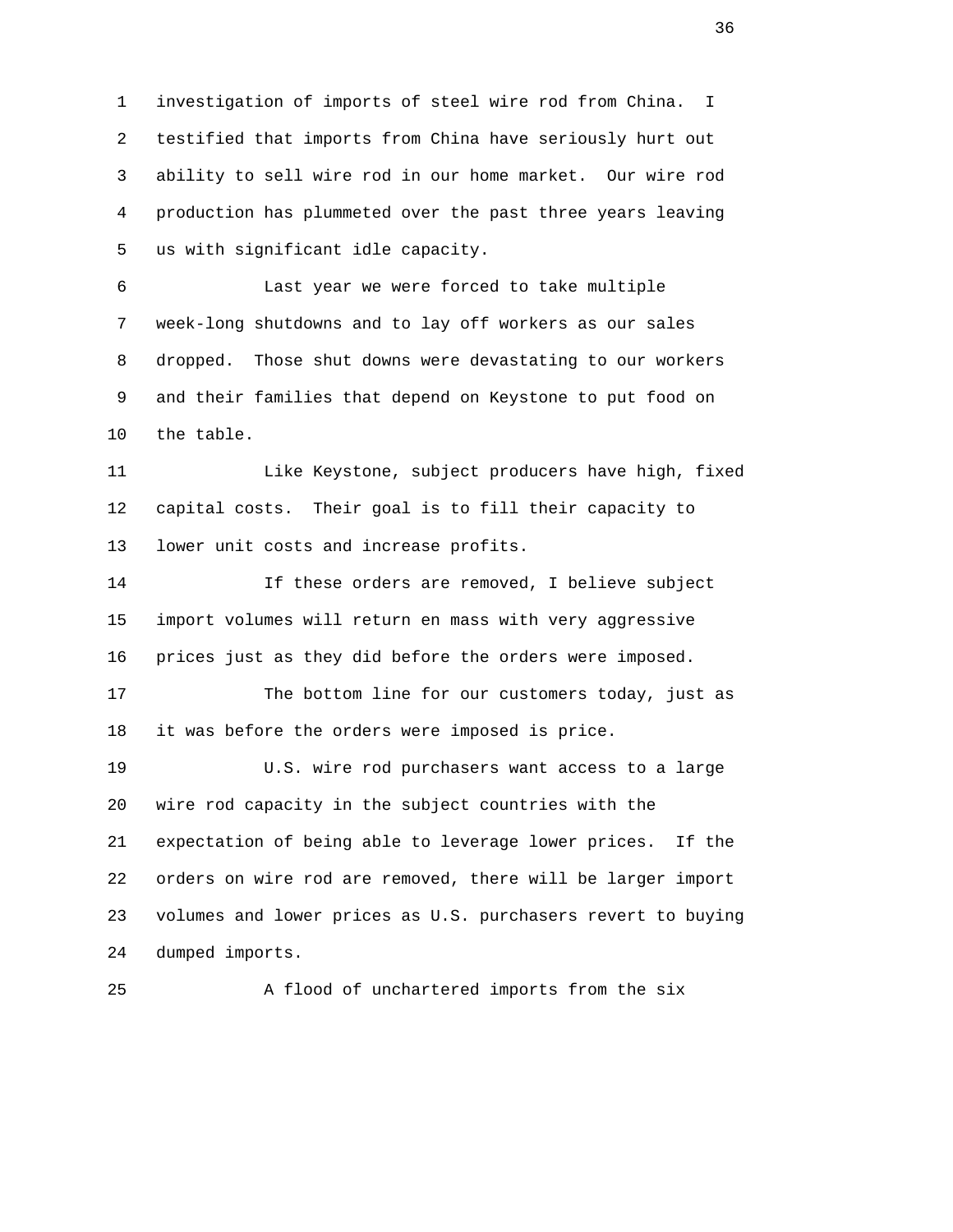investigation of imports of steel wire rod from China. I testified that imports from China have seriously hurt out ability to sell wire rod in our home market. Our wire rod production has plummeted over the past three years leaving us with significant idle capacity.

Last year we were forced to take multiple week-long shutdowns and to lay off workers as our sales dropped. Those shut downs were devastating to our workers and their families that depend on Keystone to put food on the table.

Like Keystone, subject producers have high, fixed capital costs. Their goal is to fill their capacity to lower unit costs and increase profits.

If these orders are removed, I believe subject import volumes will return en mass with very aggressive prices just as they did before the orders were imposed.

The bottom line for our customers today, just as it was before the orders were imposed is price.

U.S. wire rod purchasers want access to a large wire rod capacity in the subject countries with the expectation of being able to leverage lower prices. If the orders on wire rod are removed, there will be larger import volumes and lower prices as U.S. purchasers revert to buying dumped imports.

A flood of unchartered imports from the six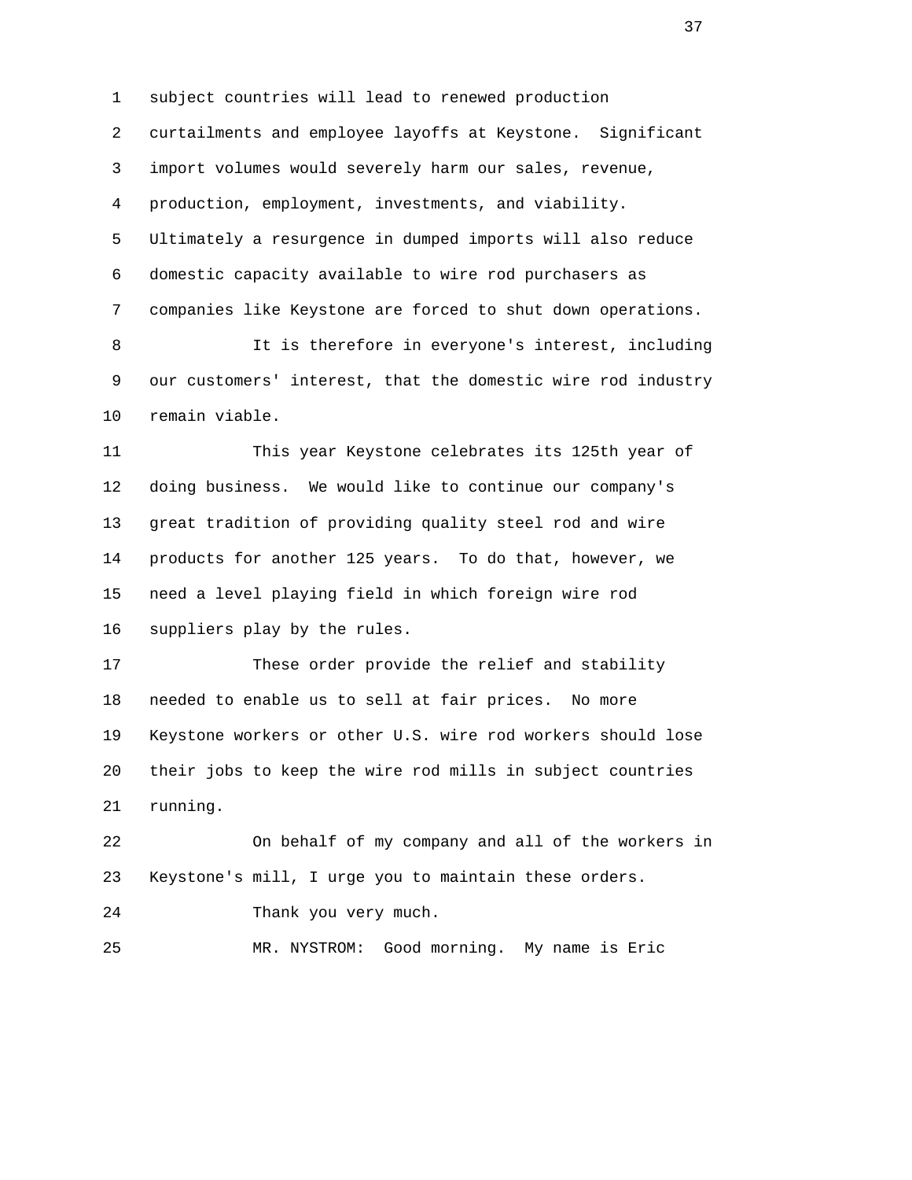subject countries will lead to renewed production curtailments and employee layoffs at Keystone. Significant import volumes would severely harm our sales, revenue, production, employment, investments, and viability. Ultimately a resurgence in dumped imports will also reduce domestic capacity available to wire rod purchasers as companies like Keystone are forced to shut down operations.

It is therefore in everyone's interest, including our customers' interest, that the domestic wire rod industry remain viable.

This year Keystone celebrates its 125th year of doing business. We would like to continue our company's great tradition of providing quality steel rod and wire products for another 125 years. To do that, however, we need a level playing field in which foreign wire rod suppliers play by the rules.

These order provide the relief and stability needed to enable us to sell at fair prices. No more Keystone workers or other U.S. wire rod workers should lose their jobs to keep the wire rod mills in subject countries running.

On behalf of my company and all of the workers in Keystone's mill, I urge you to maintain these orders.

Thank you very much.

MR. NYSTROM: Good morning. My name is Eric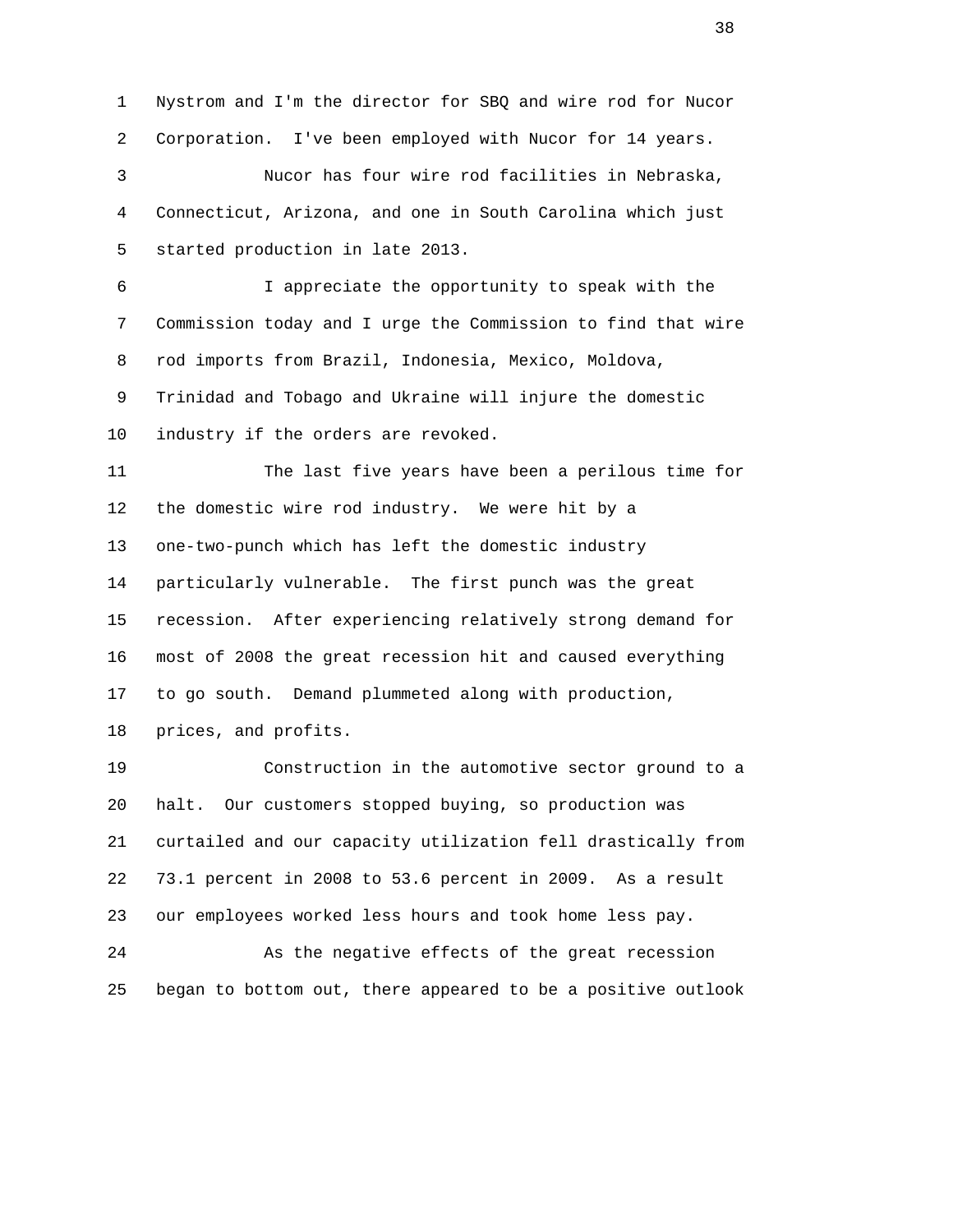Nystrom and I'm the director for SBQ and wire rod for Nucor Corporation. I've been employed with Nucor for 14 years.

Nucor has four wire rod facilities in Nebraska, Connecticut, Arizona, and one in South Carolina which just started production in late 2013.

I appreciate the opportunity to speak with the Commission today and I urge the Commission to find that wire rod imports from Brazil, Indonesia, Mexico, Moldova, Trinidad and Tobago and Ukraine will injure the domestic industry if the orders are revoked.

The last five years have been a perilous time for the domestic wire rod industry. We were hit by a one-two-punch which has left the domestic industry particularly vulnerable. The first punch was the great recession. After experiencing relatively strong demand for most of 2008 the great recession hit and caused everything to go south. Demand plummeted along with production, prices, and profits.

Construction in the automotive sector ground to a halt. Our customers stopped buying, so production was curtailed and our capacity utilization fell drastically from 73.1 percent in 2008 to 53.6 percent in 2009. As a result our employees worked less hours and took home less pay.

As the negative effects of the great recession began to bottom out, there appeared to be a positive outlook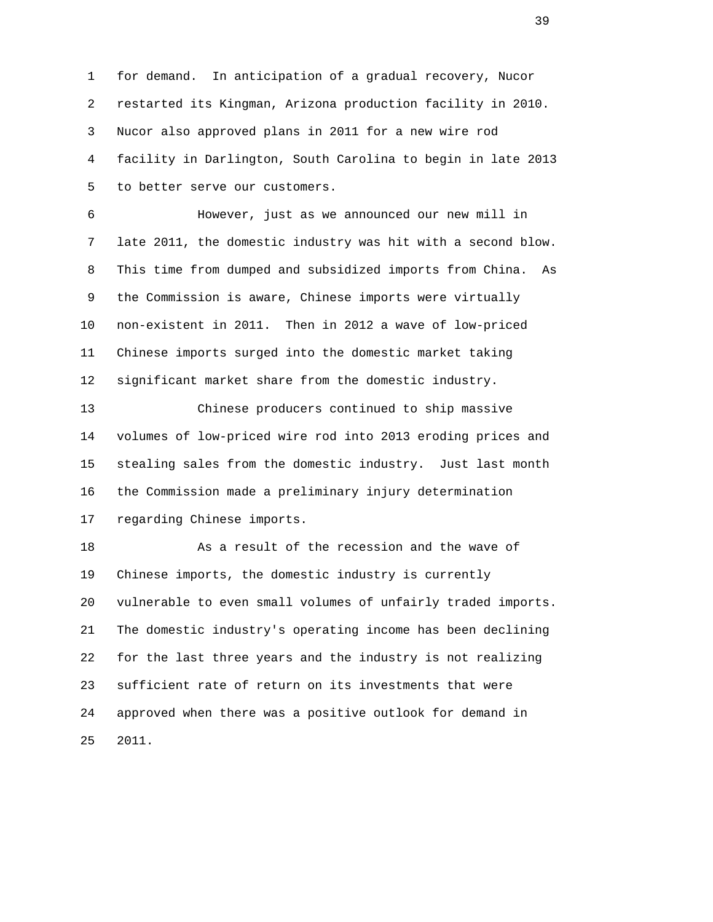for demand. In anticipation of a gradual recovery, Nucor restarted its Kingman, Arizona production facility in 2010. Nucor also approved plans in 2011 for a new wire rod facility in Darlington, South Carolina to begin in late 2013 to better serve our customers.

However, just as we announced our new mill in late 2011, the domestic industry was hit with a second blow. This time from dumped and subsidized imports from China. As the Commission is aware, Chinese imports were virtually non-existent in 2011. Then in 2012 a wave of low-priced Chinese imports surged into the domestic market taking significant market share from the domestic industry.

Chinese producers continued to ship massive volumes of low-priced wire rod into 2013 eroding prices and stealing sales from the domestic industry. Just last month the Commission made a preliminary injury determination regarding Chinese imports.

As a result of the recession and the wave of Chinese imports, the domestic industry is currently vulnerable to even small volumes of unfairly traded imports. The domestic industry's operating income has been declining for the last three years and the industry is not realizing sufficient rate of return on its investments that were approved when there was a positive outlook for demand in 2011.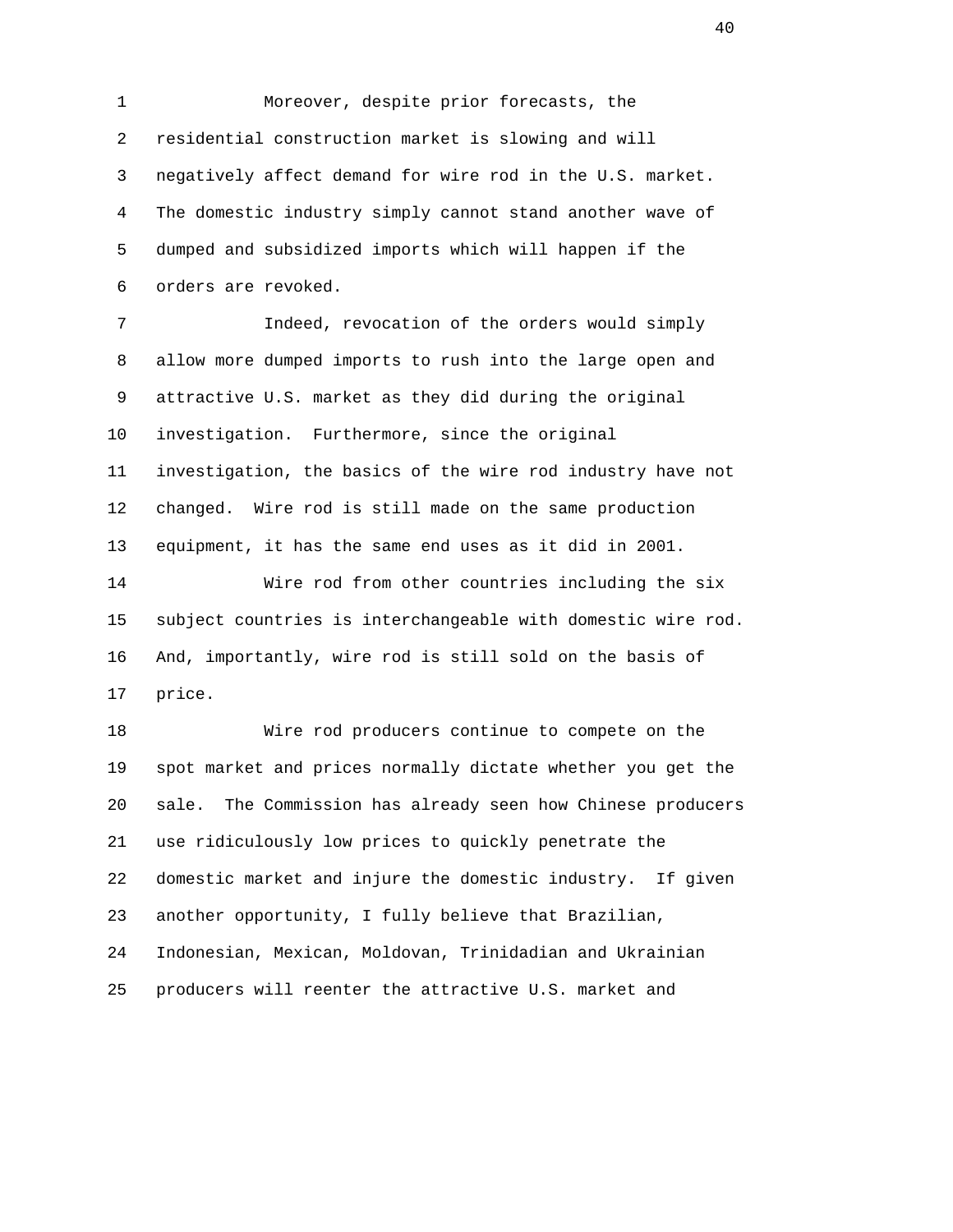Moreover, despite prior forecasts, the residential construction market is slowing and will negatively affect demand for wire rod in the U.S. market. The domestic industry simply cannot stand another wave of dumped and subsidized imports which will happen if the orders are revoked.

Indeed, revocation of the orders would simply allow more dumped imports to rush into the large open and attractive U.S. market as they did during the original investigation. Furthermore, since the original investigation, the basics of the wire rod industry have not changed. Wire rod is still made on the same production equipment, it has the same end uses as it did in 2001.

Wire rod from other countries including the six subject countries is interchangeable with domestic wire rod. And, importantly, wire rod is still sold on the basis of price.

Wire rod producers continue to compete on the spot market and prices normally dictate whether you get the sale. The Commission has already seen how Chinese producers use ridiculously low prices to quickly penetrate the domestic market and injure the domestic industry. If given another opportunity, I fully believe that Brazilian, Indonesian, Mexican, Moldovan, Trinidadian and Ukrainian producers will reenter the attractive U.S. market and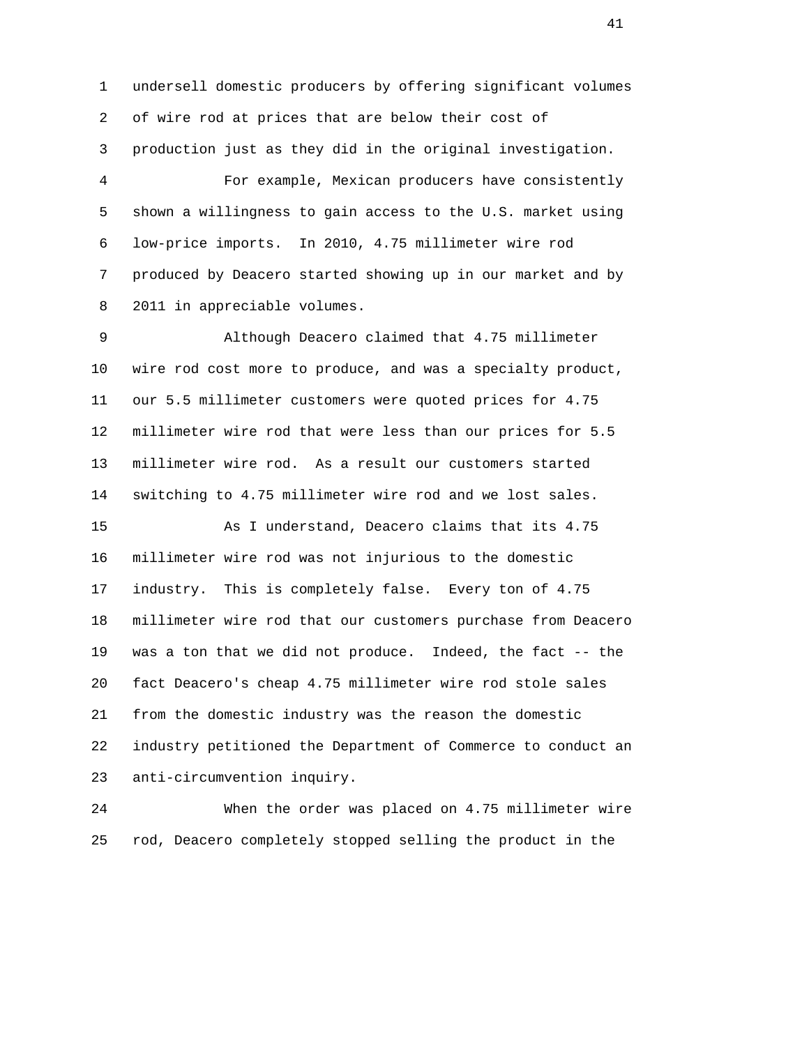undersell domestic producers by offering significant volumes of wire rod at prices that are below their cost of production just as they did in the original investigation.

For example, Mexican producers have consistently shown a willingness to gain access to the U.S. market using low-price imports. In 2010, 4.75 millimeter wire rod produced by Deacero started showing up in our market and by 2011 in appreciable volumes.

Although Deacero claimed that 4.75 millimeter wire rod cost more to produce, and was a specialty product, our 5.5 millimeter customers were quoted prices for 4.75 millimeter wire rod that were less than our prices for 5.5 millimeter wire rod. As a result our customers started switching to 4.75 millimeter wire rod and we lost sales.

As I understand, Deacero claims that its 4.75 millimeter wire rod was not injurious to the domestic industry. This is completely false. Every ton of 4.75 millimeter wire rod that our customers purchase from Deacero was a ton that we did not produce. Indeed, the fact -- the fact Deacero's cheap 4.75 millimeter wire rod stole sales from the domestic industry was the reason the domestic industry petitioned the Department of Commerce to conduct an anti-circumvention inquiry.

When the order was placed on 4.75 millimeter wire rod, Deacero completely stopped selling the product in the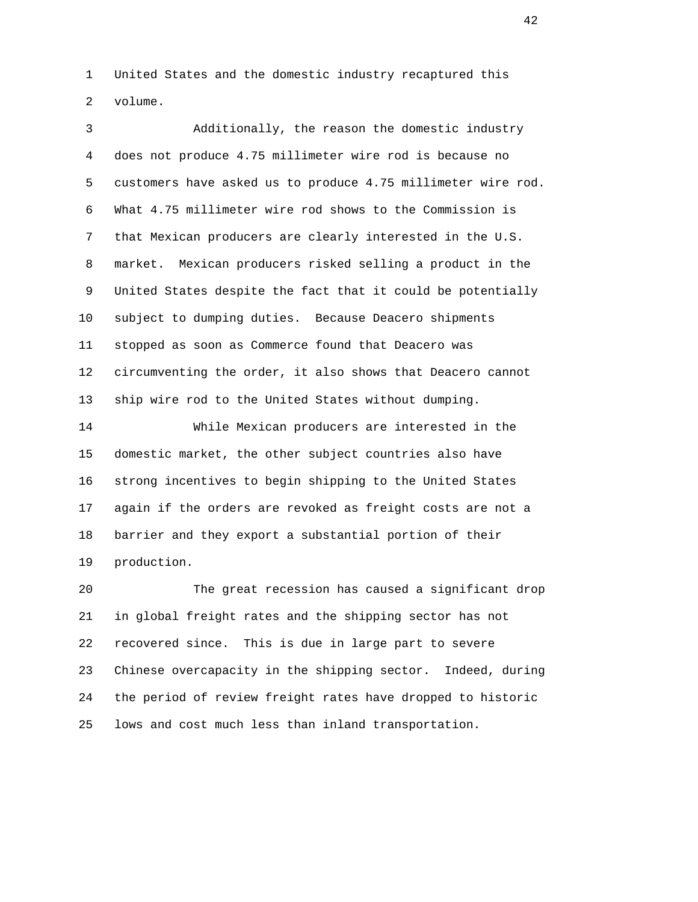United States and the domestic industry recaptured this volume.

Additionally, the reason the domestic industry does not produce 4.75 millimeter wire rod is because no customers have asked us to produce 4.75 millimeter wire rod. What 4.75 millimeter wire rod shows to the Commission is that Mexican producers are clearly interested in the U.S. market. Mexican producers risked selling a product in the United States despite the fact that it could be potentially subject to dumping duties. Because Deacero shipments stopped as soon as Commerce found that Deacero was circumventing the order, it also shows that Deacero cannot ship wire rod to the United States without dumping.

While Mexican producers are interested in the domestic market, the other subject countries also have strong incentives to begin shipping to the United States again if the orders are revoked as freight costs are not a barrier and they export a substantial portion of their production.

The great recession has caused a significant drop in global freight rates and the shipping sector has not recovered since. This is due in large part to severe Chinese overcapacity in the shipping sector. Indeed, during the period of review freight rates have dropped to historic lows and cost much less than inland transportation.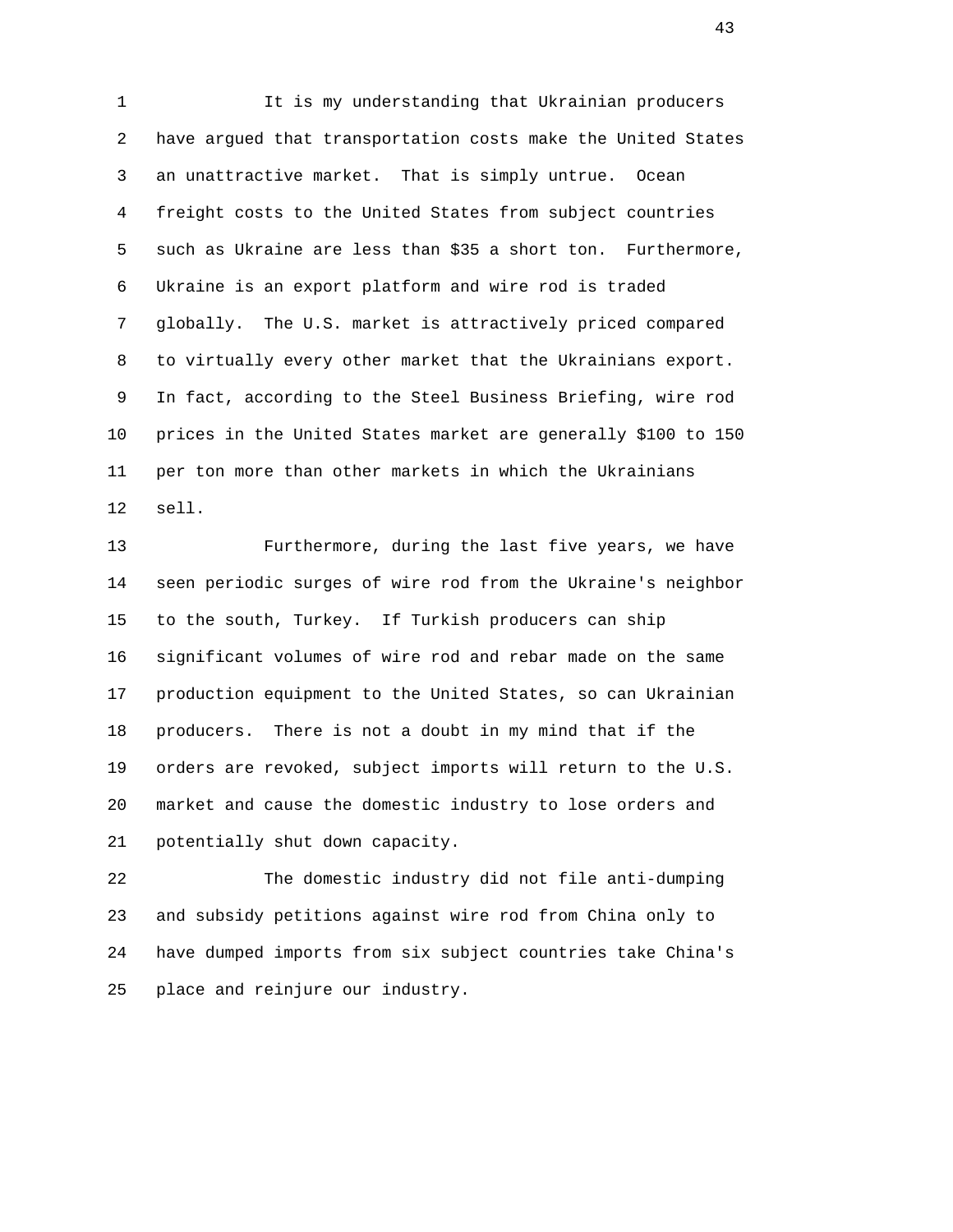It is my understanding that Ukrainian producers have argued that transportation costs make the United States an unattractive market. That is simply untrue. Ocean freight costs to the United States from subject countries such as Ukraine are less than $35 a short ton. Furthermore, Ukraine is an export platform and wire rod is traded globally. The U.S. market is attractively priced compared to virtually every other market that the Ukrainians export. In fact, according to the Steel Business Briefing, wire rod prices in the United States market are generally $100 to 150 per ton more than other markets in which the Ukrainians sell.

Furthermore, during the last five years, we have seen periodic surges of wire rod from the Ukraine's neighbor to the south, Turkey. If Turkish producers can ship significant volumes of wire rod and rebar made on the same production equipment to the United States, so can Ukrainian producers. There is not a doubt in my mind that if the orders are revoked, subject imports will return to the U.S. market and cause the domestic industry to lose orders and potentially shut down capacity.

The domestic industry did not file anti-dumping and subsidy petitions against wire rod from China only to have dumped imports from six subject countries take China's place and reinjure our industry.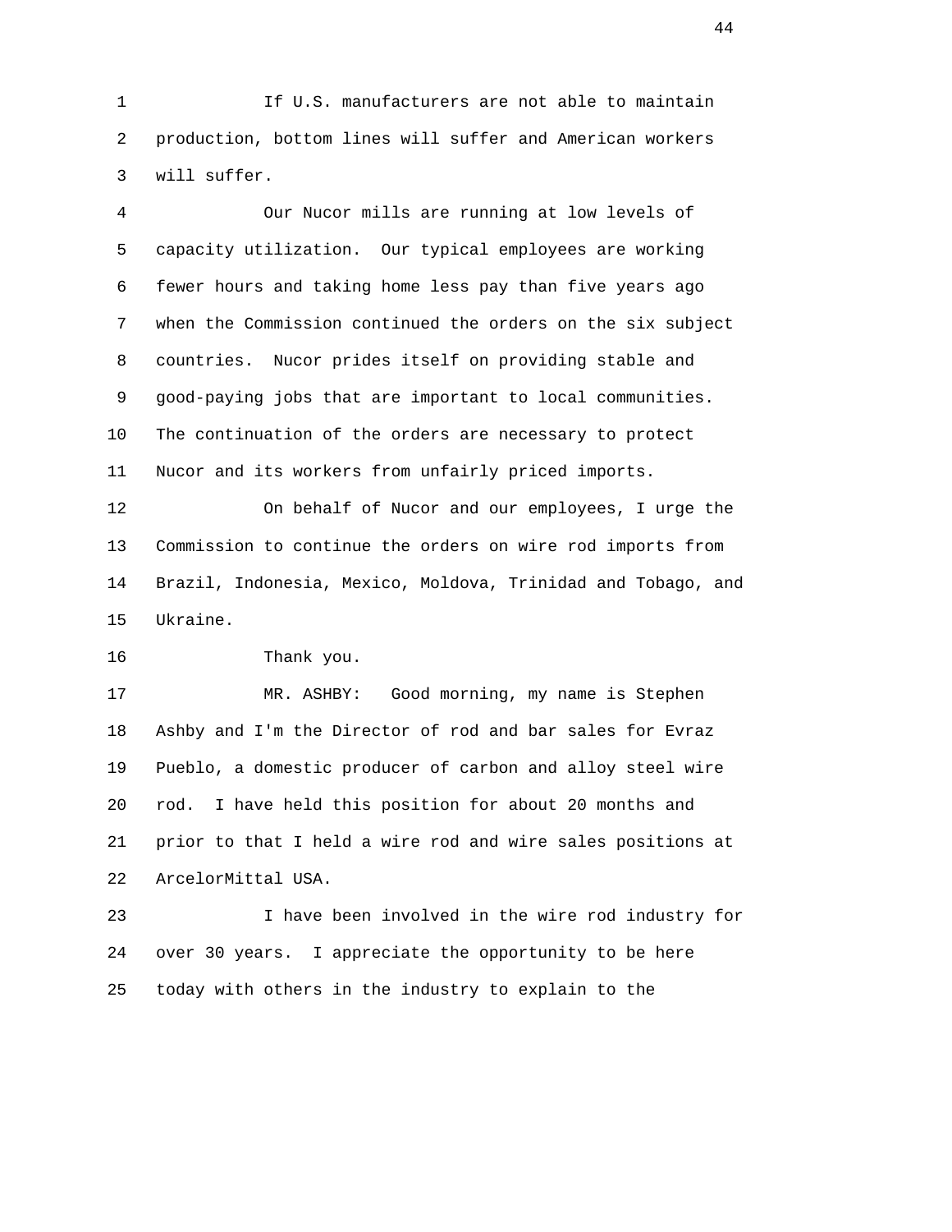If U.S. manufacturers are not able to maintain production, bottom lines will suffer and American workers will suffer.

Our Nucor mills are running at low levels of capacity utilization. Our typical employees are working fewer hours and taking home less pay than five years ago when the Commission continued the orders on the six subject countries. Nucor prides itself on providing stable and good-paying jobs that are important to local communities. The continuation of the orders are necessary to protect Nucor and its workers from unfairly priced imports.

On behalf of Nucor and our employees, I urge the Commission to continue the orders on wire rod imports from Brazil, Indonesia, Mexico, Moldova, Trinidad and Tobago, and Ukraine.

Thank you.

MR. ASHBY: Good morning, my name is Stephen Ashby and I'm the Director of rod and bar sales for Evraz Pueblo, a domestic producer of carbon and alloy steel wire rod. I have held this position for about 20 months and prior to that I held a wire rod and wire sales positions at ArcelorMittal USA.

I have been involved in the wire rod industry for over 30 years. I appreciate the opportunity to be here today with others in the industry to explain to the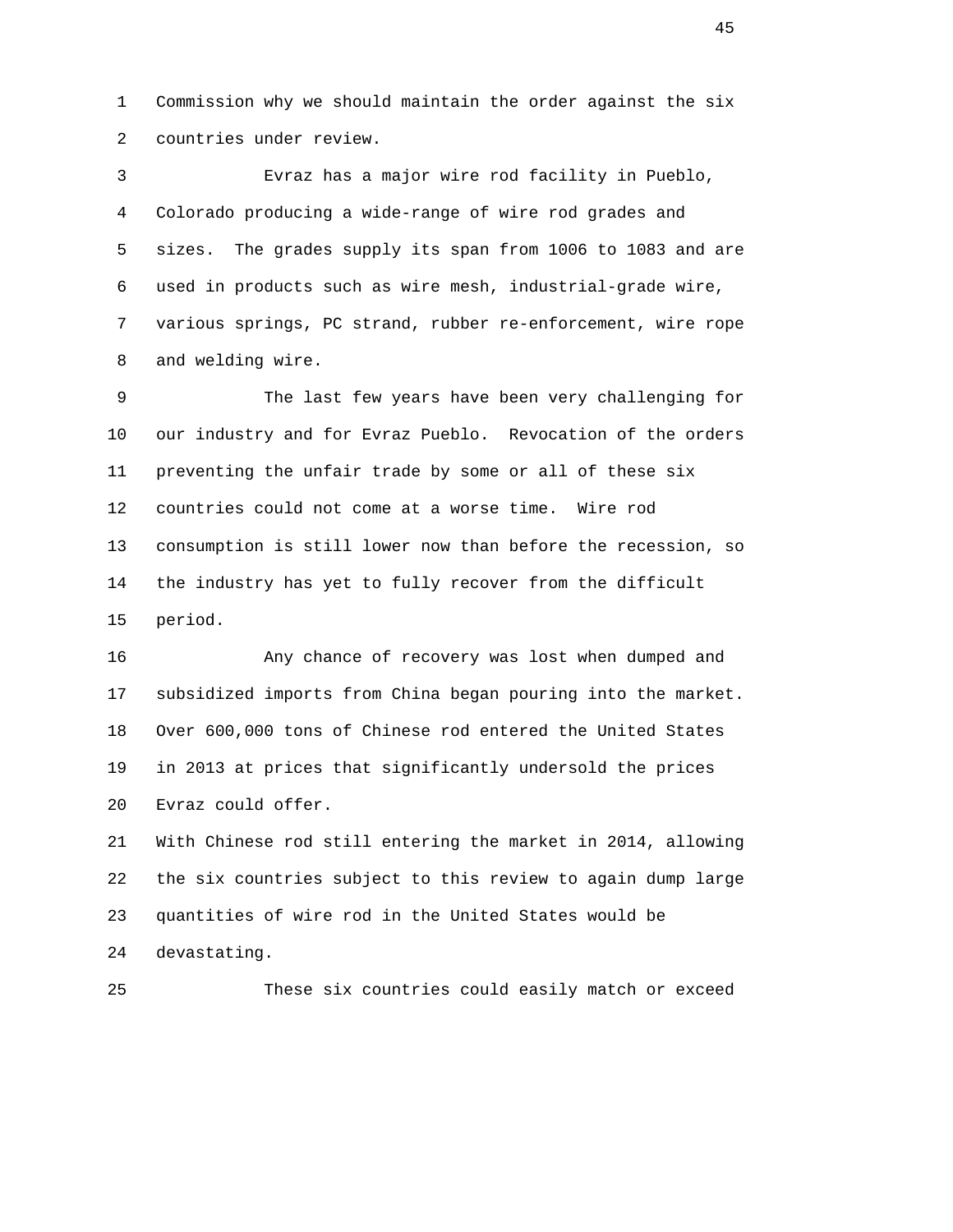Commission why we should maintain the order against the six countries under review.

Evraz has a major wire rod facility in Pueblo, Colorado producing a wide-range of wire rod grades and sizes. The grades supply its span from 1006 to 1083 and are used in products such as wire mesh, industrial-grade wire, various springs, PC strand, rubber re-enforcement, wire rope and welding wire.

The last few years have been very challenging for our industry and for Evraz Pueblo. Revocation of the orders preventing the unfair trade by some or all of these six countries could not come at a worse time. Wire rod consumption is still lower now than before the recession, so the industry has yet to fully recover from the difficult period.

Any chance of recovery was lost when dumped and subsidized imports from China began pouring into the market. Over 600,000 tons of Chinese rod entered the United States in 2013 at prices that significantly undersold the prices Evraz could offer.

With Chinese rod still entering the market in 2014, allowing the six countries subject to this review to again dump large quantities of wire rod in the United States would be devastating.

These six countries could easily match or exceed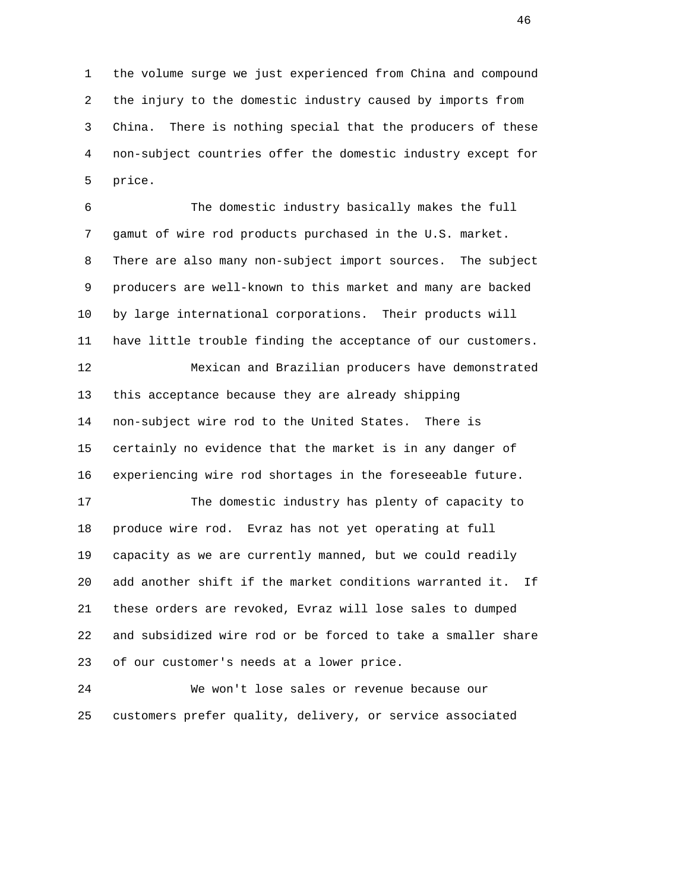the volume surge we just experienced from China and compound the injury to the domestic industry caused by imports from China. There is nothing special that the producers of these non-subject countries offer the domestic industry except for price.

The domestic industry basically makes the full gamut of wire rod products purchased in the U.S. market. There are also many non-subject import sources. The subject producers are well-known to this market and many are backed by large international corporations. Their products will have little trouble finding the acceptance of our customers.

Mexican and Brazilian producers have demonstrated this acceptance because they are already shipping non-subject wire rod to the United States. There is certainly no evidence that the market is in any danger of experiencing wire rod shortages in the foreseeable future.

The domestic industry has plenty of capacity to produce wire rod. Evraz has not yet operating at full capacity as we are currently manned, but we could readily add another shift if the market conditions warranted it. If these orders are revoked, Evraz will lose sales to dumped and subsidized wire rod or be forced to take a smaller share of our customer's needs at a lower price.

We won't lose sales or revenue because our customers prefer quality, delivery, or service associated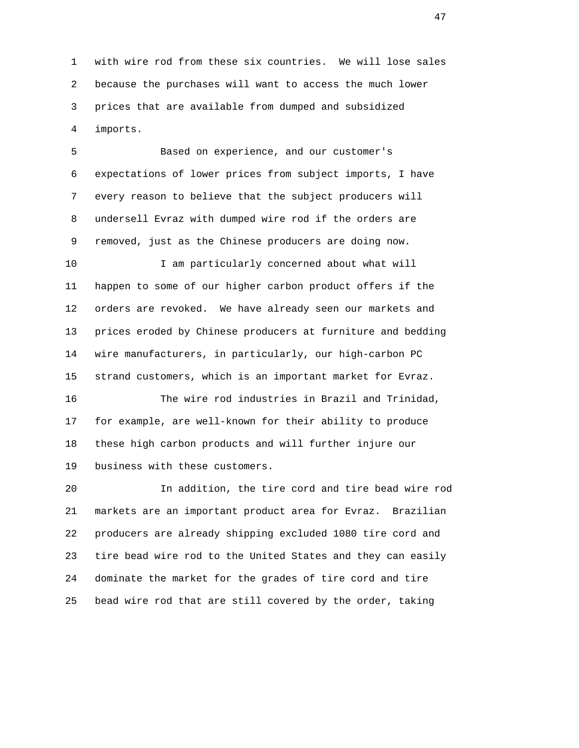with wire rod from these six countries. We will lose sales because the purchases will want to access the much lower prices that are available from dumped and subsidized imports.

Based on experience, and our customer's expectations of lower prices from subject imports, I have every reason to believe that the subject producers will undersell Evraz with dumped wire rod if the orders are removed, just as the Chinese producers are doing now.

I am particularly concerned about what will happen to some of our higher carbon product offers if the orders are revoked. We have already seen our markets and prices eroded by Chinese producers at furniture and bedding wire manufacturers, in particularly, our high-carbon PC strand customers, which is an important market for Evraz.

The wire rod industries in Brazil and Trinidad, for example, are well-known for their ability to produce these high carbon products and will further injure our business with these customers.

In addition, the tire cord and tire bead wire rod markets are an important product area for Evraz. Brazilian producers are already shipping excluded 1080 tire cord and tire bead wire rod to the United States and they can easily dominate the market for the grades of tire cord and tire bead wire rod that are still covered by the order, taking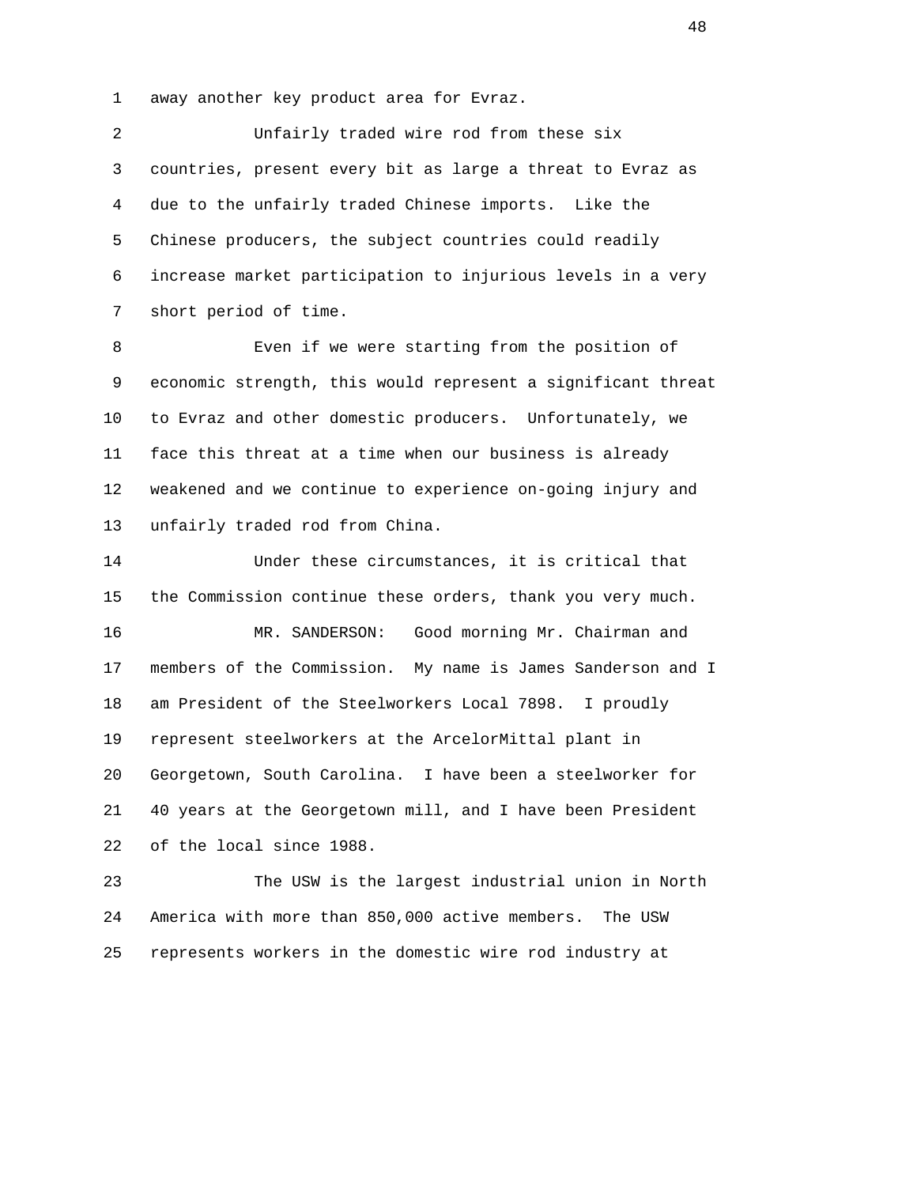away another key product area for Evraz.

Unfairly traded wire rod from these six countries, present every bit as large a threat to Evraz as due to the unfairly traded Chinese imports. Like the Chinese producers, the subject countries could readily increase market participation to injurious levels in a very short period of time.

Even if we were starting from the position of economic strength, this would represent a significant threat to Evraz and other domestic producers. Unfortunately, we face this threat at a time when our business is already weakened and we continue to experience on-going injury and unfairly traded rod from China.

Under these circumstances, it is critical that the Commission continue these orders, thank you very much.

MR. SANDERSON: Good morning Mr. Chairman and members of the Commission. My name is James Sanderson and I am President of the Steelworkers Local 7898. I proudly represent steelworkers at the ArcelorMittal plant in Georgetown, South Carolina. I have been a steelworker for 40 years at the Georgetown mill, and I have been President of the local since 1988.

The USW is the largest industrial union in North America with more than 850,000 active members. The USW represents workers in the domestic wire rod industry at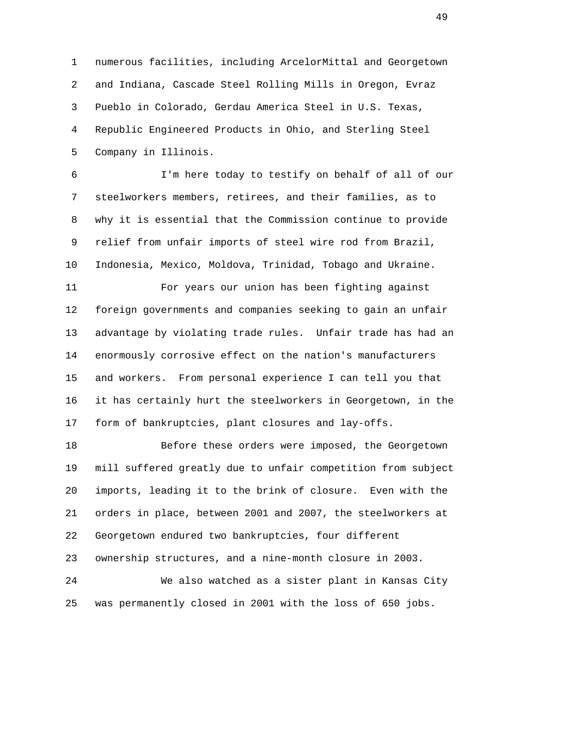numerous facilities, including ArcelorMittal and Georgetown and Indiana, Cascade Steel Rolling Mills in Oregon, Evraz Pueblo in Colorado, Gerdau America Steel in U.S. Texas, Republic Engineered Products in Ohio, and Sterling Steel Company in Illinois.

I'm here today to testify on behalf of all of our steelworkers members, retirees, and their families, as to why it is essential that the Commission continue to provide relief from unfair imports of steel wire rod from Brazil, Indonesia, Mexico, Moldova, Trinidad, Tobago and Ukraine.

For years our union has been fighting against foreign governments and companies seeking to gain an unfair advantage by violating trade rules. Unfair trade has had an enormously corrosive effect on the nation's manufacturers and workers. From personal experience I can tell you that it has certainly hurt the steelworkers in Georgetown, in the form of bankruptcies, plant closures and lay-offs.

Before these orders were imposed, the Georgetown mill suffered greatly due to unfair competition from subject imports, leading it to the brink of closure. Even with the orders in place, between 2001 and 2007, the steelworkers at Georgetown endured two bankruptcies, four different ownership structures, and a nine-month closure in 2003.

We also watched as a sister plant in Kansas City was permanently closed in 2001 with the loss of 650 jobs.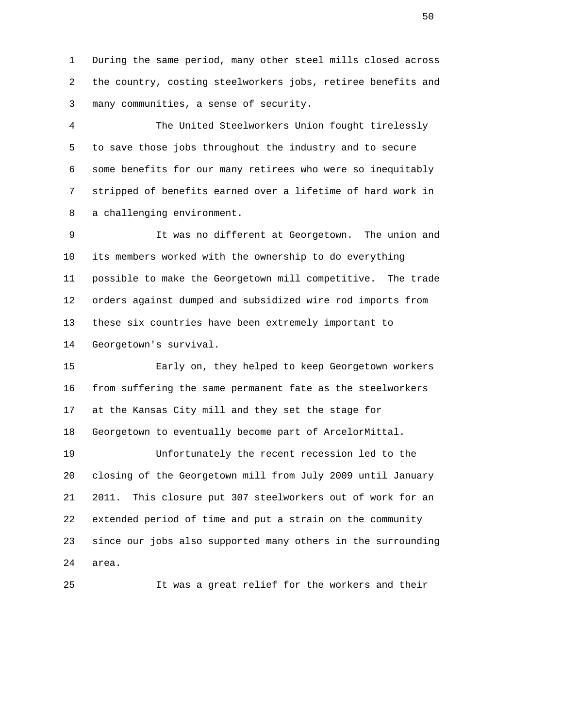During the same period, many other steel mills closed across the country, costing steelworkers jobs, retiree benefits and many communities, a sense of security.

The United Steelworkers Union fought tirelessly to save those jobs throughout the industry and to secure some benefits for our many retirees who were so inequitably stripped of benefits earned over a lifetime of hard work in a challenging environment.

It was no different at Georgetown. The union and its members worked with the ownership to do everything possible to make the Georgetown mill competitive. The trade orders against dumped and subsidized wire rod imports from these six countries have been extremely important to Georgetown's survival.

Early on, they helped to keep Georgetown workers from suffering the same permanent fate as the steelworkers at the Kansas City mill and they set the stage for Georgetown to eventually become part of ArcelorMittal.

Unfortunately the recent recession led to the closing of the Georgetown mill from July 2009 until January 2011. This closure put 307 steelworkers out of work for an extended period of time and put a strain on the community since our jobs also supported many others in the surrounding area.

It was a great relief for the workers and their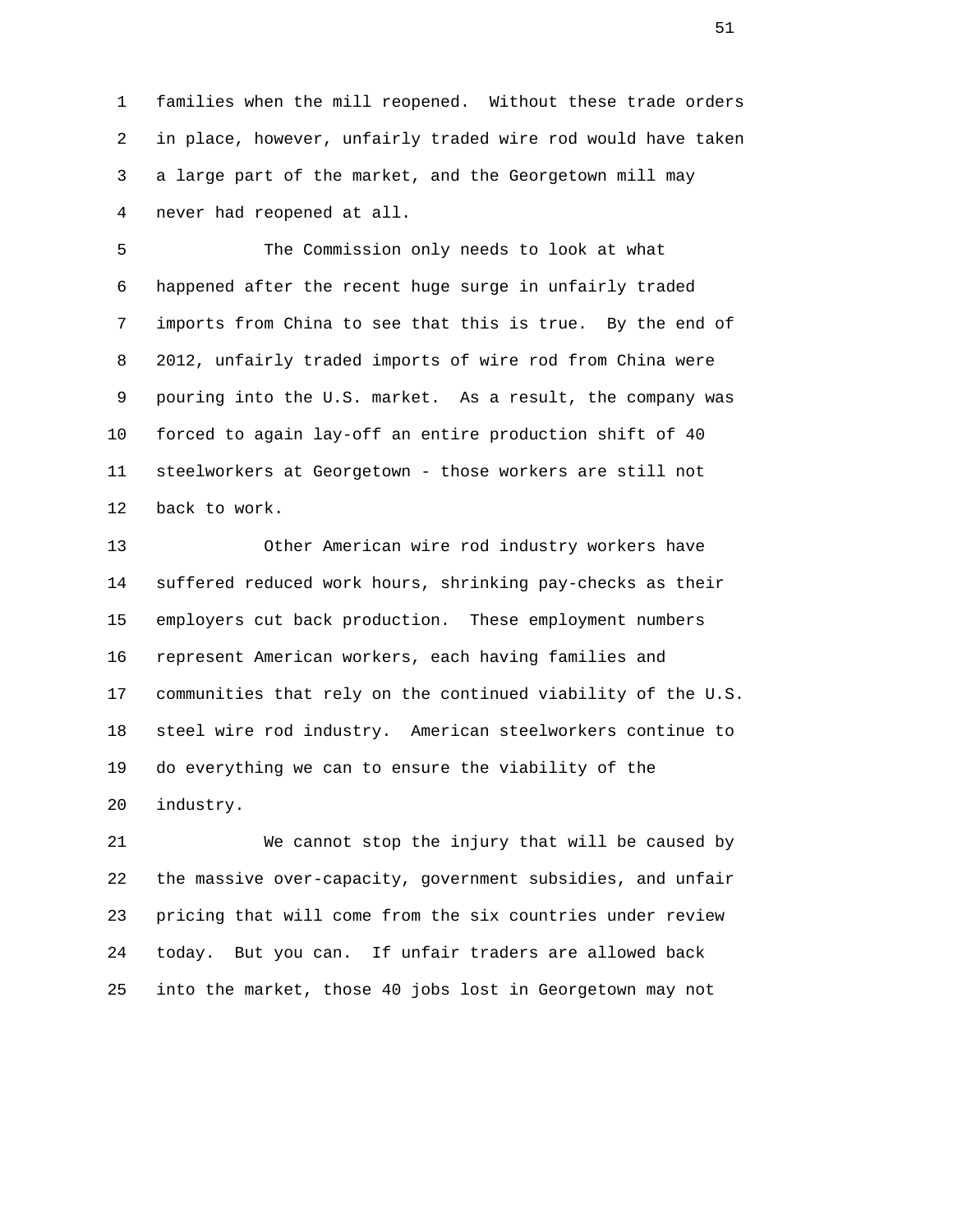families when the mill reopened. Without these trade orders in place, however, unfairly traded wire rod would have taken a large part of the market, and the Georgetown mill may never had reopened at all.

The Commission only needs to look at what happened after the recent huge surge in unfairly traded imports from China to see that this is true. By the end of 2012, unfairly traded imports of wire rod from China were pouring into the U.S. market. As a result, the company was forced to again lay-off an entire production shift of 40 steelworkers at Georgetown - those workers are still not back to work.

Other American wire rod industry workers have suffered reduced work hours, shrinking pay-checks as their employers cut back production. These employment numbers represent American workers, each having families and communities that rely on the continued viability of the U.S. steel wire rod industry. American steelworkers continue to do everything we can to ensure the viability of the industry.

We cannot stop the injury that will be caused by the massive over-capacity, government subsidies, and unfair pricing that will come from the six countries under review today. But you can. If unfair traders are allowed back into the market, those 40 jobs lost in Georgetown may not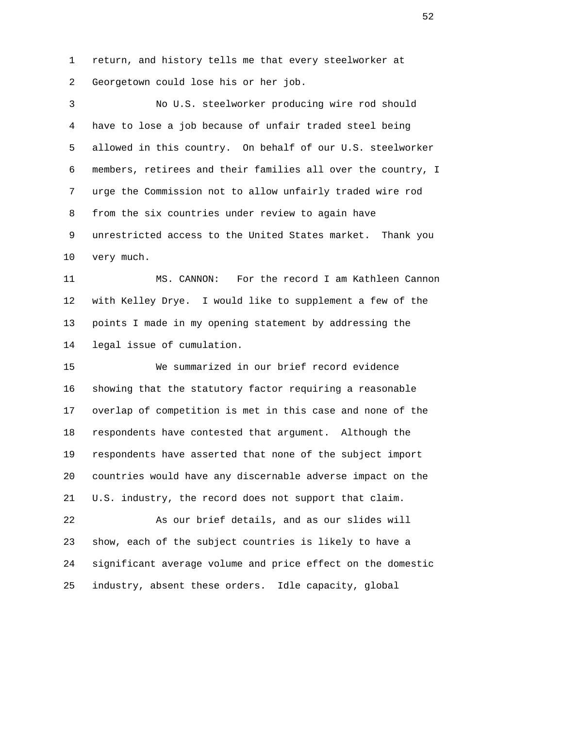return, and history tells me that every steelworker at Georgetown could lose his or her job.

No U.S. steelworker producing wire rod should have to lose a job because of unfair traded steel being allowed in this country. On behalf of our U.S. steelworker members, retirees and their families all over the country, I urge the Commission not to allow unfairly traded wire rod from the six countries under review to again have unrestricted access to the United States market. Thank you very much.

MS. CANNON: For the record I am Kathleen Cannon with Kelley Drye. I would like to supplement a few of the points I made in my opening statement by addressing the legal issue of cumulation.

We summarized in our brief record evidence showing that the statutory factor requiring a reasonable overlap of competition is met in this case and none of the respondents have contested that argument. Although the respondents have asserted that none of the subject import countries would have any discernable adverse impact on the U.S. industry, the record does not support that claim.

As our brief details, and as our slides will show, each of the subject countries is likely to have a significant average volume and price effect on the domestic industry, absent these orders. Idle capacity, global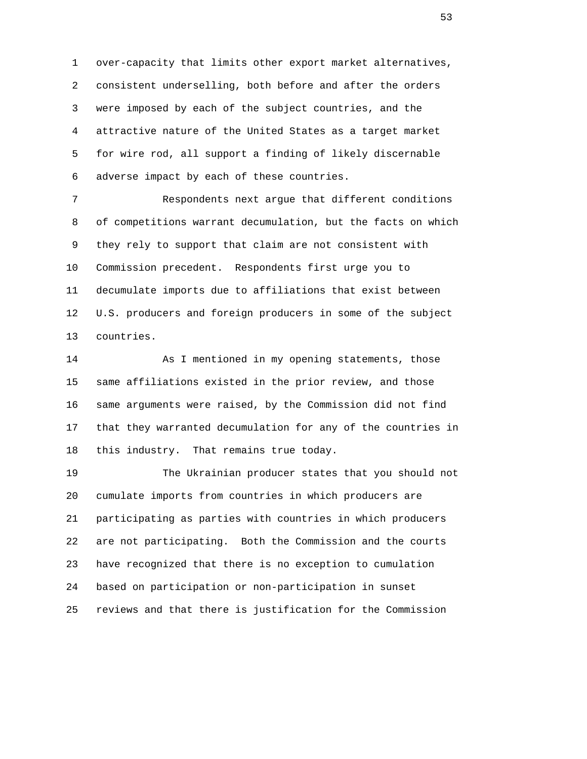over-capacity that limits other export market alternatives, consistent underselling, both before and after the orders were imposed by each of the subject countries, and the attractive nature of the United States as a target market for wire rod, all support a finding of likely discernable adverse impact by each of these countries.

Respondents next argue that different conditions of competitions warrant decumulation, but the facts on which they rely to support that claim are not consistent with Commission precedent. Respondents first urge you to decumulate imports due to affiliations that exist between U.S. producers and foreign producers in some of the subject countries.

As I mentioned in my opening statements, those same affiliations existed in the prior review, and those same arguments were raised, by the Commission did not find that they warranted decumulation for any of the countries in this industry. That remains true today.

The Ukrainian producer states that you should not cumulate imports from countries in which producers are participating as parties with countries in which producers are not participating. Both the Commission and the courts have recognized that there is no exception to cumulation based on participation or non-participation in sunset reviews and that there is justification for the Commission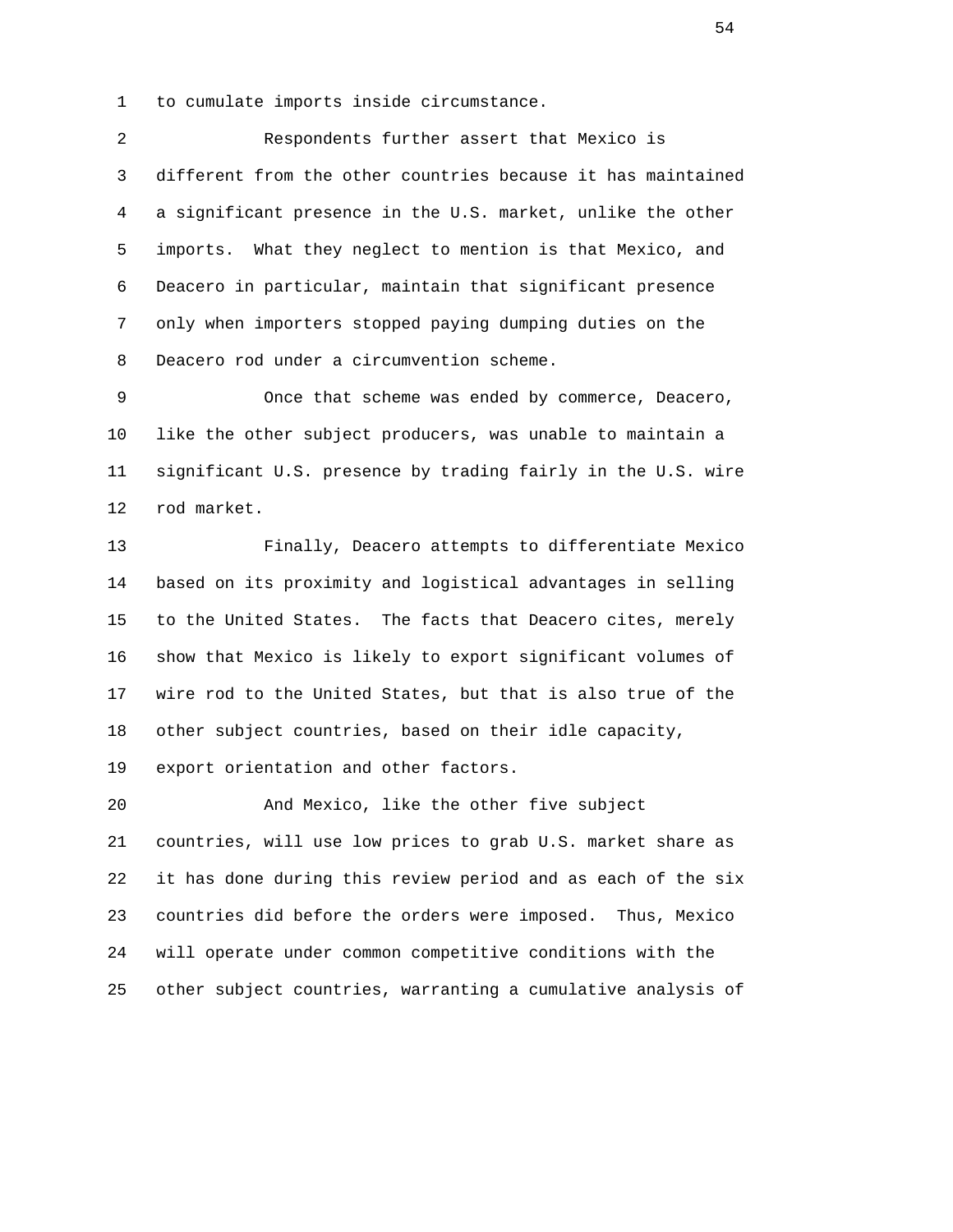to cumulate imports inside circumstance.

Respondents further assert that Mexico is different from the other countries because it has maintained a significant presence in the U.S. market, unlike the other imports. What they neglect to mention is that Mexico, and Deacero in particular, maintain that significant presence only when importers stopped paying dumping duties on the Deacero rod under a circumvention scheme.

Once that scheme was ended by commerce, Deacero, like the other subject producers, was unable to maintain a significant U.S. presence by trading fairly in the U.S. wire rod market.

Finally, Deacero attempts to differentiate Mexico based on its proximity and logistical advantages in selling to the United States. The facts that Deacero cites, merely show that Mexico is likely to export significant volumes of wire rod to the United States, but that is also true of the other subject countries, based on their idle capacity, export orientation and other factors.

And Mexico, like the other five subject countries, will use low prices to grab U.S. market share as it has done during this review period and as each of the six countries did before the orders were imposed. Thus, Mexico will operate under common competitive conditions with the other subject countries, warranting a cumulative analysis of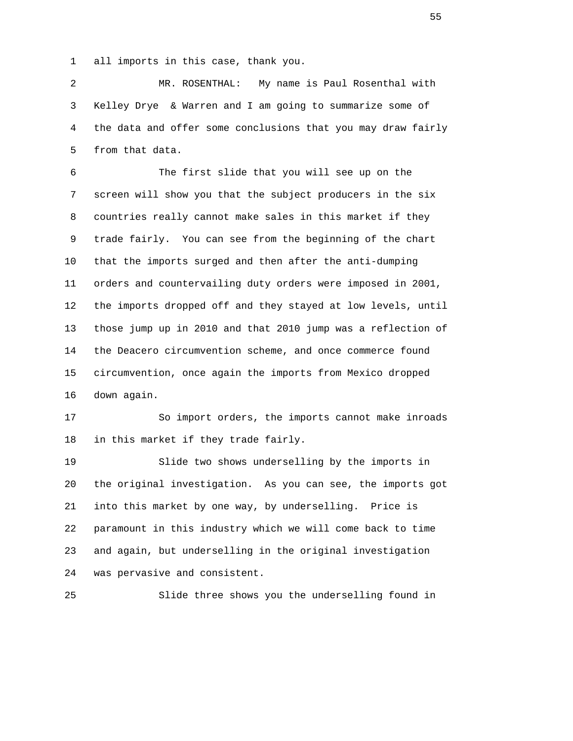all imports in this case, thank you.

MR. ROSENTHAL: My name is Paul Rosenthal with Kelley Drye & Warren and I am going to summarize some of the data and offer some conclusions that you may draw fairly from that data.

The first slide that you will see up on the screen will show you that the subject producers in the six countries really cannot make sales in this market if they trade fairly. You can see from the beginning of the chart that the imports surged and then after the anti-dumping orders and countervailing duty orders were imposed in 2001, the imports dropped off and they stayed at low levels, until those jump up in 2010 and that 2010 jump was a reflection of the Deacero circumvention scheme, and once commerce found circumvention, once again the imports from Mexico dropped down again.

So import orders, the imports cannot make inroads in this market if they trade fairly.

Slide two shows underselling by the imports in the original investigation. As you can see, the imports got into this market by one way, by underselling. Price is paramount in this industry which we will come back to time and again, but underselling in the original investigation was pervasive and consistent.

Slide three shows you the underselling found in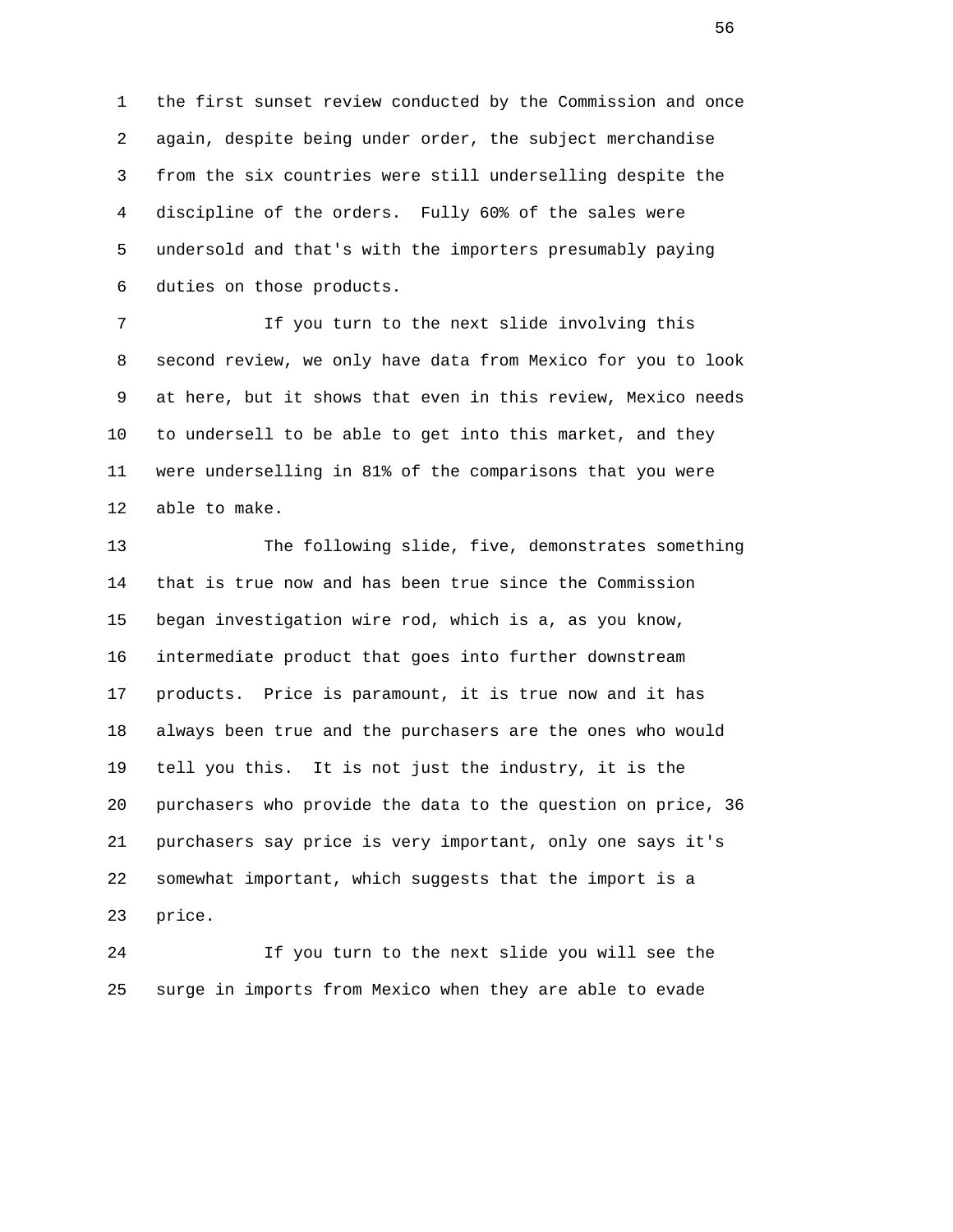the first sunset review conducted by the Commission and once again, despite being under order, the subject merchandise from the six countries were still underselling despite the discipline of the orders. Fully 60% of the sales were undersold and that's with the importers presumably paying duties on those products.

If you turn to the next slide involving this second review, we only have data from Mexico for you to look at here, but it shows that even in this review, Mexico needs to undersell to be able to get into this market, and they were underselling in 81% of the comparisons that you were able to make.

The following slide, five, demonstrates something that is true now and has been true since the Commission began investigation wire rod, which is a, as you know, intermediate product that goes into further downstream products. Price is paramount, it is true now and it has always been true and the purchasers are the ones who would tell you this. It is not just the industry, it is the purchasers who provide the data to the question on price, 36 purchasers say price is very important, only one says it's somewhat important, which suggests that the import is a price.

If you turn to the next slide you will see the surge in imports from Mexico when they are able to evade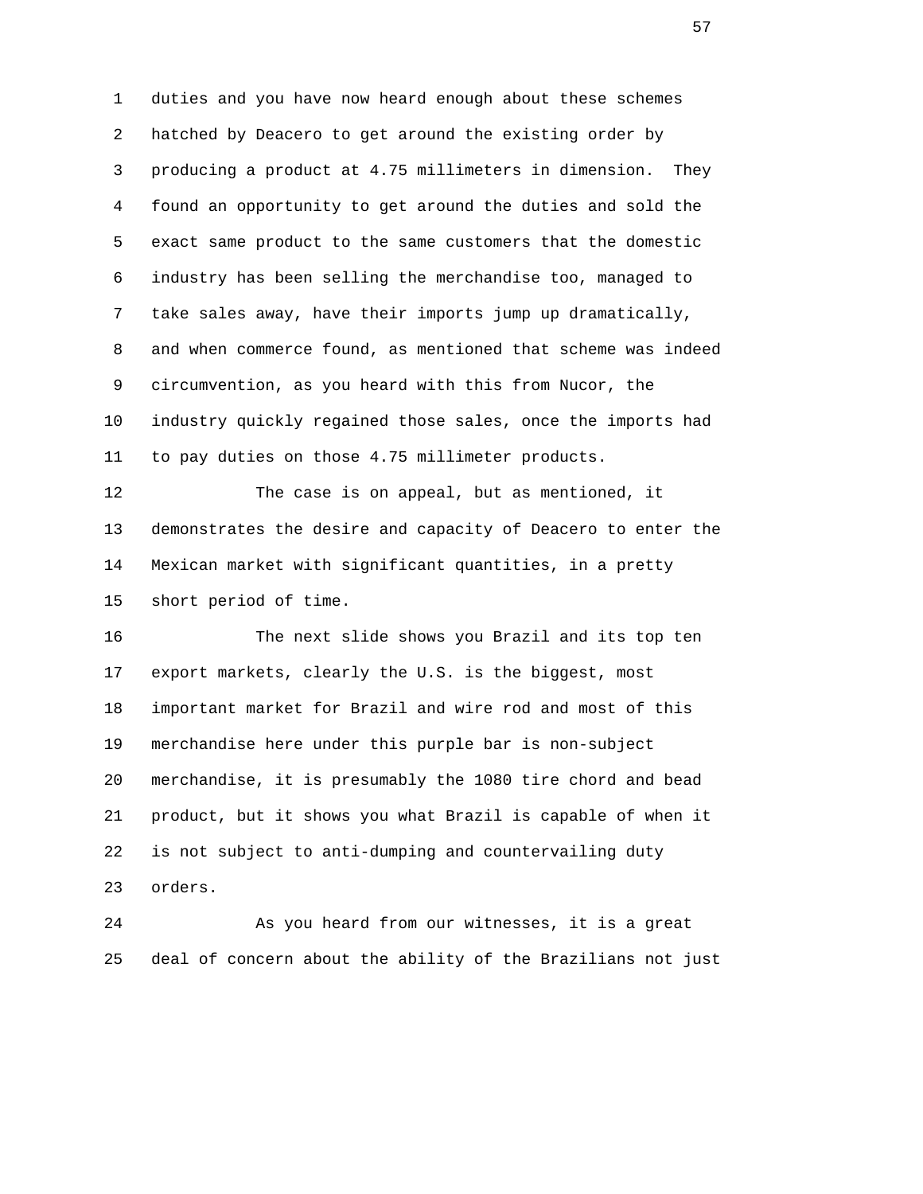duties and you have now heard enough about these schemes hatched by Deacero to get around the existing order by producing a product at 4.75 millimeters in dimension. They found an opportunity to get around the duties and sold the exact same product to the same customers that the domestic industry has been selling the merchandise too, managed to take sales away, have their imports jump up dramatically, and when commerce found, as mentioned that scheme was indeed circumvention, as you heard with this from Nucor, the industry quickly regained those sales, once the imports had to pay duties on those 4.75 millimeter products.

The case is on appeal, but as mentioned, it demonstrates the desire and capacity of Deacero to enter the Mexican market with significant quantities, in a pretty short period of time.

The next slide shows you Brazil and its top ten export markets, clearly the U.S. is the biggest, most important market for Brazil and wire rod and most of this merchandise here under this purple bar is non-subject merchandise, it is presumably the 1080 tire chord and bead product, but it shows you what Brazil is capable of when it is not subject to anti-dumping and countervailing duty orders.

As you heard from our witnesses, it is a great deal of concern about the ability of the Brazilians not just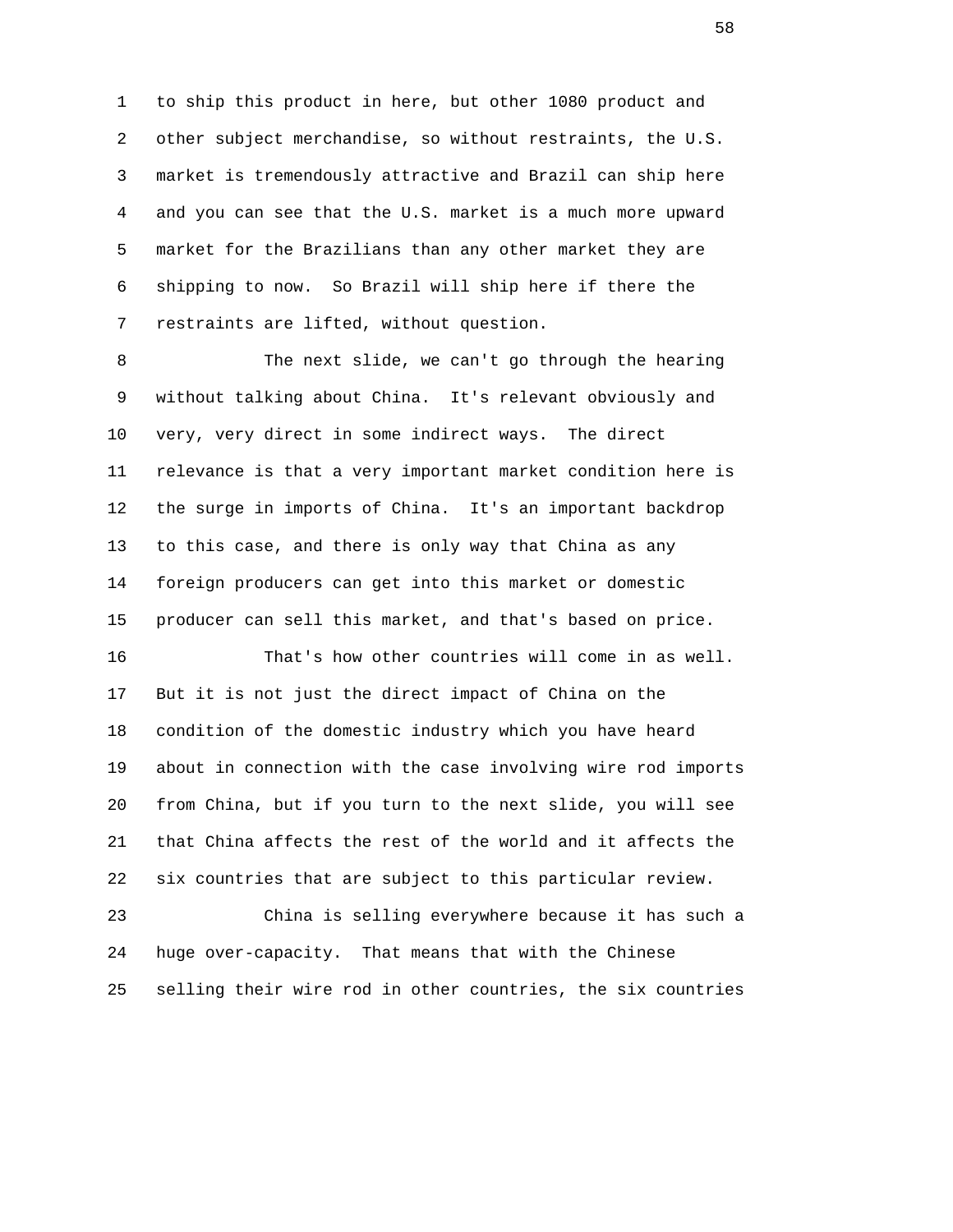to ship this product in here, but other 1080 product and other subject merchandise, so without restraints, the U.S. market is tremendously attractive and Brazil can ship here and you can see that the U.S. market is a much more upward market for the Brazilians than any other market they are shipping to now. So Brazil will ship here if there the restraints are lifted, without question.

The next slide, we can't go through the hearing without talking about China. It's relevant obviously and very, very direct in some indirect ways. The direct relevance is that a very important market condition here is the surge in imports of China. It's an important backdrop to this case, and there is only way that China as any foreign producers can get into this market or domestic producer can sell this market, and that's based on price.

That's how other countries will come in as well. But it is not just the direct impact of China on the condition of the domestic industry which you have heard about in connection with the case involving wire rod imports from China, but if you turn to the next slide, you will see that China affects the rest of the world and it affects the six countries that are subject to this particular review.

China is selling everywhere because it has such a huge over-capacity. That means that with the Chinese selling their wire rod in other countries, the six countries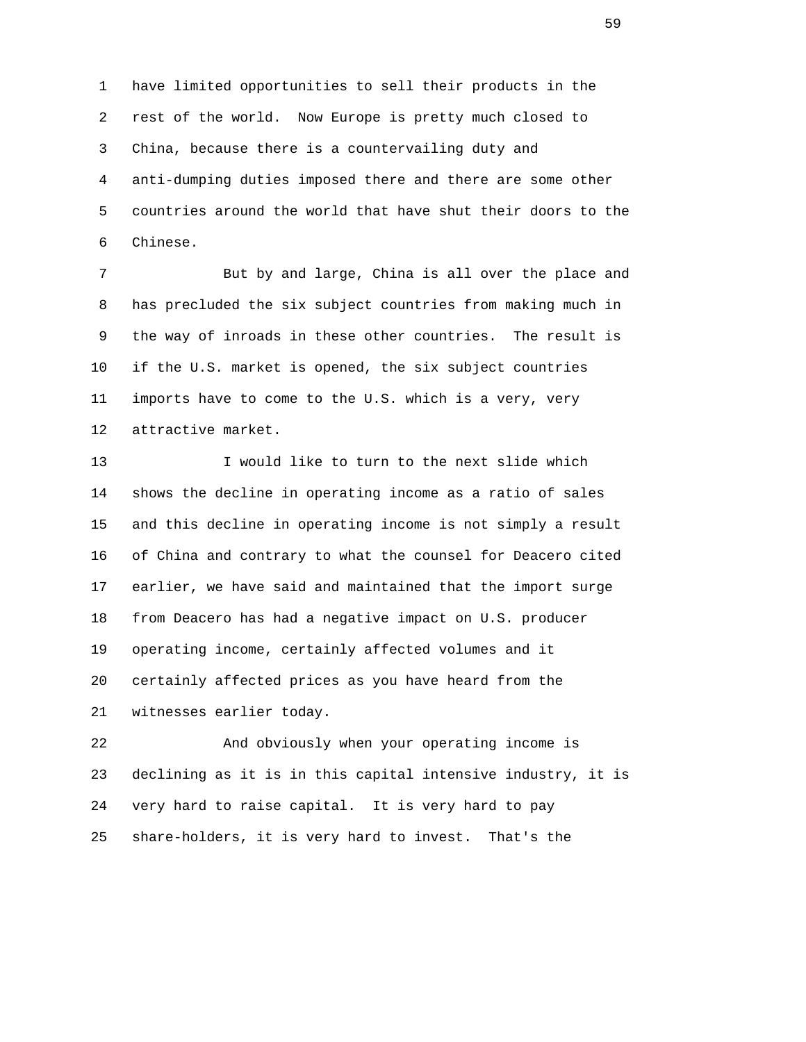have limited opportunities to sell their products in the rest of the world. Now Europe is pretty much closed to China, because there is a countervailing duty and anti-dumping duties imposed there and there are some other countries around the world that have shut their doors to the Chinese.

But by and large, China is all over the place and has precluded the six subject countries from making much in the way of inroads in these other countries. The result is if the U.S. market is opened, the six subject countries imports have to come to the U.S. which is a very, very attractive market.

I would like to turn to the next slide which shows the decline in operating income as a ratio of sales and this decline in operating income is not simply a result of China and contrary to what the counsel for Deacero cited earlier, we have said and maintained that the import surge from Deacero has had a negative impact on U.S. producer operating income, certainly affected volumes and it certainly affected prices as you have heard from the witnesses earlier today.

And obviously when your operating income is declining as it is in this capital intensive industry, it is very hard to raise capital. It is very hard to pay share-holders, it is very hard to invest. That's the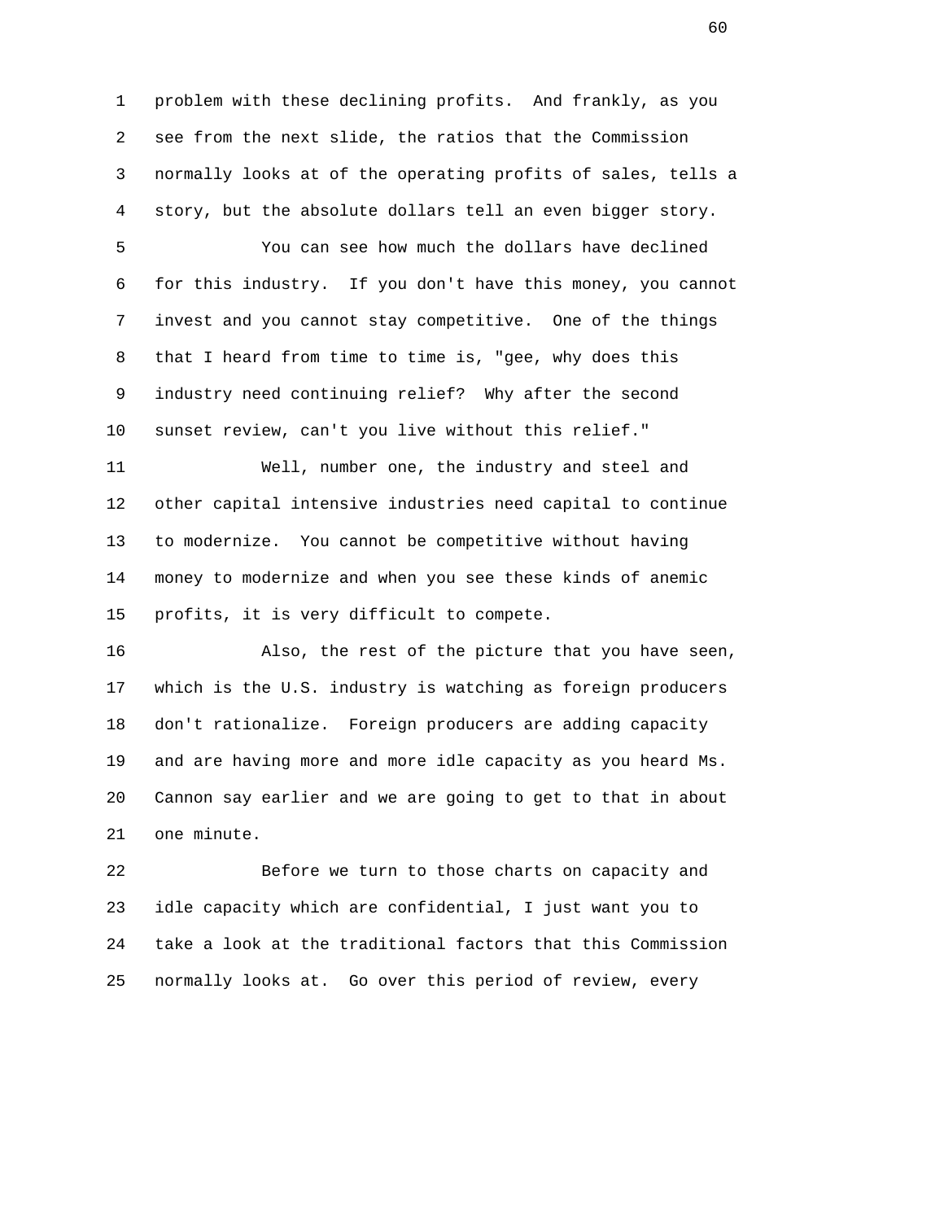problem with these declining profits. And frankly, as you see from the next slide, the ratios that the Commission normally looks at of the operating profits of sales, tells a story, but the absolute dollars tell an even bigger story.

You can see how much the dollars have declined for this industry. If you don't have this money, you cannot invest and you cannot stay competitive. One of the things that I heard from time to time is, "gee, why does this industry need continuing relief? Why after the second sunset review, can't you live without this relief."

Well, number one, the industry and steel and other capital intensive industries need capital to continue to modernize. You cannot be competitive without having money to modernize and when you see these kinds of anemic profits, it is very difficult to compete.

Also, the rest of the picture that you have seen, which is the U.S. industry is watching as foreign producers don't rationalize. Foreign producers are adding capacity and are having more and more idle capacity as you heard Ms. Cannon say earlier and we are going to get to that in about one minute.

Before we turn to those charts on capacity and idle capacity which are confidential, I just want you to take a look at the traditional factors that this Commission normally looks at. Go over this period of review, every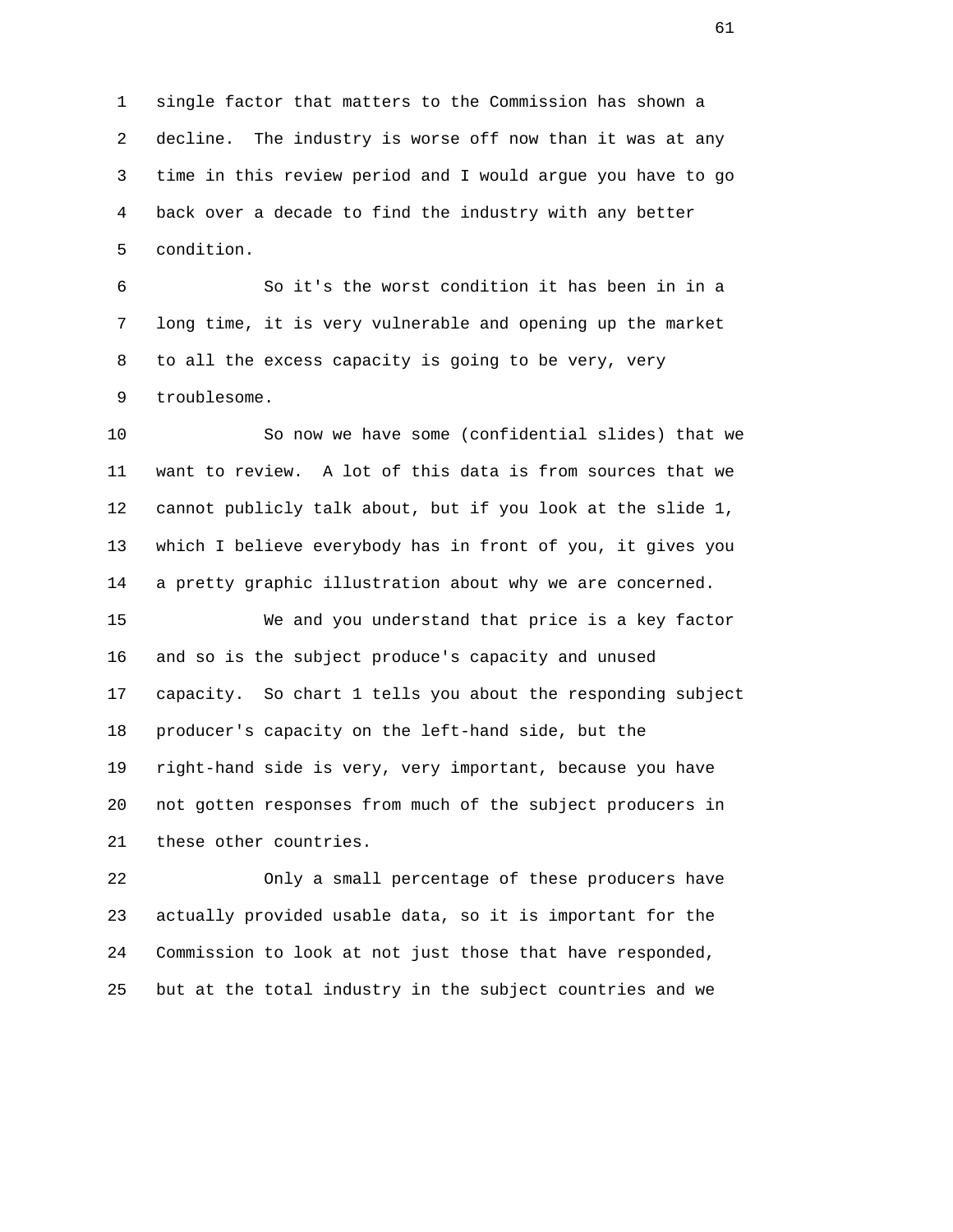single factor that matters to the Commission has shown a decline. The industry is worse off now than it was at any time in this review period and I would argue you have to go back over a decade to find the industry with any better condition.

So it's the worst condition it has been in in a long time, it is very vulnerable and opening up the market to all the excess capacity is going to be very, very troublesome.

So now we have some (confidential slides) that we want to review. A lot of this data is from sources that we cannot publicly talk about, but if you look at the slide 1, which I believe everybody has in front of you, it gives you a pretty graphic illustration about why we are concerned.

We and you understand that price is a key factor and so is the subject produce's capacity and unused capacity. So chart 1 tells you about the responding subject producer's capacity on the left-hand side, but the right-hand side is very, very important, because you have not gotten responses from much of the subject producers in these other countries.

Only a small percentage of these producers have actually provided usable data, so it is important for the Commission to look at not just those that have responded, but at the total industry in the subject countries and we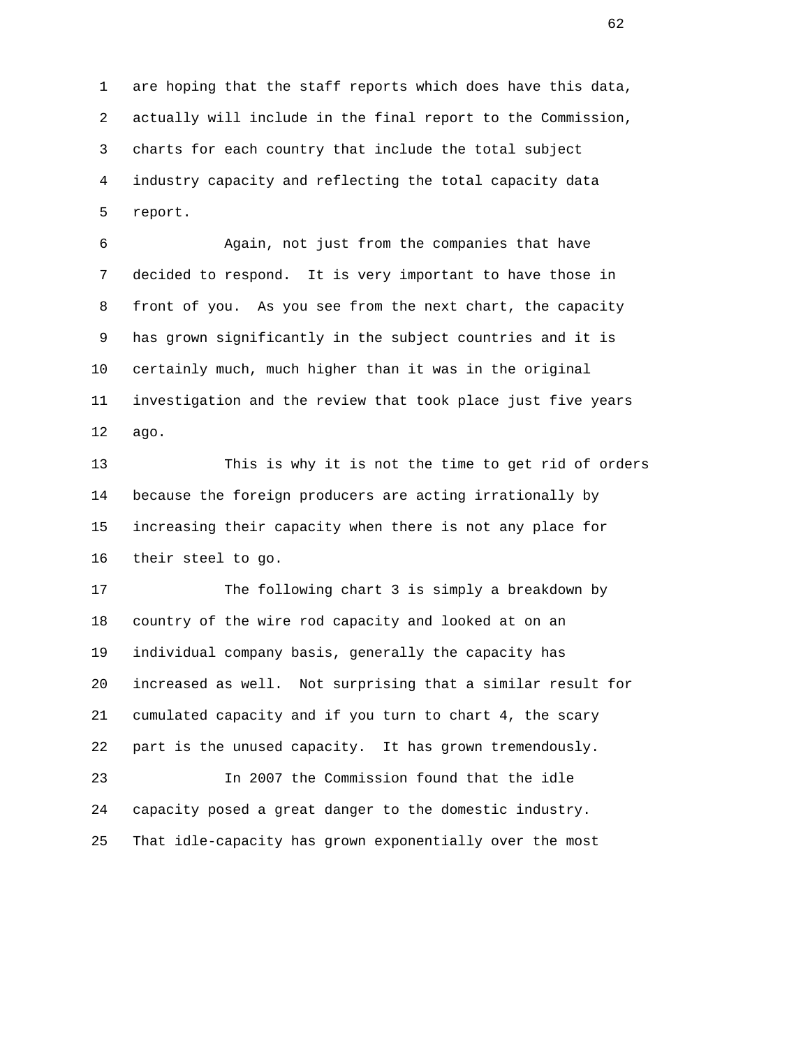are hoping that the staff reports which does have this data, actually will include in the final report to the Commission, charts for each country that include the total subject industry capacity and reflecting the total capacity data report.

Again, not just from the companies that have decided to respond. It is very important to have those in front of you. As you see from the next chart, the capacity has grown significantly in the subject countries and it is certainly much, much higher than it was in the original investigation and the review that took place just five years ago.

This is why it is not the time to get rid of orders because the foreign producers are acting irrationally by increasing their capacity when there is not any place for their steel to go.

The following chart 3 is simply a breakdown by country of the wire rod capacity and looked at on an individual company basis, generally the capacity has increased as well. Not surprising that a similar result for cumulated capacity and if you turn to chart 4, the scary part is the unused capacity. It has grown tremendously.

In 2007 the Commission found that the idle capacity posed a great danger to the domestic industry. That idle-capacity has grown exponentially over the most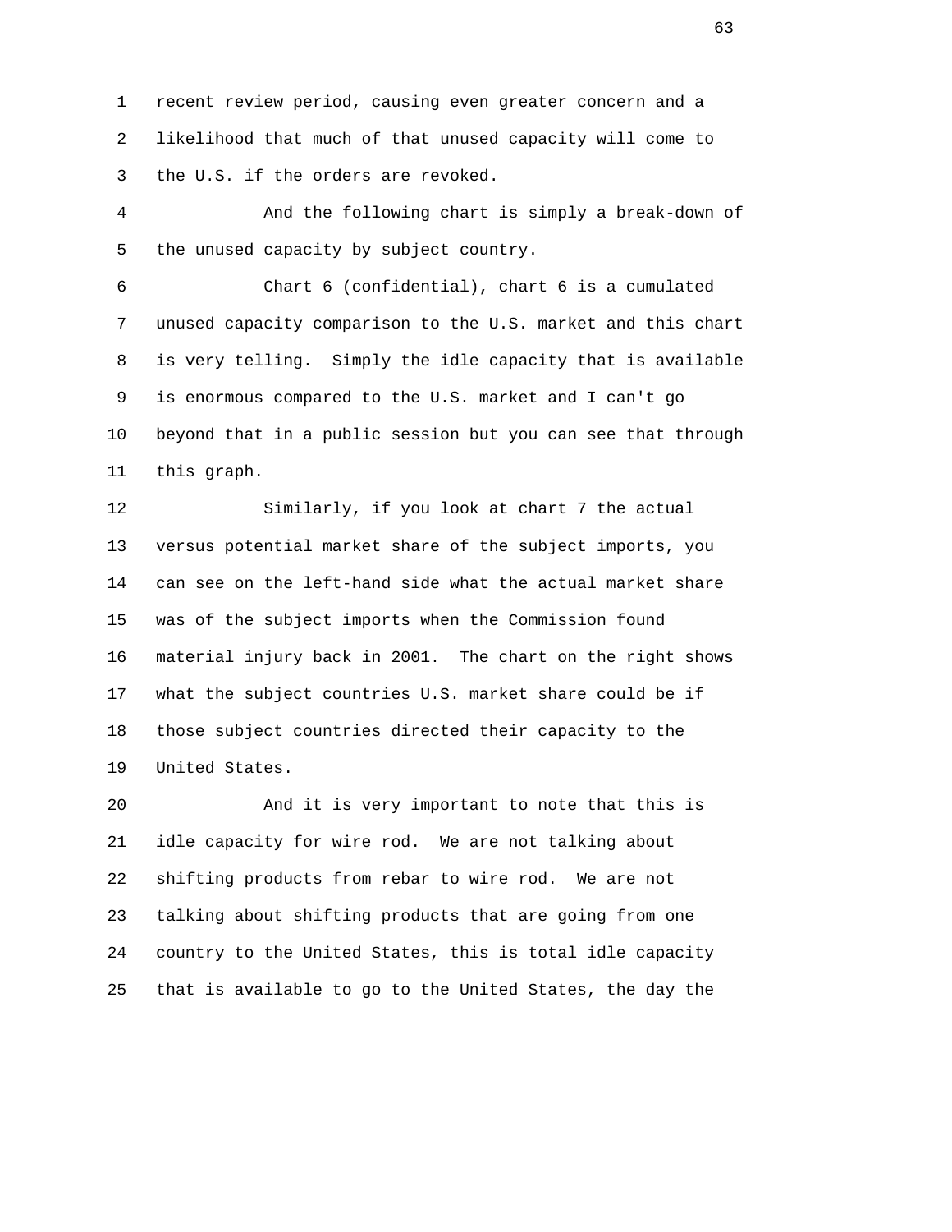recent review period, causing even greater concern and a likelihood that much of that unused capacity will come to the U.S. if the orders are revoked.

And the following chart is simply a break-down of the unused capacity by subject country.

Chart 6 (confidential), chart 6 is a cumulated unused capacity comparison to the U.S. market and this chart is very telling. Simply the idle capacity that is available is enormous compared to the U.S. market and I can't go beyond that in a public session but you can see that through this graph.

Similarly, if you look at chart 7 the actual versus potential market share of the subject imports, you can see on the left-hand side what the actual market share was of the subject imports when the Commission found material injury back in 2001. The chart on the right shows what the subject countries U.S. market share could be if those subject countries directed their capacity to the United States.

And it is very important to note that this is idle capacity for wire rod. We are not talking about shifting products from rebar to wire rod. We are not talking about shifting products that are going from one country to the United States, this is total idle capacity that is available to go to the United States, the day the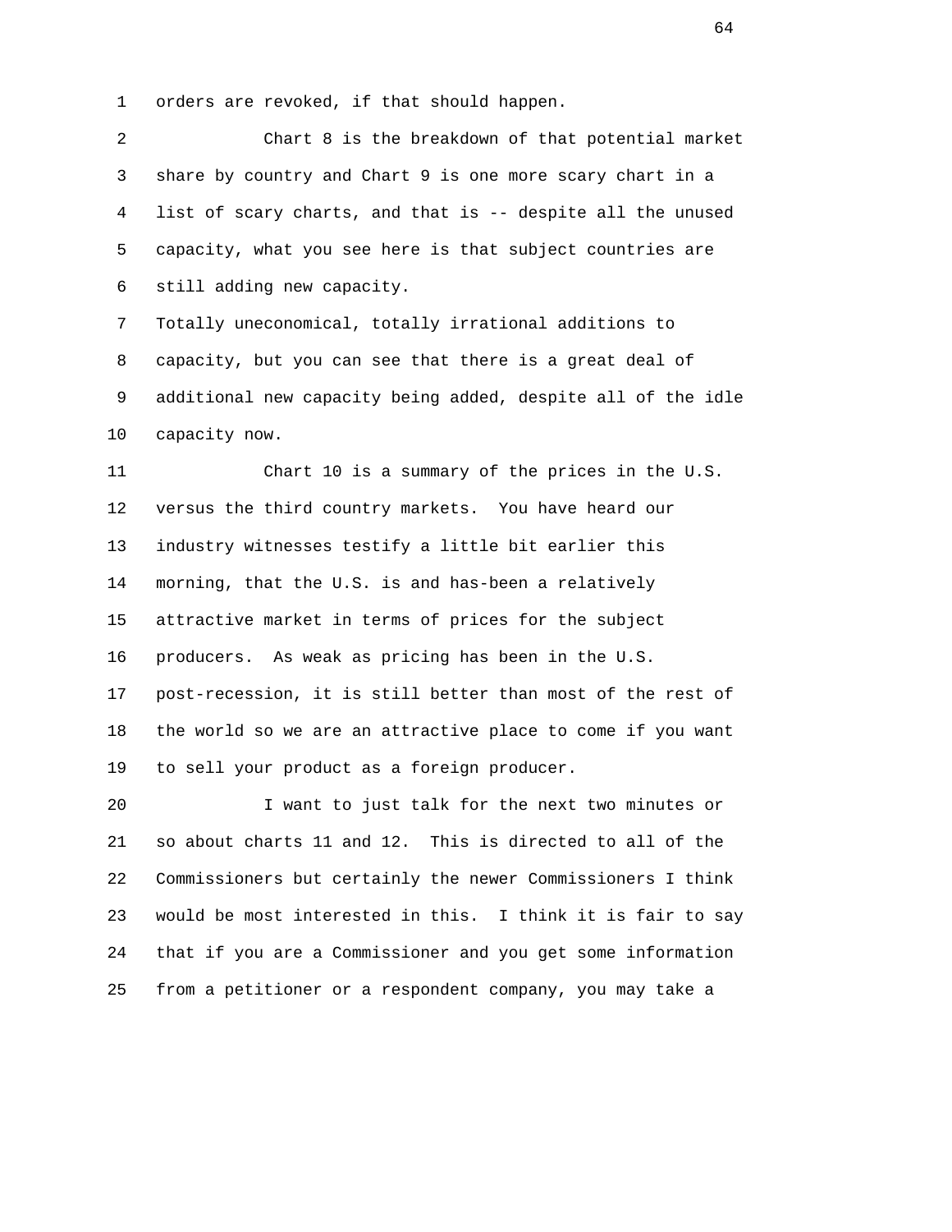orders are revoked, if that should happen.

Chart 8 is the breakdown of that potential market share by country and Chart 9 is one more scary chart in a list of scary charts, and that is -- despite all the unused capacity, what you see here is that subject countries are still adding new capacity.

Totally uneconomical, totally irrational additions to capacity, but you can see that there is a great deal of additional new capacity being added, despite all of the idle capacity now.

Chart 10 is a summary of the prices in the U.S. versus the third country markets. You have heard our industry witnesses testify a little bit earlier this morning, that the U.S. is and has-been a relatively attractive market in terms of prices for the subject producers. As weak as pricing has been in the U.S. post-recession, it is still better than most of the rest of the world so we are an attractive place to come if you want to sell your product as a foreign producer.

I want to just talk for the next two minutes or so about charts 11 and 12. This is directed to all of the Commissioners but certainly the newer Commissioners I think would be most interested in this. I think it is fair to say that if you are a Commissioner and you get some information from a petitioner or a respondent company, you may take a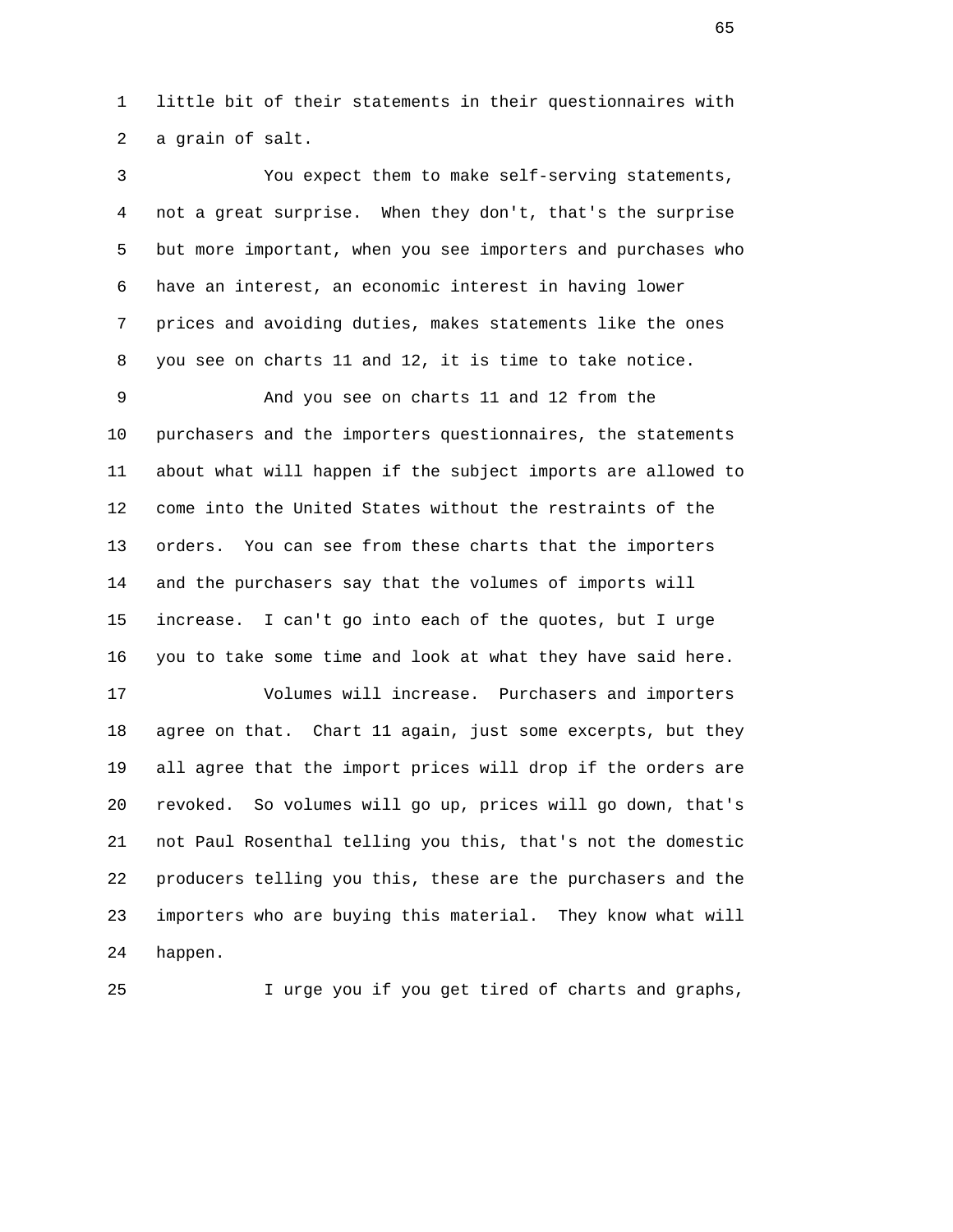little bit of their statements in their questionnaires with a grain of salt.

You expect them to make self-serving statements, not a great surprise. When they don't, that's the surprise but more important, when you see importers and purchases who have an interest, an economic interest in having lower prices and avoiding duties, makes statements like the ones you see on charts 11 and 12, it is time to take notice.

And you see on charts 11 and 12 from the purchasers and the importers questionnaires, the statements about what will happen if the subject imports are allowed to come into the United States without the restraints of the orders. You can see from these charts that the importers and the purchasers say that the volumes of imports will increase. I can't go into each of the quotes, but I urge you to take some time and look at what they have said here.

Volumes will increase. Purchasers and importers agree on that. Chart 11 again, just some excerpts, but they all agree that the import prices will drop if the orders are revoked. So volumes will go up, prices will go down, that's not Paul Rosenthal telling you this, that's not the domestic producers telling you this, these are the purchasers and the importers who are buying this material. They know what will happen.

I urge you if you get tired of charts and graphs,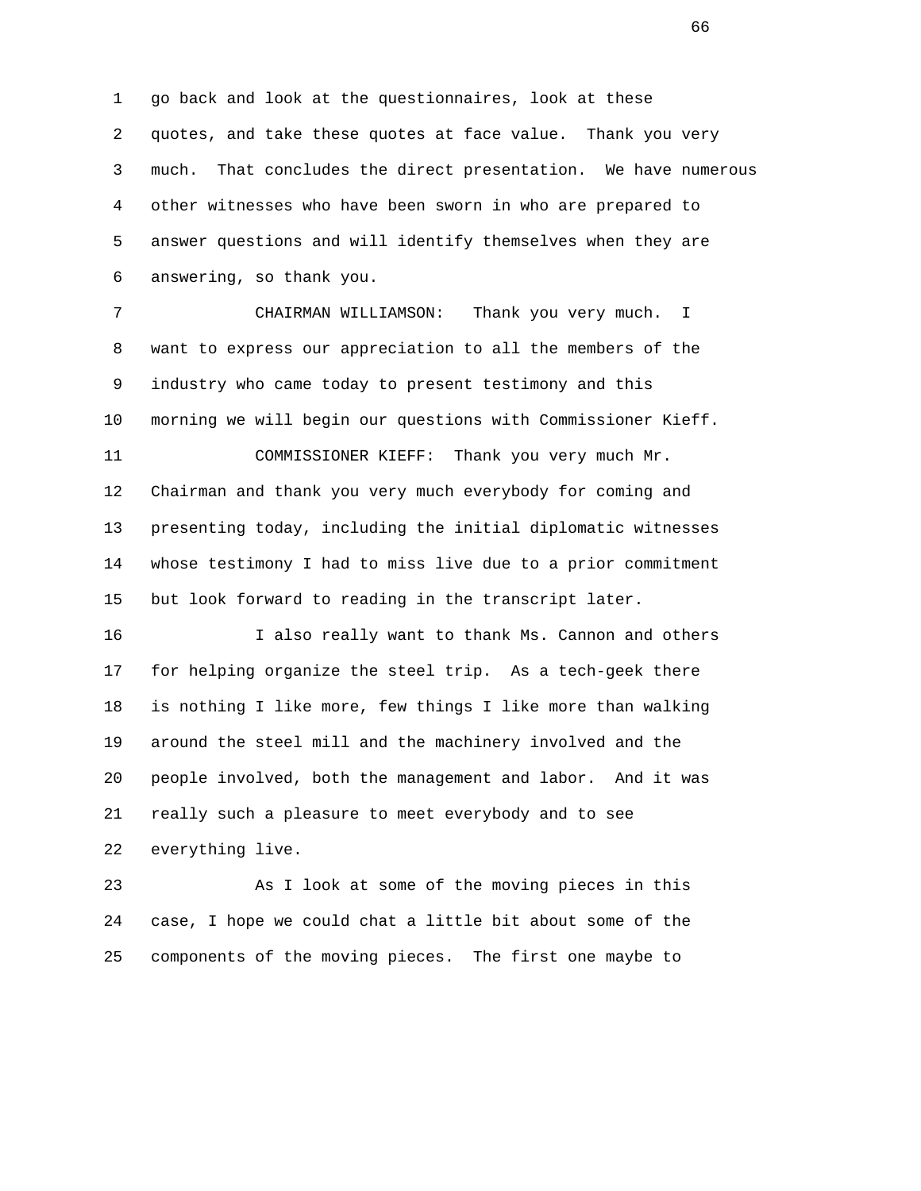go back and look at the questionnaires, look at these quotes, and take these quotes at face value. Thank you very much. That concludes the direct presentation. We have numerous other witnesses who have been sworn in who are prepared to answer questions and will identify themselves when they are answering, so thank you.

CHAIRMAN WILLIAMSON: Thank you very much. I want to express our appreciation to all the members of the industry who came today to present testimony and this morning we will begin our questions with Commissioner Kieff.

COMMISSIONER KIEFF: Thank you very much Mr. Chairman and thank you very much everybody for coming and presenting today, including the initial diplomatic witnesses whose testimony I had to miss live due to a prior commitment but look forward to reading in the transcript later.

I also really want to thank Ms. Cannon and others for helping organize the steel trip. As a tech-geek there is nothing I like more, few things I like more than walking around the steel mill and the machinery involved and the people involved, both the management and labor. And it was really such a pleasure to meet everybody and to see everything live.

As I look at some of the moving pieces in this case, I hope we could chat a little bit about some of the components of the moving pieces. The first one maybe to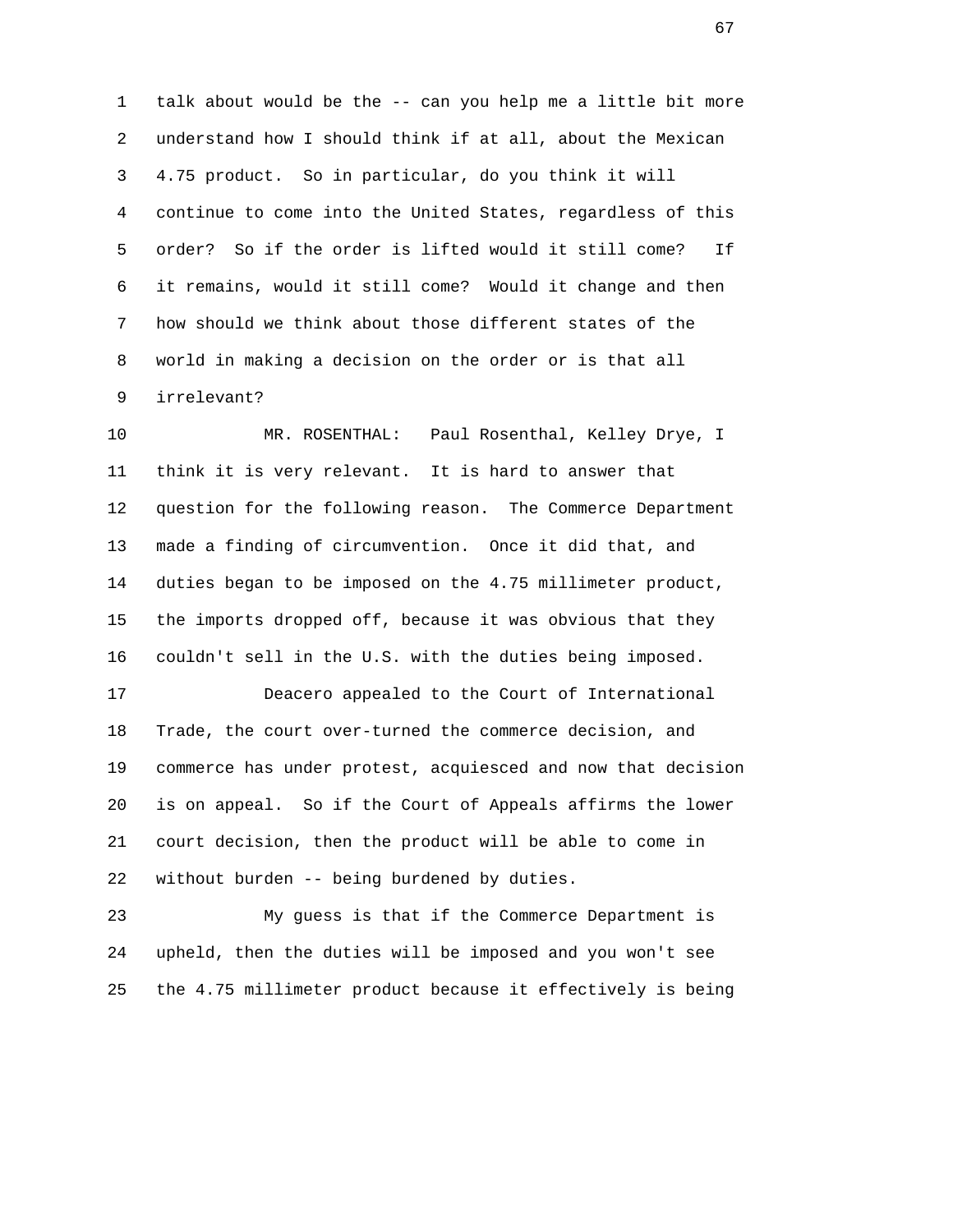talk about would be the -- can you help me a little bit more understand how I should think if at all, about the Mexican 4.75 product. So in particular, do you think it will continue to come into the United States, regardless of this order? So if the order is lifted would it still come? If it remains, would it still come? Would it change and then how should we think about those different states of the world in making a decision on the order or is that all irrelevant?

MR. ROSENTHAL: Paul Rosenthal, Kelley Drye, I think it is very relevant. It is hard to answer that question for the following reason. The Commerce Department made a finding of circumvention. Once it did that, and duties began to be imposed on the 4.75 millimeter product, the imports dropped off, because it was obvious that they couldn't sell in the U.S. with the duties being imposed.

Deacero appealed to the Court of International Trade, the court over-turned the commerce decision, and commerce has under protest, acquiesced and now that decision is on appeal. So if the Court of Appeals affirms the lower court decision, then the product will be able to come in without burden -- being burdened by duties.

My guess is that if the Commerce Department is upheld, then the duties will be imposed and you won't see the 4.75 millimeter product because it effectively is being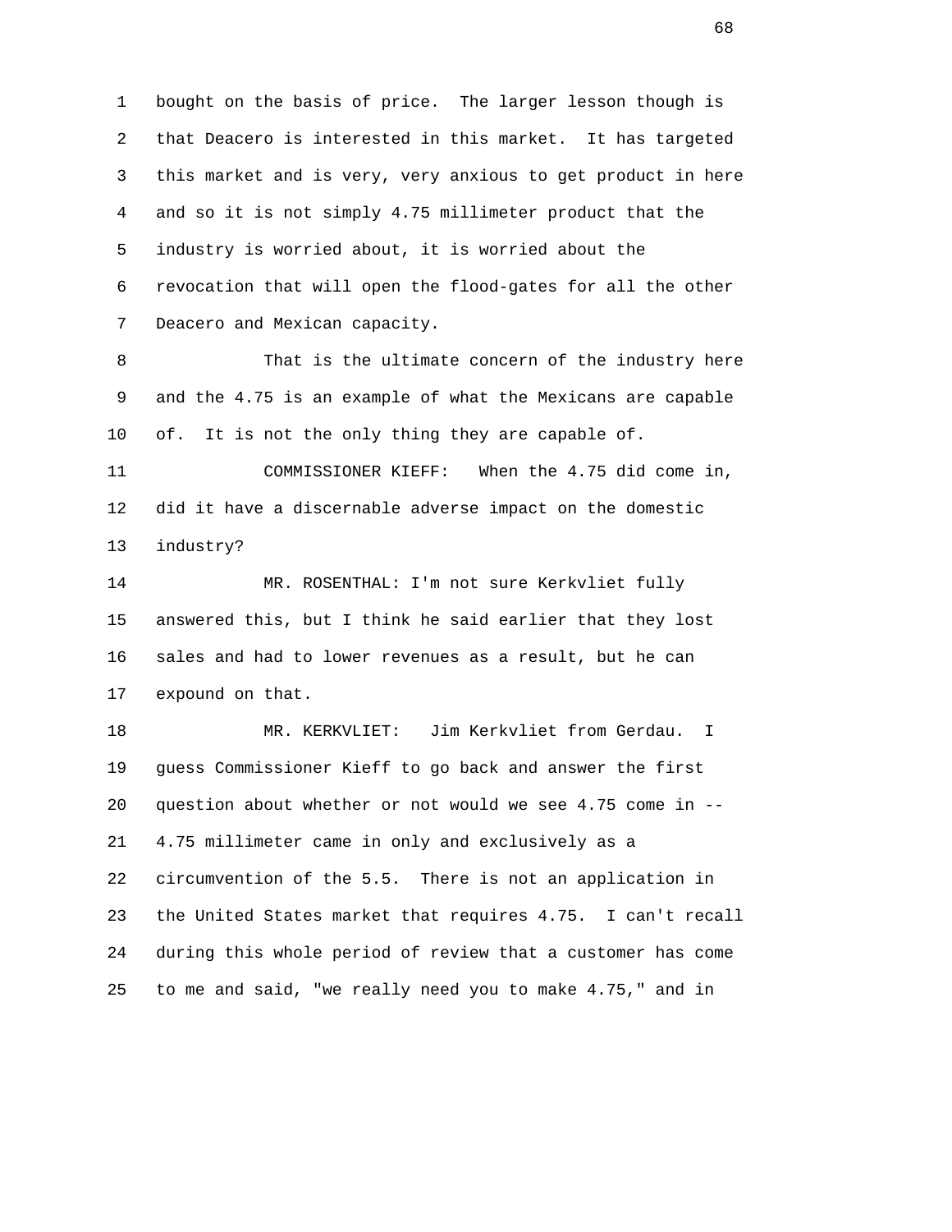bought on the basis of price. The larger lesson though is that Deacero is interested in this market. It has targeted this market and is very, very anxious to get product in here and so it is not simply 4.75 millimeter product that the industry is worried about, it is worried about the revocation that will open the flood-gates for all the other Deacero and Mexican capacity.

That is the ultimate concern of the industry here and the 4.75 is an example of what the Mexicans are capable of. It is not the only thing they are capable of.

COMMISSIONER KIEFF: When the 4.75 did come in, did it have a discernable adverse impact on the domestic industry?

MR. ROSENTHAL: I'm not sure Kerkvliet fully answered this, but I think he said earlier that they lost sales and had to lower revenues as a result, but he can expound on that.

MR. KERKVLIET: Jim Kerkvliet from Gerdau. I guess Commissioner Kieff to go back and answer the first question about whether or not would we see 4.75 come in -- 4.75 millimeter came in only and exclusively as a circumvention of the 5.5. There is not an application in the United States market that requires 4.75. I can't recall during this whole period of review that a customer has come to me and said, "we really need you to make 4.75," and in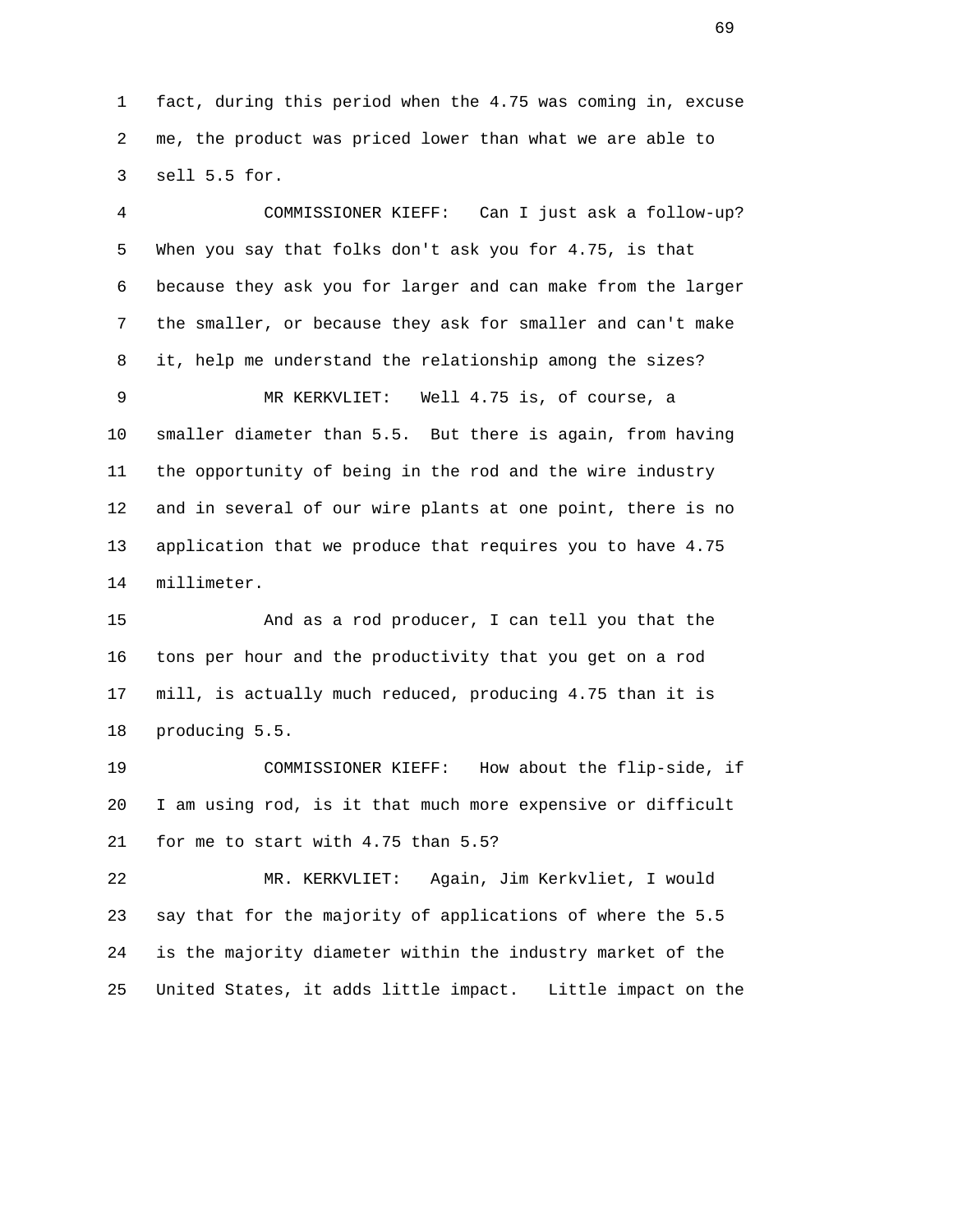fact, during this period when the 4.75 was coming in, excuse me, the product was priced lower than what we are able to sell 5.5 for.

COMMISSIONER KIEFF: Can I just ask a follow-up? When you say that folks don't ask you for 4.75, is that because they ask you for larger and can make from the larger the smaller, or because they ask for smaller and can't make it, help me understand the relationship among the sizes?

MR KERKVLIET: Well 4.75 is, of course, a smaller diameter than 5.5. But there is again, from having the opportunity of being in the rod and the wire industry and in several of our wire plants at one point, there is no application that we produce that requires you to have 4.75 millimeter.

And as a rod producer, I can tell you that the tons per hour and the productivity that you get on a rod mill, is actually much reduced, producing 4.75 than it is producing 5.5.

COMMISSIONER KIEFF: How about the flip-side, if I am using rod, is it that much more expensive or difficult for me to start with 4.75 than 5.5?

MR. KERKVLIET: Again, Jim Kerkvliet, I would say that for the majority of applications of where the 5.5 is the majority diameter within the industry market of the United States, it adds little impact. Little impact on the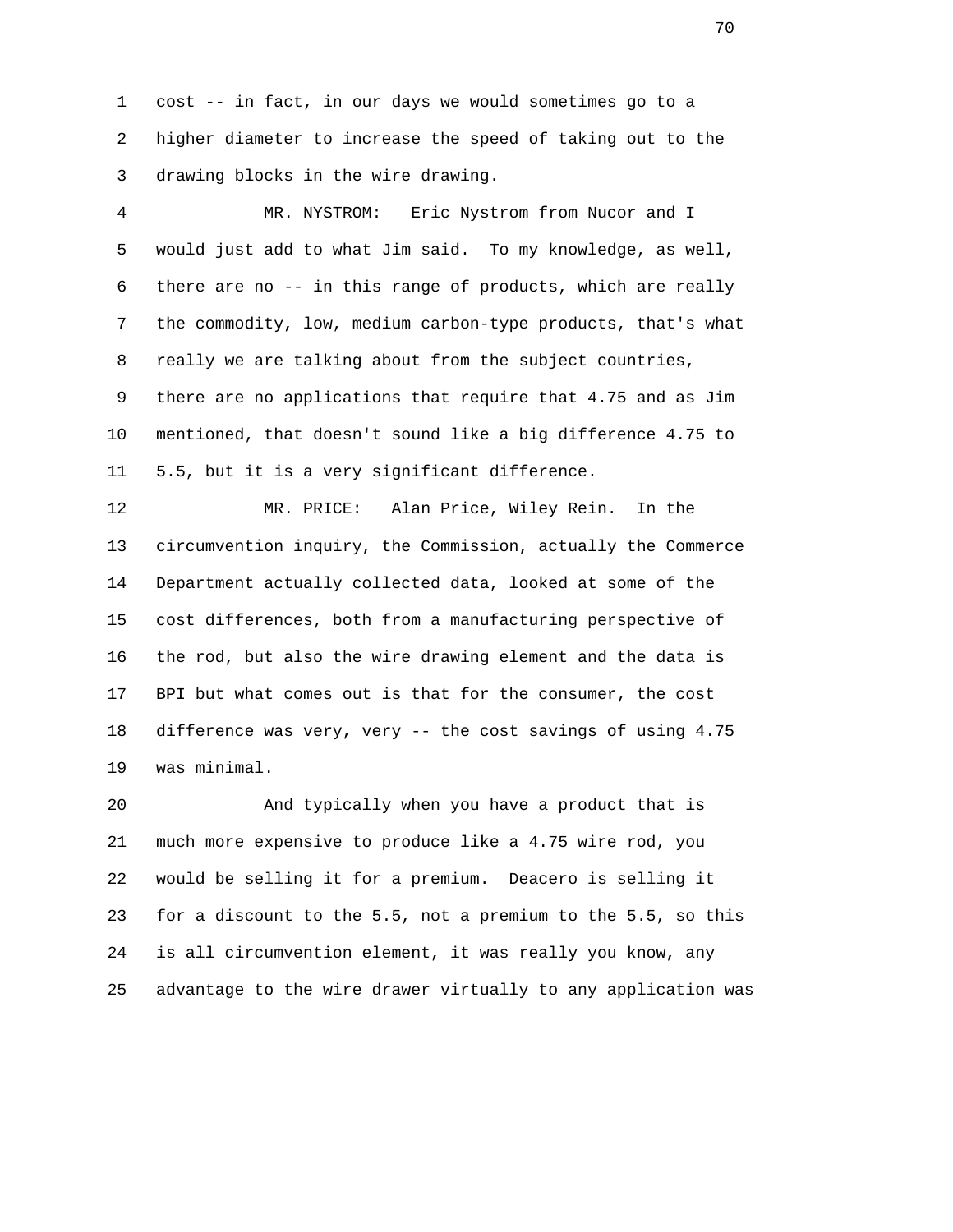cost -- in fact, in our days we would sometimes go to a higher diameter to increase the speed of taking out to the drawing blocks in the wire drawing.

MR. NYSTROM: Eric Nystrom from Nucor and I would just add to what Jim said. To my knowledge, as well, there are no -- in this range of products, which are really the commodity, low, medium carbon-type products, that's what really we are talking about from the subject countries, there are no applications that require that 4.75 and as Jim mentioned, that doesn't sound like a big difference 4.75 to 5.5, but it is a very significant difference.

MR. PRICE: Alan Price, Wiley Rein. In the circumvention inquiry, the Commission, actually the Commerce Department actually collected data, looked at some of the cost differences, both from a manufacturing perspective of the rod, but also the wire drawing element and the data is BPI but what comes out is that for the consumer, the cost difference was very, very -- the cost savings of using 4.75 was minimal.

And typically when you have a product that is much more expensive to produce like a 4.75 wire rod, you would be selling it for a premium. Deacero is selling it for a discount to the 5.5, not a premium to the 5.5, so this is all circumvention element, it was really you know, any advantage to the wire drawer virtually to any application was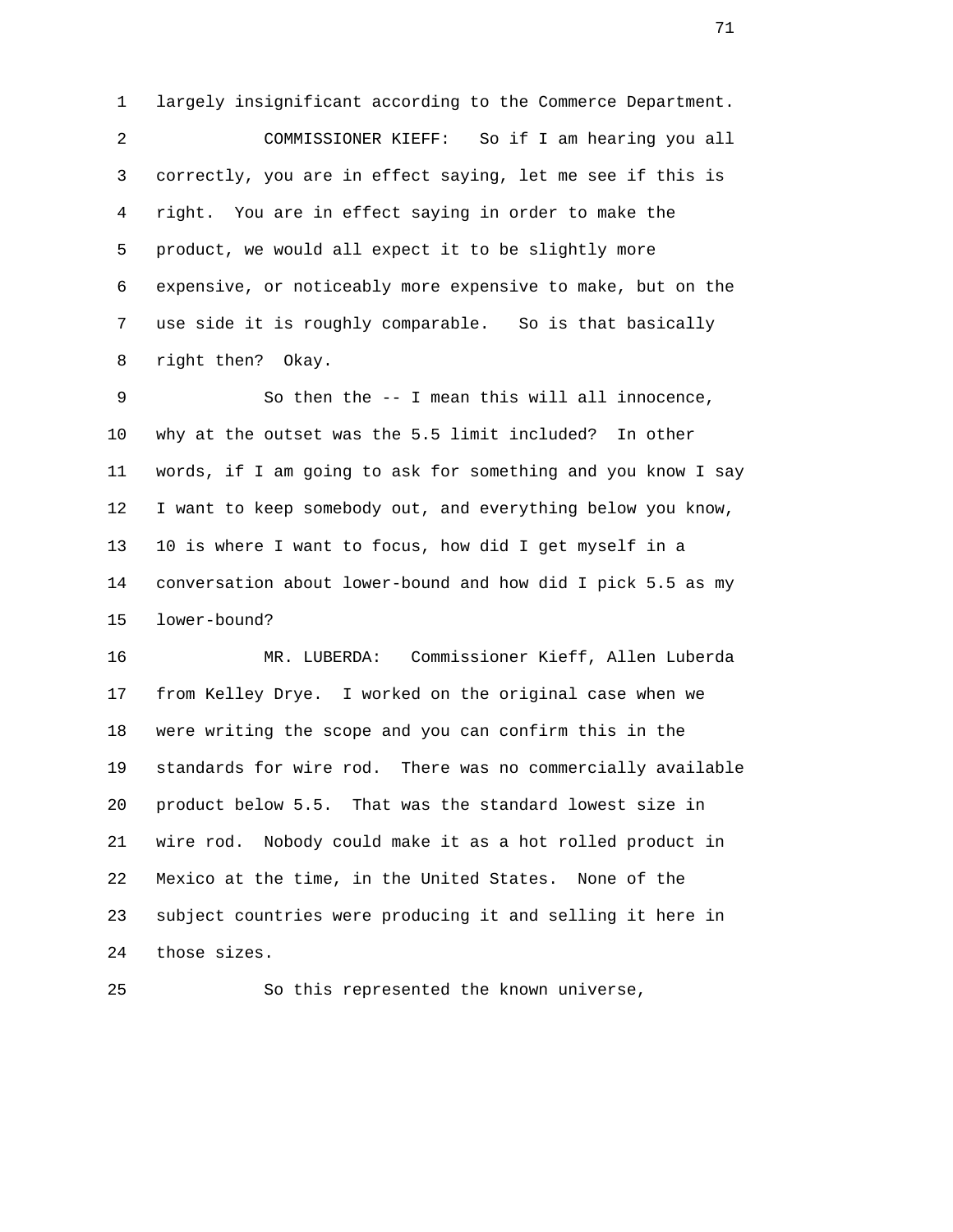largely insignificant according to the Commerce Department.

COMMISSIONER KIEFF: So if I am hearing you all correctly, you are in effect saying, let me see if this is right. You are in effect saying in order to make the product, we would all expect it to be slightly more expensive, or noticeably more expensive to make, but on the use side it is roughly comparable. So is that basically right then? Okay.

So then the -- I mean this will all innocence, why at the outset was the 5.5 limit included? In other words, if I am going to ask for something and you know I say I want to keep somebody out, and everything below you know, 10 is where I want to focus, how did I get myself in a conversation about lower-bound and how did I pick 5.5 as my lower-bound?

MR. LUBERDA: Commissioner Kieff, Allen Luberda from Kelley Drye. I worked on the original case when we were writing the scope and you can confirm this in the standards for wire rod. There was no commercially available product below 5.5. That was the standard lowest size in wire rod. Nobody could make it as a hot rolled product in Mexico at the time, in the United States. None of the subject countries were producing it and selling it here in those sizes.

So this represented the known universe,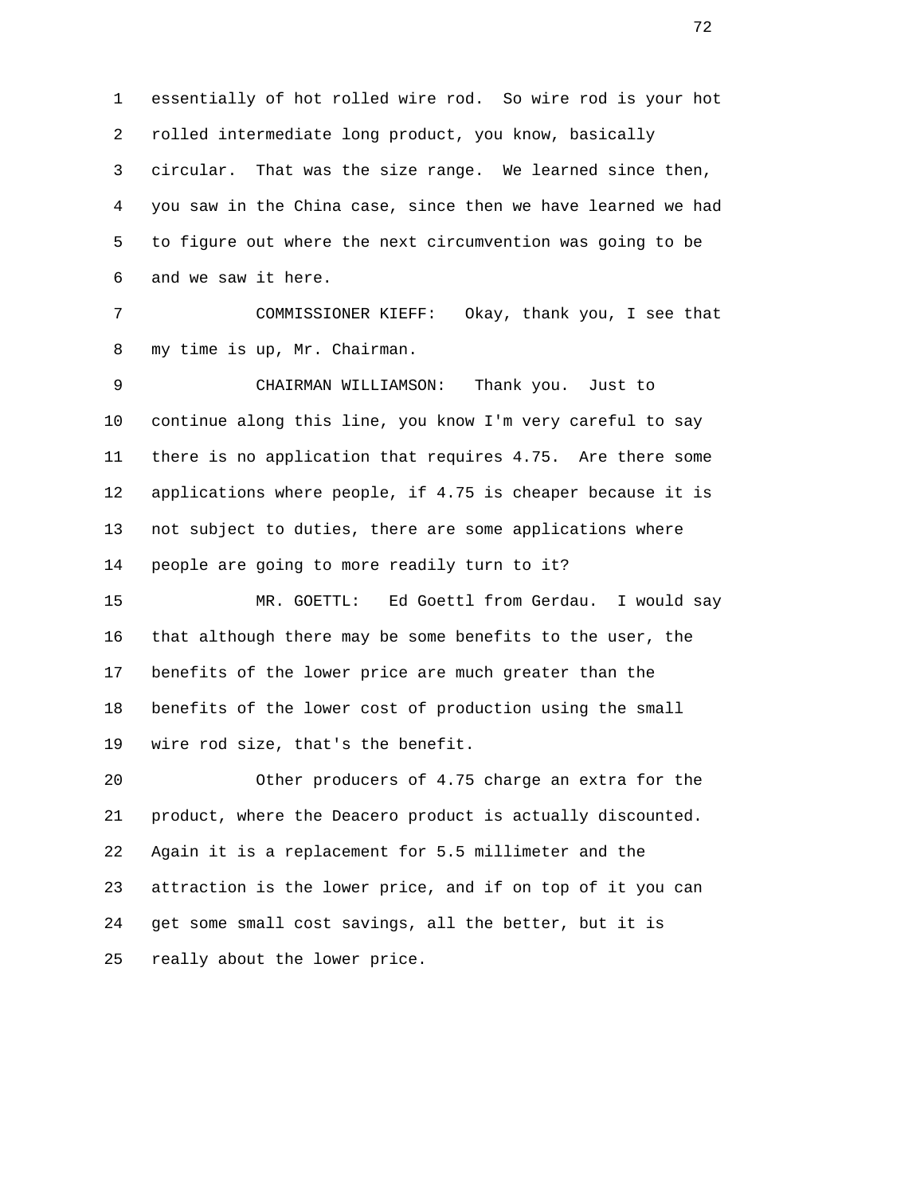essentially of hot rolled wire rod. So wire rod is your hot rolled intermediate long product, you know, basically circular. That was the size range. We learned since then, you saw in the China case, since then we have learned we had to figure out where the next circumvention was going to be and we saw it here.

COMMISSIONER KIEFF: Okay, thank you, I see that my time is up, Mr. Chairman.

CHAIRMAN WILLIAMSON: Thank you. Just to continue along this line, you know I'm very careful to say there is no application that requires 4.75. Are there some applications where people, if 4.75 is cheaper because it is not subject to duties, there are some applications where people are going to more readily turn to it?

MR. GOETTL: Ed Goettl from Gerdau. I would say that although there may be some benefits to the user, the benefits of the lower price are much greater than the benefits of the lower cost of production using the small wire rod size, that's the benefit.

Other producers of 4.75 charge an extra for the product, where the Deacero product is actually discounted. Again it is a replacement for 5.5 millimeter and the attraction is the lower price, and if on top of it you can get some small cost savings, all the better, but it is really about the lower price.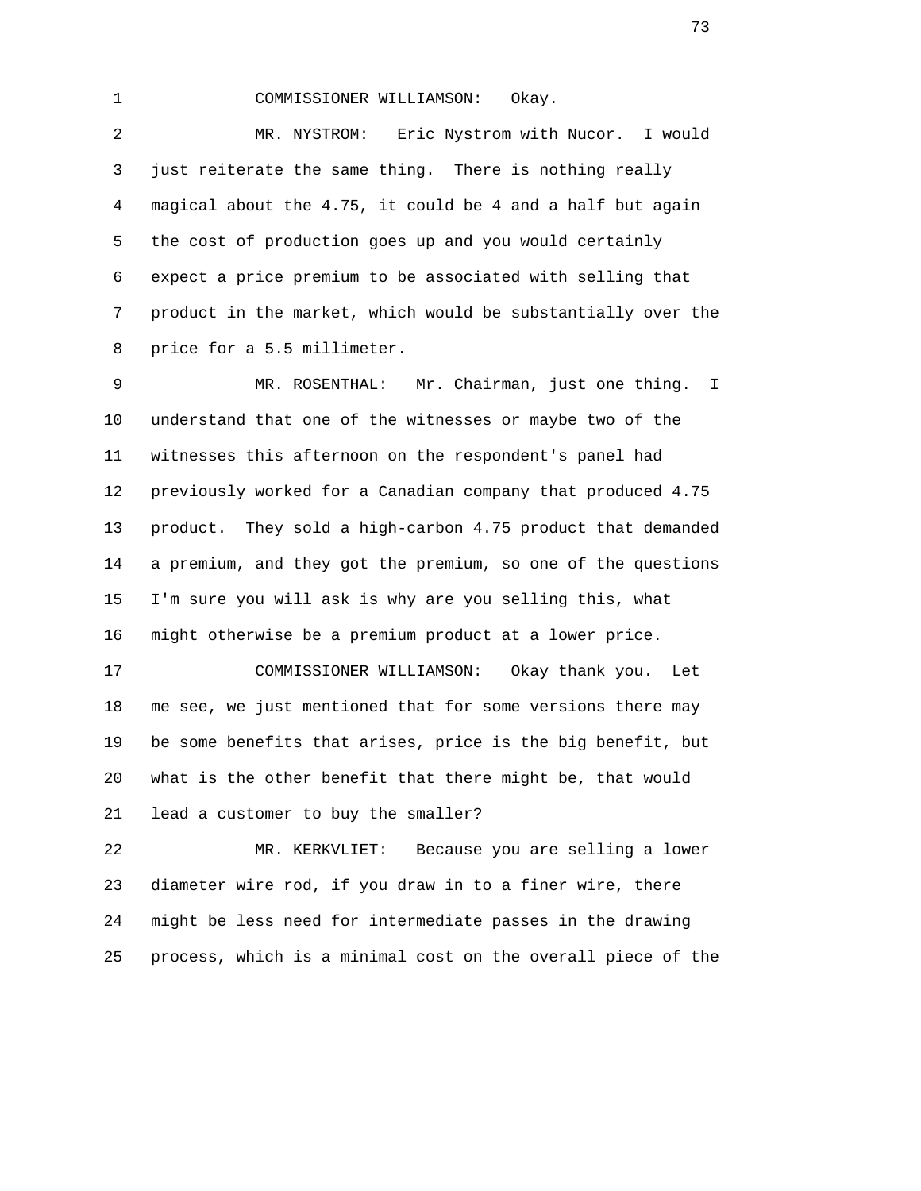COMMISSIONER WILLIAMSON: Okay.

MR. NYSTROM: Eric Nystrom with Nucor. I would just reiterate the same thing. There is nothing really magical about the 4.75, it could be 4 and a half but again the cost of production goes up and you would certainly expect a price premium to be associated with selling that product in the market, which would be substantially over the price for a 5.5 millimeter.

MR. ROSENTHAL: Mr. Chairman, just one thing. I understand that one of the witnesses or maybe two of the witnesses this afternoon on the respondent's panel had previously worked for a Canadian company that produced 4.75 product. They sold a high-carbon 4.75 product that demanded a premium, and they got the premium, so one of the questions I'm sure you will ask is why are you selling this, what might otherwise be a premium product at a lower price.

COMMISSIONER WILLIAMSON: Okay thank you. Let me see, we just mentioned that for some versions there may be some benefits that arises, price is the big benefit, but what is the other benefit that there might be, that would lead a customer to buy the smaller?

MR. KERKVLIET: Because you are selling a lower diameter wire rod, if you draw in to a finer wire, there might be less need for intermediate passes in the drawing process, which is a minimal cost on the overall piece of the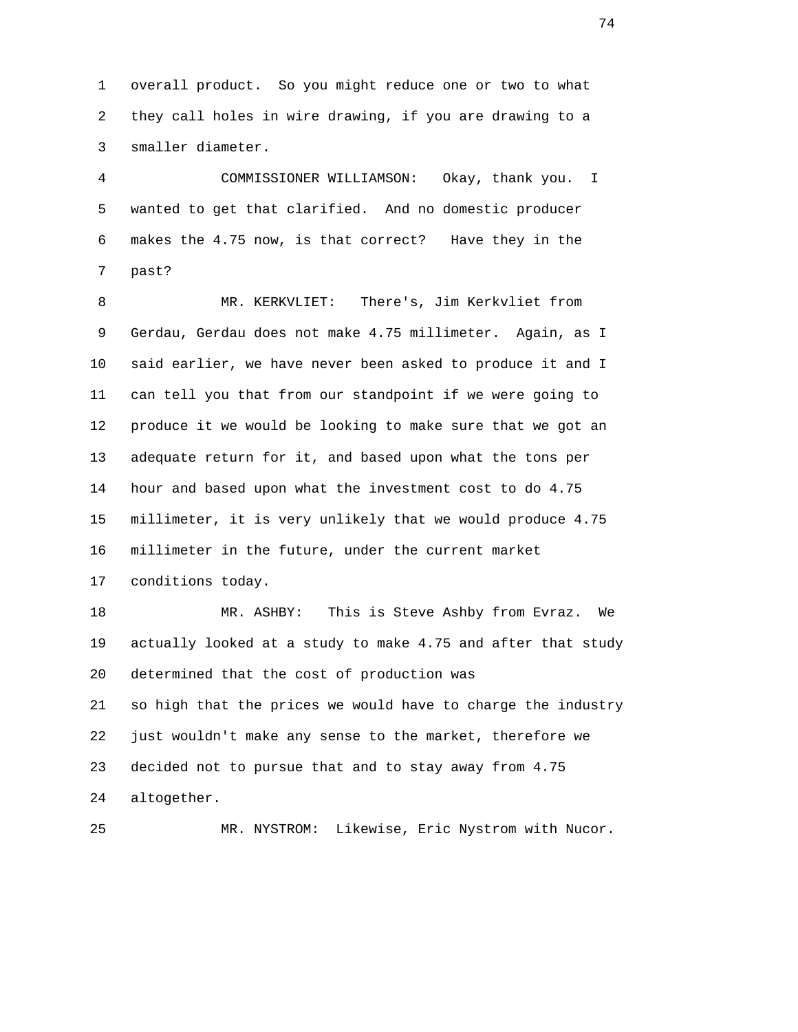overall product. So you might reduce one or two to what they call holes in wire drawing, if you are drawing to a smaller diameter.

COMMISSIONER WILLIAMSON: Okay, thank you. I wanted to get that clarified. And no domestic producer makes the 4.75 now, is that correct? Have they in the past?

MR. KERKVLIET: There's, Jim Kerkvliet from Gerdau, Gerdau does not make 4.75 millimeter. Again, as I said earlier, we have never been asked to produce it and I can tell you that from our standpoint if we were going to produce it we would be looking to make sure that we got an adequate return for it, and based upon what the tons per hour and based upon what the investment cost to do 4.75 millimeter, it is very unlikely that we would produce 4.75 millimeter in the future, under the current market conditions today.

MR. ASHBY: This is Steve Ashby from Evraz. We actually looked at a study to make 4.75 and after that study determined that the cost of production was so high that the prices we would have to charge the industry just wouldn't make any sense to the market, therefore we decided not to pursue that and to stay away from 4.75 altogether.

MR. NYSTROM: Likewise, Eric Nystrom with Nucor.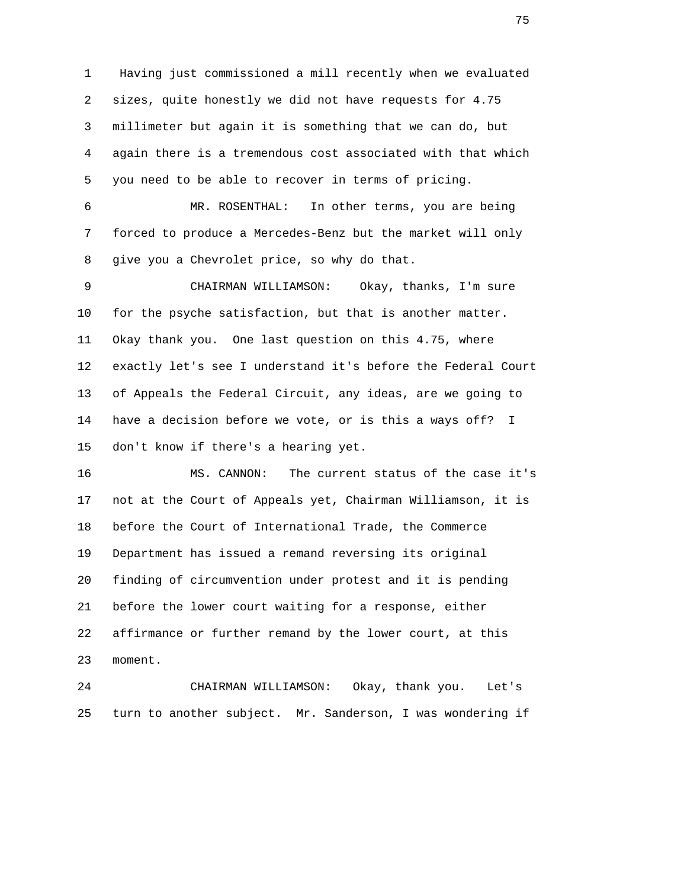Having just commissioned a mill recently when we evaluated sizes, quite honestly we did not have requests for 4.75 millimeter but again it is something that we can do, but again there is a tremendous cost associated with that which you need to be able to recover in terms of pricing.

MR. ROSENTHAL: In other terms, you are being forced to produce a Mercedes-Benz but the market will only give you a Chevrolet price, so why do that.

CHAIRMAN WILLIAMSON: Okay, thanks, I'm sure for the psyche satisfaction, but that is another matter. Okay thank you. One last question on this 4.75, where exactly let's see I understand it's before the Federal Court of Appeals the Federal Circuit, any ideas, are we going to have a decision before we vote, or is this a ways off? I don't know if there's a hearing yet.

MS. CANNON: The current status of the case it's not at the Court of Appeals yet, Chairman Williamson, it is before the Court of International Trade, the Commerce Department has issued a remand reversing its original finding of circumvention under protest and it is pending before the lower court waiting for a response, either affirmance or further remand by the lower court, at this moment.

CHAIRMAN WILLIAMSON: Okay, thank you. Let's turn to another subject. Mr. Sanderson, I was wondering if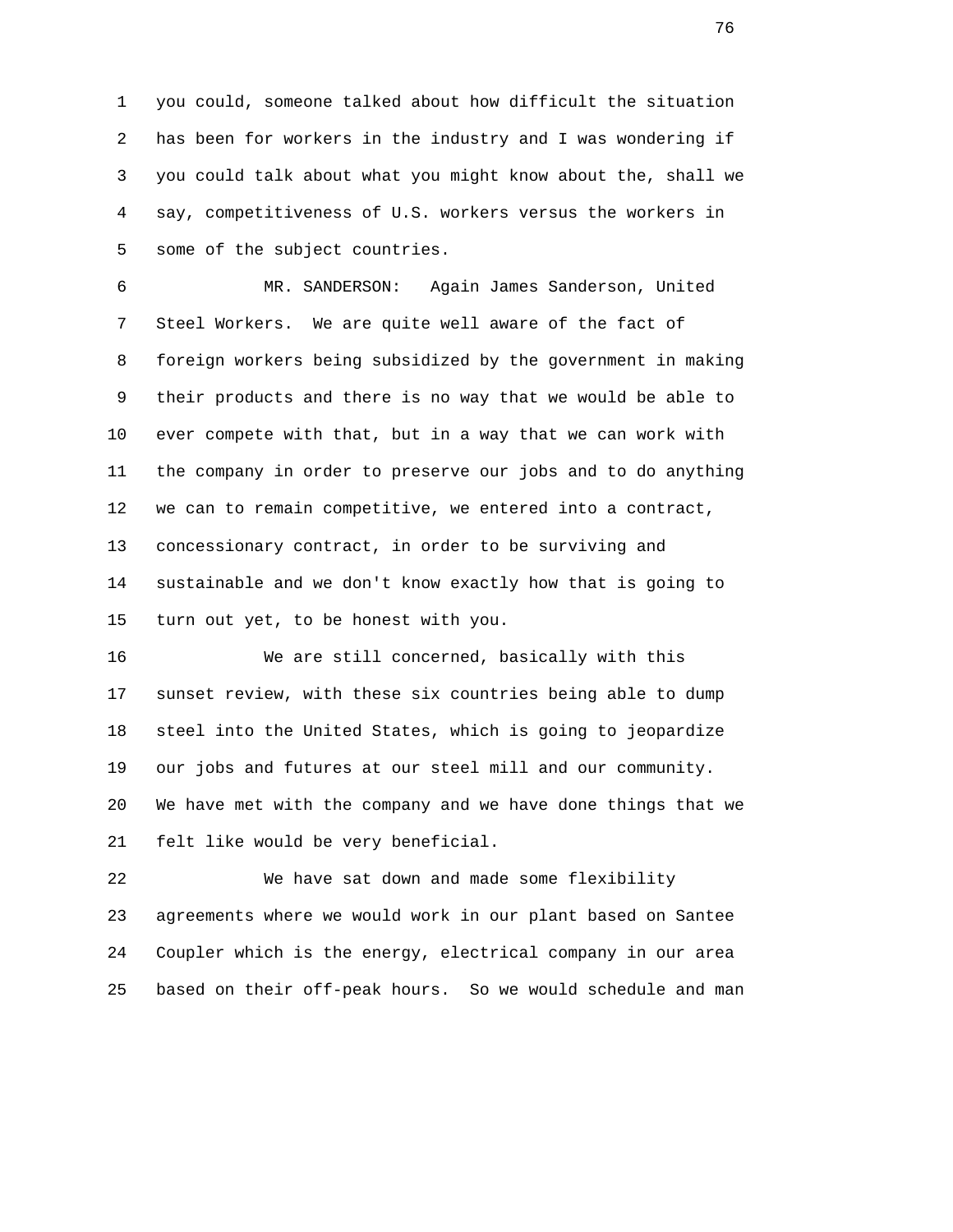you could, someone talked about how difficult the situation has been for workers in the industry and I was wondering if you could talk about what you might know about the, shall we say, competitiveness of U.S. workers versus the workers in some of the subject countries.

MR. SANDERSON: Again James Sanderson, United Steel Workers. We are quite well aware of the fact of foreign workers being subsidized by the government in making their products and there is no way that we would be able to ever compete with that, but in a way that we can work with the company in order to preserve our jobs and to do anything we can to remain competitive, we entered into a contract, concessionary contract, in order to be surviving and sustainable and we don't know exactly how that is going to turn out yet, to be honest with you.

We are still concerned, basically with this sunset review, with these six countries being able to dump steel into the United States, which is going to jeopardize our jobs and futures at our steel mill and our community. We have met with the company and we have done things that we felt like would be very beneficial.

We have sat down and made some flexibility agreements where we would work in our plant based on Santee Coupler which is the energy, electrical company in our area based on their off-peak hours. So we would schedule and man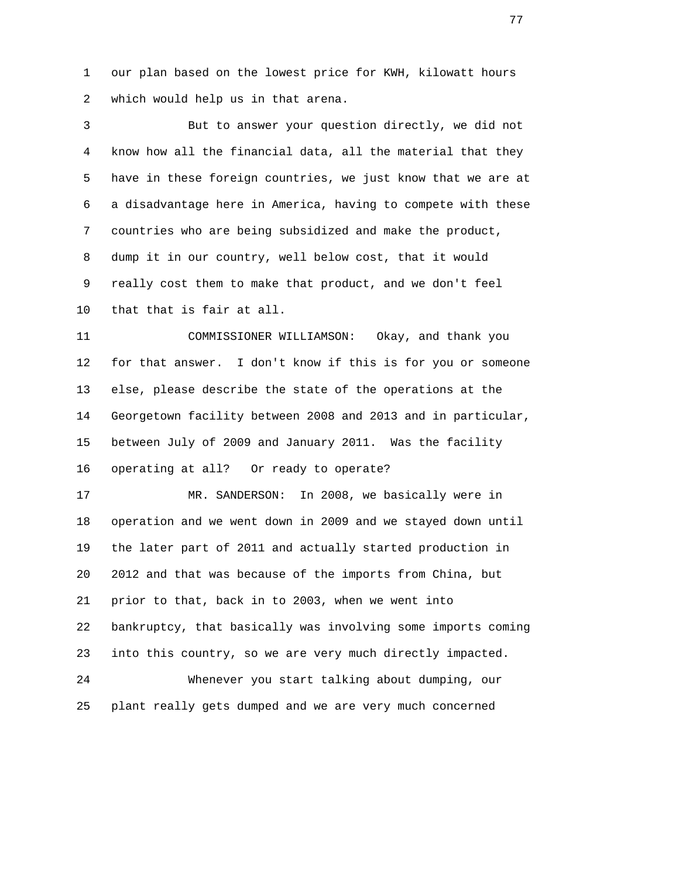our plan based on the lowest price for KWH, kilowatt hours which would help us in that arena.

But to answer your question directly, we did not know how all the financial data, all the material that they have in these foreign countries, we just know that we are at a disadvantage here in America, having to compete with these countries who are being subsidized and make the product, dump it in our country, well below cost, that it would really cost them to make that product, and we don't feel that that is fair at all.

COMMISSIONER WILLIAMSON: Okay, and thank you for that answer. I don't know if this is for you or someone else, please describe the state of the operations at the Georgetown facility between 2008 and 2013 and in particular, between July of 2009 and January 2011. Was the facility operating at all? Or ready to operate?

MR. SANDERSON: In 2008, we basically were in operation and we went down in 2009 and we stayed down until the later part of 2011 and actually started production in 2012 and that was because of the imports from China, but prior to that, back in to 2003, when we went into bankruptcy, that basically was involving some imports coming into this country, so we are very much directly impacted.

Whenever you start talking about dumping, our plant really gets dumped and we are very much concerned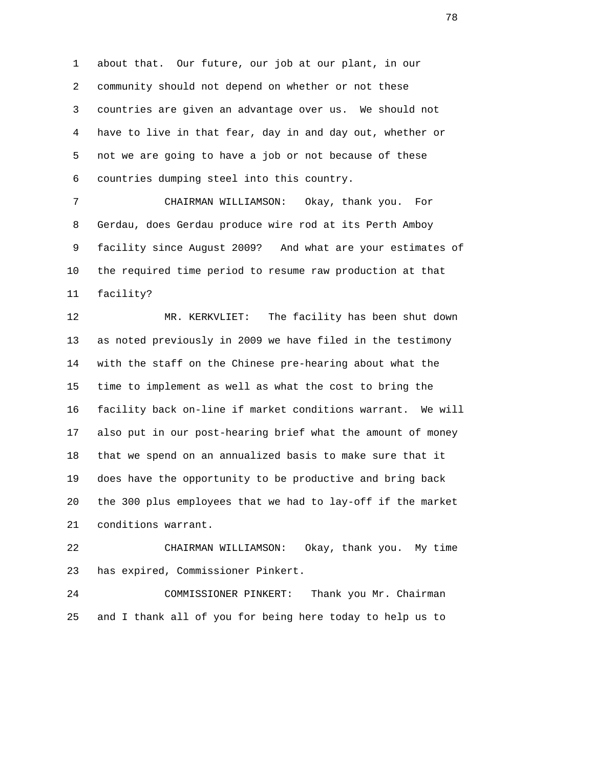about that. Our future, our job at our plant, in our community should not depend on whether or not these countries are given an advantage over us. We should not have to live in that fear, day in and day out, whether or not we are going to have a job or not because of these countries dumping steel into this country.

CHAIRMAN WILLIAMSON: Okay, thank you. For Gerdau, does Gerdau produce wire rod at its Perth Amboy facility since August 2009? And what are your estimates of the required time period to resume raw production at that facility?

MR. KERKVLIET: The facility has been shut down as noted previously in 2009 we have filed in the testimony with the staff on the Chinese pre-hearing about what the time to implement as well as what the cost to bring the facility back on-line if market conditions warrant. We will also put in our post-hearing brief what the amount of money that we spend on an annualized basis to make sure that it does have the opportunity to be productive and bring back the 300 plus employees that we had to lay-off if the market conditions warrant.

CHAIRMAN WILLIAMSON: Okay, thank you. My time has expired, Commissioner Pinkert.

COMMISSIONER PINKERT: Thank you Mr. Chairman and I thank all of you for being here today to help us to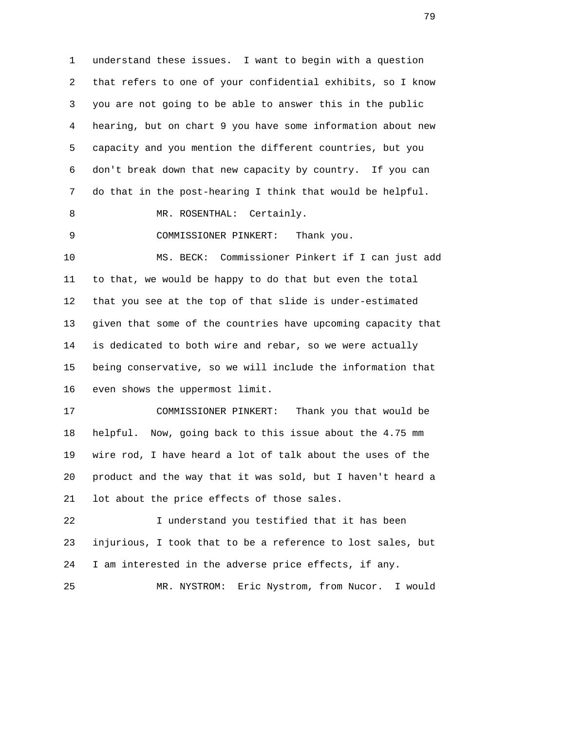understand these issues. I want to begin with a question that refers to one of your confidential exhibits, so I know you are not going to be able to answer this in the public hearing, but on chart 9 you have some information about new capacity and you mention the different countries, but you don't break down that new capacity by country. If you can do that in the post-hearing I think that would be helpful.

MR. ROSENTHAL: Certainly.

COMMISSIONER PINKERT: Thank you.

MS. BECK: Commissioner Pinkert if I can just add to that, we would be happy to do that but even the total that you see at the top of that slide is under-estimated given that some of the countries have upcoming capacity that is dedicated to both wire and rebar, so we were actually being conservative, so we will include the information that even shows the uppermost limit.

COMMISSIONER PINKERT: Thank you that would be helpful. Now, going back to this issue about the 4.75 mm wire rod, I have heard a lot of talk about the uses of the product and the way that it was sold, but I haven't heard a lot about the price effects of those sales.

I understand you testified that it has been injurious, I took that to be a reference to lost sales, but I am interested in the adverse price effects, if any.

MR. NYSTROM: Eric Nystrom, from Nucor. I would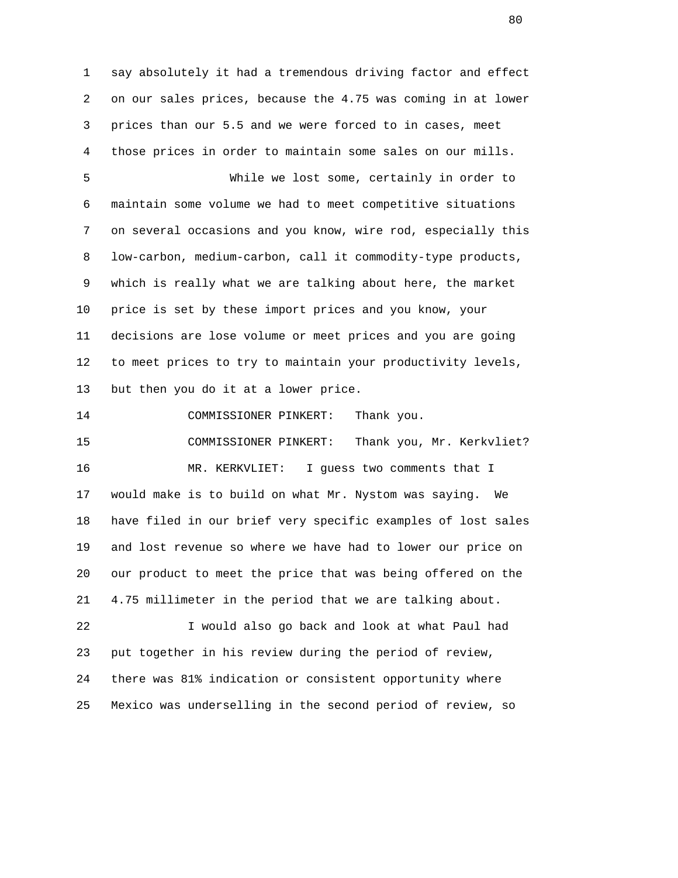say absolutely it had a tremendous driving factor and effect on our sales prices, because the 4.75 was coming in at lower prices than our 5.5 and we were forced to in cases, meet those prices in order to maintain some sales on our mills.

While we lost some, certainly in order to maintain some volume we had to meet competitive situations on several occasions and you know, wire rod, especially this low-carbon, medium-carbon, call it commodity-type products, which is really what we are talking about here, the market price is set by these import prices and you know, your decisions are lose volume or meet prices and you are going to meet prices to try to maintain your productivity levels, but then you do it at a lower price.

COMMISSIONER PINKERT: Thank you.

COMMISSIONER PINKERT: Thank you, Mr. Kerkvliet?

MR. KERKVLIET: I guess two comments that I would make is to build on what Mr. Nystom was saying. We have filed in our brief very specific examples of lost sales and lost revenue so where we have had to lower our price on our product to meet the price that was being offered on the 4.75 millimeter in the period that we are talking about.

I would also go back and look at what Paul had put together in his review during the period of review, there was 81% indication or consistent opportunity where Mexico was underselling in the second period of review, so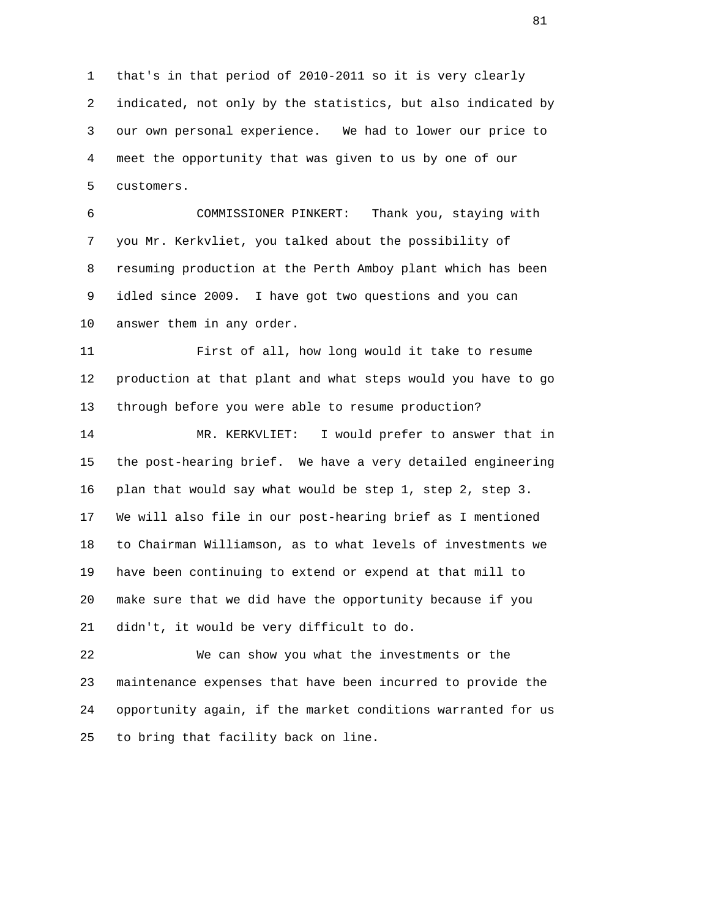that's in that period of 2010-2011 so it is very clearly indicated, not only by the statistics, but also indicated by our own personal experience. We had to lower our price to meet the opportunity that was given to us by one of our customers.

COMMISSIONER PINKERT: Thank you, staying with you Mr. Kerkvliet, you talked about the possibility of resuming production at the Perth Amboy plant which has been idled since 2009. I have got two questions and you can answer them in any order.

First of all, how long would it take to resume production at that plant and what steps would you have to go through before you were able to resume production?

MR. KERKVLIET: I would prefer to answer that in the post-hearing brief. We have a very detailed engineering plan that would say what would be step 1, step 2, step 3. We will also file in our post-hearing brief as I mentioned to Chairman Williamson, as to what levels of investments we have been continuing to extend or expend at that mill to make sure that we did have the opportunity because if you didn't, it would be very difficult to do.

We can show you what the investments or the maintenance expenses that have been incurred to provide the opportunity again, if the market conditions warranted for us to bring that facility back on line.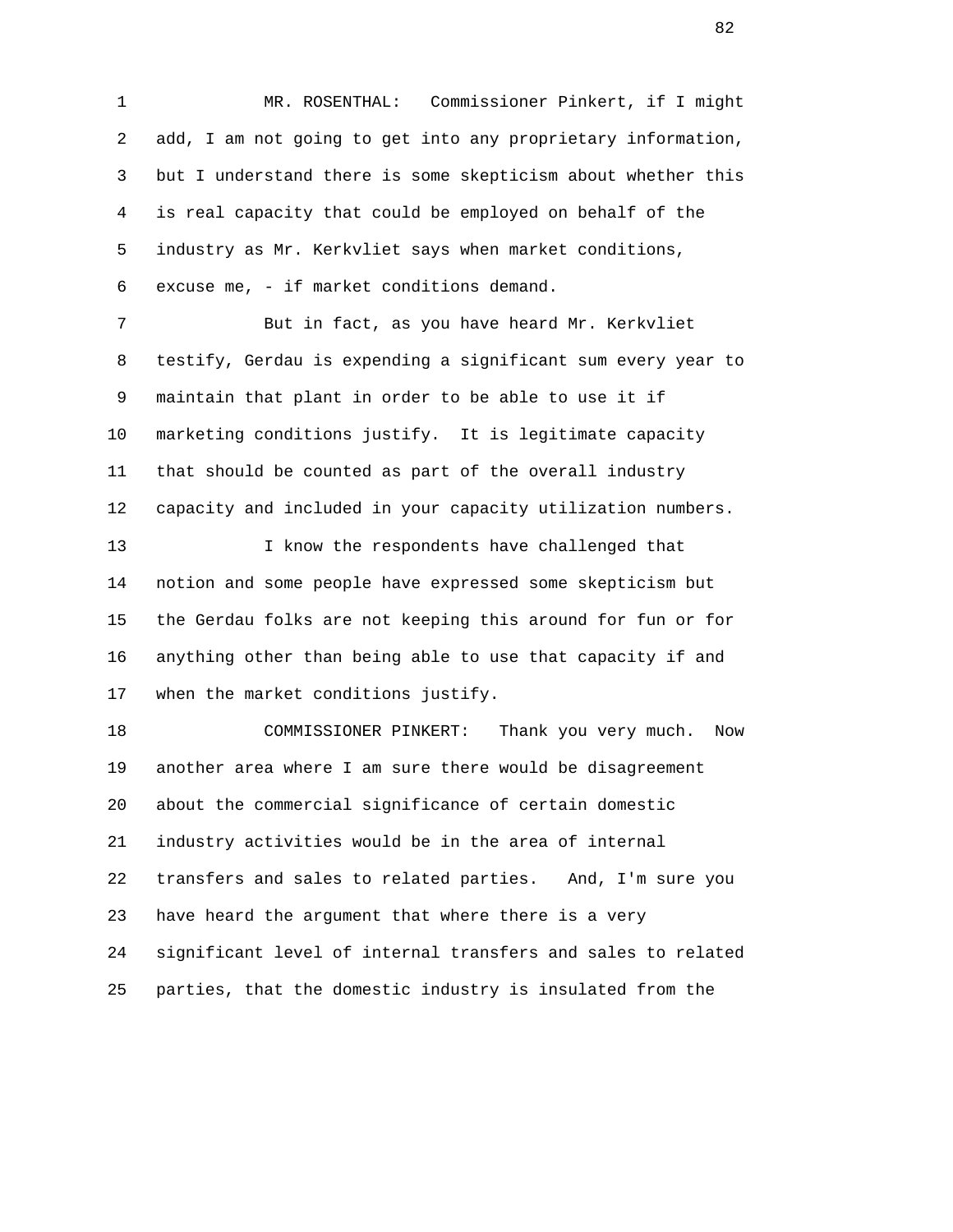MR. ROSENTHAL: Commissioner Pinkert, if I might add, I am not going to get into any proprietary information, but I understand there is some skepticism about whether this is real capacity that could be employed on behalf of the industry as Mr. Kerkvliet says when market conditions, excuse me, - if market conditions demand.

But in fact, as you have heard Mr. Kerkvliet testify, Gerdau is expending a significant sum every year to maintain that plant in order to be able to use it if marketing conditions justify. It is legitimate capacity that should be counted as part of the overall industry capacity and included in your capacity utilization numbers.

I know the respondents have challenged that notion and some people have expressed some skepticism but the Gerdau folks are not keeping this around for fun or for anything other than being able to use that capacity if and when the market conditions justify.

COMMISSIONER PINKERT: Thank you very much. Now another area where I am sure there would be disagreement about the commercial significance of certain domestic industry activities would be in the area of internal transfers and sales to related parties. And, I'm sure you have heard the argument that where there is a very significant level of internal transfers and sales to related parties, that the domestic industry is insulated from the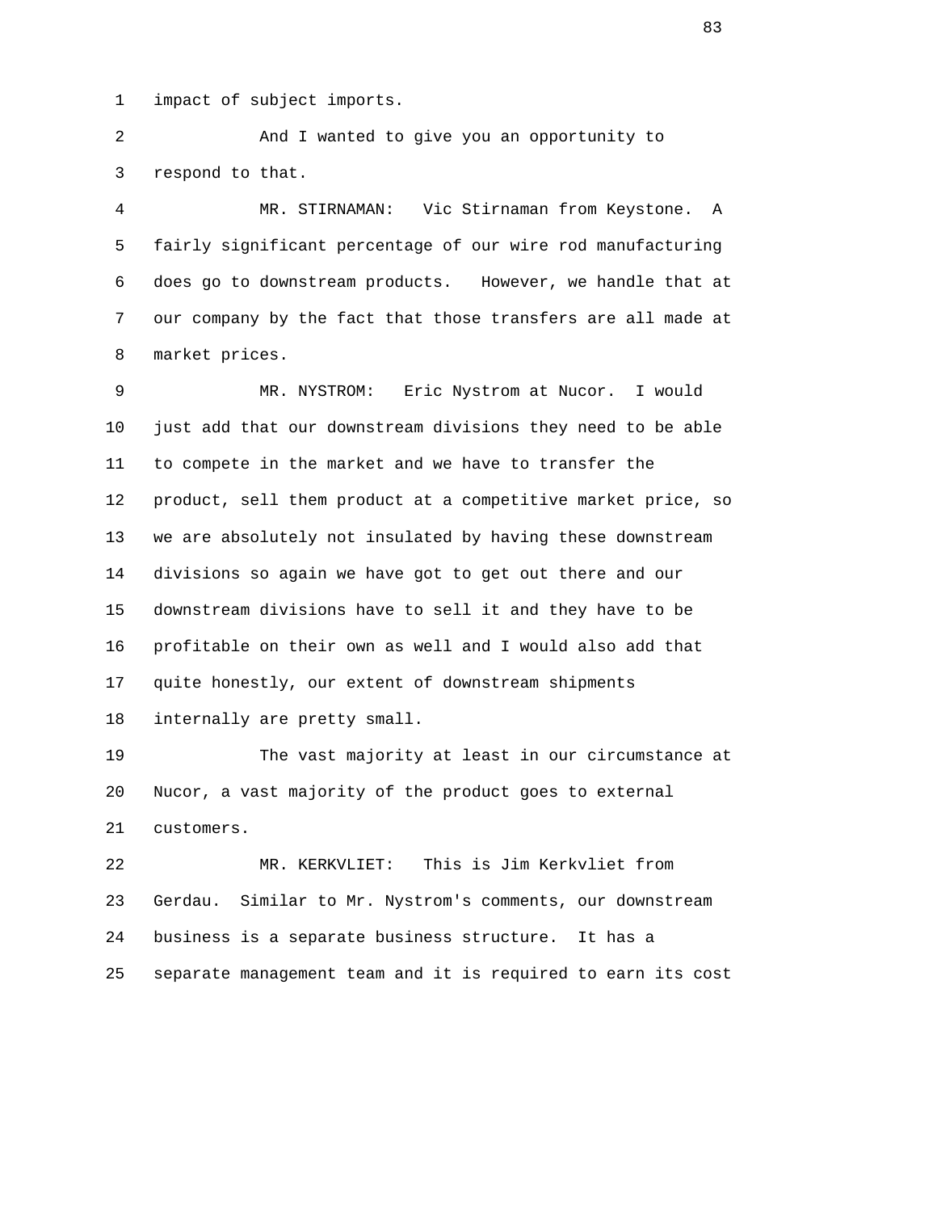impact of subject imports.

And I wanted to give you an opportunity to respond to that.

MR. STIRNAMAN: Vic Stirnaman from Keystone. A fairly significant percentage of our wire rod manufacturing does go to downstream products. However, we handle that at our company by the fact that those transfers are all made at market prices.

MR. NYSTROM: Eric Nystrom at Nucor. I would just add that our downstream divisions they need to be able to compete in the market and we have to transfer the product, sell them product at a competitive market price, so we are absolutely not insulated by having these downstream divisions so again we have got to get out there and our downstream divisions have to sell it and they have to be profitable on their own as well and I would also add that quite honestly, our extent of downstream shipments internally are pretty small.

The vast majority at least in our circumstance at Nucor, a vast majority of the product goes to external customers.

MR. KERKVLIET: This is Jim Kerkvliet from Gerdau. Similar to Mr. Nystrom's comments, our downstream business is a separate business structure. It has a separate management team and it is required to earn its cost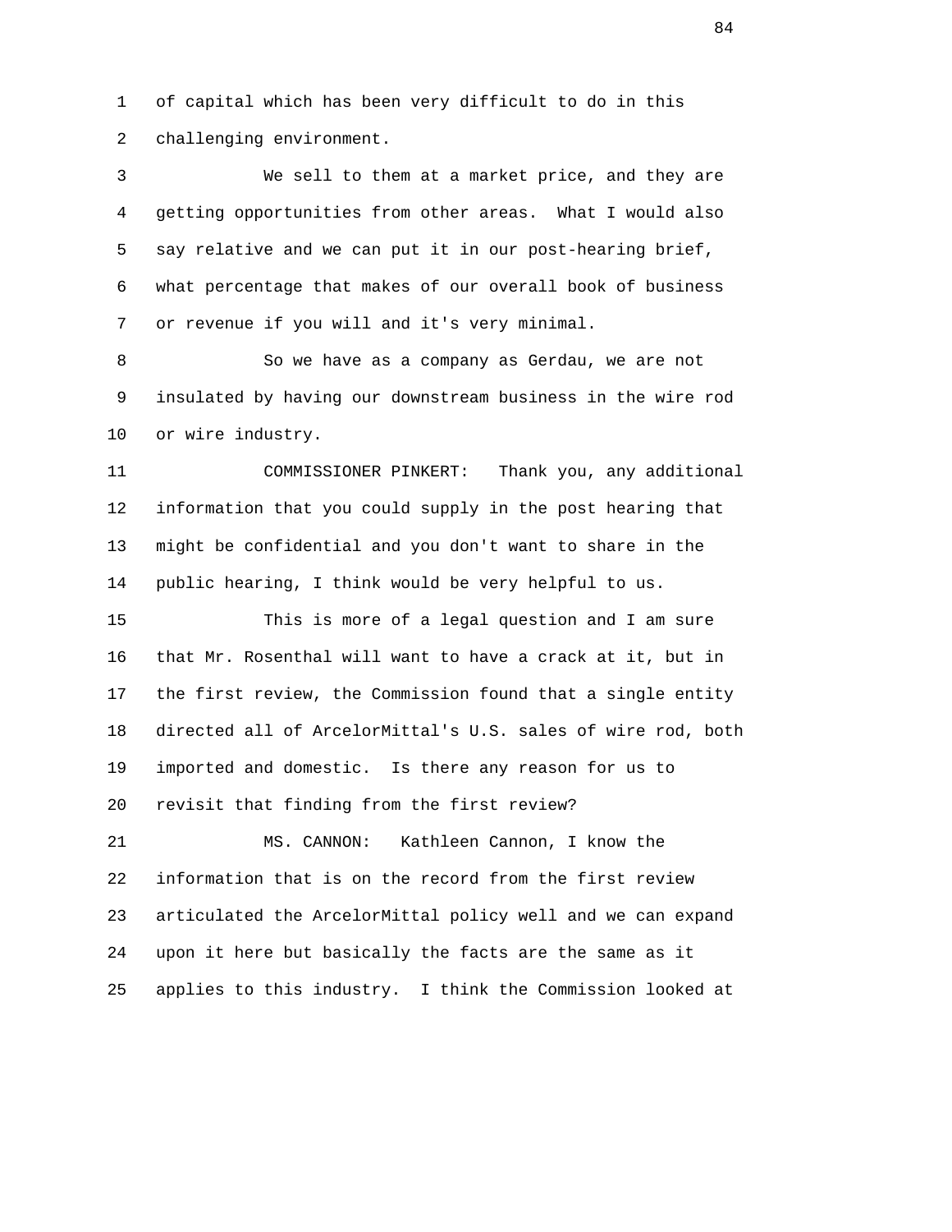of capital which has been very difficult to do in this challenging environment.

We sell to them at a market price, and they are getting opportunities from other areas. What I would also say relative and we can put it in our post-hearing brief, what percentage that makes of our overall book of business or revenue if you will and it's very minimal.

So we have as a company as Gerdau, we are not insulated by having our downstream business in the wire rod or wire industry.

COMMISSIONER PINKERT: Thank you, any additional information that you could supply in the post hearing that might be confidential and you don't want to share in the public hearing, I think would be very helpful to us.

This is more of a legal question and I am sure that Mr. Rosenthal will want to have a crack at it, but in the first review, the Commission found that a single entity directed all of ArcelorMittal's U.S. sales of wire rod, both imported and domestic. Is there any reason for us to revisit that finding from the first review?

MS. CANNON: Kathleen Cannon, I know the information that is on the record from the first review articulated the ArcelorMittal policy well and we can expand upon it here but basically the facts are the same as it applies to this industry. I think the Commission looked at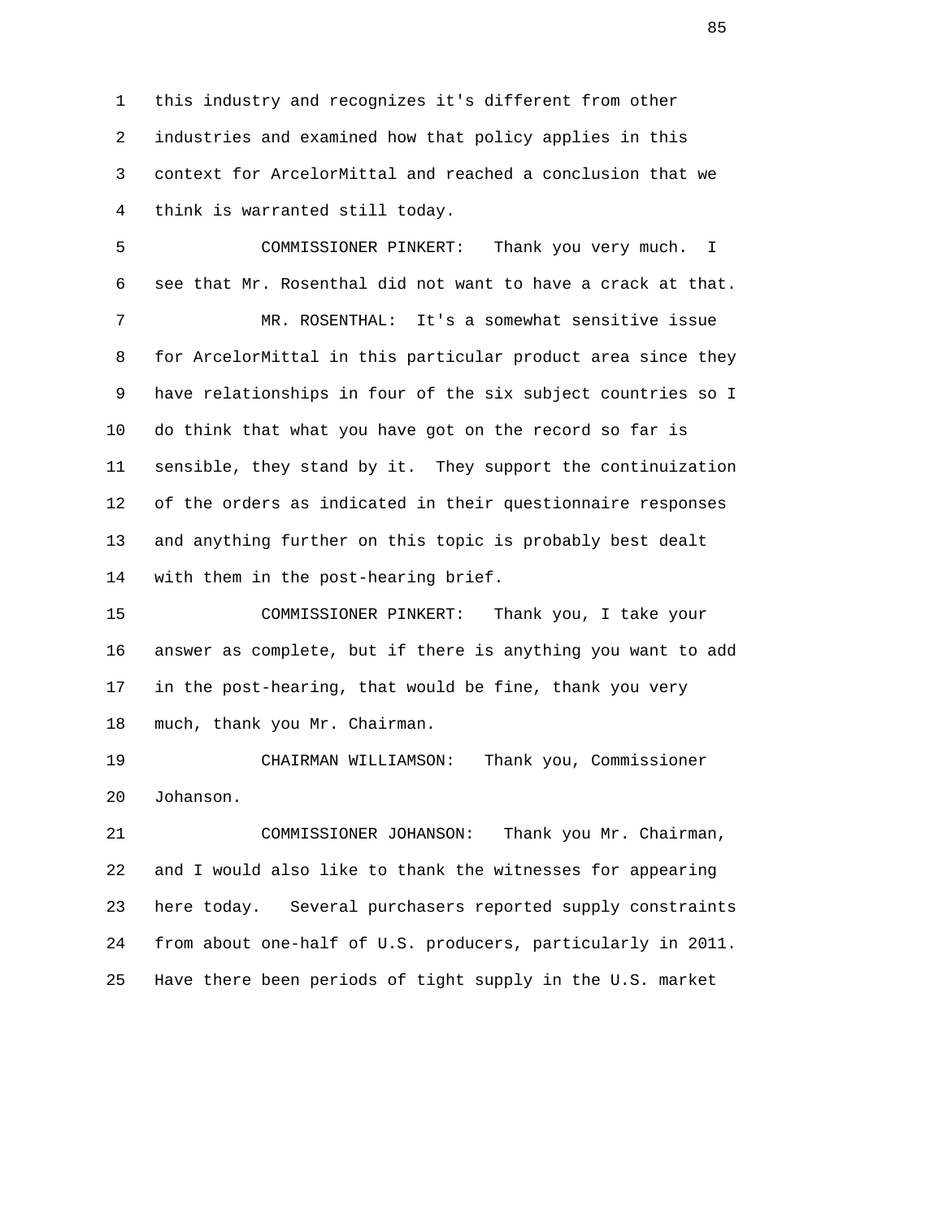this industry and recognizes it's different from other industries and examined how that policy applies in this context for ArcelorMittal and reached a conclusion that we think is warranted still today.

COMMISSIONER PINKERT: Thank you very much. I see that Mr. Rosenthal did not want to have a crack at that.

MR. ROSENTHAL: It's a somewhat sensitive issue for ArcelorMittal in this particular product area since they have relationships in four of the six subject countries so I do think that what you have got on the record so far is sensible, they stand by it. They support the continuization of the orders as indicated in their questionnaire responses and anything further on this topic is probably best dealt with them in the post-hearing brief.

COMMISSIONER PINKERT: Thank you, I take your answer as complete, but if there is anything you want to add in the post-hearing, that would be fine, thank you very much, thank you Mr. Chairman.

CHAIRMAN WILLIAMSON: Thank you, Commissioner Johanson.

COMMISSIONER JOHANSON: Thank you Mr. Chairman, and I would also like to thank the witnesses for appearing here today. Several purchasers reported supply constraints from about one-half of U.S. producers, particularly in 2011. Have there been periods of tight supply in the U.S. market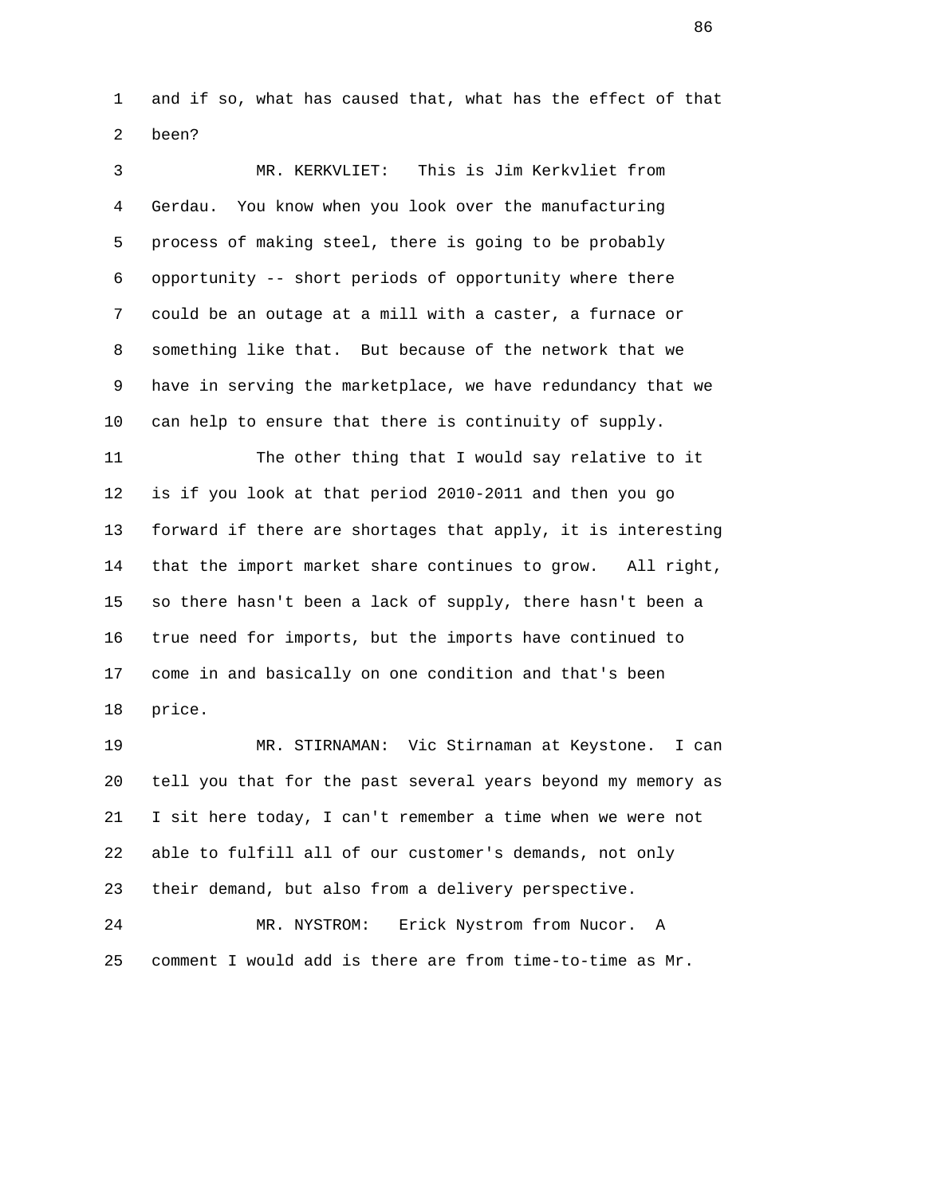and if so, what has caused that, what has the effect of that been?

MR. KERKVLIET: This is Jim Kerkvliet from Gerdau. You know when you look over the manufacturing process of making steel, there is going to be probably opportunity -- short periods of opportunity where there could be an outage at a mill with a caster, a furnace or something like that. But because of the network that we have in serving the marketplace, we have redundancy that we can help to ensure that there is continuity of supply.

The other thing that I would say relative to it is if you look at that period 2010-2011 and then you go forward if there are shortages that apply, it is interesting that the import market share continues to grow. All right, so there hasn't been a lack of supply, there hasn't been a true need for imports, but the imports have continued to come in and basically on one condition and that's been price.

MR. STIRNAMAN: Vic Stirnaman at Keystone. I can tell you that for the past several years beyond my memory as I sit here today, I can't remember a time when we were not able to fulfill all of our customer's demands, not only their demand, but also from a delivery perspective.

MR. NYSTROM: Erick Nystrom from Nucor. A comment I would add is there are from time-to-time as Mr.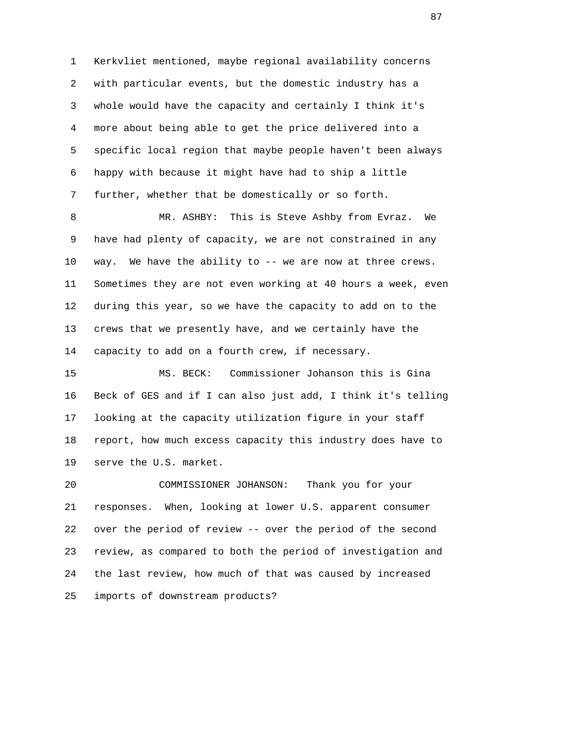Kerkvliet mentioned, maybe regional availability concerns with particular events, but the domestic industry has a whole would have the capacity and certainly I think it's more about being able to get the price delivered into a specific local region that maybe people haven't been always happy with because it might have had to ship a little further, whether that be domestically or so forth.

MR. ASHBY: This is Steve Ashby from Evraz. We have had plenty of capacity, we are not constrained in any way. We have the ability to -- we are now at three crews. Sometimes they are not even working at 40 hours a week, even during this year, so we have the capacity to add on to the crews that we presently have, and we certainly have the capacity to add on a fourth crew, if necessary.

MS. BECK: Commissioner Johanson this is Gina Beck of GES and if I can also just add, I think it's telling looking at the capacity utilization figure in your staff report, how much excess capacity this industry does have to serve the U.S. market.

COMMISSIONER JOHANSON: Thank you for your responses. When, looking at lower U.S. apparent consumer over the period of review -- over the period of the second review, as compared to both the period of investigation and the last review, how much of that was caused by increased imports of downstream products?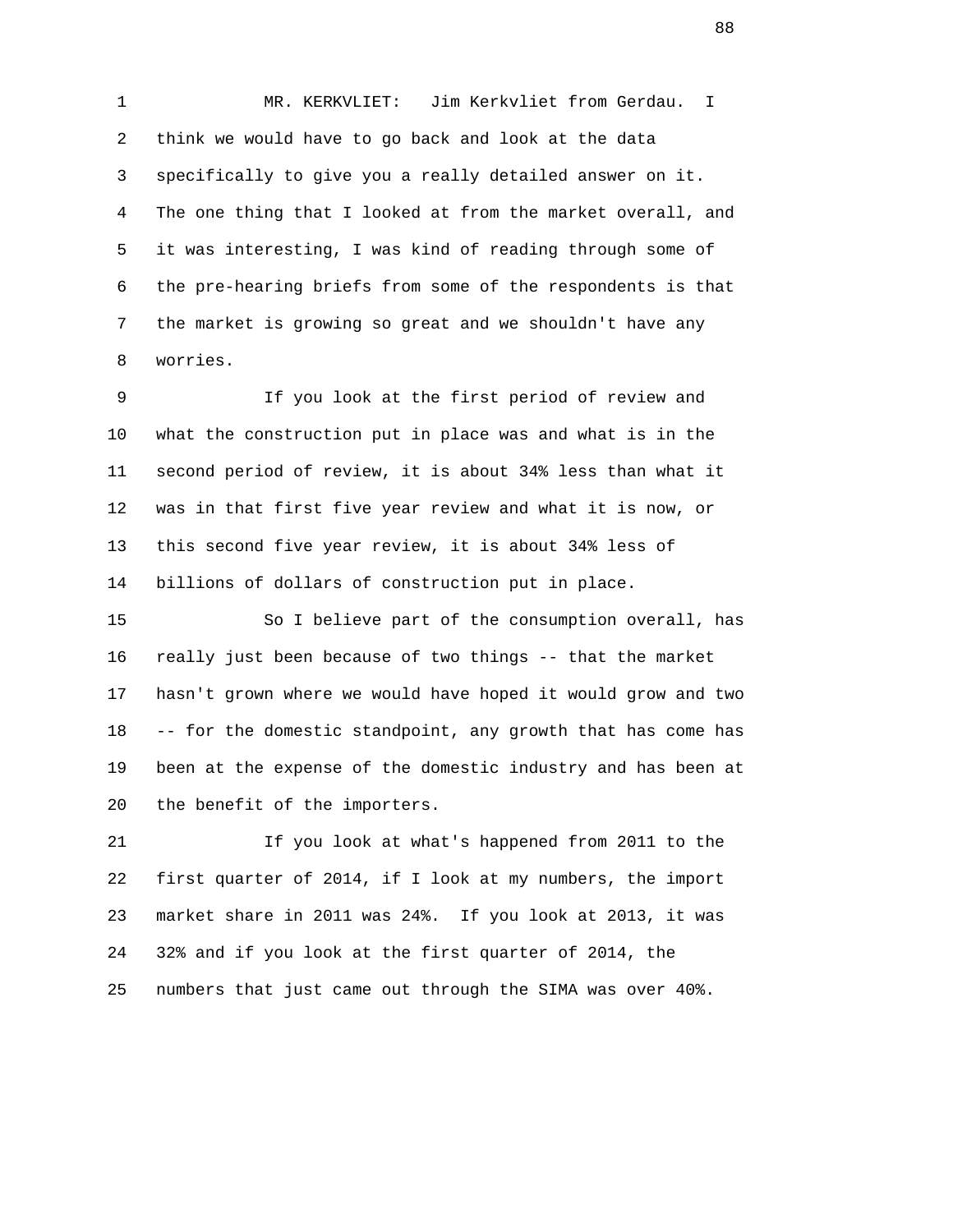MR. KERKVLIET: Jim Kerkvliet from Gerdau. I think we would have to go back and look at the data specifically to give you a really detailed answer on it. The one thing that I looked at from the market overall, and it was interesting, I was kind of reading through some of the pre-hearing briefs from some of the respondents is that the market is growing so great and we shouldn't have any worries.

If you look at the first period of review and what the construction put in place was and what is in the second period of review, it is about 34% less than what it was in that first five year review and what it is now, or this second five year review, it is about 34% less of billions of dollars of construction put in place.

So I believe part of the consumption overall, has really just been because of two things -- that the market hasn't grown where we would have hoped it would grow and two -- for the domestic standpoint, any growth that has come has been at the expense of the domestic industry and has been at the benefit of the importers.

If you look at what's happened from 2011 to the first quarter of 2014, if I look at my numbers, the import market share in 2011 was 24%. If you look at 2013, it was 32% and if you look at the first quarter of 2014, the numbers that just came out through the SIMA was over 40%.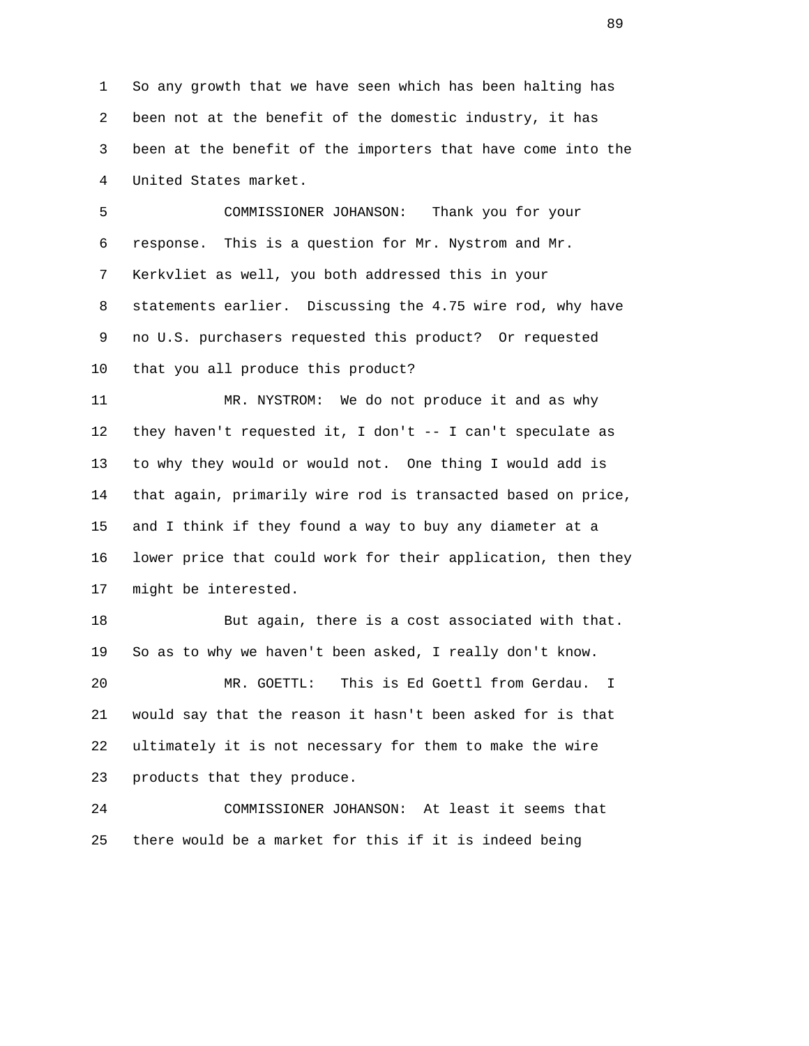1 So any growth that we have seen which has been halting has
2 been not at the benefit of the domestic industry, it has
3 been at the benefit of the importers that have come into the
4 United States market.

5 COMMISSIONER JOHANSON: Thank you for your
6 response. This is a question for Mr. Nystrom and Mr.
7 Kerkvliet as well, you both addressed this in your
8 statements earlier. Discussing the 4.75 wire rod, why have
9 no U.S. purchasers requested this product? Or requested
10 that you all produce this product?

11 MR. NYSTROM: We do not produce it and as why
12 they haven't requested it, I don't -- I can't speculate as
13 to why they would or would not. One thing I would add is
14 that again, primarily wire rod is transacted based on price,
15 and I think if they found a way to buy any diameter at a
16 lower price that could work for their application, then they
17 might be interested.

18 But again, there is a cost associated with that.
19 So as to why we haven't been asked, I really don't know.

20 MR. GOETTL: This is Ed Goettl from Gerdau. I
21 would say that the reason it hasn't been asked for is that
22 ultimately it is not necessary for them to make the wire
23 products that they produce.

24 COMMISSIONER JOHANSON: At least it seems that
25 there would be a market for this if it is indeed being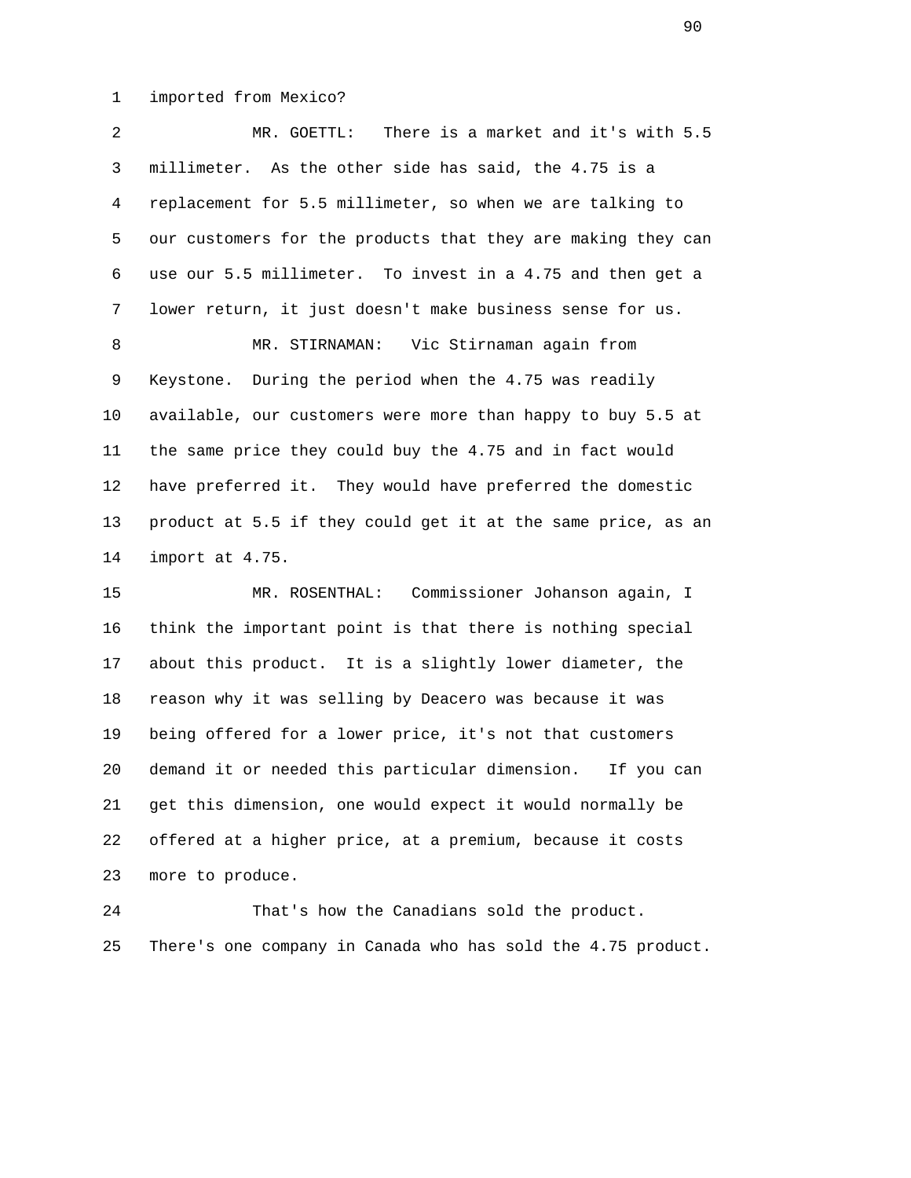imported from Mexico?

MR. GOETTL: There is a market and it's with 5.5 millimeter. As the other side has said, the 4.75 is a replacement for 5.5 millimeter, so when we are talking to our customers for the products that they are making they can use our 5.5 millimeter. To invest in a 4.75 and then get a lower return, it just doesn't make business sense for us.

MR. STIRNAMAN: Vic Stirnaman again from Keystone. During the period when the 4.75 was readily available, our customers were more than happy to buy 5.5 at the same price they could buy the 4.75 and in fact would have preferred it. They would have preferred the domestic product at 5.5 if they could get it at the same price, as an import at 4.75.

MR. ROSENTHAL: Commissioner Johanson again, I think the important point is that there is nothing special about this product. It is a slightly lower diameter, the reason why it was selling by Deacero was because it was being offered for a lower price, it's not that customers demand it or needed this particular dimension. If you can get this dimension, one would expect it would normally be offered at a higher price, at a premium, because it costs more to produce.

That's how the Canadians sold the product. There's one company in Canada who has sold the 4.75 product.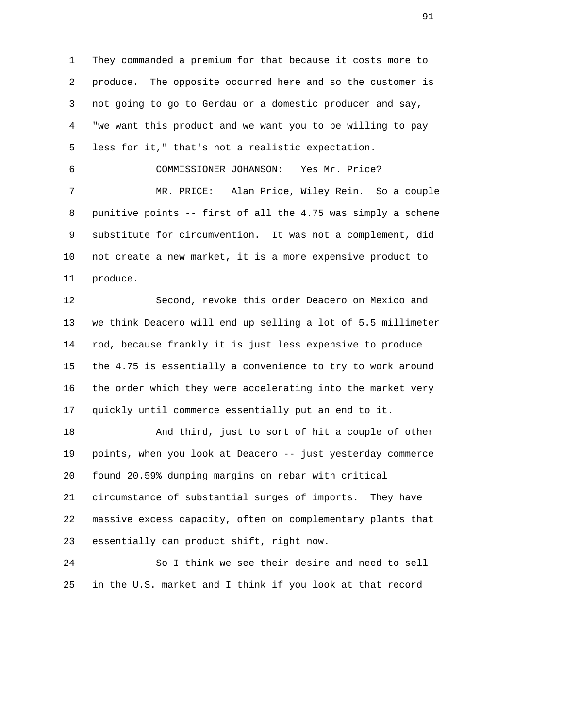1 They commanded a premium for that because it costs more to
2 produce. The opposite occurred here and so the customer is
3 not going to go to Gerdau or a domestic producer and say,
4 "we want this product and we want you to be willing to pay
5 less for it," that's not a realistic expectation.

6 COMMISSIONER JOHANSON: Yes Mr. Price?

7 MR. PRICE: Alan Price, Wiley Rein. So a couple
8 punitive points -- first of all the 4.75 was simply a scheme
9 substitute for circumvention. It was not a complement, did
10 not create a new market, it is a more expensive product to
11 produce.

12 Second, revoke this order Deacero on Mexico and
13 we think Deacero will end up selling a lot of 5.5 millimeter
14 rod, because frankly it is just less expensive to produce
15 the 4.75 is essentially a convenience to try to work around
16 the order which they were accelerating into the market very
17 quickly until commerce essentially put an end to it.

18 And third, just to sort of hit a couple of other
19 points, when you look at Deacero -- just yesterday commerce
20 found 20.59% dumping margins on rebar with critical
21 circumstance of substantial surges of imports. They have
22 massive excess capacity, often on complementary plants that
23 essentially can product shift, right now.

24 So I think we see their desire and need to sell
25 in the U.S. market and I think if you look at that record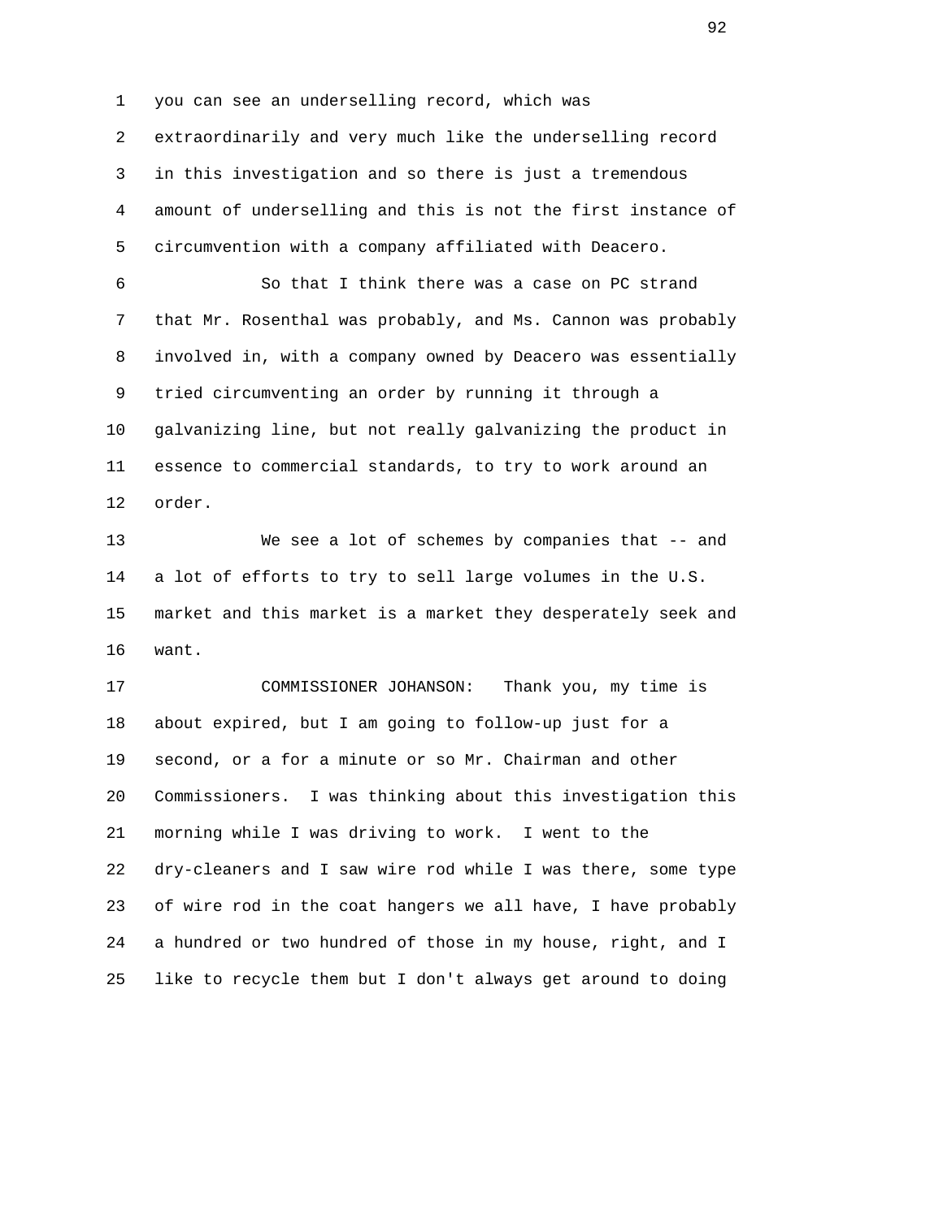you can see an underselling record, which was extraordinarily and very much like the underselling record in this investigation and so there is just a tremendous amount of underselling and this is not the first instance of circumvention with a company affiliated with Deacero.

So that I think there was a case on PC strand that Mr. Rosenthal was probably, and Ms. Cannon was probably involved in, with a company owned by Deacero was essentially tried circumventing an order by running it through a galvanizing line, but not really galvanizing the product in essence to commercial standards, to try to work around an order.

We see a lot of schemes by companies that -- and a lot of efforts to try to sell large volumes in the U.S. market and this market is a market they desperately seek and want.

COMMISSIONER JOHANSON: Thank you, my time is about expired, but I am going to follow-up just for a second, or a for a minute or so Mr. Chairman and other Commissioners. I was thinking about this investigation this morning while I was driving to work. I went to the dry-cleaners and I saw wire rod while I was there, some type of wire rod in the coat hangers we all have, I have probably a hundred or two hundred of those in my house, right, and I like to recycle them but I don't always get around to doing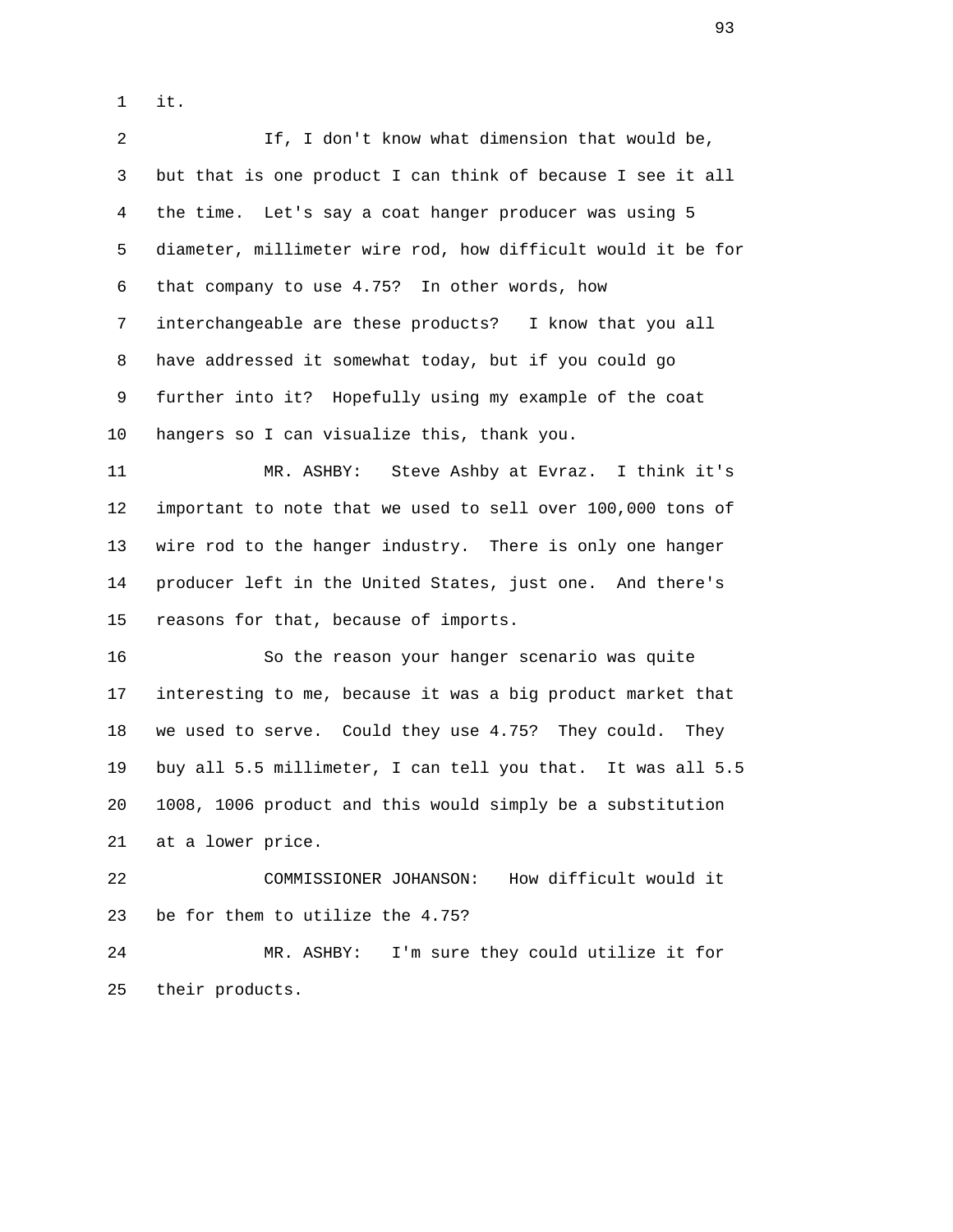it.

If, I don't know what dimension that would be, but that is one product I can think of because I see it all the time. Let's say a coat hanger producer was using 5 diameter, millimeter wire rod, how difficult would it be for that company to use 4.75? In other words, how interchangeable are these products? I know that you all have addressed it somewhat today, but if you could go further into it? Hopefully using my example of the coat hangers so I can visualize this, thank you.

MR. ASHBY: Steve Ashby at Evraz. I think it's important to note that we used to sell over 100,000 tons of wire rod to the hanger industry. There is only one hanger producer left in the United States, just one. And there's reasons for that, because of imports.

So the reason your hanger scenario was quite interesting to me, because it was a big product market that we used to serve. Could they use 4.75? They could. They buy all 5.5 millimeter, I can tell you that. It was all 5.5 1008, 1006 product and this would simply be a substitution at a lower price.

COMMISSIONER JOHANSON: How difficult would it be for them to utilize the 4.75?

MR. ASHBY: I'm sure they could utilize it for their products.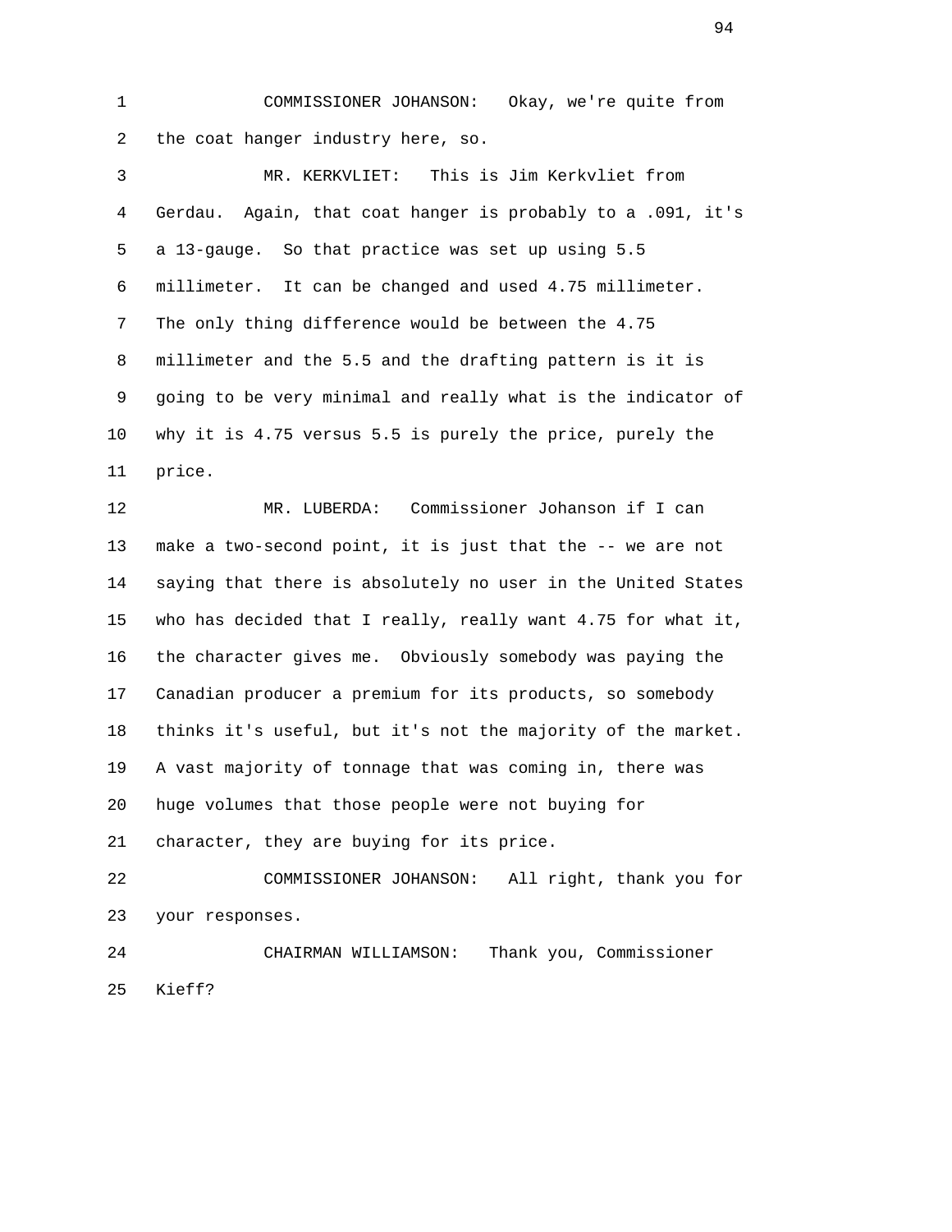1 COMMISSIONER JOHANSON: Okay, we're quite from
2 the coat hanger industry here, so.
3 MR. KERKVLIET: This is Jim Kerkvliet from
4 Gerdau. Again, that coat hanger is probably to a .091, it's
5 a 13-gauge. So that practice was set up using 5.5
6 millimeter. It can be changed and used 4.75 millimeter.
7 The only thing difference would be between the 4.75
8 millimeter and the 5.5 and the drafting pattern is it is
9 going to be very minimal and really what is the indicator of
10 why it is 4.75 versus 5.5 is purely the price, purely the
11 price.
12 MR. LUBERDA: Commissioner Johanson if I can
13 make a two-second point, it is just that the -- we are not
14 saying that there is absolutely no user in the United States
15 who has decided that I really, really want 4.75 for what it,
16 the character gives me. Obviously somebody was paying the
17 Canadian producer a premium for its products, so somebody
18 thinks it's useful, but it's not the majority of the market.
19 A vast majority of tonnage that was coming in, there was
20 huge volumes that those people were not buying for
21 character, they are buying for its price.
22 COMMISSIONER JOHANSON: All right, thank you for
23 your responses.
24 CHAIRMAN WILLIAMSON: Thank you, Commissioner
25 Kieff?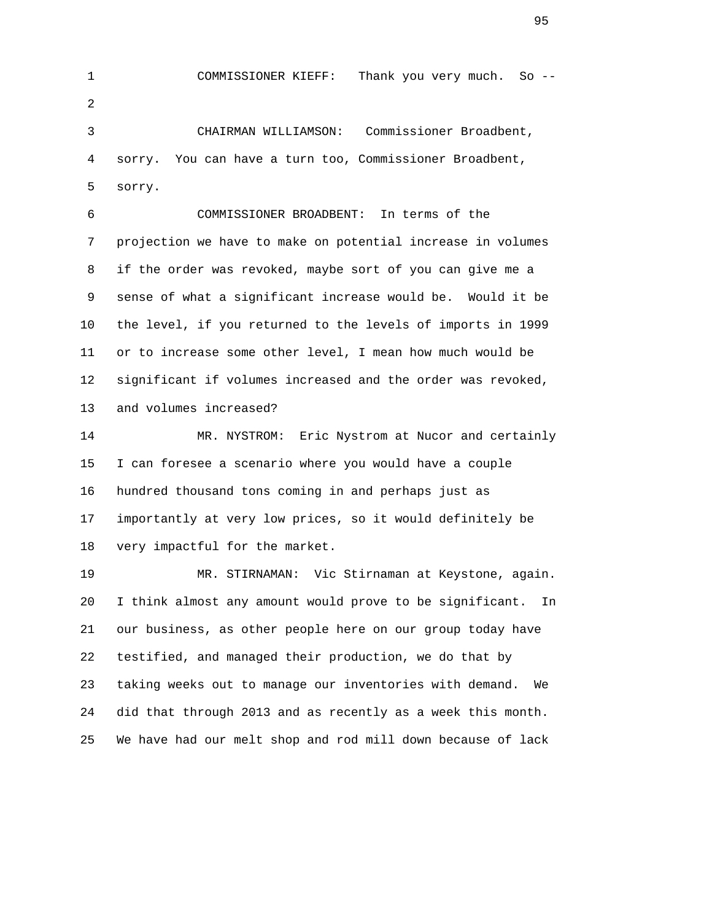COMMISSIONER KIEFF: Thank you very much. So --

CHAIRMAN WILLIAMSON: Commissioner Broadbent, sorry. You can have a turn too, Commissioner Broadbent, sorry.

COMMISSIONER BROADBENT: In terms of the projection we have to make on potential increase in volumes if the order was revoked, maybe sort of you can give me a sense of what a significant increase would be. Would it be the level, if you returned to the levels of imports in 1999 or to increase some other level, I mean how much would be significant if volumes increased and the order was revoked, and volumes increased?

MR. NYSTROM: Eric Nystrom at Nucor and certainly I can foresee a scenario where you would have a couple hundred thousand tons coming in and perhaps just as importantly at very low prices, so it would definitely be very impactful for the market.

MR. STIRNAMAN: Vic Stirnaman at Keystone, again. I think almost any amount would prove to be significant. In our business, as other people here on our group today have testified, and managed their production, we do that by taking weeks out to manage our inventories with demand. We did that through 2013 and as recently as a week this month. We have had our melt shop and rod mill down because of lack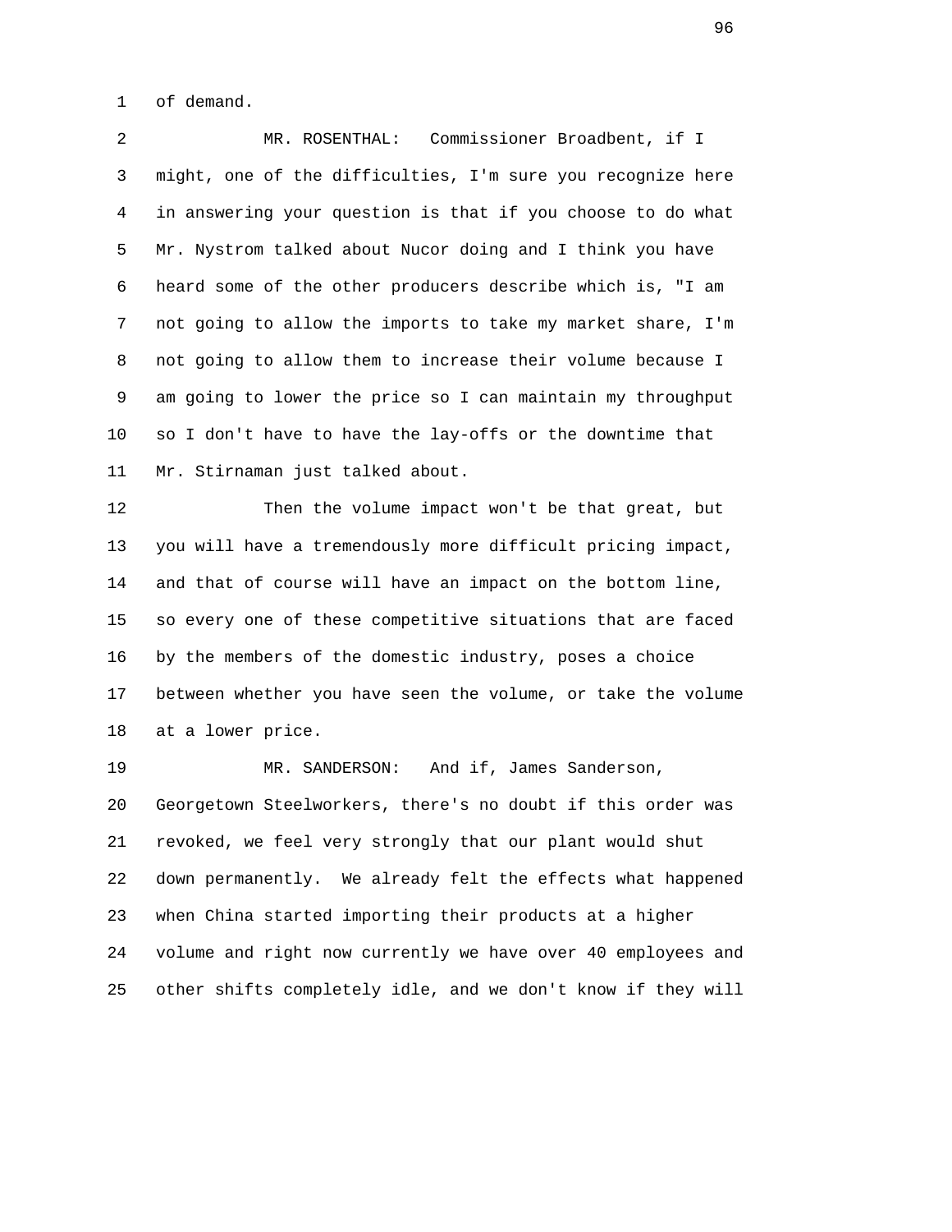of demand.

MR. ROSENTHAL: Commissioner Broadbent, if I might, one of the difficulties, I'm sure you recognize here in answering your question is that if you choose to do what Mr. Nystrom talked about Nucor doing and I think you have heard some of the other producers describe which is, "I am not going to allow the imports to take my market share, I'm not going to allow them to increase their volume because I am going to lower the price so I can maintain my throughput so I don't have to have the lay-offs or the downtime that Mr. Stirnaman just talked about.

Then the volume impact won't be that great, but you will have a tremendously more difficult pricing impact, and that of course will have an impact on the bottom line, so every one of these competitive situations that are faced by the members of the domestic industry, poses a choice between whether you have seen the volume, or take the volume at a lower price.

MR. SANDERSON: And if, James Sanderson, Georgetown Steelworkers, there's no doubt if this order was revoked, we feel very strongly that our plant would shut down permanently. We already felt the effects what happened when China started importing their products at a higher volume and right now currently we have over 40 employees and other shifts completely idle, and we don't know if they will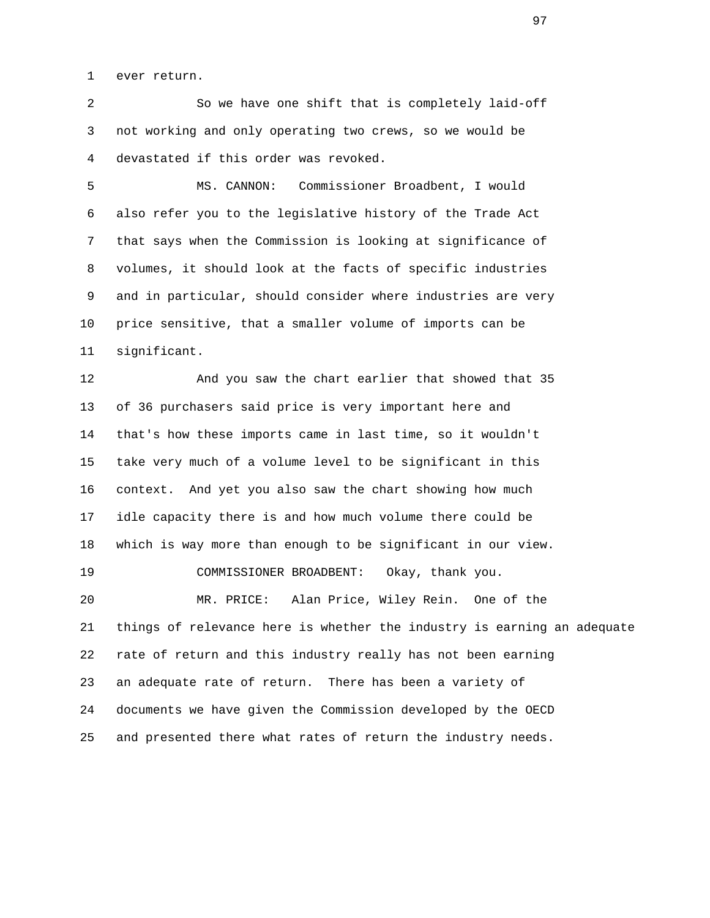ever return.

So we have one shift that is completely laid-off not working and only operating two crews, so we would be devastated if this order was revoked.

MS. CANNON: Commissioner Broadbent, I would also refer you to the legislative history of the Trade Act that says when the Commission is looking at significance of volumes, it should look at the facts of specific industries and in particular, should consider where industries are very price sensitive, that a smaller volume of imports can be significant.

And you saw the chart earlier that showed that 35 of 36 purchasers said price is very important here and that's how these imports came in last time, so it wouldn't take very much of a volume level to be significant in this context. And yet you also saw the chart showing how much idle capacity there is and how much volume there could be which is way more than enough to be significant in our view.

COMMISSIONER BROADBENT: Okay, thank you.

MR. PRICE: Alan Price, Wiley Rein. One of the things of relevance here is whether the industry is earning an adequate rate of return and this industry really has not been earning an adequate rate of return. There has been a variety of documents we have given the Commission developed by the OECD and presented there what rates of return the industry needs.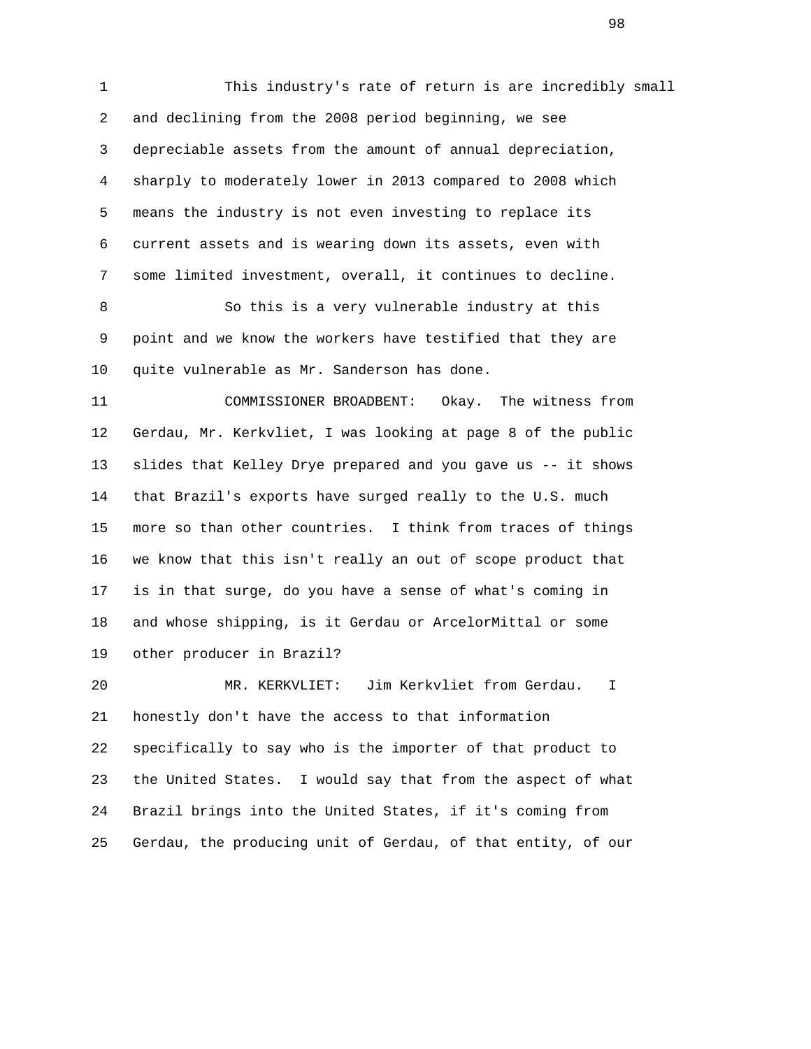This industry's rate of return is are incredibly small and declining from the 2008 period beginning, we see depreciable assets from the amount of annual depreciation, sharply to moderately lower in 2013 compared to 2008 which means the industry is not even investing to replace its current assets and is wearing down its assets, even with some limited investment, overall, it continues to decline.

So this is a very vulnerable industry at this point and we know the workers have testified that they are quite vulnerable as Mr. Sanderson has done.

COMMISSIONER BROADBENT: Okay. The witness from Gerdau, Mr. Kerkvliet, I was looking at page 8 of the public slides that Kelley Drye prepared and you gave us -- it shows that Brazil's exports have surged really to the U.S. much more so than other countries. I think from traces of things we know that this isn't really an out of scope product that is in that surge, do you have a sense of what's coming in and whose shipping, is it Gerdau or ArcelorMittal or some other producer in Brazil?

MR. KERKVLIET: Jim Kerkvliet from Gerdau. I honestly don't have the access to that information specifically to say who is the importer of that product to the United States. I would say that from the aspect of what Brazil brings into the United States, if it's coming from Gerdau, the producing unit of Gerdau, of that entity, of our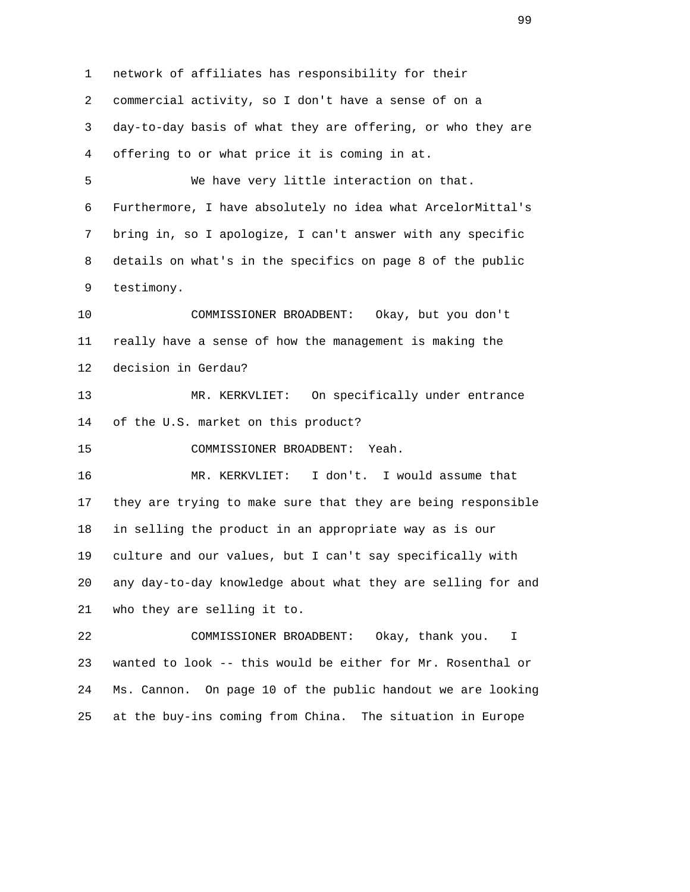network of affiliates has responsibility for their commercial activity, so I don't have a sense of on a day-to-day basis of what they are offering, or who they are offering to or what price it is coming in at.

We have very little interaction on that. Furthermore, I have absolutely no idea what ArcelorMittal's bring in, so I apologize, I can't answer with any specific details on what's in the specifics on page 8 of the public testimony.

COMMISSIONER BROADBENT: Okay, but you don't really have a sense of how the management is making the decision in Gerdau?

MR. KERKVLIET: On specifically under entrance of the U.S. market on this product?

COMMISSIONER BROADBENT: Yeah.

MR. KERKVLIET: I don't. I would assume that they are trying to make sure that they are being responsible in selling the product in an appropriate way as is our culture and our values, but I can't say specifically with any day-to-day knowledge about what they are selling for and who they are selling it to.

COMMISSIONER BROADBENT: Okay, thank you. I wanted to look -- this would be either for Mr. Rosenthal or Ms. Cannon. On page 10 of the public handout we are looking at the buy-ins coming from China. The situation in Europe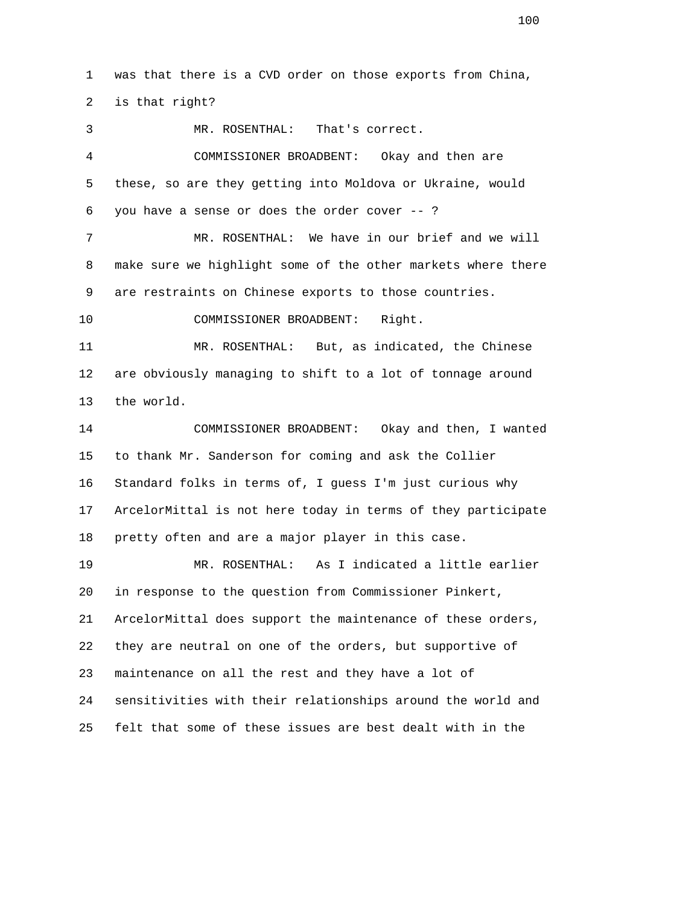was that there is a CVD order on those exports from China, is that right?

MR. ROSENTHAL: That's correct.

COMMISSIONER BROADBENT: Okay and then are these, so are they getting into Moldova or Ukraine, would you have a sense or does the order cover -- ?

MR. ROSENTHAL: We have in our brief and we will make sure we highlight some of the other markets where there are restraints on Chinese exports to those countries.

COMMISSIONER BROADBENT: Right.

MR. ROSENTHAL: But, as indicated, the Chinese are obviously managing to shift to a lot of tonnage around the world.

COMMISSIONER BROADBENT: Okay and then, I wanted to thank Mr. Sanderson for coming and ask the Collier Standard folks in terms of, I guess I'm just curious why ArcelorMittal is not here today in terms of they participate pretty often and are a major player in this case.

MR. ROSENTHAL: As I indicated a little earlier in response to the question from Commissioner Pinkert, ArcelorMittal does support the maintenance of these orders, they are neutral on one of the orders, but supportive of maintenance on all the rest and they have a lot of sensitivities with their relationships around the world and felt that some of these issues are best dealt with in the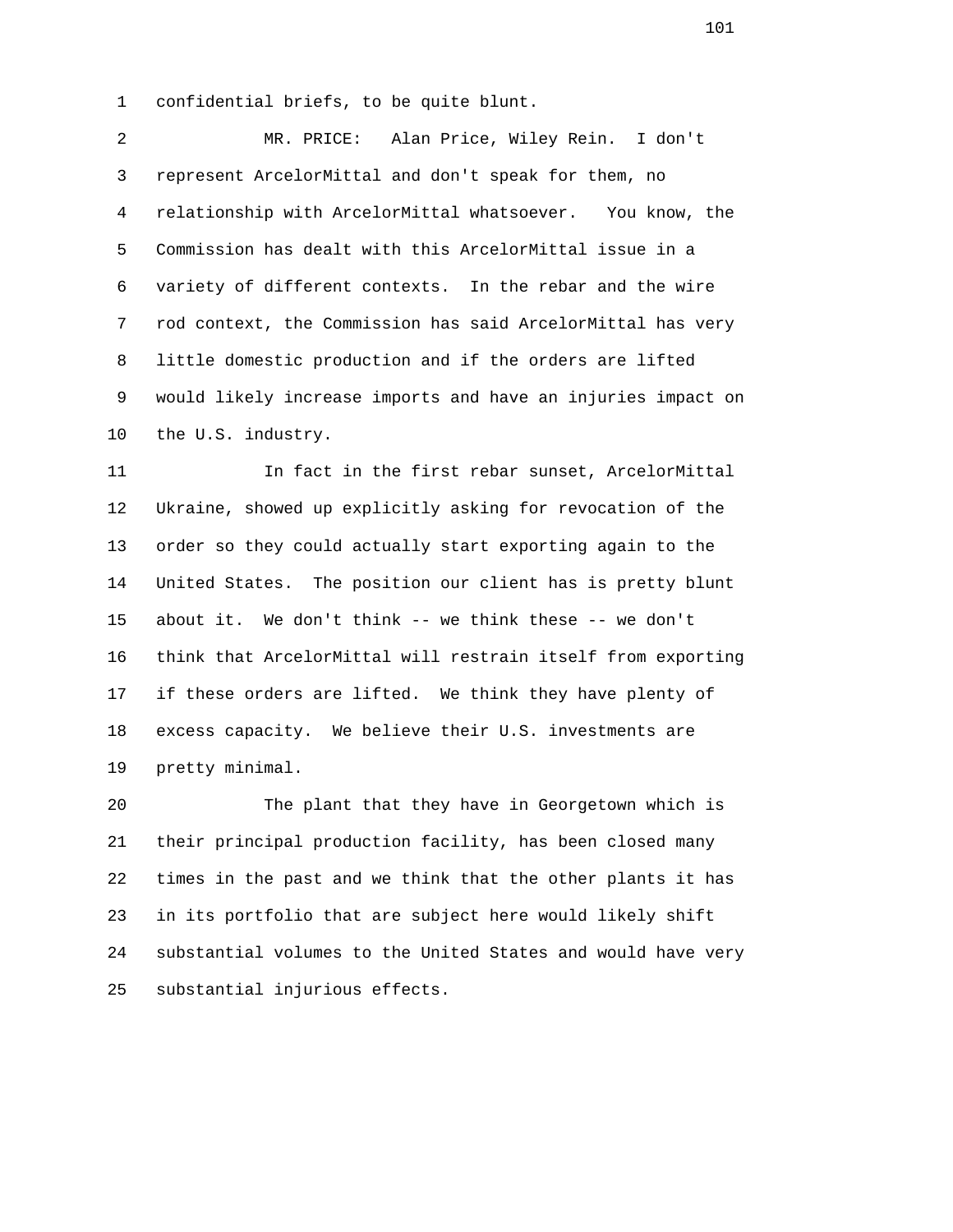confidential briefs, to be quite blunt.

MR. PRICE: Alan Price, Wiley Rein. I don't represent ArcelorMittal and don't speak for them, no relationship with ArcelorMittal whatsoever. You know, the Commission has dealt with this ArcelorMittal issue in a variety of different contexts. In the rebar and the wire rod context, the Commission has said ArcelorMittal has very little domestic production and if the orders are lifted would likely increase imports and have an injuries impact on the U.S. industry.

In fact in the first rebar sunset, ArcelorMittal Ukraine, showed up explicitly asking for revocation of the order so they could actually start exporting again to the United States. The position our client has is pretty blunt about it. We don't think -- we think these -- we don't think that ArcelorMittal will restrain itself from exporting if these orders are lifted. We think they have plenty of excess capacity. We believe their U.S. investments are pretty minimal.

The plant that they have in Georgetown which is their principal production facility, has been closed many times in the past and we think that the other plants it has in its portfolio that are subject here would likely shift substantial volumes to the United States and would have very substantial injurious effects.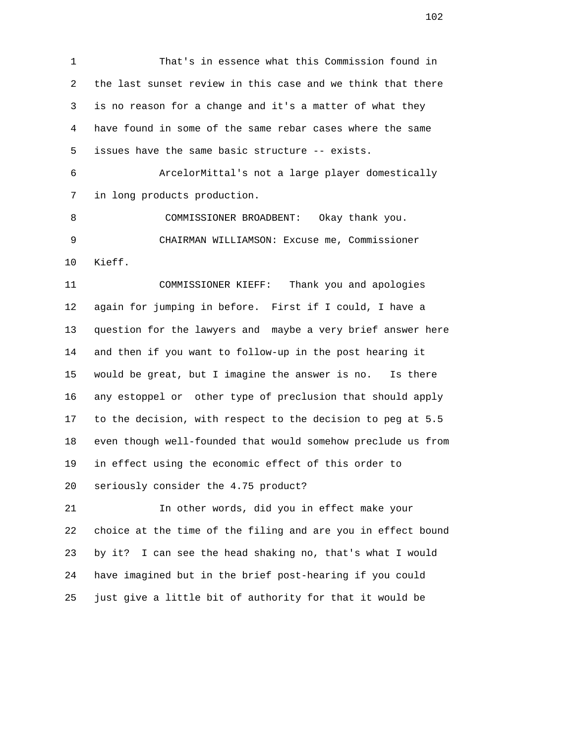1 That's in essence what this Commission found in
2 the last sunset review in this case and we think that there
3 is no reason for a change and it's a matter of what they
4 have found in some of the same rebar cases where the same
5 issues have the same basic structure -- exists.
6 ArcelorMittal's not a large player domestically
7 in long products production.
8 COMMISSIONER BROADBENT: Okay thank you.
9 CHAIRMAN WILLIAMSON: Excuse me, Commissioner
10 Kieff.
11 COMMISSIONER KIEFF: Thank you and apologies
12 again for jumping in before. First if I could, I have a
13 question for the lawyers and maybe a very brief answer here
14 and then if you want to follow-up in the post hearing it
15 would be great, but I imagine the answer is no. Is there
16 any estoppel or other type of preclusion that should apply
17 to the decision, with respect to the decision to peg at 5.5
18 even though well-founded that would somehow preclude us from
19 in effect using the economic effect of this order to
20 seriously consider the 4.75 product?
21 In other words, did you in effect make your
22 choice at the time of the filing and are you in effect bound
23 by it? I can see the head shaking no, that's what I would
24 have imagined but in the brief post-hearing if you could
25 just give a little bit of authority for that it would be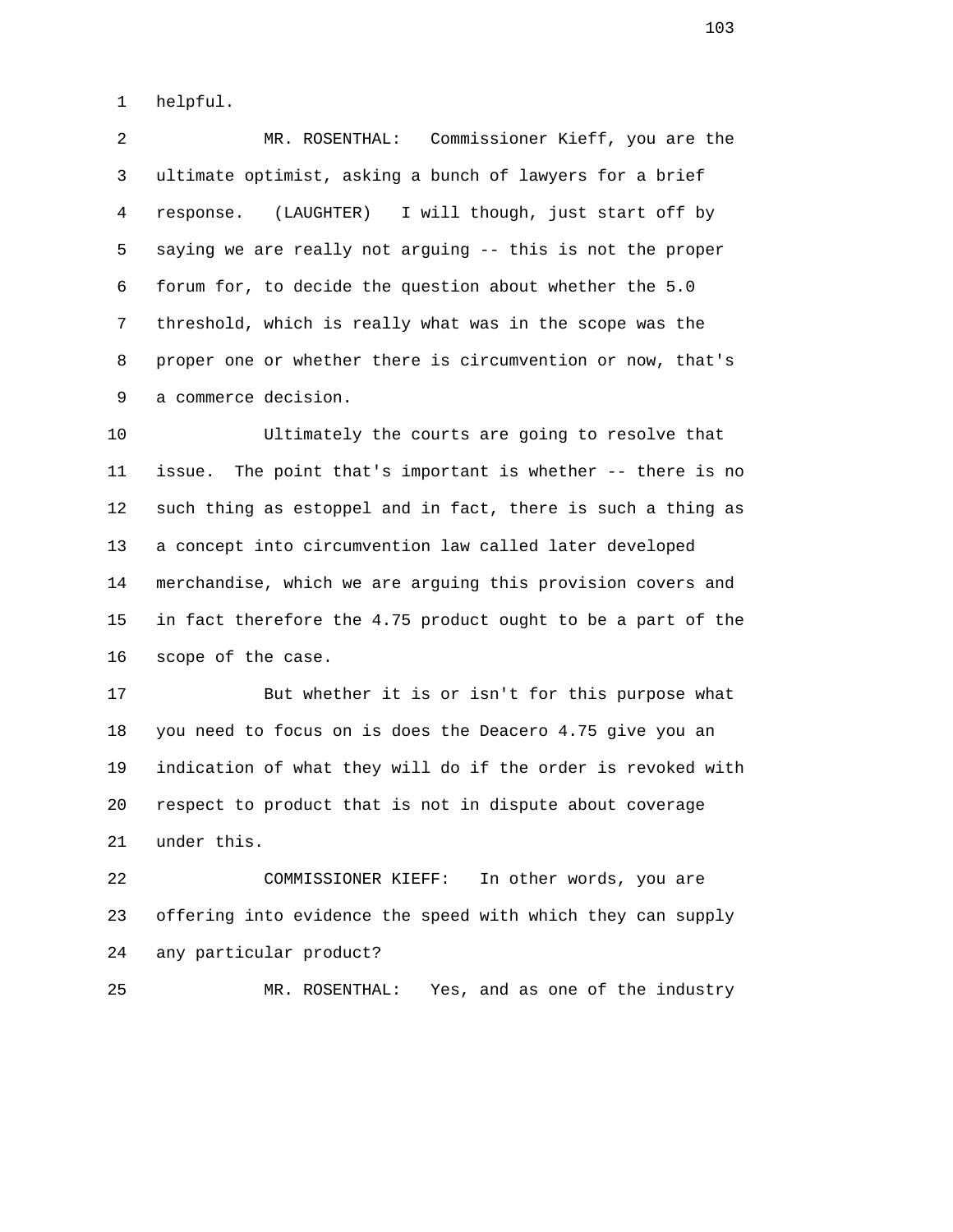helpful.

MR. ROSENTHAL: Commissioner Kieff, you are the ultimate optimist, asking a bunch of lawyers for a brief response. (LAUGHTER) I will though, just start off by saying we are really not arguing -- this is not the proper forum for, to decide the question about whether the 5.0 threshold, which is really what was in the scope was the proper one or whether there is circumvention or now, that's a commerce decision.

Ultimately the courts are going to resolve that issue. The point that's important is whether -- there is no such thing as estoppel and in fact, there is such a thing as a concept into circumvention law called later developed merchandise, which we are arguing this provision covers and in fact therefore the 4.75 product ought to be a part of the scope of the case.

But whether it is or isn't for this purpose what you need to focus on is does the Deacero 4.75 give you an indication of what they will do if the order is revoked with respect to product that is not in dispute about coverage under this.

COMMISSIONER KIEFF: In other words, you are offering into evidence the speed with which they can supply any particular product?

MR. ROSENTHAL: Yes, and as one of the industry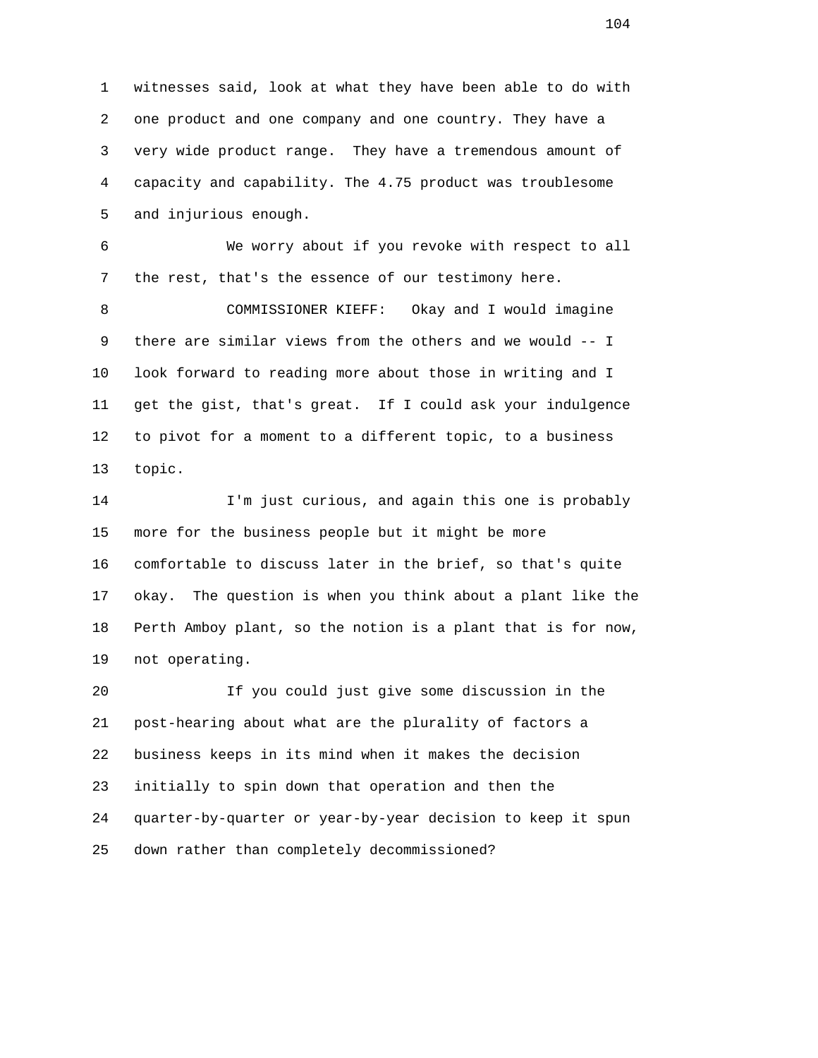witnesses said, look at what they have been able to do with one product and one company and one country. They have a very wide product range. They have a tremendous amount of capacity and capability. The 4.75 product was troublesome and injurious enough.

We worry about if you revoke with respect to all the rest, that's the essence of our testimony here.

COMMISSIONER KIEFF: Okay and I would imagine there are similar views from the others and we would -- I look forward to reading more about those in writing and I get the gist, that's great. If I could ask your indulgence to pivot for a moment to a different topic, to a business topic.

I'm just curious, and again this one is probably more for the business people but it might be more comfortable to discuss later in the brief, so that's quite okay. The question is when you think about a plant like the Perth Amboy plant, so the notion is a plant that is for now, not operating.

If you could just give some discussion in the post-hearing about what are the plurality of factors a business keeps in its mind when it makes the decision initially to spin down that operation and then the quarter-by-quarter or year-by-year decision to keep it spun down rather than completely decommissioned?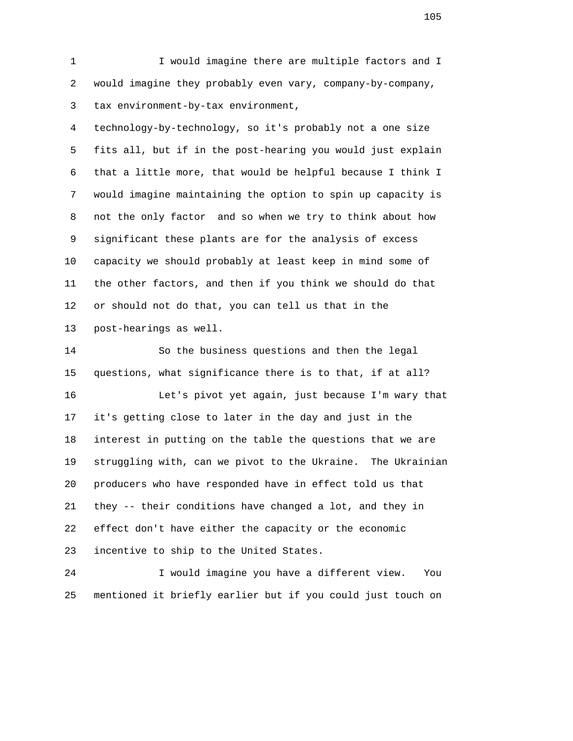I would imagine there are multiple factors and I would imagine they probably even vary, company-by-company, tax environment-by-tax environment, technology-by-technology, so it's probably not a one size fits all, but if in the post-hearing you would just explain that a little more, that would be helpful because I think I would imagine maintaining the option to spin up capacity is not the only factor and so when we try to think about how significant these plants are for the analysis of excess capacity we should probably at least keep in mind some of the other factors, and then if you think we should do that or should not do that, you can tell us that in the post-hearings as well.

So the business questions and then the legal questions, what significance there is to that, if at all?

Let's pivot yet again, just because I'm wary that it's getting close to later in the day and just in the interest in putting on the table the questions that we are struggling with, can we pivot to the Ukraine. The Ukrainian producers who have responded have in effect told us that they -- their conditions have changed a lot, and they in effect don't have either the capacity or the economic incentive to ship to the United States.

I would imagine you have a different view. You mentioned it briefly earlier but if you could just touch on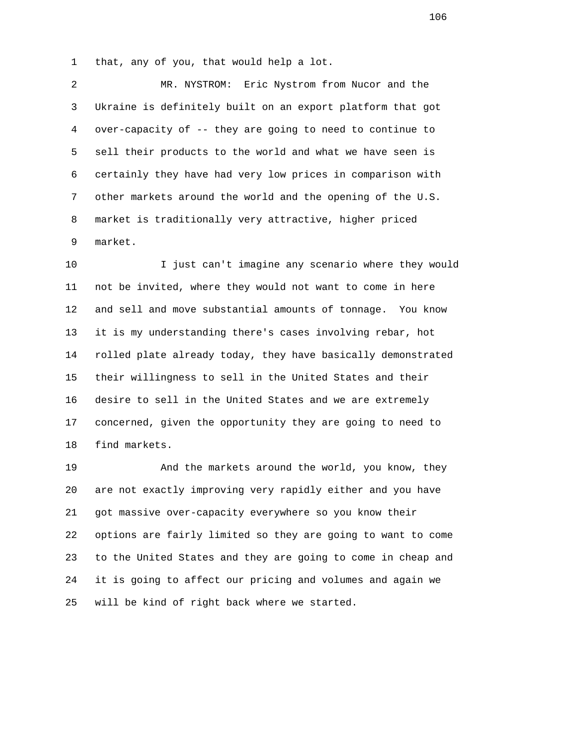that, any of you, that would help a lot.

MR. NYSTROM: Eric Nystrom from Nucor and the Ukraine is definitely built on an export platform that got over-capacity of -- they are going to need to continue to sell their products to the world and what we have seen is certainly they have had very low prices in comparison with other markets around the world and the opening of the U.S. market is traditionally very attractive, higher priced market.

I just can't imagine any scenario where they would not be invited, where they would not want to come in here and sell and move substantial amounts of tonnage. You know it is my understanding there's cases involving rebar, hot rolled plate already today, they have basically demonstrated their willingness to sell in the United States and their desire to sell in the United States and we are extremely concerned, given the opportunity they are going to need to find markets.

And the markets around the world, you know, they are not exactly improving very rapidly either and you have got massive over-capacity everywhere so you know their options are fairly limited so they are going to want to come to the United States and they are going to come in cheap and it is going to affect our pricing and volumes and again we will be kind of right back where we started.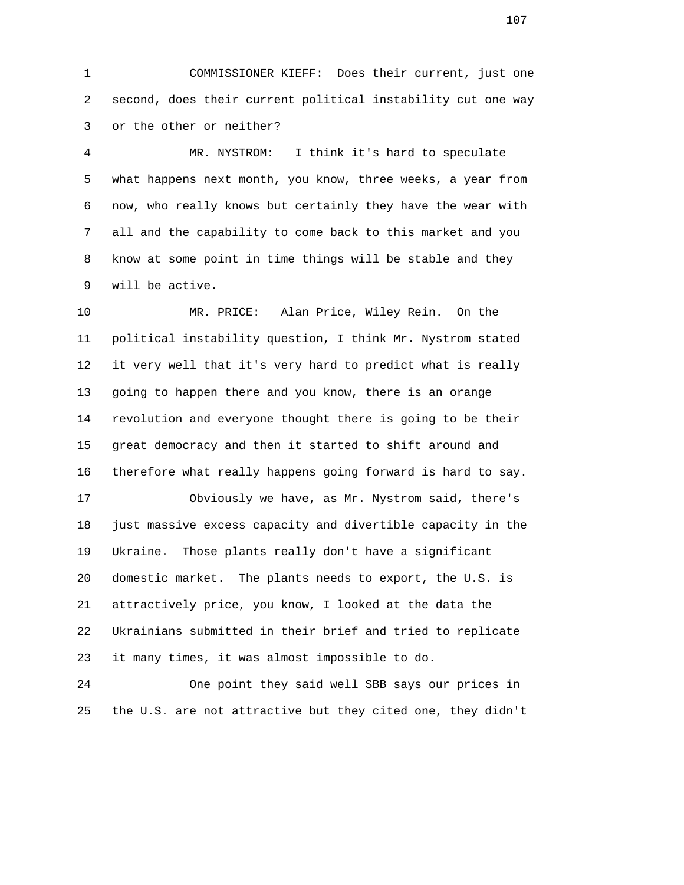COMMISSIONER KIEFF: Does their current, just one second, does their current political instability cut one way or the other or neither?

MR. NYSTROM: I think it's hard to speculate what happens next month, you know, three weeks, a year from now, who really knows but certainly they have the wear with all and the capability to come back to this market and you know at some point in time things will be stable and they will be active.

MR. PRICE: Alan Price, Wiley Rein. On the political instability question, I think Mr. Nystrom stated it very well that it's very hard to predict what is really going to happen there and you know, there is an orange revolution and everyone thought there is going to be their great democracy and then it started to shift around and therefore what really happens going forward is hard to say.

Obviously we have, as Mr. Nystrom said, there's just massive excess capacity and divertible capacity in the Ukraine. Those plants really don't have a significant domestic market. The plants needs to export, the U.S. is attractively price, you know, I looked at the data the Ukrainians submitted in their brief and tried to replicate it many times, it was almost impossible to do.

One point they said well SBB says our prices in the U.S. are not attractive but they cited one, they didn't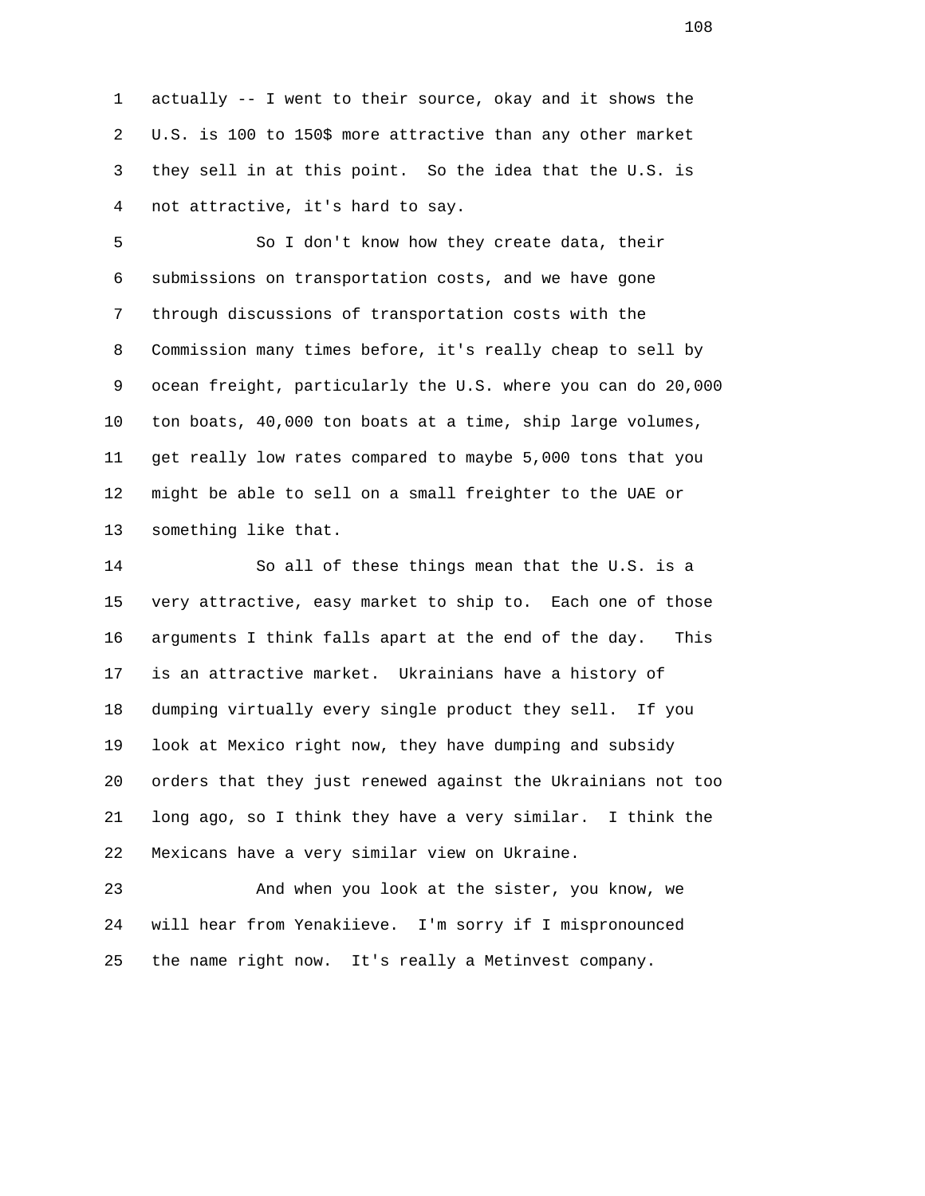actually -- I went to their source, okay and it shows the U.S. is 100 to 150$ more attractive than any other market they sell in at this point. So the idea that the U.S. is not attractive, it's hard to say.

So I don't know how they create data, their submissions on transportation costs, and we have gone through discussions of transportation costs with the Commission many times before, it's really cheap to sell by ocean freight, particularly the U.S. where you can do 20,000 ton boats, 40,000 ton boats at a time, ship large volumes, get really low rates compared to maybe 5,000 tons that you might be able to sell on a small freighter to the UAE or something like that.

So all of these things mean that the U.S. is a very attractive, easy market to ship to. Each one of those arguments I think falls apart at the end of the day. This is an attractive market. Ukrainians have a history of dumping virtually every single product they sell. If you look at Mexico right now, they have dumping and subsidy orders that they just renewed against the Ukrainians not too long ago, so I think they have a very similar. I think the Mexicans have a very similar view on Ukraine.

And when you look at the sister, you know, we will hear from Yenakiieve. I'm sorry if I mispronounced the name right now. It's really a Metinvest company.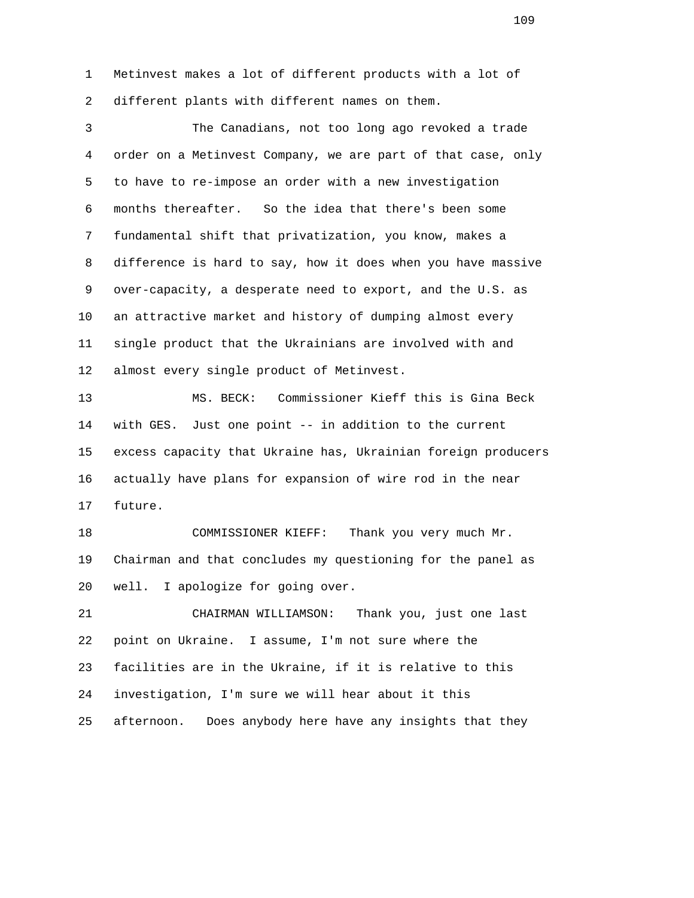Metinvest makes a lot of different products with a lot of different plants with different names on them.

The Canadians, not too long ago revoked a trade order on a Metinvest Company, we are part of that case, only to have to re-impose an order with a new investigation months thereafter. So the idea that there's been some fundamental shift that privatization, you know, makes a difference is hard to say, how it does when you have massive over-capacity, a desperate need to export, and the U.S. as an attractive market and history of dumping almost every single product that the Ukrainians are involved with and almost every single product of Metinvest.

MS. BECK: Commissioner Kieff this is Gina Beck with GES. Just one point -- in addition to the current excess capacity that Ukraine has, Ukrainian foreign producers actually have plans for expansion of wire rod in the near future.

COMMISSIONER KIEFF: Thank you very much Mr. Chairman and that concludes my questioning for the panel as well. I apologize for going over.

CHAIRMAN WILLIAMSON: Thank you, just one last point on Ukraine. I assume, I'm not sure where the facilities are in the Ukraine, if it is relative to this investigation, I'm sure we will hear about it this afternoon. Does anybody here have any insights that they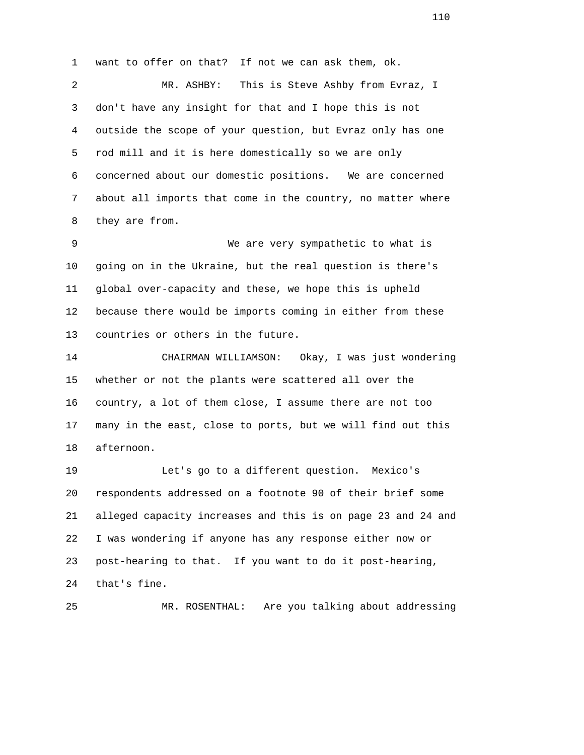want to offer on that? If not we can ask them, ok.

MR. ASHBY: This is Steve Ashby from Evraz, I don't have any insight for that and I hope this is not outside the scope of your question, but Evraz only has one rod mill and it is here domestically so we are only concerned about our domestic positions. We are concerned about all imports that come in the country, no matter where they are from.

We are very sympathetic to what is going on in the Ukraine, but the real question is there's global over-capacity and these, we hope this is upheld because there would be imports coming in either from these countries or others in the future.

CHAIRMAN WILLIAMSON: Okay, I was just wondering whether or not the plants were scattered all over the country, a lot of them close, I assume there are not too many in the east, close to ports, but we will find out this afternoon.

Let's go to a different question. Mexico's respondents addressed on a footnote 90 of their brief some alleged capacity increases and this is on page 23 and 24 and I was wondering if anyone has any response either now or post-hearing to that. If you want to do it post-hearing, that's fine.

MR. ROSENTHAL: Are you talking about addressing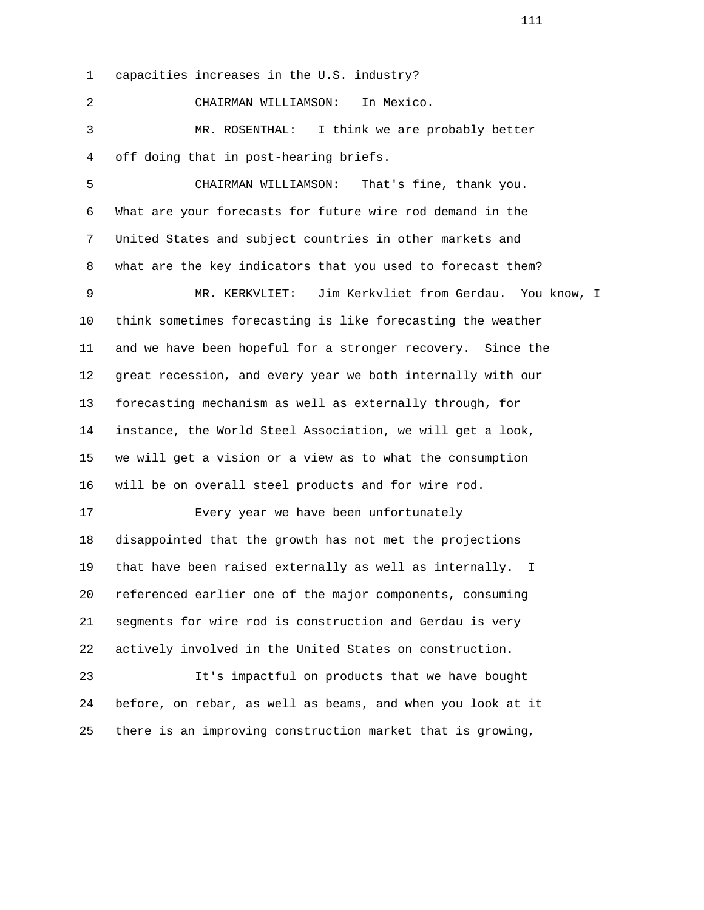capacities increases in the U.S. industry?

CHAIRMAN WILLIAMSON: In Mexico.

MR. ROSENTHAL: I think we are probably better off doing that in post-hearing briefs.

CHAIRMAN WILLIAMSON: That's fine, thank you. What are your forecasts for future wire rod demand in the United States and subject countries in other markets and what are the key indicators that you used to forecast them?

MR. KERKVLIET: Jim Kerkvliet from Gerdau. You know, I think sometimes forecasting is like forecasting the weather and we have been hopeful for a stronger recovery. Since the great recession, and every year we both internally with our forecasting mechanism as well as externally through, for instance, the World Steel Association, we will get a look, we will get a vision or a view as to what the consumption will be on overall steel products and for wire rod.

Every year we have been unfortunately disappointed that the growth has not met the projections that have been raised externally as well as internally. I referenced earlier one of the major components, consuming segments for wire rod is construction and Gerdau is very actively involved in the United States on construction.

It's impactful on products that we have bought before, on rebar, as well as beams, and when you look at it there is an improving construction market that is growing,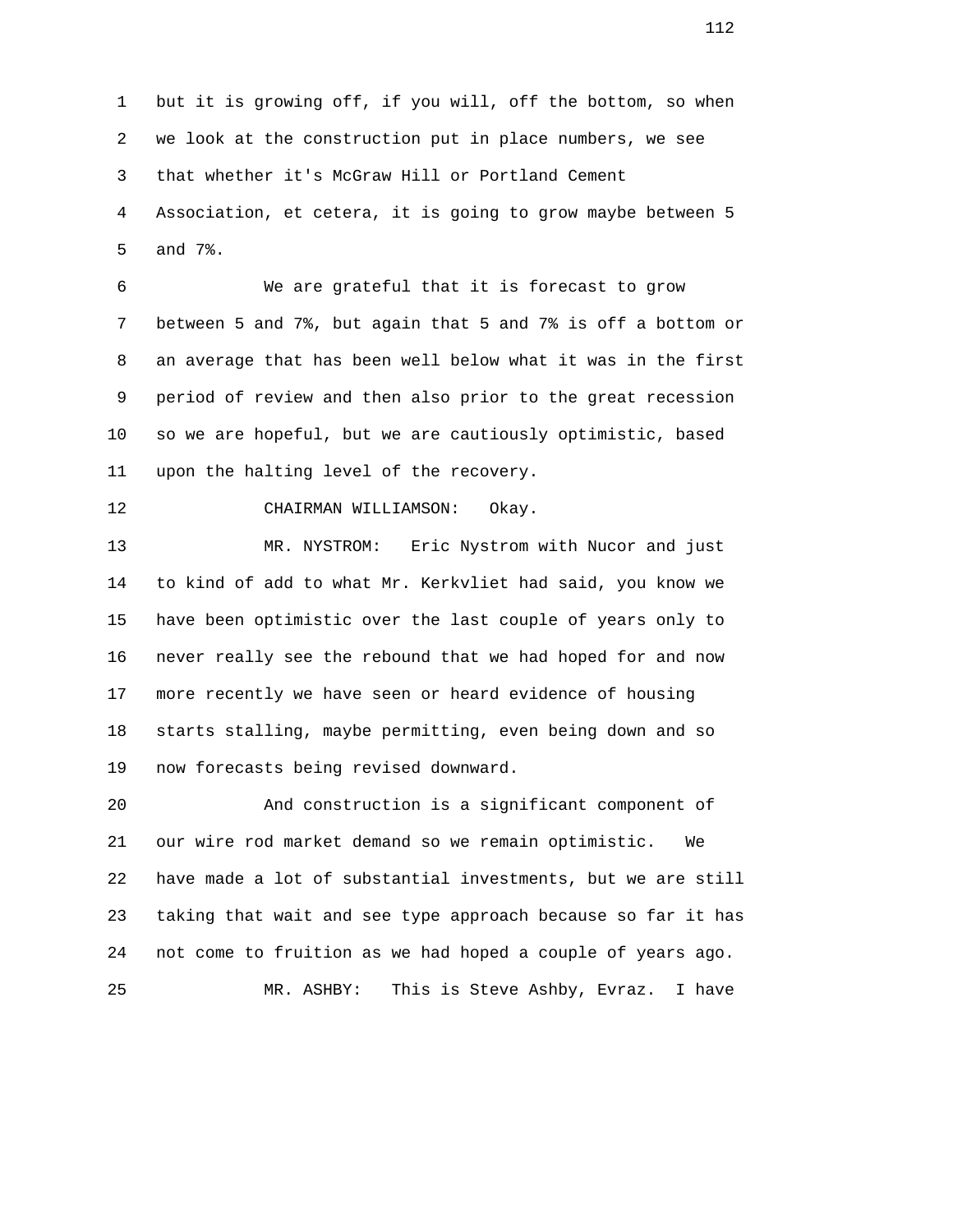but it is growing off, if you will, off the bottom, so when we look at the construction put in place numbers, we see that whether it's McGraw Hill or Portland Cement Association, et cetera, it is going to grow maybe between 5 and 7%.

We are grateful that it is forecast to grow between 5 and 7%, but again that 5 and 7% is off a bottom or an average that has been well below what it was in the first period of review and then also prior to the great recession so we are hopeful, but we are cautiously optimistic, based upon the halting level of the recovery.

CHAIRMAN WILLIAMSON: Okay.

MR. NYSTROM: Eric Nystrom with Nucor and just to kind of add to what Mr. Kerkvliet had said, you know we have been optimistic over the last couple of years only to never really see the rebound that we had hoped for and now more recently we have seen or heard evidence of housing starts stalling, maybe permitting, even being down and so now forecasts being revised downward.

And construction is a significant component of our wire rod market demand so we remain optimistic. We have made a lot of substantial investments, but we are still taking that wait and see type approach because so far it has not come to fruition as we had hoped a couple of years ago.

MR. ASHBY: This is Steve Ashby, Evraz. I have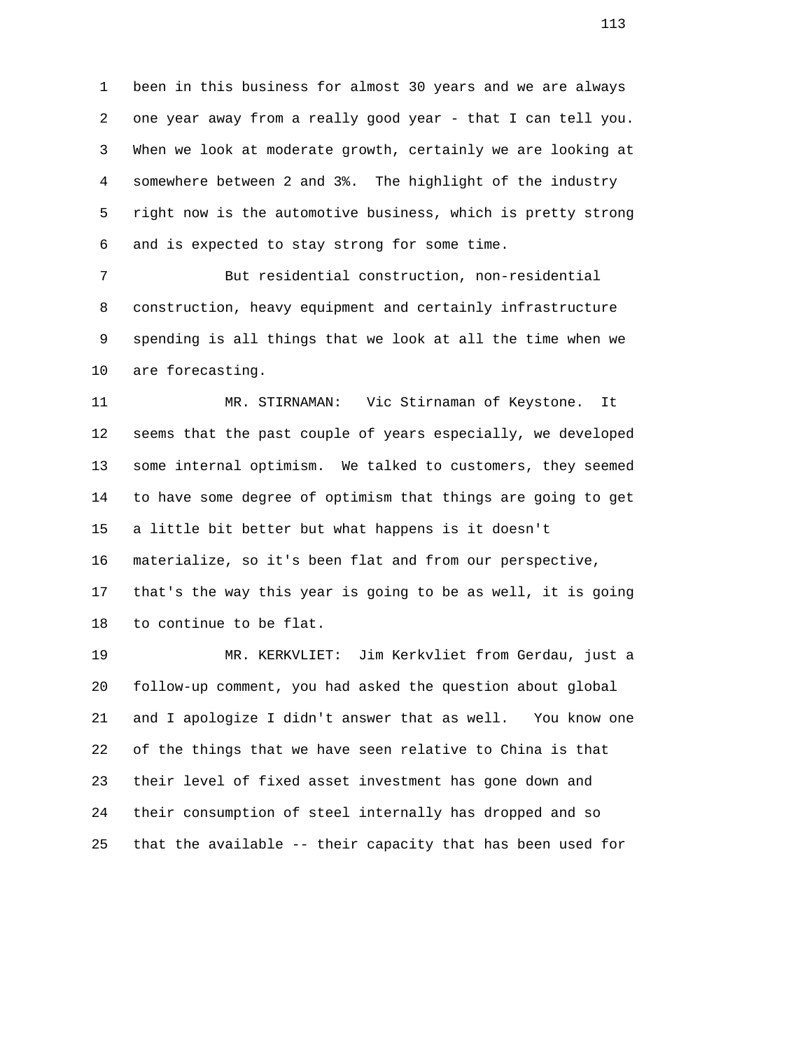been in this business for almost 30 years and we are always one year away from a really good year - that I can tell you. When we look at moderate growth, certainly we are looking at somewhere between 2 and 3%. The highlight of the industry right now is the automotive business, which is pretty strong and is expected to stay strong for some time.

But residential construction, non-residential construction, heavy equipment and certainly infrastructure spending is all things that we look at all the time when we are forecasting.

MR. STIRNAMAN: Vic Stirnaman of Keystone. It seems that the past couple of years especially, we developed some internal optimism. We talked to customers, they seemed to have some degree of optimism that things are going to get a little bit better but what happens is it doesn't materialize, so it's been flat and from our perspective, that's the way this year is going to be as well, it is going to continue to be flat.

MR. KERKVLIET: Jim Kerkvliet from Gerdau, just a follow-up comment, you had asked the question about global and I apologize I didn't answer that as well. You know one of the things that we have seen relative to China is that their level of fixed asset investment has gone down and their consumption of steel internally has dropped and so that the available -- their capacity that has been used for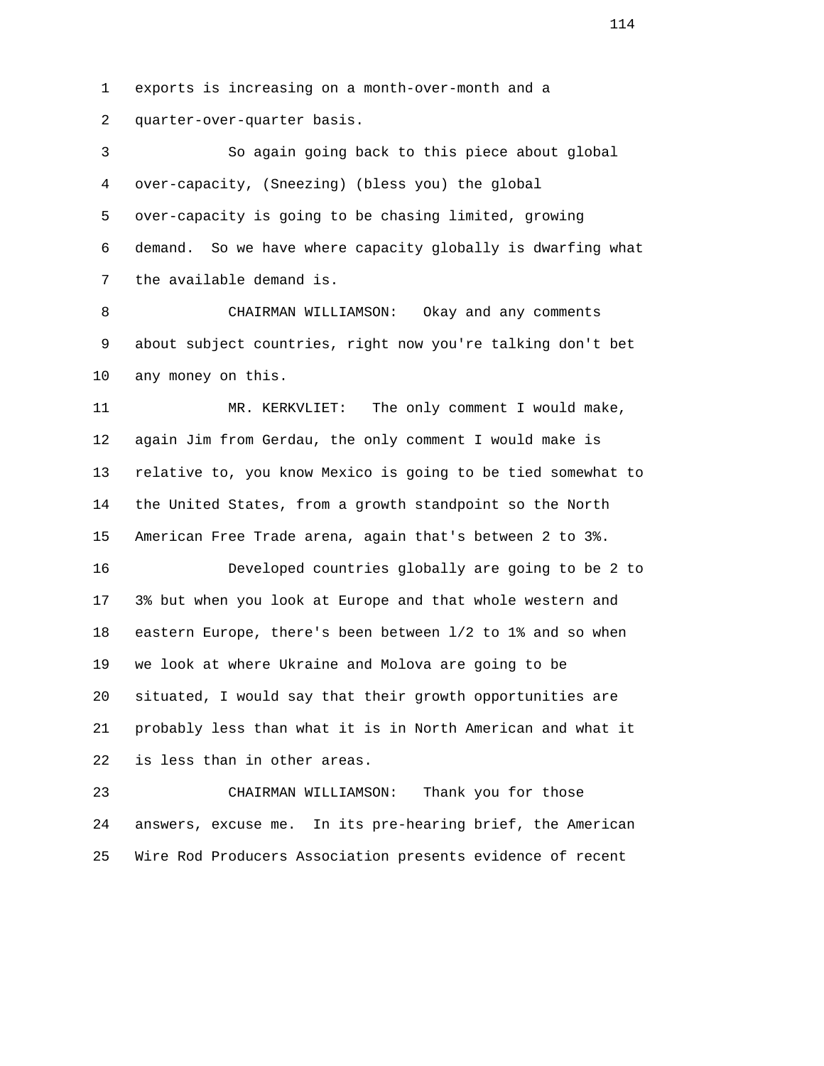exports is increasing on a month-over-month and a quarter-over-quarter basis.

So again going back to this piece about global over-capacity, (Sneezing) (bless you) the global over-capacity is going to be chasing limited, growing demand. So we have where capacity globally is dwarfing what the available demand is.

CHAIRMAN WILLIAMSON: Okay and any comments about subject countries, right now you're talking don't bet any money on this.

MR. KERKVLIET: The only comment I would make, again Jim from Gerdau, the only comment I would make is relative to, you know Mexico is going to be tied somewhat to the United States, from a growth standpoint so the North American Free Trade arena, again that's between 2 to 3%.

Developed countries globally are going to be 2 to 3% but when you look at Europe and that whole western and eastern Europe, there's been between l/2 to 1% and so when we look at where Ukraine and Molova are going to be situated, I would say that their growth opportunities are probably less than what it is in North American and what it is less than in other areas.

CHAIRMAN WILLIAMSON: Thank you for those answers, excuse me. In its pre-hearing brief, the American Wire Rod Producers Association presents evidence of recent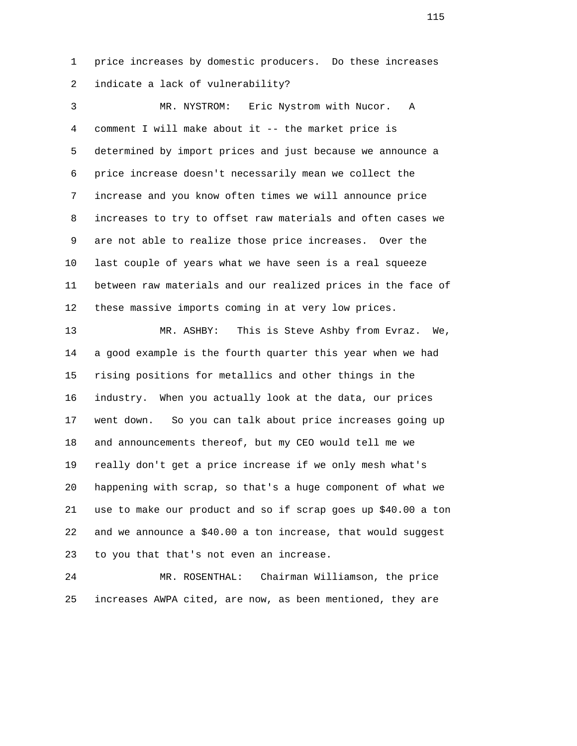price increases by domestic producers. Do these increases indicate a lack of vulnerability?

MR. NYSTROM: Eric Nystrom with Nucor. A comment I will make about it -- the market price is determined by import prices and just because we announce a price increase doesn't necessarily mean we collect the increase and you know often times we will announce price increases to try to offset raw materials and often cases we are not able to realize those price increases. Over the last couple of years what we have seen is a real squeeze between raw materials and our realized prices in the face of these massive imports coming in at very low prices.

MR. ASHBY: This is Steve Ashby from Evraz. We, a good example is the fourth quarter this year when we had rising positions for metallics and other things in the industry. When you actually look at the data, our prices went down. So you can talk about price increases going up and announcements thereof, but my CEO would tell me we really don't get a price increase if we only mesh what's happening with scrap, so that's a huge component of what we use to make our product and so if scrap goes up $40.00 a ton and we announce a $40.00 a ton increase, that would suggest to you that that's not even an increase.

MR. ROSENTHAL: Chairman Williamson, the price increases AWPA cited, are now, as been mentioned, they are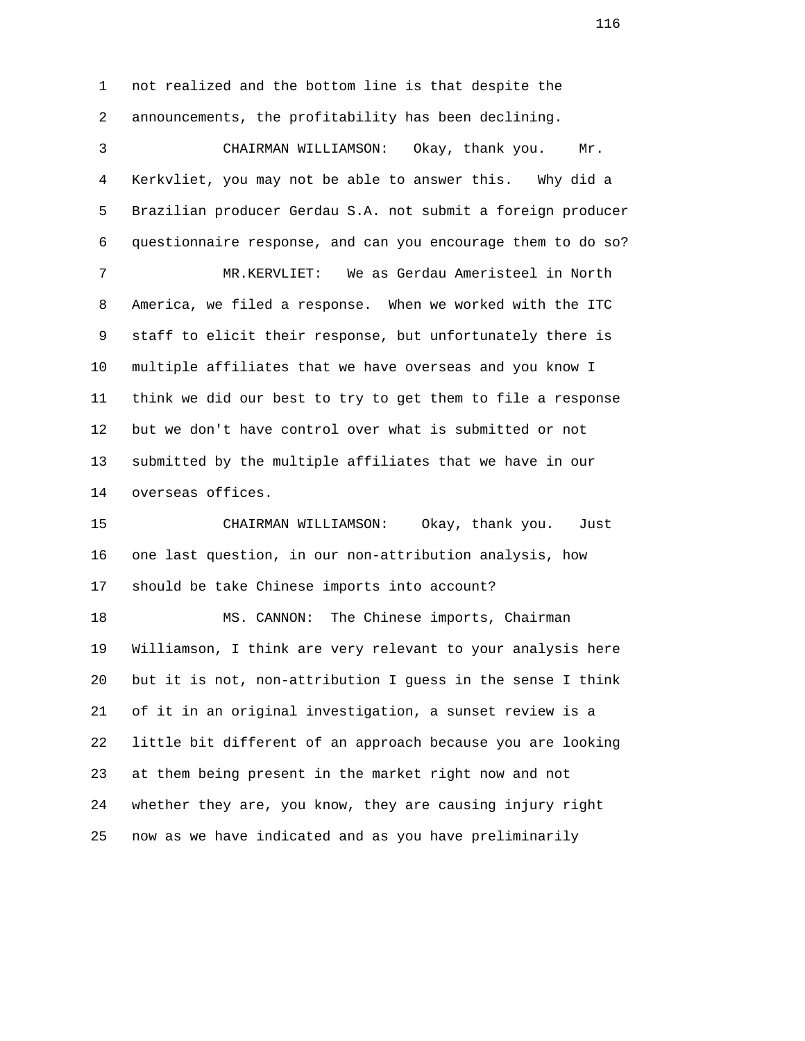not realized and the bottom line is that despite the announcements, the profitability has been declining.

CHAIRMAN WILLIAMSON: Okay, thank you. Mr. Kerkvliet, you may not be able to answer this. Why did a Brazilian producer Gerdau S.A. not submit a foreign producer questionnaire response, and can you encourage them to do so?

MR.KERVLIET: We as Gerdau Ameristeel in North America, we filed a response. When we worked with the ITC staff to elicit their response, but unfortunately there is multiple affiliates that we have overseas and you know I think we did our best to try to get them to file a response but we don't have control over what is submitted or not submitted by the multiple affiliates that we have in our overseas offices.

CHAIRMAN WILLIAMSON: Okay, thank you. Just one last question, in our non-attribution analysis, how should be take Chinese imports into account?

MS. CANNON: The Chinese imports, Chairman Williamson, I think are very relevant to your analysis here but it is not, non-attribution I guess in the sense I think of it in an original investigation, a sunset review is a little bit different of an approach because you are looking at them being present in the market right now and not whether they are, you know, they are causing injury right now as we have indicated and as you have preliminarily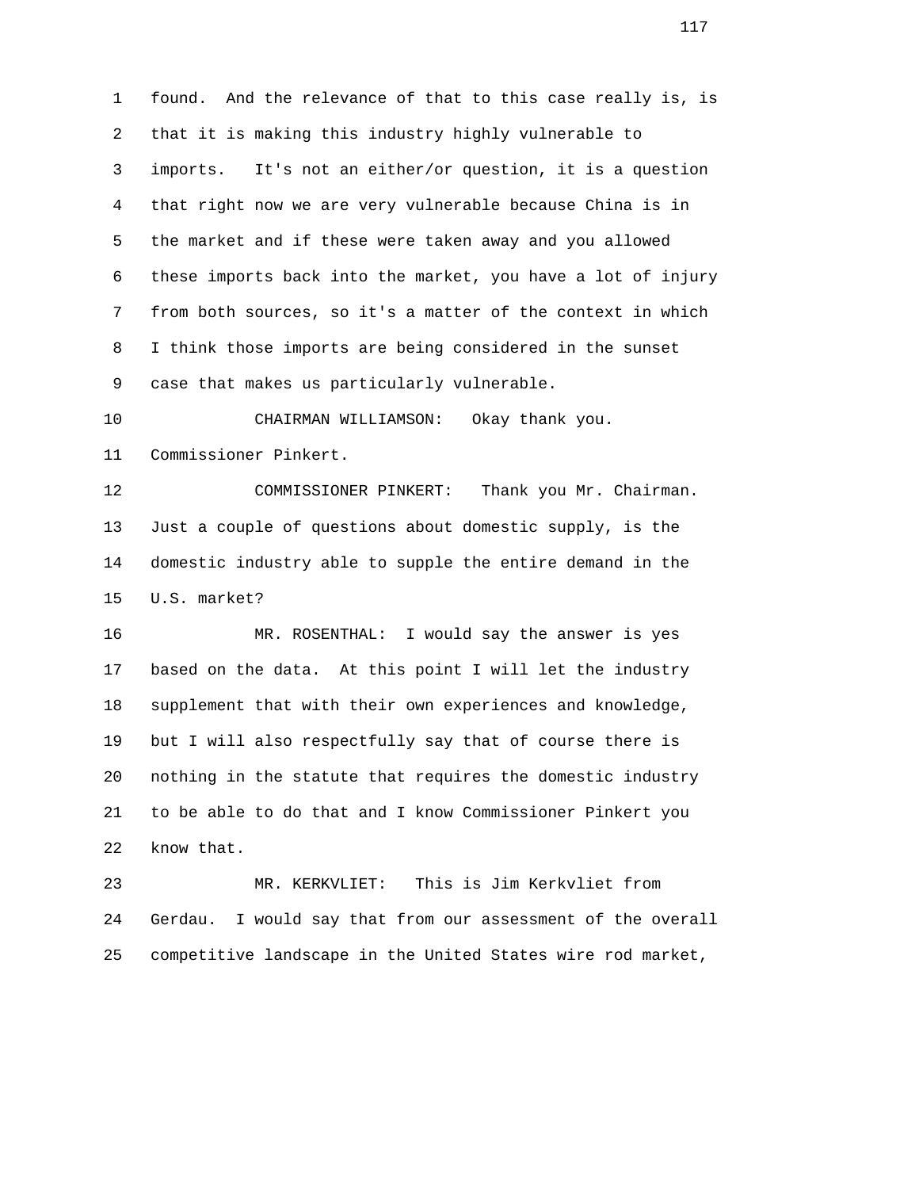found. And the relevance of that to this case really is, is that it is making this industry highly vulnerable to imports. It's not an either/or question, it is a question that right now we are very vulnerable because China is in the market and if these were taken away and you allowed these imports back into the market, you have a lot of injury from both sources, so it's a matter of the context in which I think those imports are being considered in the sunset case that makes us particularly vulnerable.

CHAIRMAN WILLIAMSON: Okay thank you. Commissioner Pinkert.

COMMISSIONER PINKERT: Thank you Mr. Chairman. Just a couple of questions about domestic supply, is the domestic industry able to supple the entire demand in the U.S. market?

MR. ROSENTHAL: I would say the answer is yes based on the data. At this point I will let the industry supplement that with their own experiences and knowledge, but I will also respectfully say that of course there is nothing in the statute that requires the domestic industry to be able to do that and I know Commissioner Pinkert you know that.

MR. KERKVLIET: This is Jim Kerkvliet from Gerdau. I would say that from our assessment of the overall competitive landscape in the United States wire rod market,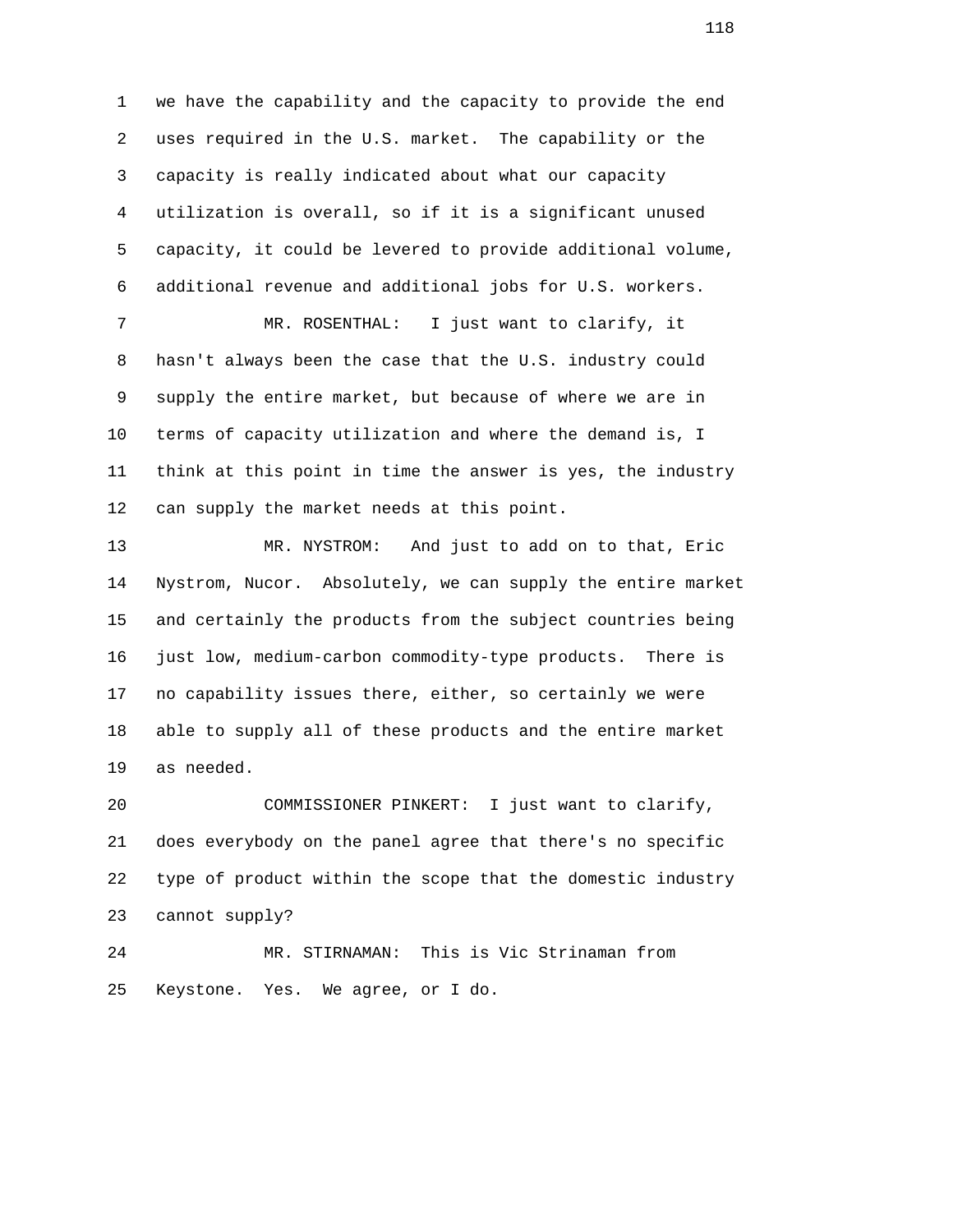we have the capability and the capacity to provide the end uses required in the U.S. market. The capability or the capacity is really indicated about what our capacity utilization is overall, so if it is a significant unused capacity, it could be levered to provide additional volume, additional revenue and additional jobs for U.S. workers.

MR. ROSENTHAL: I just want to clarify, it hasn't always been the case that the U.S. industry could supply the entire market, but because of where we are in terms of capacity utilization and where the demand is, I think at this point in time the answer is yes, the industry can supply the market needs at this point.

MR. NYSTROM: And just to add on to that, Eric Nystrom, Nucor. Absolutely, we can supply the entire market and certainly the products from the subject countries being just low, medium-carbon commodity-type products. There is no capability issues there, either, so certainly we were able to supply all of these products and the entire market as needed.

COMMISSIONER PINKERT: I just want to clarify, does everybody on the panel agree that there's no specific type of product within the scope that the domestic industry cannot supply?

MR. STIRNAMAN: This is Vic Strinaman from Keystone. Yes. We agree, or I do.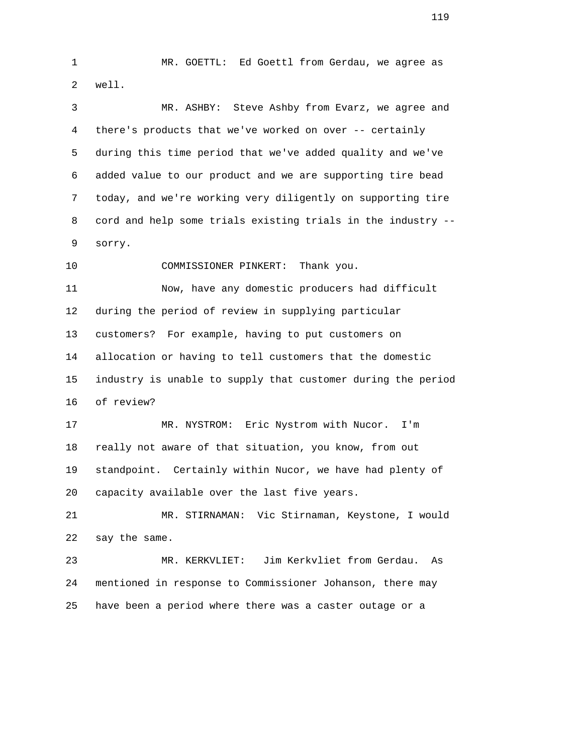MR. GOETTL: Ed Goettl from Gerdau, we agree as well.

MR. ASHBY: Steve Ashby from Evarz, we agree and there's products that we've worked on over -- certainly during this time period that we've added quality and we've added value to our product and we are supporting tire bead today, and we're working very diligently on supporting tire cord and help some trials existing trials in the industry -- sorry.

COMMISSIONER PINKERT: Thank you.

Now, have any domestic producers had difficult during the period of review in supplying particular customers? For example, having to put customers on allocation or having to tell customers that the domestic industry is unable to supply that customer during the period of review?

MR. NYSTROM: Eric Nystrom with Nucor. I'm really not aware of that situation, you know, from out standpoint. Certainly within Nucor, we have had plenty of capacity available over the last five years.

MR. STIRNAMAN: Vic Stirnaman, Keystone, I would say the same.

MR. KERKVLIET: Jim Kerkvliet from Gerdau. As mentioned in response to Commissioner Johanson, there may have been a period where there was a caster outage or a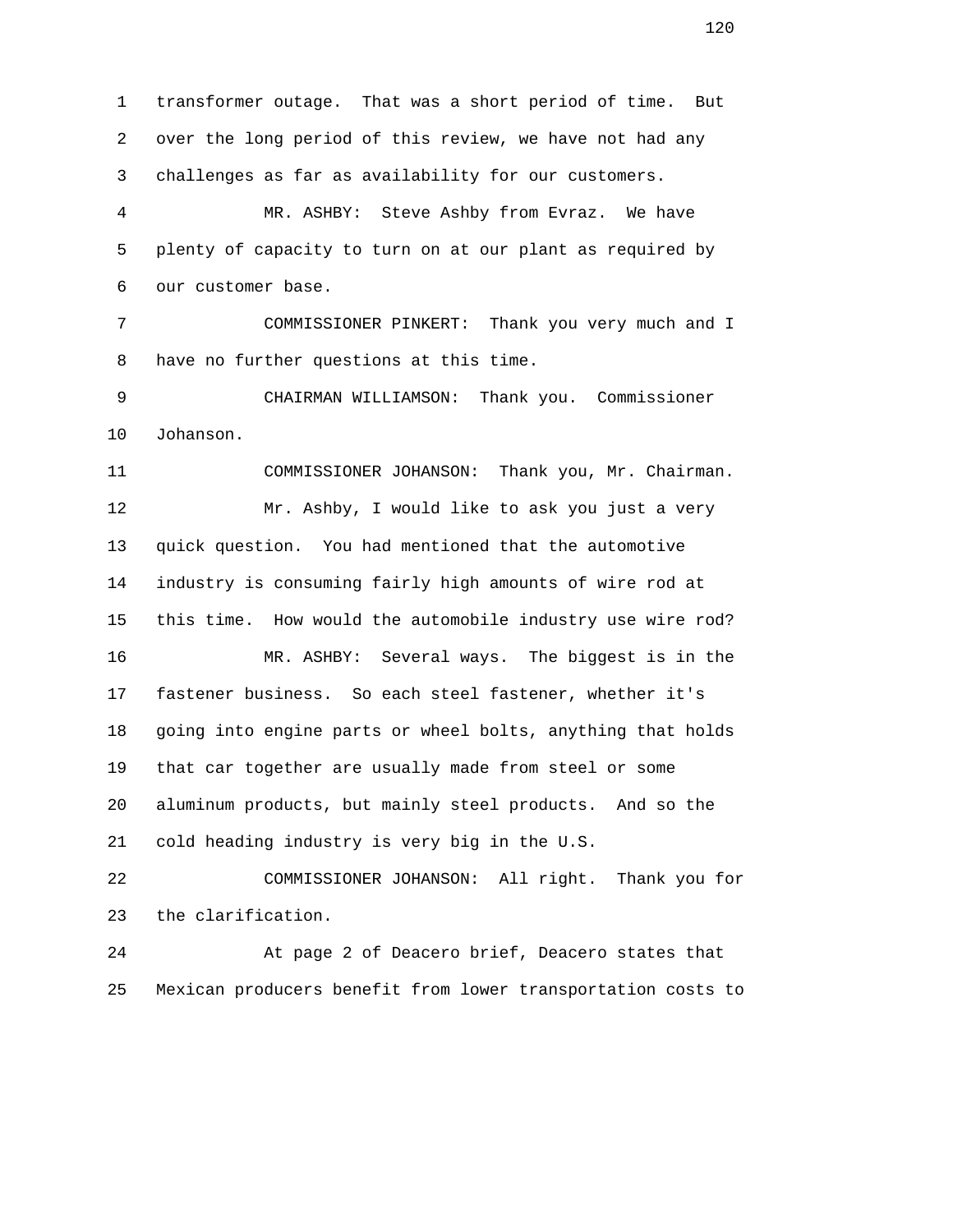1 transformer outage. That was a short period of time. But
2 over the long period of this review, we have not had any
3 challenges as far as availability for our customers.
4 MR. ASHBY: Steve Ashby from Evraz. We have
5 plenty of capacity to turn on at our plant as required by
6 our customer base.
7 COMMISSIONER PINKERT: Thank you very much and I
8 have no further questions at this time.
9 CHAIRMAN WILLIAMSON: Thank you. Commissioner
10 Johanson.
11 COMMISSIONER JOHANSON: Thank you, Mr. Chairman.
12 Mr. Ashby, I would like to ask you just a very
13 quick question. You had mentioned that the automotive
14 industry is consuming fairly high amounts of wire rod at
15 this time. How would the automobile industry use wire rod?
16 MR. ASHBY: Several ways. The biggest is in the
17 fastener business. So each steel fastener, whether it's
18 going into engine parts or wheel bolts, anything that holds
19 that car together are usually made from steel or some
20 aluminum products, but mainly steel products. And so the
21 cold heading industry is very big in the U.S.
22 COMMISSIONER JOHANSON: All right. Thank you for
23 the clarification.
24 At page 2 of Deacero brief, Deacero states that
25 Mexican producers benefit from lower transportation costs to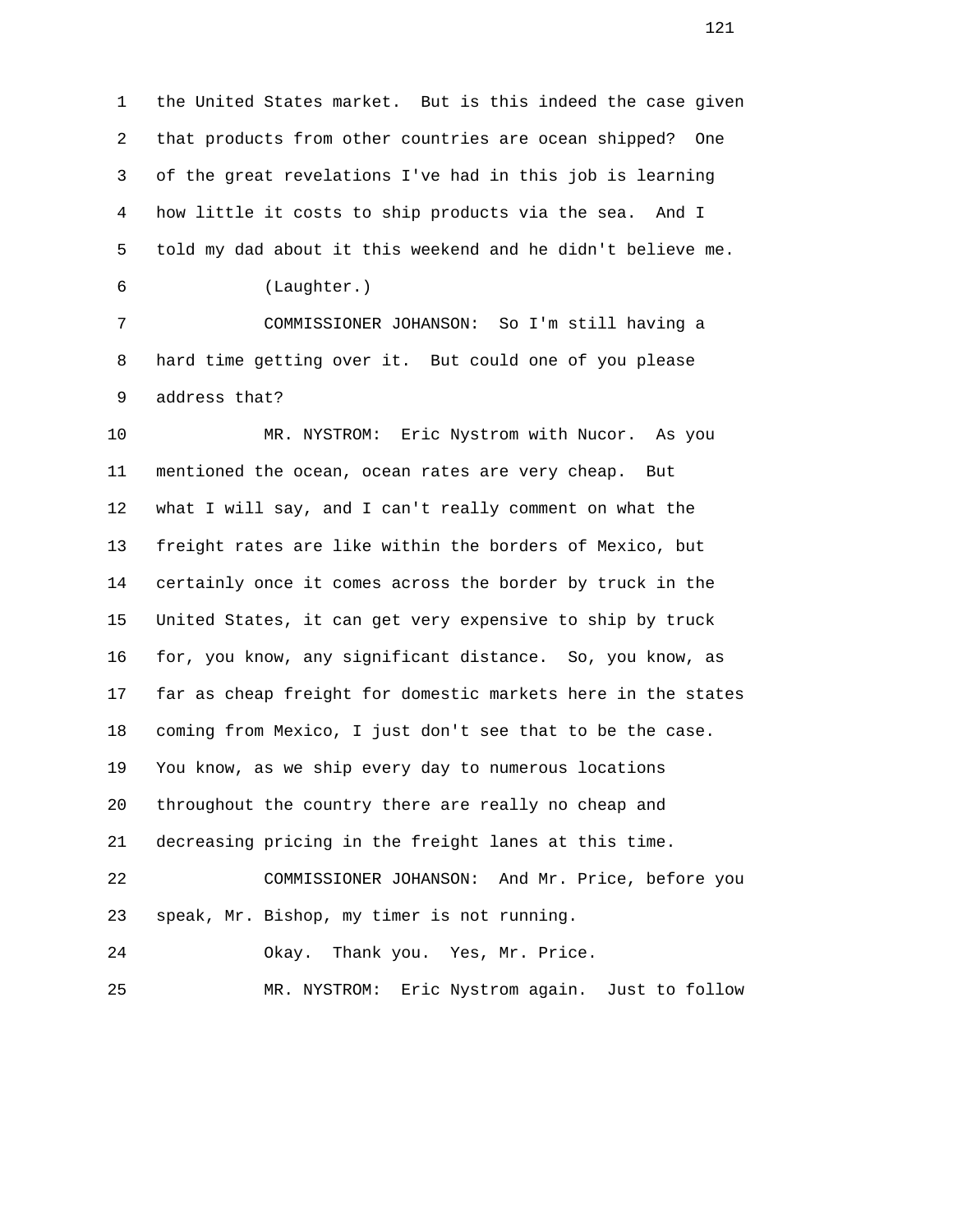the United States market. But is this indeed the case given that products from other countries are ocean shipped? One of the great revelations I've had in this job is learning how little it costs to ship products via the sea. And I told my dad about it this weekend and he didn't believe me.

(Laughter.)

COMMISSIONER JOHANSON: So I'm still having a hard time getting over it. But could one of you please address that?

MR. NYSTROM: Eric Nystrom with Nucor. As you mentioned the ocean, ocean rates are very cheap. But what I will say, and I can't really comment on what the freight rates are like within the borders of Mexico, but certainly once it comes across the border by truck in the United States, it can get very expensive to ship by truck for, you know, any significant distance. So, you know, as far as cheap freight for domestic markets here in the states coming from Mexico, I just don't see that to be the case. You know, as we ship every day to numerous locations throughout the country there are really no cheap and decreasing pricing in the freight lanes at this time.

COMMISSIONER JOHANSON: And Mr. Price, before you speak, Mr. Bishop, my timer is not running.

Okay. Thank you. Yes, Mr. Price.

MR. NYSTROM: Eric Nystrom again. Just to follow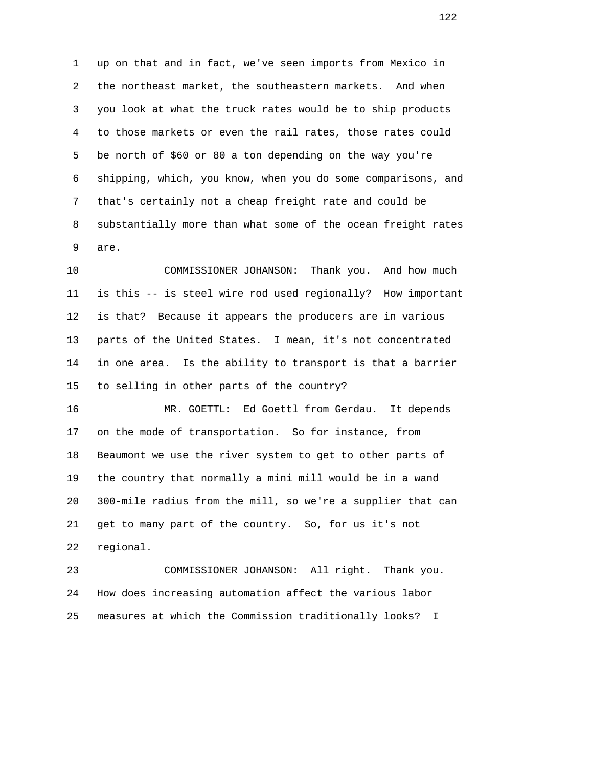up on that and in fact, we've seen imports from Mexico in the northeast market, the southeastern markets. And when you look at what the truck rates would be to ship products to those markets or even the rail rates, those rates could be north of $60 or 80 a ton depending on the way you're shipping, which, you know, when you do some comparisons, and that's certainly not a cheap freight rate and could be substantially more than what some of the ocean freight rates are.

COMMISSIONER JOHANSON: Thank you. And how much is this -- is steel wire rod used regionally? How important is that? Because it appears the producers are in various parts of the United States. I mean, it's not concentrated in one area. Is the ability to transport is that a barrier to selling in other parts of the country?

MR. GOETTL: Ed Goettl from Gerdau. It depends on the mode of transportation. So for instance, from Beaumont we use the river system to get to other parts of the country that normally a mini mill would be in a wand 300-mile radius from the mill, so we're a supplier that can get to many part of the country. So, for us it's not regional.

COMMISSIONER JOHANSON: All right. Thank you. How does increasing automation affect the various labor measures at which the Commission traditionally looks? I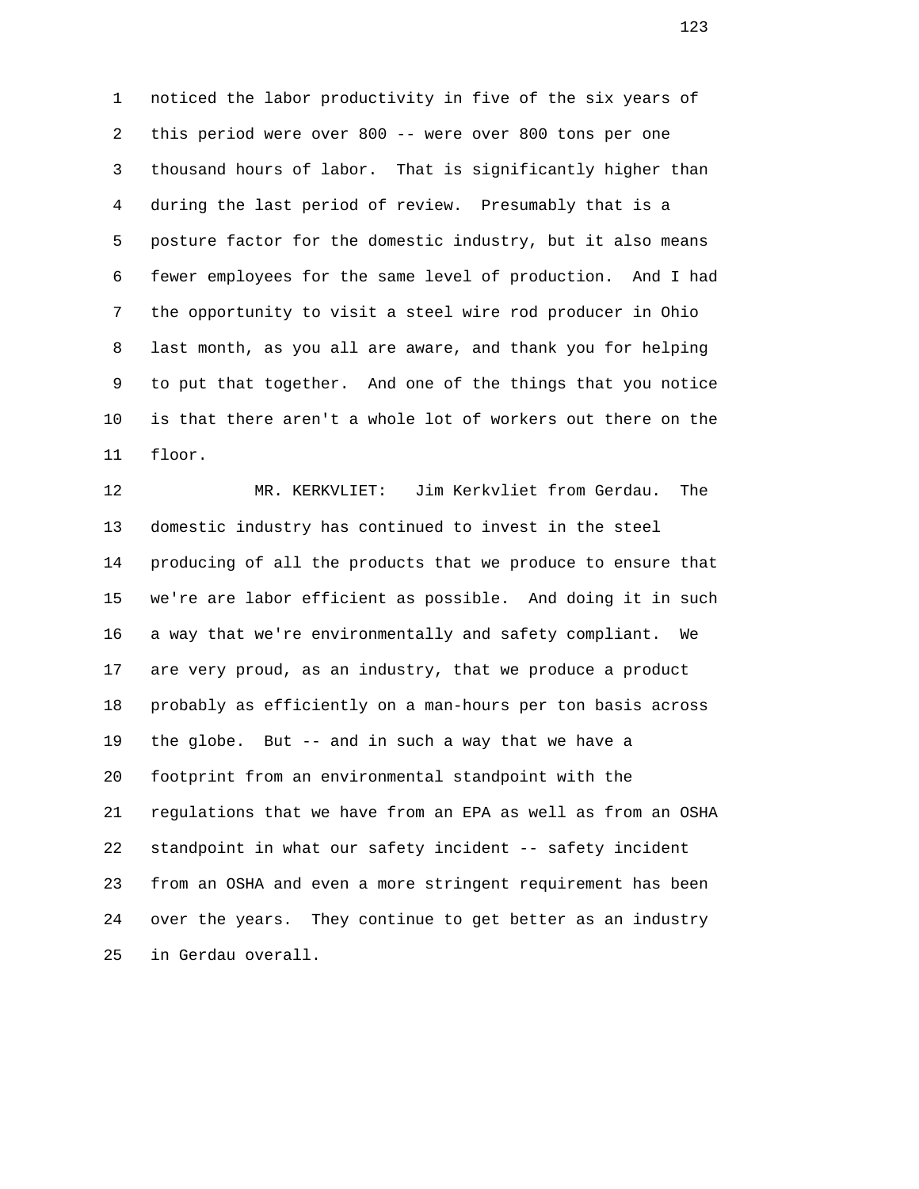noticed the labor productivity in five of the six years of this period were over 800 -- were over 800 tons per one thousand hours of labor. That is significantly higher than during the last period of review. Presumably that is a posture factor for the domestic industry, but it also means fewer employees for the same level of production. And I had the opportunity to visit a steel wire rod producer in Ohio last month, as you all are aware, and thank you for helping to put that together. And one of the things that you notice is that there aren't a whole lot of workers out there on the floor.

MR. KERKVLIET: Jim Kerkvliet from Gerdau. The domestic industry has continued to invest in the steel producing of all the products that we produce to ensure that we're are labor efficient as possible. And doing it in such a way that we're environmentally and safety compliant. We are very proud, as an industry, that we produce a product probably as efficiently on a man-hours per ton basis across the globe. But -- and in such a way that we have a footprint from an environmental standpoint with the regulations that we have from an EPA as well as from an OSHA standpoint in what our safety incident -- safety incident from an OSHA and even a more stringent requirement has been over the years. They continue to get better as an industry in Gerdau overall.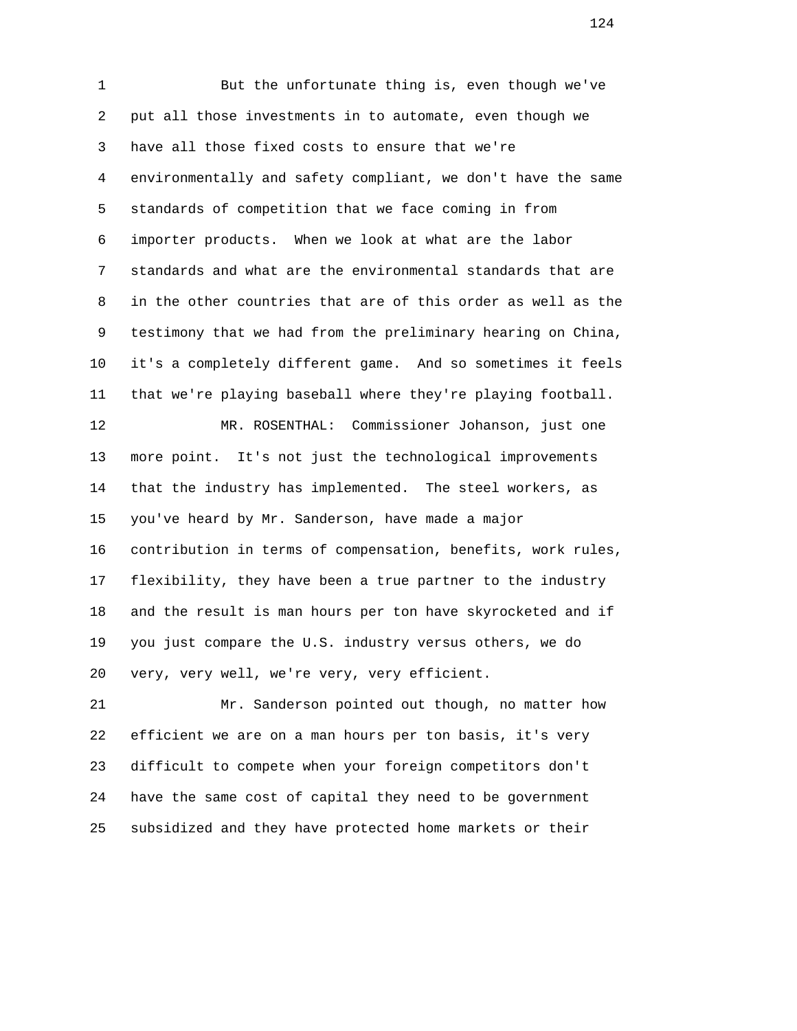But the unfortunate thing is, even though we've put all those investments in to automate, even though we have all those fixed costs to ensure that we're environmentally and safety compliant, we don't have the same standards of competition that we face coming in from importer products. When we look at what are the labor standards and what are the environmental standards that are in the other countries that are of this order as well as the testimony that we had from the preliminary hearing on China, it's a completely different game. And so sometimes it feels that we're playing baseball where they're playing football.

MR. ROSENTHAL: Commissioner Johanson, just one more point. It's not just the technological improvements that the industry has implemented. The steel workers, as you've heard by Mr. Sanderson, have made a major contribution in terms of compensation, benefits, work rules, flexibility, they have been a true partner to the industry and the result is man hours per ton have skyrocketed and if you just compare the U.S. industry versus others, we do very, very well, we're very, very efficient.

Mr. Sanderson pointed out though, no matter how efficient we are on a man hours per ton basis, it's very difficult to compete when your foreign competitors don't have the same cost of capital they need to be government subsidized and they have protected home markets or their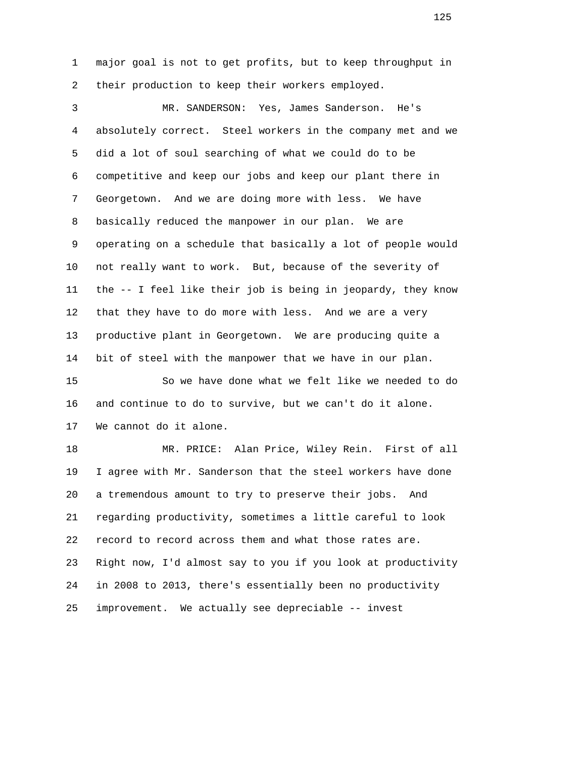major goal is not to get profits, but to keep throughput in their production to keep their workers employed.

MR. SANDERSON: Yes, James Sanderson. He's absolutely correct. Steel workers in the company met and we did a lot of soul searching of what we could do to be competitive and keep our jobs and keep our plant there in Georgetown. And we are doing more with less. We have basically reduced the manpower in our plan. We are operating on a schedule that basically a lot of people would not really want to work. But, because of the severity of the -- I feel like their job is being in jeopardy, they know that they have to do more with less. And we are a very productive plant in Georgetown. We are producing quite a bit of steel with the manpower that we have in our plan.

So we have done what we felt like we needed to do and continue to do to survive, but we can't do it alone. We cannot do it alone.

MR. PRICE: Alan Price, Wiley Rein. First of all I agree with Mr. Sanderson that the steel workers have done a tremendous amount to try to preserve their jobs. And regarding productivity, sometimes a little careful to look record to record across them and what those rates are. Right now, I'd almost say to you if you look at productivity in 2008 to 2013, there's essentially been no productivity improvement. We actually see depreciable -- invest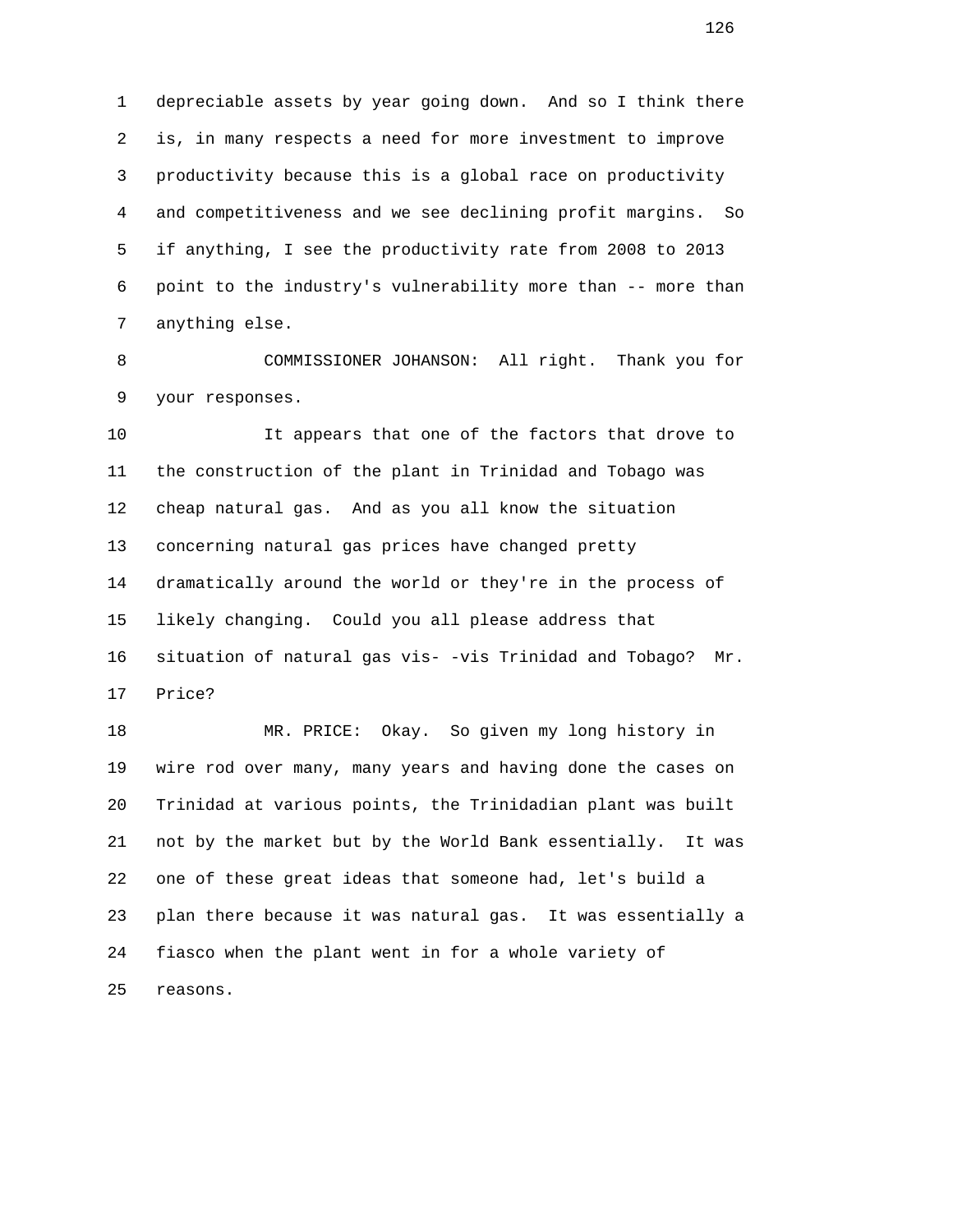depreciable assets by year going down. And so I think there is, in many respects a need for more investment to improve productivity because this is a global race on productivity and competitiveness and we see declining profit margins. So if anything, I see the productivity rate from 2008 to 2013 point to the industry's vulnerability more than -- more than anything else.

COMMISSIONER JOHANSON: All right. Thank you for your responses.

It appears that one of the factors that drove to the construction of the plant in Trinidad and Tobago was cheap natural gas. And as you all know the situation concerning natural gas prices have changed pretty dramatically around the world or they're in the process of likely changing. Could you all please address that situation of natural gas vis- -vis Trinidad and Tobago? Mr. Price?

MR. PRICE: Okay. So given my long history in wire rod over many, many years and having done the cases on Trinidad at various points, the Trinidadian plant was built not by the market but by the World Bank essentially. It was one of these great ideas that someone had, let's build a plan there because it was natural gas. It was essentially a fiasco when the plant went in for a whole variety of reasons.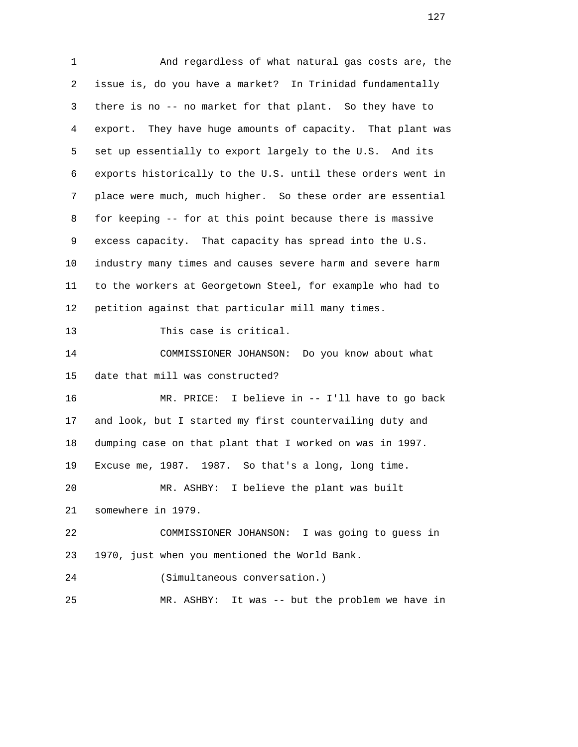And regardless of what natural gas costs are, the issue is, do you have a market? In Trinidad fundamentally there is no -- no market for that plant. So they have to export. They have huge amounts of capacity. That plant was set up essentially to export largely to the U.S. And its exports historically to the U.S. until these orders went in place were much, much higher. So these order are essential for keeping -- for at this point because there is massive excess capacity. That capacity has spread into the U.S. industry many times and causes severe harm and severe harm to the workers at Georgetown Steel, for example who had to petition against that particular mill many times.

This case is critical.

COMMISSIONER JOHANSON: Do you know about what date that mill was constructed?

MR. PRICE: I believe in -- I'll have to go back and look, but I started my first countervailing duty and dumping case on that plant that I worked on was in 1997. Excuse me, 1987. 1987. So that's a long, long time.

MR. ASHBY: I believe the plant was built somewhere in 1979.

COMMISSIONER JOHANSON: I was going to guess in 1970, just when you mentioned the World Bank.

(Simultaneous conversation.)

MR. ASHBY: It was -- but the problem we have in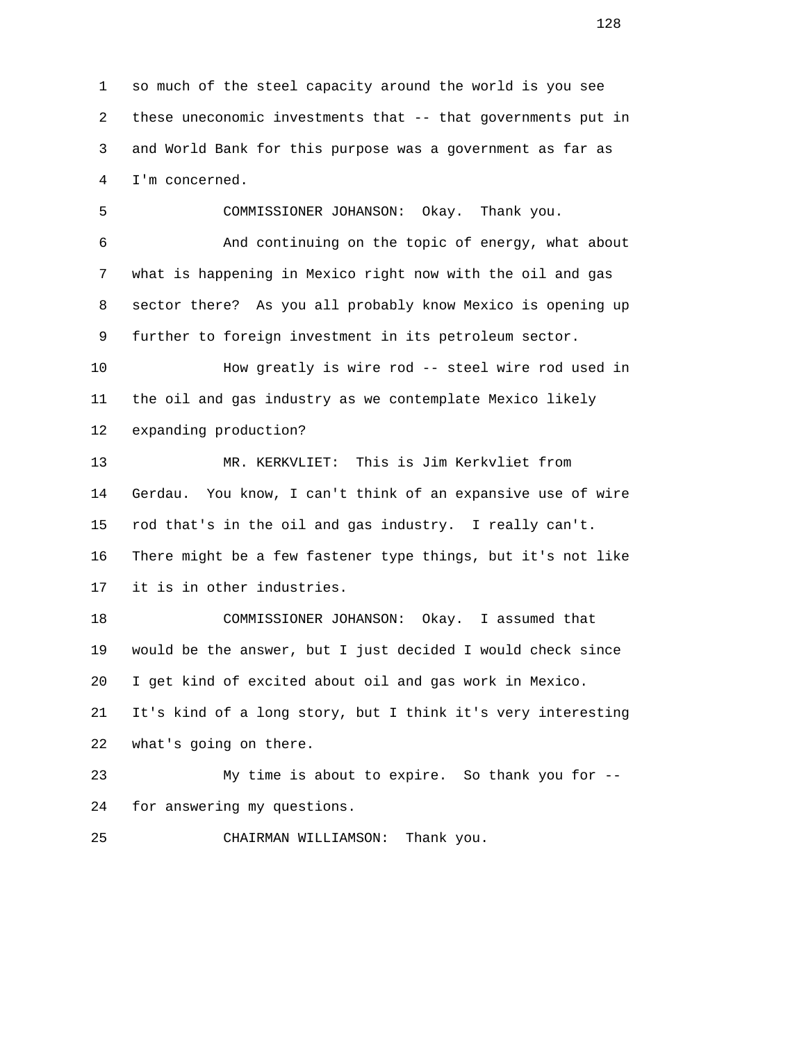so much of the steel capacity around the world is you see these uneconomic investments that -- that governments put in and World Bank for this purpose was a government as far as I'm concerned.

COMMISSIONER JOHANSON: Okay. Thank you.

And continuing on the topic of energy, what about what is happening in Mexico right now with the oil and gas sector there? As you all probably know Mexico is opening up further to foreign investment in its petroleum sector.

How greatly is wire rod -- steel wire rod used in the oil and gas industry as we contemplate Mexico likely expanding production?

MR. KERKVLIET: This is Jim Kerkvliet from Gerdau. You know, I can't think of an expansive use of wire rod that's in the oil and gas industry. I really can't. There might be a few fastener type things, but it's not like it is in other industries.

COMMISSIONER JOHANSON: Okay. I assumed that would be the answer, but I just decided I would check since I get kind of excited about oil and gas work in Mexico. It's kind of a long story, but I think it's very interesting what's going on there.

My time is about to expire. So thank you for -- for answering my questions.

CHAIRMAN WILLIAMSON: Thank you.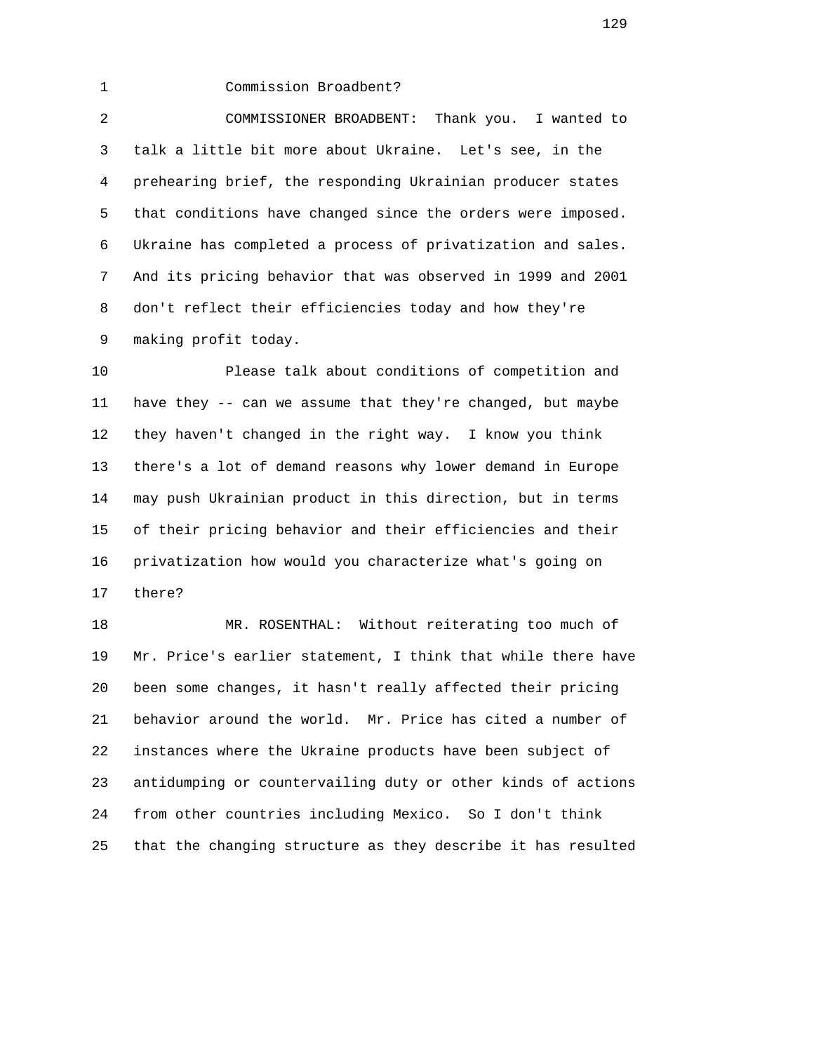Commission Broadbent?

COMMISSIONER BROADBENT: Thank you. I wanted to talk a little bit more about Ukraine. Let's see, in the prehearing brief, the responding Ukrainian producer states that conditions have changed since the orders were imposed. Ukraine has completed a process of privatization and sales. And its pricing behavior that was observed in 1999 and 2001 don't reflect their efficiencies today and how they're making profit today.

Please talk about conditions of competition and have they -- can we assume that they're changed, but maybe they haven't changed in the right way. I know you think there's a lot of demand reasons why lower demand in Europe may push Ukrainian product in this direction, but in terms of their pricing behavior and their efficiencies and their privatization how would you characterize what's going on there?

MR. ROSENTHAL: Without reiterating too much of Mr. Price's earlier statement, I think that while there have been some changes, it hasn't really affected their pricing behavior around the world. Mr. Price has cited a number of instances where the Ukraine products have been subject of antidumping or countervailing duty or other kinds of actions from other countries including Mexico. So I don't think that the changing structure as they describe it has resulted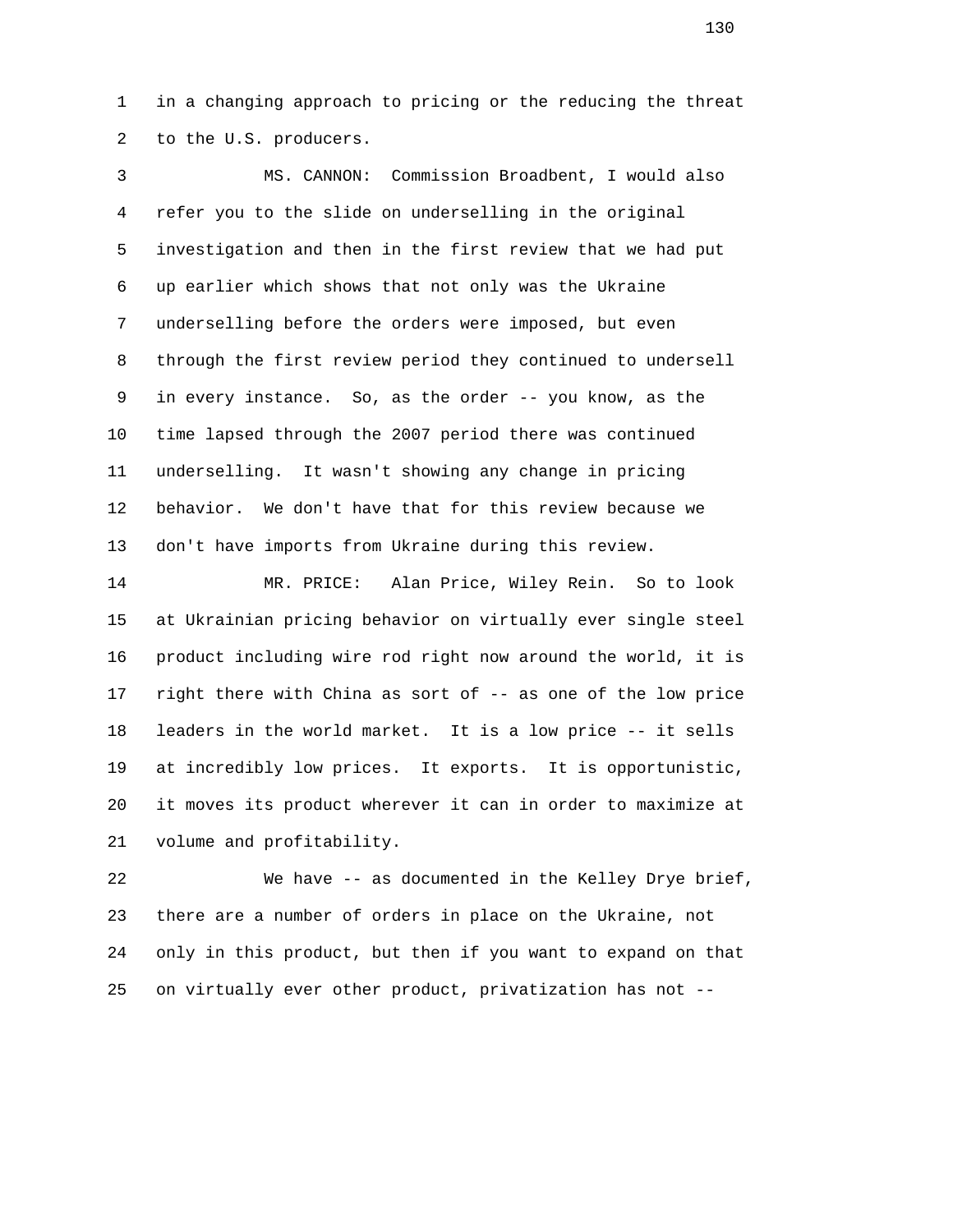1 in a changing approach to pricing or the reducing the threat
2 to the U.S. producers.

3 MS. CANNON: Commission Broadbent, I would also
4 refer you to the slide on underselling in the original
5 investigation and then in the first review that we had put
6 up earlier which shows that not only was the Ukraine
7 underselling before the orders were imposed, but even
8 through the first review period they continued to undersell
9 in every instance. So, as the order -- you know, as the
10 time lapsed through the 2007 period there was continued
11 underselling. It wasn't showing any change in pricing
12 behavior. We don't have that for this review because we
13 don't have imports from Ukraine during this review.

14 MR. PRICE: Alan Price, Wiley Rein. So to look
15 at Ukrainian pricing behavior on virtually ever single steel
16 product including wire rod right now around the world, it is
17 right there with China as sort of -- as one of the low price
18 leaders in the world market. It is a low price -- it sells
19 at incredibly low prices. It exports. It is opportunistic,
20 it moves its product wherever it can in order to maximize at
21 volume and profitability.

22 We have -- as documented in the Kelley Drye brief,
23 there are a number of orders in place on the Ukraine, not
24 only in this product, but then if you want to expand on that
25 on virtually ever other product, privatization has not --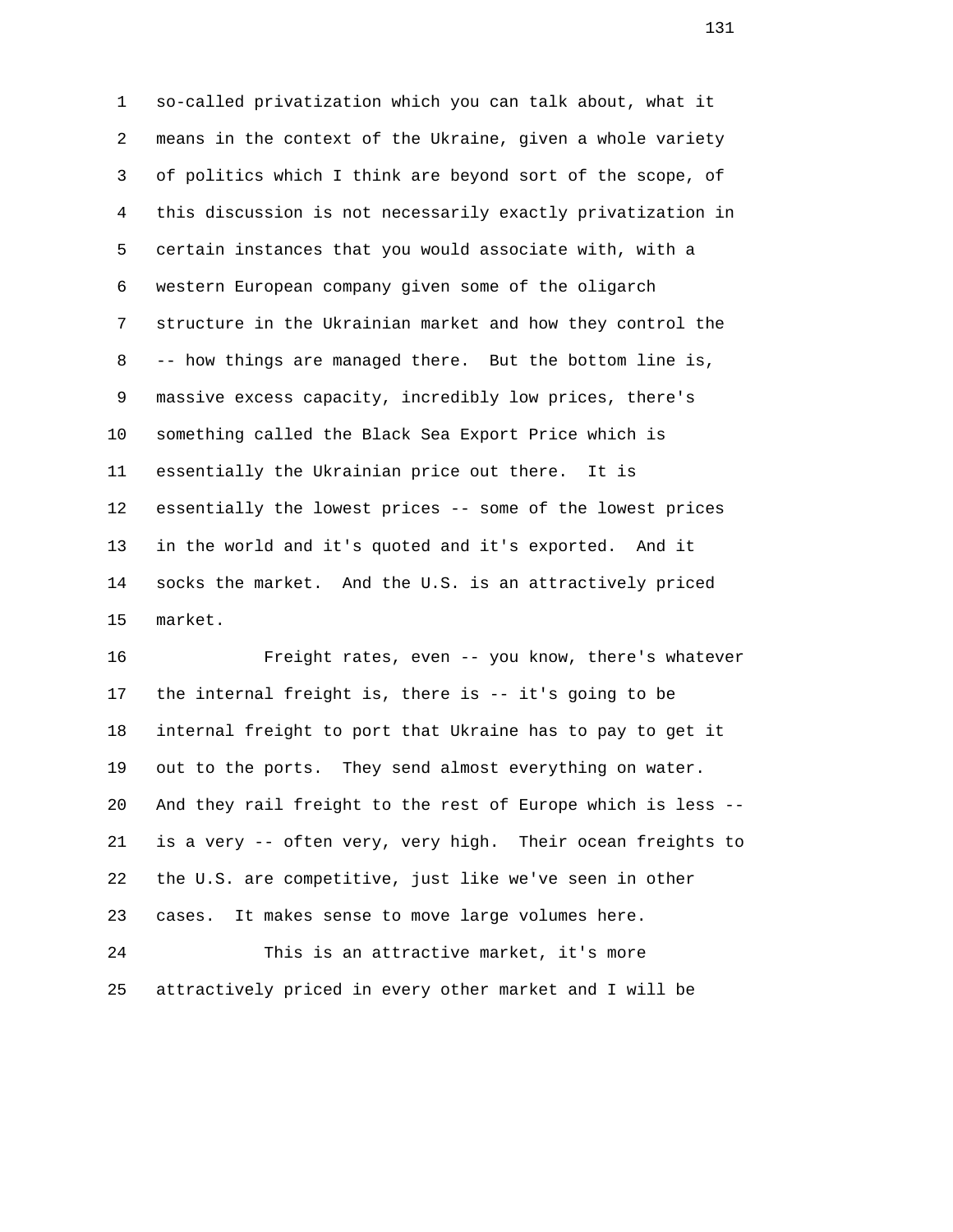so-called privatization which you can talk about, what it means in the context of the Ukraine, given a whole variety of politics which I think are beyond sort of the scope, of this discussion is not necessarily exactly privatization in certain instances that you would associate with, with a western European company given some of the oligarch structure in the Ukrainian market and how they control the -- how things are managed there. But the bottom line is, massive excess capacity, incredibly low prices, there's something called the Black Sea Export Price which is essentially the Ukrainian price out there. It is essentially the lowest prices -- some of the lowest prices in the world and it's quoted and it's exported. And it socks the market. And the U.S. is an attractively priced market.

Freight rates, even -- you know, there's whatever the internal freight is, there is -- it's going to be internal freight to port that Ukraine has to pay to get it out to the ports. They send almost everything on water. And they rail freight to the rest of Europe which is less -- is a very -- often very, very high. Their ocean freights to the U.S. are competitive, just like we've seen in other cases. It makes sense to move large volumes here.

This is an attractive market, it's more attractively priced in every other market and I will be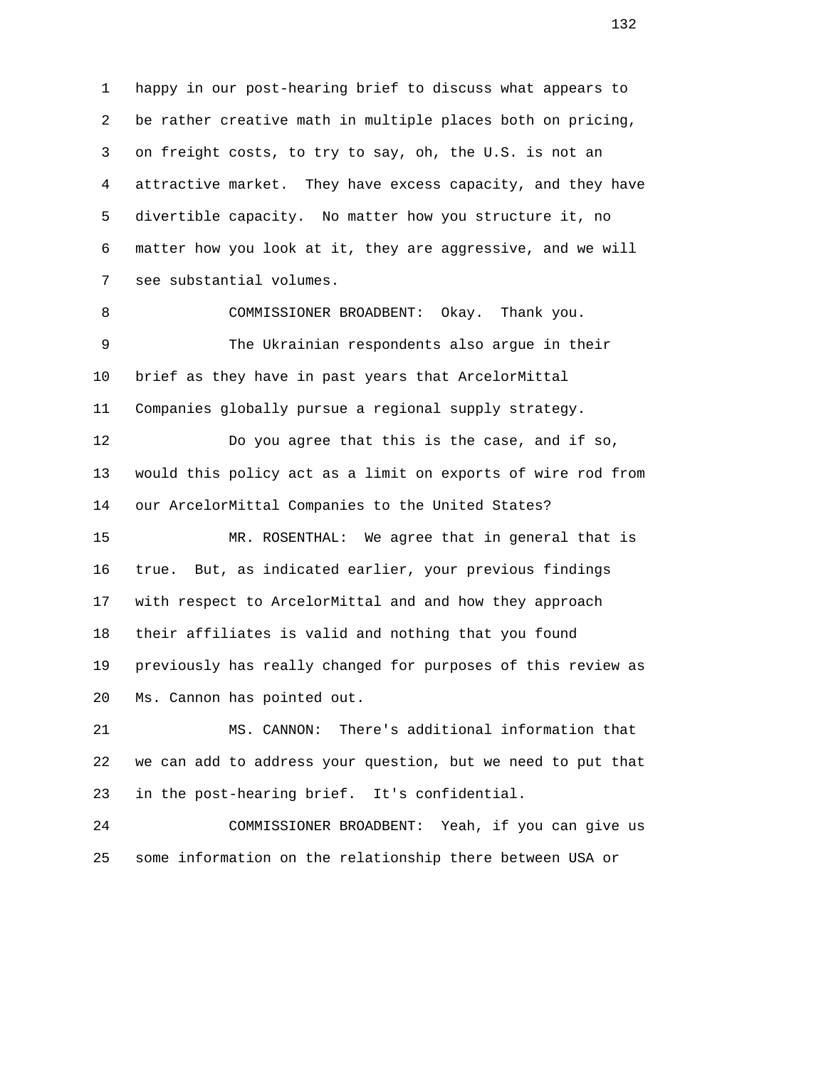1 happy in our post-hearing brief to discuss what appears to
2 be rather creative math in multiple places both on pricing,
3 on freight costs, to try to say, oh, the U.S. is not an
4 attractive market. They have excess capacity, and they have
5 divertible capacity. No matter how you structure it, no
6 matter how you look at it, they are aggressive, and we will
7 see substantial volumes.

8 COMMISSIONER BROADBENT: Okay. Thank you.

9 The Ukrainian respondents also argue in their
10 brief as they have in past years that ArcelorMittal
11 Companies globally pursue a regional supply strategy.

12 Do you agree that this is the case, and if so,
13 would this policy act as a limit on exports of wire rod from
14 our ArcelorMittal Companies to the United States?

15 MR. ROSENTHAL: We agree that in general that is
16 true. But, as indicated earlier, your previous findings
17 with respect to ArcelorMittal and and how they approach
18 their affiliates is valid and nothing that you found
19 previously has really changed for purposes of this review as
20 Ms. Cannon has pointed out.

21 MS. CANNON: There's additional information that
22 we can add to address your question, but we need to put that
23 in the post-hearing brief. It's confidential.

24 COMMISSIONER BROADBENT: Yeah, if you can give us
25 some information on the relationship there between USA or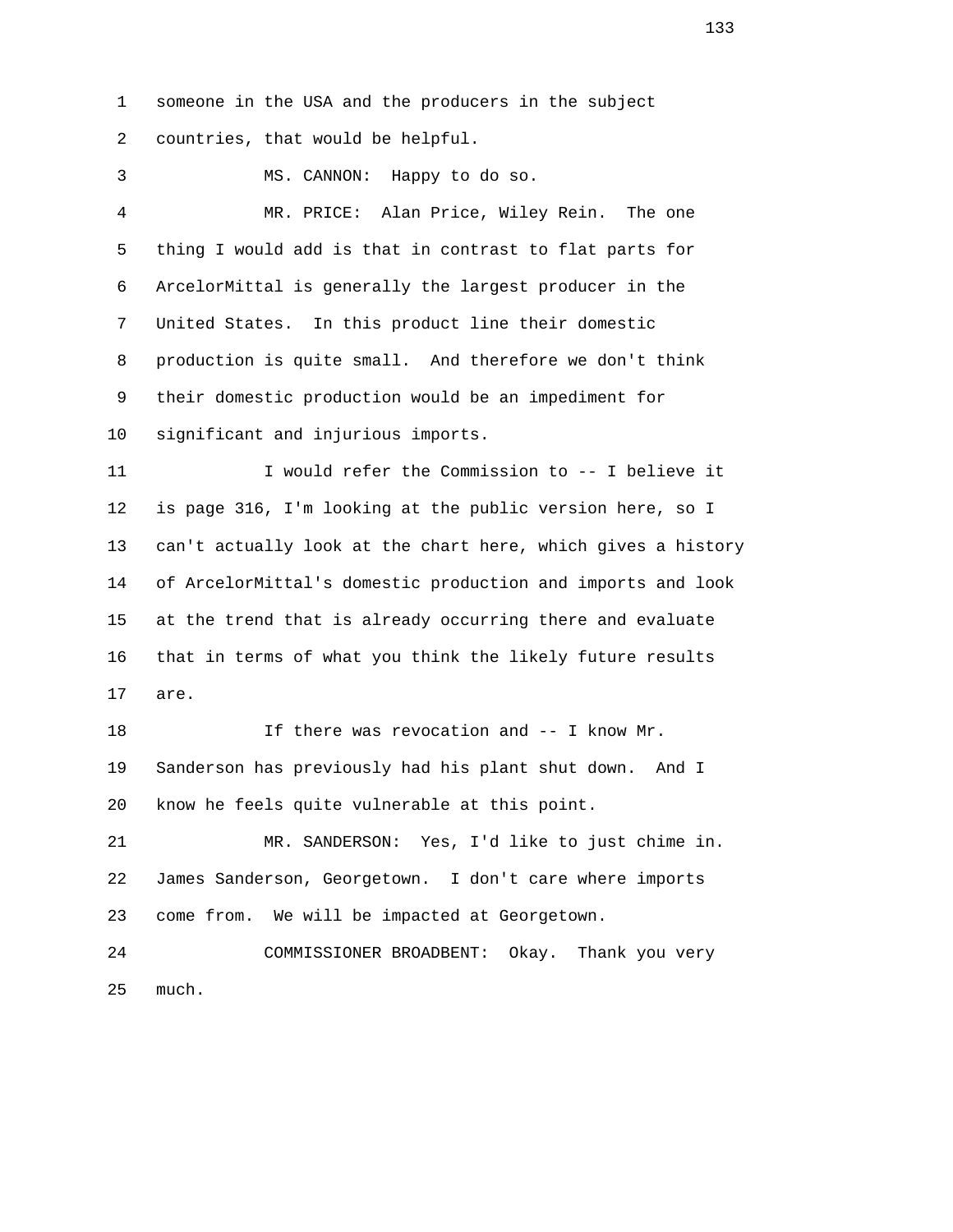someone in the USA and the producers in the subject countries, that would be helpful.

MS. CANNON: Happy to do so.

MR. PRICE: Alan Price, Wiley Rein. The one thing I would add is that in contrast to flat parts for ArcelorMittal is generally the largest producer in the United States. In this product line their domestic production is quite small. And therefore we don't think their domestic production would be an impediment for significant and injurious imports.

I would refer the Commission to -- I believe it is page 316, I'm looking at the public version here, so I can't actually look at the chart here, which gives a history of ArcelorMittal's domestic production and imports and look at the trend that is already occurring there and evaluate that in terms of what you think the likely future results are.

If there was revocation and -- I know Mr. Sanderson has previously had his plant shut down. And I know he feels quite vulnerable at this point.

MR. SANDERSON: Yes, I'd like to just chime in. James Sanderson, Georgetown. I don't care where imports come from. We will be impacted at Georgetown.

COMMISSIONER BROADBENT: Okay. Thank you very much.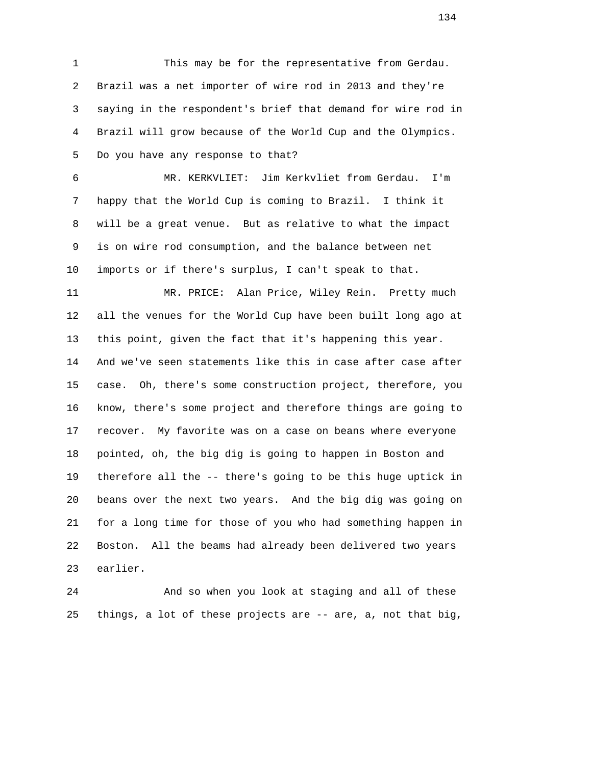This may be for the representative from Gerdau. Brazil was a net importer of wire rod in 2013 and they're saying in the respondent's brief that demand for wire rod in Brazil will grow because of the World Cup and the Olympics. Do you have any response to that?

MR. KERKVLIET: Jim Kerkvliet from Gerdau. I'm happy that the World Cup is coming to Brazil. I think it will be a great venue. But as relative to what the impact is on wire rod consumption, and the balance between net imports or if there's surplus, I can't speak to that.

MR. PRICE: Alan Price, Wiley Rein. Pretty much all the venues for the World Cup have been built long ago at this point, given the fact that it's happening this year. And we've seen statements like this in case after case after case. Oh, there's some construction project, therefore, you know, there's some project and therefore things are going to recover. My favorite was on a case on beans where everyone pointed, oh, the big dig is going to happen in Boston and therefore all the -- there's going to be this huge uptick in beans over the next two years. And the big dig was going on for a long time for those of you who had something happen in Boston. All the beams had already been delivered two years earlier.

And so when you look at staging and all of these things, a lot of these projects are -- are, a, not that big,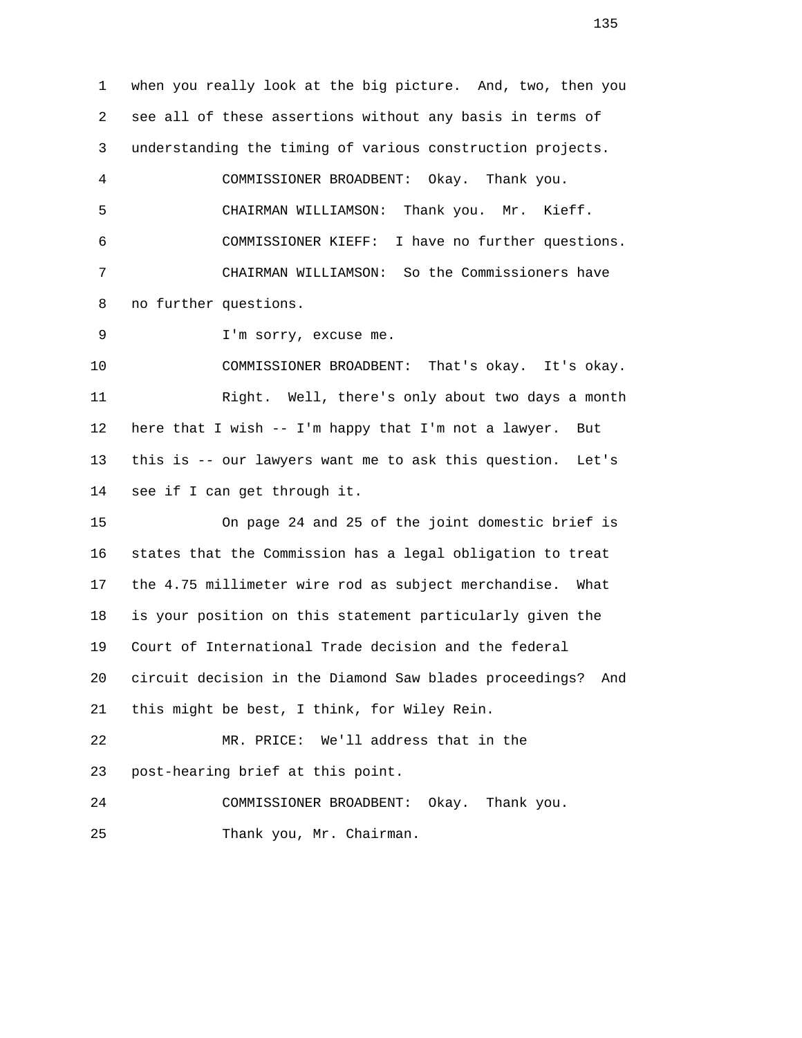when you really look at the big picture. And, two, then you see all of these assertions without any basis in terms of understanding the timing of various construction projects.

COMMISSIONER BROADBENT: Okay. Thank you.

CHAIRMAN WILLIAMSON: Thank you. Mr. Kieff.

COMMISSIONER KIEFF: I have no further questions.

CHAIRMAN WILLIAMSON: So the Commissioners have no further questions.

I'm sorry, excuse me.

COMMISSIONER BROADBENT: That's okay. It's okay.

Right. Well, there's only about two days a month here that I wish -- I'm happy that I'm not a lawyer. But this is -- our lawyers want me to ask this question. Let's see if I can get through it.

On page 24 and 25 of the joint domestic brief is states that the Commission has a legal obligation to treat the 4.75 millimeter wire rod as subject merchandise. What is your position on this statement particularly given the Court of International Trade decision and the federal circuit decision in the Diamond Saw blades proceedings? And this might be best, I think, for Wiley Rein.

MR. PRICE: We'll address that in the post-hearing brief at this point.

COMMISSIONER BROADBENT: Okay. Thank you.

Thank you, Mr. Chairman.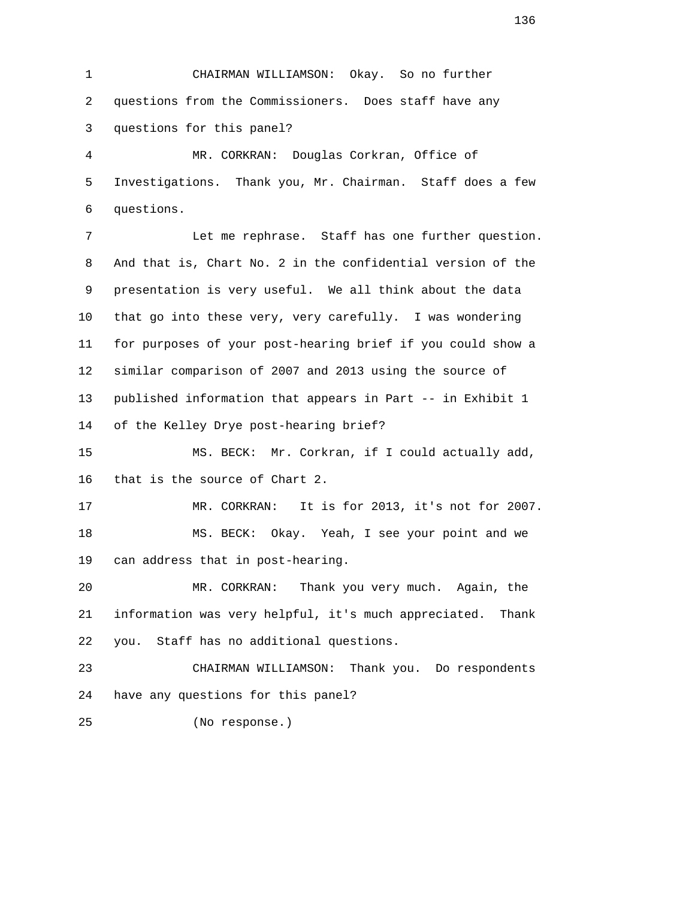1 CHAIRMAN WILLIAMSON: Okay. So no further
2 questions from the Commissioners. Does staff have any
3 questions for this panel?
4 MR. CORKRAN: Douglas Corkran, Office of
5 Investigations. Thank you, Mr. Chairman. Staff does a few
6 questions.
7 Let me rephrase. Staff has one further question.
8 And that is, Chart No. 2 in the confidential version of the
9 presentation is very useful. We all think about the data
10 that go into these very, very carefully. I was wondering
11 for purposes of your post-hearing brief if you could show a
12 similar comparison of 2007 and 2013 using the source of
13 published information that appears in Part -- in Exhibit 1
14 of the Kelley Drye post-hearing brief?
15 MS. BECK: Mr. Corkran, if I could actually add,
16 that is the source of Chart 2.
17 MR. CORKRAN: It is for 2013, it's not for 2007.
18 MS. BECK: Okay. Yeah, I see your point and we
19 can address that in post-hearing.
20 MR. CORKRAN: Thank you very much. Again, the
21 information was very helpful, it's much appreciated. Thank
22 you. Staff has no additional questions.
23 CHAIRMAN WILLIAMSON: Thank you. Do respondents
24 have any questions for this panel?
25 (No response.)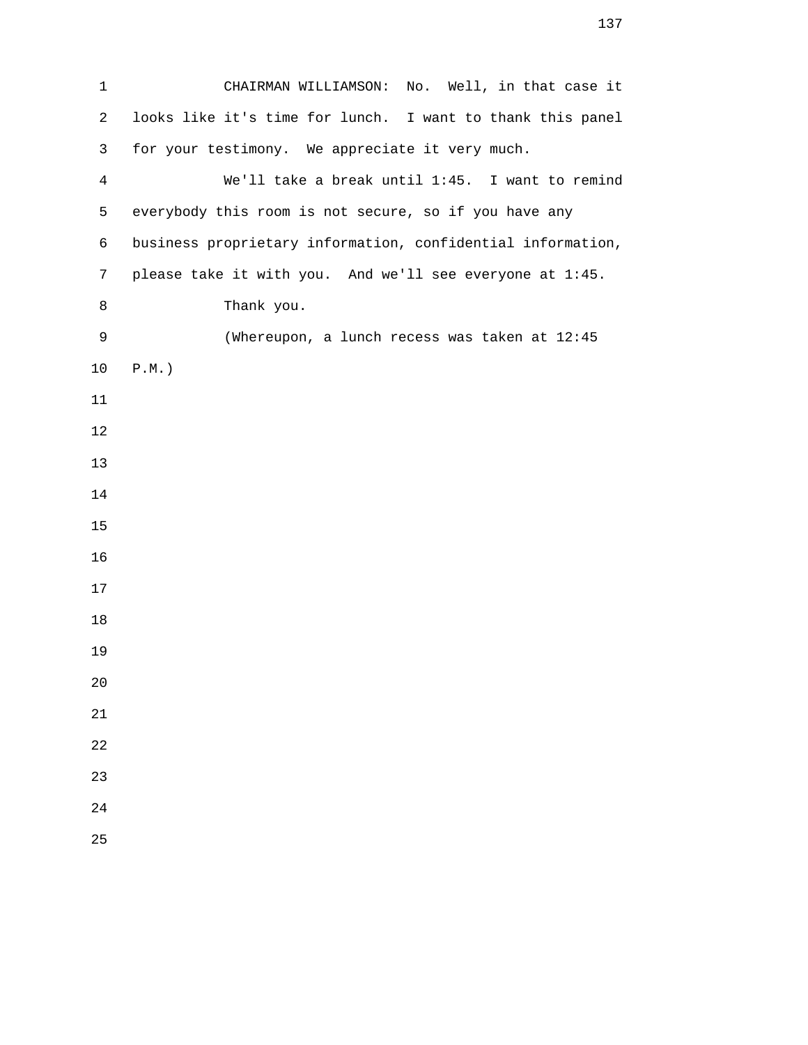CHAIRMAN WILLIAMSON: No. Well, in that case it looks like it's time for lunch. I want to thank this panel for your testimony. We appreciate it very much.

We'll take a break until 1:45. I want to remind everybody this room is not secure, so if you have any business proprietary information, confidential information, please take it with you. And we'll see everyone at 1:45.

Thank you.

(Whereupon, a lunch recess was taken at 12:45 P.M.)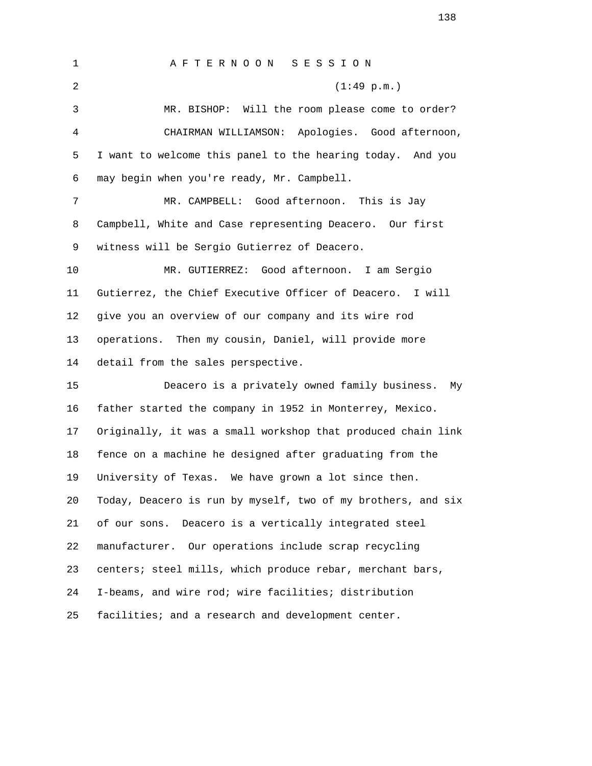AFTERNOON SESSION

(1:49 p.m.)

MR. BISHOP: Will the room please come to order?

CHAIRMAN WILLIAMSON: Apologies. Good afternoon, I want to welcome this panel to the hearing today. And you may begin when you're ready, Mr. Campbell.

MR. CAMPBELL: Good afternoon. This is Jay Campbell, White and Case representing Deacero. Our first witness will be Sergio Gutierrez of Deacero.

MR. GUTIERREZ: Good afternoon. I am Sergio Gutierrez, the Chief Executive Officer of Deacero. I will give you an overview of our company and its wire rod operations. Then my cousin, Daniel, will provide more detail from the sales perspective.

Deacero is a privately owned family business. My father started the company in 1952 in Monterrey, Mexico. Originally, it was a small workshop that produced chain link fence on a machine he designed after graduating from the University of Texas. We have grown a lot since then. Today, Deacero is run by myself, two of my brothers, and six of our sons. Deacero is a vertically integrated steel manufacturer. Our operations include scrap recycling centers; steel mills, which produce rebar, merchant bars, I-beams, and wire rod; wire facilities; distribution facilities; and a research and development center.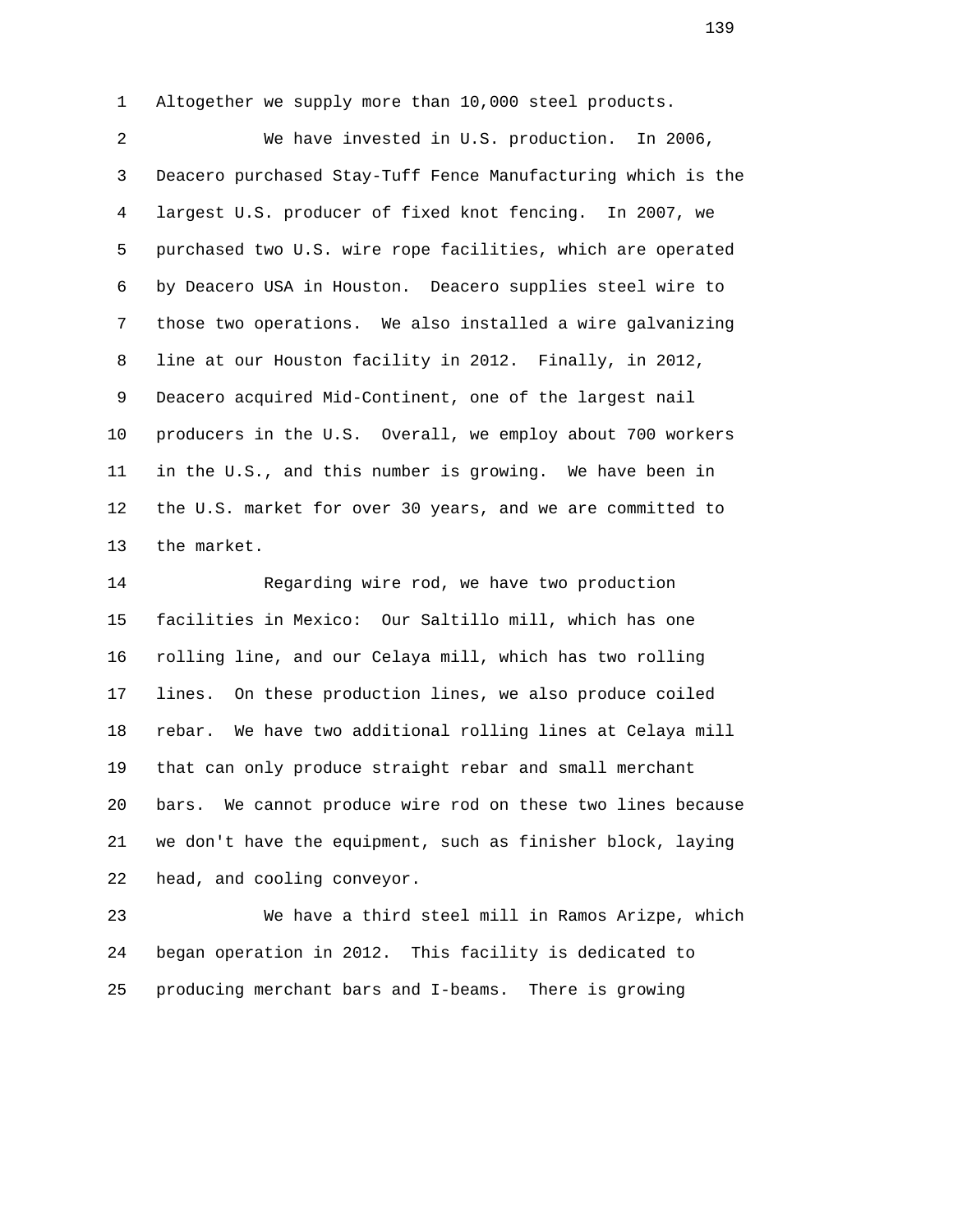Altogether we supply more than 10,000 steel products.

We have invested in U.S. production. In 2006, Deacero purchased Stay-Tuff Fence Manufacturing which is the largest U.S. producer of fixed knot fencing. In 2007, we purchased two U.S. wire rope facilities, which are operated by Deacero USA in Houston. Deacero supplies steel wire to those two operations. We also installed a wire galvanizing line at our Houston facility in 2012. Finally, in 2012, Deacero acquired Mid-Continent, one of the largest nail producers in the U.S. Overall, we employ about 700 workers in the U.S., and this number is growing. We have been in the U.S. market for over 30 years, and we are committed to the market.

Regarding wire rod, we have two production facilities in Mexico: Our Saltillo mill, which has one rolling line, and our Celaya mill, which has two rolling lines. On these production lines, we also produce coiled rebar. We have two additional rolling lines at Celaya mill that can only produce straight rebar and small merchant bars. We cannot produce wire rod on these two lines because we don't have the equipment, such as finisher block, laying head, and cooling conveyor.

We have a third steel mill in Ramos Arizpe, which began operation in 2012. This facility is dedicated to producing merchant bars and I-beams. There is growing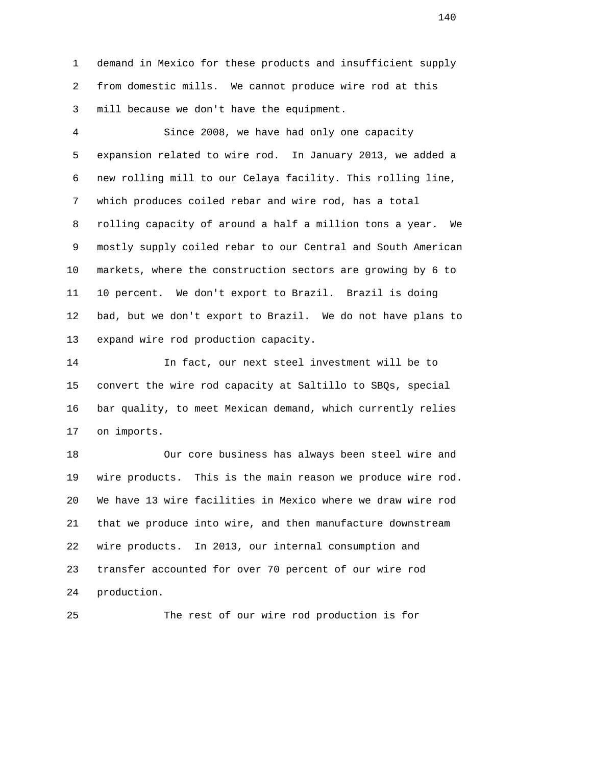demand in Mexico for these products and insufficient supply from domestic mills. We cannot produce wire rod at this mill because we don't have the equipment.

Since 2008, we have had only one capacity expansion related to wire rod. In January 2013, we added a new rolling mill to our Celaya facility. This rolling line, which produces coiled rebar and wire rod, has a total rolling capacity of around a half a million tons a year. We mostly supply coiled rebar to our Central and South American markets, where the construction sectors are growing by 6 to 10 percent. We don't export to Brazil. Brazil is doing bad, but we don't export to Brazil. We do not have plans to expand wire rod production capacity.

In fact, our next steel investment will be to convert the wire rod capacity at Saltillo to SBQs, special bar quality, to meet Mexican demand, which currently relies on imports.

Our core business has always been steel wire and wire products. This is the main reason we produce wire rod. We have 13 wire facilities in Mexico where we draw wire rod that we produce into wire, and then manufacture downstream wire products. In 2013, our internal consumption and transfer accounted for over 70 percent of our wire rod production.

The rest of our wire rod production is for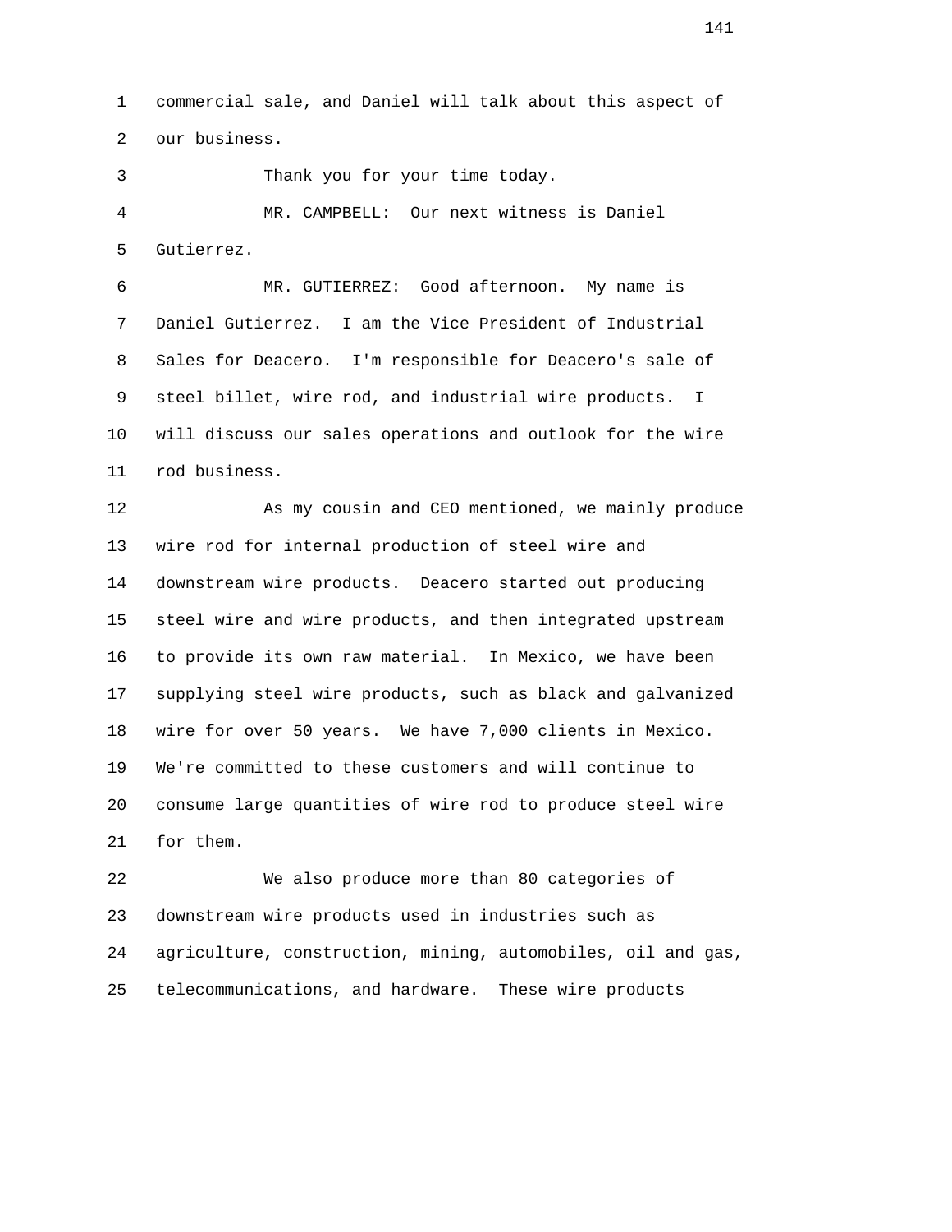commercial sale, and Daniel will talk about this aspect of our business.

Thank you for your time today.

MR. CAMPBELL: Our next witness is Daniel Gutierrez.

MR. GUTIERREZ: Good afternoon. My name is Daniel Gutierrez. I am the Vice President of Industrial Sales for Deacero. I'm responsible for Deacero's sale of steel billet, wire rod, and industrial wire products. I will discuss our sales operations and outlook for the wire rod business.

As my cousin and CEO mentioned, we mainly produce wire rod for internal production of steel wire and downstream wire products. Deacero started out producing steel wire and wire products, and then integrated upstream to provide its own raw material. In Mexico, we have been supplying steel wire products, such as black and galvanized wire for over 50 years. We have 7,000 clients in Mexico. We're committed to these customers and will continue to consume large quantities of wire rod to produce steel wire for them.

We also produce more than 80 categories of downstream wire products used in industries such as agriculture, construction, mining, automobiles, oil and gas, telecommunications, and hardware. These wire products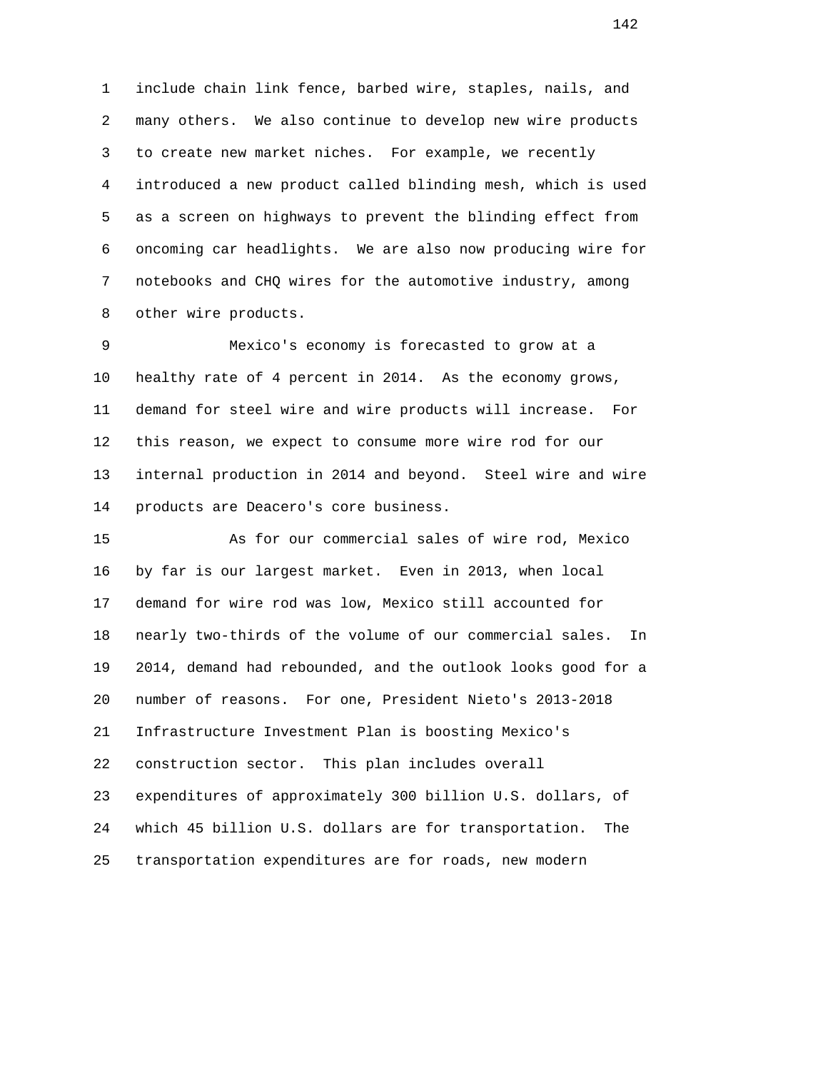include chain link fence, barbed wire, staples, nails, and many others. We also continue to develop new wire products to create new market niches. For example, we recently introduced a new product called blinding mesh, which is used as a screen on highways to prevent the blinding effect from oncoming car headlights. We are also now producing wire for notebooks and CHQ wires for the automotive industry, among other wire products.

Mexico's economy is forecasted to grow at a healthy rate of 4 percent in 2014. As the economy grows, demand for steel wire and wire products will increase. For this reason, we expect to consume more wire rod for our internal production in 2014 and beyond. Steel wire and wire products are Deacero's core business.

As for our commercial sales of wire rod, Mexico by far is our largest market. Even in 2013, when local demand for wire rod was low, Mexico still accounted for nearly two-thirds of the volume of our commercial sales. In 2014, demand had rebounded, and the outlook looks good for a number of reasons. For one, President Nieto's 2013-2018 Infrastructure Investment Plan is boosting Mexico's construction sector. This plan includes overall expenditures of approximately 300 billion U.S. dollars, of which 45 billion U.S. dollars are for transportation. The transportation expenditures are for roads, new modern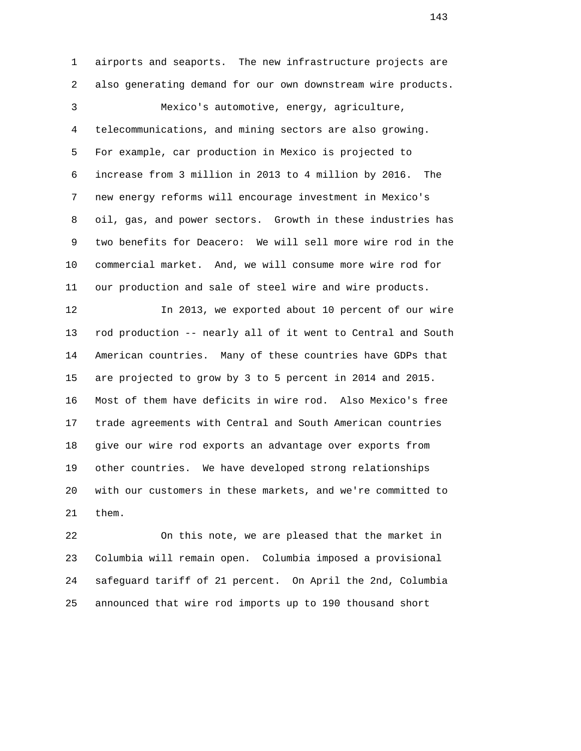airports and seaports. The new infrastructure projects are also generating demand for our own downstream wire products.

Mexico's automotive, energy, agriculture, telecommunications, and mining sectors are also growing. For example, car production in Mexico is projected to increase from 3 million in 2013 to 4 million by 2016. The new energy reforms will encourage investment in Mexico's oil, gas, and power sectors. Growth in these industries has two benefits for Deacero: We will sell more wire rod in the commercial market. And, we will consume more wire rod for our production and sale of steel wire and wire products.

In 2013, we exported about 10 percent of our wire rod production -- nearly all of it went to Central and South American countries. Many of these countries have GDPs that are projected to grow by 3 to 5 percent in 2014 and 2015. Most of them have deficits in wire rod. Also Mexico's free trade agreements with Central and South American countries give our wire rod exports an advantage over exports from other countries. We have developed strong relationships with our customers in these markets, and we're committed to them.

On this note, we are pleased that the market in Columbia will remain open. Columbia imposed a provisional safeguard tariff of 21 percent. On April the 2nd, Columbia announced that wire rod imports up to 190 thousand short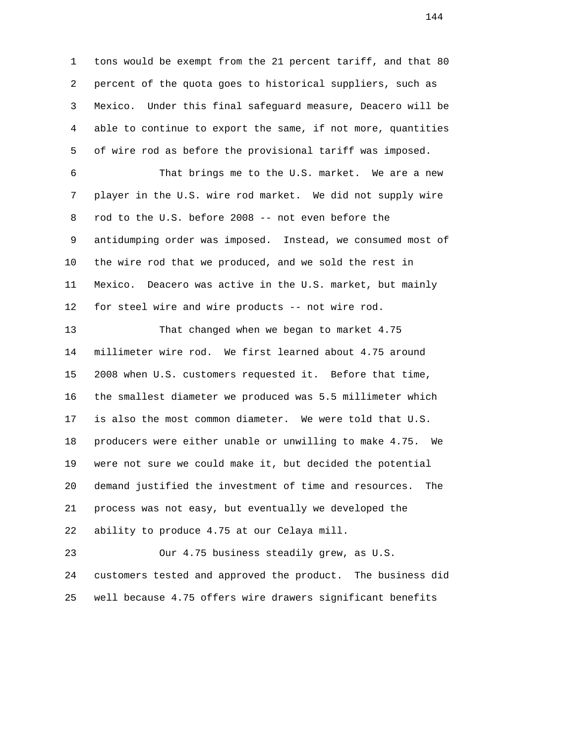tons would be exempt from the 21 percent tariff, and that 80 percent of the quota goes to historical suppliers, such as Mexico. Under this final safeguard measure, Deacero will be able to continue to export the same, if not more, quantities of wire rod as before the provisional tariff was imposed.

That brings me to the U.S. market. We are a new player in the U.S. wire rod market. We did not supply wire rod to the U.S. before 2008 -- not even before the antidumping order was imposed. Instead, we consumed most of the wire rod that we produced, and we sold the rest in Mexico. Deacero was active in the U.S. market, but mainly for steel wire and wire products -- not wire rod.

That changed when we began to market 4.75 millimeter wire rod. We first learned about 4.75 around 2008 when U.S. customers requested it. Before that time, the smallest diameter we produced was 5.5 millimeter which is also the most common diameter. We were told that U.S. producers were either unable or unwilling to make 4.75. We were not sure we could make it, but decided the potential demand justified the investment of time and resources. The process was not easy, but eventually we developed the ability to produce 4.75 at our Celaya mill.

Our 4.75 business steadily grew, as U.S. customers tested and approved the product. The business did well because 4.75 offers wire drawers significant benefits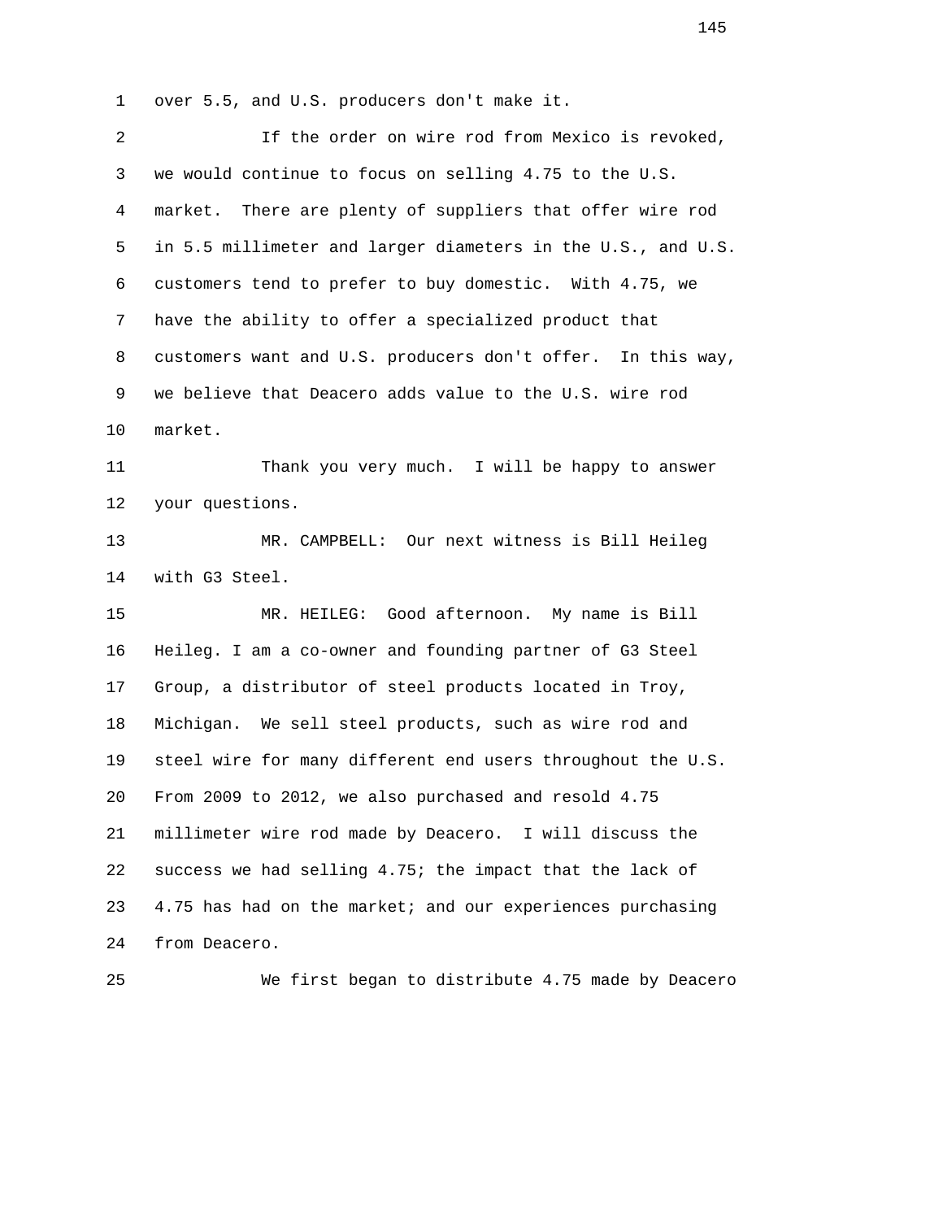over 5.5, and U.S. producers don't make it.

If the order on wire rod from Mexico is revoked, we would continue to focus on selling 4.75 to the U.S. market. There are plenty of suppliers that offer wire rod in 5.5 millimeter and larger diameters in the U.S., and U.S. customers tend to prefer to buy domestic. With 4.75, we have the ability to offer a specialized product that customers want and U.S. producers don't offer. In this way, we believe that Deacero adds value to the U.S. wire rod market.

Thank you very much. I will be happy to answer your questions.

MR. CAMPBELL: Our next witness is Bill Heileg with G3 Steel.

MR. HEILEG: Good afternoon. My name is Bill Heileg. I am a co-owner and founding partner of G3 Steel Group, a distributor of steel products located in Troy, Michigan. We sell steel products, such as wire rod and steel wire for many different end users throughout the U.S. From 2009 to 2012, we also purchased and resold 4.75 millimeter wire rod made by Deacero. I will discuss the success we had selling 4.75; the impact that the lack of 4.75 has had on the market; and our experiences purchasing from Deacero.

We first began to distribute 4.75 made by Deacero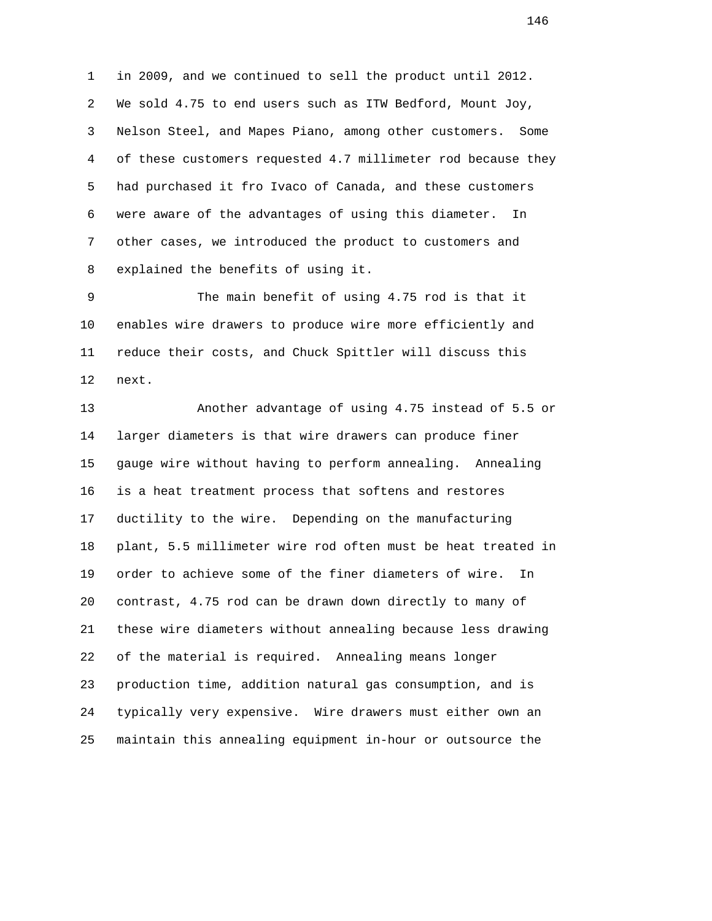in 2009, and we continued to sell the product until 2012. We sold 4.75 to end users such as ITW Bedford, Mount Joy, Nelson Steel, and Mapes Piano, among other customers. Some of these customers requested 4.7 millimeter rod because they had purchased it fro Ivaco of Canada, and these customers were aware of the advantages of using this diameter. In other cases, we introduced the product to customers and explained the benefits of using it.

The main benefit of using 4.75 rod is that it enables wire drawers to produce wire more efficiently and reduce their costs, and Chuck Spittler will discuss this next.

Another advantage of using 4.75 instead of 5.5 or larger diameters is that wire drawers can produce finer gauge wire without having to perform annealing. Annealing is a heat treatment process that softens and restores ductility to the wire. Depending on the manufacturing plant, 5.5 millimeter wire rod often must be heat treated in order to achieve some of the finer diameters of wire. In contrast, 4.75 rod can be drawn down directly to many of these wire diameters without annealing because less drawing of the material is required. Annealing means longer production time, addition natural gas consumption, and is typically very expensive. Wire drawers must either own an maintain this annealing equipment in-hour or outsource the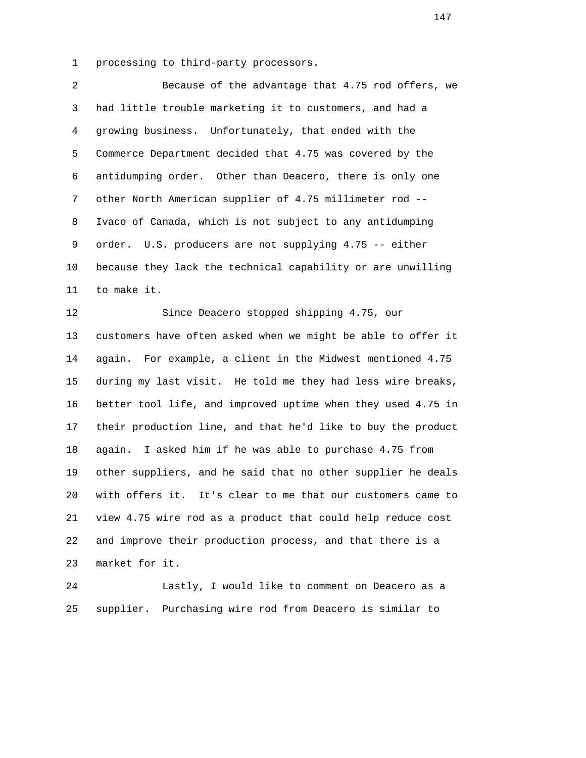processing to third-party processors.

Because of the advantage that 4.75 rod offers, we had little trouble marketing it to customers, and had a growing business. Unfortunately, that ended with the Commerce Department decided that 4.75 was covered by the antidumping order. Other than Deacero, there is only one other North American supplier of 4.75 millimeter rod -- Ivaco of Canada, which is not subject to any antidumping order. U.S. producers are not supplying 4.75 -- either because they lack the technical capability or are unwilling to make it.

Since Deacero stopped shipping 4.75, our customers have often asked when we might be able to offer it again. For example, a client in the Midwest mentioned 4.75 during my last visit. He told me they had less wire breaks, better tool life, and improved uptime when they used 4.75 in their production line, and that he'd like to buy the product again. I asked him if he was able to purchase 4.75 from other suppliers, and he said that no other supplier he deals with offers it. It's clear to me that our customers came to view 4.75 wire rod as a product that could help reduce cost and improve their production process, and that there is a market for it.

Lastly, I would like to comment on Deacero as a supplier. Purchasing wire rod from Deacero is similar to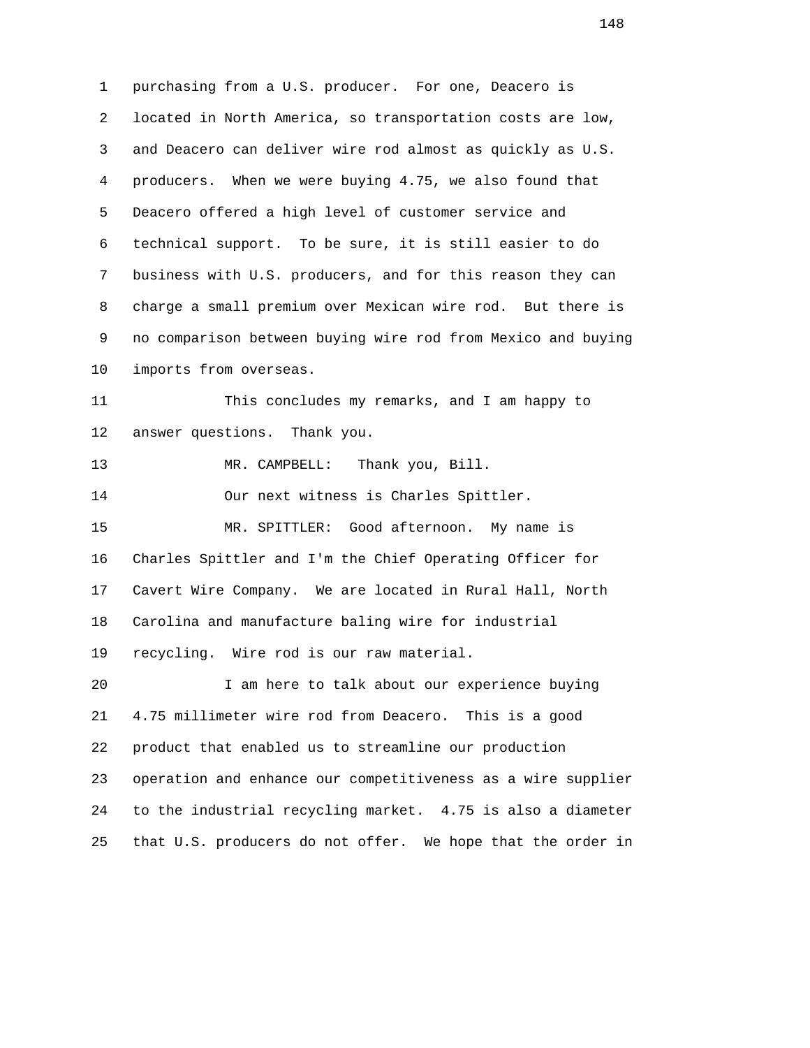purchasing from a U.S. producer. For one, Deacero is located in North America, so transportation costs are low, and Deacero can deliver wire rod almost as quickly as U.S. producers. When we were buying 4.75, we also found that Deacero offered a high level of customer service and technical support. To be sure, it is still easier to do business with U.S. producers, and for this reason they can charge a small premium over Mexican wire rod. But there is no comparison between buying wire rod from Mexico and buying imports from overseas.

This concludes my remarks, and I am happy to answer questions. Thank you.

MR. CAMPBELL: Thank you, Bill.

Our next witness is Charles Spittler.

MR. SPITTLER: Good afternoon. My name is Charles Spittler and I'm the Chief Operating Officer for Cavert Wire Company. We are located in Rural Hall, North Carolina and manufacture baling wire for industrial recycling. Wire rod is our raw material.

I am here to talk about our experience buying 4.75 millimeter wire rod from Deacero. This is a good product that enabled us to streamline our production operation and enhance our competitiveness as a wire supplier to the industrial recycling market. 4.75 is also a diameter that U.S. producers do not offer. We hope that the order in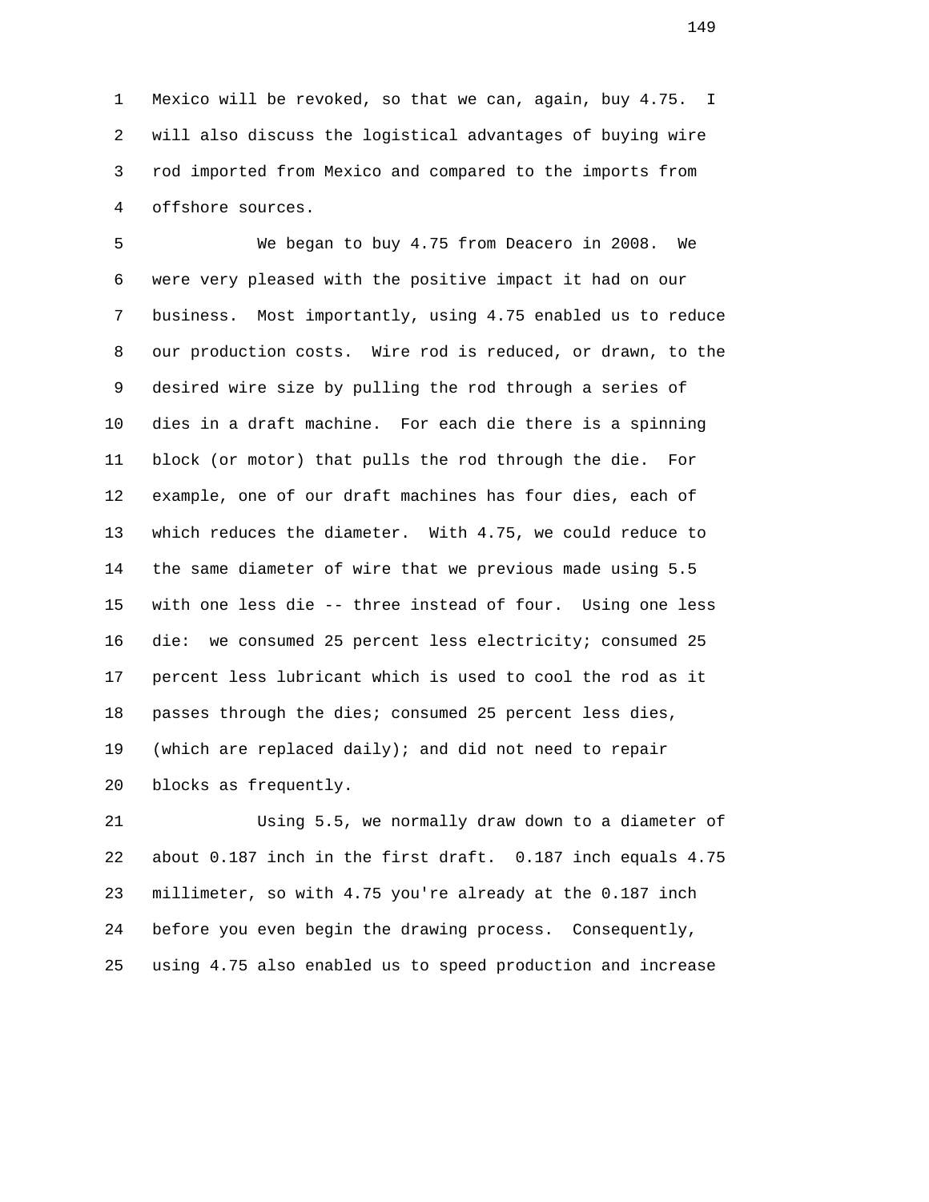Mexico will be revoked, so that we can, again, buy 4.75. I will also discuss the logistical advantages of buying wire rod imported from Mexico and compared to the imports from offshore sources.

We began to buy 4.75 from Deacero in 2008. We were very pleased with the positive impact it had on our business. Most importantly, using 4.75 enabled us to reduce our production costs. Wire rod is reduced, or drawn, to the desired wire size by pulling the rod through a series of dies in a draft machine. For each die there is a spinning block (or motor) that pulls the rod through the die. For example, one of our draft machines has four dies, each of which reduces the diameter. With 4.75, we could reduce to the same diameter of wire that we previous made using 5.5 with one less die -- three instead of four. Using one less die: we consumed 25 percent less electricity; consumed 25 percent less lubricant which is used to cool the rod as it passes through the dies; consumed 25 percent less dies, (which are replaced daily); and did not need to repair blocks as frequently.

Using 5.5, we normally draw down to a diameter of about 0.187 inch in the first draft. 0.187 inch equals 4.75 millimeter, so with 4.75 you're already at the 0.187 inch before you even begin the drawing process. Consequently, using 4.75 also enabled us to speed production and increase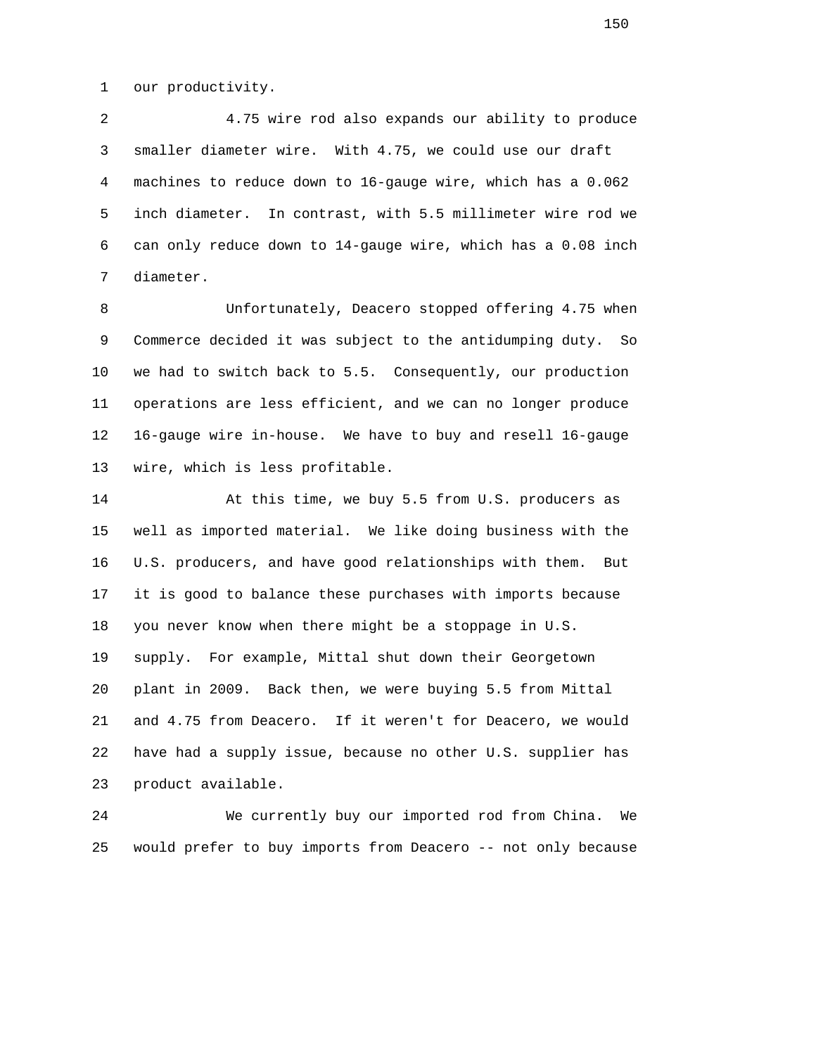our productivity.

4.75 wire rod also expands our ability to produce smaller diameter wire. With 4.75, we could use our draft machines to reduce down to 16-gauge wire, which has a 0.062 inch diameter. In contrast, with 5.5 millimeter wire rod we can only reduce down to 14-gauge wire, which has a 0.08 inch diameter.

Unfortunately, Deacero stopped offering 4.75 when Commerce decided it was subject to the antidumping duty. So we had to switch back to 5.5. Consequently, our production operations are less efficient, and we can no longer produce 16-gauge wire in-house. We have to buy and resell 16-gauge wire, which is less profitable.

At this time, we buy 5.5 from U.S. producers as well as imported material. We like doing business with the U.S. producers, and have good relationships with them. But it is good to balance these purchases with imports because you never know when there might be a stoppage in U.S. supply. For example, Mittal shut down their Georgetown plant in 2009. Back then, we were buying 5.5 from Mittal and 4.75 from Deacero. If it weren't for Deacero, we would have had a supply issue, because no other U.S. supplier has product available.

We currently buy our imported rod from China. We would prefer to buy imports from Deacero -- not only because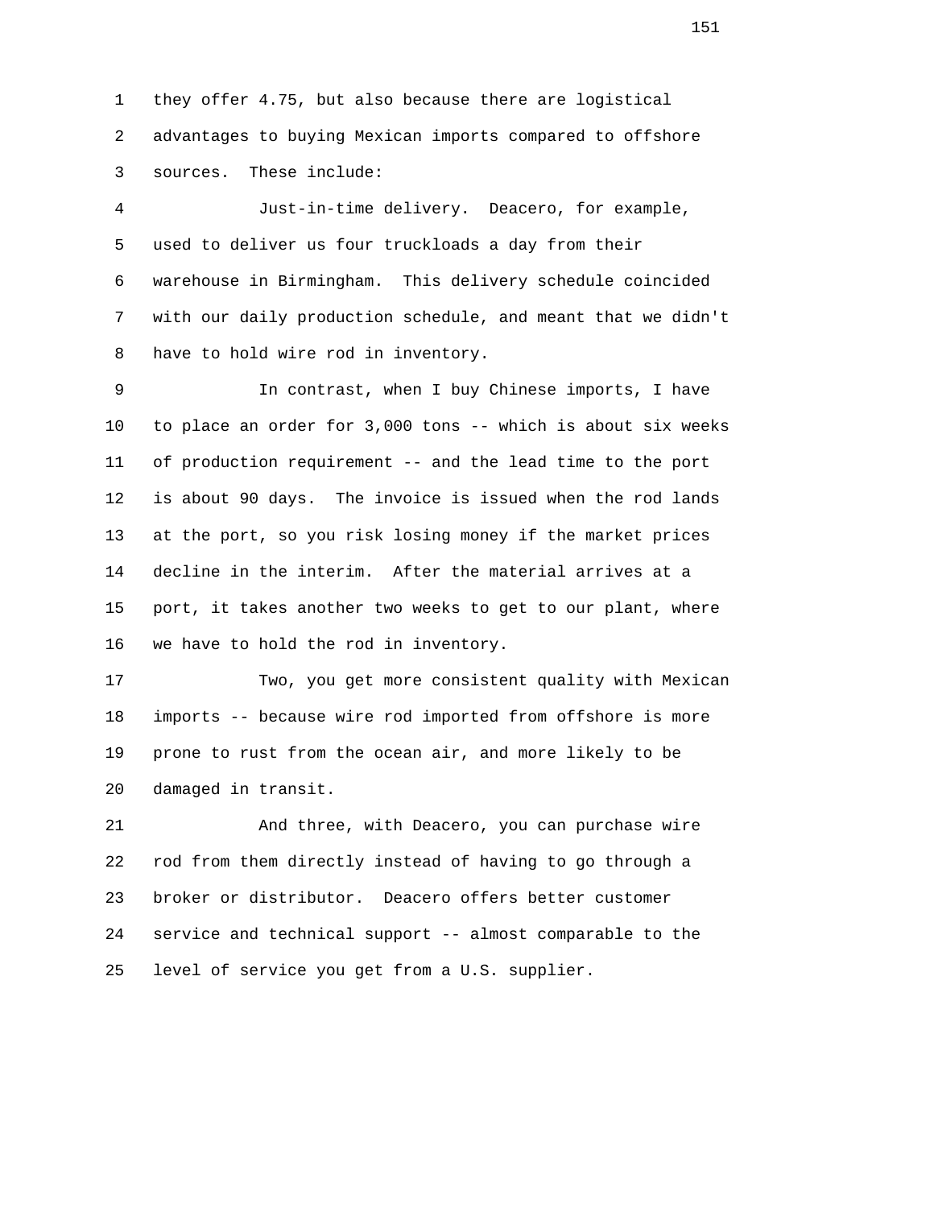they offer 4.75, but also because there are logistical advantages to buying Mexican imports compared to offshore sources. These include:

Just-in-time delivery. Deacero, for example, used to deliver us four truckloads a day from their warehouse in Birmingham. This delivery schedule coincided with our daily production schedule, and meant that we didn't have to hold wire rod in inventory.

In contrast, when I buy Chinese imports, I have to place an order for 3,000 tons -- which is about six weeks of production requirement -- and the lead time to the port is about 90 days. The invoice is issued when the rod lands at the port, so you risk losing money if the market prices decline in the interim. After the material arrives at a port, it takes another two weeks to get to our plant, where we have to hold the rod in inventory.

Two, you get more consistent quality with Mexican imports -- because wire rod imported from offshore is more prone to rust from the ocean air, and more likely to be damaged in transit.

And three, with Deacero, you can purchase wire rod from them directly instead of having to go through a broker or distributor. Deacero offers better customer service and technical support -- almost comparable to the level of service you get from a U.S. supplier.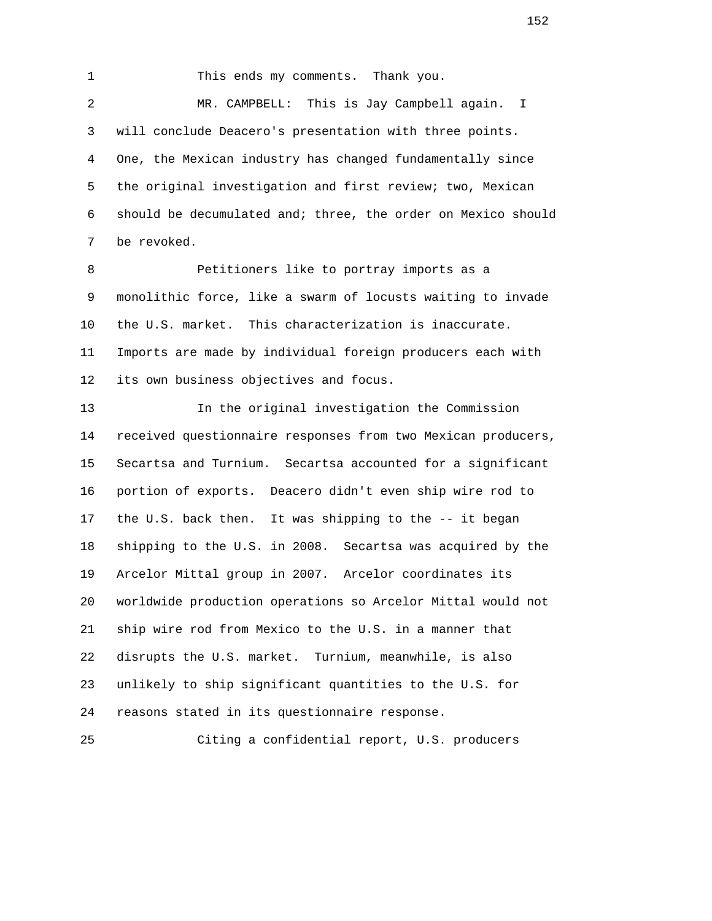This ends my comments. Thank you.

MR. CAMPBELL: This is Jay Campbell again. I will conclude Deacero's presentation with three points. One, the Mexican industry has changed fundamentally since the original investigation and first review; two, Mexican should be decumulated and; three, the order on Mexico should be revoked.

Petitioners like to portray imports as a monolithic force, like a swarm of locusts waiting to invade the U.S. market. This characterization is inaccurate. Imports are made by individual foreign producers each with its own business objectives and focus.

In the original investigation the Commission received questionnaire responses from two Mexican producers, Secartsa and Turnium. Secartsa accounted for a significant portion of exports. Deacero didn't even ship wire rod to the U.S. back then. It was shipping to the -- it began shipping to the U.S. in 2008. Secartsa was acquired by the Arcelor Mittal group in 2007. Arcelor coordinates its worldwide production operations so Arcelor Mittal would not ship wire rod from Mexico to the U.S. in a manner that disrupts the U.S. market. Turnium, meanwhile, is also unlikely to ship significant quantities to the U.S. for reasons stated in its questionnaire response.

Citing a confidential report, U.S. producers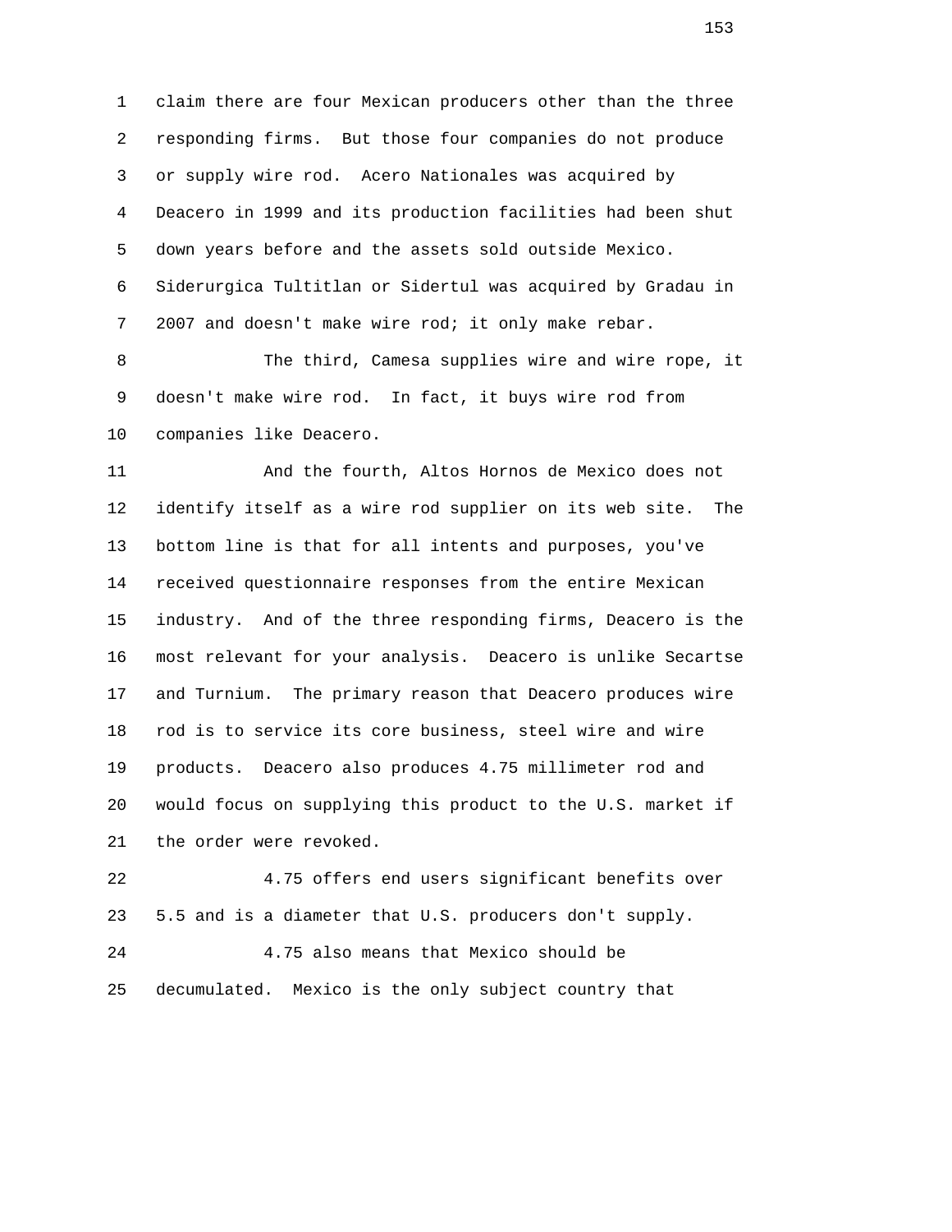claim there are four Mexican producers other than the three responding firms. But those four companies do not produce or supply wire rod. Acero Nationales was acquired by Deacero in 1999 and its production facilities had been shut down years before and the assets sold outside Mexico. Siderurgica Tultitlan or Sidertul was acquired by Gradau in 2007 and doesn't make wire rod; it only make rebar.

The third, Camesa supplies wire and wire rope, it doesn't make wire rod. In fact, it buys wire rod from companies like Deacero.

And the fourth, Altos Hornos de Mexico does not identify itself as a wire rod supplier on its web site. The bottom line is that for all intents and purposes, you've received questionnaire responses from the entire Mexican industry. And of the three responding firms, Deacero is the most relevant for your analysis. Deacero is unlike Secartse and Turnium. The primary reason that Deacero produces wire rod is to service its core business, steel wire and wire products. Deacero also produces 4.75 millimeter rod and would focus on supplying this product to the U.S. market if the order were revoked.

4.75 offers end users significant benefits over 5.5 and is a diameter that U.S. producers don't supply.

4.75 also means that Mexico should be decumulated. Mexico is the only subject country that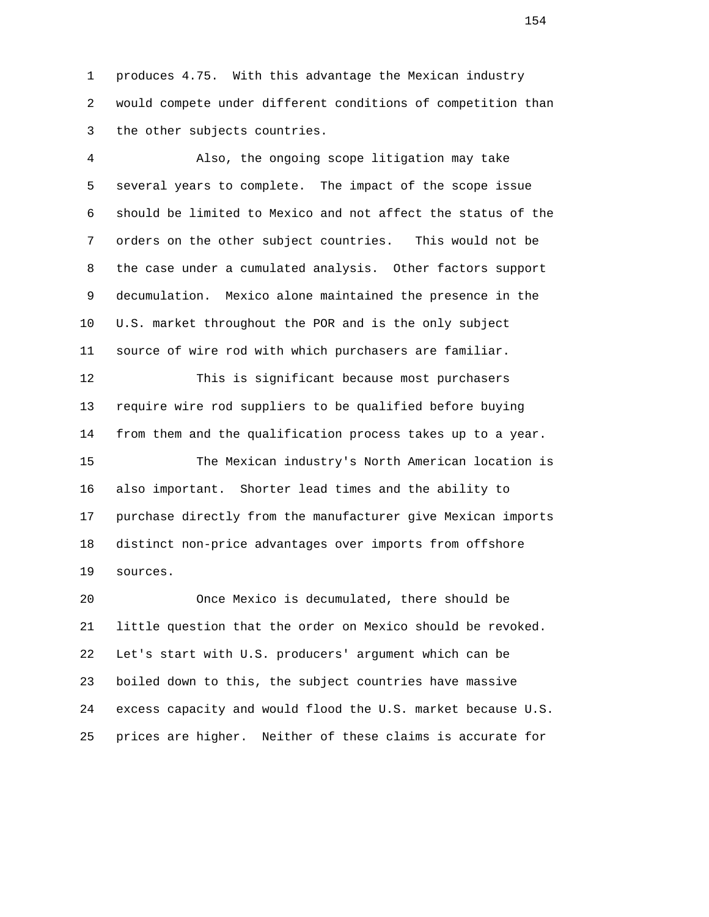produces 4.75. With this advantage the Mexican industry would compete under different conditions of competition than the other subjects countries.

Also, the ongoing scope litigation may take several years to complete. The impact of the scope issue should be limited to Mexico and not affect the status of the orders on the other subject countries. This would not be the case under a cumulated analysis. Other factors support decumulation. Mexico alone maintained the presence in the U.S. market throughout the POR and is the only subject source of wire rod with which purchasers are familiar.

This is significant because most purchasers require wire rod suppliers to be qualified before buying from them and the qualification process takes up to a year.

The Mexican industry's North American location is also important. Shorter lead times and the ability to purchase directly from the manufacturer give Mexican imports distinct non-price advantages over imports from offshore sources.

Once Mexico is decumulated, there should be little question that the order on Mexico should be revoked. Let's start with U.S. producers' argument which can be boiled down to this, the subject countries have massive excess capacity and would flood the U.S. market because U.S. prices are higher. Neither of these claims is accurate for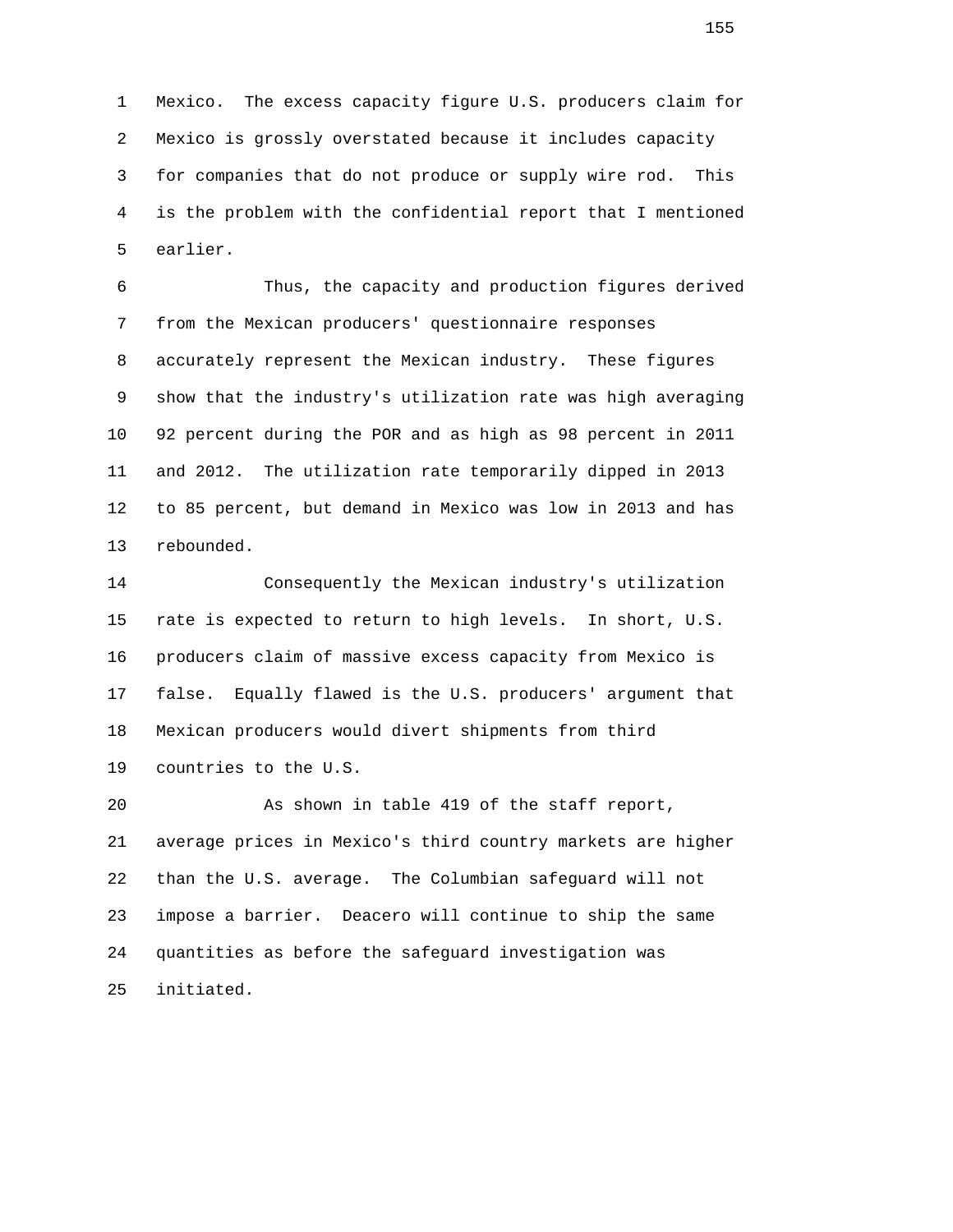Mexico. The excess capacity figure U.S. producers claim for Mexico is grossly overstated because it includes capacity for companies that do not produce or supply wire rod. This is the problem with the confidential report that I mentioned earlier.

Thus, the capacity and production figures derived from the Mexican producers' questionnaire responses accurately represent the Mexican industry. These figures show that the industry's utilization rate was high averaging 92 percent during the POR and as high as 98 percent in 2011 and 2012. The utilization rate temporarily dipped in 2013 to 85 percent, but demand in Mexico was low in 2013 and has rebounded.

Consequently the Mexican industry's utilization rate is expected to return to high levels. In short, U.S. producers claim of massive excess capacity from Mexico is false. Equally flawed is the U.S. producers' argument that Mexican producers would divert shipments from third countries to the U.S.

As shown in table 419 of the staff report, average prices in Mexico's third country markets are higher than the U.S. average. The Columbian safeguard will not impose a barrier. Deacero will continue to ship the same quantities as before the safeguard investigation was initiated.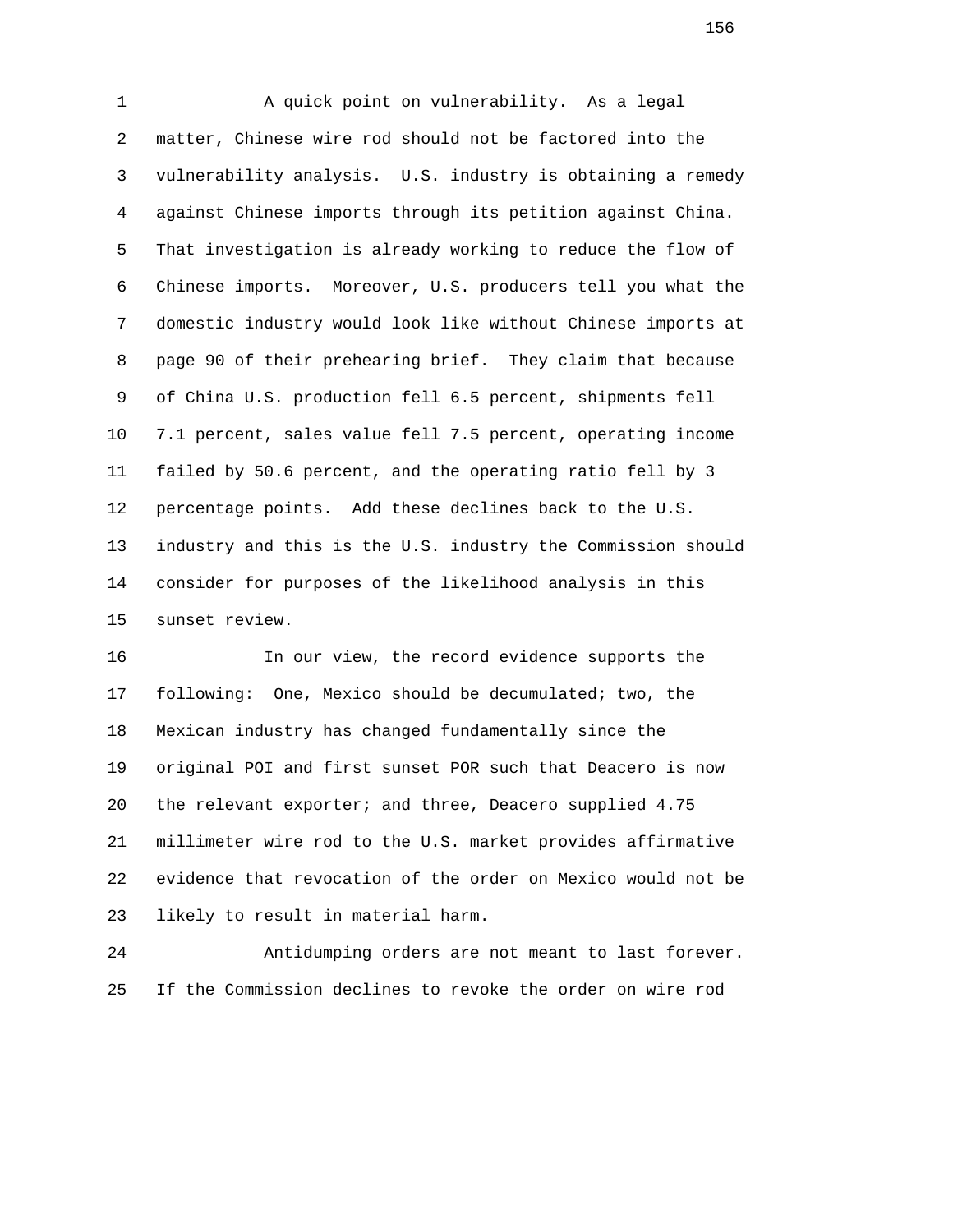A quick point on vulnerability. As a legal matter, Chinese wire rod should not be factored into the vulnerability analysis. U.S. industry is obtaining a remedy against Chinese imports through its petition against China. That investigation is already working to reduce the flow of Chinese imports. Moreover, U.S. producers tell you what the domestic industry would look like without Chinese imports at page 90 of their prehearing brief. They claim that because of China U.S. production fell 6.5 percent, shipments fell 7.1 percent, sales value fell 7.5 percent, operating income failed by 50.6 percent, and the operating ratio fell by 3 percentage points. Add these declines back to the U.S. industry and this is the U.S. industry the Commission should consider for purposes of the likelihood analysis in this sunset review.

In our view, the record evidence supports the following: One, Mexico should be decumulated; two, the Mexican industry has changed fundamentally since the original POI and first sunset POR such that Deacero is now the relevant exporter; and three, Deacero supplied 4.75 millimeter wire rod to the U.S. market provides affirmative evidence that revocation of the order on Mexico would not be likely to result in material harm.

Antidumping orders are not meant to last forever. If the Commission declines to revoke the order on wire rod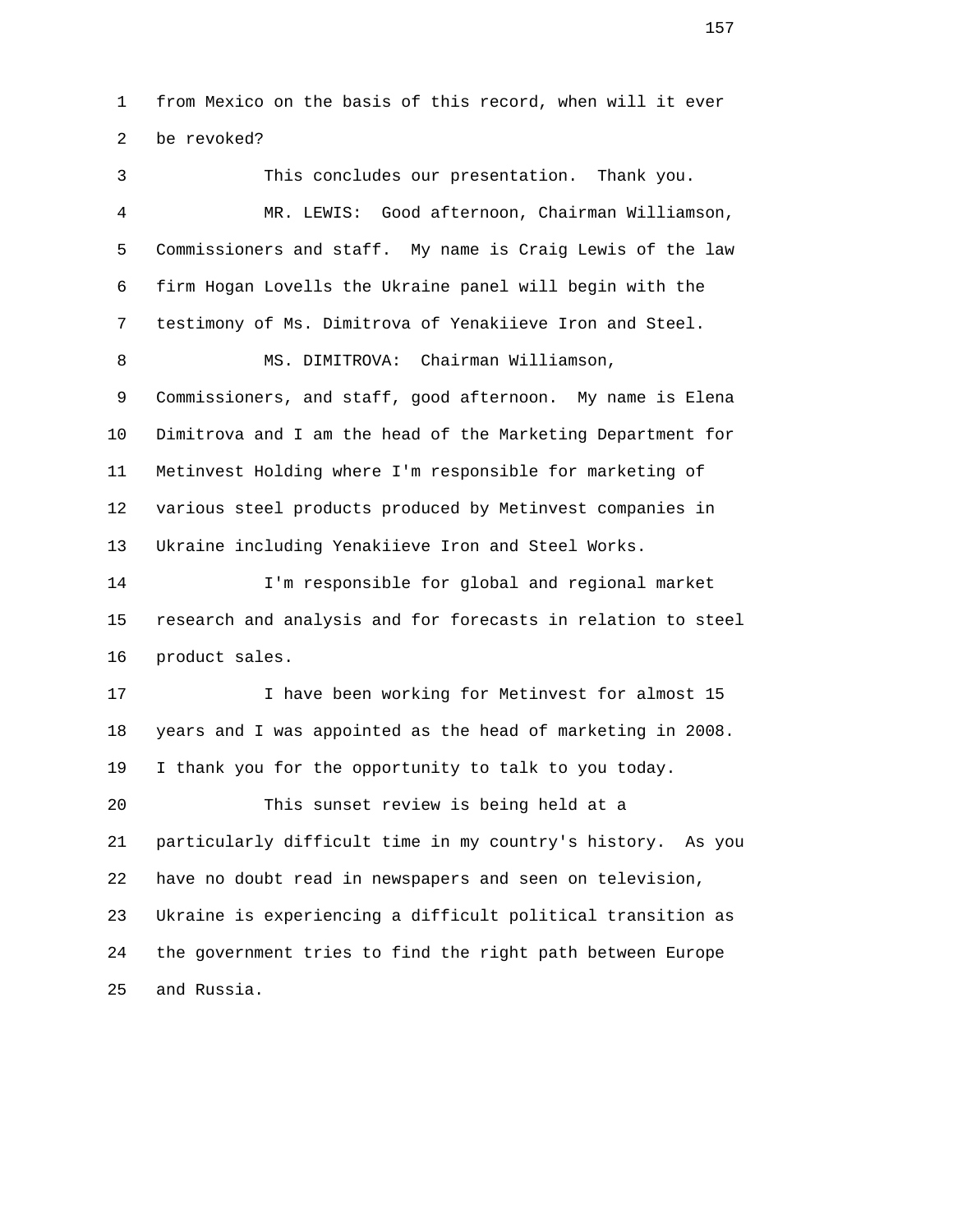from Mexico on the basis of this record, when will it ever be revoked?

This concludes our presentation. Thank you.

MR. LEWIS: Good afternoon, Chairman Williamson, Commissioners and staff. My name is Craig Lewis of the law firm Hogan Lovells the Ukraine panel will begin with the testimony of Ms. Dimitrova of Yenakiieve Iron and Steel.

MS. DIMITROVA: Chairman Williamson, Commissioners, and staff, good afternoon. My name is Elena Dimitrova and I am the head of the Marketing Department for Metinvest Holding where I'm responsible for marketing of various steel products produced by Metinvest companies in Ukraine including Yenakiieve Iron and Steel Works.

I'm responsible for global and regional market research and analysis and for forecasts in relation to steel product sales.

I have been working for Metinvest for almost 15 years and I was appointed as the head of marketing in 2008. I thank you for the opportunity to talk to you today.

This sunset review is being held at a particularly difficult time in my country's history. As you have no doubt read in newspapers and seen on television, Ukraine is experiencing a difficult political transition as the government tries to find the right path between Europe and Russia.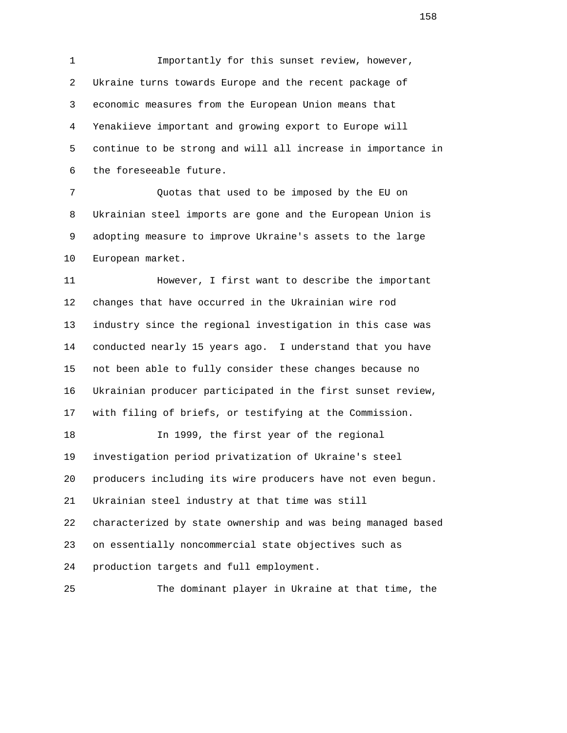Importantly for this sunset review, however, Ukraine turns towards Europe and the recent package of economic measures from the European Union means that Yenakiieve important and growing export to Europe will continue to be strong and will all increase in importance in the foreseeable future.

Quotas that used to be imposed by the EU on Ukrainian steel imports are gone and the European Union is adopting measure to improve Ukraine's assets to the large European market.

However, I first want to describe the important changes that have occurred in the Ukrainian wire rod industry since the regional investigation in this case was conducted nearly 15 years ago. I understand that you have not been able to fully consider these changes because no Ukrainian producer participated in the first sunset review, with filing of briefs, or testifying at the Commission.

In 1999, the first year of the regional investigation period privatization of Ukraine's steel producers including its wire producers have not even begun. Ukrainian steel industry at that time was still characterized by state ownership and was being managed based on essentially noncommercial state objectives such as production targets and full employment.

The dominant player in Ukraine at that time, the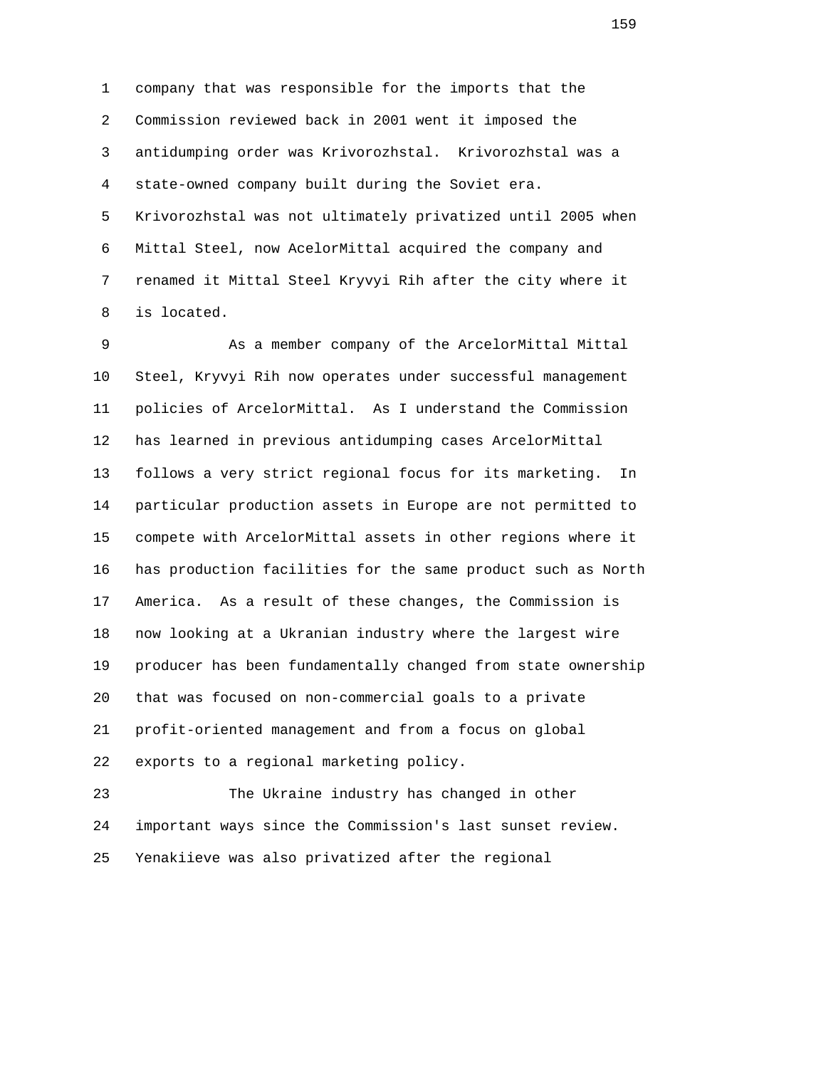company that was responsible for the imports that the Commission reviewed back in 2001 went it imposed the antidumping order was Krivorozhstal. Krivorozhstal was a state-owned company built during the Soviet era. Krivorozhstal was not ultimately privatized until 2005 when Mittal Steel, now AcelorMittal acquired the company and renamed it Mittal Steel Kryvyi Rih after the city where it is located.

As a member company of the ArcelorMittal Mittal Steel, Kryvyi Rih now operates under successful management policies of ArcelorMittal. As I understand the Commission has learned in previous antidumping cases ArcelorMittal follows a very strict regional focus for its marketing. In particular production assets in Europe are not permitted to compete with ArcelorMittal assets in other regions where it has production facilities for the same product such as North America. As a result of these changes, the Commission is now looking at a Ukranian industry where the largest wire producer has been fundamentally changed from state ownership that was focused on non-commercial goals to a private profit-oriented management and from a focus on global exports to a regional marketing policy.

The Ukraine industry has changed in other important ways since the Commission's last sunset review. Yenakiieve was also privatized after the regional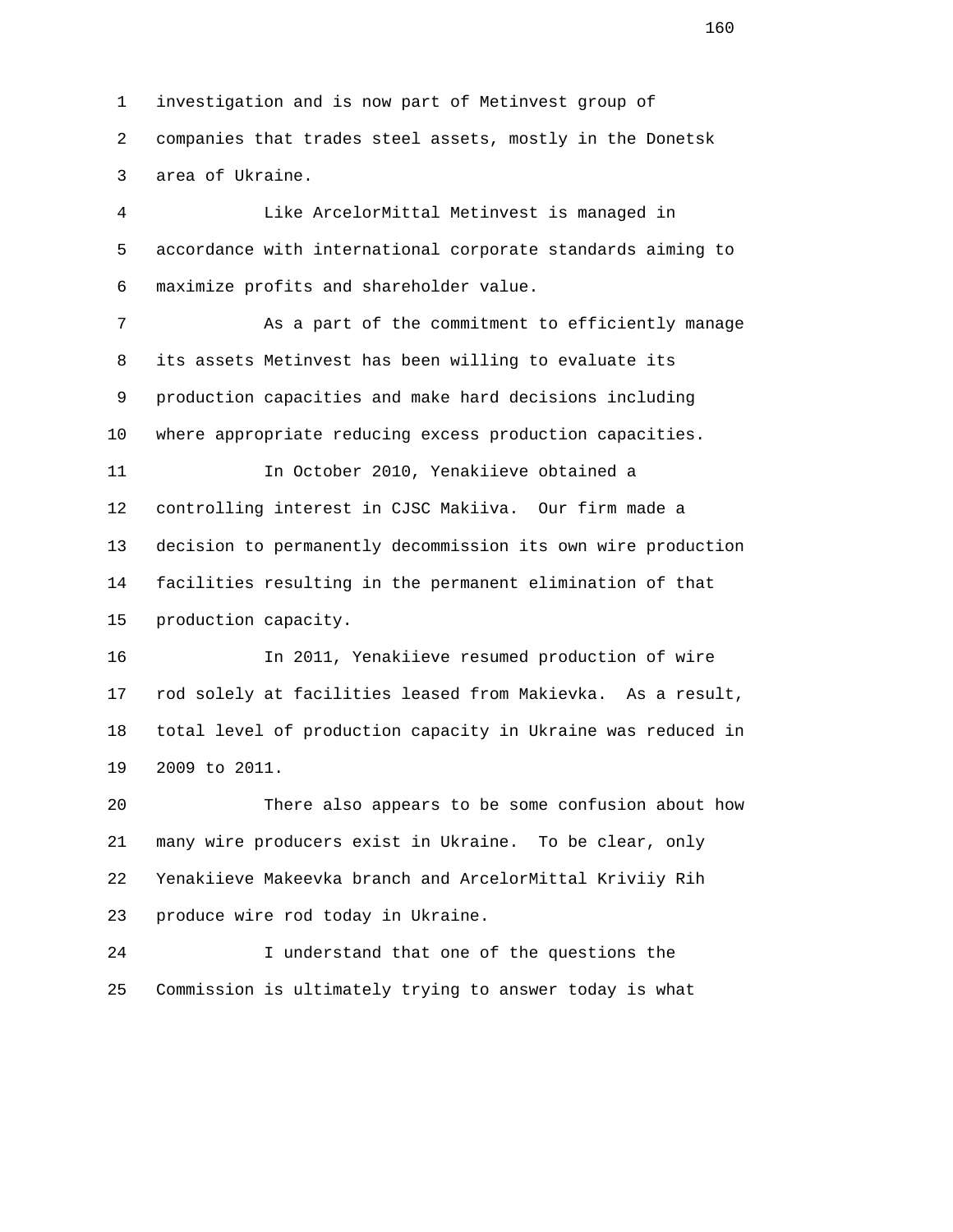investigation and is now part of Metinvest group of companies that trades steel assets, mostly in the Donetsk area of Ukraine.

Like ArcelorMittal Metinvest is managed in accordance with international corporate standards aiming to maximize profits and shareholder value.

As a part of the commitment to efficiently manage its assets Metinvest has been willing to evaluate its production capacities and make hard decisions including where appropriate reducing excess production capacities.

In October 2010, Yenakiieve obtained a controlling interest in CJSC Makiiva. Our firm made a decision to permanently decommission its own wire production facilities resulting in the permanent elimination of that production capacity.

In 2011, Yenakiieve resumed production of wire rod solely at facilities leased from Makievka. As a result, total level of production capacity in Ukraine was reduced in 2009 to 2011.

There also appears to be some confusion about how many wire producers exist in Ukraine. To be clear, only Yenakiieve Makeevka branch and ArcelorMittal Kriviiy Rih produce wire rod today in Ukraine.

I understand that one of the questions the Commission is ultimately trying to answer today is what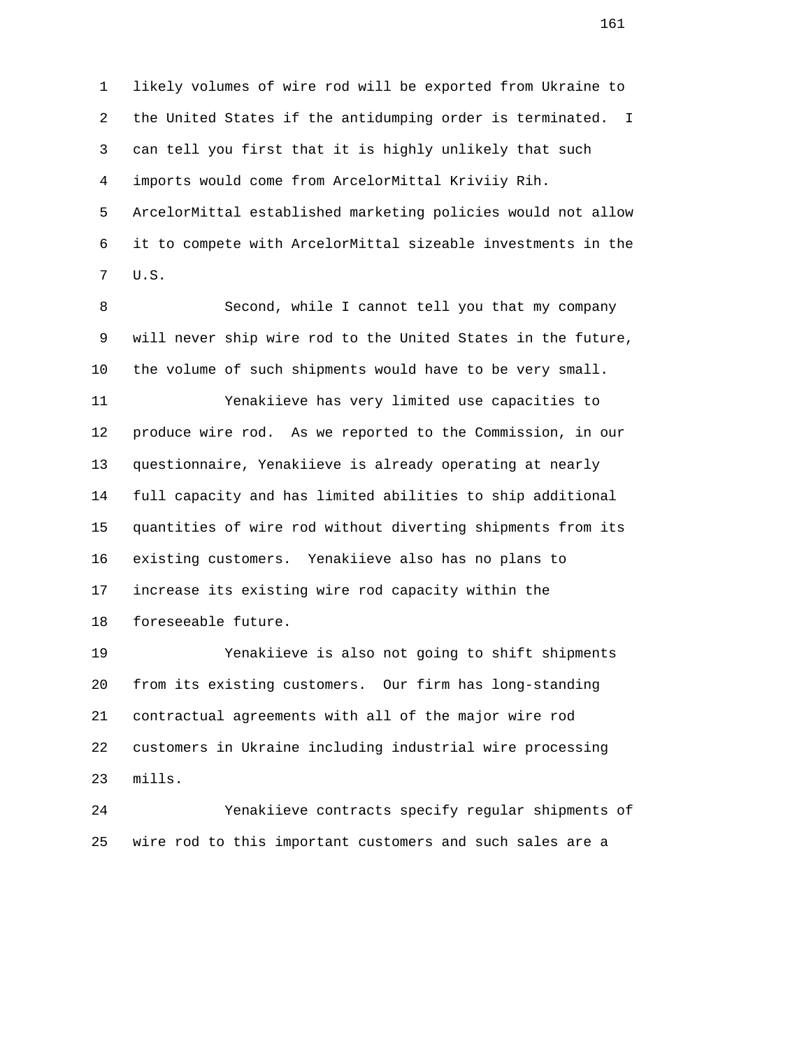likely volumes of wire rod will be exported from Ukraine to the United States if the antidumping order is terminated. I can tell you first that it is highly unlikely that such imports would come from ArcelorMittal Kriviiy Rih. ArcelorMittal established marketing policies would not allow it to compete with ArcelorMittal sizeable investments in the U.S.

Second, while I cannot tell you that my company will never ship wire rod to the United States in the future, the volume of such shipments would have to be very small.

Yenakiieve has very limited use capacities to produce wire rod. As we reported to the Commission, in our questionnaire, Yenakiieve is already operating at nearly full capacity and has limited abilities to ship additional quantities of wire rod without diverting shipments from its existing customers. Yenakiieve also has no plans to increase its existing wire rod capacity within the foreseeable future.

Yenakiieve is also not going to shift shipments from its existing customers. Our firm has long-standing contractual agreements with all of the major wire rod customers in Ukraine including industrial wire processing mills.

Yenakiieve contracts specify regular shipments of wire rod to this important customers and such sales are a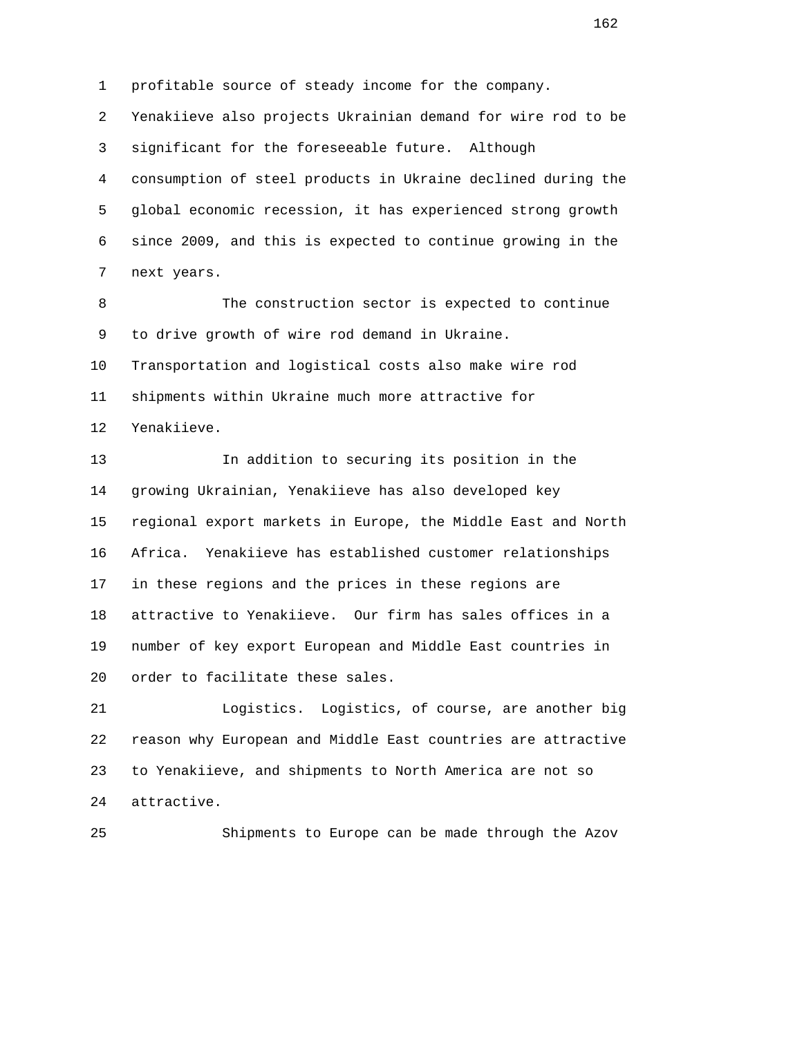profitable source of steady income for the company. Yenakiieve also projects Ukrainian demand for wire rod to be significant for the foreseeable future. Although consumption of steel products in Ukraine declined during the global economic recession, it has experienced strong growth since 2009, and this is expected to continue growing in the next years.

The construction sector is expected to continue to drive growth of wire rod demand in Ukraine. Transportation and logistical costs also make wire rod shipments within Ukraine much more attractive for Yenakiieve.

In addition to securing its position in the growing Ukrainian, Yenakiieve has also developed key regional export markets in Europe, the Middle East and North Africa. Yenakiieve has established customer relationships in these regions and the prices in these regions are attractive to Yenakiieve. Our firm has sales offices in a number of key export European and Middle East countries in order to facilitate these sales.

Logistics. Logistics, of course, are another big reason why European and Middle East countries are attractive to Yenakiieve, and shipments to North America are not so attractive.

Shipments to Europe can be made through the Azov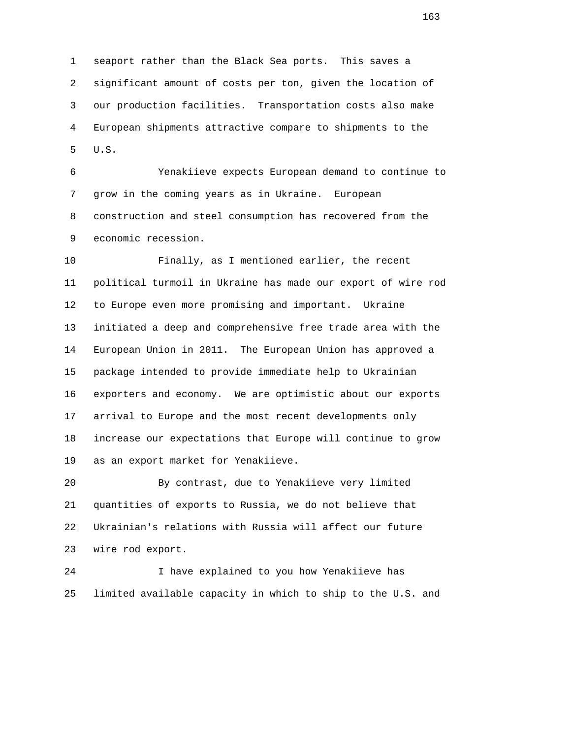seaport rather than the Black Sea ports. This saves a significant amount of costs per ton, given the location of our production facilities. Transportation costs also make European shipments attractive compare to shipments to the U.S.

Yenakiieve expects European demand to continue to grow in the coming years as in Ukraine. European construction and steel consumption has recovered from the economic recession.

Finally, as I mentioned earlier, the recent political turmoil in Ukraine has made our export of wire rod to Europe even more promising and important. Ukraine initiated a deep and comprehensive free trade area with the European Union in 2011. The European Union has approved a package intended to provide immediate help to Ukrainian exporters and economy. We are optimistic about our exports arrival to Europe and the most recent developments only increase our expectations that Europe will continue to grow as an export market for Yenakiieve.

By contrast, due to Yenakiieve very limited quantities of exports to Russia, we do not believe that Ukrainian's relations with Russia will affect our future wire rod export.

I have explained to you how Yenakiieve has limited available capacity in which to ship to the U.S. and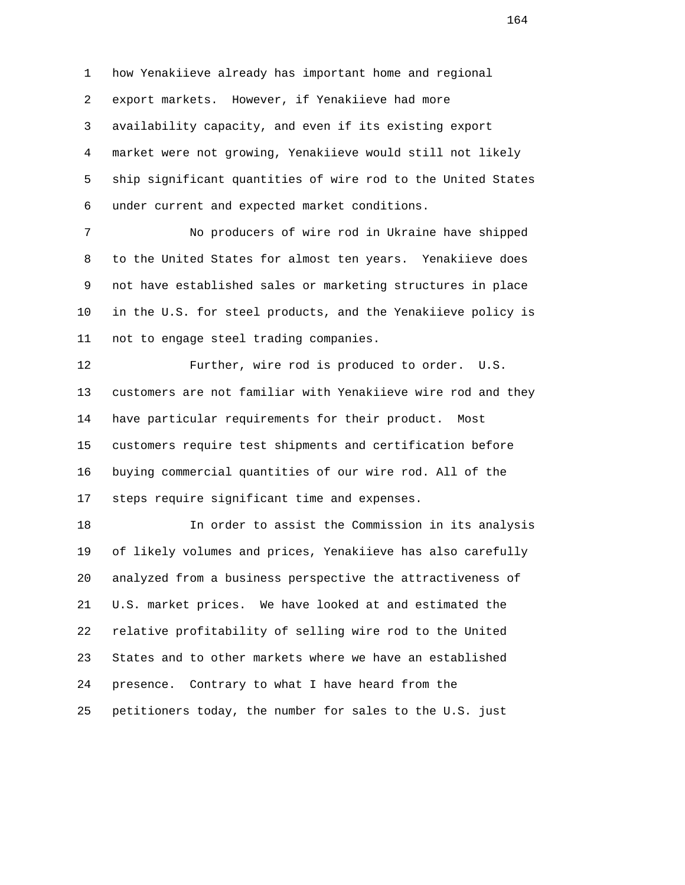how Yenakiieve already has important home and regional export markets. However, if Yenakiieve had more availability capacity, and even if its existing export market were not growing, Yenakiieve would still not likely ship significant quantities of wire rod to the United States under current and expected market conditions.

No producers of wire rod in Ukraine have shipped to the United States for almost ten years. Yenakiieve does not have established sales or marketing structures in place in the U.S. for steel products, and the Yenakiieve policy is not to engage steel trading companies.

Further, wire rod is produced to order. U.S. customers are not familiar with Yenakiieve wire rod and they have particular requirements for their product. Most customers require test shipments and certification before buying commercial quantities of our wire rod. All of the steps require significant time and expenses.

In order to assist the Commission in its analysis of likely volumes and prices, Yenakiieve has also carefully analyzed from a business perspective the attractiveness of U.S. market prices. We have looked at and estimated the relative profitability of selling wire rod to the United States and to other markets where we have an established presence. Contrary to what I have heard from the petitioners today, the number for sales to the U.S. just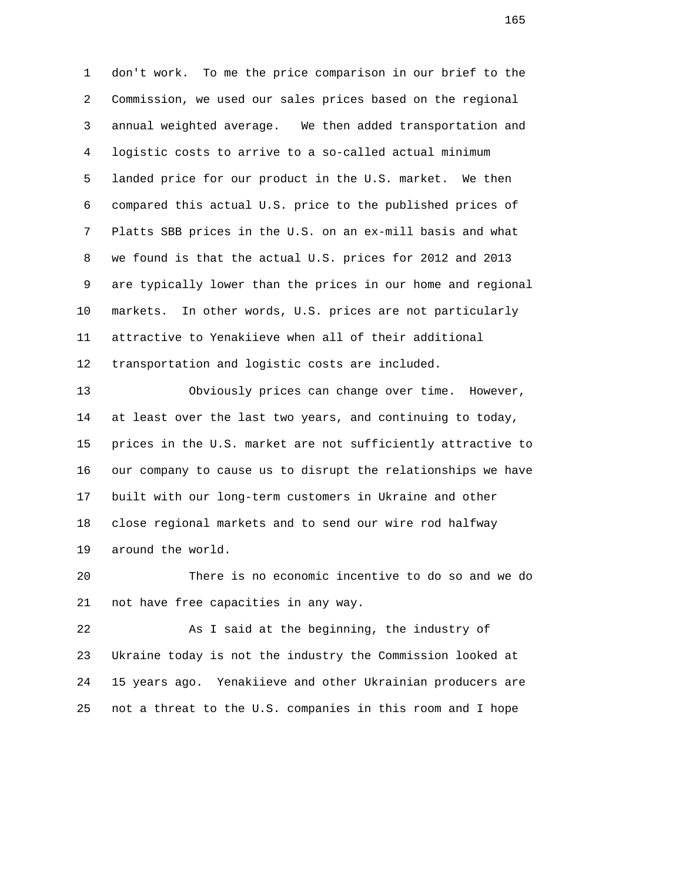don't work. To me the price comparison in our brief to the Commission, we used our sales prices based on the regional annual weighted average. We then added transportation and logistic costs to arrive to a so-called actual minimum landed price for our product in the U.S. market. We then compared this actual U.S. price to the published prices of Platts SBB prices in the U.S. on an ex-mill basis and what we found is that the actual U.S. prices for 2012 and 2013 are typically lower than the prices in our home and regional markets. In other words, U.S. prices are not particularly attractive to Yenakiieve when all of their additional transportation and logistic costs are included.

Obviously prices can change over time. However, at least over the last two years, and continuing to today, prices in the U.S. market are not sufficiently attractive to our company to cause us to disrupt the relationships we have built with our long-term customers in Ukraine and other close regional markets and to send our wire rod halfway around the world.

There is no economic incentive to do so and we do not have free capacities in any way.

As I said at the beginning, the industry of Ukraine today is not the industry the Commission looked at 15 years ago. Yenakiieve and other Ukrainian producers are not a threat to the U.S. companies in this room and I hope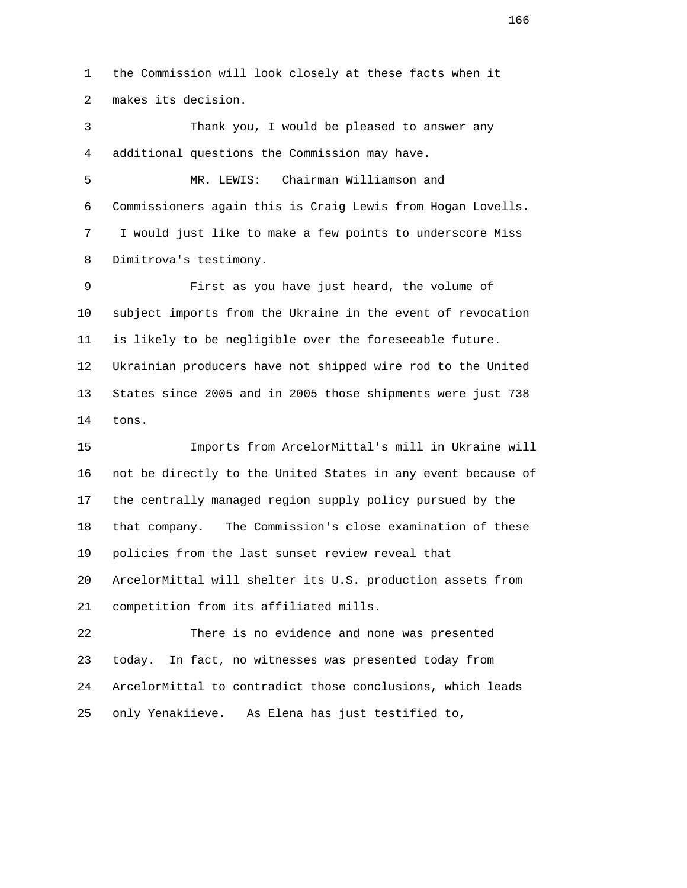the Commission will look closely at these facts when it makes its decision.

Thank you, I would be pleased to answer any additional questions the Commission may have.

MR. LEWIS: Chairman Williamson and Commissioners again this is Craig Lewis from Hogan Lovells. I would just like to make a few points to underscore Miss Dimitrova's testimony.

First as you have just heard, the volume of subject imports from the Ukraine in the event of revocation is likely to be negligible over the foreseeable future. Ukrainian producers have not shipped wire rod to the United States since 2005 and in 2005 those shipments were just 738 tons.

Imports from ArcelorMittal's mill in Ukraine will not be directly to the United States in any event because of the centrally managed region supply policy pursued by the that company. The Commission's close examination of these policies from the last sunset review reveal that ArcelorMittal will shelter its U.S. production assets from competition from its affiliated mills.

There is no evidence and none was presented today. In fact, no witnesses was presented today from ArcelorMittal to contradict those conclusions, which leads only Yenakiieve. As Elena has just testified to,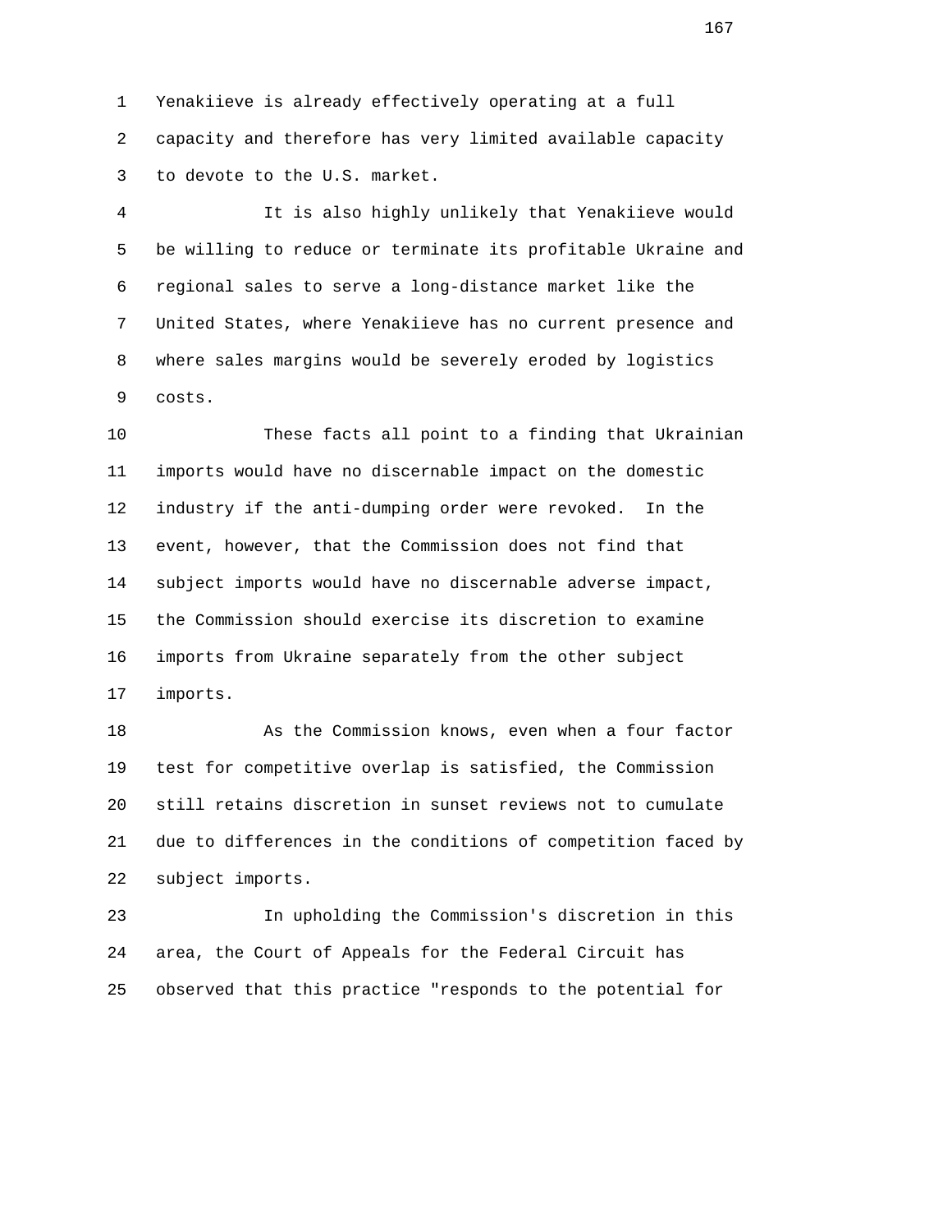Yenakiieve is already effectively operating at a full capacity and therefore has very limited available capacity to devote to the U.S. market.

It is also highly unlikely that Yenakiieve would be willing to reduce or terminate its profitable Ukraine and regional sales to serve a long-distance market like the United States, where Yenakiieve has no current presence and where sales margins would be severely eroded by logistics costs.

These facts all point to a finding that Ukrainian imports would have no discernable impact on the domestic industry if the anti-dumping order were revoked. In the event, however, that the Commission does not find that subject imports would have no discernable adverse impact, the Commission should exercise its discretion to examine imports from Ukraine separately from the other subject imports.

As the Commission knows, even when a four factor test for competitive overlap is satisfied, the Commission still retains discretion in sunset reviews not to cumulate due to differences in the conditions of competition faced by subject imports.

In upholding the Commission's discretion in this area, the Court of Appeals for the Federal Circuit has observed that this practice "responds to the potential for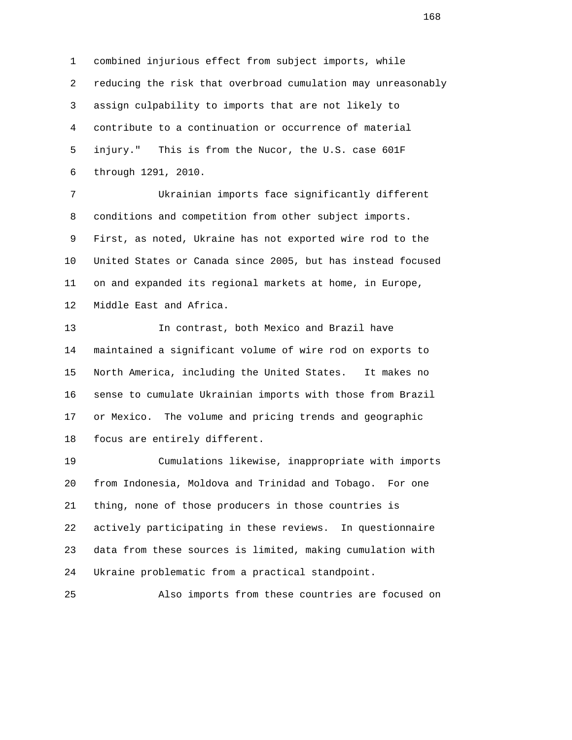combined injurious effect from subject imports, while reducing the risk that overbroad cumulation may unreasonably assign culpability to imports that are not likely to contribute to a continuation or occurrence of material injury." This is from the Nucor, the U.S. case 601F through 1291, 2010.

Ukrainian imports face significantly different conditions and competition from other subject imports. First, as noted, Ukraine has not exported wire rod to the United States or Canada since 2005, but has instead focused on and expanded its regional markets at home, in Europe, Middle East and Africa.

In contrast, both Mexico and Brazil have maintained a significant volume of wire rod on exports to North America, including the United States. It makes no sense to cumulate Ukrainian imports with those from Brazil or Mexico. The volume and pricing trends and geographic focus are entirely different.

Cumulations likewise, inappropriate with imports from Indonesia, Moldova and Trinidad and Tobago. For one thing, none of those producers in those countries is actively participating in these reviews. In questionnaire data from these sources is limited, making cumulation with Ukraine problematic from a practical standpoint.

Also imports from these countries are focused on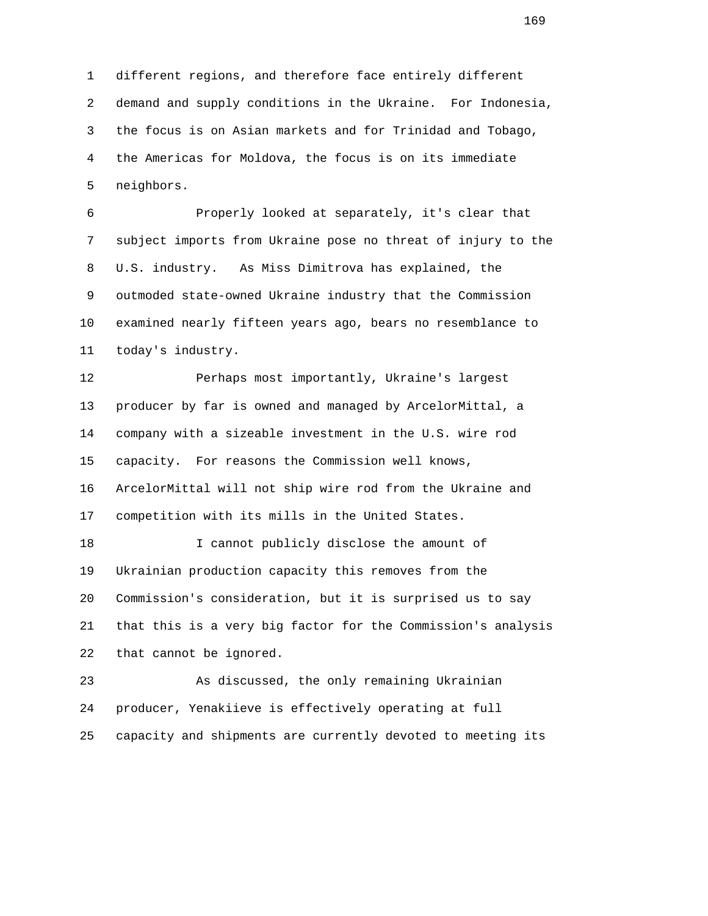different regions, and therefore face entirely different demand and supply conditions in the Ukraine. For Indonesia, the focus is on Asian markets and for Trinidad and Tobago, the Americas for Moldova, the focus is on its immediate neighbors.

Properly looked at separately, it's clear that subject imports from Ukraine pose no threat of injury to the U.S. industry. As Miss Dimitrova has explained, the outmoded state-owned Ukraine industry that the Commission examined nearly fifteen years ago, bears no resemblance to today's industry.

Perhaps most importantly, Ukraine's largest producer by far is owned and managed by ArcelorMittal, a company with a sizeable investment in the U.S. wire rod capacity. For reasons the Commission well knows, ArcelorMittal will not ship wire rod from the Ukraine and competition with its mills in the United States.

I cannot publicly disclose the amount of Ukrainian production capacity this removes from the Commission's consideration, but it is surprised us to say that this is a very big factor for the Commission's analysis that cannot be ignored.

As discussed, the only remaining Ukrainian producer, Yenakiieve is effectively operating at full capacity and shipments are currently devoted to meeting its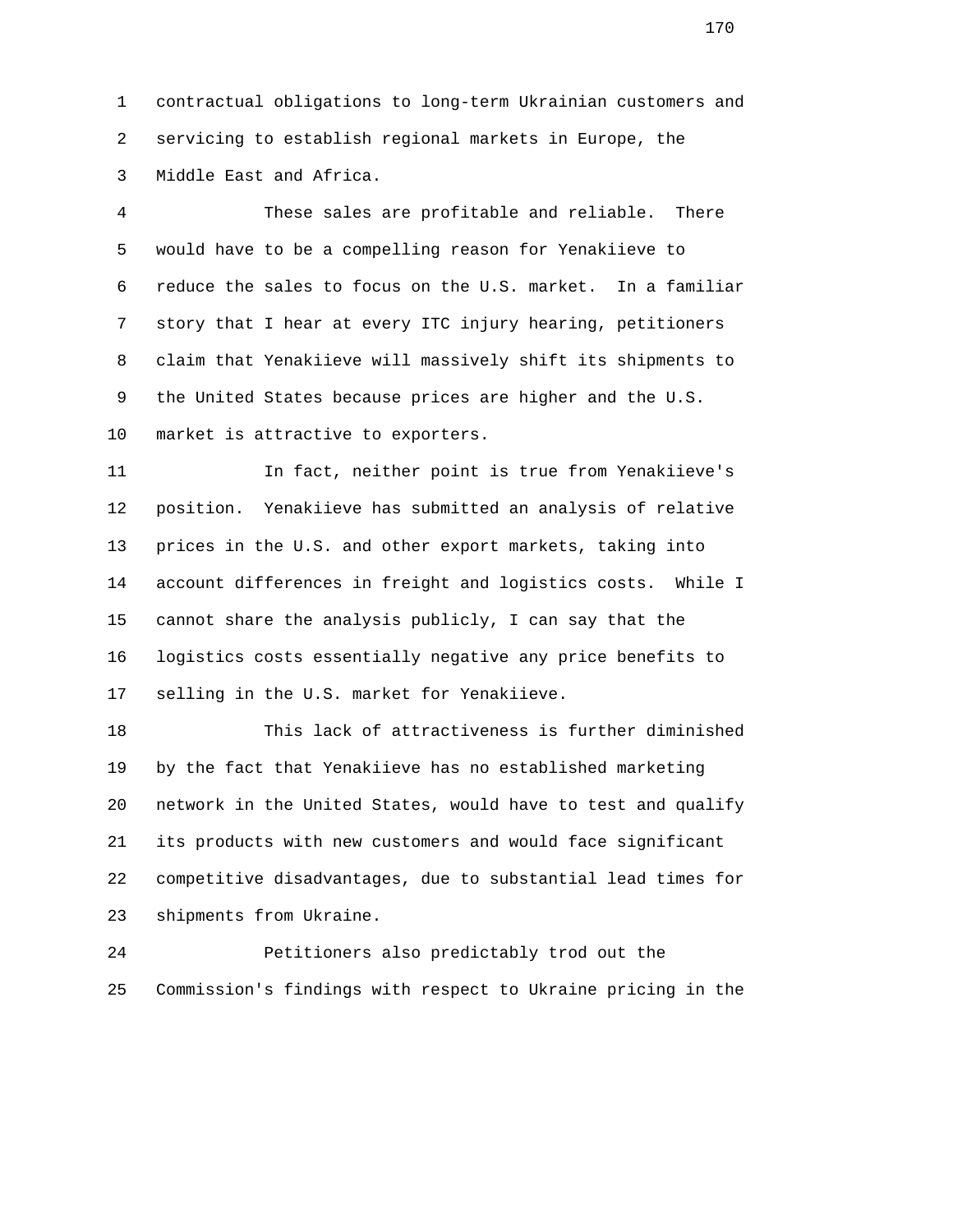contractual obligations to long-term Ukrainian customers and servicing to establish regional markets in Europe, the Middle East and Africa.

These sales are profitable and reliable. There would have to be a compelling reason for Yenakiieve to reduce the sales to focus on the U.S. market. In a familiar story that I hear at every ITC injury hearing, petitioners claim that Yenakiieve will massively shift its shipments to the United States because prices are higher and the U.S. market is attractive to exporters.

In fact, neither point is true from Yenakiieve's position. Yenakiieve has submitted an analysis of relative prices in the U.S. and other export markets, taking into account differences in freight and logistics costs. While I cannot share the analysis publicly, I can say that the logistics costs essentially negative any price benefits to selling in the U.S. market for Yenakiieve.

This lack of attractiveness is further diminished by the fact that Yenakiieve has no established marketing network in the United States, would have to test and qualify its products with new customers and would face significant competitive disadvantages, due to substantial lead times for shipments from Ukraine.

Petitioners also predictably trod out the Commission's findings with respect to Ukraine pricing in the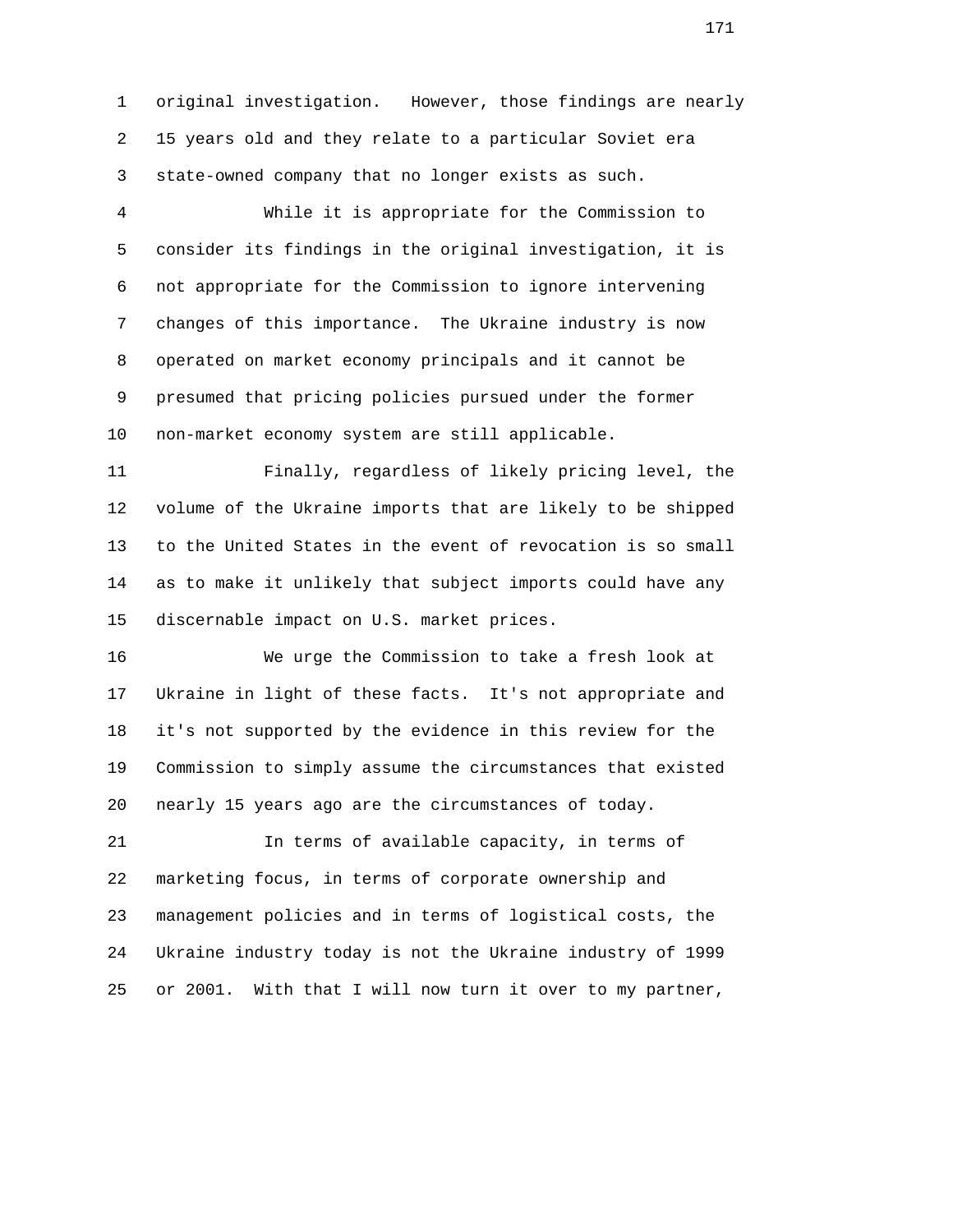original investigation. However, those findings are nearly 15 years old and they relate to a particular Soviet era state-owned company that no longer exists as such.

While it is appropriate for the Commission to consider its findings in the original investigation, it is not appropriate for the Commission to ignore intervening changes of this importance. The Ukraine industry is now operated on market economy principals and it cannot be presumed that pricing policies pursued under the former non-market economy system are still applicable.

Finally, regardless of likely pricing level, the volume of the Ukraine imports that are likely to be shipped to the United States in the event of revocation is so small as to make it unlikely that subject imports could have any discernable impact on U.S. market prices.

We urge the Commission to take a fresh look at Ukraine in light of these facts. It's not appropriate and it's not supported by the evidence in this review for the Commission to simply assume the circumstances that existed nearly 15 years ago are the circumstances of today.

In terms of available capacity, in terms of marketing focus, in terms of corporate ownership and management policies and in terms of logistical costs, the Ukraine industry today is not the Ukraine industry of 1999 or 2001. With that I will now turn it over to my partner,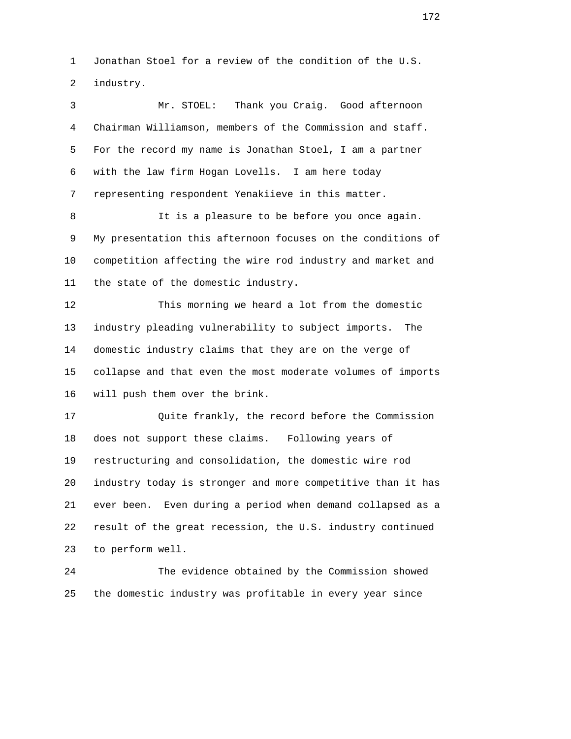Jonathan Stoel for a review of the condition of the U.S. industry.

Mr. STOEL: Thank you Craig. Good afternoon Chairman Williamson, members of the Commission and staff. For the record my name is Jonathan Stoel, I am a partner with the law firm Hogan Lovells. I am here today representing respondent Yenakiieve in this matter.

It is a pleasure to be before you once again. My presentation this afternoon focuses on the conditions of competition affecting the wire rod industry and market and the state of the domestic industry.

This morning we heard a lot from the domestic industry pleading vulnerability to subject imports. The domestic industry claims that they are on the verge of collapse and that even the most moderate volumes of imports will push them over the brink.

Quite frankly, the record before the Commission does not support these claims. Following years of restructuring and consolidation, the domestic wire rod industry today is stronger and more competitive than it has ever been. Even during a period when demand collapsed as a result of the great recession, the U.S. industry continued to perform well.

The evidence obtained by the Commission showed the domestic industry was profitable in every year since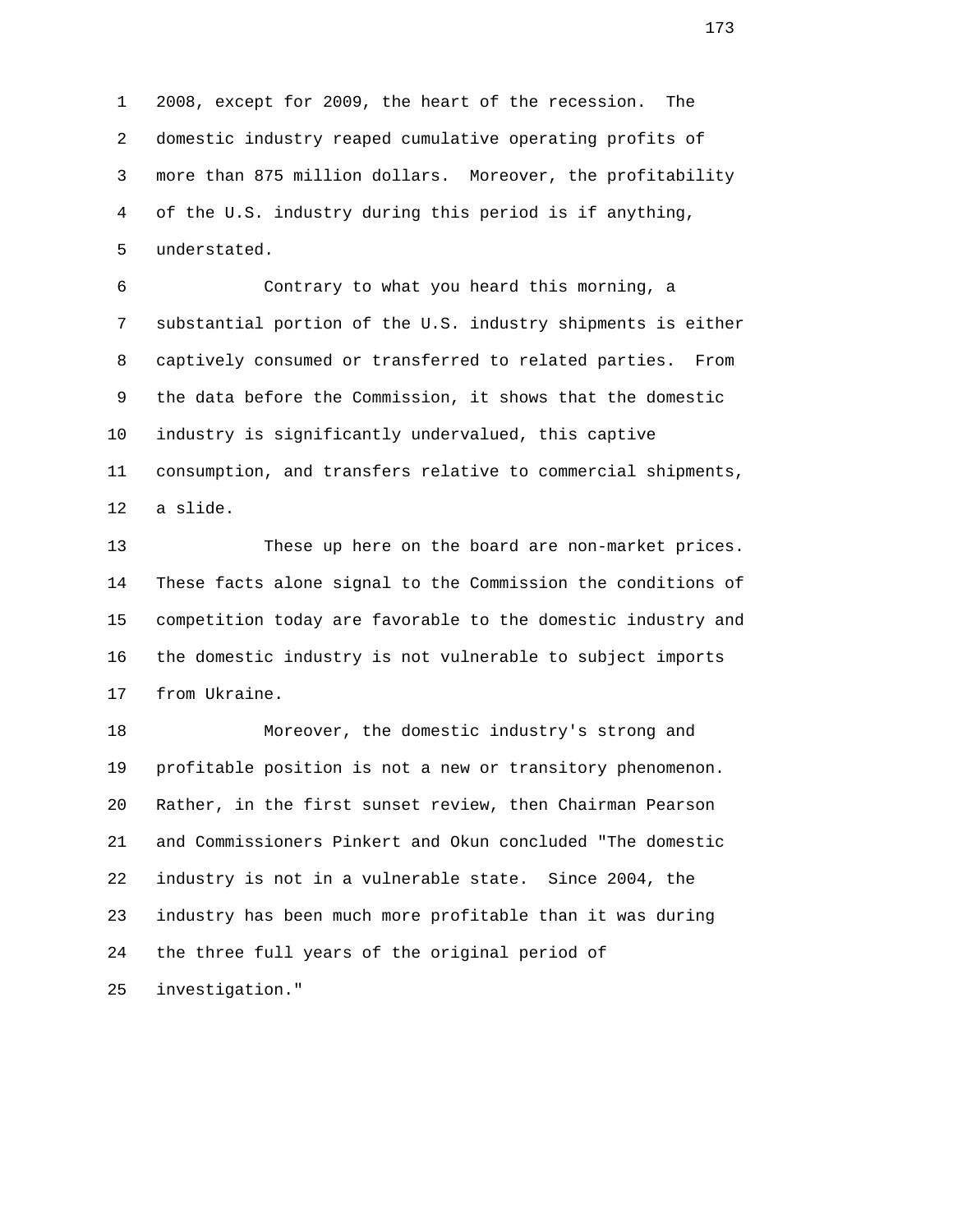2008, except for 2009, the heart of the recession. The domestic industry reaped cumulative operating profits of more than 875 million dollars. Moreover, the profitability of the U.S. industry during this period is if anything, understated.

Contrary to what you heard this morning, a substantial portion of the U.S. industry shipments is either captively consumed or transferred to related parties. From the data before the Commission, it shows that the domestic industry is significantly undervalued, this captive consumption, and transfers relative to commercial shipments, a slide.

These up here on the board are non-market prices. These facts alone signal to the Commission the conditions of competition today are favorable to the domestic industry and the domestic industry is not vulnerable to subject imports from Ukraine.

Moreover, the domestic industry's strong and profitable position is not a new or transitory phenomenon. Rather, in the first sunset review, then Chairman Pearson and Commissioners Pinkert and Okun concluded "The domestic industry is not in a vulnerable state. Since 2004, the industry has been much more profitable than it was during the three full years of the original period of investigation."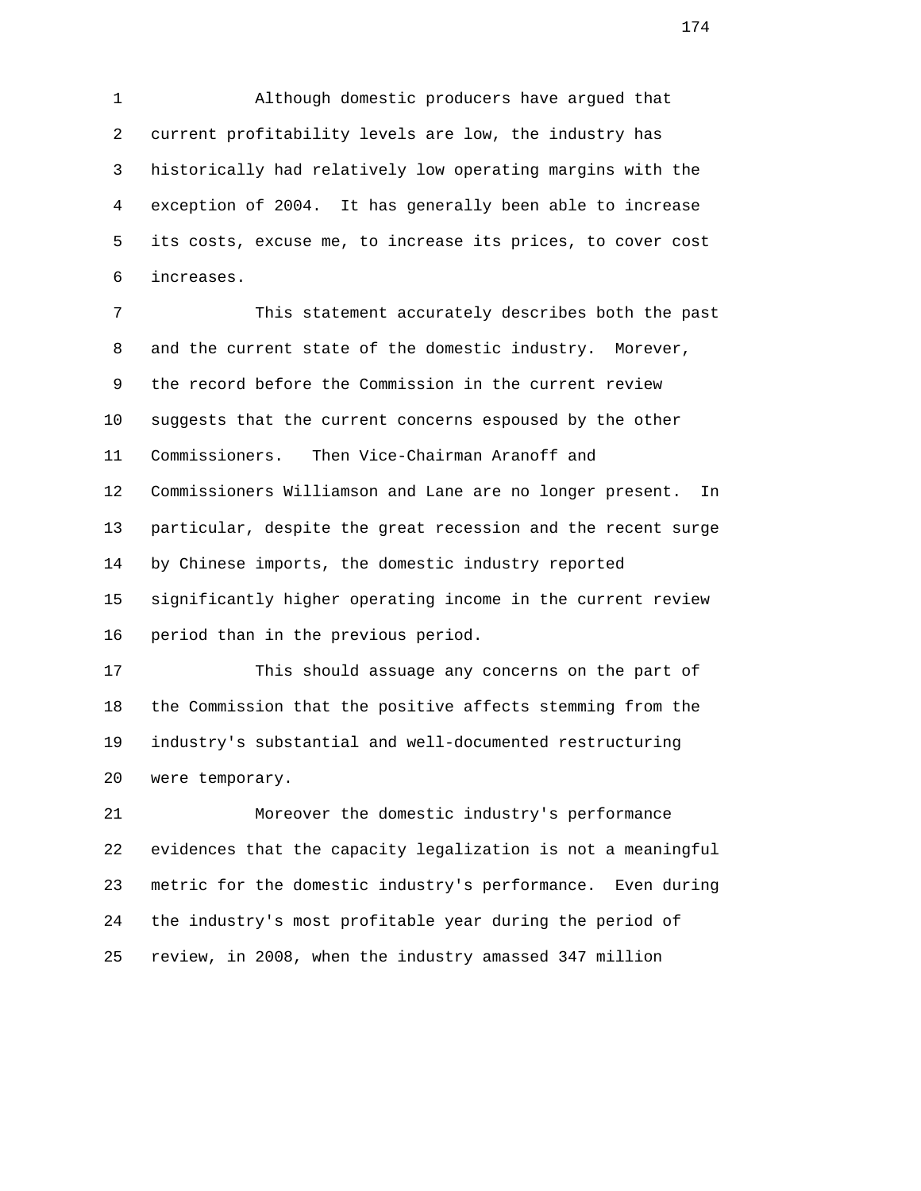Although domestic producers have argued that current profitability levels are low, the industry has historically had relatively low operating margins with the exception of 2004. It has generally been able to increase its costs, excuse me, to increase its prices, to cover cost increases.

This statement accurately describes both the past and the current state of the domestic industry. Morever, the record before the Commission in the current review suggests that the current concerns espoused by the other Commissioners. Then Vice-Chairman Aranoff and Commissioners Williamson and Lane are no longer present. In particular, despite the great recession and the recent surge by Chinese imports, the domestic industry reported significantly higher operating income in the current review period than in the previous period.

This should assuage any concerns on the part of the Commission that the positive affects stemming from the industry's substantial and well-documented restructuring were temporary.

Moreover the domestic industry's performance evidences that the capacity legalization is not a meaningful metric for the domestic industry's performance. Even during the industry's most profitable year during the period of review, in 2008, when the industry amassed 347 million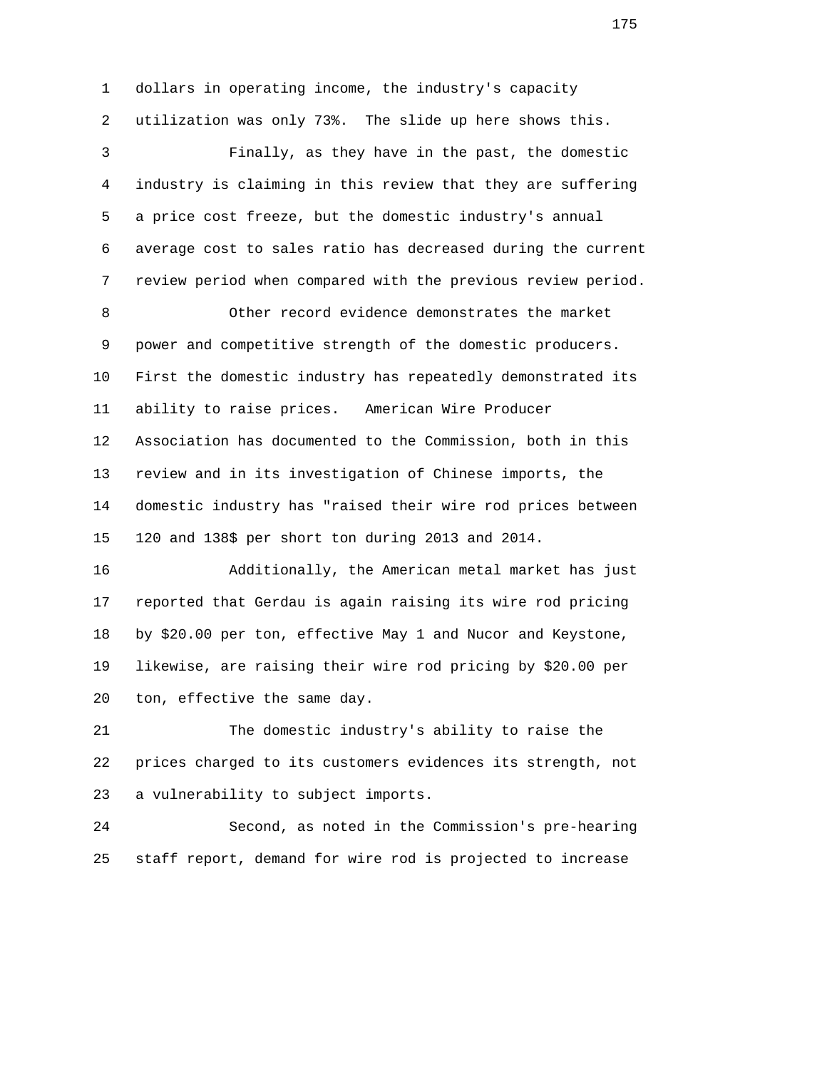dollars in operating income, the industry's capacity utilization was only 73%. The slide up here shows this.

Finally, as they have in the past, the domestic industry is claiming in this review that they are suffering a price cost freeze, but the domestic industry's annual average cost to sales ratio has decreased during the current review period when compared with the previous review period.

Other record evidence demonstrates the market power and competitive strength of the domestic producers. First the domestic industry has repeatedly demonstrated its ability to raise prices. American Wire Producer Association has documented to the Commission, both in this review and in its investigation of Chinese imports, the domestic industry has "raised their wire rod prices between 120 and 138$ per short ton during 2013 and 2014.

Additionally, the American metal market has just reported that Gerdau is again raising its wire rod pricing by $20.00 per ton, effective May 1 and Nucor and Keystone, likewise, are raising their wire rod pricing by $20.00 per ton, effective the same day.

The domestic industry's ability to raise the prices charged to its customers evidences its strength, not a vulnerability to subject imports.

Second, as noted in the Commission's pre-hearing staff report, demand for wire rod is projected to increase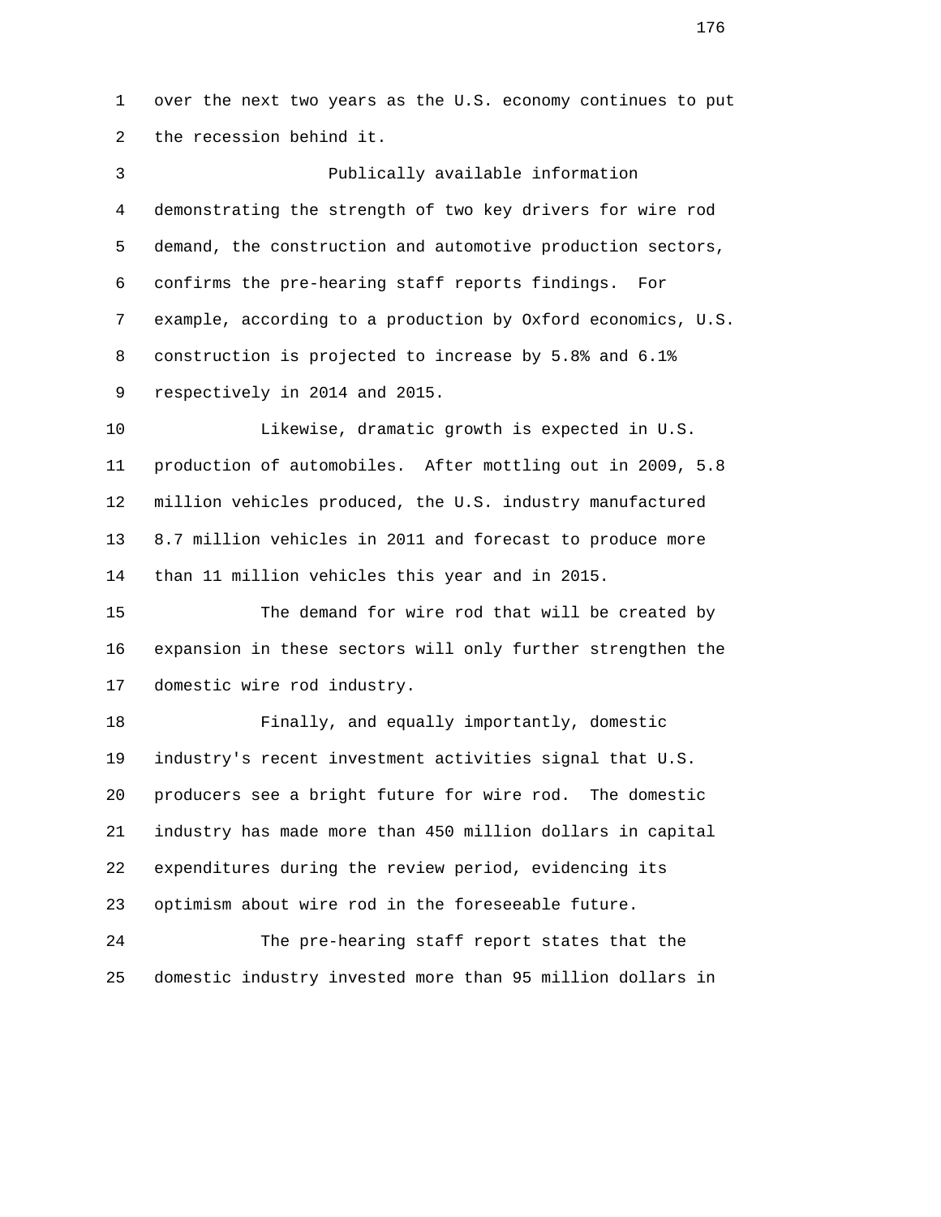over the next two years as the U.S. economy continues to put the recession behind it.

Publically available information demonstrating the strength of two key drivers for wire rod demand, the construction and automotive production sectors, confirms the pre-hearing staff reports findings. For example, according to a production by Oxford economics, U.S. construction is projected to increase by 5.8% and 6.1% respectively in 2014 and 2015.

Likewise, dramatic growth is expected in U.S. production of automobiles. After mottling out in 2009, 5.8 million vehicles produced, the U.S. industry manufactured 8.7 million vehicles in 2011 and forecast to produce more than 11 million vehicles this year and in 2015.

The demand for wire rod that will be created by expansion in these sectors will only further strengthen the domestic wire rod industry.

Finally, and equally importantly, domestic industry's recent investment activities signal that U.S. producers see a bright future for wire rod. The domestic industry has made more than 450 million dollars in capital expenditures during the review period, evidencing its optimism about wire rod in the foreseeable future.

The pre-hearing staff report states that the domestic industry invested more than 95 million dollars in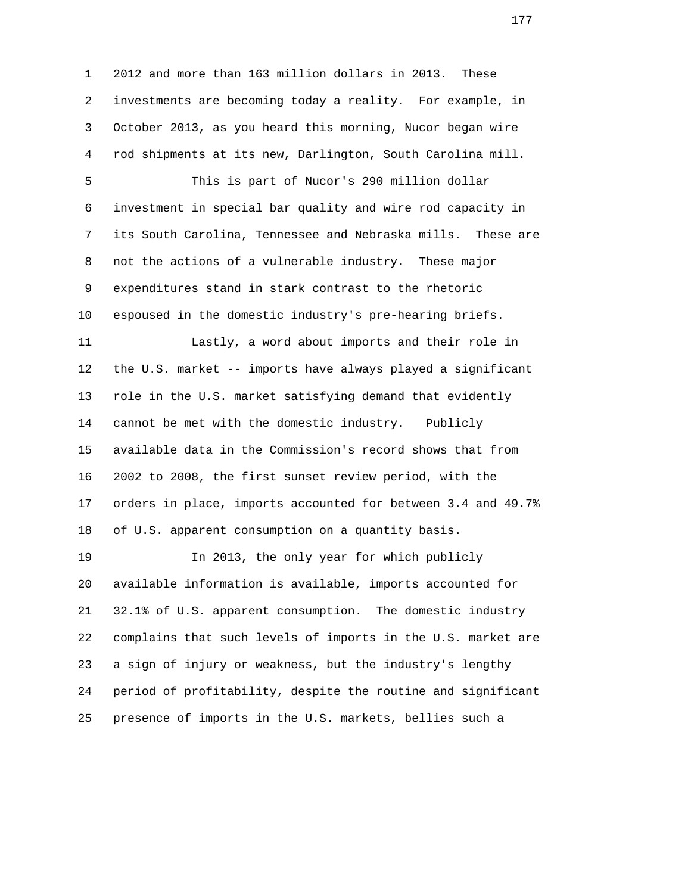2012 and more than 163 million dollars in 2013. These investments are becoming today a reality. For example, in October 2013, as you heard this morning, Nucor began wire rod shipments at its new, Darlington, South Carolina mill.

This is part of Nucor's 290 million dollar investment in special bar quality and wire rod capacity in its South Carolina, Tennessee and Nebraska mills. These are not the actions of a vulnerable industry. These major expenditures stand in stark contrast to the rhetoric espoused in the domestic industry's pre-hearing briefs.

Lastly, a word about imports and their role in the U.S. market -- imports have always played a significant role in the U.S. market satisfying demand that evidently cannot be met with the domestic industry. Publicly available data in the Commission's record shows that from 2002 to 2008, the first sunset review period, with the orders in place, imports accounted for between 3.4 and 49.7% of U.S. apparent consumption on a quantity basis.

In 2013, the only year for which publicly available information is available, imports accounted for 32.1% of U.S. apparent consumption. The domestic industry complains that such levels of imports in the U.S. market are a sign of injury or weakness, but the industry's lengthy period of profitability, despite the routine and significant presence of imports in the U.S. markets, bellies such a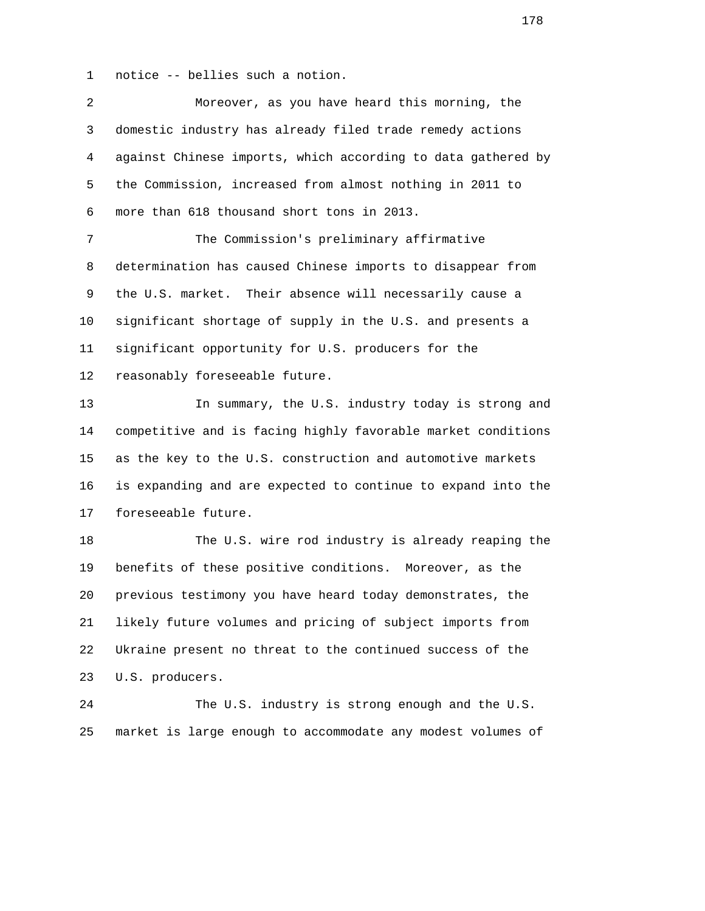notice -- bellies such a notion.

Moreover, as you have heard this morning, the domestic industry has already filed trade remedy actions against Chinese imports, which according to data gathered by the Commission, increased from almost nothing in 2011 to more than 618 thousand short tons in 2013.

The Commission's preliminary affirmative determination has caused Chinese imports to disappear from the U.S. market. Their absence will necessarily cause a significant shortage of supply in the U.S. and presents a significant opportunity for U.S. producers for the reasonably foreseeable future.

In summary, the U.S. industry today is strong and competitive and is facing highly favorable market conditions as the key to the U.S. construction and automotive markets is expanding and are expected to continue to expand into the foreseeable future.

The U.S. wire rod industry is already reaping the benefits of these positive conditions. Moreover, as the previous testimony you have heard today demonstrates, the likely future volumes and pricing of subject imports from Ukraine present no threat to the continued success of the U.S. producers.

The U.S. industry is strong enough and the U.S. market is large enough to accommodate any modest volumes of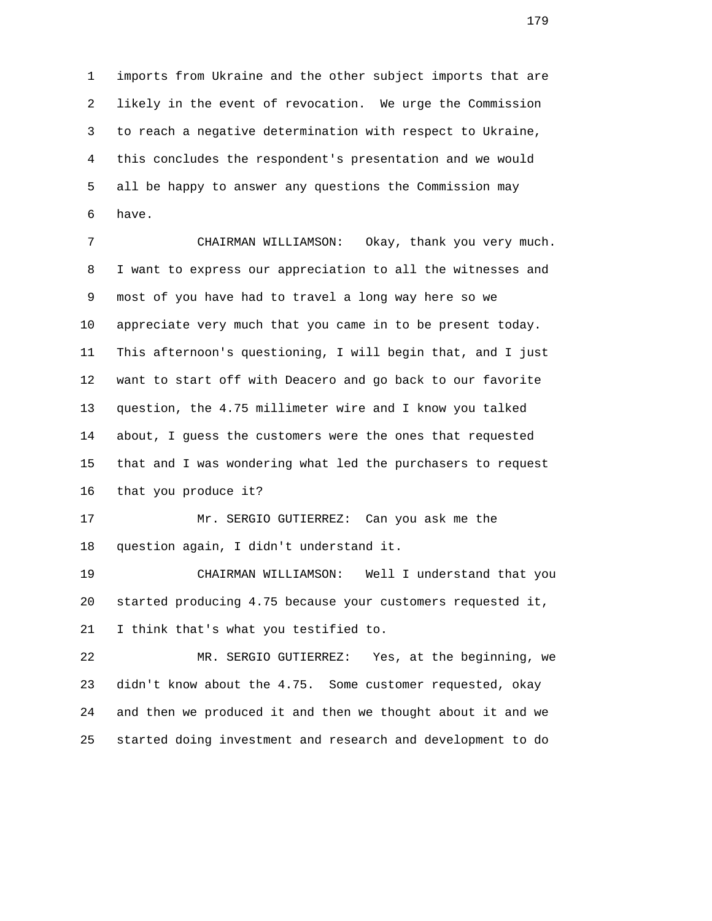imports from Ukraine and the other subject imports that are likely in the event of revocation. We urge the Commission to reach a negative determination with respect to Ukraine, this concludes the respondent's presentation and we would all be happy to answer any questions the Commission may have.

CHAIRMAN WILLIAMSON: Okay, thank you very much. I want to express our appreciation to all the witnesses and most of you have had to travel a long way here so we appreciate very much that you came in to be present today. This afternoon's questioning, I will begin that, and I just want to start off with Deacero and go back to our favorite question, the 4.75 millimeter wire and I know you talked about, I guess the customers were the ones that requested that and I was wondering what led the purchasers to request that you produce it?

Mr. SERGIO GUTIERREZ: Can you ask me the question again, I didn't understand it.

CHAIRMAN WILLIAMSON: Well I understand that you started producing 4.75 because your customers requested it, I think that's what you testified to.

MR. SERGIO GUTIERREZ: Yes, at the beginning, we didn't know about the 4.75. Some customer requested, okay and then we produced it and then we thought about it and we started doing investment and research and development to do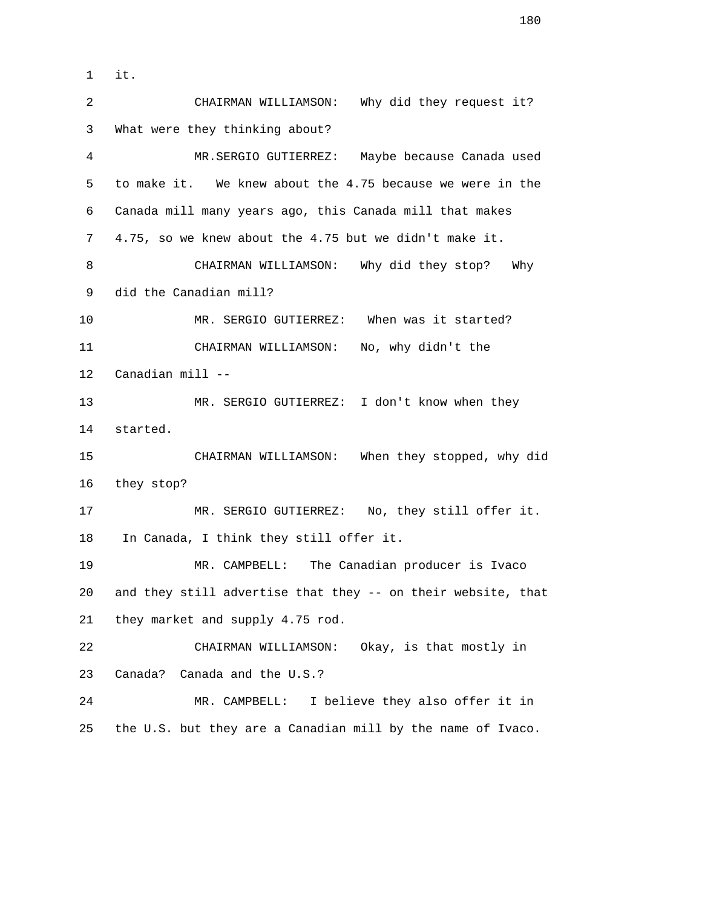it.

CHAIRMAN WILLIAMSON: Why did they request it? What were they thinking about?

MR.SERGIO GUTIERREZ: Maybe because Canada used to make it. We knew about the 4.75 because we were in the Canada mill many years ago, this Canada mill that makes 4.75, so we knew about the 4.75 but we didn't make it.

CHAIRMAN WILLIAMSON: Why did they stop? Why did the Canadian mill?

MR. SERGIO GUTIERREZ: When was it started?

CHAIRMAN WILLIAMSON: No, why didn't the Canadian mill --

MR. SERGIO GUTIERREZ: I don't know when they started.

CHAIRMAN WILLIAMSON: When they stopped, why did they stop?

MR. SERGIO GUTIERREZ: No, they still offer it. In Canada, I think they still offer it.

MR. CAMPBELL: The Canadian producer is Ivaco and they still advertise that they -- on their website, that they market and supply 4.75 rod.

CHAIRMAN WILLIAMSON: Okay, is that mostly in Canada? Canada and the U.S.?

MR. CAMPBELL: I believe they also offer it in the U.S. but they are a Canadian mill by the name of Ivaco.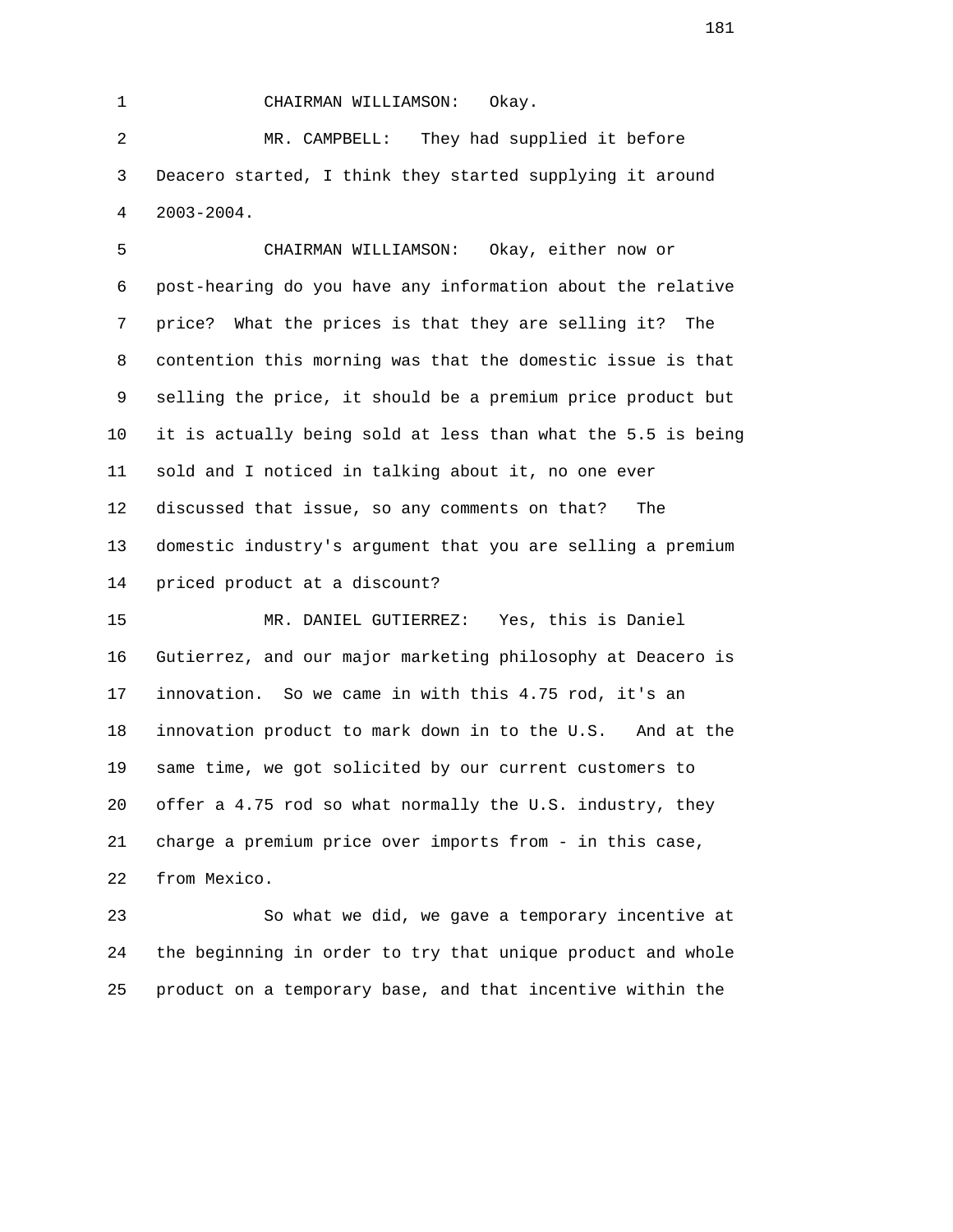1 CHAIRMAN WILLIAMSON: Okay.

2 MR. CAMPBELL: They had supplied it before

3 Deacero started, I think they started supplying it around

4 2003-2004.

5 CHAIRMAN WILLIAMSON: Okay, either now or

6 post-hearing do you have any information about the relative

7 price? What the prices is that they are selling it? The

8 contention this morning was that the domestic issue is that

9 selling the price, it should be a premium price product but

10 it is actually being sold at less than what the 5.5 is being

11 sold and I noticed in talking about it, no one ever

12 discussed that issue, so any comments on that? The

13 domestic industry's argument that you are selling a premium

14 priced product at a discount?

15 MR. DANIEL GUTIERREZ: Yes, this is Daniel

16 Gutierrez, and our major marketing philosophy at Deacero is

17 innovation. So we came in with this 4.75 rod, it's an

18 innovation product to mark down in to the U.S. And at the

19 same time, we got solicited by our current customers to

20 offer a 4.75 rod so what normally the U.S. industry, they

21 charge a premium price over imports from - in this case,

22 from Mexico.

23 So what we did, we gave a temporary incentive at

24 the beginning in order to try that unique product and whole

25 product on a temporary base, and that incentive within the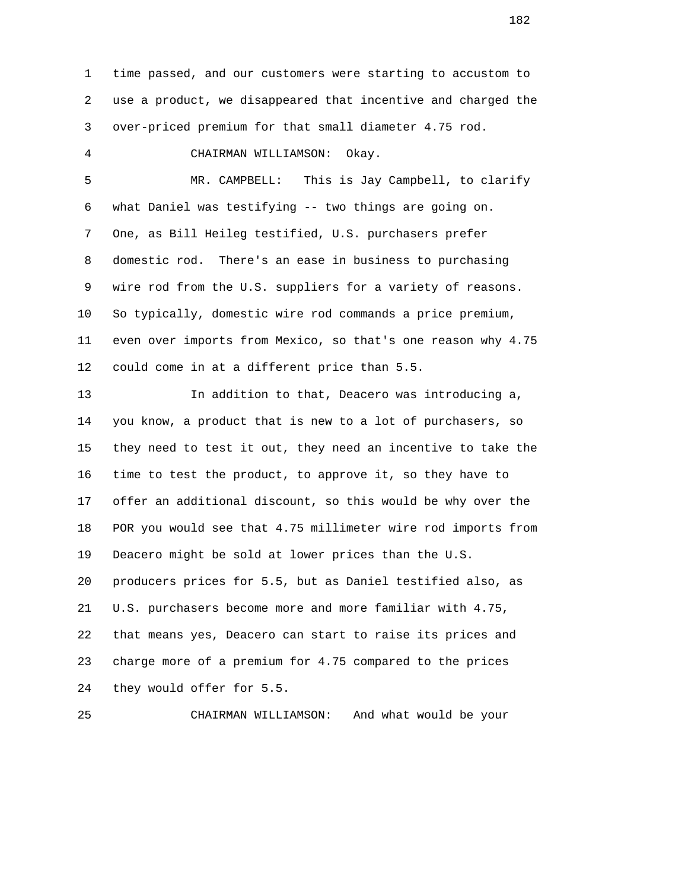time passed, and our customers were starting to accustom to use a product, we disappeared that incentive and charged the over-priced premium for that small diameter 4.75 rod.

CHAIRMAN WILLIAMSON: Okay.

MR. CAMPBELL: This is Jay Campbell, to clarify what Daniel was testifying -- two things are going on. One, as Bill Heileg testified, U.S. purchasers prefer domestic rod. There's an ease in business to purchasing wire rod from the U.S. suppliers for a variety of reasons. So typically, domestic wire rod commands a price premium, even over imports from Mexico, so that's one reason why 4.75 could come in at a different price than 5.5.

In addition to that, Deacero was introducing a, you know, a product that is new to a lot of purchasers, so they need to test it out, they need an incentive to take the time to test the product, to approve it, so they have to offer an additional discount, so this would be why over the POR you would see that 4.75 millimeter wire rod imports from Deacero might be sold at lower prices than the U.S. producers prices for 5.5, but as Daniel testified also, as U.S. purchasers become more and more familiar with 4.75, that means yes, Deacero can start to raise its prices and charge more of a premium for 4.75 compared to the prices they would offer for 5.5.

CHAIRMAN WILLIAMSON: And what would be your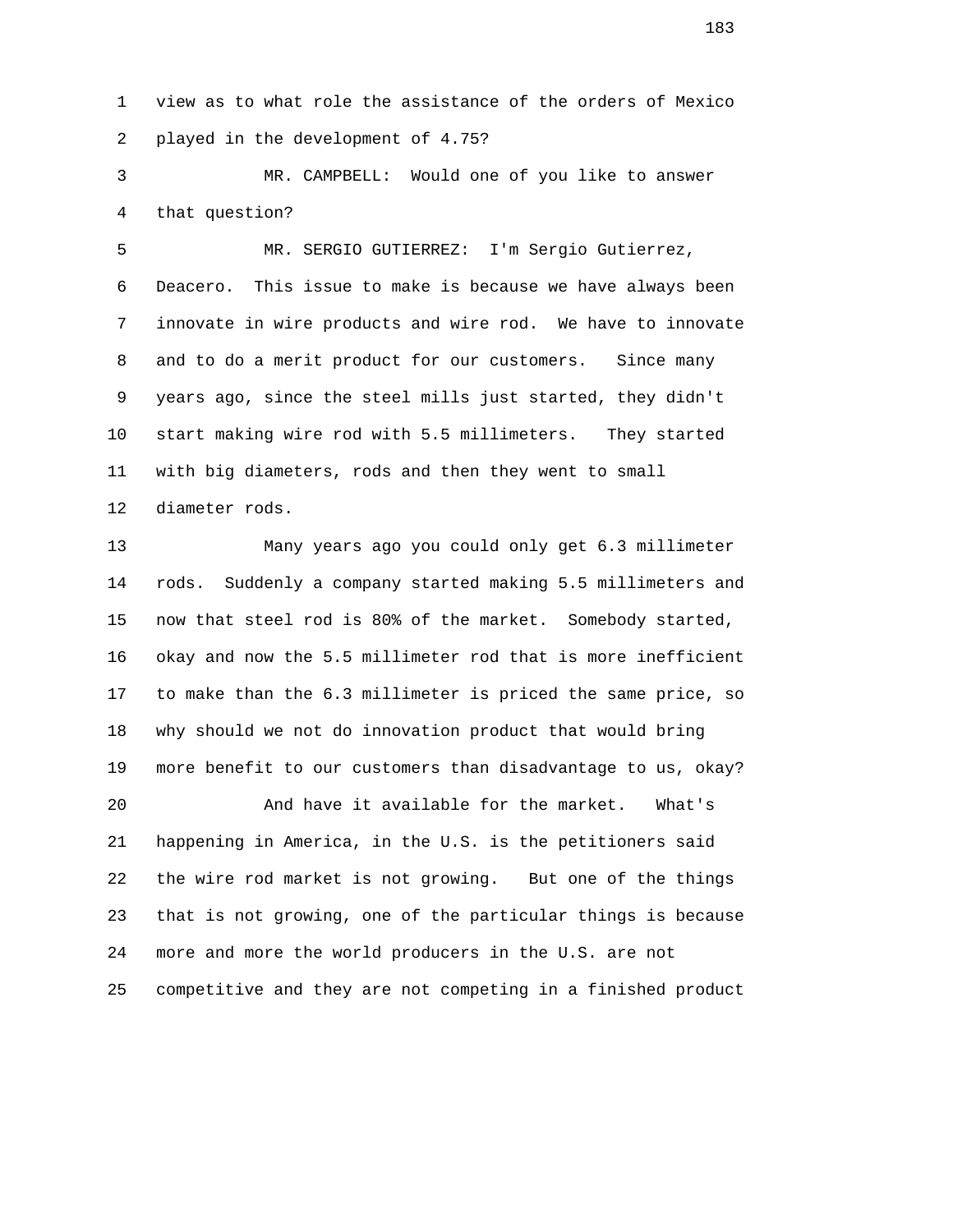view as to what role the assistance of the orders of Mexico played in the development of 4.75?

MR. CAMPBELL: Would one of you like to answer that question?

MR. SERGIO GUTIERREZ: I'm Sergio Gutierrez, Deacero. This issue to make is because we have always been innovate in wire products and wire rod. We have to innovate and to do a merit product for our customers. Since many years ago, since the steel mills just started, they didn't start making wire rod with 5.5 millimeters. They started with big diameters, rods and then they went to small diameter rods.

Many years ago you could only get 6.3 millimeter rods. Suddenly a company started making 5.5 millimeters and now that steel rod is 80% of the market. Somebody started, okay and now the 5.5 millimeter rod that is more inefficient to make than the 6.3 millimeter is priced the same price, so why should we not do innovation product that would bring more benefit to our customers than disadvantage to us, okay?

And have it available for the market. What's happening in America, in the U.S. is the petitioners said the wire rod market is not growing. But one of the things that is not growing, one of the particular things is because more and more the world producers in the U.S. are not competitive and they are not competing in a finished product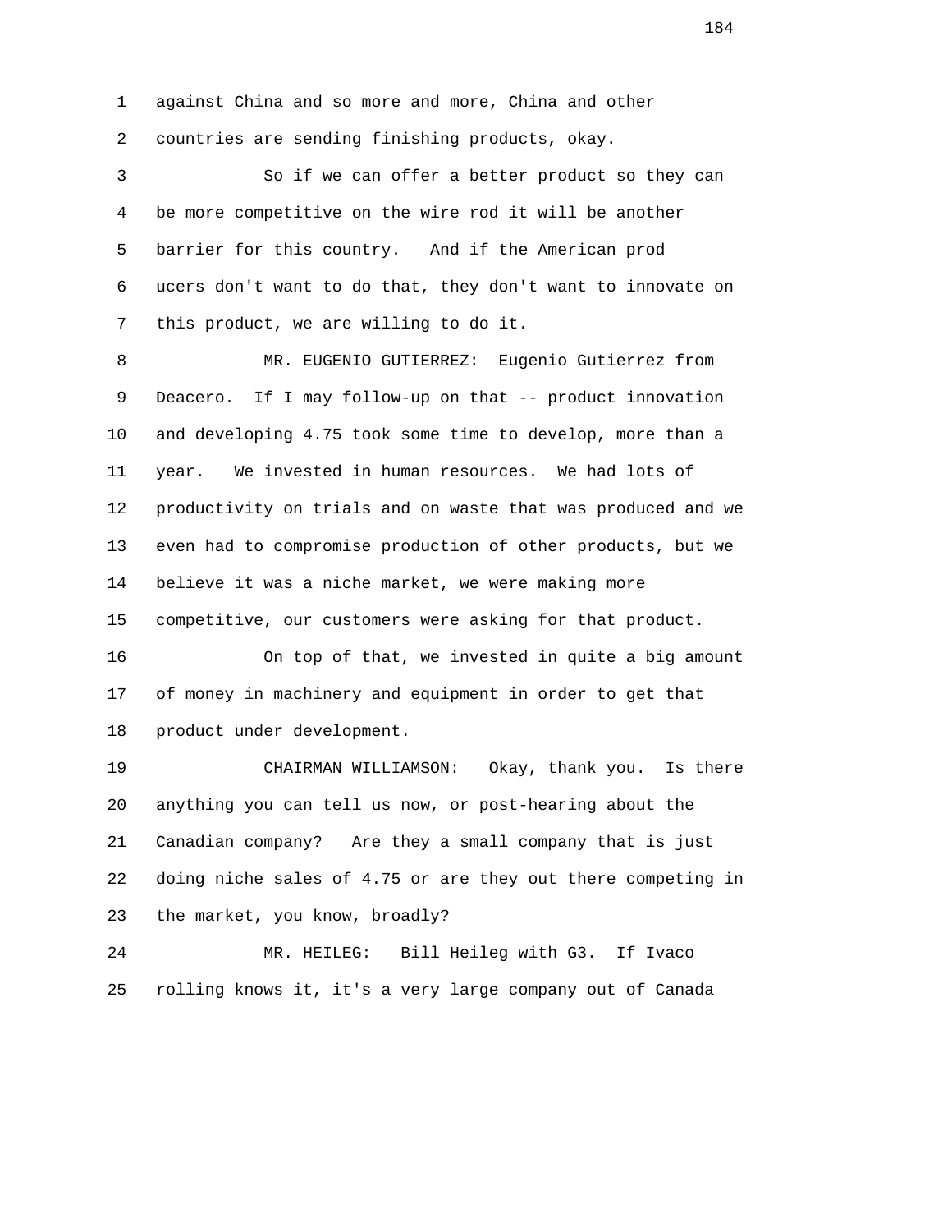against China and so more and more, China and other countries are sending finishing products, okay.

So if we can offer a better product so they can be more competitive on the wire rod it will be another barrier for this country. And if the American prod ucers don't want to do that, they don't want to innovate on this product, we are willing to do it.

MR. EUGENIO GUTIERREZ: Eugenio Gutierrez from Deacero. If I may follow-up on that -- product innovation and developing 4.75 took some time to develop, more than a year. We invested in human resources. We had lots of productivity on trials and on waste that was produced and we even had to compromise production of other products, but we believe it was a niche market, we were making more competitive, our customers were asking for that product.

On top of that, we invested in quite a big amount of money in machinery and equipment in order to get that product under development.

CHAIRMAN WILLIAMSON: Okay, thank you. Is there anything you can tell us now, or post-hearing about the Canadian company? Are they a small company that is just doing niche sales of 4.75 or are they out there competing in the market, you know, broadly?

MR. HEILEG: Bill Heileg with G3. If Ivaco rolling knows it, it's a very large company out of Canada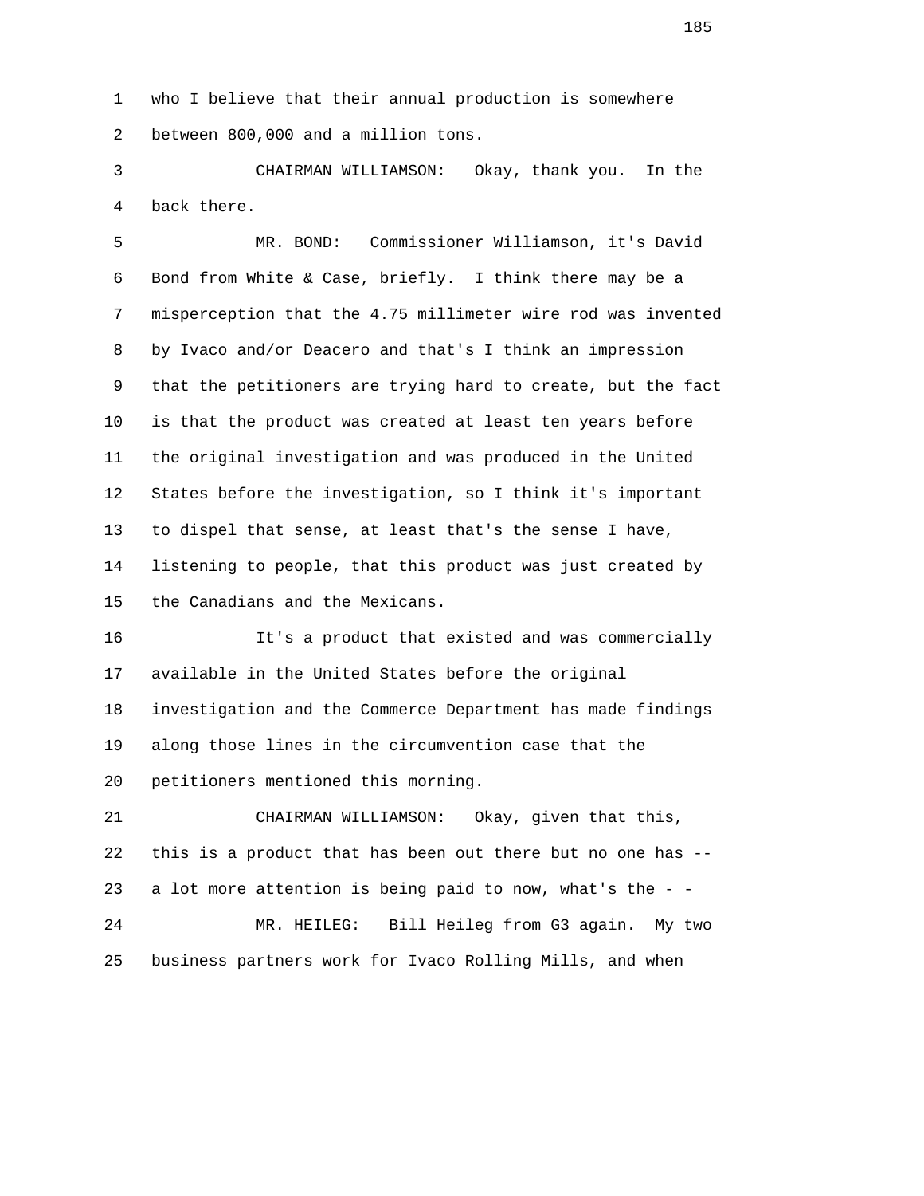1 who I believe that their annual production is somewhere
2 between 800,000 and a million tons.

3 CHAIRMAN WILLIAMSON: Okay, thank you. In the
4 back there.

5 MR. BOND: Commissioner Williamson, it's David
6 Bond from White & Case, briefly. I think there may be a
7 misperception that the 4.75 millimeter wire rod was invented
8 by Ivaco and/or Deacero and that's I think an impression
9 that the petitioners are trying hard to create, but the fact
10 is that the product was created at least ten years before
11 the original investigation and was produced in the United
12 States before the investigation, so I think it's important
13 to dispel that sense, at least that's the sense I have,
14 listening to people, that this product was just created by
15 the Canadians and the Mexicans.

16 It's a product that existed and was commercially
17 available in the United States before the original
18 investigation and the Commerce Department has made findings
19 along those lines in the circumvention case that the
20 petitioners mentioned this morning.

21 CHAIRMAN WILLIAMSON: Okay, given that this,
22 this is a product that has been out there but no one has --
23 a lot more attention is being paid to now, what's the - -

24 MR. HEILEG: Bill Heileg from G3 again. My two
25 business partners work for Ivaco Rolling Mills, and when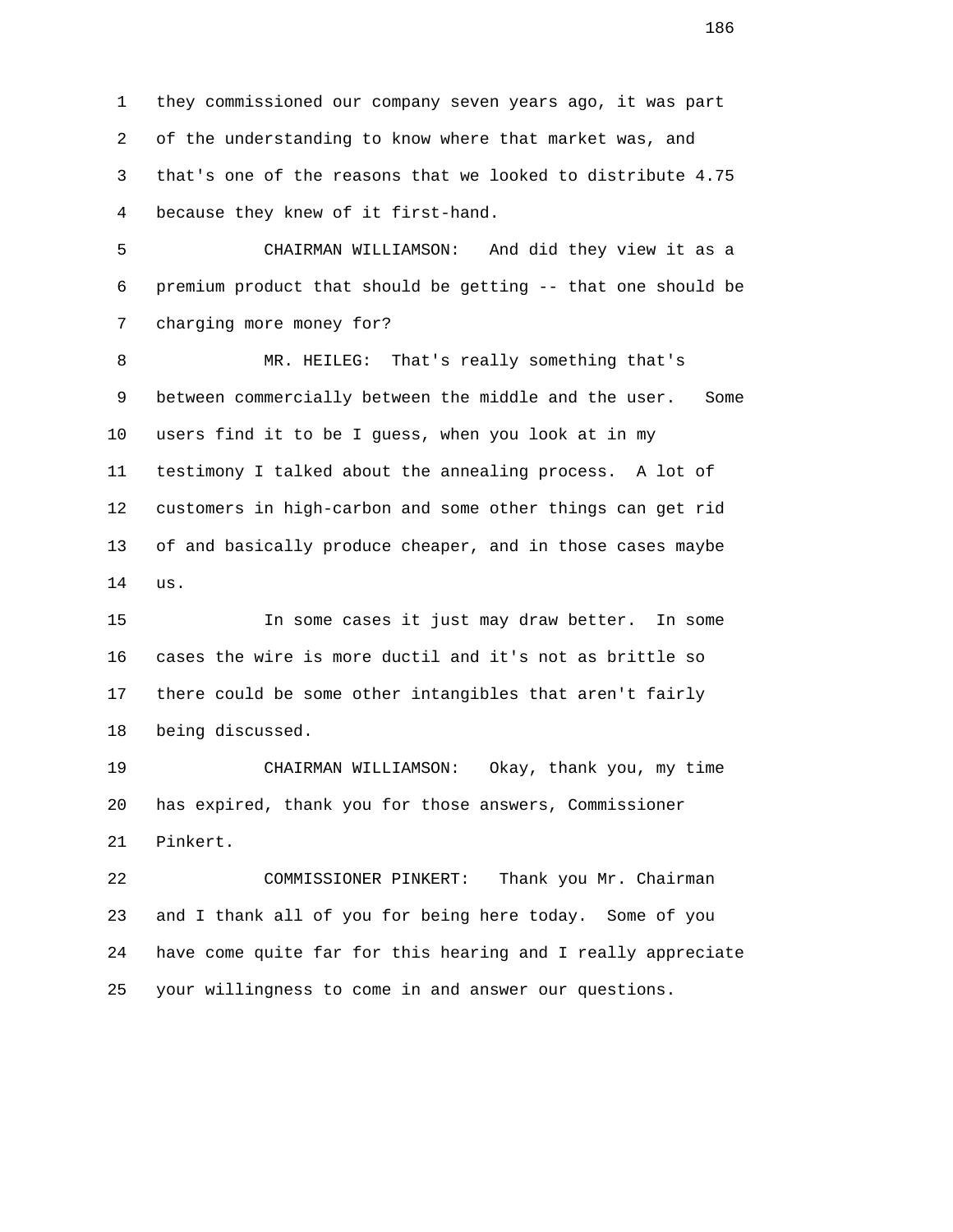they commissioned our company seven years ago, it was part of the understanding to know where that market was, and that's one of the reasons that we looked to distribute 4.75 because they knew of it first-hand.

CHAIRMAN WILLIAMSON: And did they view it as a premium product that should be getting -- that one should be charging more money for?

MR. HEILEG: That's really something that's between commercially between the middle and the user. Some users find it to be I guess, when you look at in my testimony I talked about the annealing process. A lot of customers in high-carbon and some other things can get rid of and basically produce cheaper, and in those cases maybe us.

In some cases it just may draw better. In some cases the wire is more ductil and it's not as brittle so there could be some other intangibles that aren't fairly being discussed.

CHAIRMAN WILLIAMSON: Okay, thank you, my time has expired, thank you for those answers, Commissioner Pinkert.

COMMISSIONER PINKERT: Thank you Mr. Chairman and I thank all of you for being here today. Some of you have come quite far for this hearing and I really appreciate your willingness to come in and answer our questions.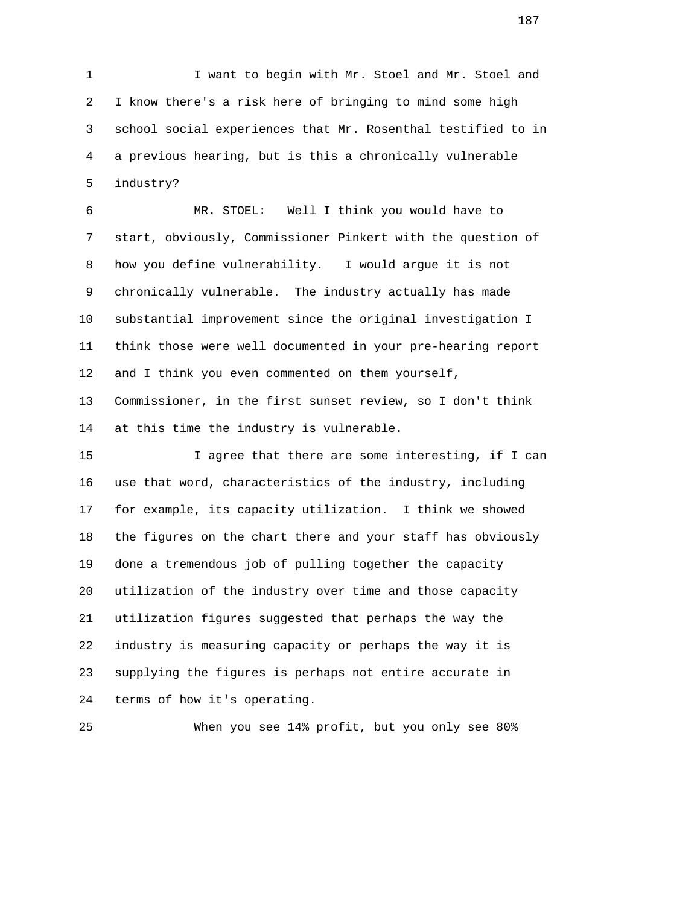I want to begin with Mr. Stoel and Mr. Stoel and I know there's a risk here of bringing to mind some high school social experiences that Mr. Rosenthal testified to in a previous hearing, but is this a chronically vulnerable industry?

MR. STOEL: Well I think you would have to start, obviously, Commissioner Pinkert with the question of how you define vulnerability. I would argue it is not chronically vulnerable. The industry actually has made substantial improvement since the original investigation I think those were well documented in your pre-hearing report and I think you even commented on them yourself, Commissioner, in the first sunset review, so I don't think at this time the industry is vulnerable.

I agree that there are some interesting, if I can use that word, characteristics of the industry, including for example, its capacity utilization. I think we showed the figures on the chart there and your staff has obviously done a tremendous job of pulling together the capacity utilization of the industry over time and those capacity utilization figures suggested that perhaps the way the industry is measuring capacity or perhaps the way it is supplying the figures is perhaps not entire accurate in terms of how it's operating.

When you see 14% profit, but you only see 80%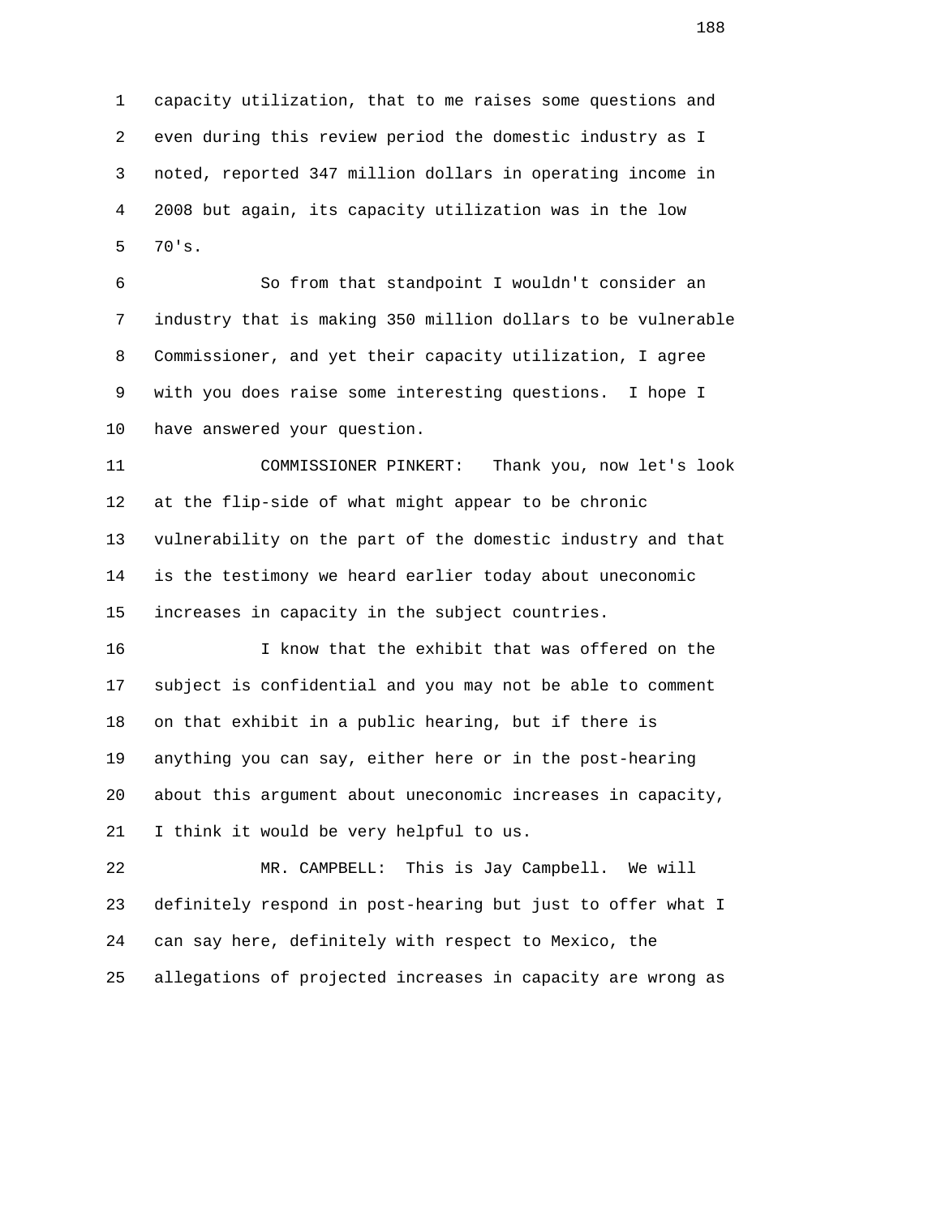capacity utilization, that to me raises some questions and even during this review period the domestic industry as I noted, reported 347 million dollars in operating income in 2008 but again, its capacity utilization was in the low 70's.

So from that standpoint I wouldn't consider an industry that is making 350 million dollars to be vulnerable Commissioner, and yet their capacity utilization, I agree with you does raise some interesting questions. I hope I have answered your question.

COMMISSIONER PINKERT: Thank you, now let's look at the flip-side of what might appear to be chronic vulnerability on the part of the domestic industry and that is the testimony we heard earlier today about uneconomic increases in capacity in the subject countries.

I know that the exhibit that was offered on the subject is confidential and you may not be able to comment on that exhibit in a public hearing, but if there is anything you can say, either here or in the post-hearing about this argument about uneconomic increases in capacity, I think it would be very helpful to us.

MR. CAMPBELL: This is Jay Campbell. We will definitely respond in post-hearing but just to offer what I can say here, definitely with respect to Mexico, the allegations of projected increases in capacity are wrong as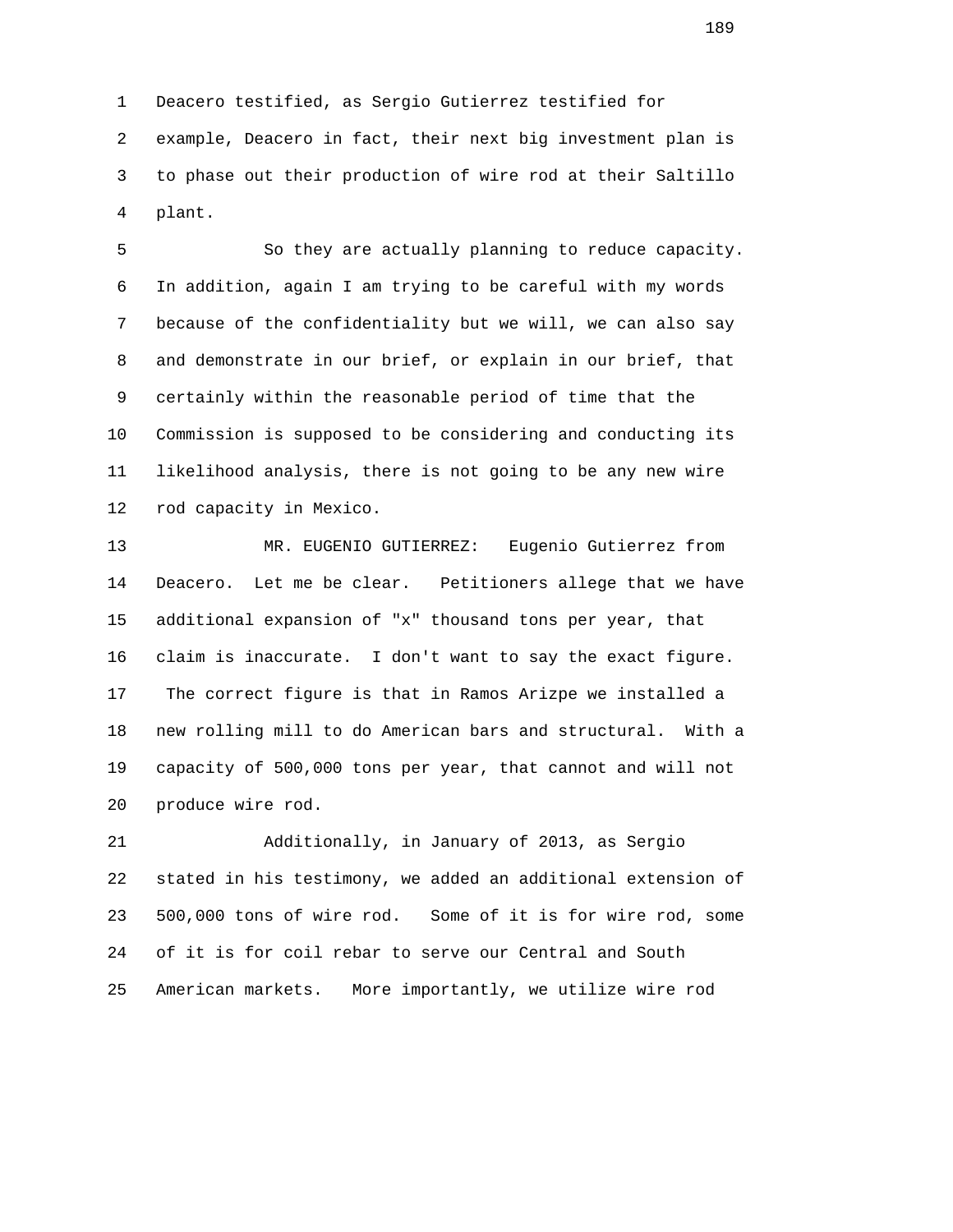Deacero testified, as Sergio Gutierrez testified for example, Deacero in fact, their next big investment plan is to phase out their production of wire rod at their Saltillo plant.

So they are actually planning to reduce capacity. In addition, again I am trying to be careful with my words because of the confidentiality but we will, we can also say and demonstrate in our brief, or explain in our brief, that certainly within the reasonable period of time that the Commission is supposed to be considering and conducting its likelihood analysis, there is not going to be any new wire rod capacity in Mexico.

MR. EUGENIO GUTIERREZ: Eugenio Gutierrez from Deacero. Let me be clear. Petitioners allege that we have additional expansion of "x" thousand tons per year, that claim is inaccurate. I don't want to say the exact figure. The correct figure is that in Ramos Arizpe we installed a new rolling mill to do American bars and structural. With a capacity of 500,000 tons per year, that cannot and will not produce wire rod.

Additionally, in January of 2013, as Sergio stated in his testimony, we added an additional extension of 500,000 tons of wire rod. Some of it is for wire rod, some of it is for coil rebar to serve our Central and South American markets. More importantly, we utilize wire rod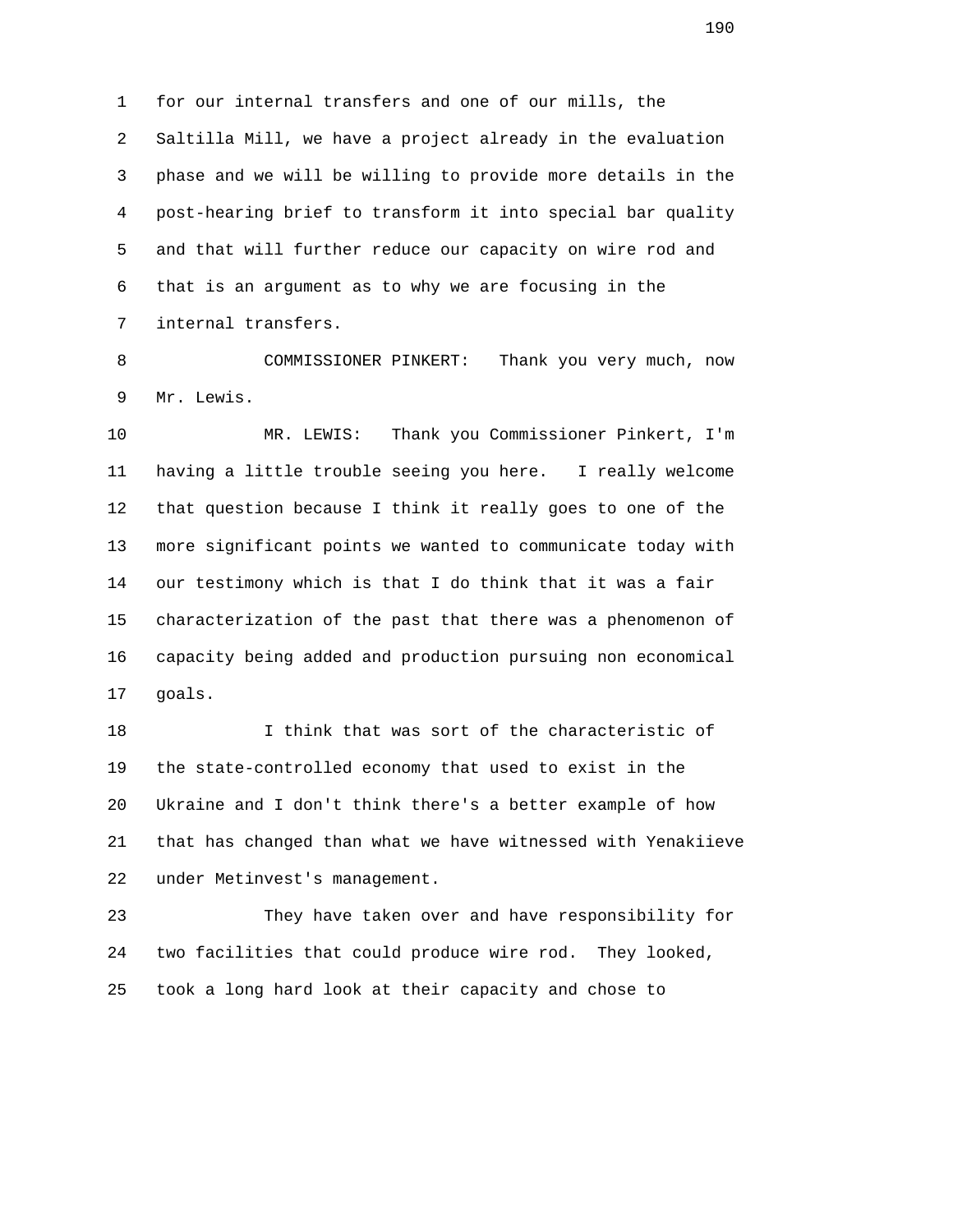for our internal transfers and one of our mills, the Saltilla Mill, we have a project already in the evaluation phase and we will be willing to provide more details in the post-hearing brief to transform it into special bar quality and that will further reduce our capacity on wire rod and that is an argument as to why we are focusing in the internal transfers.

COMMISSIONER PINKERT: Thank you very much, now Mr. Lewis.

MR. LEWIS: Thank you Commissioner Pinkert, I'm having a little trouble seeing you here. I really welcome that question because I think it really goes to one of the more significant points we wanted to communicate today with our testimony which is that I do think that it was a fair characterization of the past that there was a phenomenon of capacity being added and production pursuing non economical goals.

I think that was sort of the characteristic of the state-controlled economy that used to exist in the Ukraine and I don't think there's a better example of how that has changed than what we have witnessed with Yenakiieve under Metinvest's management.

They have taken over and have responsibility for two facilities that could produce wire rod. They looked, took a long hard look at their capacity and chose to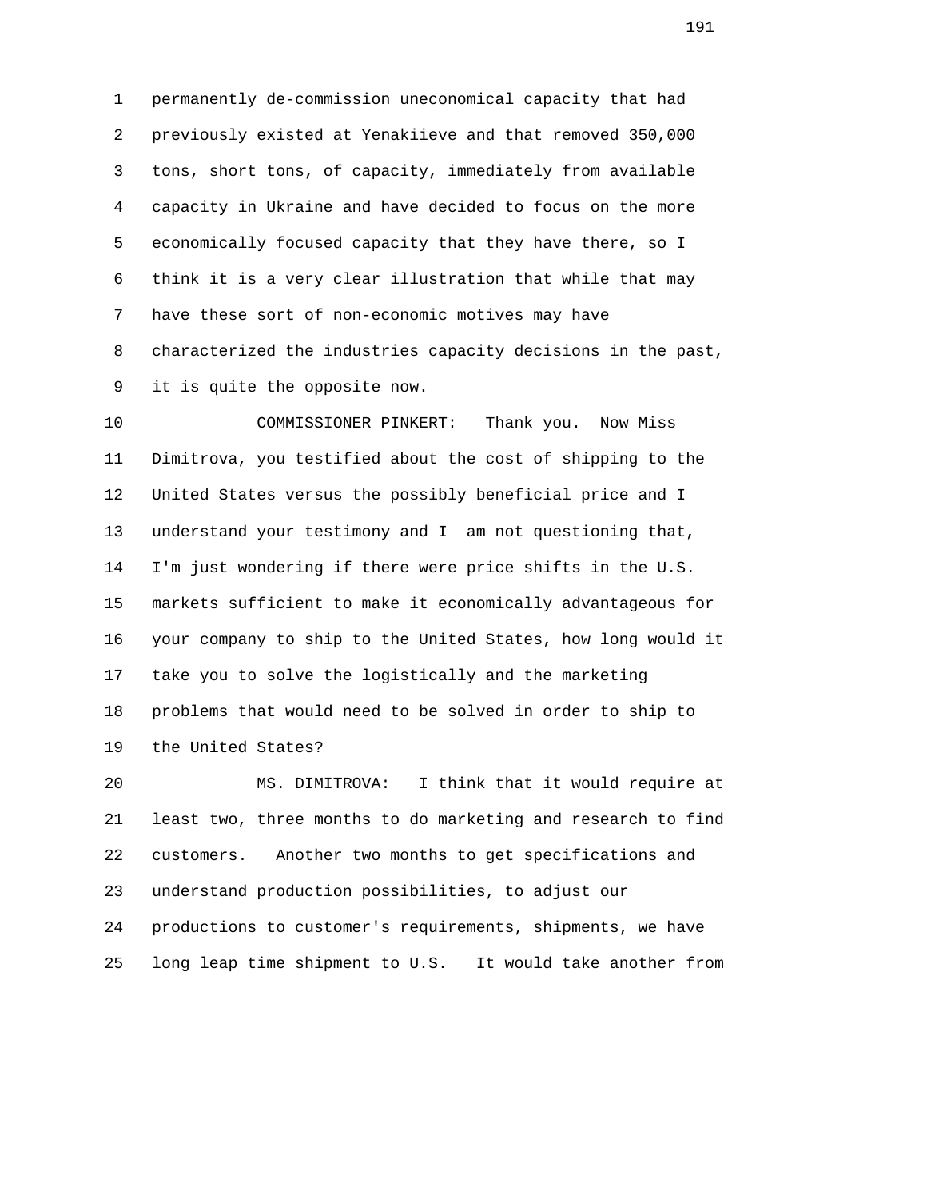permanently de-commission uneconomical capacity that had previously existed at Yenakiieve and that removed 350,000 tons, short tons, of capacity, immediately from available capacity in Ukraine and have decided to focus on the more economically focused capacity that they have there, so I think it is a very clear illustration that while that may have these sort of non-economic motives may have characterized the industries capacity decisions in the past, it is quite the opposite now.

COMMISSIONER PINKERT: Thank you. Now Miss Dimitrova, you testified about the cost of shipping to the United States versus the possibly beneficial price and I understand your testimony and I am not questioning that, I'm just wondering if there were price shifts in the U.S. markets sufficient to make it economically advantageous for your company to ship to the United States, how long would it take you to solve the logistically and the marketing problems that would need to be solved in order to ship to the United States?

MS. DIMITROVA: I think that it would require at least two, three months to do marketing and research to find customers. Another two months to get specifications and understand production possibilities, to adjust our productions to customer's requirements, shipments, we have long leap time shipment to U.S. It would take another from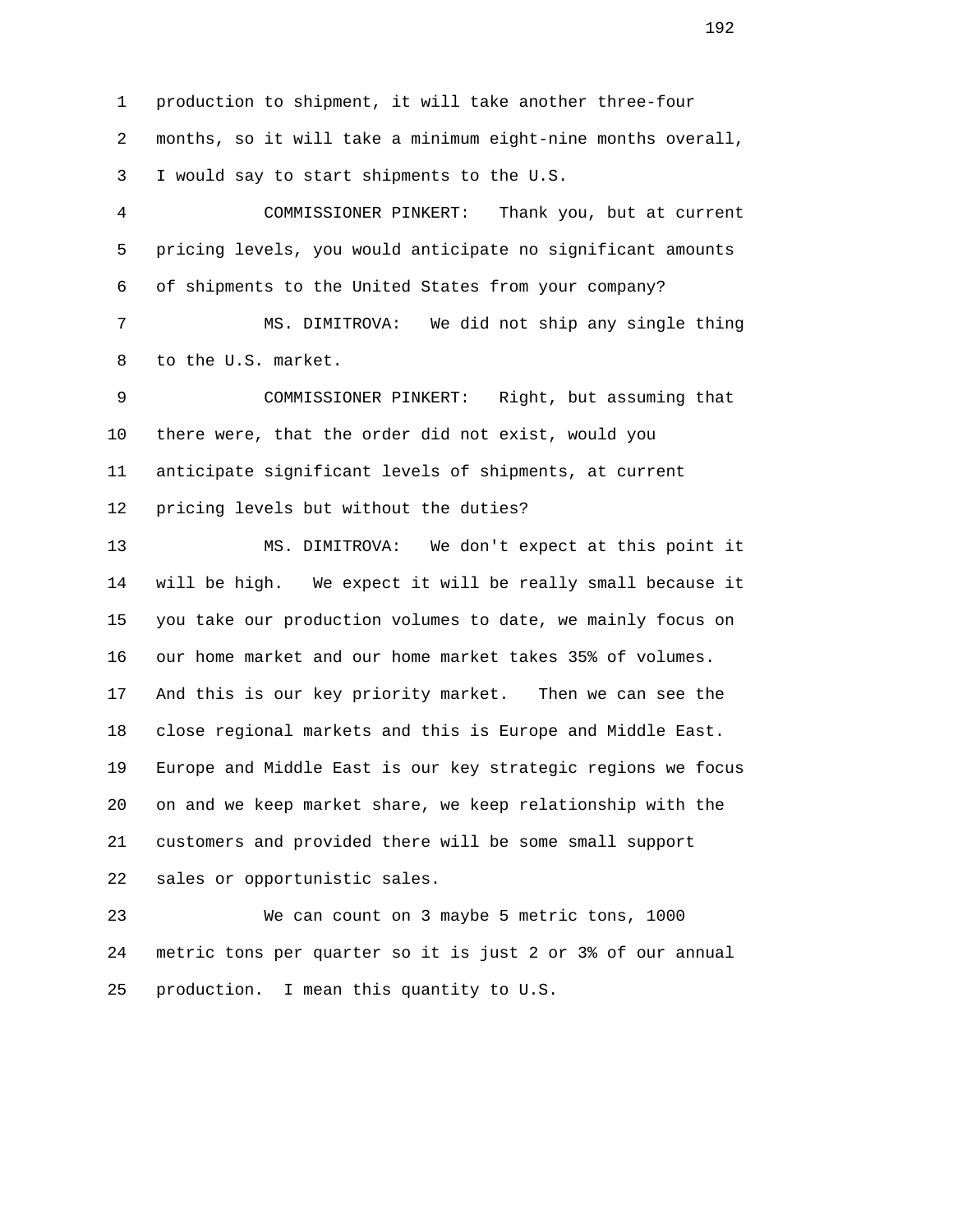production to shipment, it will take another three-four months, so it will take a minimum eight-nine months overall, I would say to start shipments to the U.S.

COMMISSIONER PINKERT: Thank you, but at current pricing levels, you would anticipate no significant amounts of shipments to the United States from your company?

MS. DIMITROVA: We did not ship any single thing to the U.S. market.

COMMISSIONER PINKERT: Right, but assuming that there were, that the order did not exist, would you anticipate significant levels of shipments, at current pricing levels but without the duties?

MS. DIMITROVA: We don't expect at this point it will be high. We expect it will be really small because it you take our production volumes to date, we mainly focus on our home market and our home market takes 35% of volumes. And this is our key priority market. Then we can see the close regional markets and this is Europe and Middle East. Europe and Middle East is our key strategic regions we focus on and we keep market share, we keep relationship with the customers and provided there will be some small support sales or opportunistic sales.

We can count on 3 maybe 5 metric tons, 1000 metric tons per quarter so it is just 2 or 3% of our annual production. I mean this quantity to U.S.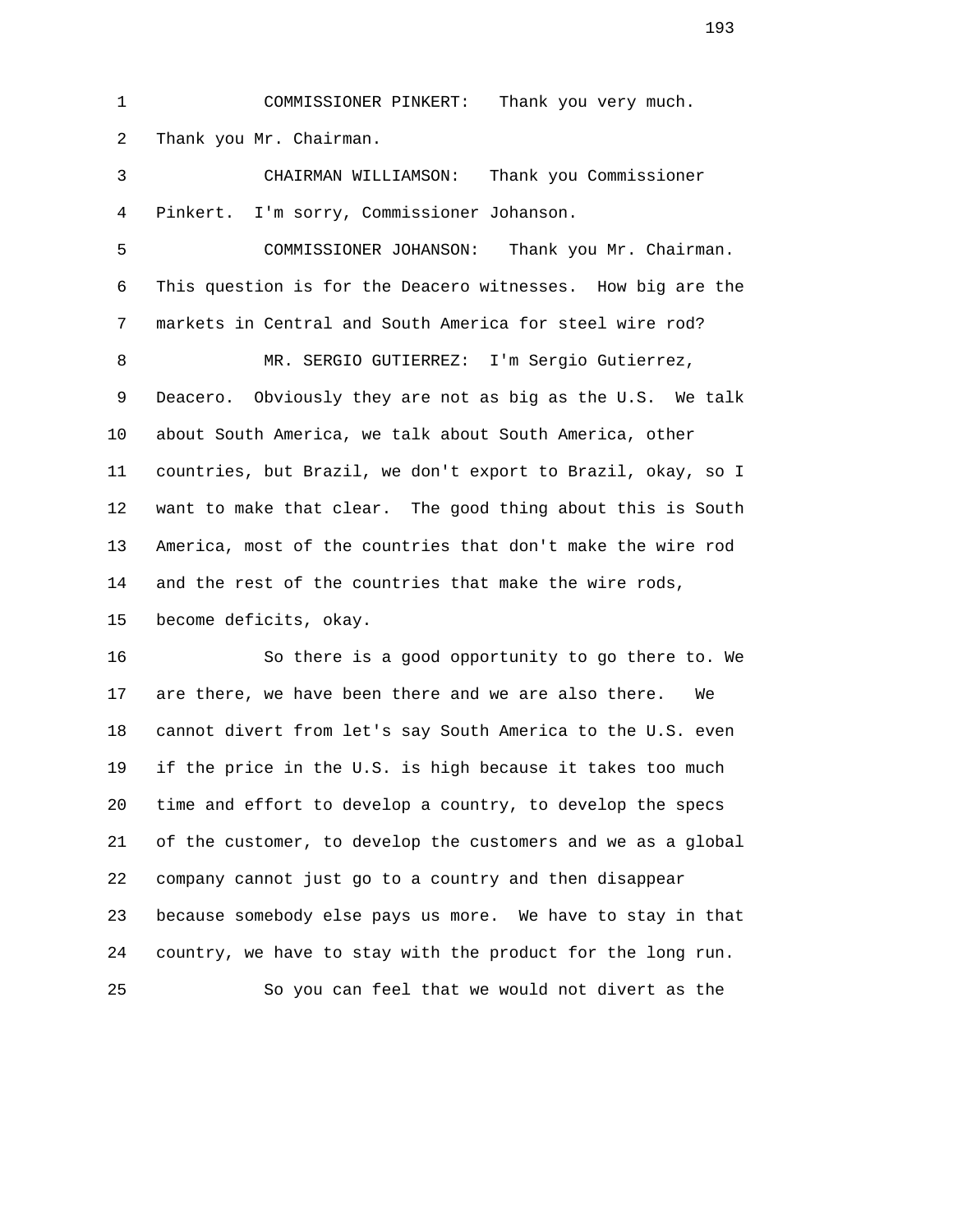COMMISSIONER PINKERT: Thank you very much. Thank you Mr. Chairman.

CHAIRMAN WILLIAMSON: Thank you Commissioner Pinkert. I'm sorry, Commissioner Johanson.

COMMISSIONER JOHANSON: Thank you Mr. Chairman. This question is for the Deacero witnesses. How big are the markets in Central and South America for steel wire rod?

MR. SERGIO GUTIERREZ: I'm Sergio Gutierrez, Deacero. Obviously they are not as big as the U.S. We talk about South America, we talk about South America, other countries, but Brazil, we don't export to Brazil, okay, so I want to make that clear. The good thing about this is South America, most of the countries that don't make the wire rod and the rest of the countries that make the wire rods, become deficits, okay.

So there is a good opportunity to go there to. We are there, we have been there and we are also there. We cannot divert from let's say South America to the U.S. even if the price in the U.S. is high because it takes too much time and effort to develop a country, to develop the specs of the customer, to develop the customers and we as a global company cannot just go to a country and then disappear because somebody else pays us more. We have to stay in that country, we have to stay with the product for the long run.

So you can feel that we would not divert as the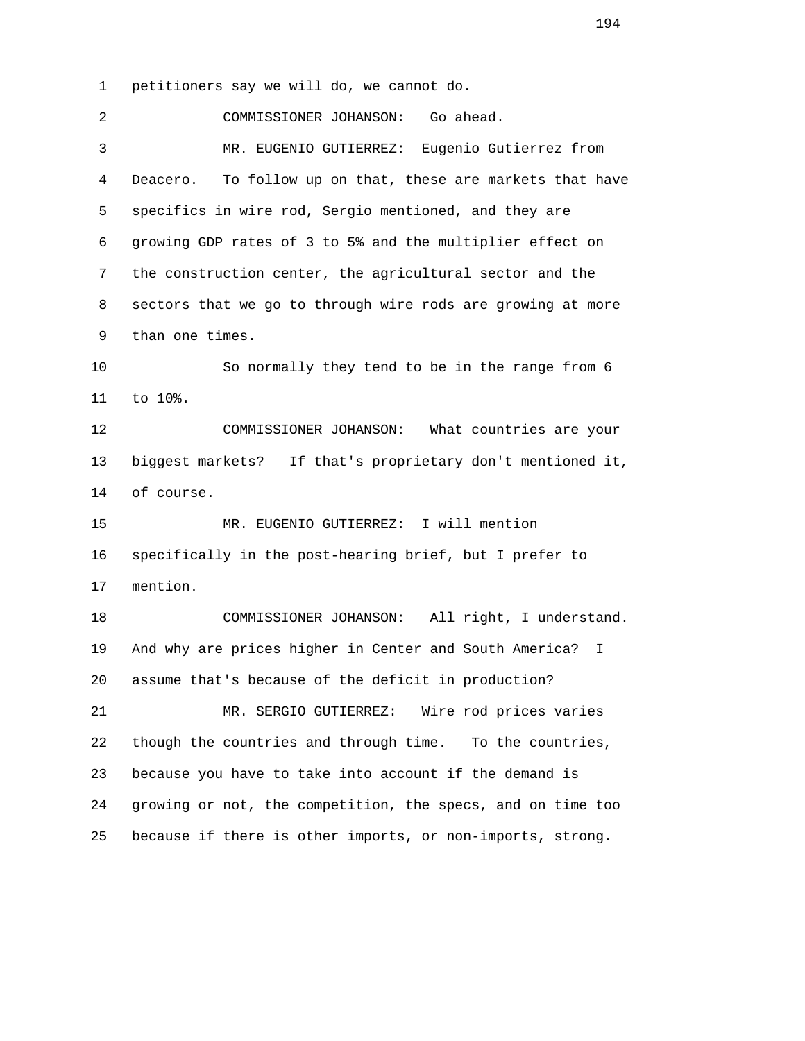1 petitioners say we will do, we cannot do.

2 COMMISSIONER JOHANSON: Go ahead.

3 MR. EUGENIO GUTIERREZ: Eugenio Gutierrez from
4 Deacero. To follow up on that, these are markets that have
5 specifics in wire rod, Sergio mentioned, and they are
6 growing GDP rates of 3 to 5% and the multiplier effect on
7 the construction center, the agricultural sector and the
8 sectors that we go to through wire rods are growing at more
9 than one times.

10 So normally they tend to be in the range from 6
11 to 10%.

12 COMMISSIONER JOHANSON: What countries are your
13 biggest markets? If that's proprietary don't mentioned it,
14 of course.

15 MR. EUGENIO GUTIERREZ: I will mention
16 specifically in the post-hearing brief, but I prefer to
17 mention.

18 COMMISSIONER JOHANSON: All right, I understand.
19 And why are prices higher in Center and South America? I
20 assume that's because of the deficit in production?

21 MR. SERGIO GUTIERREZ: Wire rod prices varies
22 though the countries and through time. To the countries,
23 because you have to take into account if the demand is
24 growing or not, the competition, the specs, and on time too
25 because if there is other imports, or non-imports, strong.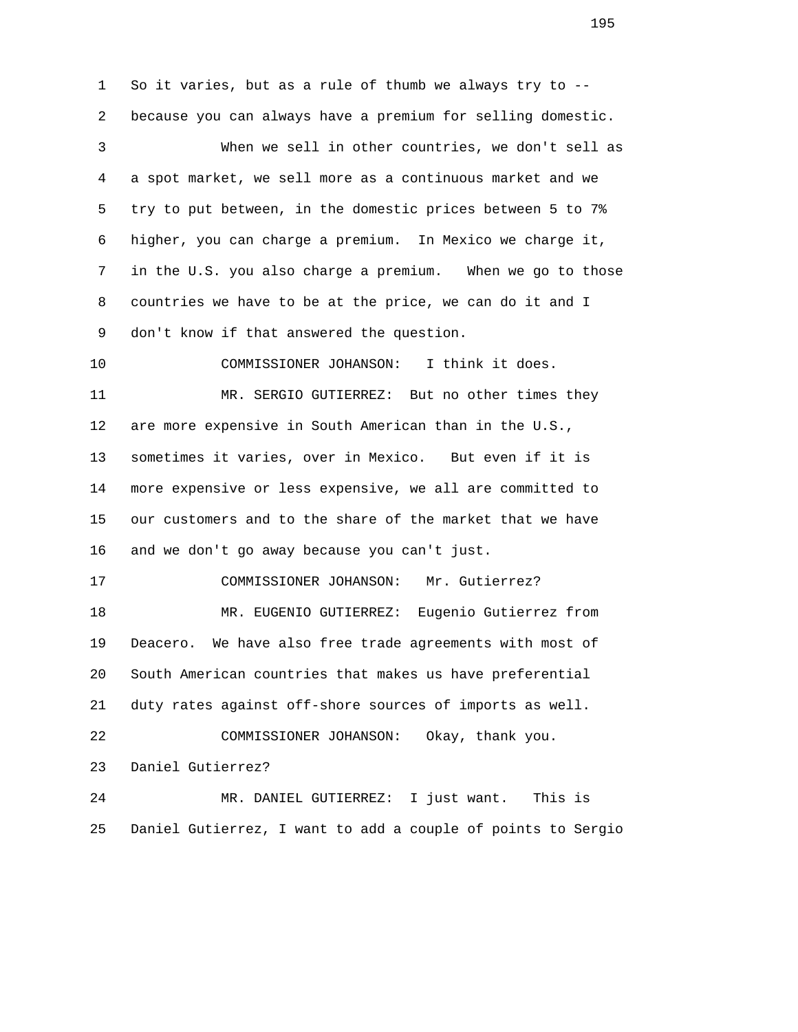So it varies, but as a rule of thumb we always try to -- because you can always have a premium for selling domestic.

When we sell in other countries, we don't sell as a spot market, we sell more as a continuous market and we try to put between, in the domestic prices between 5 to 7% higher, you can charge a premium. In Mexico we charge it, in the U.S. you also charge a premium. When we go to those countries we have to be at the price, we can do it and I don't know if that answered the question.

COMMISSIONER JOHANSON: I think it does.

MR. SERGIO GUTIERREZ: But no other times they are more expensive in South American than in the U.S., sometimes it varies, over in Mexico. But even if it is more expensive or less expensive, we all are committed to our customers and to the share of the market that we have and we don't go away because you can't just.

COMMISSIONER JOHANSON: Mr. Gutierrez?

MR. EUGENIO GUTIERREZ: Eugenio Gutierrez from Deacero. We have also free trade agreements with most of South American countries that makes us have preferential duty rates against off-shore sources of imports as well.

COMMISSIONER JOHANSON: Okay, thank you. Daniel Gutierrez?

MR. DANIEL GUTIERREZ: I just want. This is Daniel Gutierrez, I want to add a couple of points to Sergio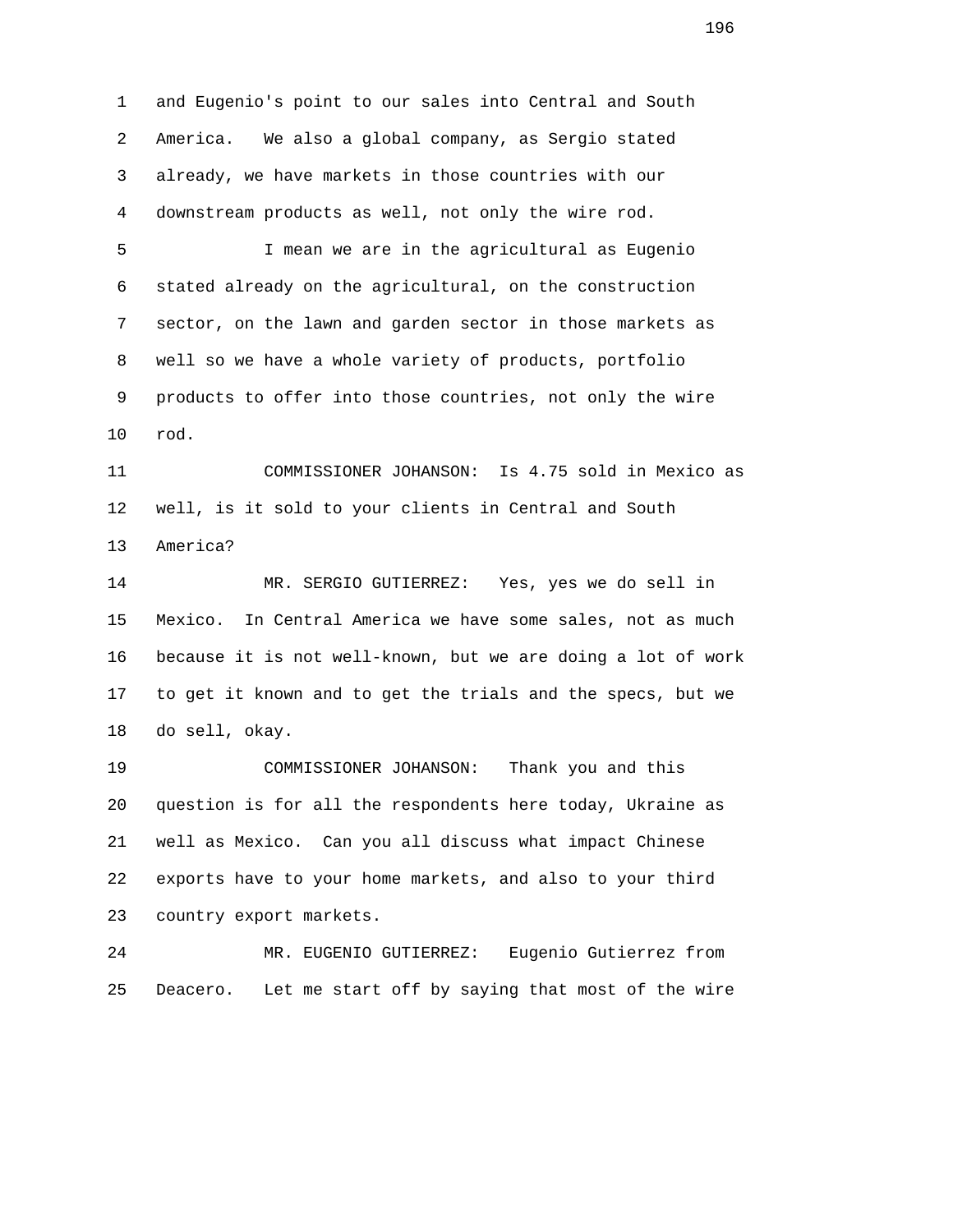and Eugenio's point to our sales into Central and South America. We also a global company, as Sergio stated already, we have markets in those countries with our downstream products as well, not only the wire rod.

I mean we are in the agricultural as Eugenio stated already on the agricultural, on the construction sector, on the lawn and garden sector in those markets as well so we have a whole variety of products, portfolio products to offer into those countries, not only the wire rod.

COMMISSIONER JOHANSON: Is 4.75 sold in Mexico as well, is it sold to your clients in Central and South America?

MR. SERGIO GUTIERREZ: Yes, yes we do sell in Mexico. In Central America we have some sales, not as much because it is not well-known, but we are doing a lot of work to get it known and to get the trials and the specs, but we do sell, okay.

COMMISSIONER JOHANSON: Thank you and this question is for all the respondents here today, Ukraine as well as Mexico. Can you all discuss what impact Chinese exports have to your home markets, and also to your third country export markets.

MR. EUGENIO GUTIERREZ: Eugenio Gutierrez from Deacero. Let me start off by saying that most of the wire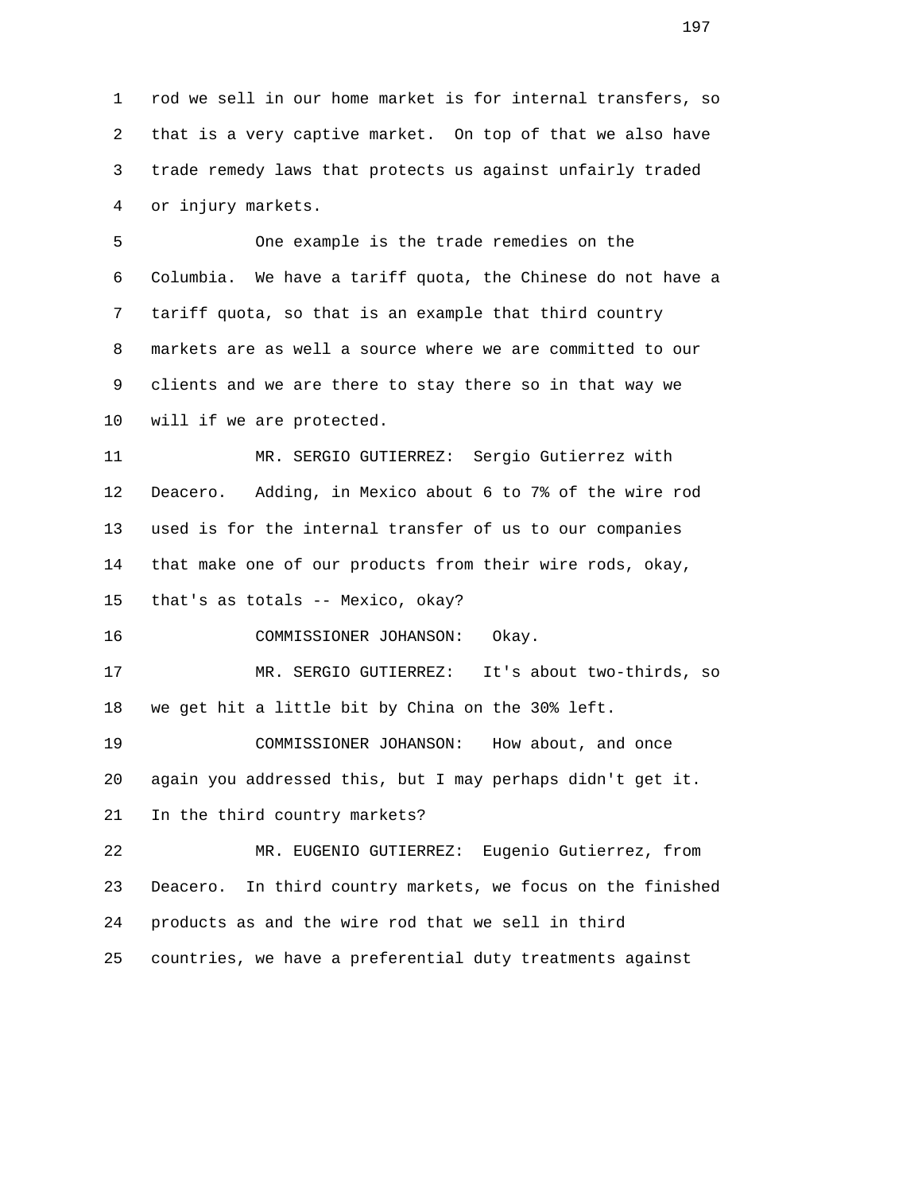1 rod we sell in our home market is for internal transfers, so
2 that is a very captive market. On top of that we also have
3 trade remedy laws that protects us against unfairly traded
4 or injury markets.

5 One example is the trade remedies on the
6 Columbia. We have a tariff quota, the Chinese do not have a
7 tariff quota, so that is an example that third country
8 markets are as well a source where we are committed to our
9 clients and we are there to stay there so in that way we
10 will if we are protected.

11 MR. SERGIO GUTIERREZ: Sergio Gutierrez with
12 Deacero. Adding, in Mexico about 6 to 7% of the wire rod
13 used is for the internal transfer of us to our companies
14 that make one of our products from their wire rods, okay,
15 that's as totals -- Mexico, okay?

16 COMMISSIONER JOHANSON: Okay.

17 MR. SERGIO GUTIERREZ: It's about two-thirds, so
18 we get hit a little bit by China on the 30% left.

19 COMMISSIONER JOHANSON: How about, and once
20 again you addressed this, but I may perhaps didn't get it.
21 In the third country markets?

22 MR. EUGENIO GUTIERREZ: Eugenio Gutierrez, from
23 Deacero. In third country markets, we focus on the finished
24 products as and the wire rod that we sell in third
25 countries, we have a preferential duty treatments against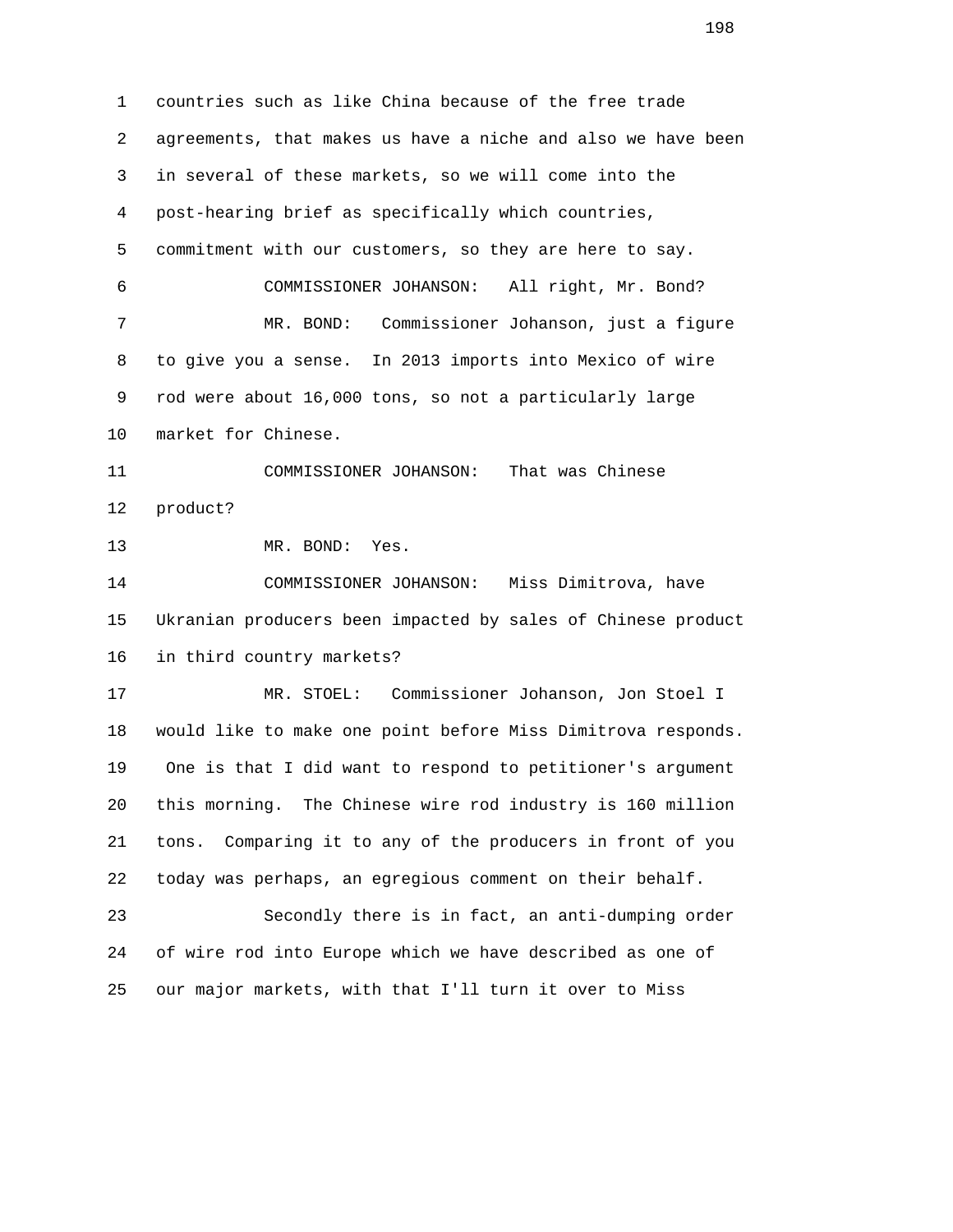1 countries such as like China because of the free trade
2 agreements, that makes us have a niche and also we have been
3 in several of these markets, so we will come into the
4 post-hearing brief as specifically which countries,
5 commitment with our customers, so they are here to say.
6 COMMISSIONER JOHANSON: All right, Mr. Bond?
7 MR. BOND: Commissioner Johanson, just a figure
8 to give you a sense. In 2013 imports into Mexico of wire
9 rod were about 16,000 tons, so not a particularly large
10 market for Chinese.
11 COMMISSIONER JOHANSON: That was Chinese
12 product?
13 MR. BOND: Yes.
14 COMMISSIONER JOHANSON: Miss Dimitrova, have
15 Ukranian producers been impacted by sales of Chinese product
16 in third country markets?
17 MR. STOEL: Commissioner Johanson, Jon Stoel I
18 would like to make one point before Miss Dimitrova responds.
19 One is that I did want to respond to petitioner's argument
20 this morning. The Chinese wire rod industry is 160 million
21 tons. Comparing it to any of the producers in front of you
22 today was perhaps, an egregious comment on their behalf.
23 Secondly there is in fact, an anti-dumping order
24 of wire rod into Europe which we have described as one of
25 our major markets, with that I'll turn it over to Miss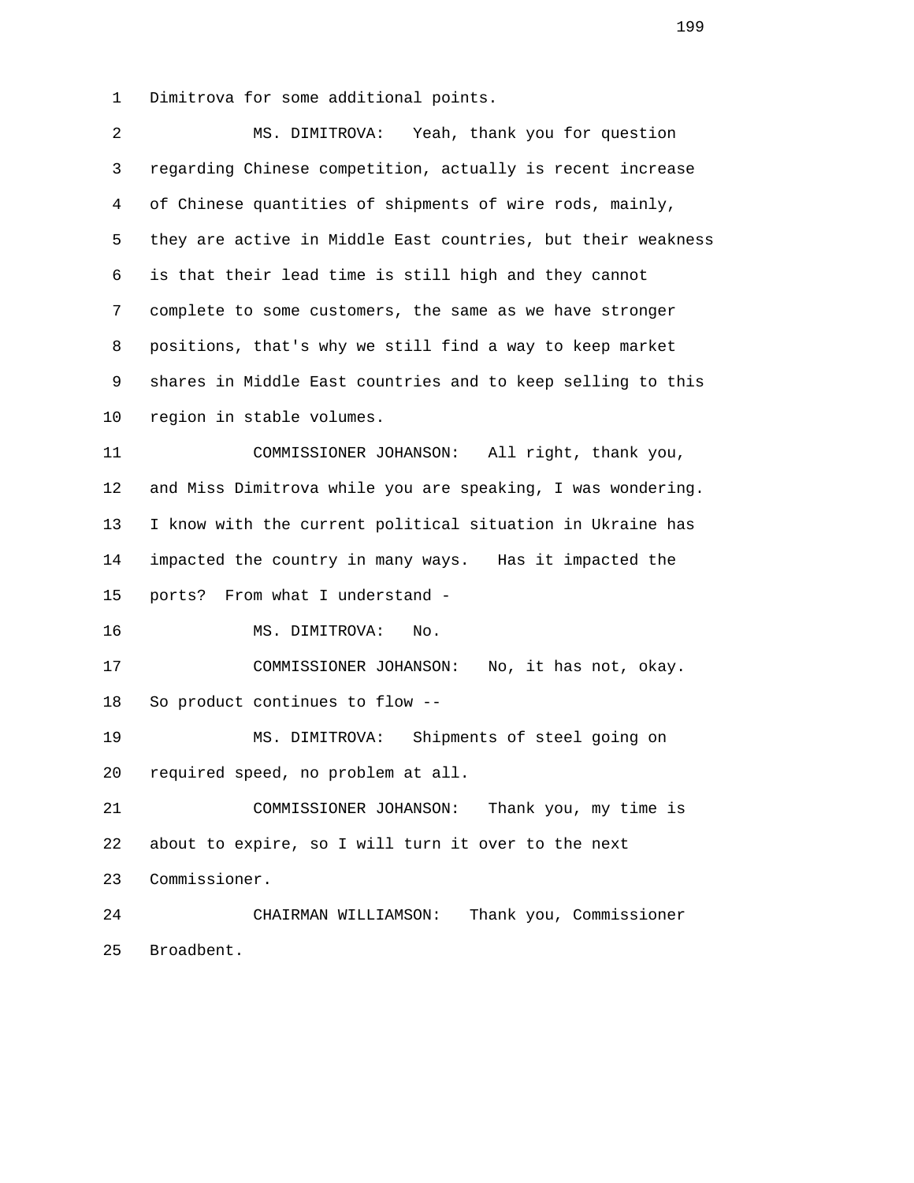1 Dimitrova for some additional points.

2 MS. DIMITROVA: Yeah, thank you for question

3 regarding Chinese competition, actually is recent increase

4 of Chinese quantities of shipments of wire rods, mainly,

5 they are active in Middle East countries, but their weakness

6 is that their lead time is still high and they cannot

7 complete to some customers, the same as we have stronger

8 positions, that's why we still find a way to keep market

9 shares in Middle East countries and to keep selling to this

10 region in stable volumes.

11 COMMISSIONER JOHANSON: All right, thank you,

12 and Miss Dimitrova while you are speaking, I was wondering.

13 I know with the current political situation in Ukraine has

14 impacted the country in many ways. Has it impacted the

15 ports? From what I understand -

16 MS. DIMITROVA: No.

17 COMMISSIONER JOHANSON: No, it has not, okay.

18 So product continues to flow --

19 MS. DIMITROVA: Shipments of steel going on

20 required speed, no problem at all.

21 COMMISSIONER JOHANSON: Thank you, my time is

22 about to expire, so I will turn it over to the next

23 Commissioner.

24 CHAIRMAN WILLIAMSON: Thank you, Commissioner

25 Broadbent.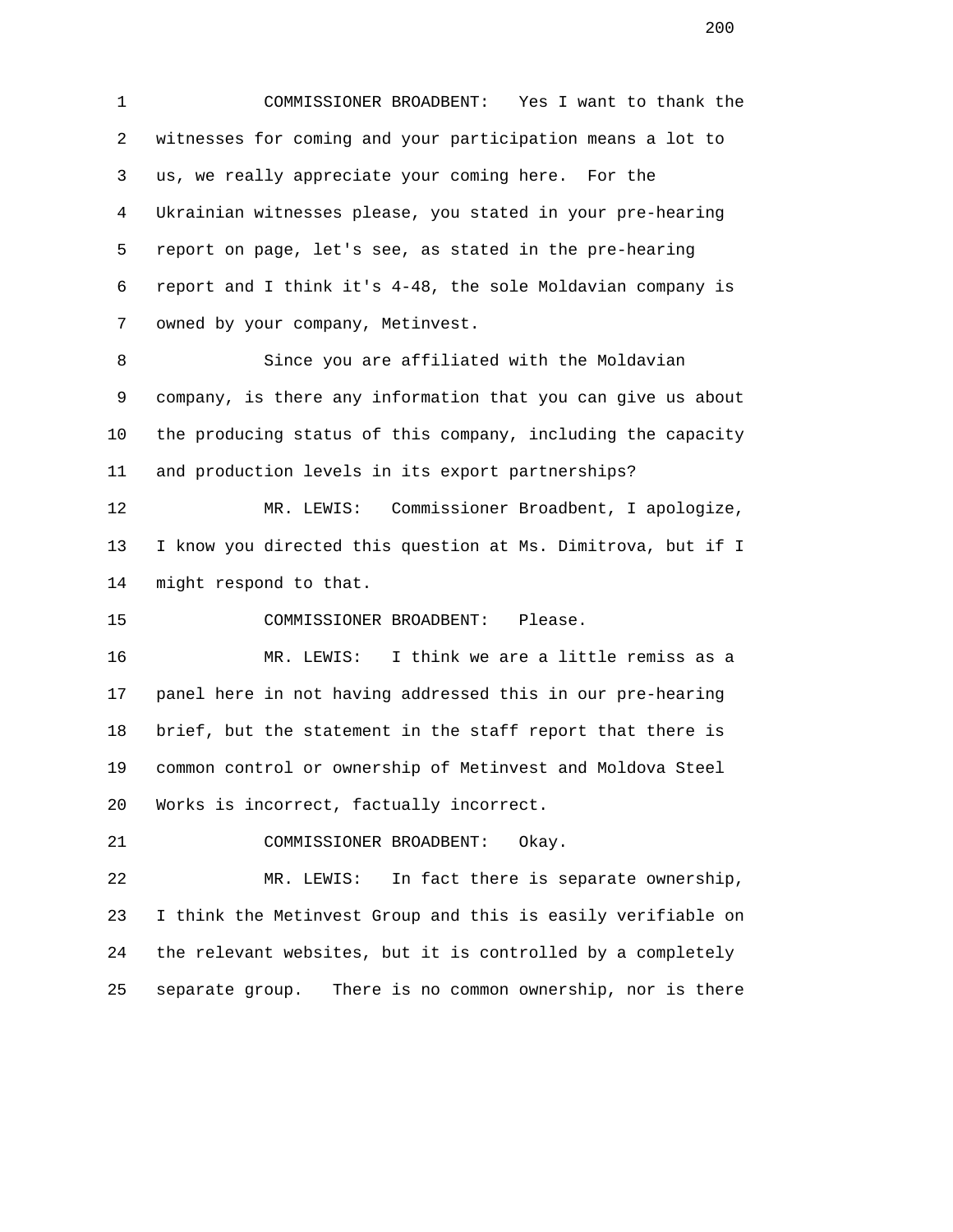COMMISSIONER BROADBENT: Yes I want to thank the witnesses for coming and your participation means a lot to us, we really appreciate your coming here. For the Ukrainian witnesses please, you stated in your pre-hearing report on page, let's see, as stated in the pre-hearing report and I think it's 4-48, the sole Moldavian company is owned by your company, Metinvest.

Since you are affiliated with the Moldavian company, is there any information that you can give us about the producing status of this company, including the capacity and production levels in its export partnerships?

MR. LEWIS: Commissioner Broadbent, I apologize, I know you directed this question at Ms. Dimitrova, but if I might respond to that.

COMMISSIONER BROADBENT: Please.

MR. LEWIS: I think we are a little remiss as a panel here in not having addressed this in our pre-hearing brief, but the statement in the staff report that there is common control or ownership of Metinvest and Moldova Steel Works is incorrect, factually incorrect.

COMMISSIONER BROADBENT: Okay.

MR. LEWIS: In fact there is separate ownership, I think the Metinvest Group and this is easily verifiable on the relevant websites, but it is controlled by a completely separate group. There is no common ownership, nor is there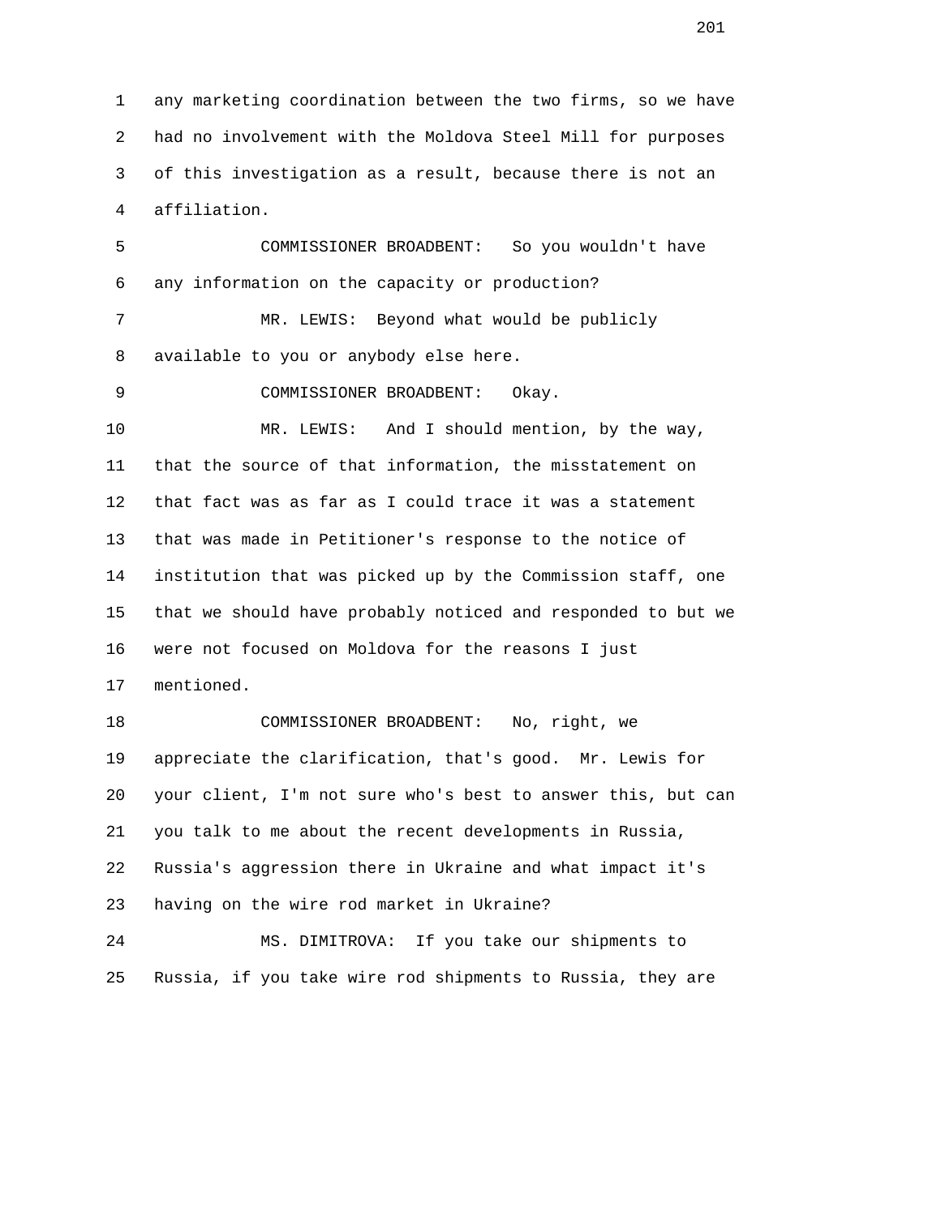any marketing coordination between the two firms, so we have had no involvement with the Moldova Steel Mill for purposes of this investigation as a result, because there is not an affiliation.

COMMISSIONER BROADBENT: So you wouldn't have any information on the capacity or production?

MR. LEWIS: Beyond what would be publicly available to you or anybody else here.

COMMISSIONER BROADBENT: Okay.

MR. LEWIS: And I should mention, by the way, that the source of that information, the misstatement on that fact was as far as I could trace it was a statement that was made in Petitioner's response to the notice of institution that was picked up by the Commission staff, one that we should have probably noticed and responded to but we were not focused on Moldova for the reasons I just mentioned.

COMMISSIONER BROADBENT: No, right, we appreciate the clarification, that's good. Mr. Lewis for your client, I'm not sure who's best to answer this, but can you talk to me about the recent developments in Russia, Russia's aggression there in Ukraine and what impact it's having on the wire rod market in Ukraine?

MS. DIMITROVA: If you take our shipments to Russia, if you take wire rod shipments to Russia, they are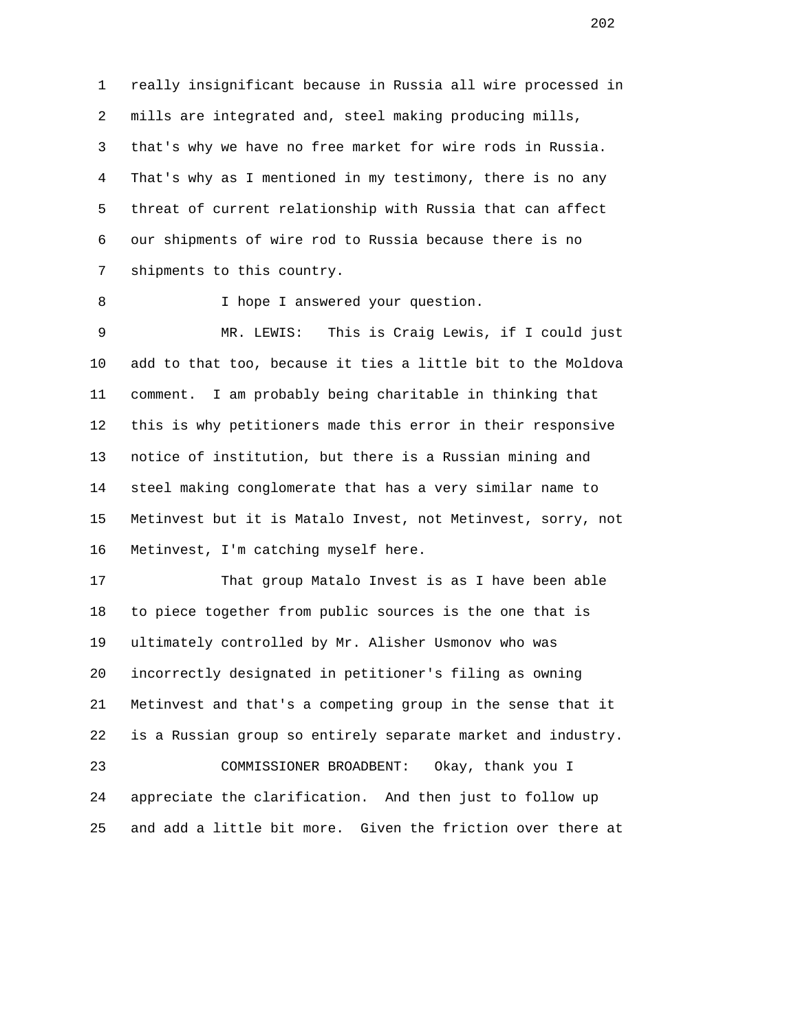really insignificant because in Russia all wire processed in mills are integrated and, steel making producing mills, that's why we have no free market for wire rods in Russia. That's why as I mentioned in my testimony, there is no any threat of current relationship with Russia that can affect our shipments of wire rod to Russia because there is no shipments to this country.

I hope I answered your question.

MR. LEWIS: This is Craig Lewis, if I could just add to that too, because it ties a little bit to the Moldova comment. I am probably being charitable in thinking that this is why petitioners made this error in their responsive notice of institution, but there is a Russian mining and steel making conglomerate that has a very similar name to Metinvest but it is Matalo Invest, not Metinvest, sorry, not Metinvest, I'm catching myself here.

That group Matalo Invest is as I have been able to piece together from public sources is the one that is ultimately controlled by Mr. Alisher Usmonov who was incorrectly designated in petitioner's filing as owning Metinvest and that's a competing group in the sense that it is a Russian group so entirely separate market and industry.

COMMISSIONER BROADBENT: Okay, thank you I appreciate the clarification. And then just to follow up and add a little bit more. Given the friction over there at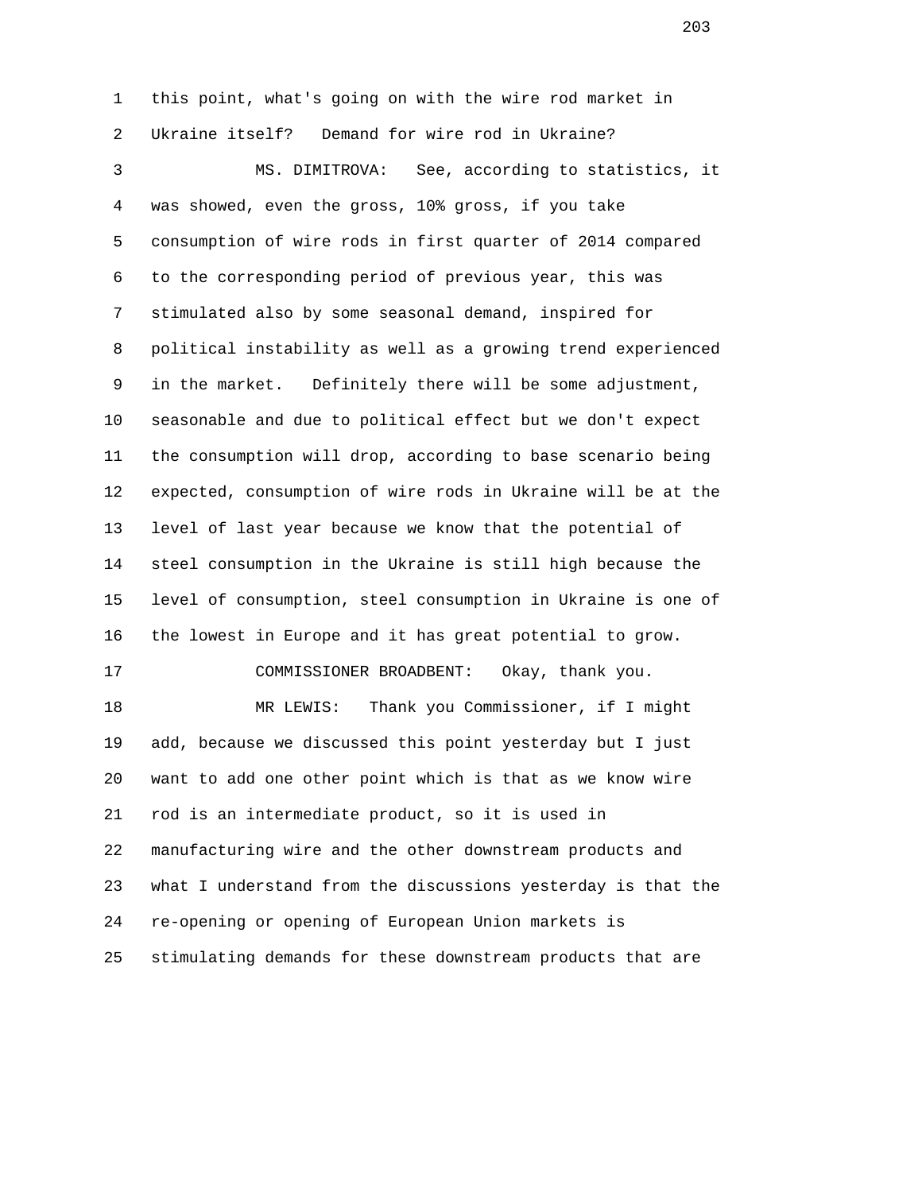this point, what's going on with the wire rod market in Ukraine itself? Demand for wire rod in Ukraine?

MS. DIMITROVA: See, according to statistics, it was showed, even the gross, 10% gross, if you take consumption of wire rods in first quarter of 2014 compared to the corresponding period of previous year, this was stimulated also by some seasonal demand, inspired for political instability as well as a growing trend experienced in the market. Definitely there will be some adjustment, seasonable and due to political effect but we don't expect the consumption will drop, according to base scenario being expected, consumption of wire rods in Ukraine will be at the level of last year because we know that the potential of steel consumption in the Ukraine is still high because the level of consumption, steel consumption in Ukraine is one of the lowest in Europe and it has great potential to grow.

COMMISSIONER BROADBENT: Okay, thank you.

MR LEWIS: Thank you Commissioner, if I might add, because we discussed this point yesterday but I just want to add one other point which is that as we know wire rod is an intermediate product, so it is used in manufacturing wire and the other downstream products and what I understand from the discussions yesterday is that the re-opening or opening of European Union markets is stimulating demands for these downstream products that are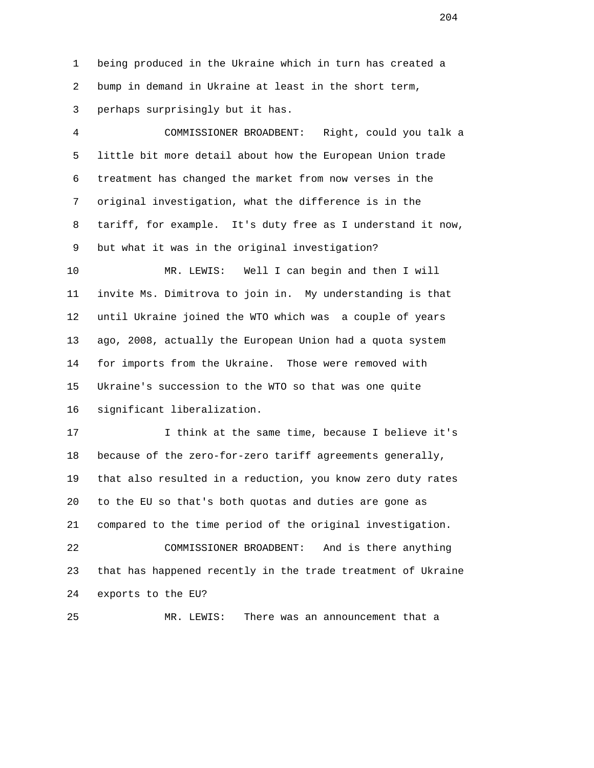being produced in the Ukraine which in turn has created a bump in demand in Ukraine at least in the short term, perhaps surprisingly but it has.

COMMISSIONER BROADBENT: Right, could you talk a little bit more detail about how the European Union trade treatment has changed the market from now verses in the original investigation, what the difference is in the tariff, for example. It's duty free as I understand it now, but what it was in the original investigation?

MR. LEWIS: Well I can begin and then I will invite Ms. Dimitrova to join in. My understanding is that until Ukraine joined the WTO which was a couple of years ago, 2008, actually the European Union had a quota system for imports from the Ukraine. Those were removed with Ukraine's succession to the WTO so that was one quite significant liberalization.

I think at the same time, because I believe it's because of the zero-for-zero tariff agreements generally, that also resulted in a reduction, you know zero duty rates to the EU so that's both quotas and duties are gone as compared to the time period of the original investigation.

COMMISSIONER BROADBENT: And is there anything that has happened recently in the trade treatment of Ukraine exports to the EU?

MR. LEWIS: There was an announcement that a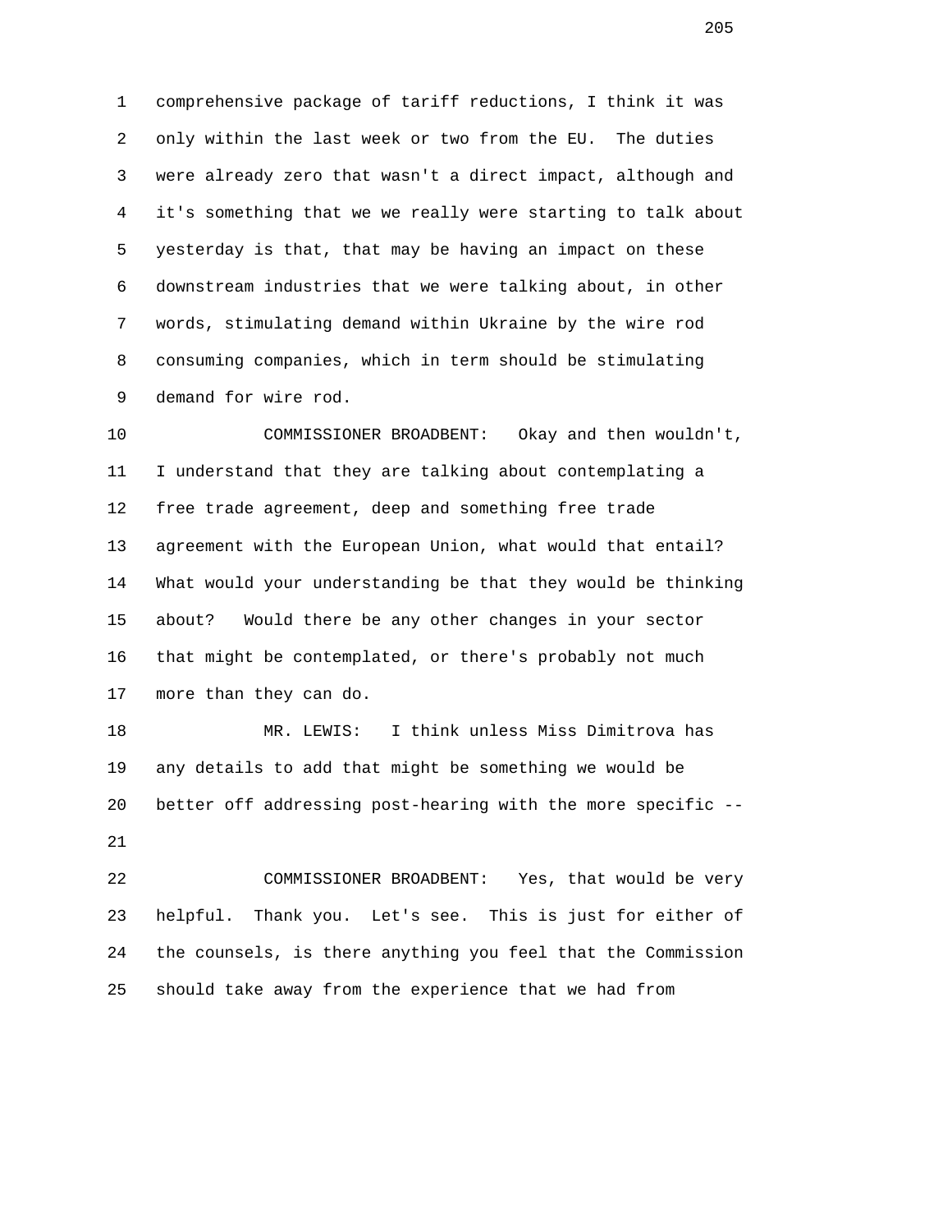comprehensive package of tariff reductions, I think it was only within the last week or two from the EU. The duties were already zero that wasn't a direct impact, although and it's something that we we really were starting to talk about yesterday is that, that may be having an impact on these downstream industries that we were talking about, in other words, stimulating demand within Ukraine by the wire rod consuming companies, which in term should be stimulating demand for wire rod.

COMMISSIONER BROADBENT: Okay and then wouldn't, I understand that they are talking about contemplating a free trade agreement, deep and something free trade agreement with the European Union, what would that entail? What would your understanding be that they would be thinking about? Would there be any other changes in your sector that might be contemplated, or there's probably not much more than they can do.

MR. LEWIS: I think unless Miss Dimitrova has any details to add that might be something we would be better off addressing post-hearing with the more specific --

COMMISSIONER BROADBENT: Yes, that would be very helpful. Thank you. Let's see. This is just for either of the counsels, is there anything you feel that the Commission should take away from the experience that we had from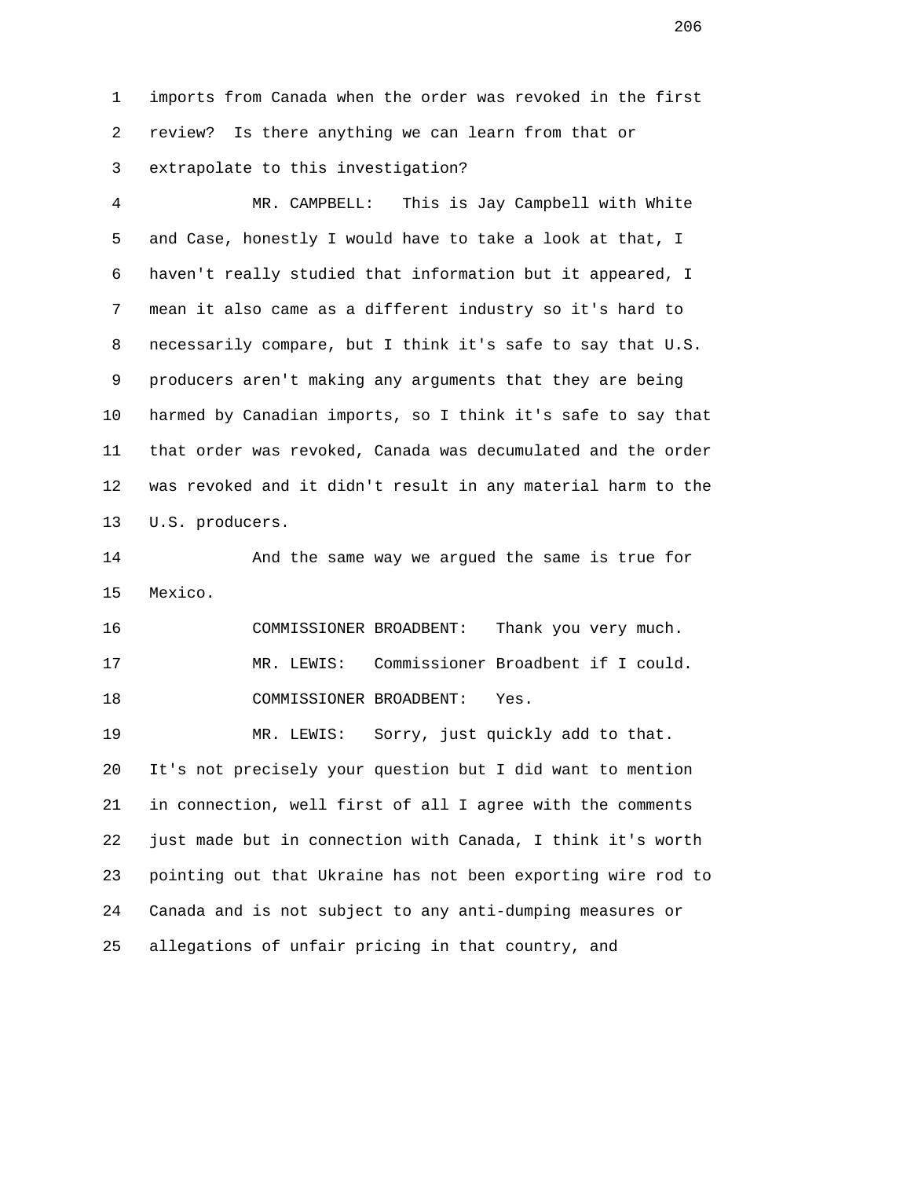imports from Canada when the order was revoked in the first review? Is there anything we can learn from that or extrapolate to this investigation?

MR. CAMPBELL: This is Jay Campbell with White and Case, honestly I would have to take a look at that, I haven't really studied that information but it appeared, I mean it also came as a different industry so it's hard to necessarily compare, but I think it's safe to say that U.S. producers aren't making any arguments that they are being harmed by Canadian imports, so I think it's safe to say that that order was revoked, Canada was decumulated and the order was revoked and it didn't result in any material harm to the U.S. producers.

And the same way we argued the same is true for Mexico.

COMMISSIONER BROADBENT: Thank you very much.

MR. LEWIS: Commissioner Broadbent if I could.

COMMISSIONER BROADBENT: Yes.

MR. LEWIS: Sorry, just quickly add to that. It's not precisely your question but I did want to mention in connection, well first of all I agree with the comments just made but in connection with Canada, I think it's worth pointing out that Ukraine has not been exporting wire rod to Canada and is not subject to any anti-dumping measures or allegations of unfair pricing in that country, and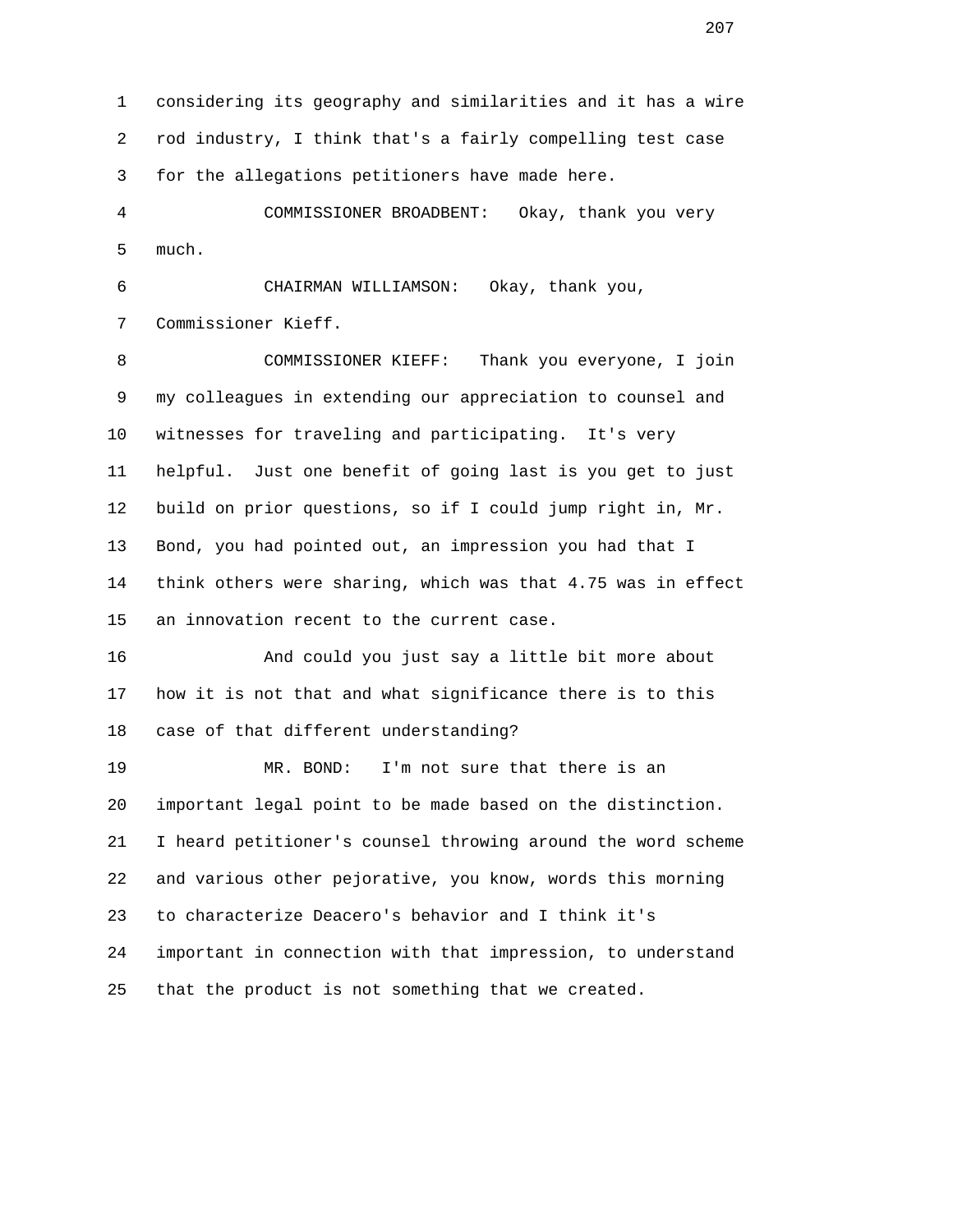considering its geography and similarities and it has a wire rod industry, I think that's a fairly compelling test case for the allegations petitioners have made here.

COMMISSIONER BROADBENT: Okay, thank you very much.

CHAIRMAN WILLIAMSON: Okay, thank you, Commissioner Kieff.

COMMISSIONER KIEFF: Thank you everyone, I join my colleagues in extending our appreciation to counsel and witnesses for traveling and participating. It's very helpful. Just one benefit of going last is you get to just build on prior questions, so if I could jump right in, Mr. Bond, you had pointed out, an impression you had that I think others were sharing, which was that 4.75 was in effect an innovation recent to the current case.

And could you just say a little bit more about how it is not that and what significance there is to this case of that different understanding?

MR. BOND: I'm not sure that there is an important legal point to be made based on the distinction. I heard petitioner's counsel throwing around the word scheme and various other pejorative, you know, words this morning to characterize Deacero's behavior and I think it's important in connection with that impression, to understand that the product is not something that we created.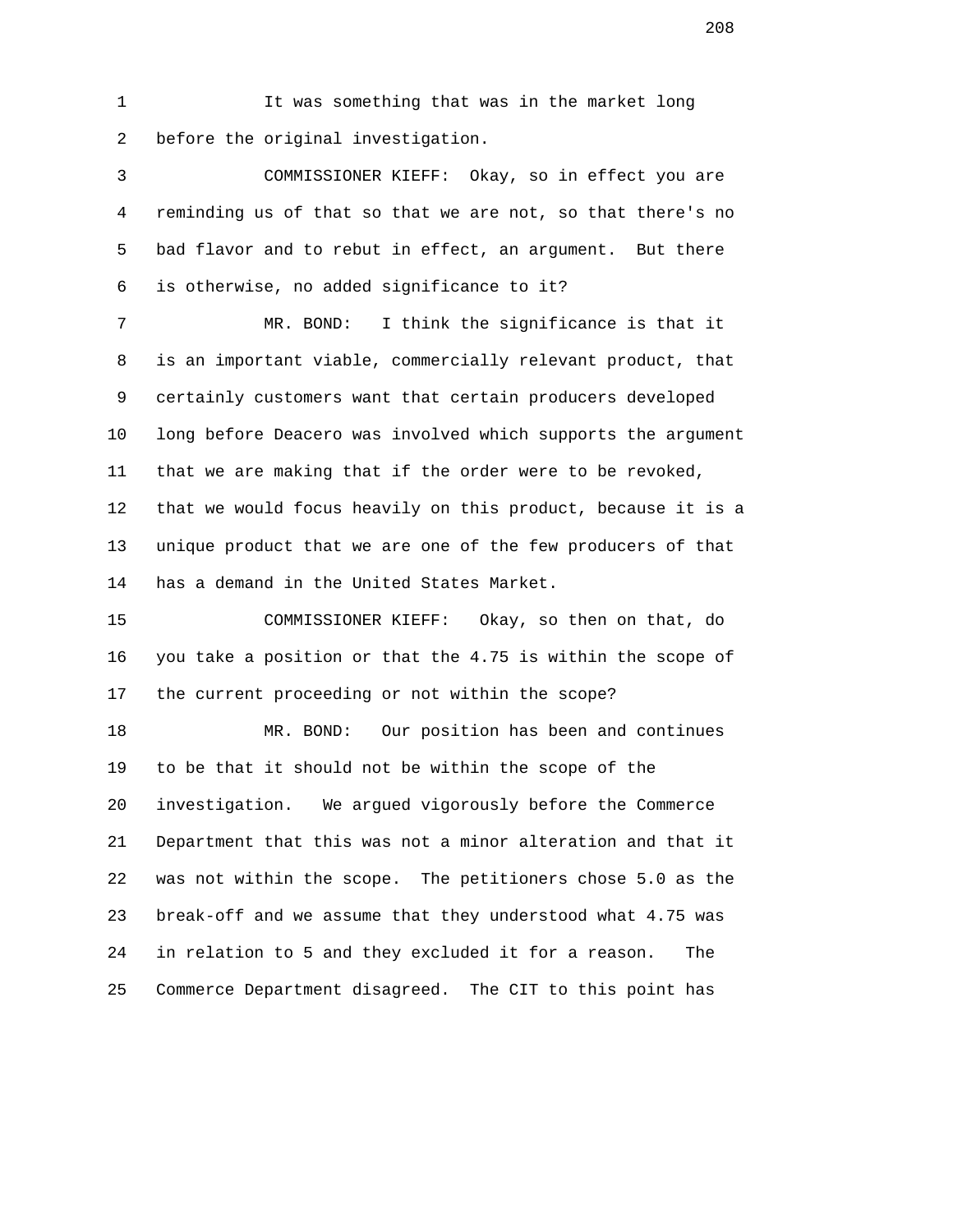It was something that was in the market long before the original investigation.

COMMISSIONER KIEFF: Okay, so in effect you are reminding us of that so that we are not, so that there's no bad flavor and to rebut in effect, an argument. But there is otherwise, no added significance to it?

MR. BOND: I think the significance is that it is an important viable, commercially relevant product, that certainly customers want that certain producers developed long before Deacero was involved which supports the argument that we are making that if the order were to be revoked, that we would focus heavily on this product, because it is a unique product that we are one of the few producers of that has a demand in the United States Market.

COMMISSIONER KIEFF: Okay, so then on that, do you take a position or that the 4.75 is within the scope of the current proceeding or not within the scope?

MR. BOND: Our position has been and continues to be that it should not be within the scope of the investigation. We argued vigorously before the Commerce Department that this was not a minor alteration and that it was not within the scope. The petitioners chose 5.0 as the break-off and we assume that they understood what 4.75 was in relation to 5 and they excluded it for a reason. The Commerce Department disagreed. The CIT to this point has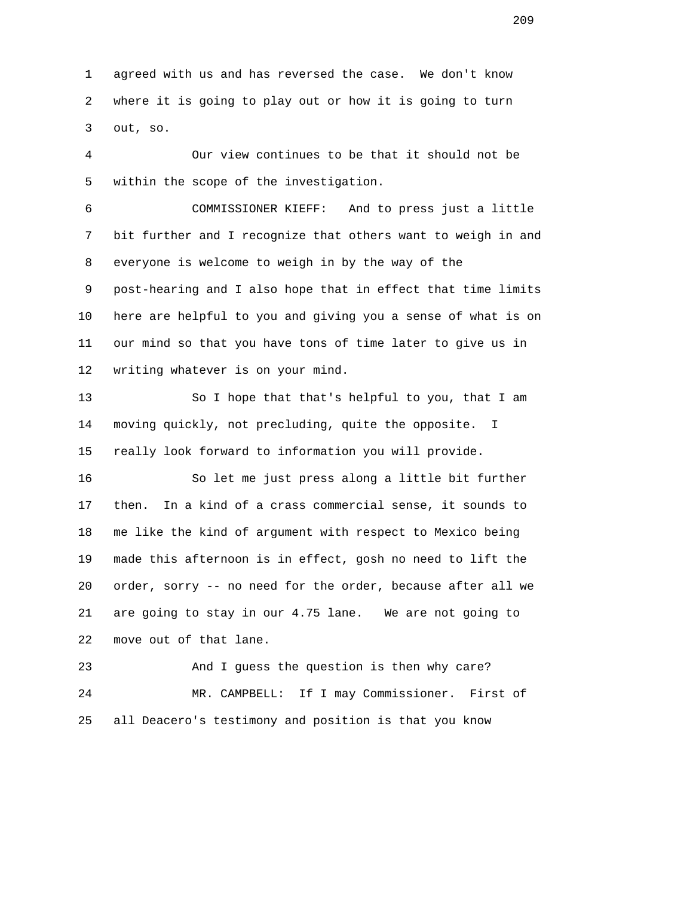agreed with us and has reversed the case. We don't know where it is going to play out or how it is going to turn out, so.

Our view continues to be that it should not be within the scope of the investigation.

COMMISSIONER KIEFF: And to press just a little bit further and I recognize that others want to weigh in and everyone is welcome to weigh in by the way of the post-hearing and I also hope that in effect that time limits here are helpful to you and giving you a sense of what is on our mind so that you have tons of time later to give us in writing whatever is on your mind.

So I hope that that's helpful to you, that I am moving quickly, not precluding, quite the opposite. I really look forward to information you will provide.

So let me just press along a little bit further then. In a kind of a crass commercial sense, it sounds to me like the kind of argument with respect to Mexico being made this afternoon is in effect, gosh no need to lift the order, sorry -- no need for the order, because after all we are going to stay in our 4.75 lane. We are not going to move out of that lane.

And I guess the question is then why care?

MR. CAMPBELL: If I may Commissioner. First of all Deacero's testimony and position is that you know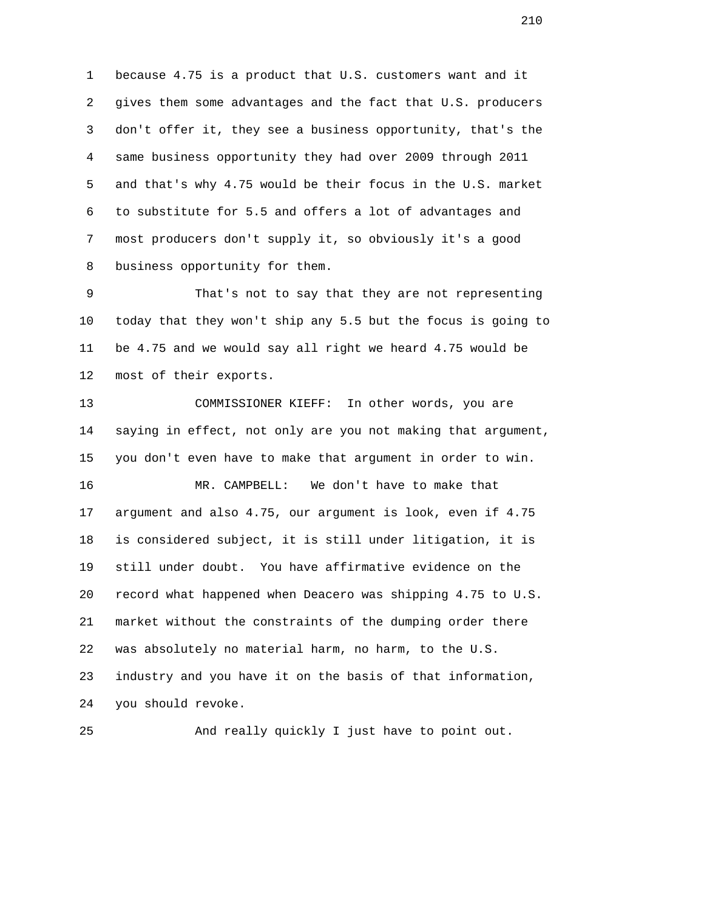because 4.75 is a product that U.S. customers want and it gives them some advantages and the fact that U.S. producers don't offer it, they see a business opportunity, that's the same business opportunity they had over 2009 through 2011 and that's why 4.75 would be their focus in the U.S. market to substitute for 5.5 and offers a lot of advantages and most producers don't supply it, so obviously it's a good business opportunity for them.

That's not to say that they are not representing today that they won't ship any 5.5 but the focus is going to be 4.75 and we would say all right we heard 4.75 would be most of their exports.

COMMISSIONER KIEFF: In other words, you are saying in effect, not only are you not making that argument, you don't even have to make that argument in order to win.

MR. CAMPBELL: We don't have to make that argument and also 4.75, our argument is look, even if 4.75 is considered subject, it is still under litigation, it is still under doubt. You have affirmative evidence on the record what happened when Deacero was shipping 4.75 to U.S. market without the constraints of the dumping order there was absolutely no material harm, no harm, to the U.S. industry and you have it on the basis of that information, you should revoke.

And really quickly I just have to point out.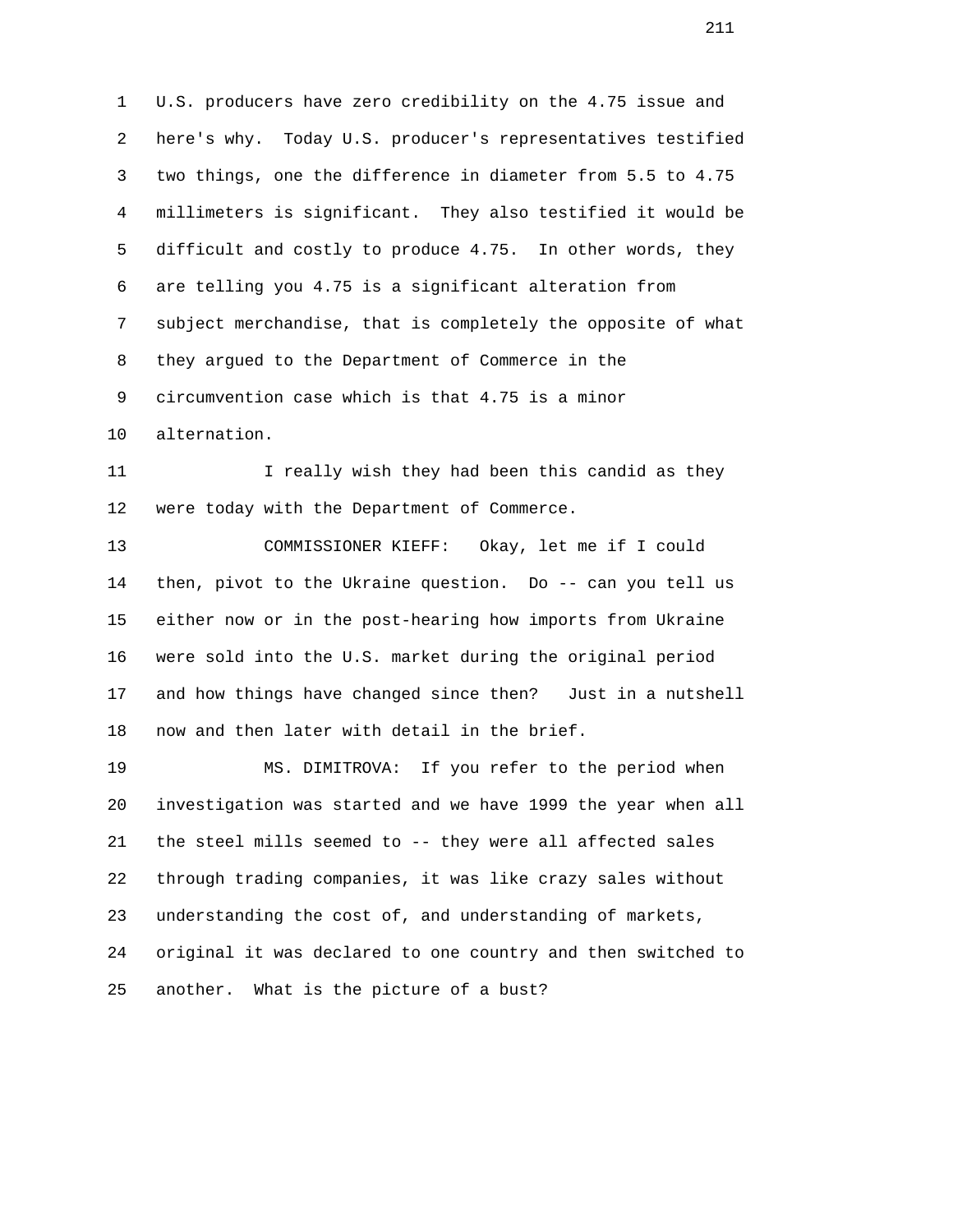U.S. producers have zero credibility on the 4.75 issue and here's why. Today U.S. producer's representatives testified two things, one the difference in diameter from 5.5 to 4.75 millimeters is significant. They also testified it would be difficult and costly to produce 4.75. In other words, they are telling you 4.75 is a significant alteration from subject merchandise, that is completely the opposite of what they argued to the Department of Commerce in the circumvention case which is that 4.75 is a minor alternation.

I really wish they had been this candid as they were today with the Department of Commerce.

COMMISSIONER KIEFF: Okay, let me if I could then, pivot to the Ukraine question. Do -- can you tell us either now or in the post-hearing how imports from Ukraine were sold into the U.S. market during the original period and how things have changed since then? Just in a nutshell now and then later with detail in the brief.

MS. DIMITROVA: If you refer to the period when investigation was started and we have 1999 the year when all the steel mills seemed to -- they were all affected sales through trading companies, it was like crazy sales without understanding the cost of, and understanding of markets, original it was declared to one country and then switched to another. What is the picture of a bust?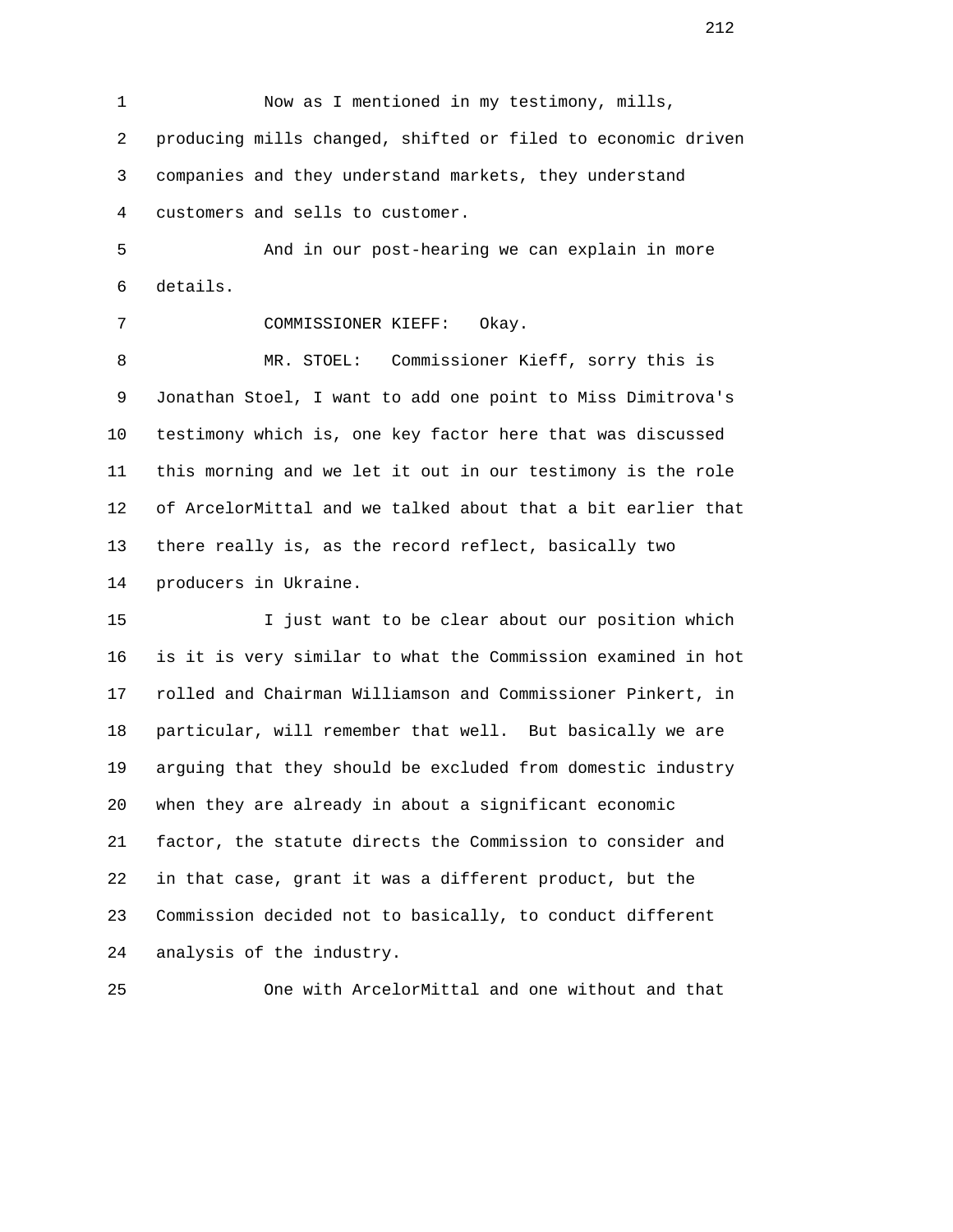Now as I mentioned in my testimony, mills, producing mills changed, shifted or filed to economic driven companies and they understand markets, they understand customers and sells to customer.

And in our post-hearing we can explain in more details.

COMMISSIONER KIEFF: Okay.

MR. STOEL: Commissioner Kieff, sorry this is Jonathan Stoel, I want to add one point to Miss Dimitrova's testimony which is, one key factor here that was discussed this morning and we let it out in our testimony is the role of ArcelorMittal and we talked about that a bit earlier that there really is, as the record reflect, basically two producers in Ukraine.

I just want to be clear about our position which is it is very similar to what the Commission examined in hot rolled and Chairman Williamson and Commissioner Pinkert, in particular, will remember that well. But basically we are arguing that they should be excluded from domestic industry when they are already in about a significant economic factor, the statute directs the Commission to consider and in that case, grant it was a different product, but the Commission decided not to basically, to conduct different analysis of the industry.

One with ArcelorMittal and one without and that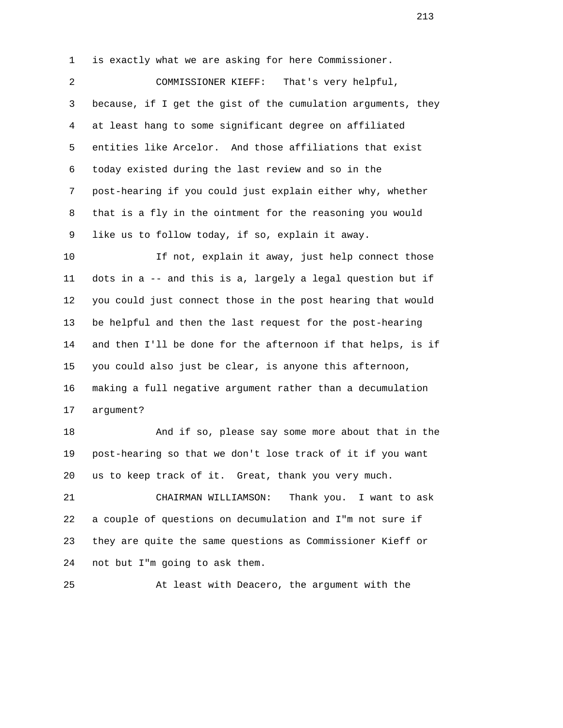is exactly what we are asking for here Commissioner.

COMMISSIONER KIEFF: That's very helpful, because, if I get the gist of the cumulation arguments, they at least hang to some significant degree on affiliated entities like Arcelor. And those affiliations that exist today existed during the last review and so in the post-hearing if you could just explain either why, whether that is a fly in the ointment for the reasoning you would like us to follow today, if so, explain it away.

If not, explain it away, just help connect those dots in a -- and this is a, largely a legal question but if you could just connect those in the post hearing that would be helpful and then the last request for the post-hearing and then I'll be done for the afternoon if that helps, is if you could also just be clear, is anyone this afternoon, making a full negative argument rather than a decumulation argument?

And if so, please say some more about that in the post-hearing so that we don't lose track of it if you want us to keep track of it. Great, thank you very much.

CHAIRMAN WILLIAMSON: Thank you. I want to ask a couple of questions on decumulation and I"m not sure if they are quite the same questions as Commissioner Kieff or not but I"m going to ask them.

At least with Deacero, the argument with the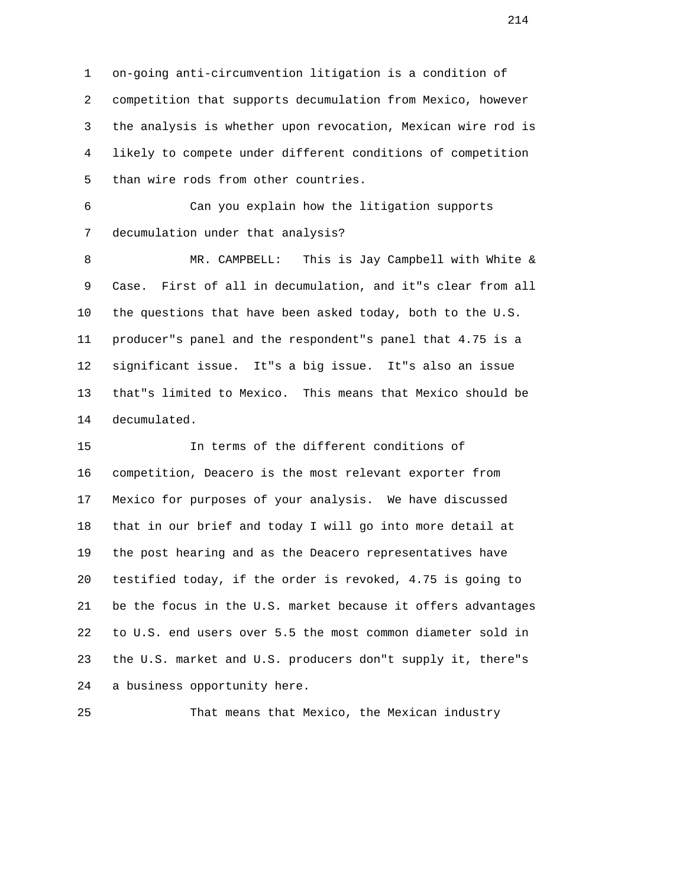on-going anti-circumvention litigation is a condition of competition that supports decumulation from Mexico, however the analysis is whether upon revocation, Mexican wire rod is likely to compete under different conditions of competition than wire rods from other countries.

Can you explain how the litigation supports decumulation under that analysis?

MR. CAMPBELL: This is Jay Campbell with White & Case. First of all in decumulation, and it"s clear from all the questions that have been asked today, both to the U.S. producer"s panel and the respondent"s panel that 4.75 is a significant issue. It"s a big issue. It"s also an issue that"s limited to Mexico. This means that Mexico should be decumulated.

In terms of the different conditions of competition, Deacero is the most relevant exporter from Mexico for purposes of your analysis. We have discussed that in our brief and today I will go into more detail at the post hearing and as the Deacero representatives have testified today, if the order is revoked, 4.75 is going to be the focus in the U.S. market because it offers advantages to U.S. end users over 5.5 the most common diameter sold in the U.S. market and U.S. producers don"t supply it, there"s a business opportunity here.

That means that Mexico, the Mexican industry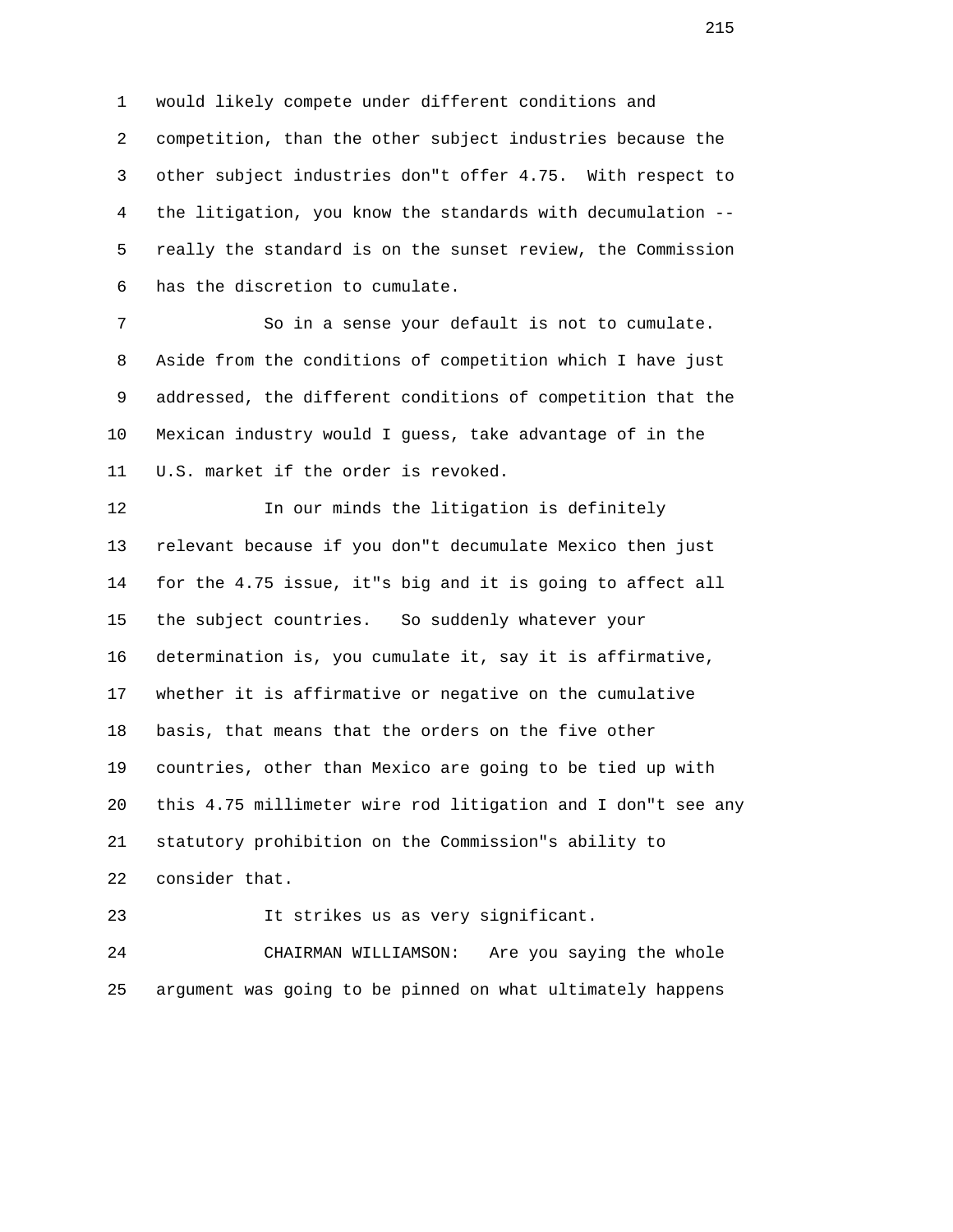would likely compete under different conditions and competition, than the other subject industries because the other subject industries don"t offer 4.75. With respect to the litigation, you know the standards with decumulation -- really the standard is on the sunset review, the Commission has the discretion to cumulate.

So in a sense your default is not to cumulate. Aside from the conditions of competition which I have just addressed, the different conditions of competition that the Mexican industry would I guess, take advantage of in the U.S. market if the order is revoked.

In our minds the litigation is definitely relevant because if you don"t decumulate Mexico then just for the 4.75 issue, it"s big and it is going to affect all the subject countries. So suddenly whatever your determination is, you cumulate it, say it is affirmative, whether it is affirmative or negative on the cumulative basis, that means that the orders on the five other countries, other than Mexico are going to be tied up with this 4.75 millimeter wire rod litigation and I don"t see any statutory prohibition on the Commission"s ability to consider that.

It strikes us as very significant.

CHAIRMAN WILLIAMSON: Are you saying the whole argument was going to be pinned on what ultimately happens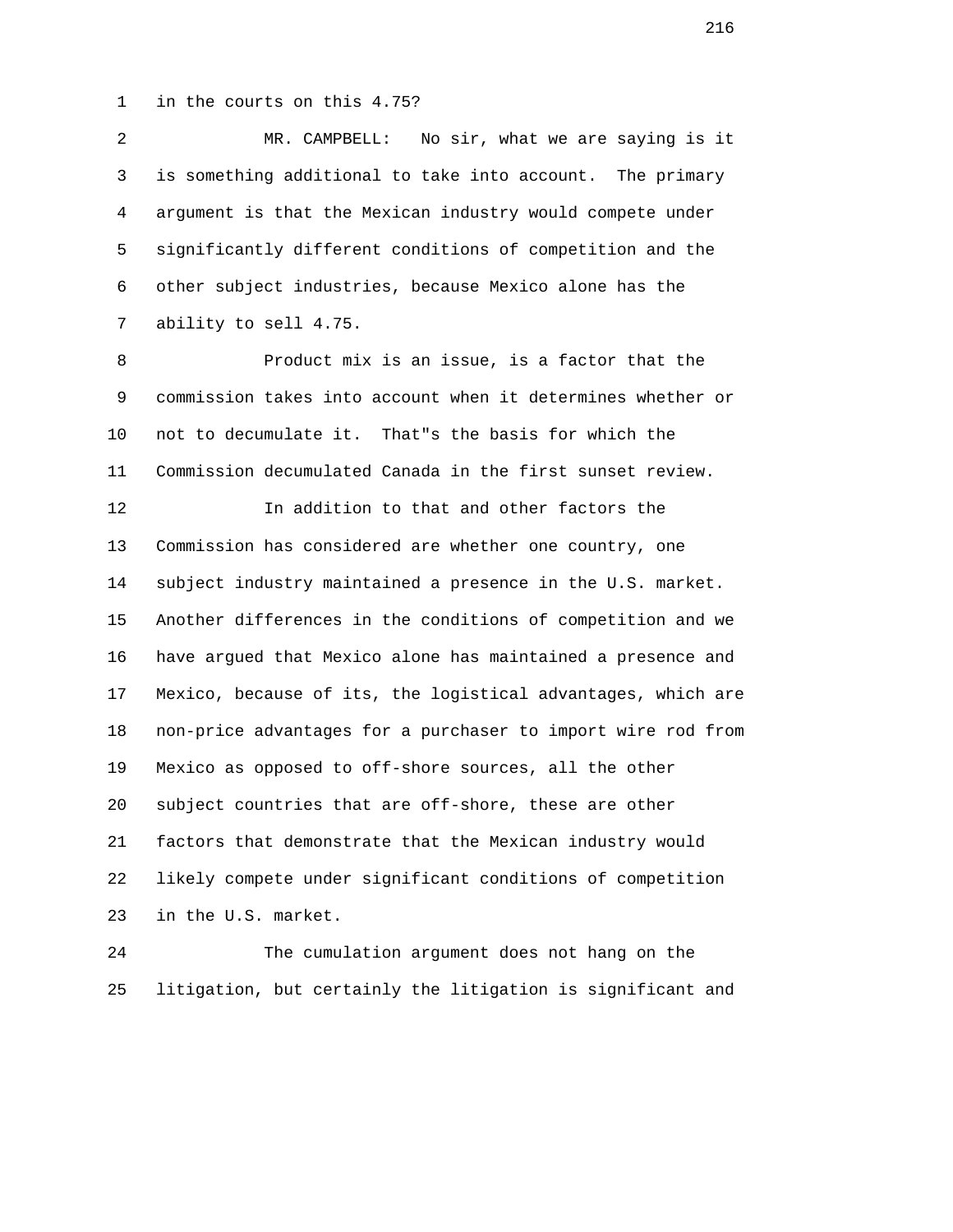1 in the courts on this 4.75?

2 MR. CAMPBELL: No sir, what we are saying is it
3 is something additional to take into account. The primary
4 argument is that the Mexican industry would compete under
5 significantly different conditions of competition and the
6 other subject industries, because Mexico alone has the
7 ability to sell 4.75.

8 Product mix is an issue, is a factor that the
9 commission takes into account when it determines whether or
10 not to decumulate it. That"s the basis for which the
11 Commission decumulated Canada in the first sunset review.

12 In addition to that and other factors the
13 Commission has considered are whether one country, one
14 subject industry maintained a presence in the U.S. market.
15 Another differences in the conditions of competition and we
16 have argued that Mexico alone has maintained a presence and
17 Mexico, because of its, the logistical advantages, which are
18 non-price advantages for a purchaser to import wire rod from
19 Mexico as opposed to off-shore sources, all the other
20 subject countries that are off-shore, these are other
21 factors that demonstrate that the Mexican industry would
22 likely compete under significant conditions of competition
23 in the U.S. market.

24 The cumulation argument does not hang on the
25 litigation, but certainly the litigation is significant and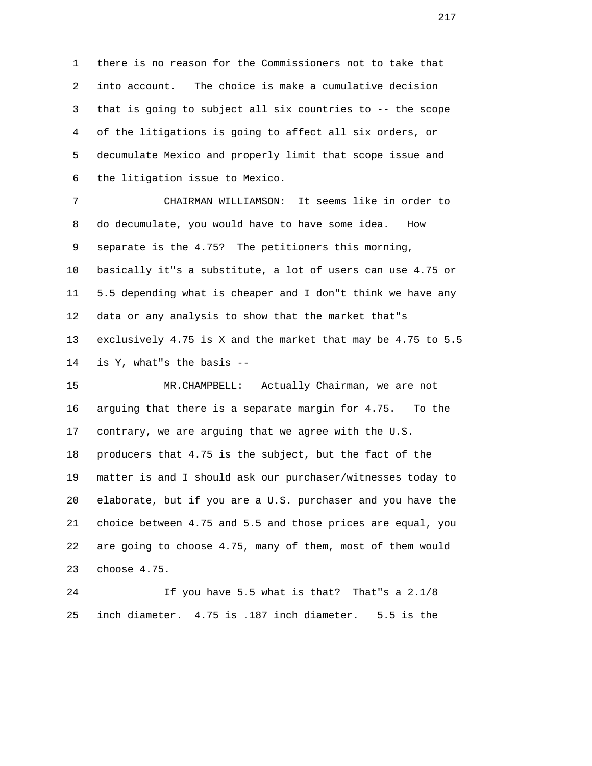1 there is no reason for the Commissioners not to take that
2 into account. The choice is make a cumulative decision
3 that is going to subject all six countries to -- the scope
4 of the litigations is going to affect all six orders, or
5 decumulate Mexico and properly limit that scope issue and
6 the litigation issue to Mexico.

7 CHAIRMAN WILLIAMSON: It seems like in order to
8 do decumulate, you would have to have some idea. How
9 separate is the 4.75? The petitioners this morning,
10 basically it"s a substitute, a lot of users can use 4.75 or
11 5.5 depending what is cheaper and I don"t think we have any
12 data or any analysis to show that the market that"s
13 exclusively 4.75 is X and the market that may be 4.75 to 5.5
14 is Y, what"s the basis --

15 MR.CHAMPBELL: Actually Chairman, we are not
16 arguing that there is a separate margin for 4.75. To the
17 contrary, we are arguing that we agree with the U.S.
18 producers that 4.75 is the subject, but the fact of the
19 matter is and I should ask our purchaser/witnesses today to
20 elaborate, but if you are a U.S. purchaser and you have the
21 choice between 4.75 and 5.5 and those prices are equal, you
22 are going to choose 4.75, many of them, most of them would
23 choose 4.75.

24 If you have 5.5 what is that? That"s a 2.1/8
25 inch diameter. 4.75 is .187 inch diameter. 5.5 is the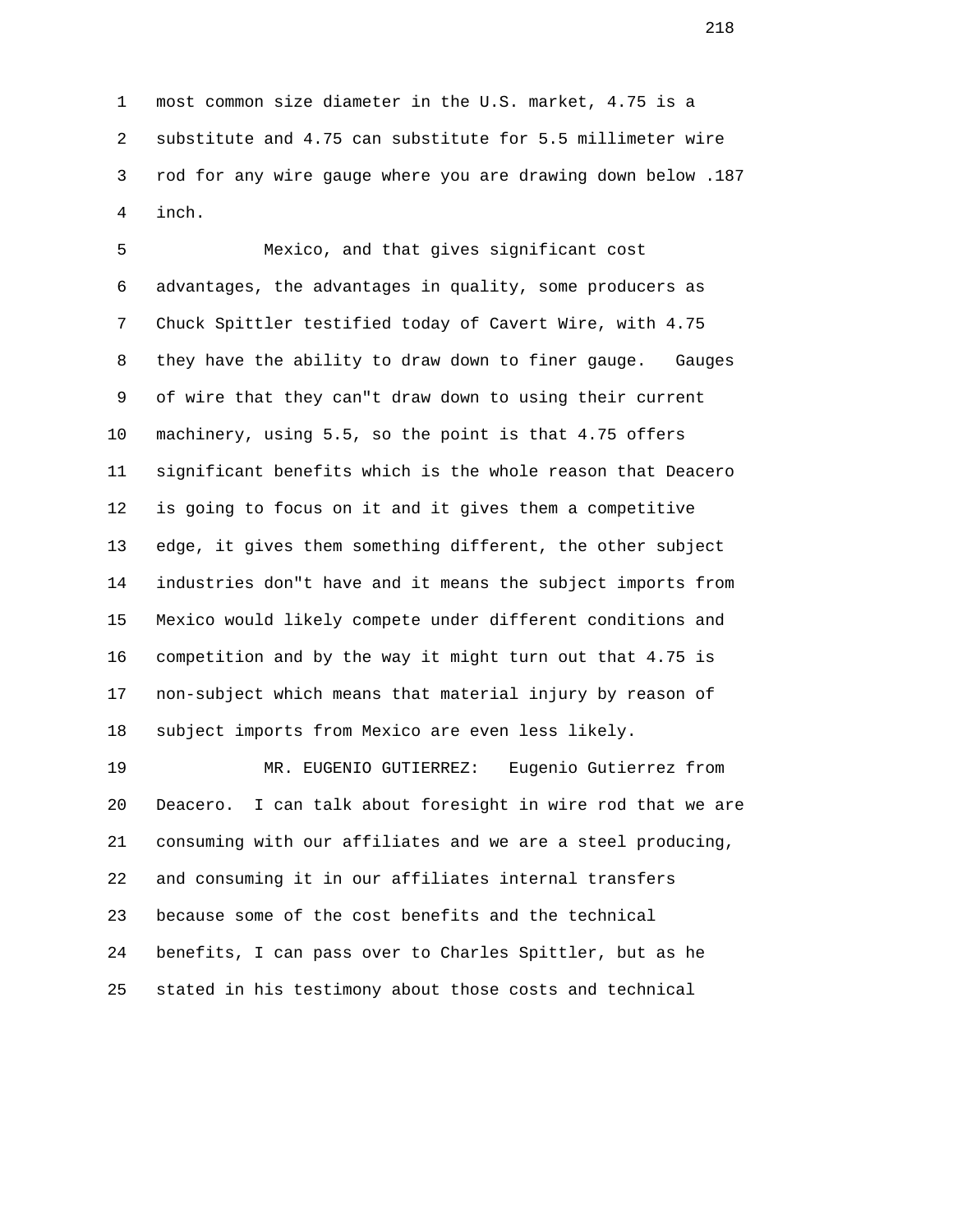most common size diameter in the U.S. market, 4.75 is a substitute and 4.75 can substitute for 5.5 millimeter wire rod for any wire gauge where you are drawing down below .187 inch.

Mexico, and that gives significant cost advantages, the advantages in quality, some producers as Chuck Spittler testified today of Cavert Wire, with 4.75 they have the ability to draw down to finer gauge. Gauges of wire that they can"t draw down to using their current machinery, using 5.5, so the point is that 4.75 offers significant benefits which is the whole reason that Deacero is going to focus on it and it gives them a competitive edge, it gives them something different, the other subject industries don"t have and it means the subject imports from Mexico would likely compete under different conditions and competition and by the way it might turn out that 4.75 is non-subject which means that material injury by reason of subject imports from Mexico are even less likely.

MR. EUGENIO GUTIERREZ: Eugenio Gutierrez from Deacero. I can talk about foresight in wire rod that we are consuming with our affiliates and we are a steel producing, and consuming it in our affiliates internal transfers because some of the cost benefits and the technical benefits, I can pass over to Charles Spittler, but as he stated in his testimony about those costs and technical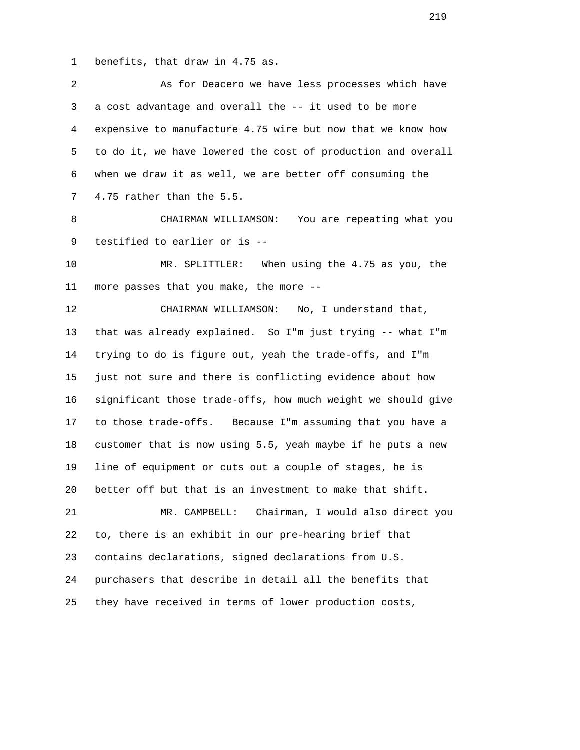benefits, that draw in 4.75 as.

As for Deacero we have less processes which have a cost advantage and overall the -- it used to be more expensive to manufacture 4.75 wire but now that we know how to do it, we have lowered the cost of production and overall when we draw it as well, we are better off consuming the 4.75 rather than the 5.5.

CHAIRMAN WILLIAMSON: You are repeating what you testified to earlier or is --

MR. SPLITTLER: When using the 4.75 as you, the more passes that you make, the more --

CHAIRMAN WILLIAMSON: No, I understand that, that was already explained. So I"m just trying -- what I"m trying to do is figure out, yeah the trade-offs, and I"m just not sure and there is conflicting evidence about how significant those trade-offs, how much weight we should give to those trade-offs. Because I"m assuming that you have a customer that is now using 5.5, yeah maybe if he puts a new line of equipment or cuts out a couple of stages, he is better off but that is an investment to make that shift.

MR. CAMPBELL: Chairman, I would also direct you to, there is an exhibit in our pre-hearing brief that contains declarations, signed declarations from U.S. purchasers that describe in detail all the benefits that they have received in terms of lower production costs,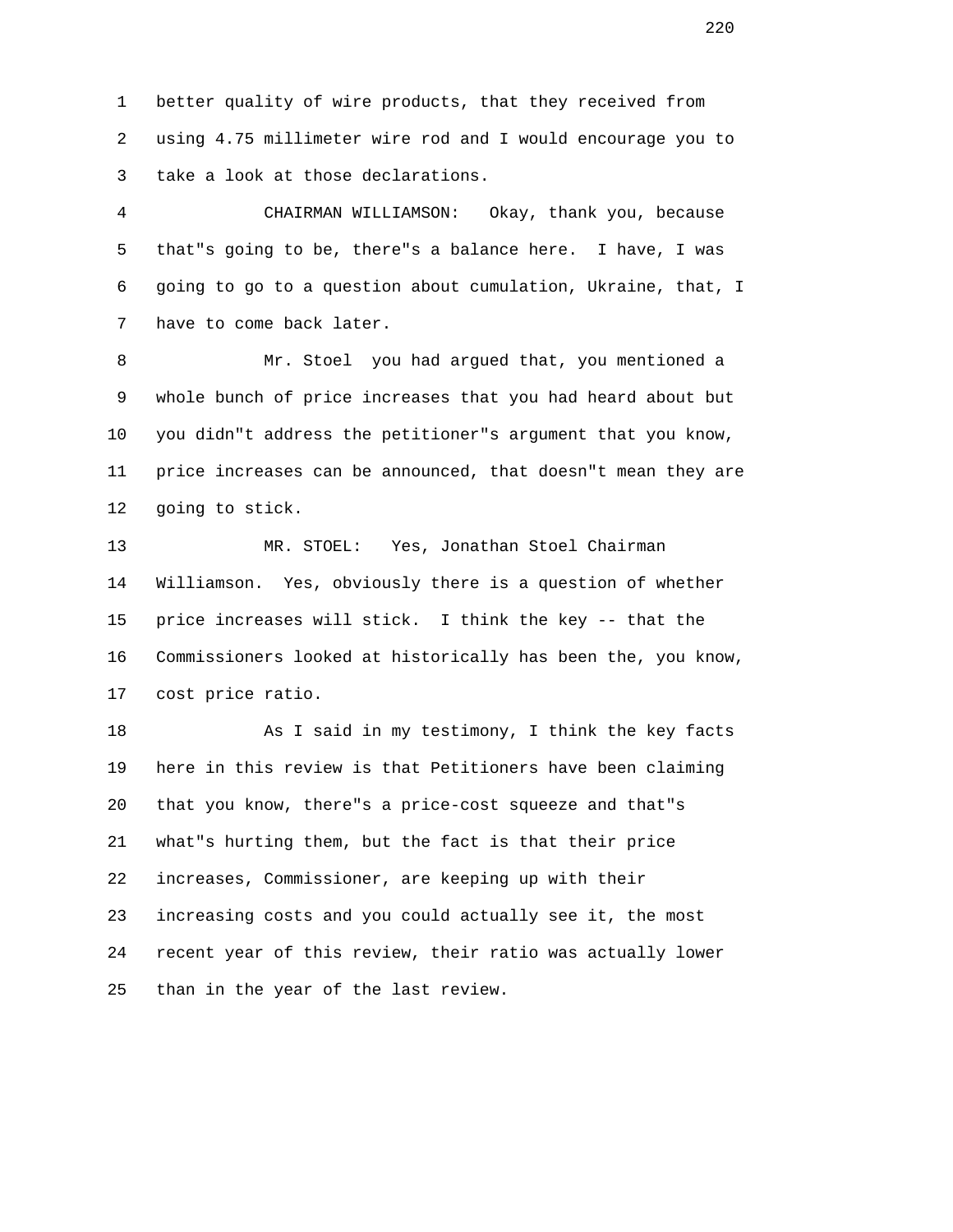better quality of wire products, that they received from using 4.75 millimeter wire rod and I would encourage you to take a look at those declarations.

CHAIRMAN WILLIAMSON: Okay, thank you, because that"s going to be, there"s a balance here. I have, I was going to go to a question about cumulation, Ukraine, that, I have to come back later.

Mr. Stoel you had argued that, you mentioned a whole bunch of price increases that you had heard about but you didn"t address the petitioner"s argument that you know, price increases can be announced, that doesn"t mean they are going to stick.

MR. STOEL: Yes, Jonathan Stoel Chairman Williamson. Yes, obviously there is a question of whether price increases will stick. I think the key -- that the Commissioners looked at historically has been the, you know, cost price ratio.

As I said in my testimony, I think the key facts here in this review is that Petitioners have been claiming that you know, there"s a price-cost squeeze and that"s what"s hurting them, but the fact is that their price increases, Commissioner, are keeping up with their increasing costs and you could actually see it, the most recent year of this review, their ratio was actually lower than in the year of the last review.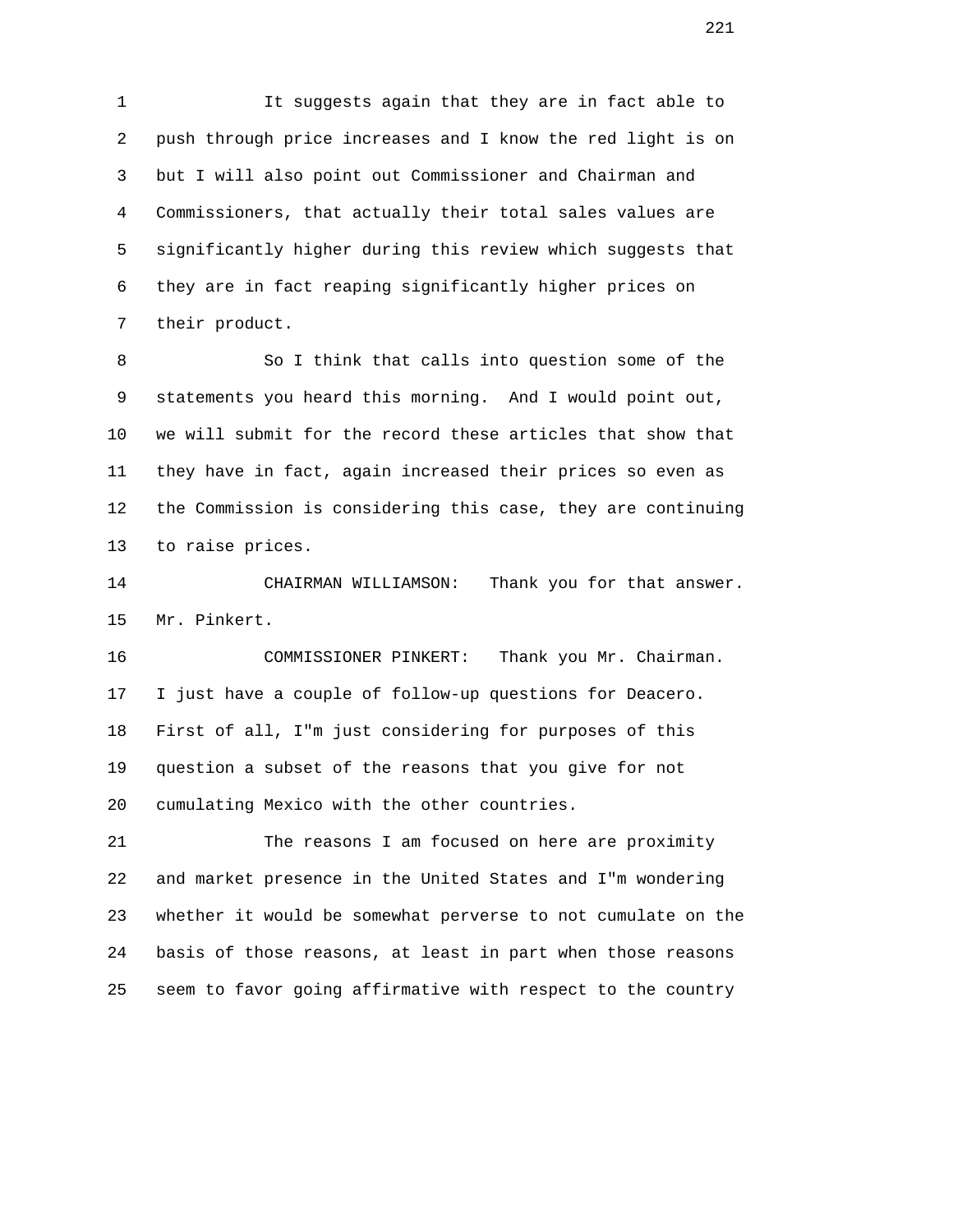It suggests again that they are in fact able to push through price increases and I know the red light is on but I will also point out Commissioner and Chairman and Commissioners, that actually their total sales values are significantly higher during this review which suggests that they are in fact reaping significantly higher prices on their product.

So I think that calls into question some of the statements you heard this morning. And I would point out, we will submit for the record these articles that show that they have in fact, again increased their prices so even as the Commission is considering this case, they are continuing to raise prices.

CHAIRMAN WILLIAMSON: Thank you for that answer. Mr. Pinkert.

COMMISSIONER PINKERT: Thank you Mr. Chairman. I just have a couple of follow-up questions for Deacero. First of all, I"m just considering for purposes of this question a subset of the reasons that you give for not cumulating Mexico with the other countries.

The reasons I am focused on here are proximity and market presence in the United States and I"m wondering whether it would be somewhat perverse to not cumulate on the basis of those reasons, at least in part when those reasons seem to favor going affirmative with respect to the country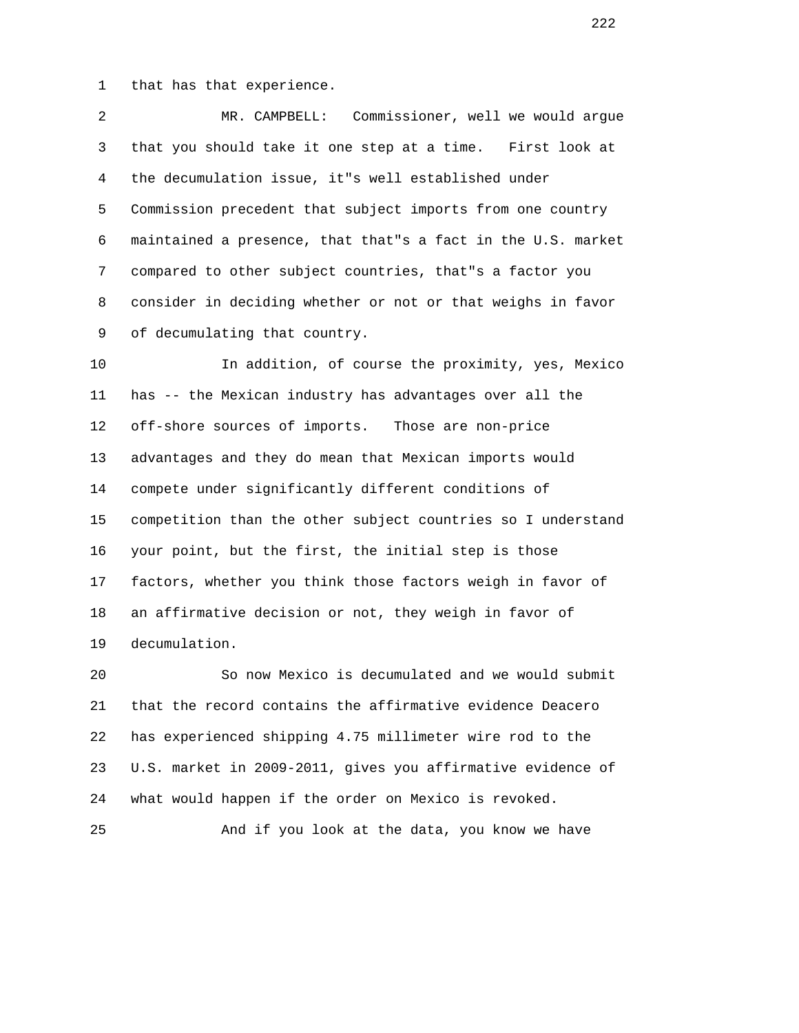that has that experience.

MR. CAMPBELL: Commissioner, well we would argue that you should take it one step at a time. First look at the decumulation issue, it"s well established under Commission precedent that subject imports from one country maintained a presence, that that"s a fact in the U.S. market compared to other subject countries, that"s a factor you consider in deciding whether or not or that weighs in favor of decumulating that country.

In addition, of course the proximity, yes, Mexico has -- the Mexican industry has advantages over all the off-shore sources of imports. Those are non-price advantages and they do mean that Mexican imports would compete under significantly different conditions of competition than the other subject countries so I understand your point, but the first, the initial step is those factors, whether you think those factors weigh in favor of an affirmative decision or not, they weigh in favor of decumulation.

So now Mexico is decumulated and we would submit that the record contains the affirmative evidence Deacero has experienced shipping 4.75 millimeter wire rod to the U.S. market in 2009-2011, gives you affirmative evidence of what would happen if the order on Mexico is revoked.

And if you look at the data, you know we have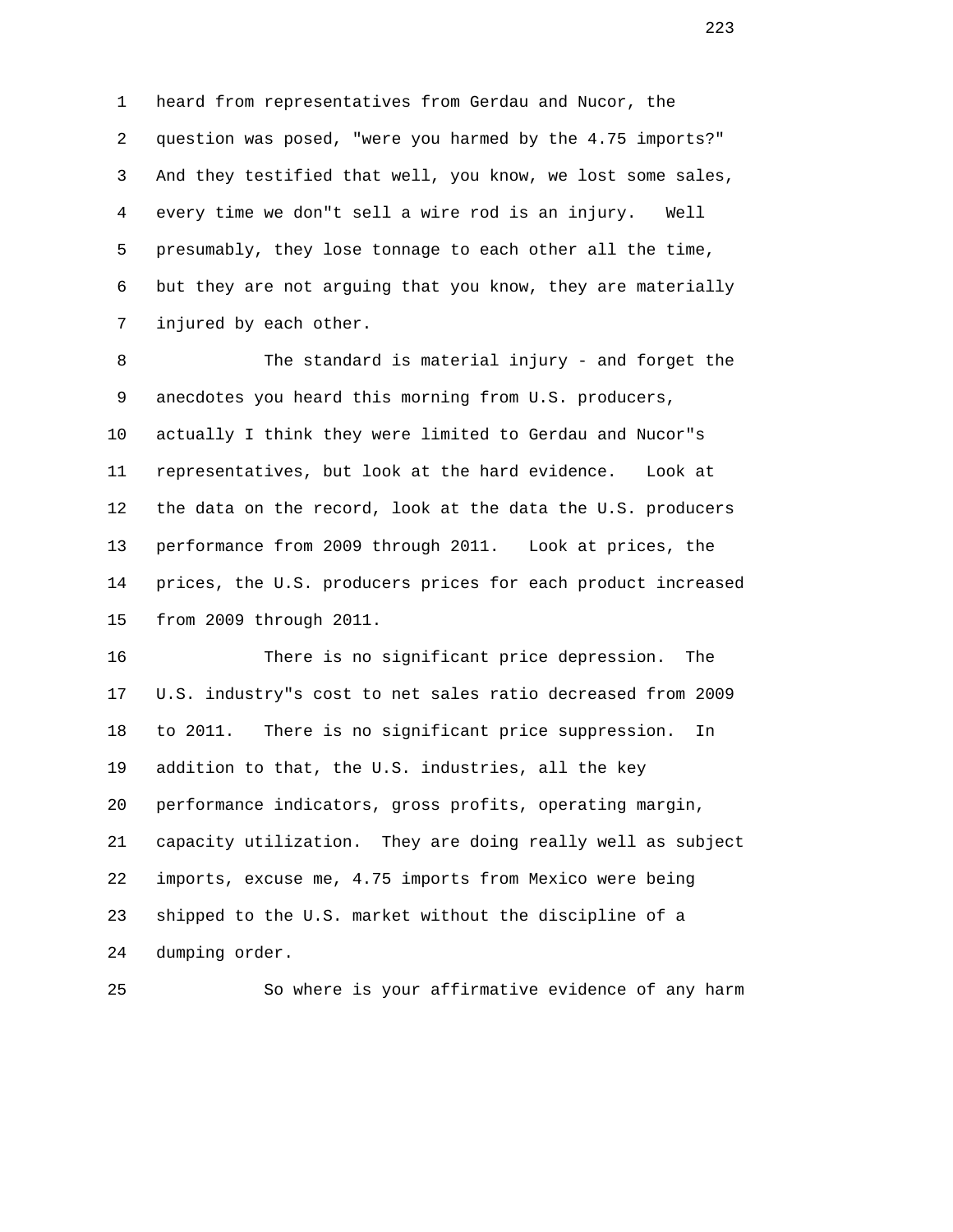heard from representatives from Gerdau and Nucor, the question was posed, "were you harmed by the 4.75 imports?" And they testified that well, you know, we lost some sales, every time we don"t sell a wire rod is an injury. Well presumably, they lose tonnage to each other all the time, but they are not arguing that you know, they are materially injured by each other.

The standard is material injury - and forget the anecdotes you heard this morning from U.S. producers, actually I think they were limited to Gerdau and Nucor"s representatives, but look at the hard evidence. Look at the data on the record, look at the data the U.S. producers performance from 2009 through 2011. Look at prices, the prices, the U.S. producers prices for each product increased from 2009 through 2011.

There is no significant price depression. The U.S. industry"s cost to net sales ratio decreased from 2009 to 2011. There is no significant price suppression. In addition to that, the U.S. industries, all the key performance indicators, gross profits, operating margin, capacity utilization. They are doing really well as subject imports, excuse me, 4.75 imports from Mexico were being shipped to the U.S. market without the discipline of a dumping order.

So where is your affirmative evidence of any harm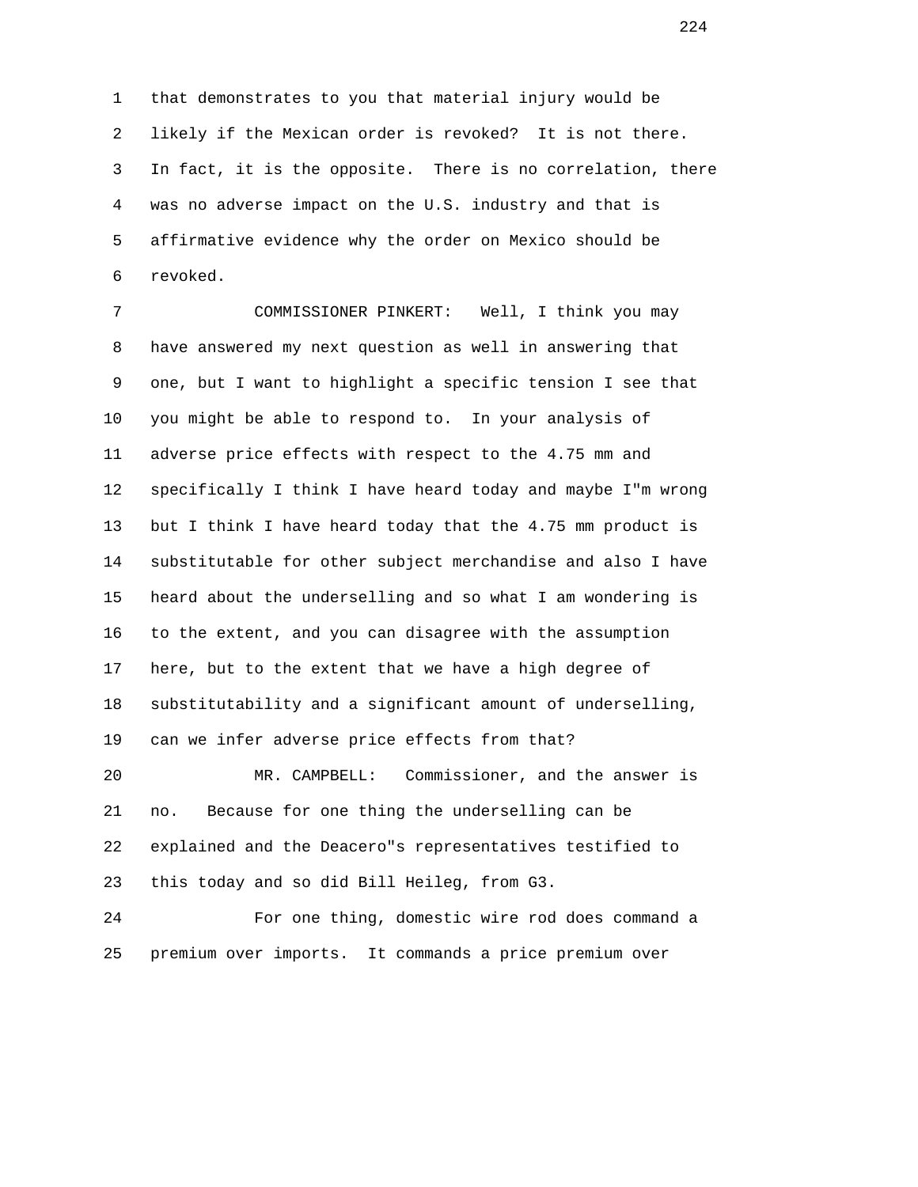that demonstrates to you that material injury would be likely if the Mexican order is revoked? It is not there. In fact, it is the opposite. There is no correlation, there was no adverse impact on the U.S. industry and that is affirmative evidence why the order on Mexico should be revoked.

COMMISSIONER PINKERT: Well, I think you may have answered my next question as well in answering that one, but I want to highlight a specific tension I see that you might be able to respond to. In your analysis of adverse price effects with respect to the 4.75 mm and specifically I think I have heard today and maybe I"m wrong but I think I have heard today that the 4.75 mm product is substitutable for other subject merchandise and also I have heard about the underselling and so what I am wondering is to the extent, and you can disagree with the assumption here, but to the extent that we have a high degree of substitutability and a significant amount of underselling, can we infer adverse price effects from that?

MR. CAMPBELL: Commissioner, and the answer is no. Because for one thing the underselling can be explained and the Deacero"s representatives testified to this today and so did Bill Heileg, from G3.

For one thing, domestic wire rod does command a premium over imports. It commands a price premium over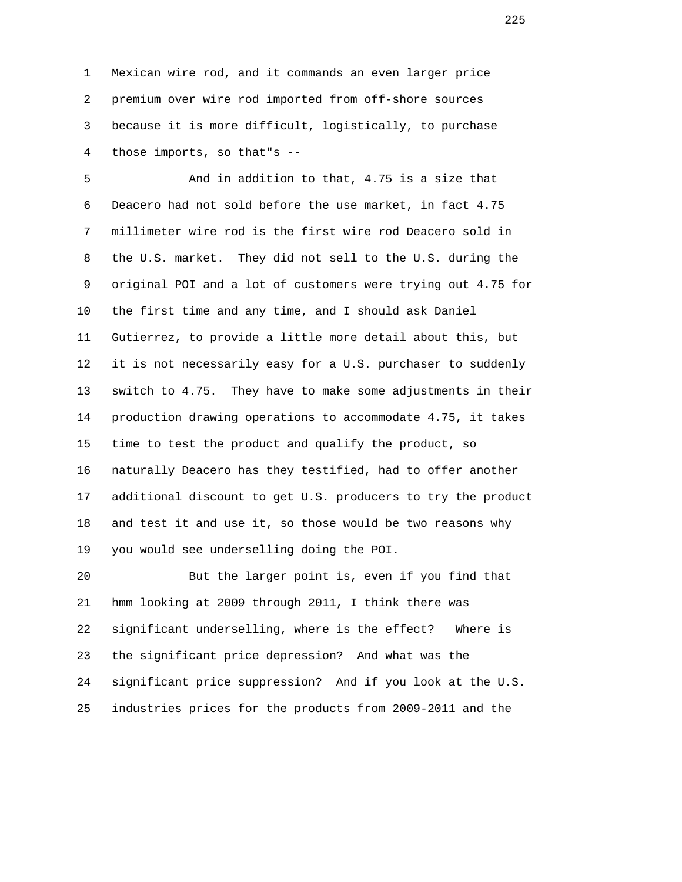Mexican wire rod, and it commands an even larger price premium over wire rod imported from off-shore sources because it is more difficult, logistically, to purchase those imports, so that"s --

And in addition to that, 4.75 is a size that Deacero had not sold before the use market, in fact 4.75 millimeter wire rod is the first wire rod Deacero sold in the U.S. market. They did not sell to the U.S. during the original POI and a lot of customers were trying out 4.75 for the first time and any time, and I should ask Daniel Gutierrez, to provide a little more detail about this, but it is not necessarily easy for a U.S. purchaser to suddenly switch to 4.75. They have to make some adjustments in their production drawing operations to accommodate 4.75, it takes time to test the product and qualify the product, so naturally Deacero has they testified, had to offer another additional discount to get U.S. producers to try the product and test it and use it, so those would be two reasons why you would see underselling doing the POI.

But the larger point is, even if you find that hmm looking at 2009 through 2011, I think there was significant underselling, where is the effect? Where is the significant price depression? And what was the significant price suppression? And if you look at the U.S. industries prices for the products from 2009-2011 and the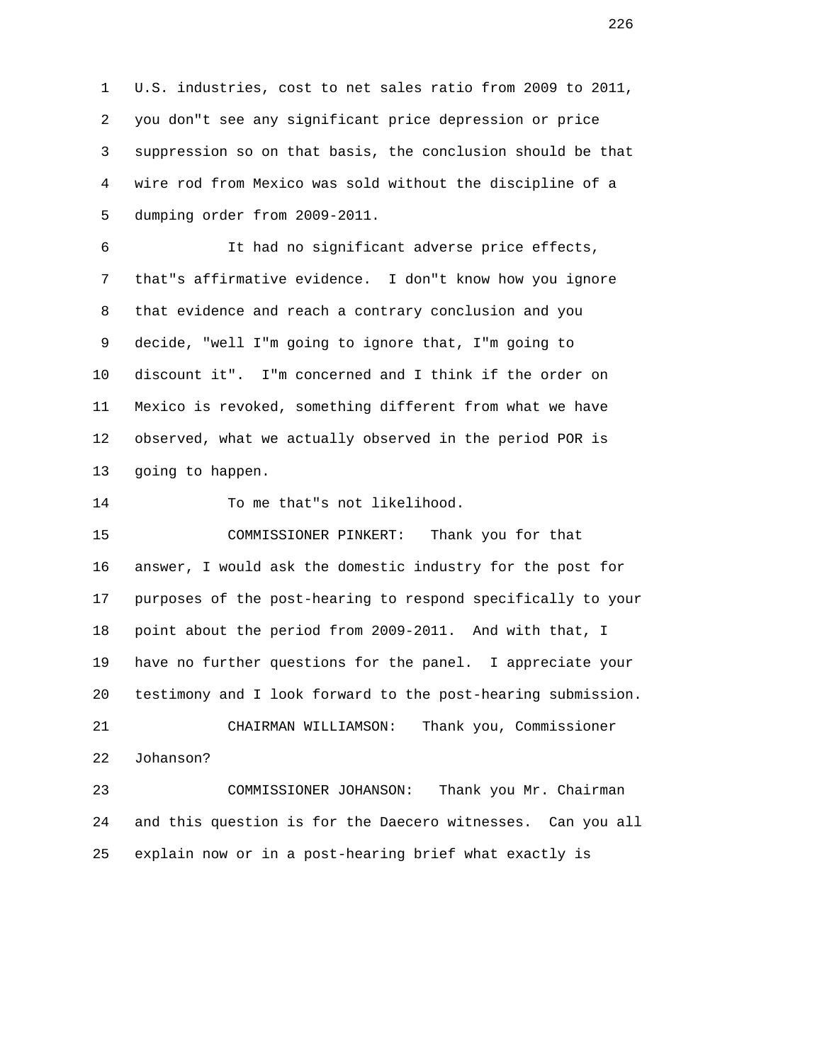1 U.S. industries, cost to net sales ratio from 2009 to 2011,
2 you don"t see any significant price depression or price
3 suppression so on that basis, the conclusion should be that
4 wire rod from Mexico was sold without the discipline of a
5 dumping order from 2009-2011.

6 It had no significant adverse price effects,
7 that"s affirmative evidence. I don"t know how you ignore
8 that evidence and reach a contrary conclusion and you
9 decide, "well I"m going to ignore that, I"m going to
10 discount it". I"m concerned and I think if the order on
11 Mexico is revoked, something different from what we have
12 observed, what we actually observed in the period POR is
13 going to happen.

14 To me that"s not likelihood.

15 COMMISSIONER PINKERT: Thank you for that
16 answer, I would ask the domestic industry for the post for
17 purposes of the post-hearing to respond specifically to your
18 point about the period from 2009-2011. And with that, I
19 have no further questions for the panel. I appreciate your
20 testimony and I look forward to the post-hearing submission.

21 CHAIRMAN WILLIAMSON: Thank you, Commissioner
22 Johanson?

23 COMMISSIONER JOHANSON: Thank you Mr. Chairman
24 and this question is for the Daecero witnesses. Can you all
25 explain now or in a post-hearing brief what exactly is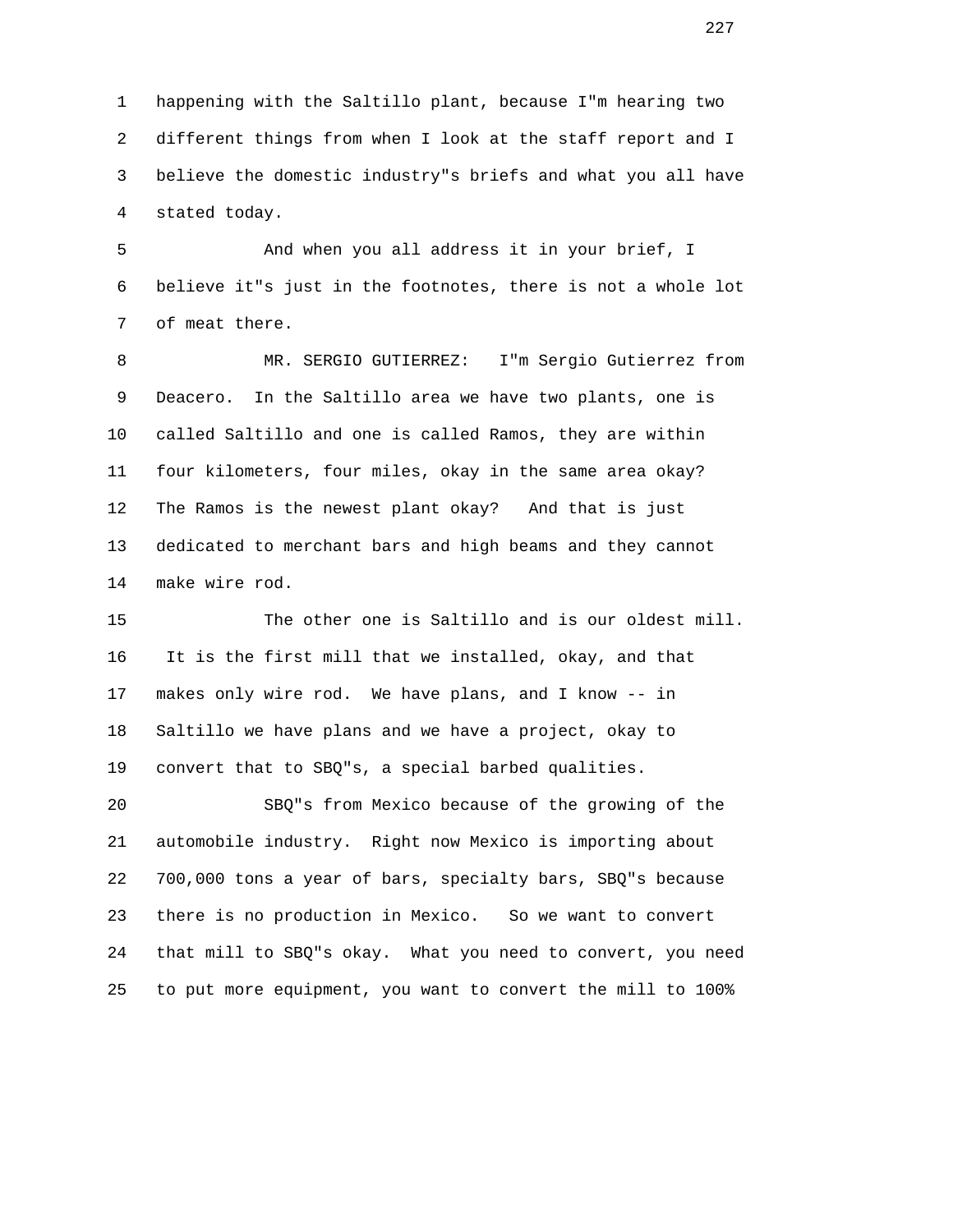happening with the Saltillo plant, because I"m hearing two different things from when I look at the staff report and I believe the domestic industry"s briefs and what you all have stated today.

And when you all address it in your brief, I believe it"s just in the footnotes, there is not a whole lot of meat there.

MR. SERGIO GUTIERREZ: I"m Sergio Gutierrez from Deacero. In the Saltillo area we have two plants, one is called Saltillo and one is called Ramos, they are within four kilometers, four miles, okay in the same area okay? The Ramos is the newest plant okay? And that is just dedicated to merchant bars and high beams and they cannot make wire rod.

The other one is Saltillo and is our oldest mill. It is the first mill that we installed, okay, and that makes only wire rod. We have plans, and I know -- in Saltillo we have plans and we have a project, okay to convert that to SBQ"s, a special barbed qualities.

SBQ"s from Mexico because of the growing of the automobile industry. Right now Mexico is importing about 700,000 tons a year of bars, specialty bars, SBQ"s because there is no production in Mexico. So we want to convert that mill to SBQ"s okay. What you need to convert, you need to put more equipment, you want to convert the mill to 100%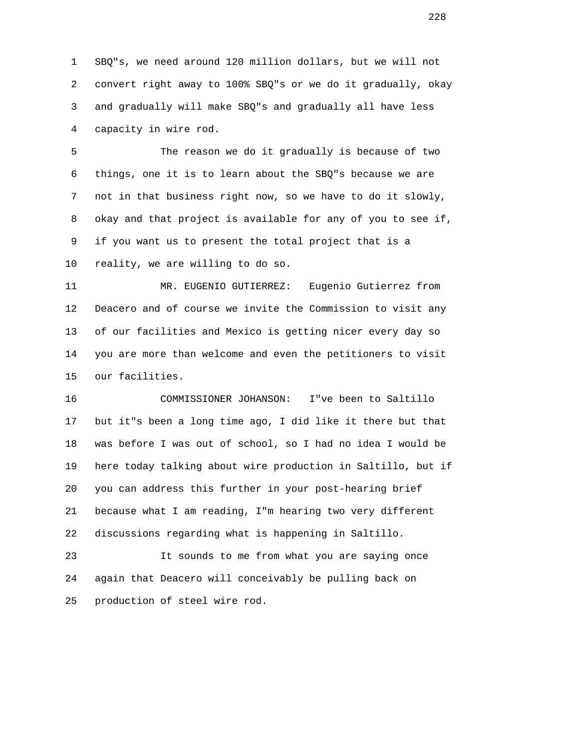SBQ"s, we need around 120 million dollars, but we will not convert right away to 100% SBQ"s or we do it gradually, okay and gradually will make SBQ"s and gradually all have less capacity in wire rod.

The reason we do it gradually is because of two things, one it is to learn about the SBQ"s because we are not in that business right now, so we have to do it slowly, okay and that project is available for any of you to see if, if you want us to present the total project that is a reality, we are willing to do so.

MR. EUGENIO GUTIERREZ: Eugenio Gutierrez from Deacero and of course we invite the Commission to visit any of our facilities and Mexico is getting nicer every day so you are more than welcome and even the petitioners to visit our facilities.

COMMISSIONER JOHANSON: I"ve been to Saltillo but it"s been a long time ago, I did like it there but that was before I was out of school, so I had no idea I would be here today talking about wire production in Saltillo, but if you can address this further in your post-hearing brief because what I am reading, I"m hearing two very different discussions regarding what is happening in Saltillo.

It sounds to me from what you are saying once again that Deacero will conceivably be pulling back on production of steel wire rod.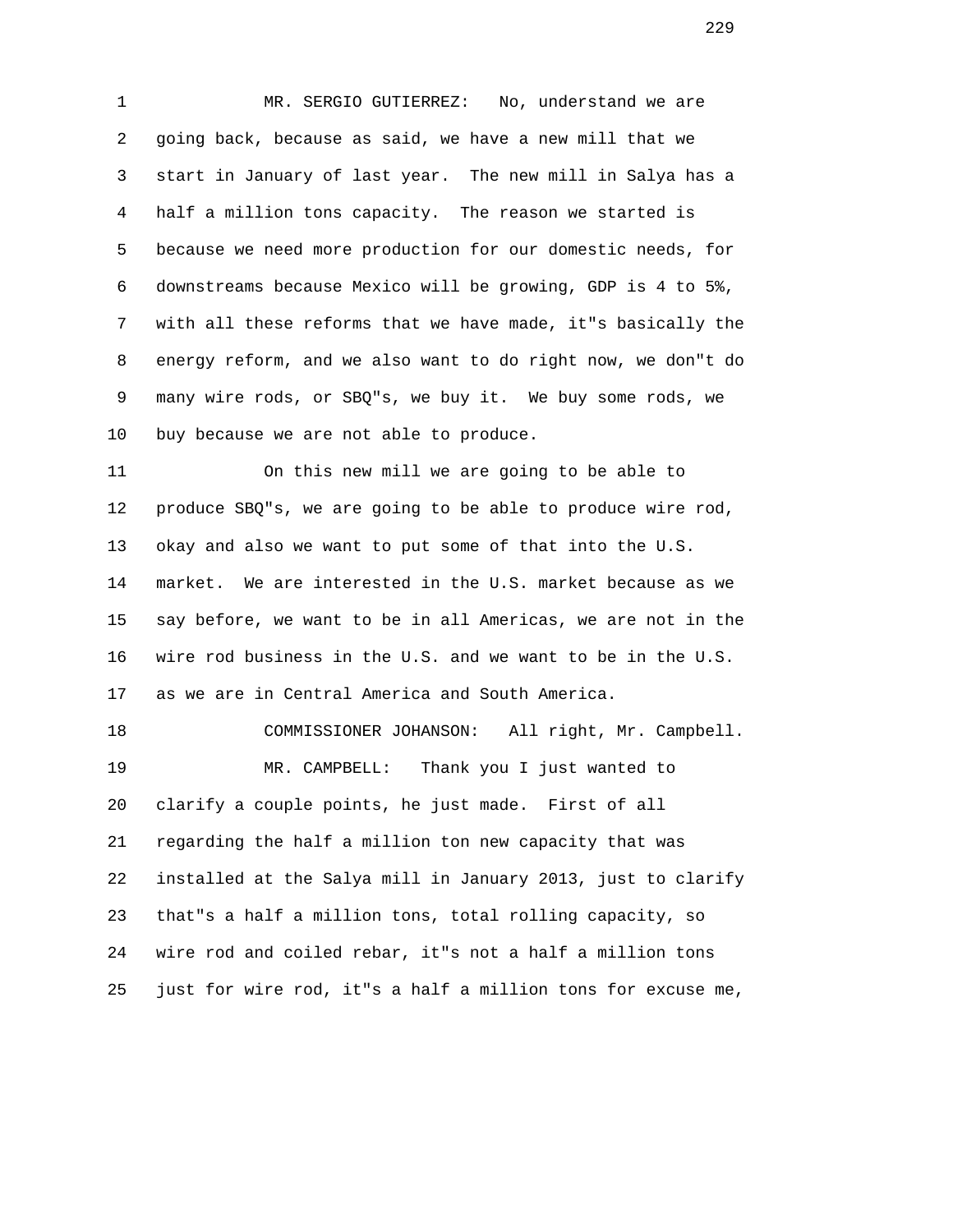MR. SERGIO GUTIERREZ: No, understand we are going back, because as said, we have a new mill that we start in January of last year. The new mill in Salya has a half a million tons capacity. The reason we started is because we need more production for our domestic needs, for downstreams because Mexico will be growing, GDP is 4 to 5%, with all these reforms that we have made, it"s basically the energy reform, and we also want to do right now, we don"t do many wire rods, or SBQ"s, we buy it. We buy some rods, we buy because we are not able to produce.

On this new mill we are going to be able to produce SBQ"s, we are going to be able to produce wire rod, okay and also we want to put some of that into the U.S. market. We are interested in the U.S. market because as we say before, we want to be in all Americas, we are not in the wire rod business in the U.S. and we want to be in the U.S. as we are in Central America and South America.

COMMISSIONER JOHANSON: All right, Mr. Campbell.

MR. CAMPBELL: Thank you I just wanted to clarify a couple points, he just made. First of all regarding the half a million ton new capacity that was installed at the Salya mill in January 2013, just to clarify that"s a half a million tons, total rolling capacity, so wire rod and coiled rebar, it"s not a half a million tons just for wire rod, it"s a half a million tons for excuse me,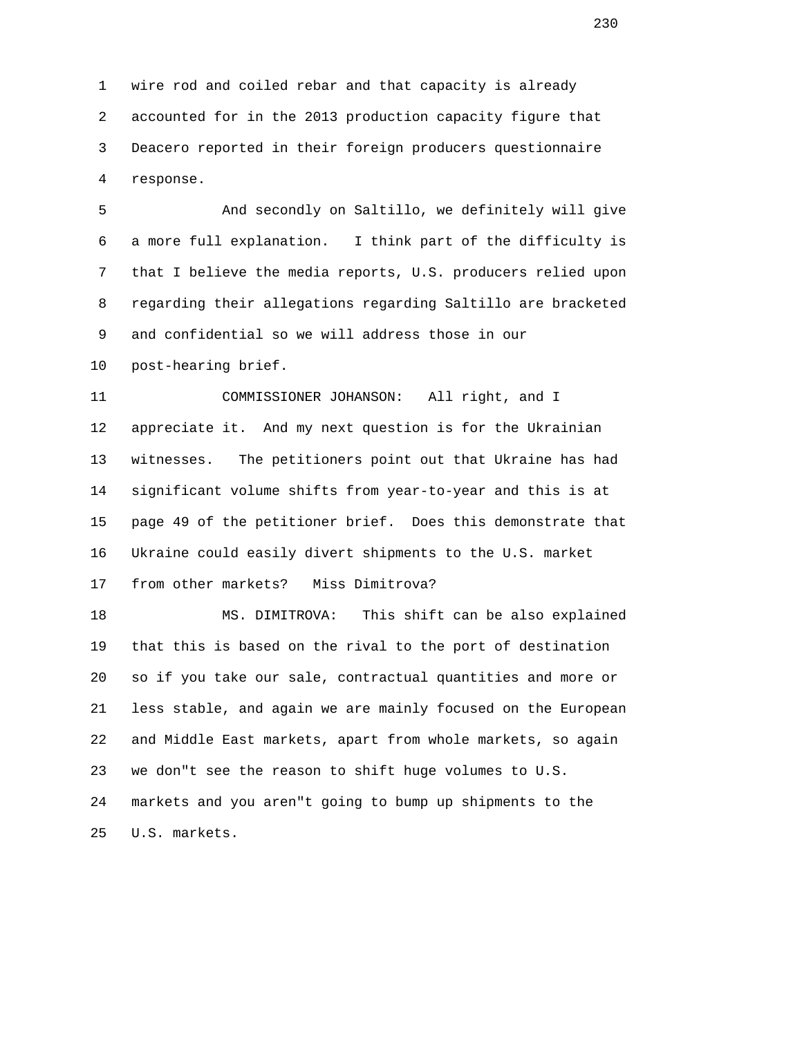1 wire rod and coiled rebar and that capacity is already
2 accounted for in the 2013 production capacity figure that
3 Deacero reported in their foreign producers questionnaire
4 response.

5 And secondly on Saltillo, we definitely will give
6 a more full explanation. I think part of the difficulty is
7 that I believe the media reports, U.S. producers relied upon
8 regarding their allegations regarding Saltillo are bracketed
9 and confidential so we will address those in our
10 post-hearing brief.

11 COMMISSIONER JOHANSON: All right, and I
12 appreciate it. And my next question is for the Ukrainian
13 witnesses. The petitioners point out that Ukraine has had
14 significant volume shifts from year-to-year and this is at
15 page 49 of the petitioner brief. Does this demonstrate that
16 Ukraine could easily divert shipments to the U.S. market
17 from other markets? Miss Dimitrova?

18 MS. DIMITROVA: This shift can be also explained
19 that this is based on the rival to the port of destination
20 so if you take our sale, contractual quantities and more or
21 less stable, and again we are mainly focused on the European
22 and Middle East markets, apart from whole markets, so again
23 we don"t see the reason to shift huge volumes to U.S.
24 markets and you aren"t going to bump up shipments to the
25 U.S. markets.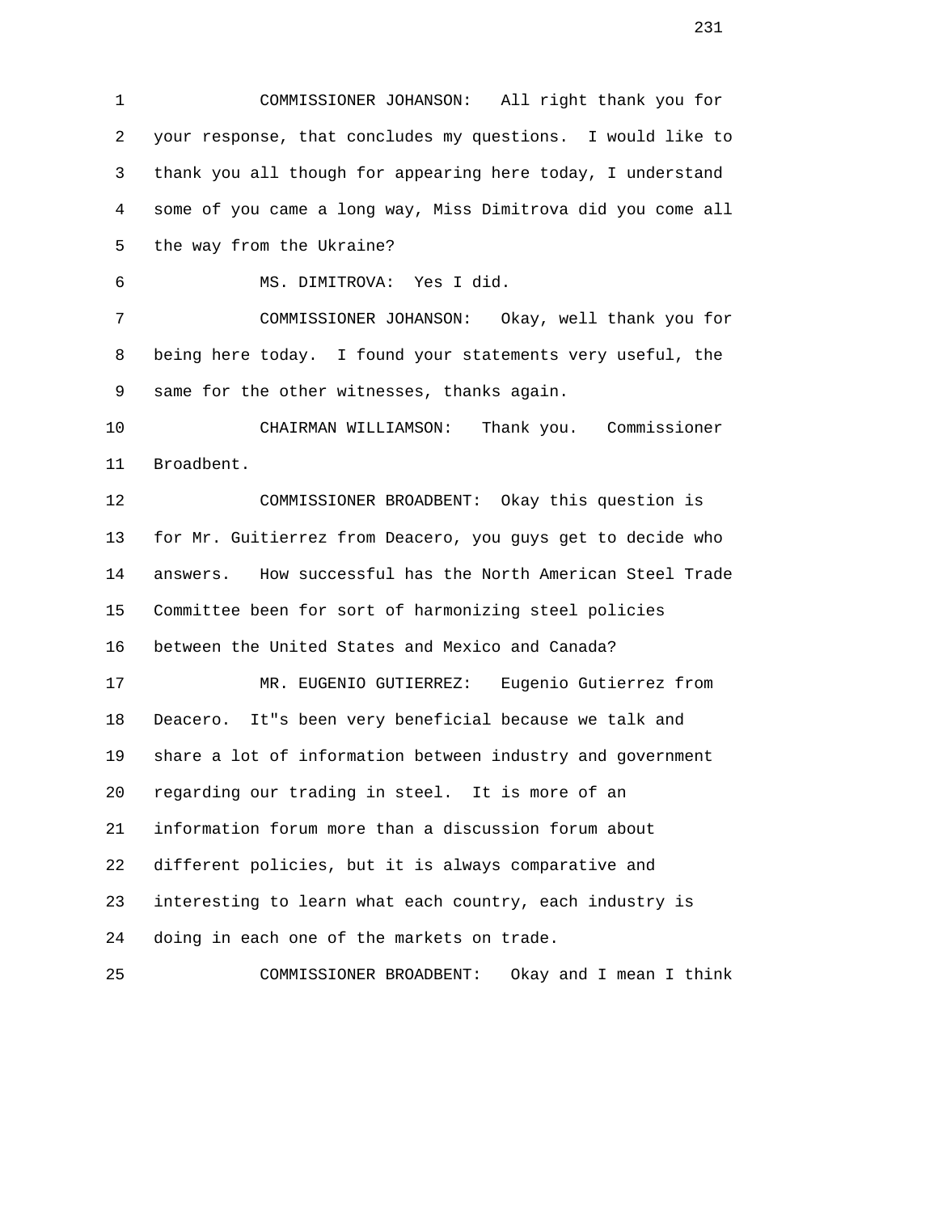1 COMMISSIONER JOHANSON: All right thank you for
2 your response, that concludes my questions. I would like to
3 thank you all though for appearing here today, I understand
4 some of you came a long way, Miss Dimitrova did you come all
5 the way from the Ukraine?
6 MS. DIMITROVA: Yes I did.
7 COMMISSIONER JOHANSON: Okay, well thank you for
8 being here today. I found your statements very useful, the
9 same for the other witnesses, thanks again.
10 CHAIRMAN WILLIAMSON: Thank you. Commissioner
11 Broadbent.
12 COMMISSIONER BROADBENT: Okay this question is
13 for Mr. Guitierrez from Deacero, you guys get to decide who
14 answers. How successful has the North American Steel Trade
15 Committee been for sort of harmonizing steel policies
16 between the United States and Mexico and Canada?
17 MR. EUGENIO GUTIERREZ: Eugenio Gutierrez from
18 Deacero. It"s been very beneficial because we talk and
19 share a lot of information between industry and government
20 regarding our trading in steel. It is more of an
21 information forum more than a discussion forum about
22 different policies, but it is always comparative and
23 interesting to learn what each country, each industry is
24 doing in each one of the markets on trade.
25 COMMISSIONER BROADBENT: Okay and I mean I think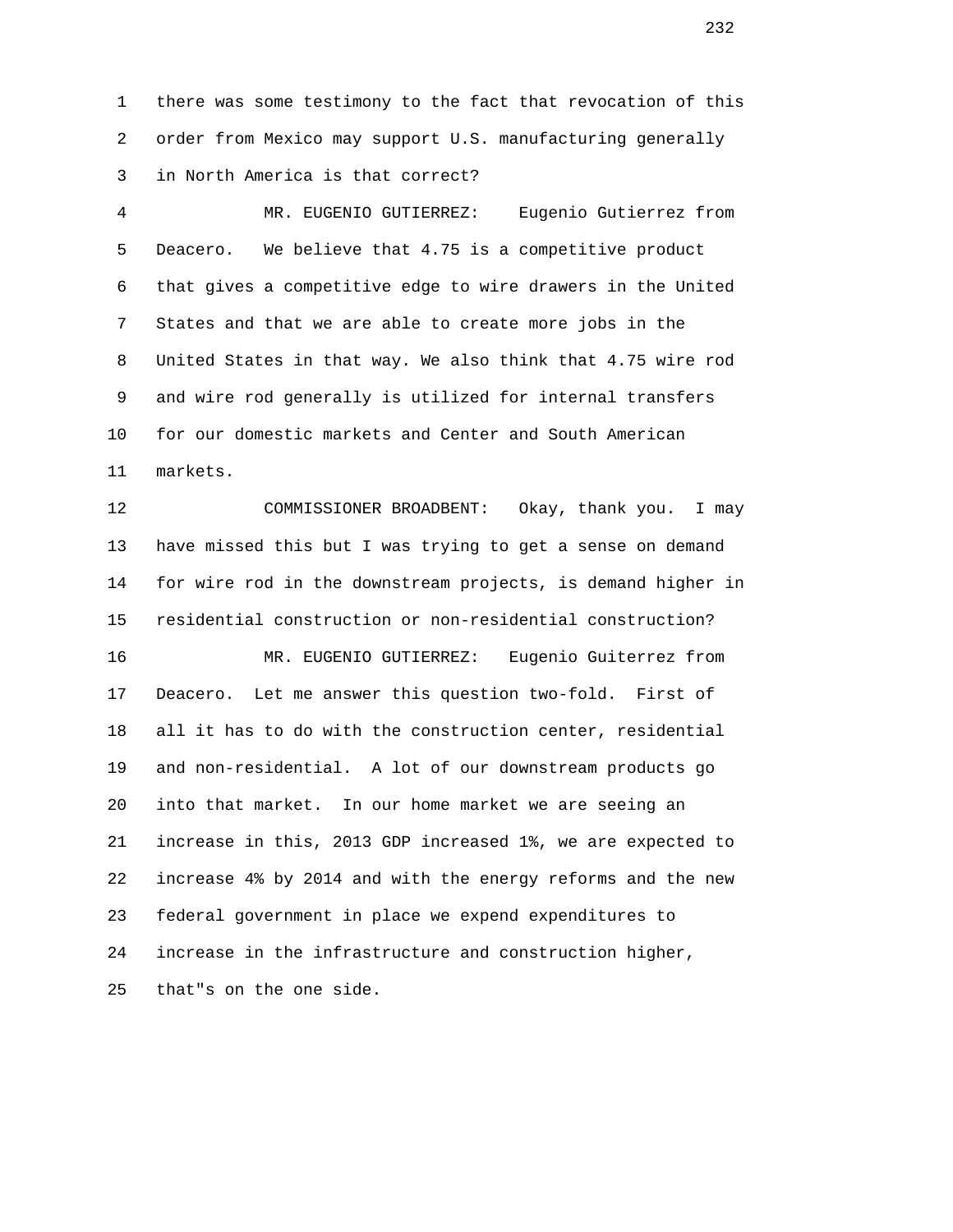1 there was some testimony to the fact that revocation of this
2 order from Mexico may support U.S. manufacturing generally
3 in North America is that correct?

4 MR. EUGENIO GUTIERREZ: Eugenio Gutierrez from
5 Deacero. We believe that 4.75 is a competitive product
6 that gives a competitive edge to wire drawers in the United
7 States and that we are able to create more jobs in the
8 United States in that way. We also think that 4.75 wire rod
9 and wire rod generally is utilized for internal transfers
10 for our domestic markets and Center and South American
11 markets.

12 COMMISSIONER BROADBENT: Okay, thank you. I may
13 have missed this but I was trying to get a sense on demand
14 for wire rod in the downstream projects, is demand higher in
15 residential construction or non-residential construction?

16 MR. EUGENIO GUTIERREZ: Eugenio Guiterrez from
17 Deacero. Let me answer this question two-fold. First of
18 all it has to do with the construction center, residential
19 and non-residential. A lot of our downstream products go
20 into that market. In our home market we are seeing an
21 increase in this, 2013 GDP increased 1%, we are expected to
22 increase 4% by 2014 and with the energy reforms and the new
23 federal government in place we expend expenditures to
24 increase in the infrastructure and construction higher,
25 that"s on the one side.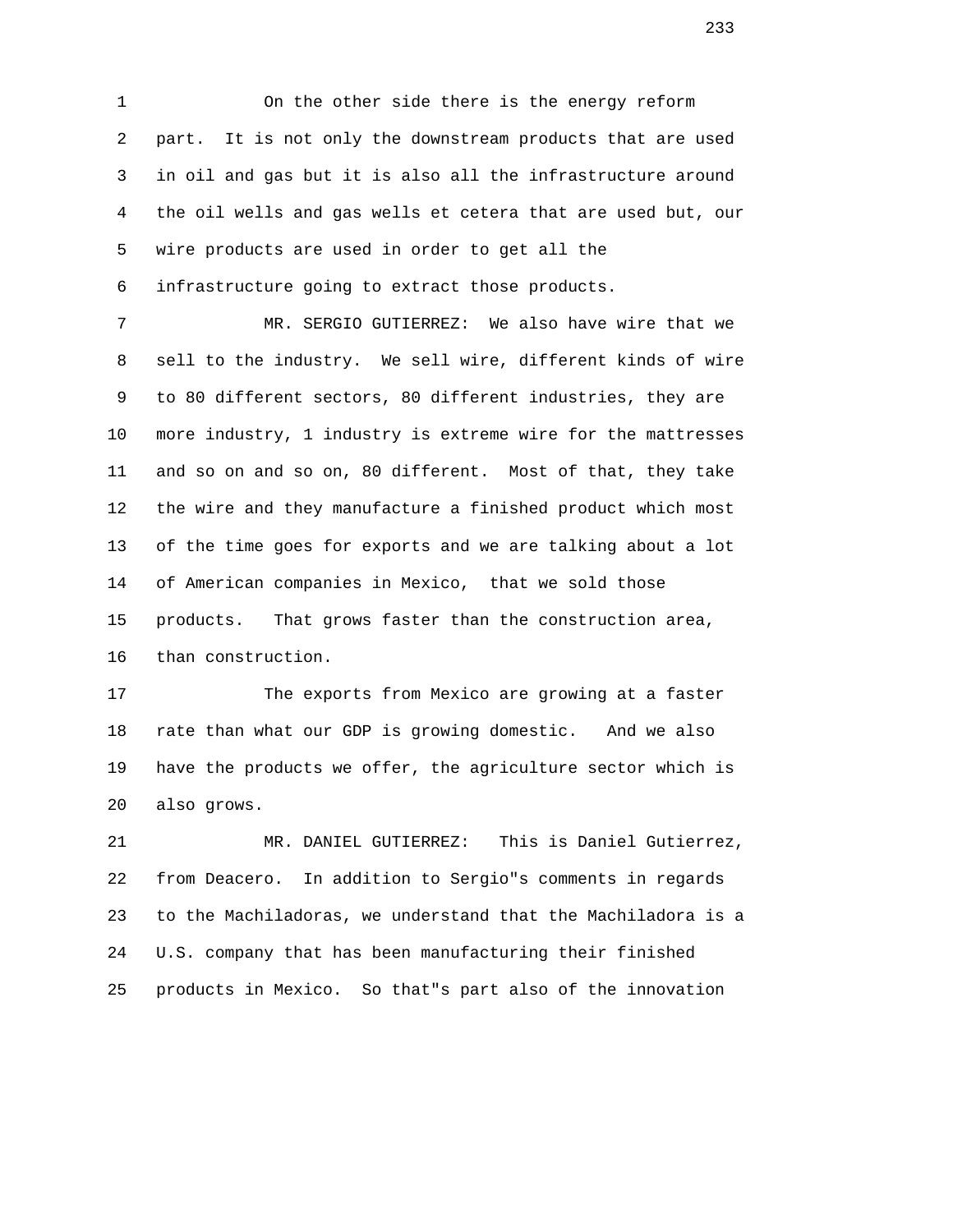On the other side there is the energy reform part. It is not only the downstream products that are used in oil and gas but it is also all the infrastructure around the oil wells and gas wells et cetera that are used but, our wire products are used in order to get all the infrastructure going to extract those products.

MR. SERGIO GUTIERREZ: We also have wire that we sell to the industry. We sell wire, different kinds of wire to 80 different sectors, 80 different industries, they are more industry, 1 industry is extreme wire for the mattresses and so on and so on, 80 different. Most of that, they take the wire and they manufacture a finished product which most of the time goes for exports and we are talking about a lot of American companies in Mexico, that we sold those products. That grows faster than the construction area, than construction.

The exports from Mexico are growing at a faster rate than what our GDP is growing domestic. And we also have the products we offer, the agriculture sector which is also grows.

MR. DANIEL GUTIERREZ: This is Daniel Gutierrez, from Deacero. In addition to Sergio"s comments in regards to the Machiladoras, we understand that the Machiladora is a U.S. company that has been manufacturing their finished products in Mexico. So that"s part also of the innovation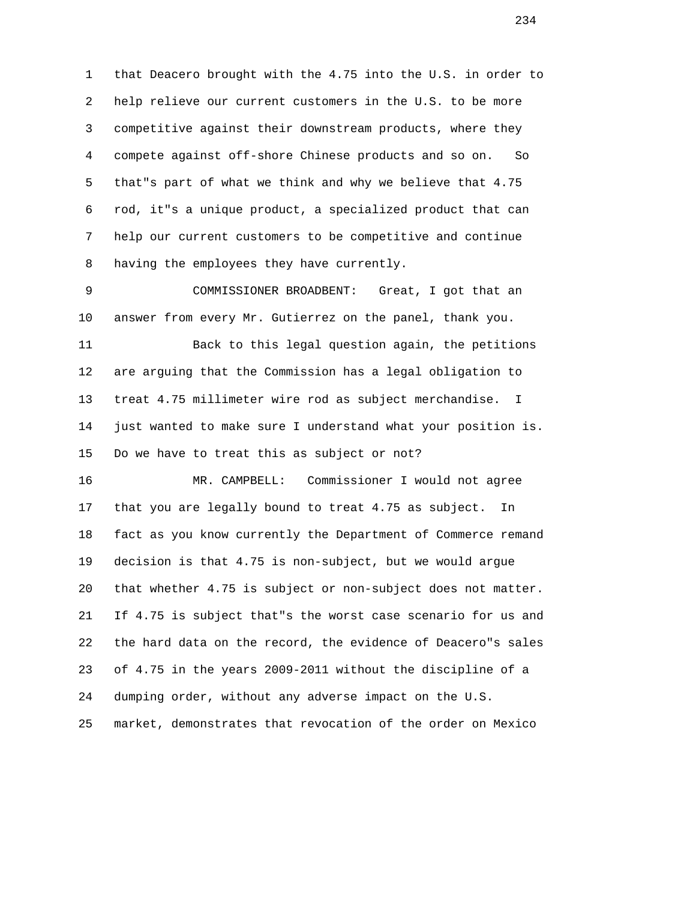1 that Deacero brought with the 4.75 into the U.S. in order to
2 help relieve our current customers in the U.S. to be more
3 competitive against their downstream products, where they
4 compete against off-shore Chinese products and so on. So
5 that"s part of what we think and why we believe that 4.75
6 rod, it"s a unique product, a specialized product that can
7 help our current customers to be competitive and continue
8 having the employees they have currently.

9 COMMISSIONER BROADBENT: Great, I got that an
10 answer from every Mr. Gutierrez on the panel, thank you.

11 Back to this legal question again, the petitions
12 are arguing that the Commission has a legal obligation to
13 treat 4.75 millimeter wire rod as subject merchandise. I
14 just wanted to make sure I understand what your position is.
15 Do we have to treat this as subject or not?

16 MR. CAMPBELL: Commissioner I would not agree
17 that you are legally bound to treat 4.75 as subject. In
18 fact as you know currently the Department of Commerce remand
19 decision is that 4.75 is non-subject, but we would argue
20 that whether 4.75 is subject or non-subject does not matter.
21 If 4.75 is subject that"s the worst case scenario for us and
22 the hard data on the record, the evidence of Deacero"s sales
23 of 4.75 in the years 2009-2011 without the discipline of a
24 dumping order, without any adverse impact on the U.S.
25 market, demonstrates that revocation of the order on Mexico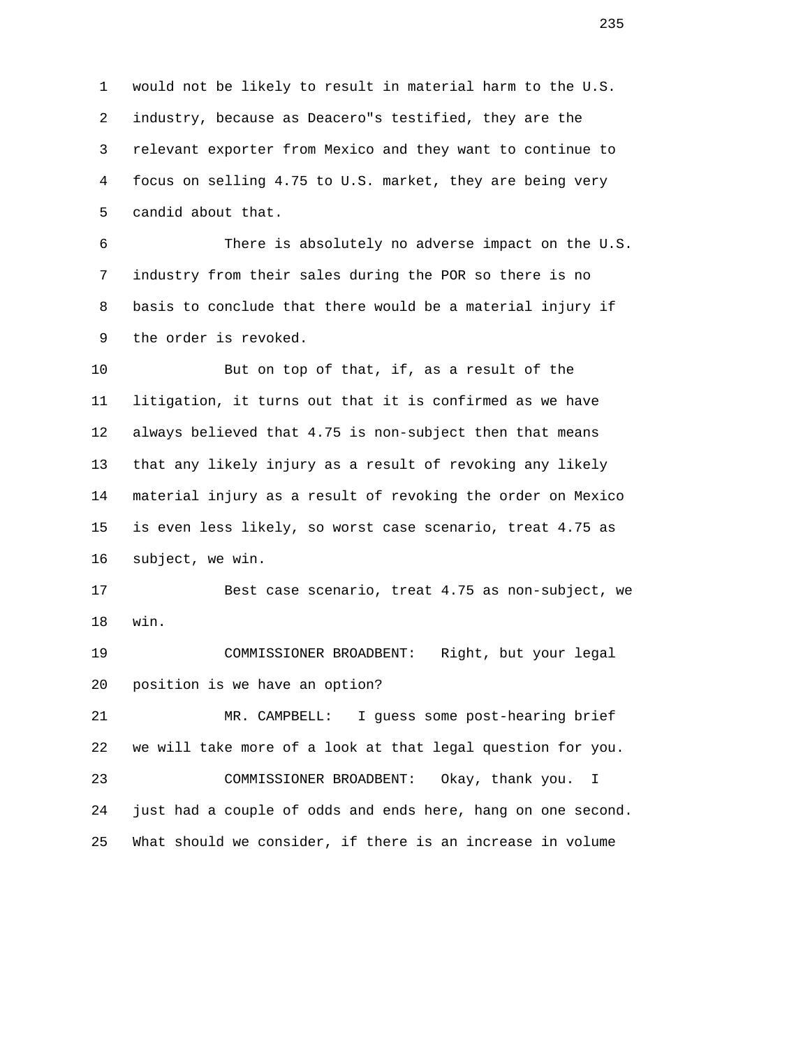would not be likely to result in material harm to the U.S. industry, because as Deacero"s testified, they are the relevant exporter from Mexico and they want to continue to focus on selling 4.75 to U.S. market, they are being very candid about that.

There is absolutely no adverse impact on the U.S. industry from their sales during the POR so there is no basis to conclude that there would be a material injury if the order is revoked.

But on top of that, if, as a result of the litigation, it turns out that it is confirmed as we have always believed that 4.75 is non-subject then that means that any likely injury as a result of revoking any likely material injury as a result of revoking the order on Mexico is even less likely, so worst case scenario, treat 4.75 as subject, we win.

Best case scenario, treat 4.75 as non-subject, we win.

COMMISSIONER BROADBENT: Right, but your legal position is we have an option?

MR. CAMPBELL: I guess some post-hearing brief we will take more of a look at that legal question for you.

COMMISSIONER BROADBENT: Okay, thank you. I just had a couple of odds and ends here, hang on one second. What should we consider, if there is an increase in volume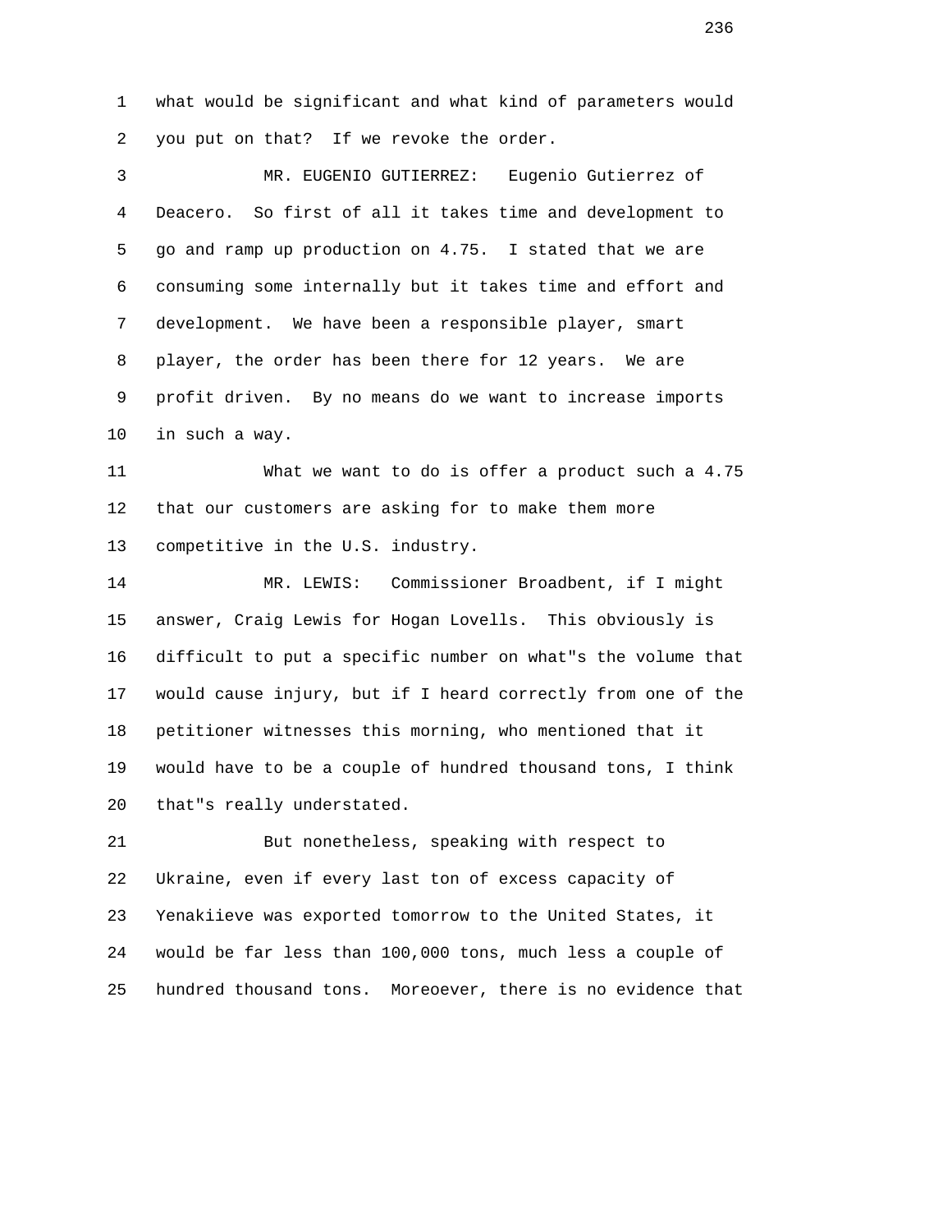what would be significant and what kind of parameters would you put on that? If we revoke the order.

MR. EUGENIO GUTIERREZ: Eugenio Gutierrez of Deacero. So first of all it takes time and development to go and ramp up production on 4.75. I stated that we are consuming some internally but it takes time and effort and development. We have been a responsible player, smart player, the order has been there for 12 years. We are profit driven. By no means do we want to increase imports in such a way.

What we want to do is offer a product such a 4.75 that our customers are asking for to make them more competitive in the U.S. industry.

MR. LEWIS: Commissioner Broadbent, if I might answer, Craig Lewis for Hogan Lovells. This obviously is difficult to put a specific number on what"s the volume that would cause injury, but if I heard correctly from one of the petitioner witnesses this morning, who mentioned that it would have to be a couple of hundred thousand tons, I think that"s really understated.

But nonetheless, speaking with respect to Ukraine, even if every last ton of excess capacity of Yenakiieve was exported tomorrow to the United States, it would be far less than 100,000 tons, much less a couple of hundred thousand tons. Moreoever, there is no evidence that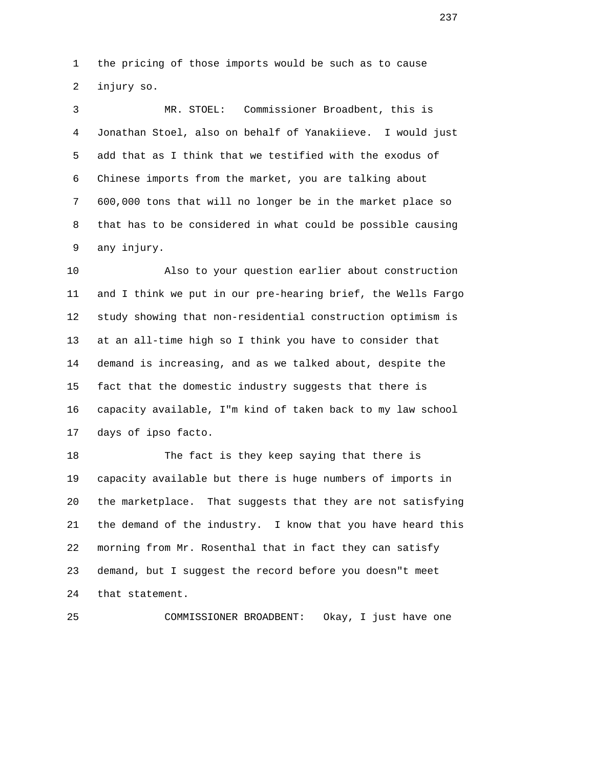the pricing of those imports would be such as to cause injury so.

MR. STOEL: Commissioner Broadbent, this is Jonathan Stoel, also on behalf of Yanakiieve. I would just add that as I think that we testified with the exodus of Chinese imports from the market, you are talking about 600,000 tons that will no longer be in the market place so that has to be considered in what could be possible causing any injury.

Also to your question earlier about construction and I think we put in our pre-hearing brief, the Wells Fargo study showing that non-residential construction optimism is at an all-time high so I think you have to consider that demand is increasing, and as we talked about, despite the fact that the domestic industry suggests that there is capacity available, I"m kind of taken back to my law school days of ipso facto.

The fact is they keep saying that there is capacity available but there is huge numbers of imports in the marketplace. That suggests that they are not satisfying the demand of the industry. I know that you have heard this morning from Mr. Rosenthal that in fact they can satisfy demand, but I suggest the record before you doesn"t meet that statement.

COMMISSIONER BROADBENT: Okay, I just have one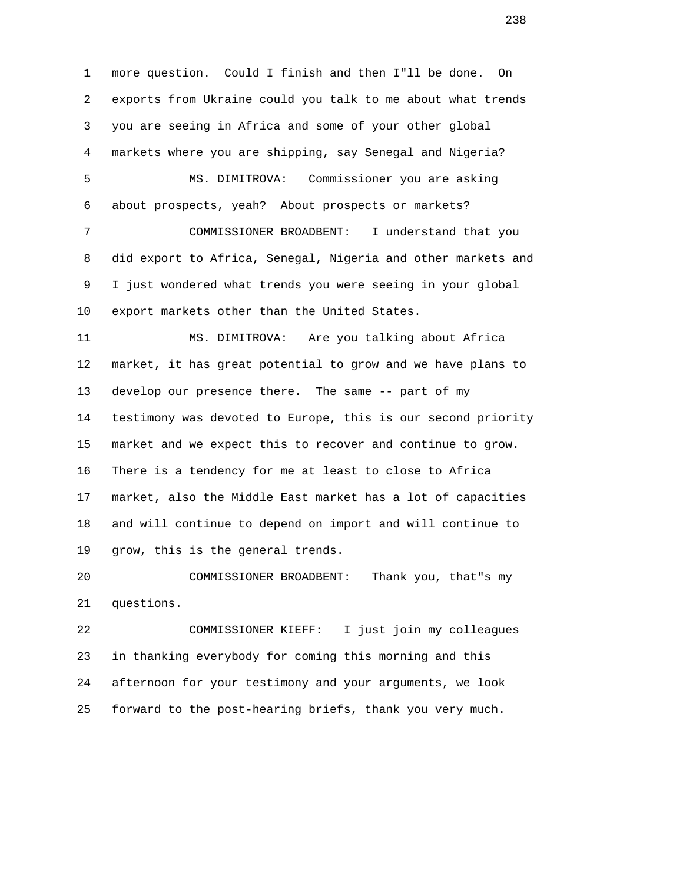more question. Could I finish and then I"ll be done. On exports from Ukraine could you talk to me about what trends you are seeing in Africa and some of your other global markets where you are shipping, say Senegal and Nigeria?

MS. DIMITROVA: Commissioner you are asking about prospects, yeah? About prospects or markets?

COMMISSIONER BROADBENT: I understand that you did export to Africa, Senegal, Nigeria and other markets and I just wondered what trends you were seeing in your global export markets other than the United States.

MS. DIMITROVA: Are you talking about Africa market, it has great potential to grow and we have plans to develop our presence there. The same -- part of my testimony was devoted to Europe, this is our second priority market and we expect this to recover and continue to grow. There is a tendency for me at least to close to Africa market, also the Middle East market has a lot of capacities and will continue to depend on import and will continue to grow, this is the general trends.

COMMISSIONER BROADBENT: Thank you, that"s my questions.

COMMISSIONER KIEFF: I just join my colleagues in thanking everybody for coming this morning and this afternoon for your testimony and your arguments, we look forward to the post-hearing briefs, thank you very much.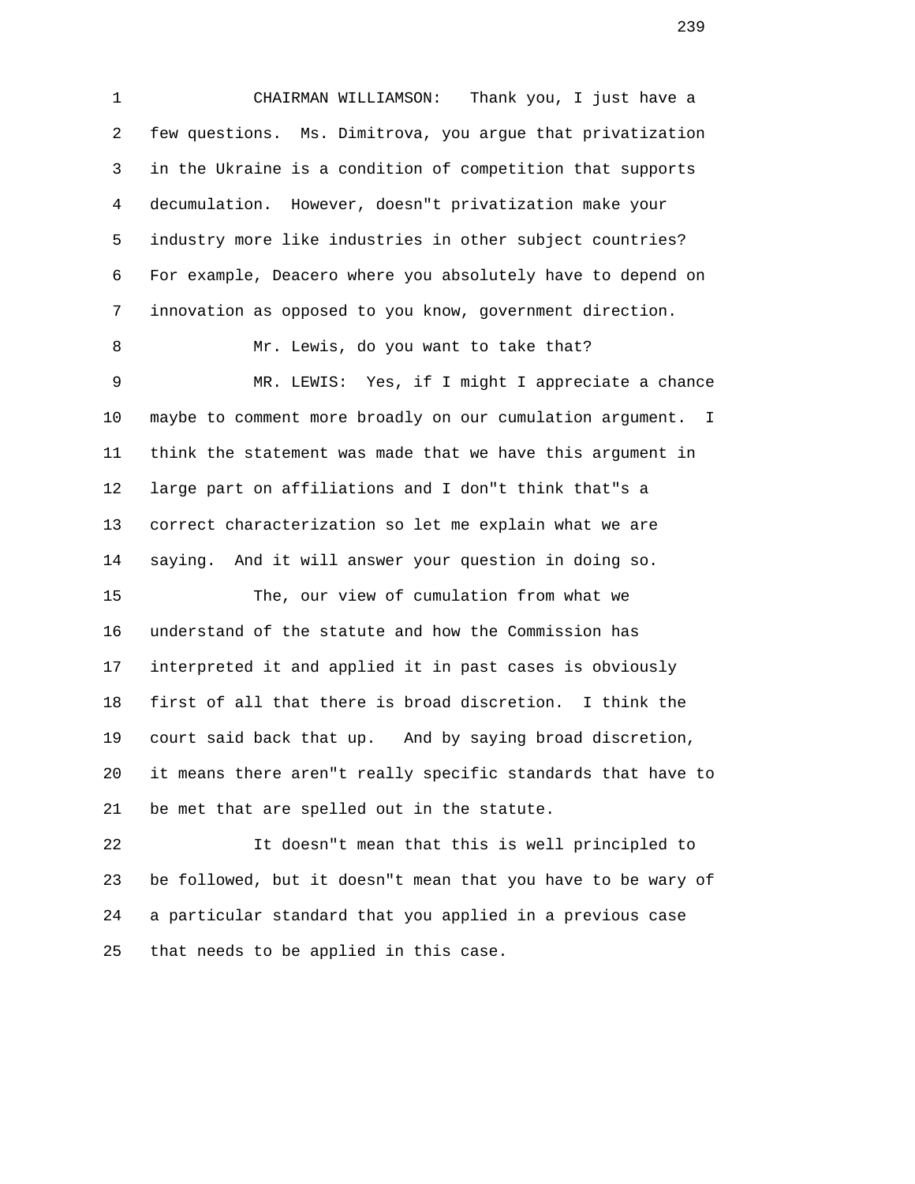CHAIRMAN WILLIAMSON: Thank you, I just have a few questions. Ms. Dimitrova, you argue that privatization in the Ukraine is a condition of competition that supports decumulation. However, doesn"t privatization make your industry more like industries in other subject countries? For example, Deacero where you absolutely have to depend on innovation as opposed to you know, government direction.

Mr. Lewis, do you want to take that?

MR. LEWIS: Yes, if I might I appreciate a chance maybe to comment more broadly on our cumulation argument. I think the statement was made that we have this argument in large part on affiliations and I don"t think that"s a correct characterization so let me explain what we are saying. And it will answer your question in doing so.

The, our view of cumulation from what we understand of the statute and how the Commission has interpreted it and applied it in past cases is obviously first of all that there is broad discretion. I think the court said back that up. And by saying broad discretion, it means there aren"t really specific standards that have to be met that are spelled out in the statute.

It doesn"t mean that this is well principled to be followed, but it doesn"t mean that you have to be wary of a particular standard that you applied in a previous case that needs to be applied in this case.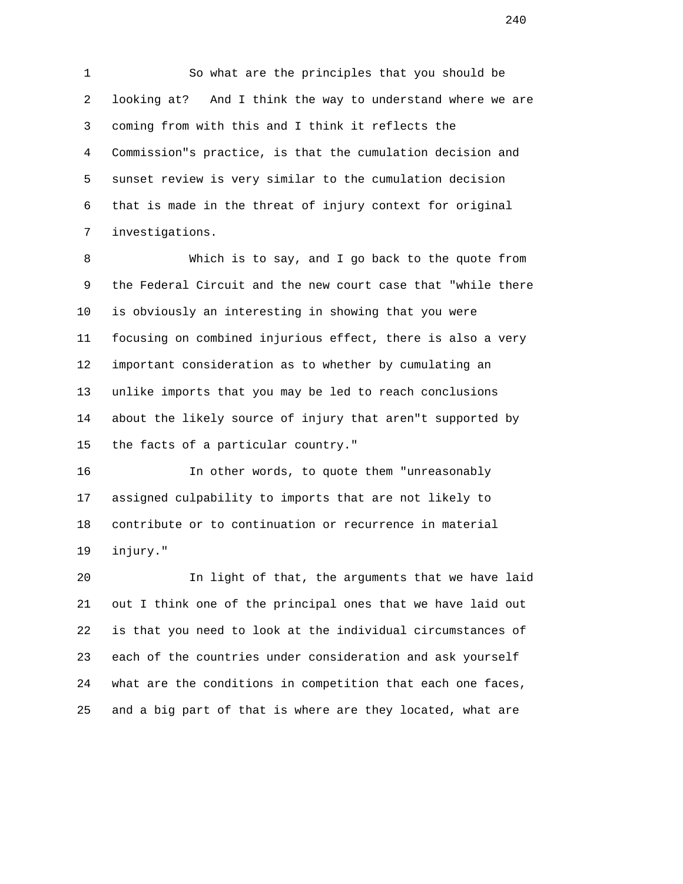So what are the principles that you should be looking at? And I think the way to understand where we are coming from with this and I think it reflects the Commission"s practice, is that the cumulation decision and sunset review is very similar to the cumulation decision that is made in the threat of injury context for original investigations.

Which is to say, and I go back to the quote from the Federal Circuit and the new court case that "while there is obviously an interesting in showing that you were focusing on combined injurious effect, there is also a very important consideration as to whether by cumulating an unlike imports that you may be led to reach conclusions about the likely source of injury that aren"t supported by the facts of a particular country."

In other words, to quote them "unreasonably assigned culpability to imports that are not likely to contribute or to continuation or recurrence in material injury."

In light of that, the arguments that we have laid out I think one of the principal ones that we have laid out is that you need to look at the individual circumstances of each of the countries under consideration and ask yourself what are the conditions in competition that each one faces, and a big part of that is where are they located, what are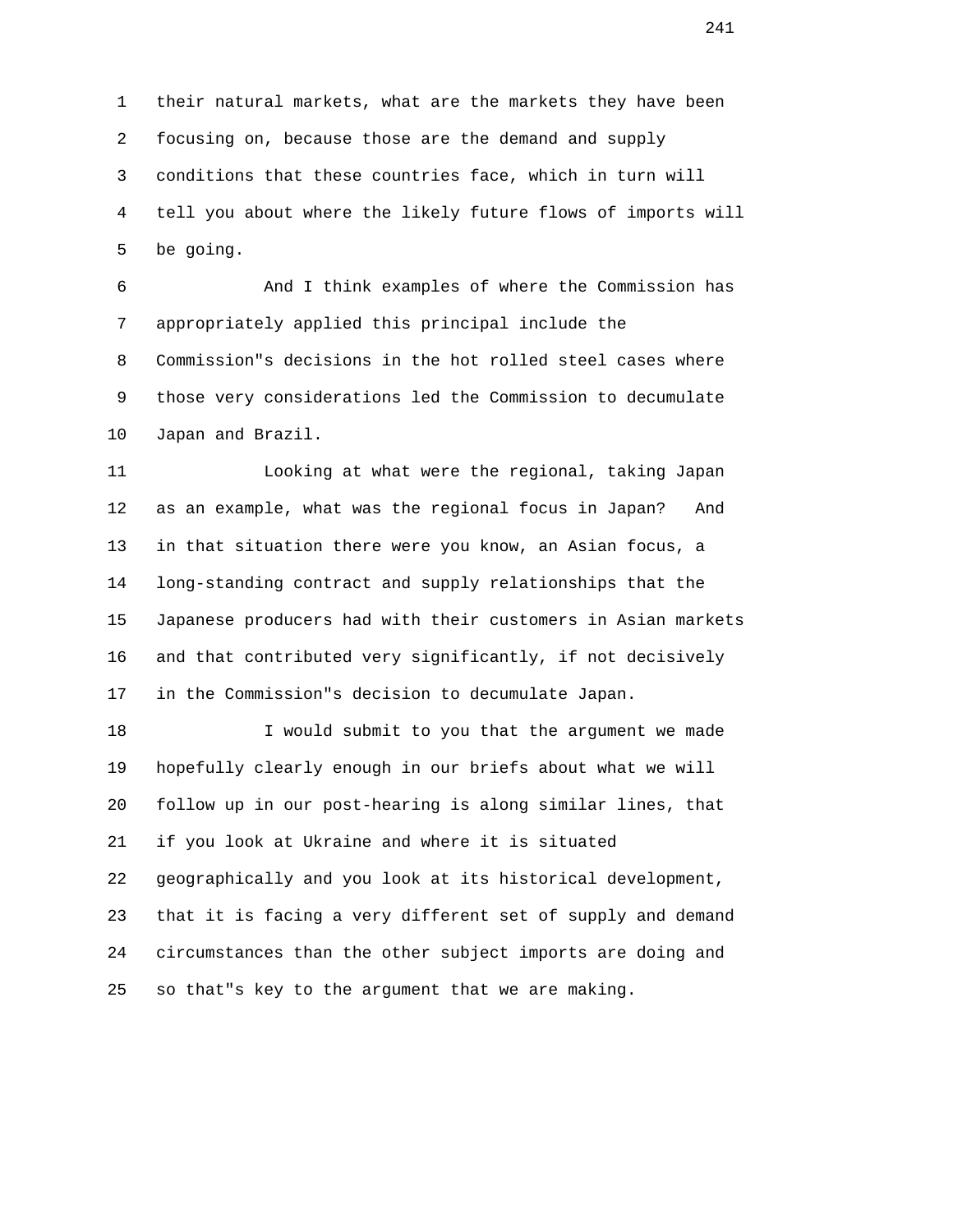their natural markets, what are the markets they have been focusing on, because those are the demand and supply conditions that these countries face, which in turn will tell you about where the likely future flows of imports will be going.

And I think examples of where the Commission has appropriately applied this principal include the Commission"s decisions in the hot rolled steel cases where those very considerations led the Commission to decumulate Japan and Brazil.

Looking at what were the regional, taking Japan as an example, what was the regional focus in Japan? And in that situation there were you know, an Asian focus, a long-standing contract and supply relationships that the Japanese producers had with their customers in Asian markets and that contributed very significantly, if not decisively in the Commission"s decision to decumulate Japan.

I would submit to you that the argument we made hopefully clearly enough in our briefs about what we will follow up in our post-hearing is along similar lines, that if you look at Ukraine and where it is situated geographically and you look at its historical development, that it is facing a very different set of supply and demand circumstances than the other subject imports are doing and so that"s key to the argument that we are making.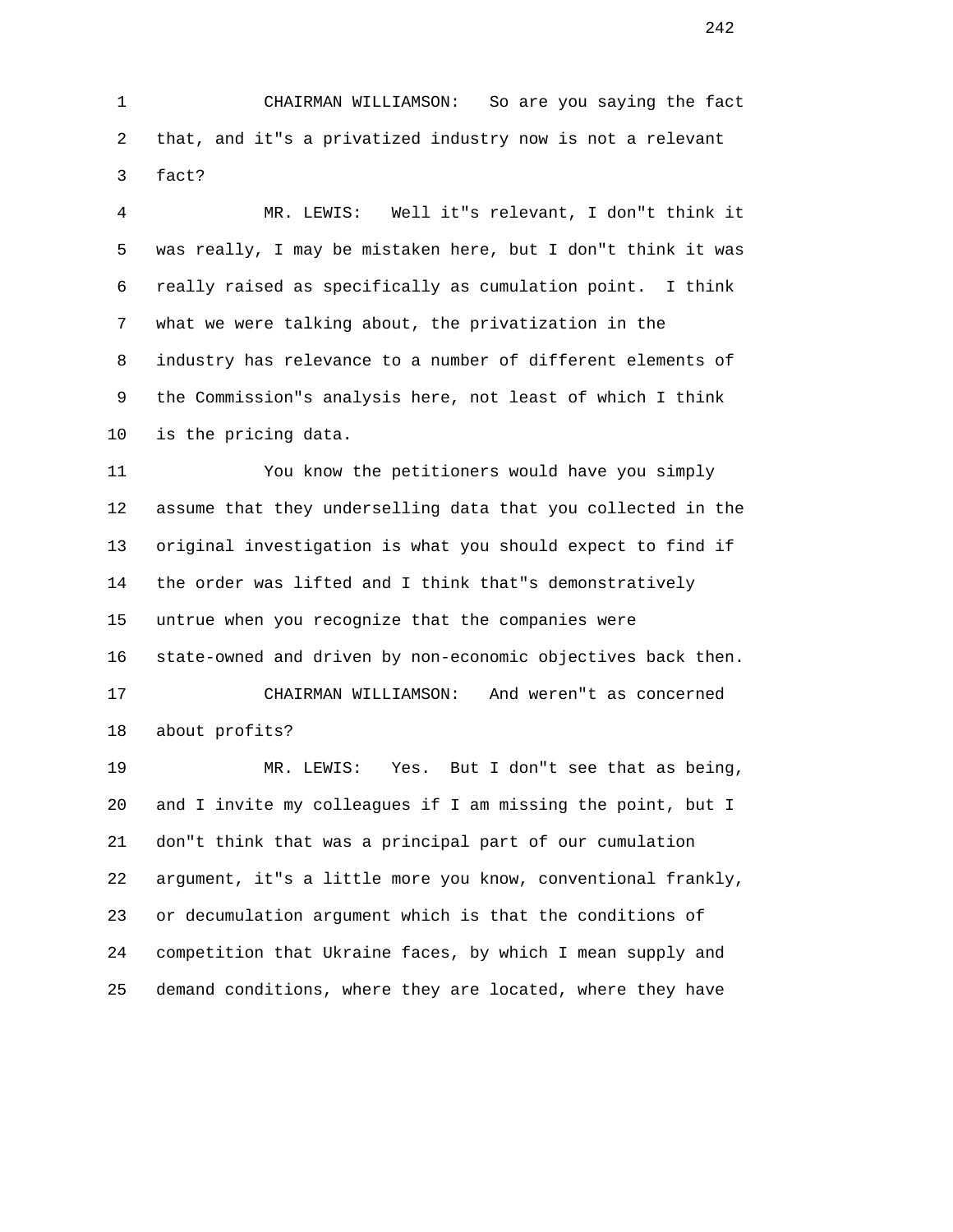CHAIRMAN WILLIAMSON: So are you saying the fact that, and it"s a privatized industry now is not a relevant fact?

MR. LEWIS: Well it"s relevant, I don"t think it was really, I may be mistaken here, but I don"t think it was really raised as specifically as cumulation point. I think what we were talking about, the privatization in the industry has relevance to a number of different elements of the Commission"s analysis here, not least of which I think is the pricing data.

You know the petitioners would have you simply assume that they underselling data that you collected in the original investigation is what you should expect to find if the order was lifted and I think that"s demonstratively untrue when you recognize that the companies were state-owned and driven by non-economic objectives back then.

CHAIRMAN WILLIAMSON: And weren"t as concerned about profits?

MR. LEWIS: Yes. But I don"t see that as being, and I invite my colleagues if I am missing the point, but I don"t think that was a principal part of our cumulation argument, it"s a little more you know, conventional frankly, or decumulation argument which is that the conditions of competition that Ukraine faces, by which I mean supply and demand conditions, where they are located, where they have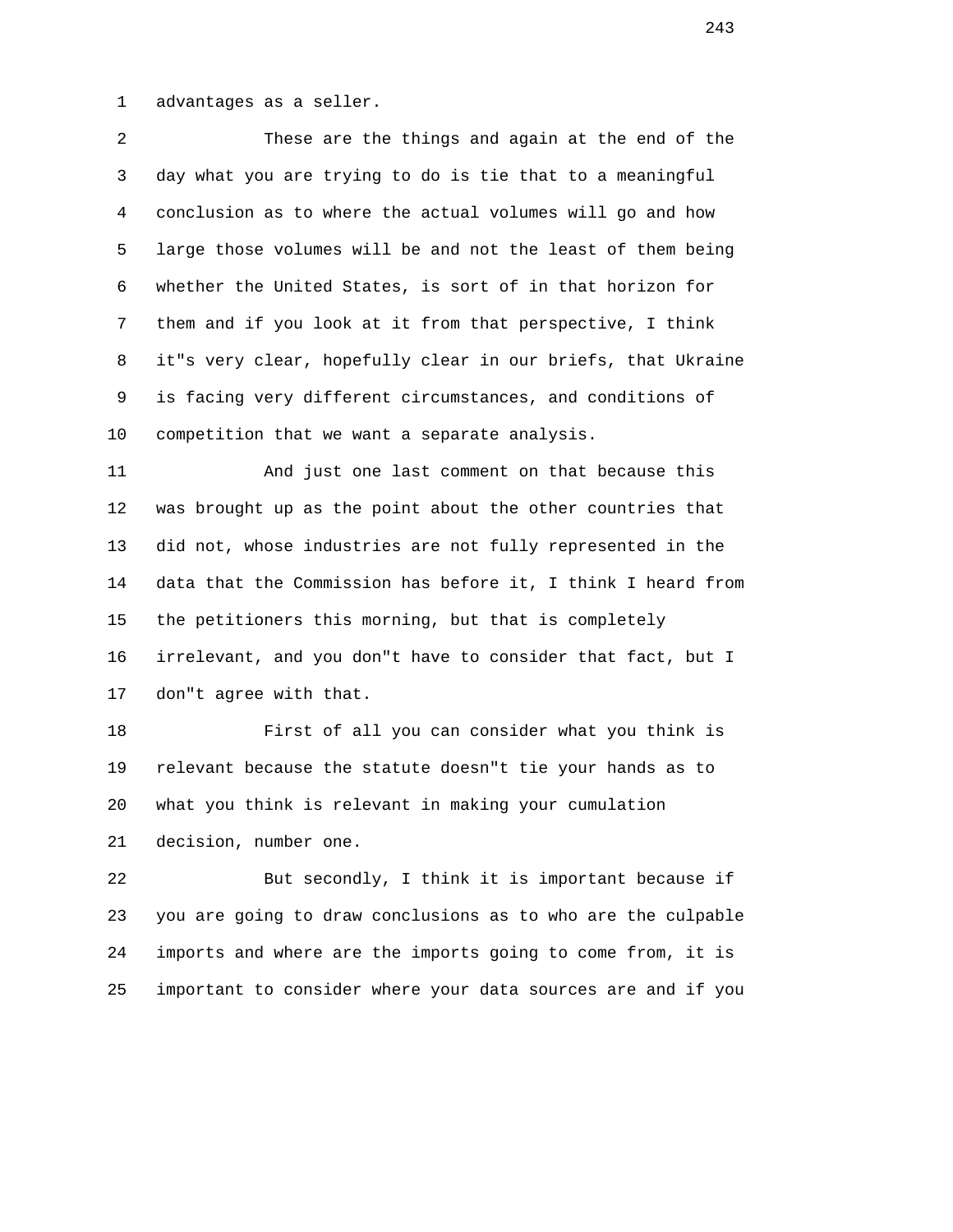advantages as a seller.

These are the things and again at the end of the day what you are trying to do is tie that to a meaningful conclusion as to where the actual volumes will go and how large those volumes will be and not the least of them being whether the United States, is sort of in that horizon for them and if you look at it from that perspective, I think it"s very clear, hopefully clear in our briefs, that Ukraine is facing very different circumstances, and conditions of competition that we want a separate analysis.

And just one last comment on that because this was brought up as the point about the other countries that did not, whose industries are not fully represented in the data that the Commission has before it, I think I heard from the petitioners this morning, but that is completely irrelevant, and you don"t have to consider that fact, but I don"t agree with that.

First of all you can consider what you think is relevant because the statute doesn"t tie your hands as to what you think is relevant in making your cumulation decision, number one.

But secondly, I think it is important because if you are going to draw conclusions as to who are the culpable imports and where are the imports going to come from, it is important to consider where your data sources are and if you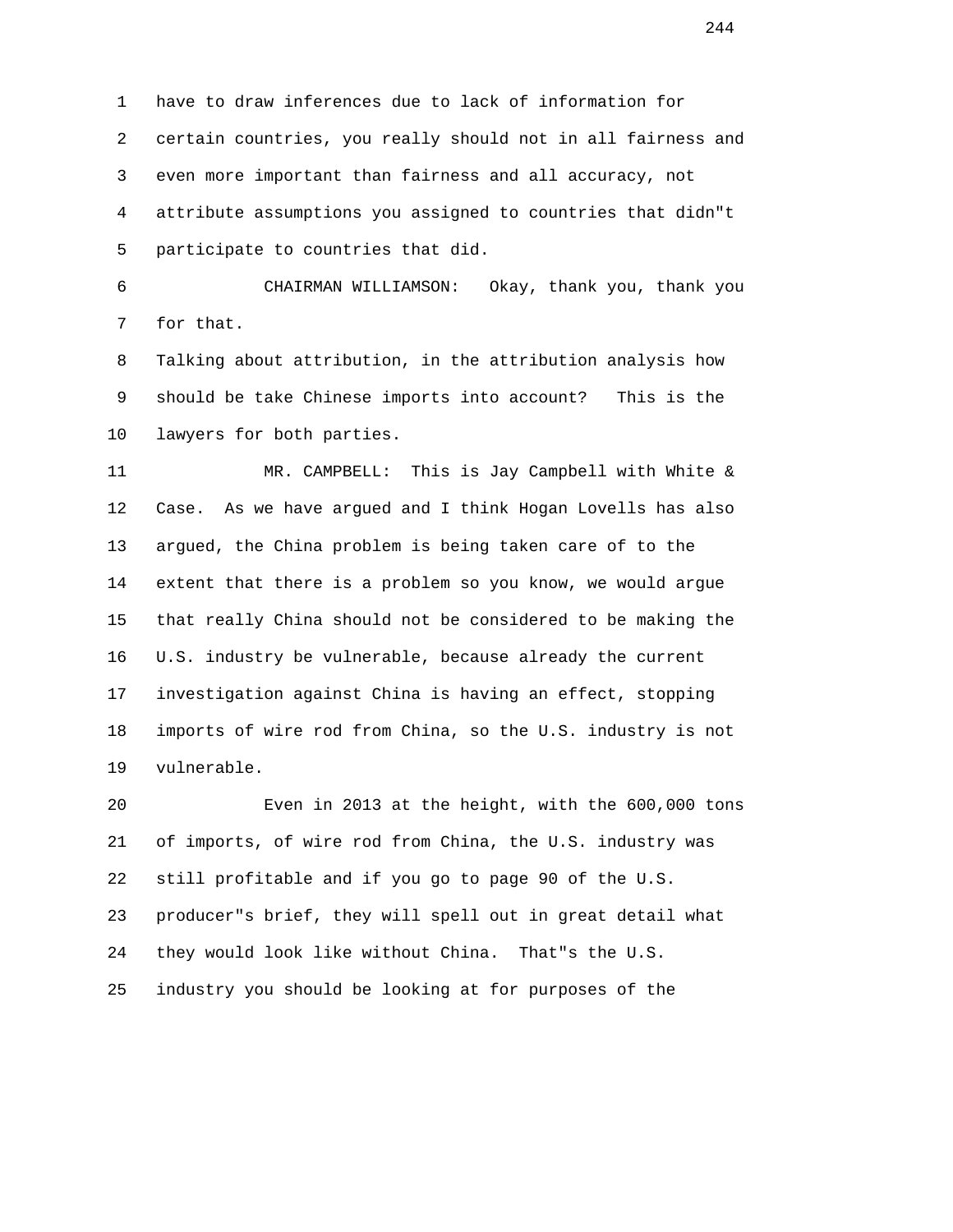have to draw inferences due to lack of information for certain countries, you really should not in all fairness and even more important than fairness and all accuracy, not attribute assumptions you assigned to countries that didn"t participate to countries that did.

CHAIRMAN WILLIAMSON: Okay, thank you, thank you for that.

Talking about attribution, in the attribution analysis how should be take Chinese imports into account? This is the lawyers for both parties.

MR. CAMPBELL: This is Jay Campbell with White & Case. As we have argued and I think Hogan Lovells has also argued, the China problem is being taken care of to the extent that there is a problem so you know, we would argue that really China should not be considered to be making the U.S. industry be vulnerable, because already the current investigation against China is having an effect, stopping imports of wire rod from China, so the U.S. industry is not vulnerable.

Even in 2013 at the height, with the 600,000 tons of imports, of wire rod from China, the U.S. industry was still profitable and if you go to page 90 of the U.S. producer"s brief, they will spell out in great detail what they would look like without China. That"s the U.S. industry you should be looking at for purposes of the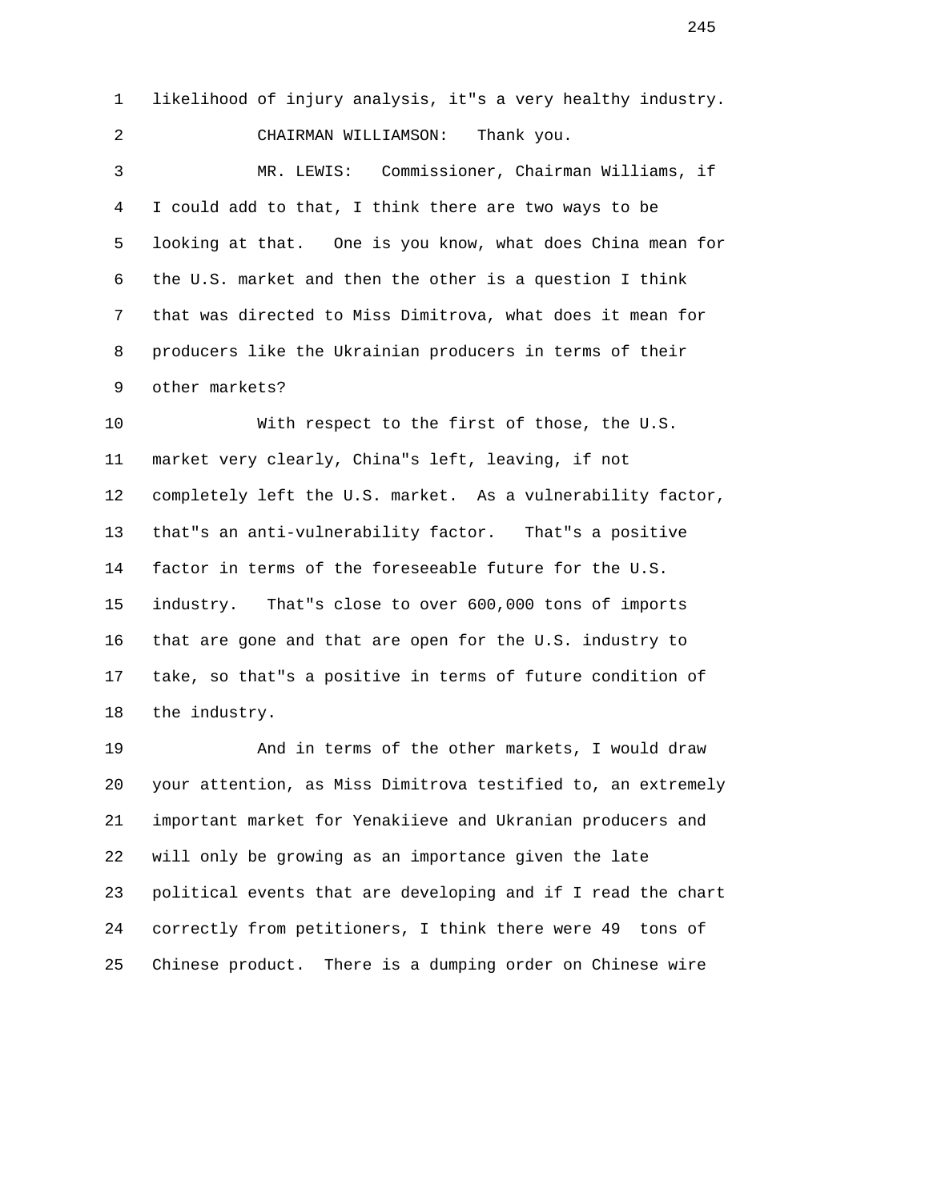likelihood of injury analysis, it"s a very healthy industry.

CHAIRMAN WILLIAMSON: Thank you.

MR. LEWIS: Commissioner, Chairman Williams, if I could add to that, I think there are two ways to be looking at that. One is you know, what does China mean for the U.S. market and then the other is a question I think that was directed to Miss Dimitrova, what does it mean for producers like the Ukrainian producers in terms of their other markets?

With respect to the first of those, the U.S. market very clearly, China"s left, leaving, if not completely left the U.S. market. As a vulnerability factor, that"s an anti-vulnerability factor. That"s a positive factor in terms of the foreseeable future for the U.S. industry. That"s close to over 600,000 tons of imports that are gone and that are open for the U.S. industry to take, so that"s a positive in terms of future condition of the industry.

And in terms of the other markets, I would draw your attention, as Miss Dimitrova testified to, an extremely important market for Yenakiieve and Ukranian producers and will only be growing as an importance given the late political events that are developing and if I read the chart correctly from petitioners, I think there were 49 tons of Chinese product. There is a dumping order on Chinese wire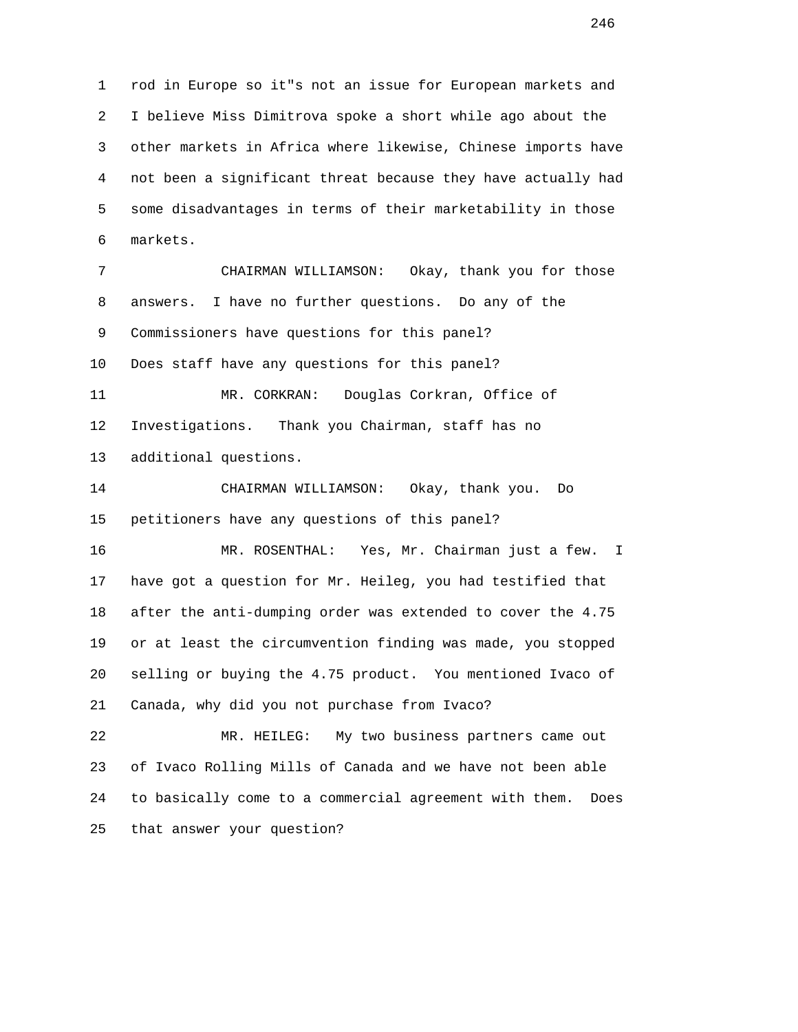rod in Europe so it"s not an issue for European markets and I believe Miss Dimitrova spoke a short while ago about the other markets in Africa where likewise, Chinese imports have not been a significant threat because they have actually had some disadvantages in terms of their marketability in those markets.

CHAIRMAN WILLIAMSON: Okay, thank you for those answers. I have no further questions. Do any of the Commissioners have questions for this panel? Does staff have any questions for this panel?

MR. CORKRAN: Douglas Corkran, Office of Investigations. Thank you Chairman, staff has no additional questions.

CHAIRMAN WILLIAMSON: Okay, thank you. Do petitioners have any questions of this panel?

MR. ROSENTHAL: Yes, Mr. Chairman just a few. I have got a question for Mr. Heileg, you had testified that after the anti-dumping order was extended to cover the 4.75 or at least the circumvention finding was made, you stopped selling or buying the 4.75 product. You mentioned Ivaco of Canada, why did you not purchase from Ivaco?

MR. HEILEG: My two business partners came out of Ivaco Rolling Mills of Canada and we have not been able to basically come to a commercial agreement with them. Does that answer your question?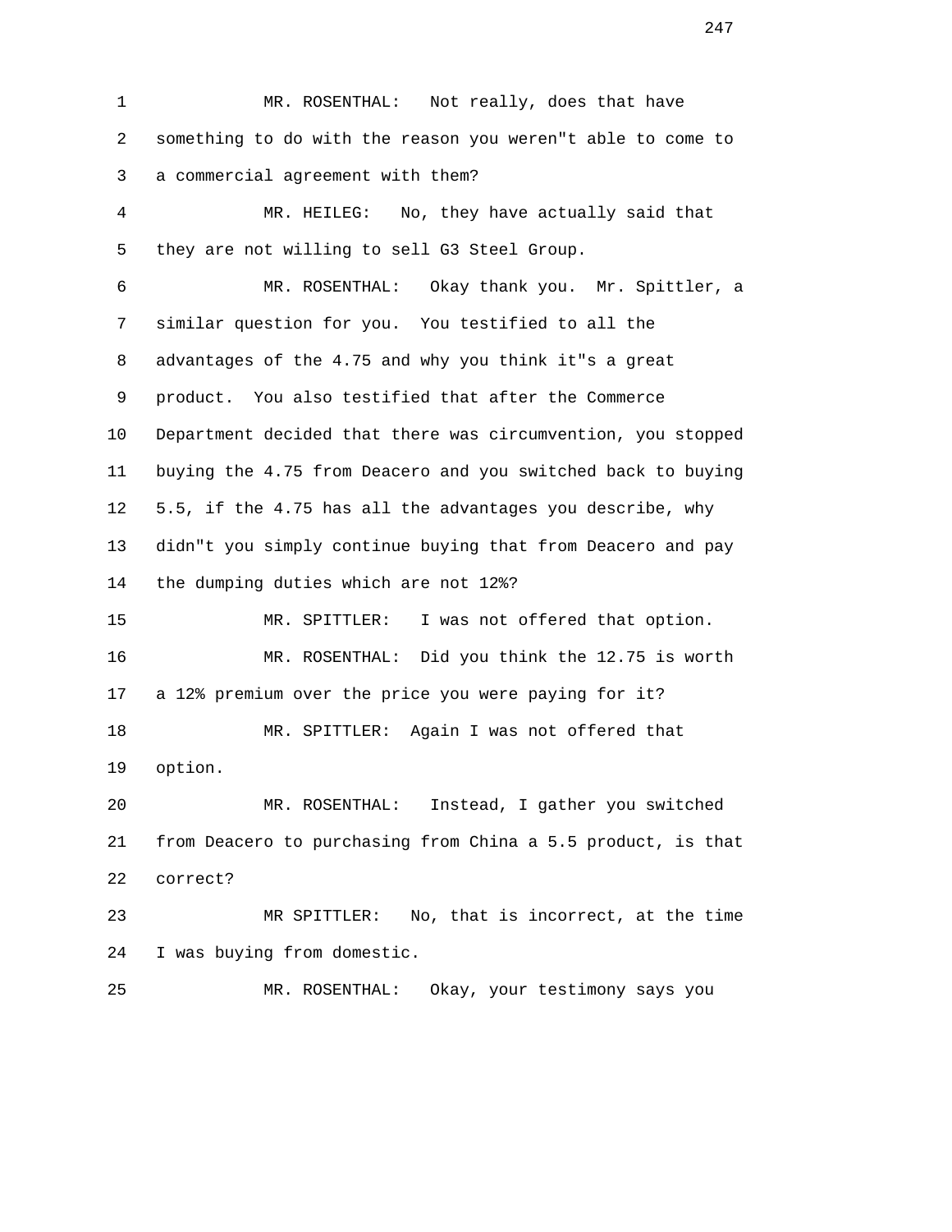1 MR. ROSENTHAL: Not really, does that have
2 something to do with the reason you weren"t able to come to
3 a commercial agreement with them?
4 MR. HEILEG: No, they have actually said that
5 they are not willing to sell G3 Steel Group.
6 MR. ROSENTHAL: Okay thank you. Mr. Spittler, a
7 similar question for you. You testified to all the
8 advantages of the 4.75 and why you think it"s a great
9 product. You also testified that after the Commerce
10 Department decided that there was circumvention, you stopped
11 buying the 4.75 from Deacero and you switched back to buying
12 5.5, if the 4.75 has all the advantages you describe, why
13 didn"t you simply continue buying that from Deacero and pay
14 the dumping duties which are not 12%?
15 MR. SPITTLER: I was not offered that option.
16 MR. ROSENTHAL: Did you think the 12.75 is worth
17 a 12% premium over the price you were paying for it?
18 MR. SPITTLER: Again I was not offered that
19 option.
20 MR. ROSENTHAL: Instead, I gather you switched
21 from Deacero to purchasing from China a 5.5 product, is that
22 correct?
23 MR SPITTLER: No, that is incorrect, at the time
24 I was buying from domestic.
25 MR. ROSENTHAL: Okay, your testimony says you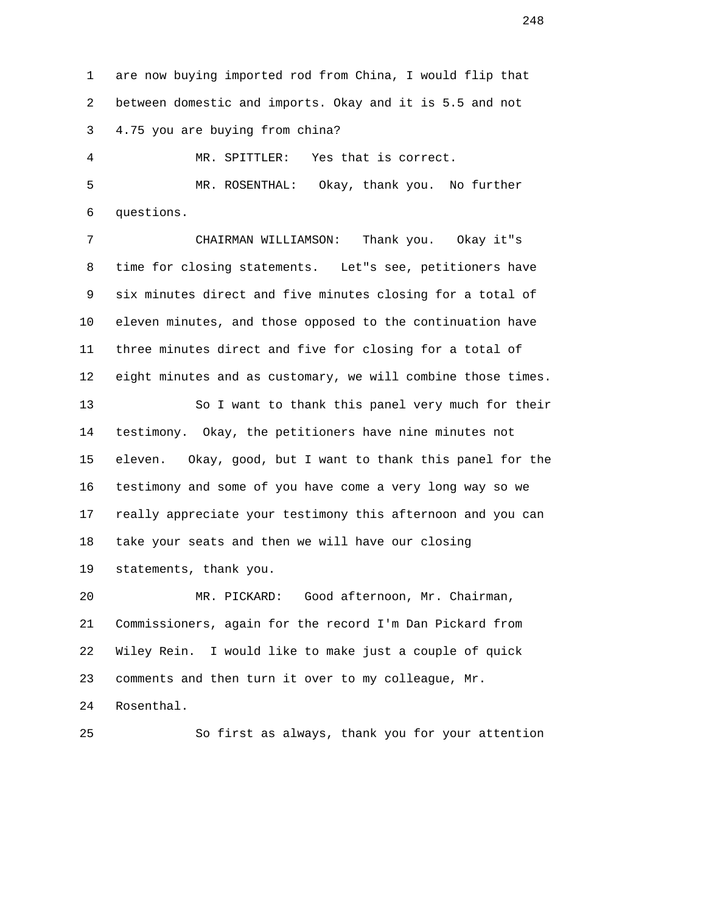1 are now buying imported rod from China, I would flip that
2 between domestic and imports. Okay and it is 5.5 and not
3 4.75 you are buying from china?

4 MR. SPITTLER: Yes that is correct.

5 MR. ROSENTHAL: Okay, thank you. No further
6 questions.

7 CHAIRMAN WILLIAMSON: Thank you. Okay it"s
8 time for closing statements. Let"s see, petitioners have
9 six minutes direct and five minutes closing for a total of
10 eleven minutes, and those opposed to the continuation have
11 three minutes direct and five for closing for a total of
12 eight minutes and as customary, we will combine those times.

13 So I want to thank this panel very much for their
14 testimony. Okay, the petitioners have nine minutes not
15 eleven. Okay, good, but I want to thank this panel for the
16 testimony and some of you have come a very long way so we
17 really appreciate your testimony this afternoon and you can
18 take your seats and then we will have our closing
19 statements, thank you.

20 MR. PICKARD: Good afternoon, Mr. Chairman,
21 Commissioners, again for the record I'm Dan Pickard from
22 Wiley Rein. I would like to make just a couple of quick
23 comments and then turn it over to my colleague, Mr.
24 Rosenthal.

25 So first as always, thank you for your attention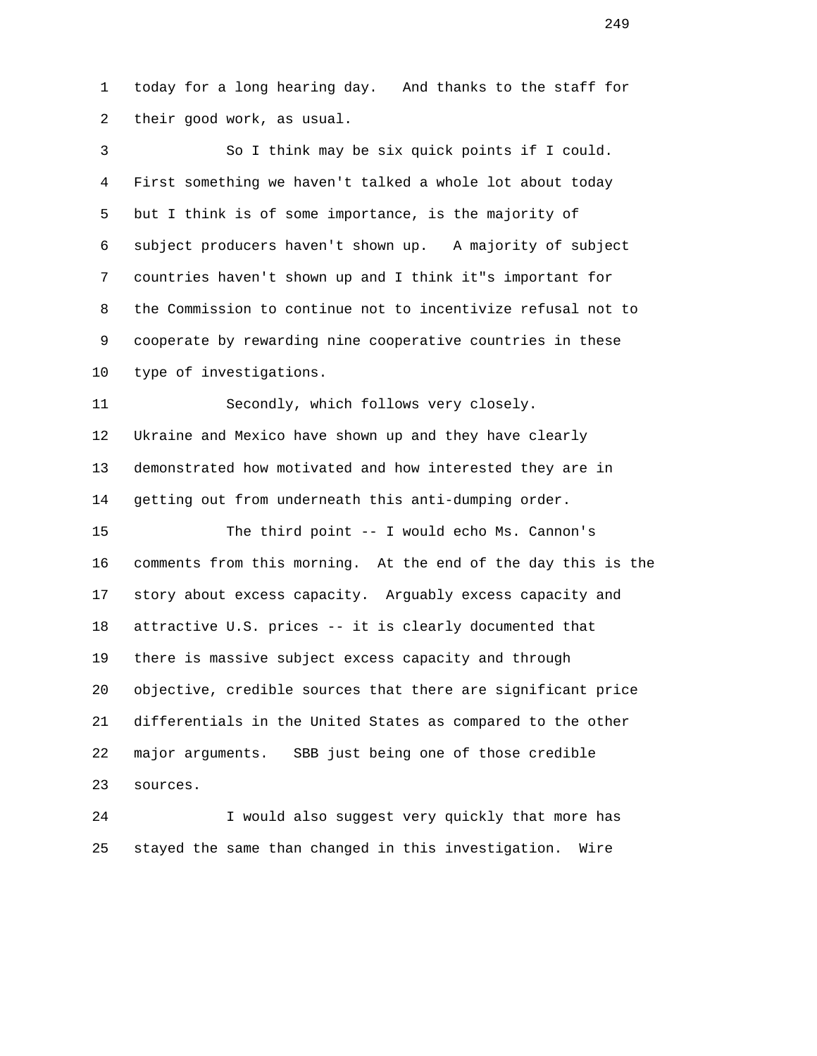today for a long hearing day. And thanks to the staff for their good work, as usual.

So I think may be six quick points if I could. First something we haven't talked a whole lot about today but I think is of some importance, is the majority of subject producers haven't shown up. A majority of subject countries haven't shown up and I think it"s important for the Commission to continue not to incentivize refusal not to cooperate by rewarding nine cooperative countries in these type of investigations.

Secondly, which follows very closely. Ukraine and Mexico have shown up and they have clearly demonstrated how motivated and how interested they are in getting out from underneath this anti-dumping order.

The third point -- I would echo Ms. Cannon's comments from this morning. At the end of the day this is the story about excess capacity. Arguably excess capacity and attractive U.S. prices -- it is clearly documented that there is massive subject excess capacity and through objective, credible sources that there are significant price differentials in the United States as compared to the other major arguments. SBB just being one of those credible sources.

I would also suggest very quickly that more has stayed the same than changed in this investigation. Wire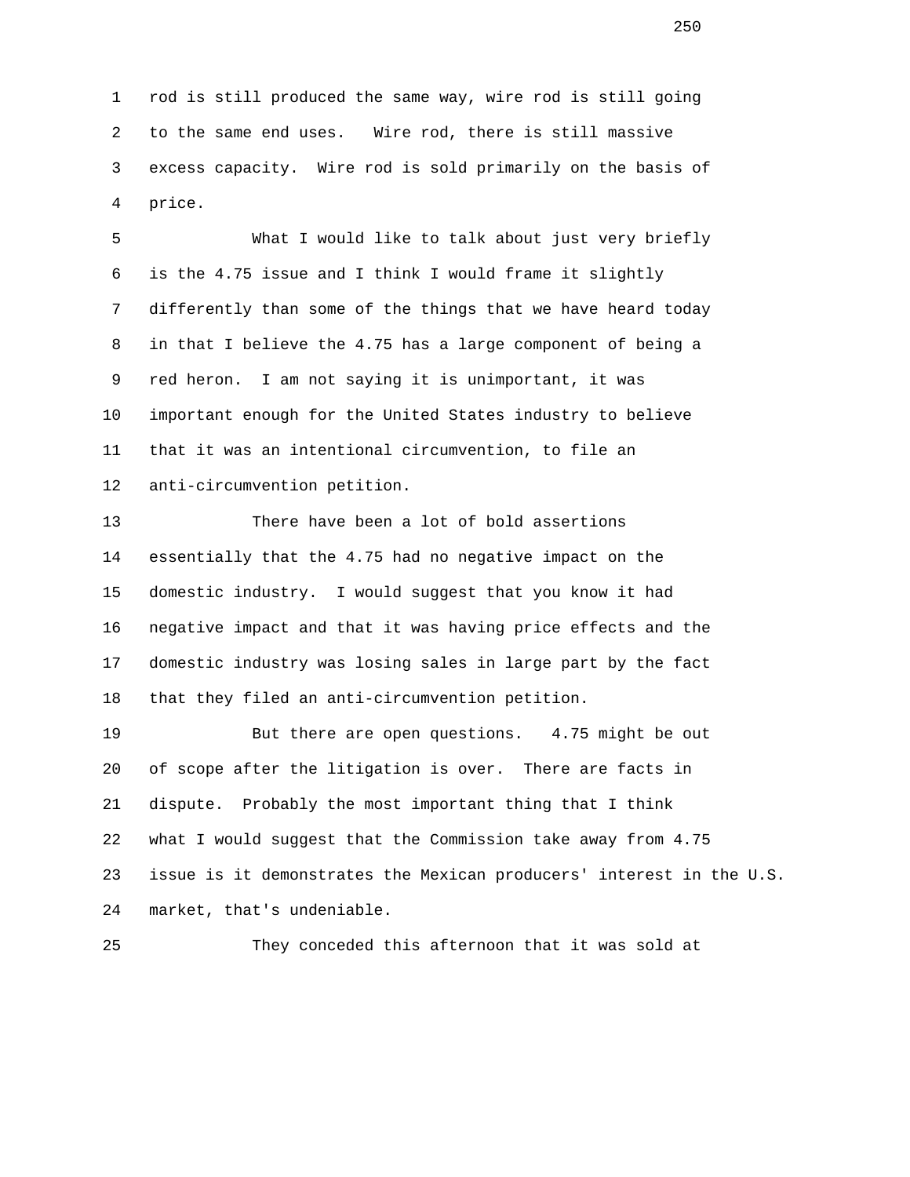rod is still produced the same way, wire rod is still going to the same end uses. Wire rod, there is still massive excess capacity. Wire rod is sold primarily on the basis of price.

What I would like to talk about just very briefly is the 4.75 issue and I think I would frame it slightly differently than some of the things that we have heard today in that I believe the 4.75 has a large component of being a red heron. I am not saying it is unimportant, it was important enough for the United States industry to believe that it was an intentional circumvention, to file an anti-circumvention petition.

There have been a lot of bold assertions essentially that the 4.75 had no negative impact on the domestic industry. I would suggest that you know it had negative impact and that it was having price effects and the domestic industry was losing sales in large part by the fact that they filed an anti-circumvention petition.

But there are open questions. 4.75 might be out of scope after the litigation is over. There are facts in dispute. Probably the most important thing that I think what I would suggest that the Commission take away from 4.75 issue is it demonstrates the Mexican producers' interest in the U.S. market, that's undeniable.

They conceded this afternoon that it was sold at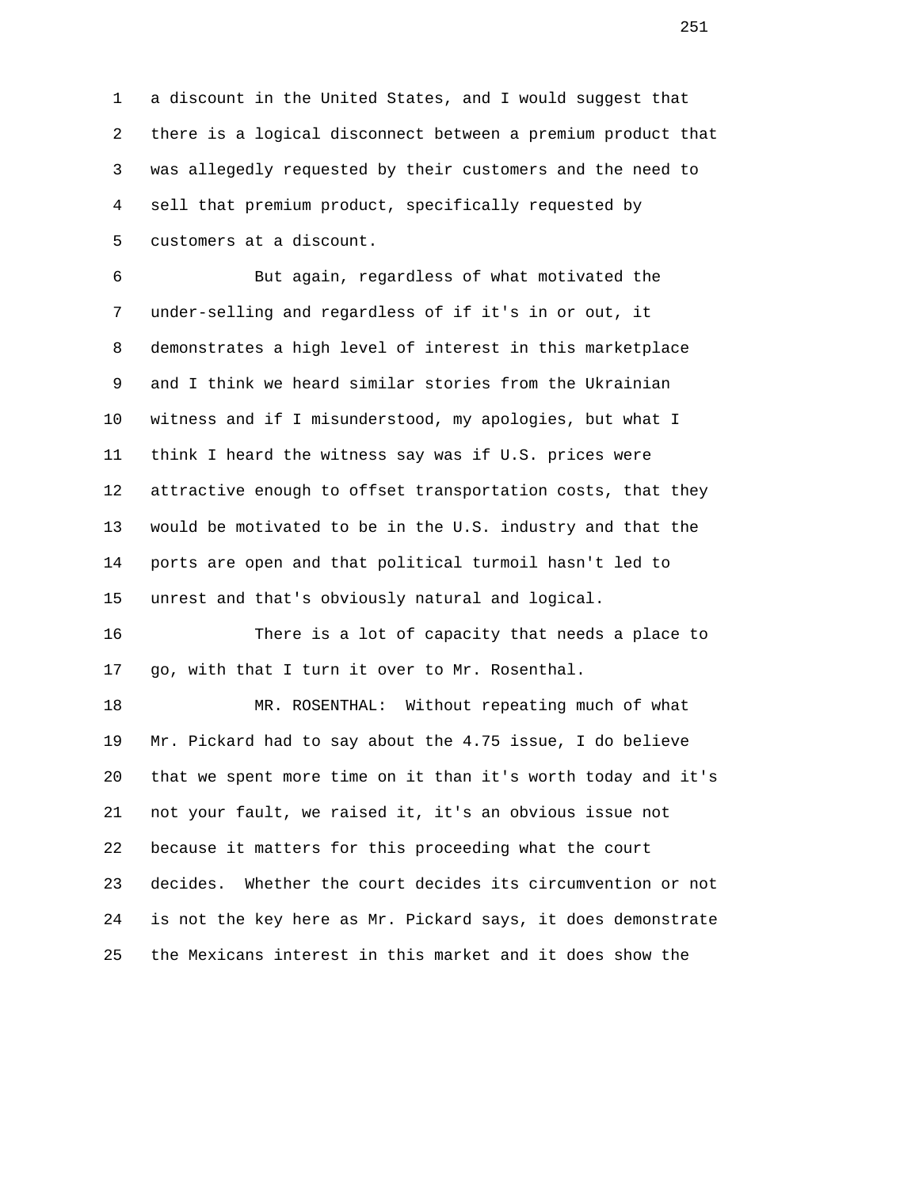a discount in the United States, and I would suggest that there is a logical disconnect between a premium product that was allegedly requested by their customers and the need to sell that premium product, specifically requested by customers at a discount.

But again, regardless of what motivated the under-selling and regardless of if it's in or out, it demonstrates a high level of interest in this marketplace and I think we heard similar stories from the Ukrainian witness and if I misunderstood, my apologies, but what I think I heard the witness say was if U.S. prices were attractive enough to offset transportation costs, that they would be motivated to be in the U.S. industry and that the ports are open and that political turmoil hasn't led to unrest and that's obviously natural and logical.

There is a lot of capacity that needs a place to go, with that I turn it over to Mr. Rosenthal.

MR. ROSENTHAL: Without repeating much of what Mr. Pickard had to say about the 4.75 issue, I do believe that we spent more time on it than it's worth today and it's not your fault, we raised it, it's an obvious issue not because it matters for this proceeding what the court decides. Whether the court decides its circumvention or not is not the key here as Mr. Pickard says, it does demonstrate the Mexicans interest in this market and it does show the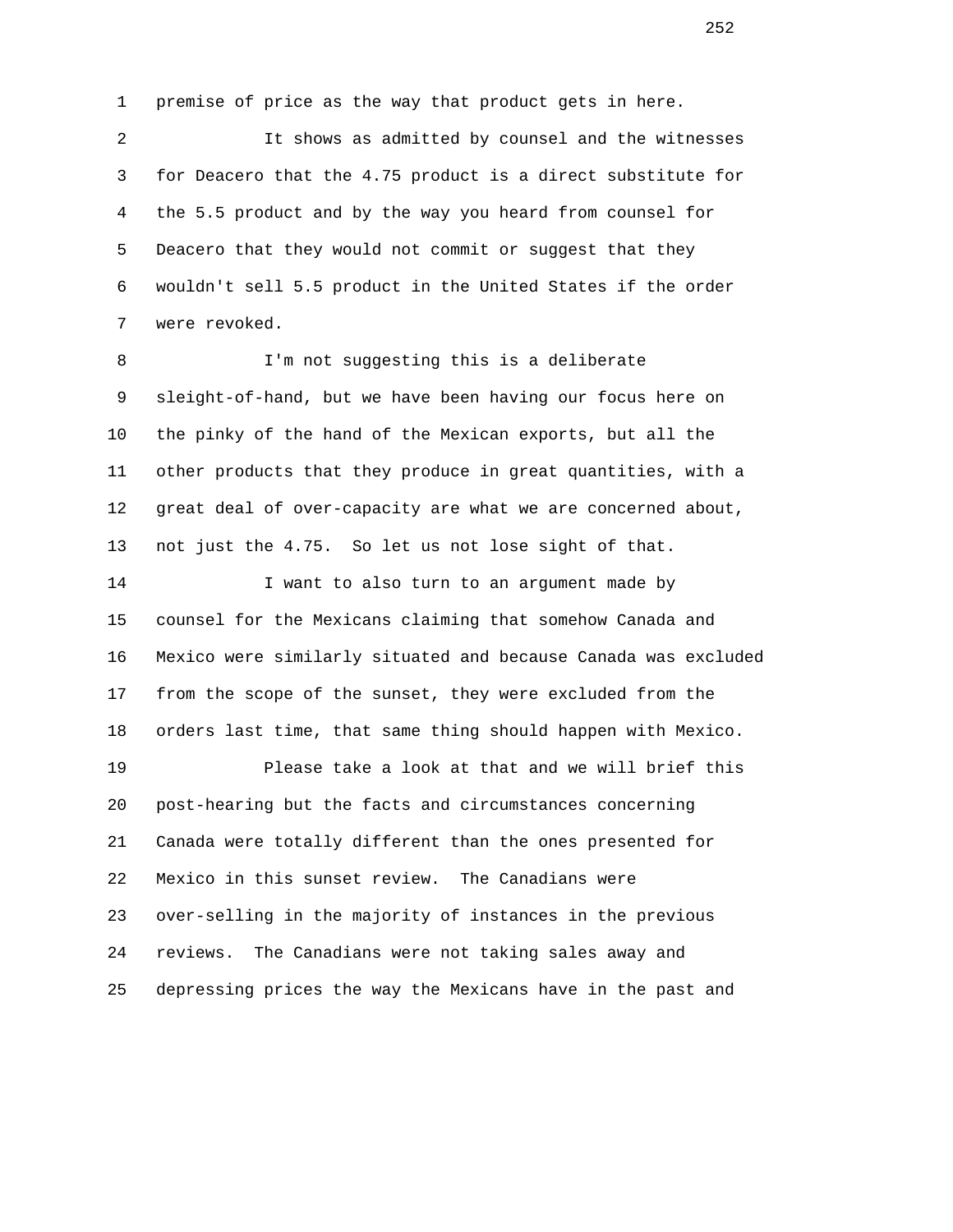premise of price as the way that product gets in here.

It shows as admitted by counsel and the witnesses for Deacero that the 4.75 product is a direct substitute for the 5.5 product and by the way you heard from counsel for Deacero that they would not commit or suggest that they wouldn't sell 5.5 product in the United States if the order were revoked.

I'm not suggesting this is a deliberate sleight-of-hand, but we have been having our focus here on the pinky of the hand of the Mexican exports, but all the other products that they produce in great quantities, with a great deal of over-capacity are what we are concerned about, not just the 4.75. So let us not lose sight of that.

I want to also turn to an argument made by counsel for the Mexicans claiming that somehow Canada and Mexico were similarly situated and because Canada was excluded from the scope of the sunset, they were excluded from the orders last time, that same thing should happen with Mexico.

Please take a look at that and we will brief this post-hearing but the facts and circumstances concerning Canada were totally different than the ones presented for Mexico in this sunset review. The Canadians were over-selling in the majority of instances in the previous reviews. The Canadians were not taking sales away and depressing prices the way the Mexicans have in the past and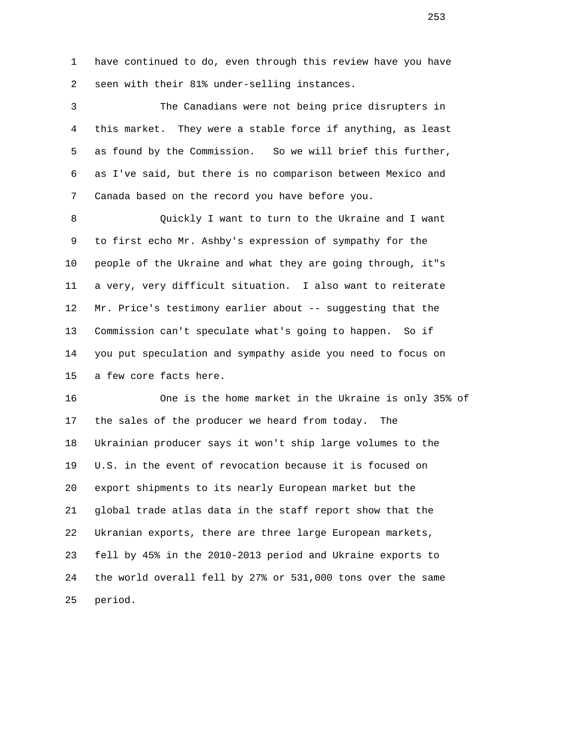have continued to do, even through this review have you have seen with their 81% under-selling instances.

The Canadians were not being price disrupters in this market. They were a stable force if anything, as least as found by the Commission. So we will brief this further, as I've said, but there is no comparison between Mexico and Canada based on the record you have before you.

Quickly I want to turn to the Ukraine and I want to first echo Mr. Ashby's expression of sympathy for the people of the Ukraine and what they are going through, it"s a very, very difficult situation. I also want to reiterate Mr. Price's testimony earlier about -- suggesting that the Commission can't speculate what's going to happen. So if you put speculation and sympathy aside you need to focus on a few core facts here.

One is the home market in the Ukraine is only 35% of the sales of the producer we heard from today. The Ukrainian producer says it won't ship large volumes to the U.S. in the event of revocation because it is focused on export shipments to its nearly European market but the global trade atlas data in the staff report show that the Ukranian exports, there are three large European markets, fell by 45% in the 2010-2013 period and Ukraine exports to the world overall fell by 27% or 531,000 tons over the same period.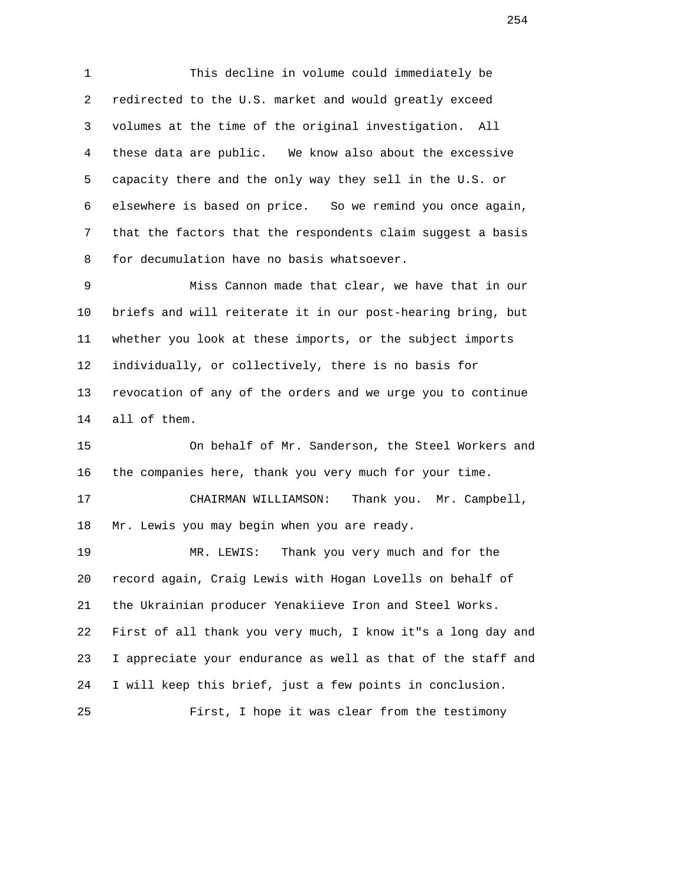This decline in volume could immediately be redirected to the U.S. market and would greatly exceed volumes at the time of the original investigation. All these data are public. We know also about the excessive capacity there and the only way they sell in the U.S. or elsewhere is based on price. So we remind you once again, that the factors that the respondents claim suggest a basis for decumulation have no basis whatsoever.

Miss Cannon made that clear, we have that in our briefs and will reiterate it in our post-hearing bring, but whether you look at these imports, or the subject imports individually, or collectively, there is no basis for revocation of any of the orders and we urge you to continue all of them.

On behalf of Mr. Sanderson, the Steel Workers and the companies here, thank you very much for your time.

CHAIRMAN WILLIAMSON: Thank you. Mr. Campbell, Mr. Lewis you may begin when you are ready.

MR. LEWIS: Thank you very much and for the record again, Craig Lewis with Hogan Lovells on behalf of the Ukrainian producer Yenakiieve Iron and Steel Works. First of all thank you very much, I know it"s a long day and I appreciate your endurance as well as that of the staff and I will keep this brief, just a few points in conclusion.

First, I hope it was clear from the testimony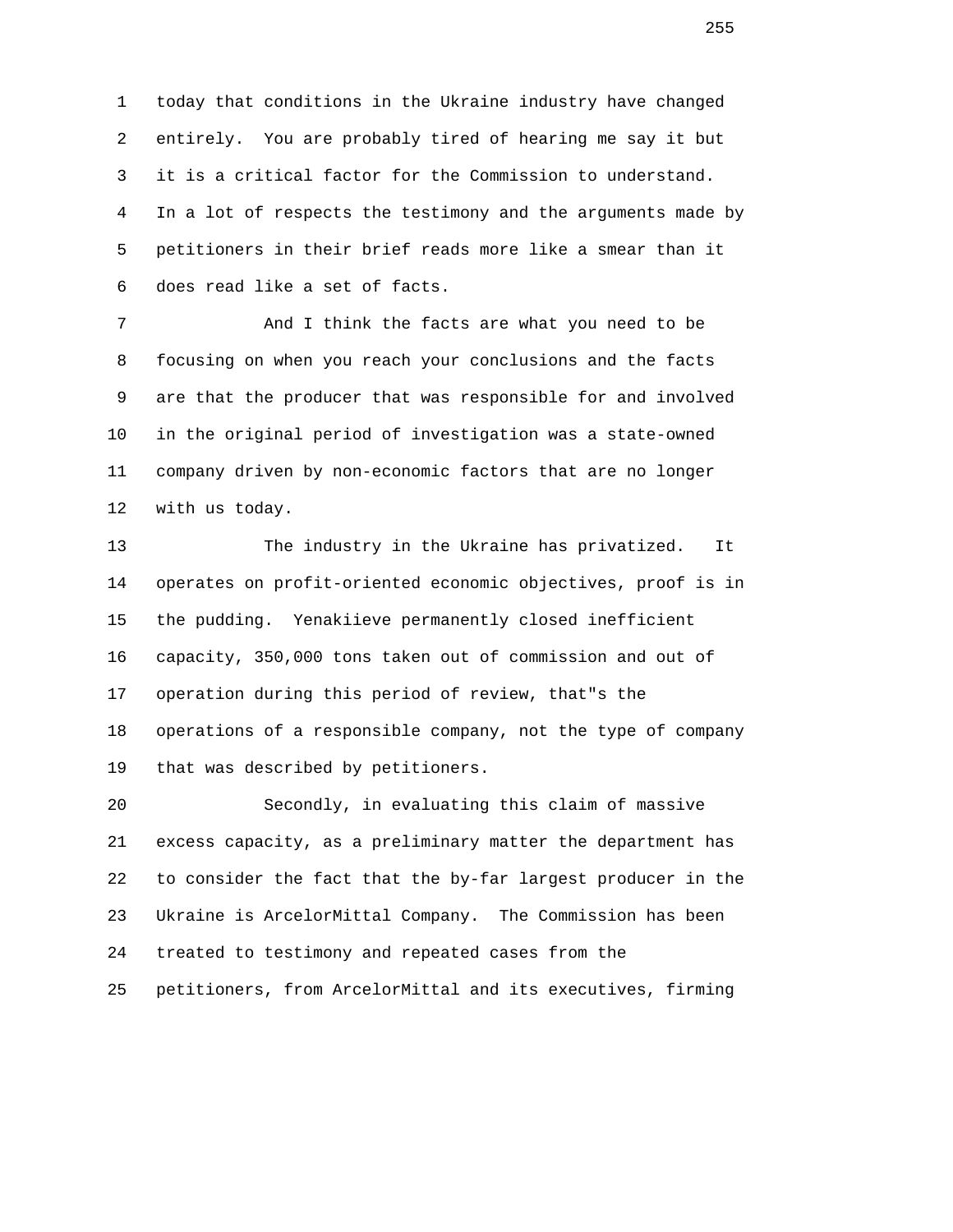today that conditions in the Ukraine industry have changed entirely. You are probably tired of hearing me say it but it is a critical factor for the Commission to understand. In a lot of respects the testimony and the arguments made by petitioners in their brief reads more like a smear than it does read like a set of facts.

And I think the facts are what you need to be focusing on when you reach your conclusions and the facts are that the producer that was responsible for and involved in the original period of investigation was a state-owned company driven by non-economic factors that are no longer with us today.

The industry in the Ukraine has privatized. It operates on profit-oriented economic objectives, proof is in the pudding. Yenakiieve permanently closed inefficient capacity, 350,000 tons taken out of commission and out of operation during this period of review, that"s the operations of a responsible company, not the type of company that was described by petitioners.

Secondly, in evaluating this claim of massive excess capacity, as a preliminary matter the department has to consider the fact that the by-far largest producer in the Ukraine is ArcelorMittal Company. The Commission has been treated to testimony and repeated cases from the petitioners, from ArcelorMittal and its executives, firming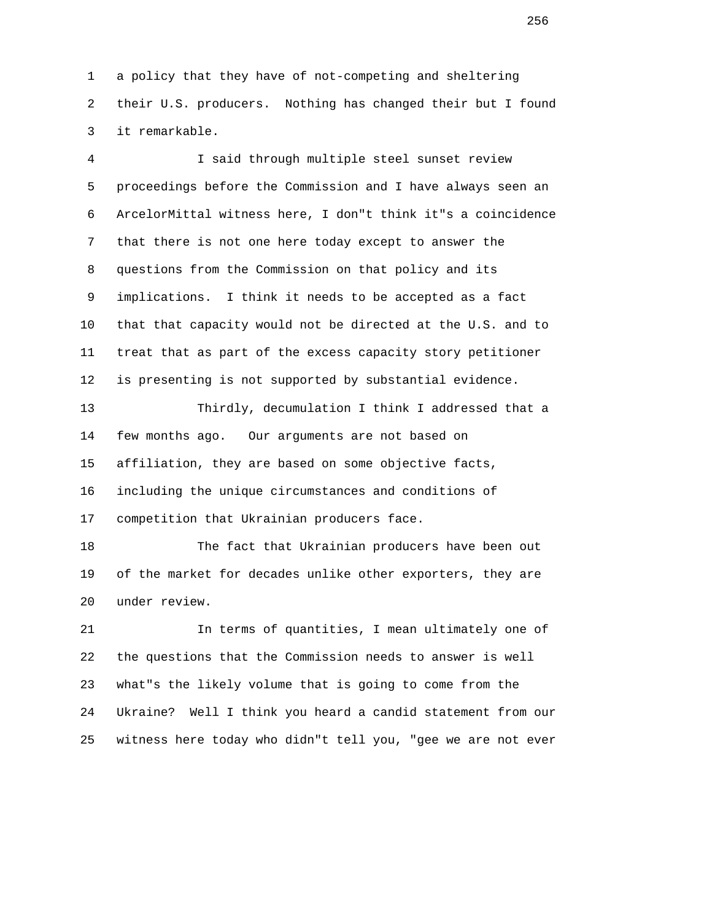a policy that they have of not-competing and sheltering their U.S. producers. Nothing has changed their but I found it remarkable.

I said through multiple steel sunset review proceedings before the Commission and I have always seen an ArcelorMittal witness here, I don"t think it"s a coincidence that there is not one here today except to answer the questions from the Commission on that policy and its implications. I think it needs to be accepted as a fact that that capacity would not be directed at the U.S. and to treat that as part of the excess capacity story petitioner is presenting is not supported by substantial evidence.

Thirdly, decumulation I think I addressed that a few months ago. Our arguments are not based on affiliation, they are based on some objective facts, including the unique circumstances and conditions of competition that Ukrainian producers face.

The fact that Ukrainian producers have been out of the market for decades unlike other exporters, they are under review.

In terms of quantities, I mean ultimately one of the questions that the Commission needs to answer is well what"s the likely volume that is going to come from the Ukraine? Well I think you heard a candid statement from our witness here today who didn"t tell you, "gee we are not ever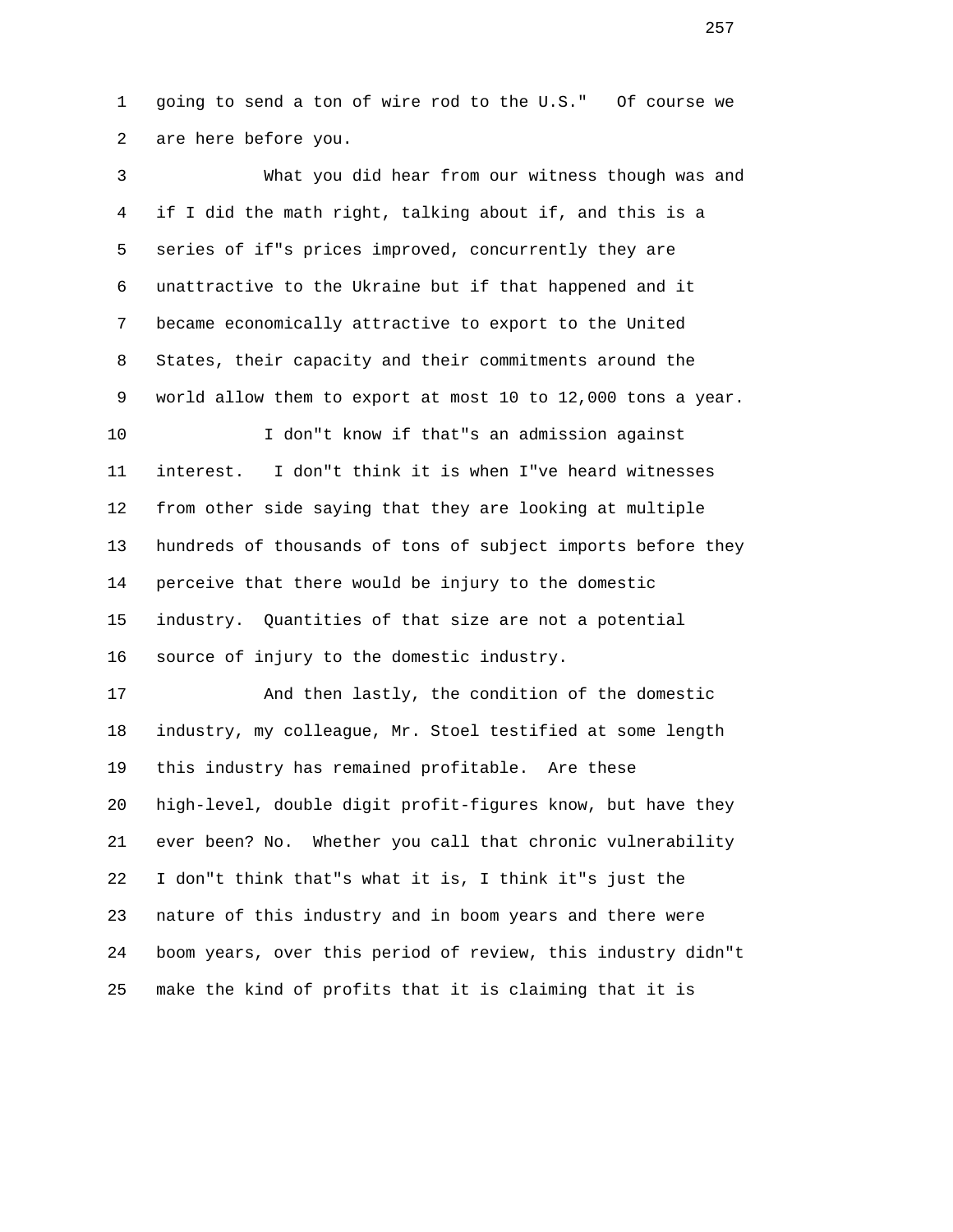going to send a ton of wire rod to the U.S." Of course we are here before you.

What you did hear from our witness though was and if I did the math right, talking about if, and this is a series of if"s prices improved, concurrently they are unattractive to the Ukraine but if that happened and it became economically attractive to export to the United States, their capacity and their commitments around the world allow them to export at most 10 to 12,000 tons a year.

I don"t know if that"s an admission against interest. I don"t think it is when I"ve heard witnesses from other side saying that they are looking at multiple hundreds of thousands of tons of subject imports before they perceive that there would be injury to the domestic industry. Quantities of that size are not a potential source of injury to the domestic industry.

And then lastly, the condition of the domestic industry, my colleague, Mr. Stoel testified at some length this industry has remained profitable. Are these high-level, double digit profit-figures know, but have they ever been? No. Whether you call that chronic vulnerability I don"t think that"s what it is, I think it"s just the nature of this industry and in boom years and there were boom years, over this period of review, this industry didn"t make the kind of profits that it is claiming that it is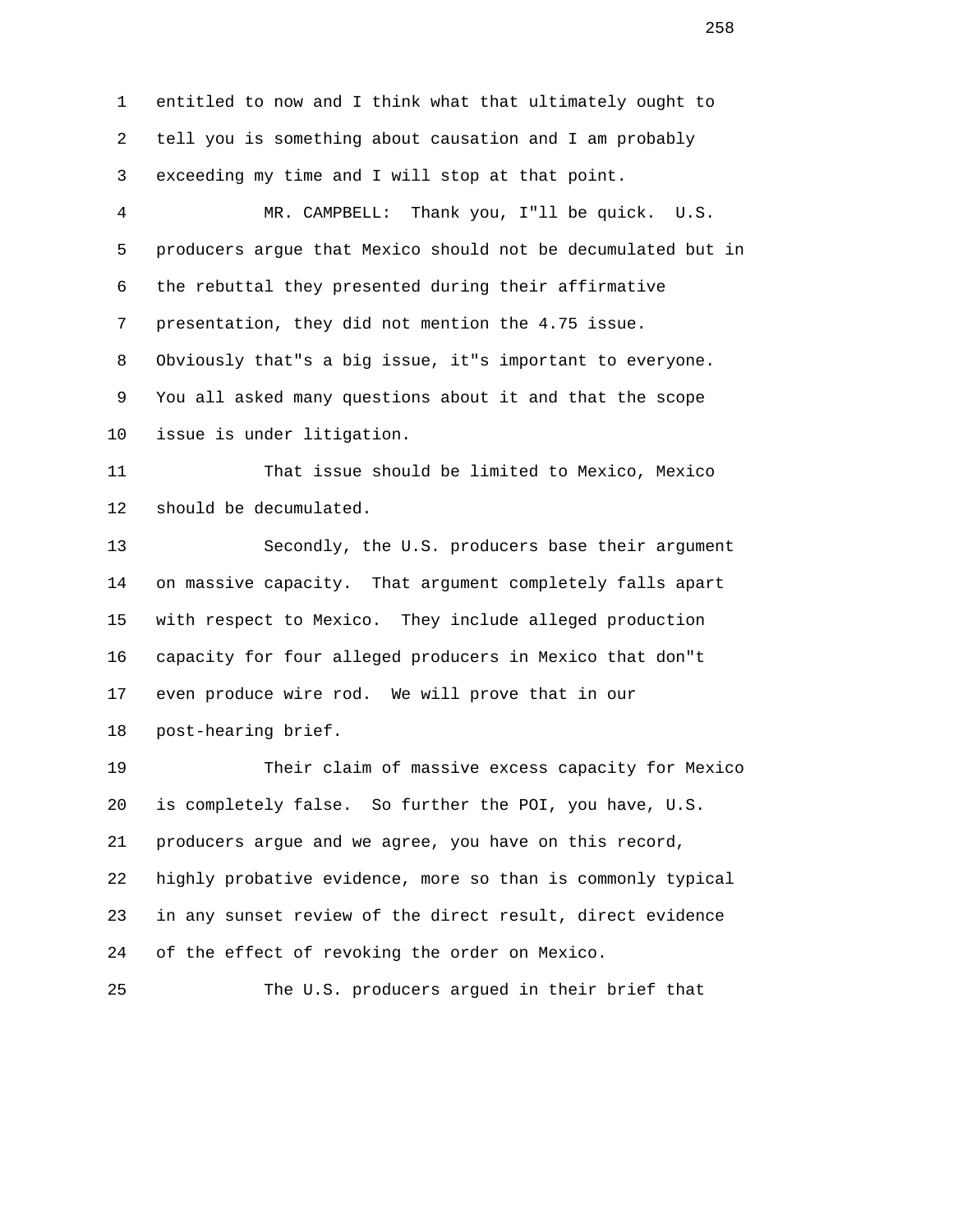entitled to now and I think what that ultimately ought to tell you is something about causation and I am probably exceeding my time and I will stop at that point.

MR. CAMPBELL: Thank you, I"ll be quick. U.S. producers argue that Mexico should not be decumulated but in the rebuttal they presented during their affirmative presentation, they did not mention the 4.75 issue. Obviously that"s a big issue, it"s important to everyone. You all asked many questions about it and that the scope issue is under litigation.

That issue should be limited to Mexico, Mexico should be decumulated.

Secondly, the U.S. producers base their argument on massive capacity. That argument completely falls apart with respect to Mexico. They include alleged production capacity for four alleged producers in Mexico that don"t even produce wire rod. We will prove that in our post-hearing brief.

Their claim of massive excess capacity for Mexico is completely false. So further the POI, you have, U.S. producers argue and we agree, you have on this record, highly probative evidence, more so than is commonly typical in any sunset review of the direct result, direct evidence of the effect of revoking the order on Mexico.

The U.S. producers argued in their brief that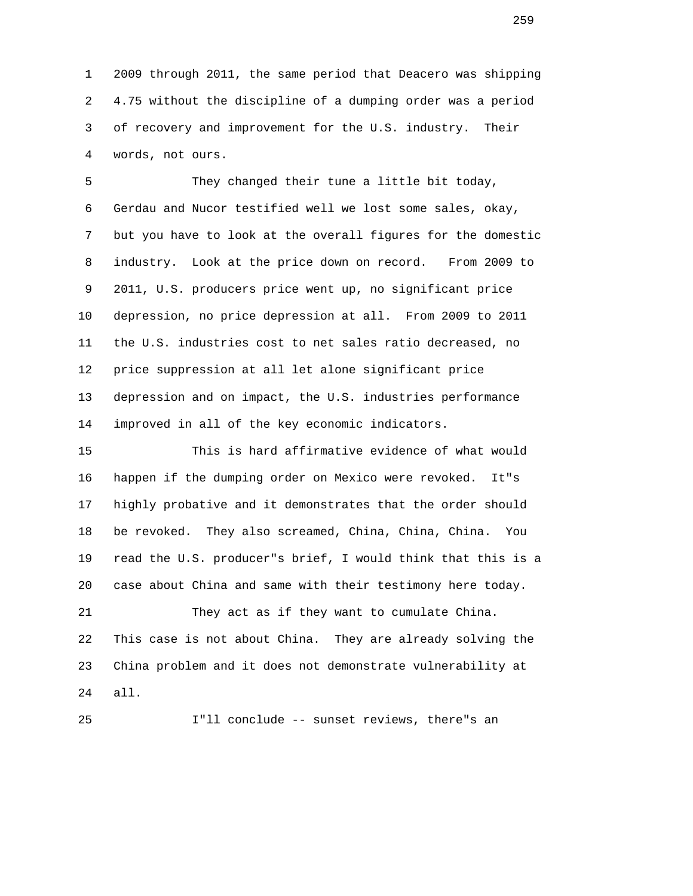1 2009 through 2011, the same period that Deacero was shipping
2 4.75 without the discipline of a dumping order was a period
3 of recovery and improvement for the U.S. industry. Their
4 words, not ours.

5 They changed their tune a little bit today,
6 Gerdau and Nucor testified well we lost some sales, okay,
7 but you have to look at the overall figures for the domestic
8 industry. Look at the price down on record. From 2009 to
9 2011, U.S. producers price went up, no significant price
10 depression, no price depression at all. From 2009 to 2011
11 the U.S. industries cost to net sales ratio decreased, no
12 price suppression at all let alone significant price
13 depression and on impact, the U.S. industries performance
14 improved in all of the key economic indicators.

15 This is hard affirmative evidence of what would
16 happen if the dumping order on Mexico were revoked. It"s
17 highly probative and it demonstrates that the order should
18 be revoked. They also screamed, China, China, China. You
19 read the U.S. producer"s brief, I would think that this is a
20 case about China and same with their testimony here today.

21 They act as if they want to cumulate China.
22 This case is not about China. They are already solving the
23 China problem and it does not demonstrate vulnerability at
24 all.

25 I"ll conclude -- sunset reviews, there"s an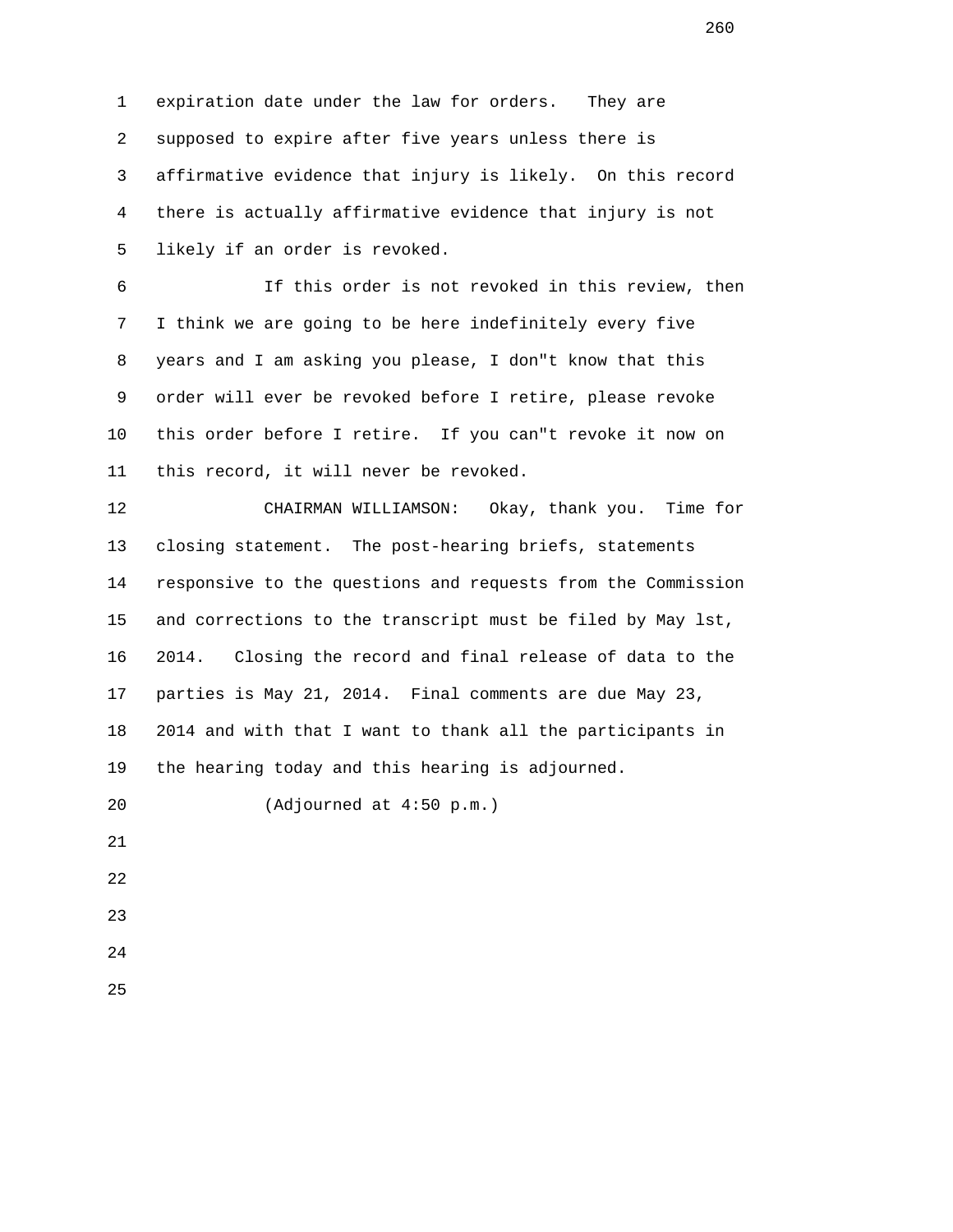expiration date under the law for orders. They are supposed to expire after five years unless there is affirmative evidence that injury is likely. On this record there is actually affirmative evidence that injury is not likely if an order is revoked.

If this order is not revoked in this review, then I think we are going to be here indefinitely every five years and I am asking you please, I don"t know that this order will ever be revoked before I retire, please revoke this order before I retire. If you can"t revoke it now on this record, it will never be revoked.

CHAIRMAN WILLIAMSON: Okay, thank you. Time for closing statement. The post-hearing briefs, statements responsive to the questions and requests from the Commission and corrections to the transcript must be filed by May lst, 2014. Closing the record and final release of data to the parties is May 21, 2014. Final comments are due May 23, 2014 and with that I want to thank all the participants in the hearing today and this hearing is adjourned.

(Adjourned at 4:50 p.m.)